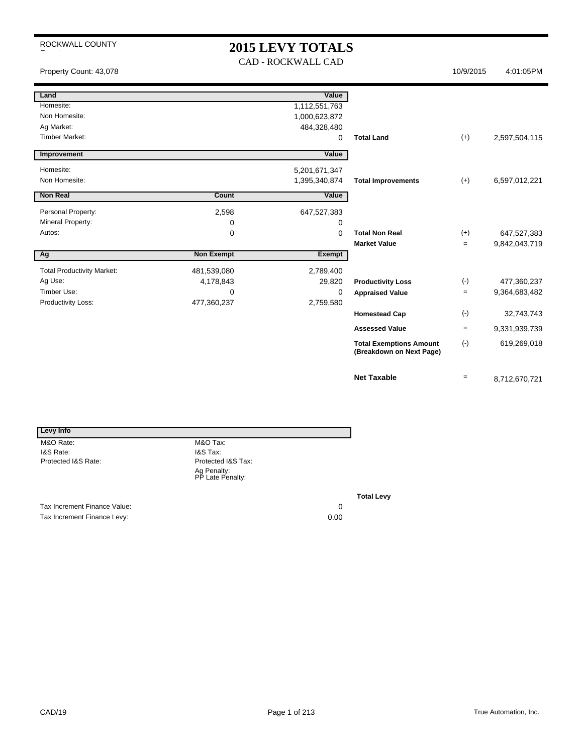ROCKWALL COUNTY

# 2015 LEVY TOTALS

CAD - ROCKWALL CAD

Property Count: 43,078 | 10/9/2015 | 4:01:05PM

| Land | | Value | | | |
|---|---|---|---|---|---|
| Homesite: | | 1,112,551,763 | | | |
| Non Homesite: | | 1,000,623,872 | | | |
| Ag Market: | | 484,328,480 | | | |
| Timber Market: | | 0 | **Total Land** | (+) | 2,597,504,115 |

| Improvement | | Value | | | |
|---|---|---|---|---|---|
| Homesite: | | 5,201,671,347 | | | |
| Non Homesite: | | 1,395,340,874 | **Total Improvements** | (+) | 6,597,012,221 |

| Non Real | Count | Value | | | |
|---|---|---|---|---|---|
| Personal Property: | 2,598 | 647,527,383 | | | |
| Mineral Property: | 0 | 0 | | | |
| Autos: | 0 | 0 | **Total Non Real** | (+) | 647,527,383 |
| | | | **Market Value** | = | 9,842,043,719 |

| Ag | Non Exempt | Exempt | | | |
|---|---|---|---|---|---|
| Total Productivity Market: | 481,539,080 | 2,789,400 | | | |
| Ag Use: | 4,178,843 | 29,820 | **Productivity Loss** | (-) | 477,360,237 |
| Timber Use: | 0 | 0 | **Appraised Value** | = | 9,364,683,482 |
| Productivity Loss: | 477,360,237 | 2,759,580 | | | |
| | | | **Homestead Cap** | (-) | 32,743,743 |
| | | | **Assessed Value** | = | 9,331,939,739 |
| | | | **Total Exemptions Amount (Breakdown on Next Page)** | (-) | 619,269,018 |
| | | | **Net Taxable** | = | 8,712,670,721 |

| Levy Info | | |
|---|---|---|
| M&O Rate: | M&O Tax: | |
| I&S Rate: | I&S Tax: | |
| Protected I&S Rate: | Protected I&S Tax: | |
| | Ag Penalty: | |
| | PP Late Penalty: | |
| | | **Total Levy** |
| Tax Increment Finance Value: | | 0 |
| Tax Increment Finance Levy: | | 0.00 |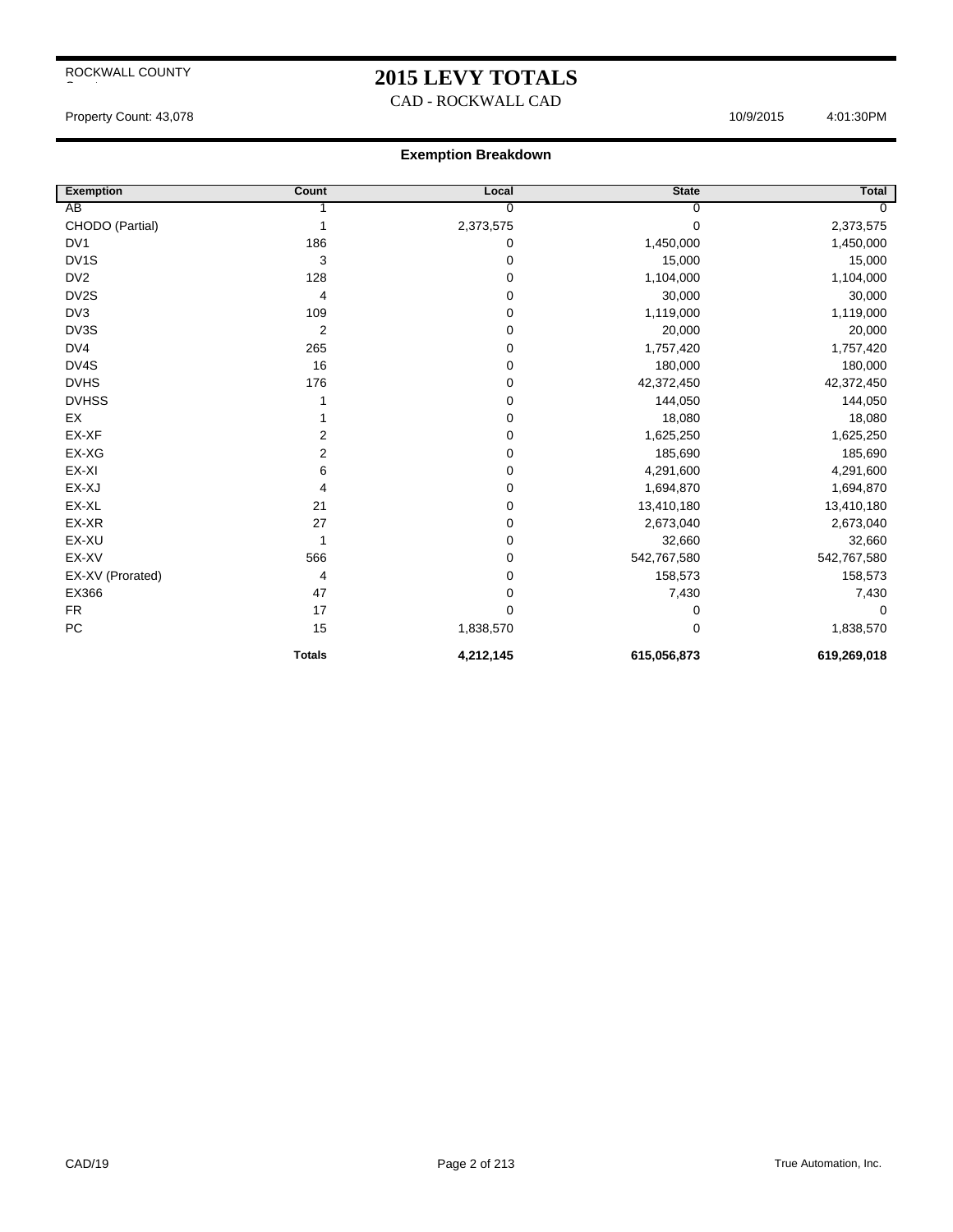ROCKWALL COUNTY

# 2015 LEVY TOTALS

CAD - ROCKWALL CAD

Property Count: 43,078 10/9/2015 4:01:30PM

## Exemption Breakdown

| Exemption | Count | Local | State | Total |
|---|---|---|---|---|
| AB | 1 | 0 | 0 | 0 |
| CHODO (Partial) | 1 | 2,373,575 | 0 | 2,373,575 |
| DV1 | 186 | 0 | 1,450,000 | 1,450,000 |
| DV1S | 3 | 0 | 15,000 | 15,000 |
| DV2 | 128 | 0 | 1,104,000 | 1,104,000 |
| DV2S | 4 | 0 | 30,000 | 30,000 |
| DV3 | 109 | 0 | 1,119,000 | 1,119,000 |
| DV3S | 2 | 0 | 20,000 | 20,000 |
| DV4 | 265 | 0 | 1,757,420 | 1,757,420 |
| DV4S | 16 | 0 | 180,000 | 180,000 |
| DVHS | 176 | 0 | 42,372,450 | 42,372,450 |
| DVHSS | 1 | 0 | 144,050 | 144,050 |
| EX | 1 | 0 | 18,080 | 18,080 |
| EX-XF | 2 | 0 | 1,625,250 | 1,625,250 |
| EX-XG | 2 | 0 | 185,690 | 185,690 |
| EX-XI | 6 | 0 | 4,291,600 | 4,291,600 |
| EX-XJ | 4 | 0 | 1,694,870 | 1,694,870 |
| EX-XL | 21 | 0 | 13,410,180 | 13,410,180 |
| EX-XR | 27 | 0 | 2,673,040 | 2,673,040 |
| EX-XU | 1 | 0 | 32,660 | 32,660 |
| EX-XV | 566 | 0 | 542,767,580 | 542,767,580 |
| EX-XV (Prorated) | 4 | 0 | 158,573 | 158,573 |
| EX366 | 47 | 0 | 7,430 | 7,430 |
| FR | 17 | 0 | 0 | 0 |
| PC | 15 | 1,838,570 | 0 | 1,838,570 |
| | **Totals** | **4,212,145** | **615,056,873** | **619,269,018** |

CAD/19 True Automation, Inc.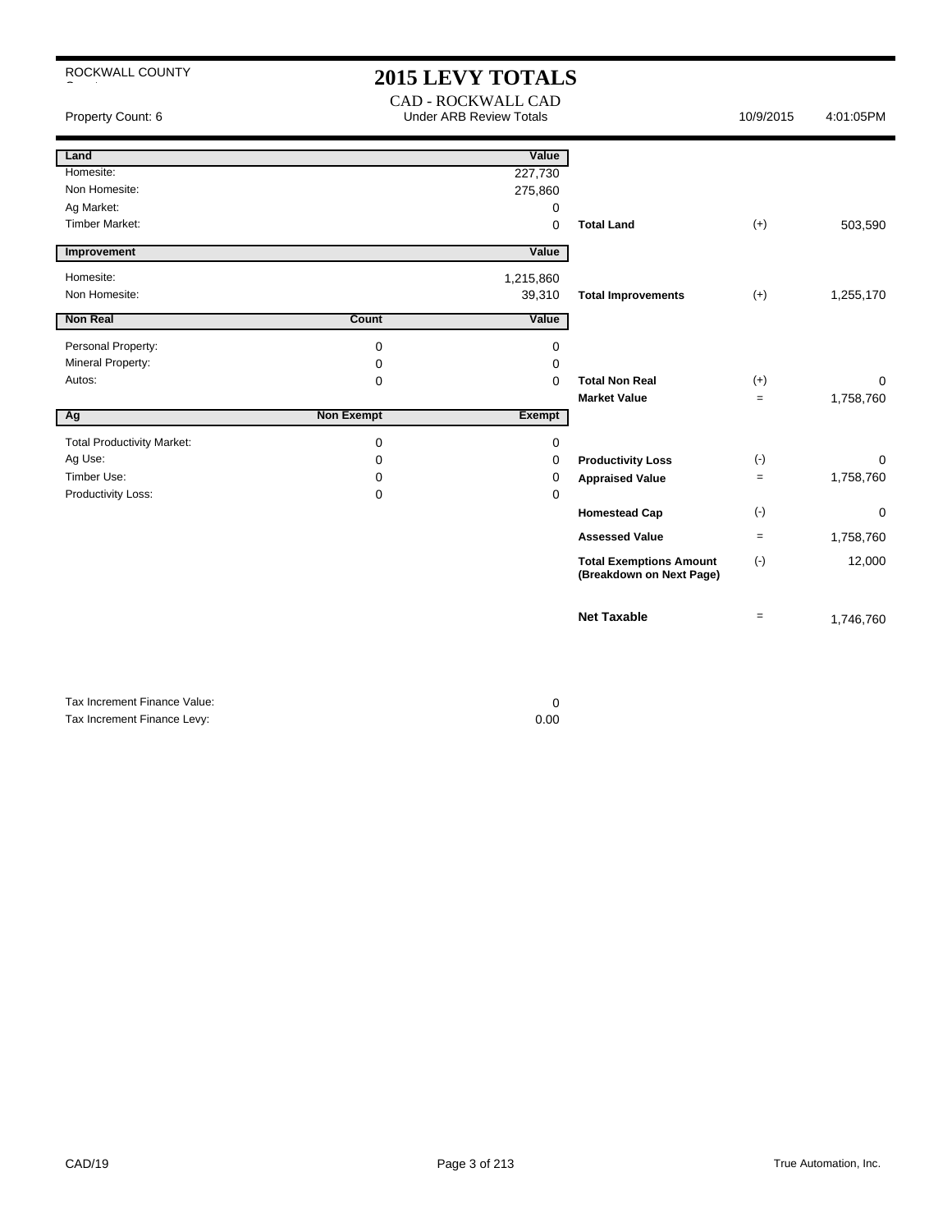ROCKWALL COUNTY

# 2015 LEVY TOTALS

CAD - ROCKWALL CAD

Property Count: 6 | Under ARB Review Totals | 10/9/2015 | 4:01:05PM

| Land | | Value | | | |
|---|---|---|---|---|---|
| Homesite: | | 227,730 | | | |
| Non Homesite: | | 275,860 | | | |
| Ag Market: | | 0 | | | |
| Timber Market: | | 0 | **Total Land** | (+) | 503,590 |

| Improvement | | Value | | | |
|---|---|---|---|---|---|
| Homesite: | | 1,215,860 | | | |
| Non Homesite: | | 39,310 | **Total Improvements** | (+) | 1,255,170 |

| Non Real | Count | Value | | | |
|---|---|---|---|---|---|
| Personal Property: | 0 | 0 | | | |
| Mineral Property: | 0 | 0 | | | |
| Autos: | 0 | 0 | **Total Non Real** | (+) | 0 |
| | | | **Market Value** | = | 1,758,760 |

| Ag | Non Exempt | Exempt | | | |
|---|---|---|---|---|---|
| Total Productivity Market: | 0 | 0 | | | |
| Ag Use: | 0 | 0 | **Productivity Loss** | (-) | 0 |
| Timber Use: | 0 | 0 | **Appraised Value** | = | 1,758,760 |
| Productivity Loss: | 0 | 0 | | | |
| | | | **Homestead Cap** | (-) | 0 |
| | | | **Assessed Value** | = | 1,758,760 |
| | | | **Total Exemptions Amount (Breakdown on Next Page)** | (-) | 12,000 |
| | | | **Net Taxable** | = | 1,746,760 |

| | |
|---|---|
| Tax Increment Finance Value: | 0 |
| Tax Increment Finance Levy: | 0.00 |

CAD/19 | True Automation, Inc.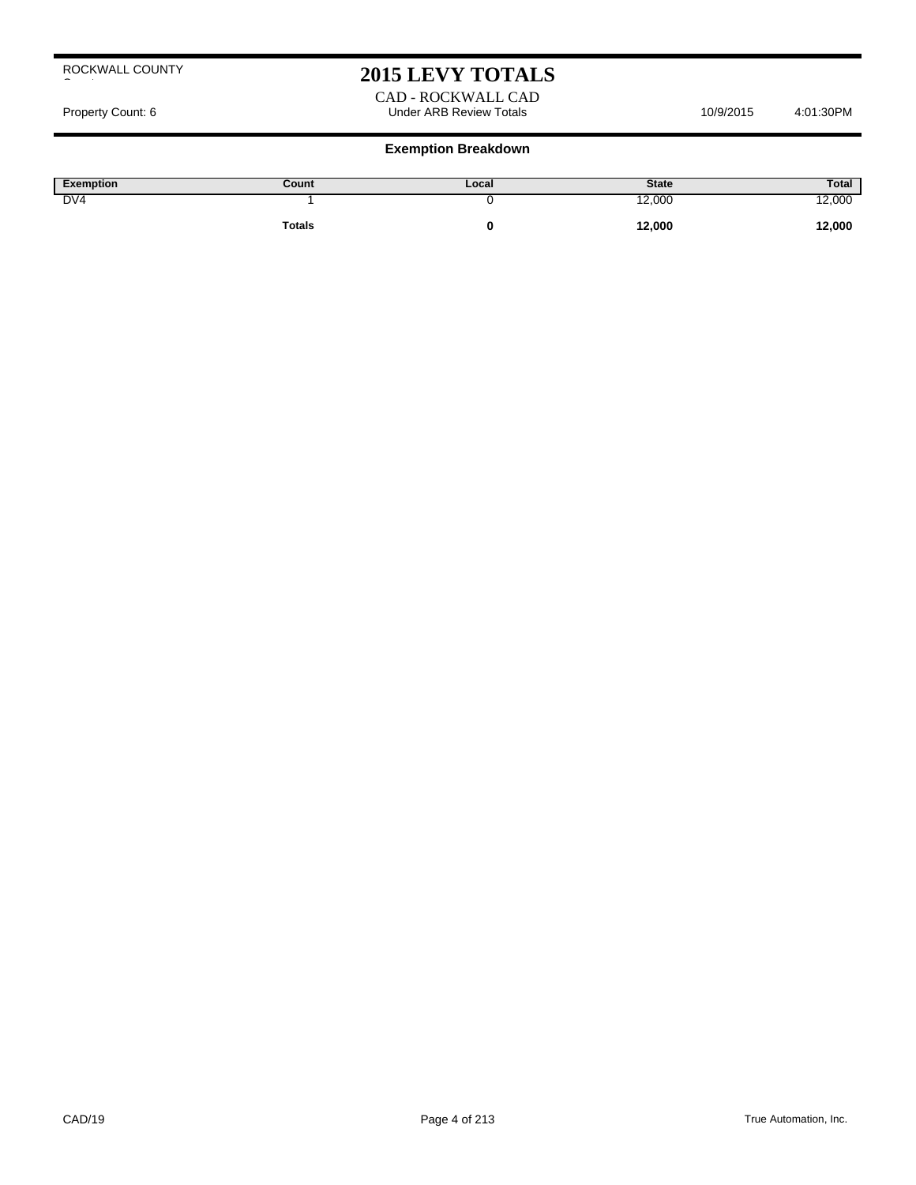ROCKWALL COUNTY

# 2015 LEVY TOTALS

CAD - ROCKWALL CAD

Property Count: 6 | Under ARB Review Totals | 10/9/2015 | 4:01:30PM

### Exemption Breakdown

| Exemption | Count | Local | State | Total |
|---|---|---|---|---|
| DV4 | 1 | 0 | 12,000 | 12,000 |
| | **Totals** | **0** | **12,000** | **12,000** |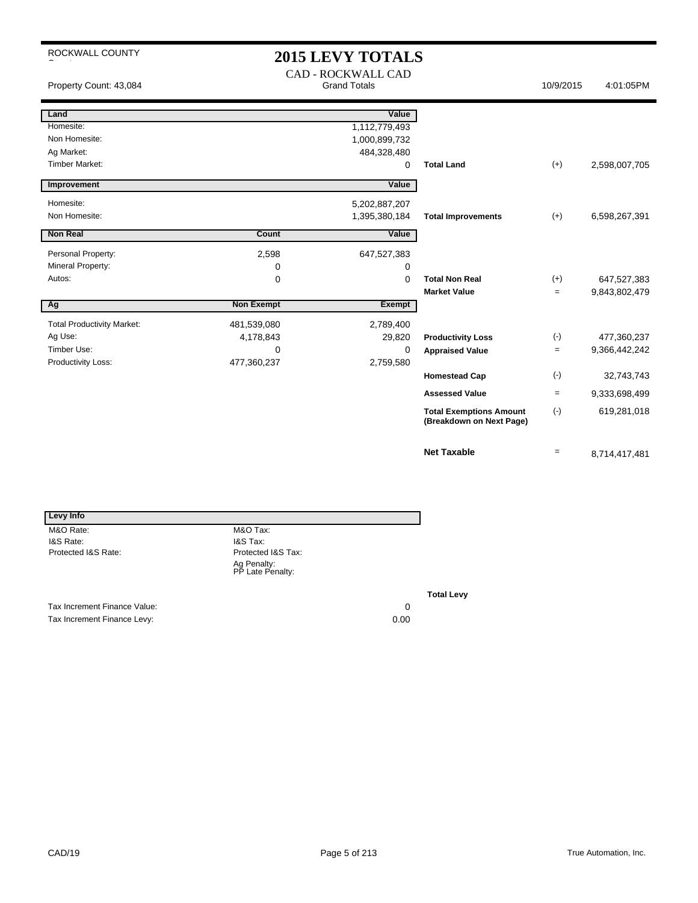ROCKWALL COUNTY

# 2015 LEVY TOTALS

CAD - ROCKWALL CAD

Property Count: 43,084 — Grand Totals — 10/9/2015 4:01:05PM

| Land | | Value | | | |
|---|---|---|---|---|---|
| Homesite: | | 1,112,779,493 | | | |
| Non Homesite: | | 1,000,899,732 | | | |
| Ag Market: | | 484,328,480 | | | |
| Timber Market: | | 0 | **Total Land** | (+) | 2,598,007,705 |

| Improvement | | Value | | | |
|---|---|---|---|---|---|
| Homesite: | | 5,202,887,207 | | | |
| Non Homesite: | | 1,395,380,184 | **Total Improvements** | (+) | 6,598,267,391 |

| Non Real | Count | Value | | | |
|---|---|---|---|---|---|
| Personal Property: | 2,598 | 647,527,383 | | | |
| Mineral Property: | 0 | 0 | | | |
| Autos: | 0 | 0 | **Total Non Real** | (+) | 647,527,383 |
| | | | **Market Value** | = | 9,843,802,479 |

| Ag | Non Exempt | Exempt | | | |
|---|---|---|---|---|---|
| Total Productivity Market: | 481,539,080 | 2,789,400 | | | |
| Ag Use: | 4,178,843 | 29,820 | **Productivity Loss** | (-) | 477,360,237 |
| Timber Use: | 0 | 0 | **Appraised Value** | = | 9,366,442,242 |
| Productivity Loss: | 477,360,237 | 2,759,580 | | | |
| | | | **Homestead Cap** | (-) | 32,743,743 |
| | | | **Assessed Value** | = | 9,333,698,499 |
| | | | **Total Exemptions Amount (Breakdown on Next Page)** | (-) | 619,281,018 |
| | | | **Net Taxable** | = | 8,714,417,481 |

| Levy Info | | |
|---|---|---|
| M&O Rate: | M&O Tax: | |
| I&S Rate: | I&S Tax: | |
| Protected I&S Rate: | Protected I&S Tax: | |
| | Ag Penalty: | |
| | PP Late Penalty: | |
| | | **Total Levy** |
| Tax Increment Finance Value: | | 0 |
| Tax Increment Finance Levy: | | 0.00 |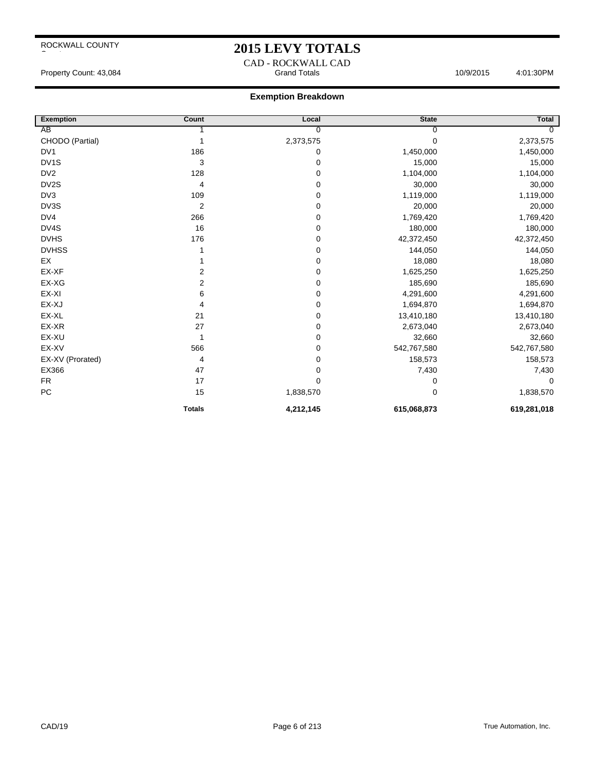ROCKWALL COUNTY

# 2015 LEVY TOTALS

CAD - ROCKWALL CAD

Property Count: 43,084 | Grand Totals | 10/9/2015 4:01:30PM

## Exemption Breakdown

| Exemption | Count | Local | State | Total |
|---|---|---|---|---|
| AB | 1 | 0 | 0 | 0 |
| CHODO (Partial) | 1 | 2,373,575 | 0 | 2,373,575 |
| DV1 | 186 | 0 | 1,450,000 | 1,450,000 |
| DV1S | 3 | 0 | 15,000 | 15,000 |
| DV2 | 128 | 0 | 1,104,000 | 1,104,000 |
| DV2S | 4 | 0 | 30,000 | 30,000 |
| DV3 | 109 | 0 | 1,119,000 | 1,119,000 |
| DV3S | 2 | 0 | 20,000 | 20,000 |
| DV4 | 266 | 0 | 1,769,420 | 1,769,420 |
| DV4S | 16 | 0 | 180,000 | 180,000 |
| DVHS | 176 | 0 | 42,372,450 | 42,372,450 |
| DVHSS | 1 | 0 | 144,050 | 144,050 |
| EX | 1 | 0 | 18,080 | 18,080 |
| EX-XF | 2 | 0 | 1,625,250 | 1,625,250 |
| EX-XG | 2 | 0 | 185,690 | 185,690 |
| EX-XI | 6 | 0 | 4,291,600 | 4,291,600 |
| EX-XJ | 4 | 0 | 1,694,870 | 1,694,870 |
| EX-XL | 21 | 0 | 13,410,180 | 13,410,180 |
| EX-XR | 27 | 0 | 2,673,040 | 2,673,040 |
| EX-XU | 1 | 0 | 32,660 | 32,660 |
| EX-XV | 566 | 0 | 542,767,580 | 542,767,580 |
| EX-XV (Prorated) | 4 | 0 | 158,573 | 158,573 |
| EX366 | 47 | 0 | 7,430 | 7,430 |
| FR | 17 | 0 | 0 | 0 |
| PC | 15 | 1,838,570 | 0 | 1,838,570 |
| | **Totals** | **4,212,145** | **615,068,873** | **619,281,018** |

CAD/19 | True Automation, Inc.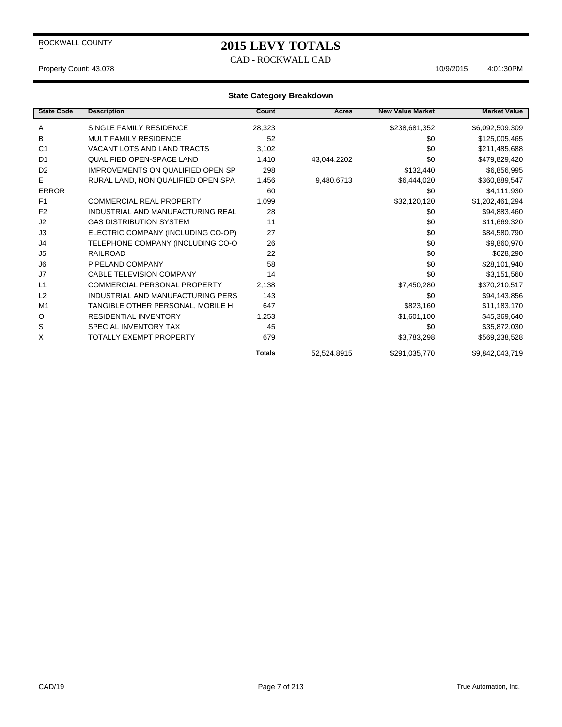ROCKWALL COUNTY

# 2015 LEVY TOTALS

CAD - ROCKWALL CAD

Property Count: 43,078 10/9/2015 4:01:30PM

### State Category Breakdown

| State Code | Description | Count | Acres | New Value Market | Market Value |
|---|---|---|---|---|---|
| A | SINGLE FAMILY RESIDENCE | 28,323 | | $238,681,352 | $6,092,509,309 |
| B | MULTIFAMILY RESIDENCE | 52 | | $0 | $125,005,465 |
| C1 | VACANT LOTS AND LAND TRACTS | 3,102 | | $0 | $211,485,688 |
| D1 | QUALIFIED OPEN-SPACE LAND | 1,410 | 43,044.2202 | $0 | $479,829,420 |
| D2 | IMPROVEMENTS ON QUALIFIED OPEN SP | 298 | | $132,440 | $6,856,995 |
| E | RURAL LAND, NON QUALIFIED OPEN SPA | 1,456 | 9,480.6713 | $6,444,020 | $360,889,547 |
| ERROR | | 60 | | $0 | $4,111,930 |
| F1 | COMMERCIAL REAL PROPERTY | 1,099 | | $32,120,120 | $1,202,461,294 |
| F2 | INDUSTRIAL AND MANUFACTURING REAL | 28 | | $0 | $94,883,460 |
| J2 | GAS DISTRIBUTION SYSTEM | 11 | | $0 | $11,669,320 |
| J3 | ELECTRIC COMPANY (INCLUDING CO-OP) | 27 | | $0 | $84,580,790 |
| J4 | TELEPHONE COMPANY (INCLUDING CO-O | 26 | | $0 | $9,860,970 |
| J5 | RAILROAD | 22 | | $0 | $628,290 |
| J6 | PIPELAND COMPANY | 58 | | $0 | $28,101,940 |
| J7 | CABLE TELEVISION COMPANY | 14 | | $0 | $3,151,560 |
| L1 | COMMERCIAL PERSONAL PROPERTY | 2,138 | | $7,450,280 | $370,210,517 |
| L2 | INDUSTRIAL AND MANUFACTURING PERS | 143 | | $0 | $94,143,856 |
| M1 | TANGIBLE OTHER PERSONAL, MOBILE H | 647 | | $823,160 | $11,183,170 |
| O | RESIDENTIAL INVENTORY | 1,253 | | $1,601,100 | $45,369,640 |
| S | SPECIAL INVENTORY TAX | 45 | | $0 | $35,872,030 |
| X | TOTALLY EXEMPT PROPERTY | 679 | | $3,783,298 | $569,238,528 |
| | | **Totals** | 52,524.8915 | $291,035,770 | $9,842,043,719 |

CAD/19 True Automation, Inc.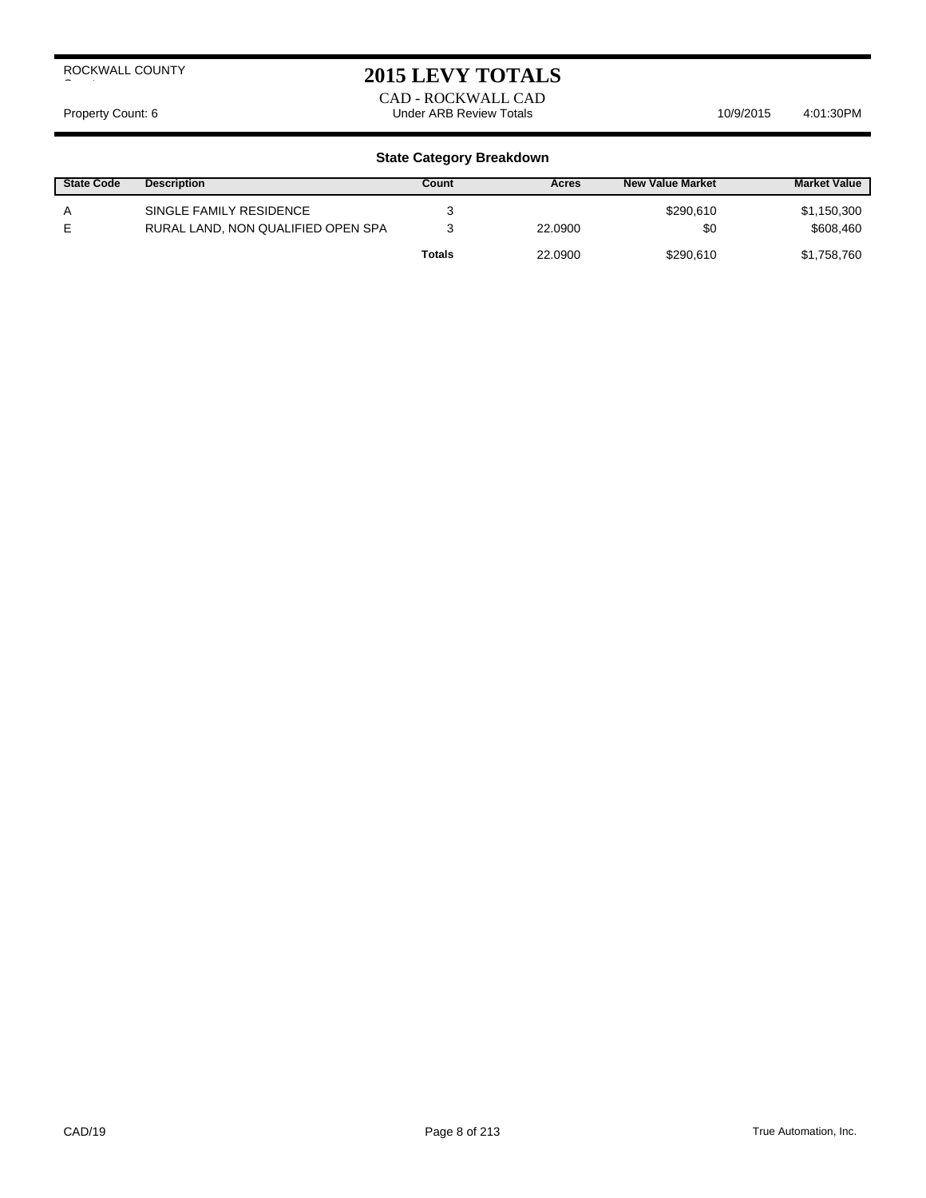ROCKWALL COUNTY

# 2015 LEVY TOTALS

CAD - ROCKWALL CAD

Property Count: 6 | Under ARB Review Totals | 10/9/2015 4:01:30PM

## State Category Breakdown

| State Code | Description | Count | Acres | New Value Market | Market Value |
|---|---|---|---|---|---|
| A | SINGLE FAMILY RESIDENCE | 3 | | $290,610 | $1,150,300 |
| E | RURAL LAND, NON QUALIFIED OPEN SPA | 3 | 22.0900 | $0 | $608,460 |
| | | **Totals** | 22.0900 | $290,610 | $1,758,760 |

CAD/19 | True Automation, Inc.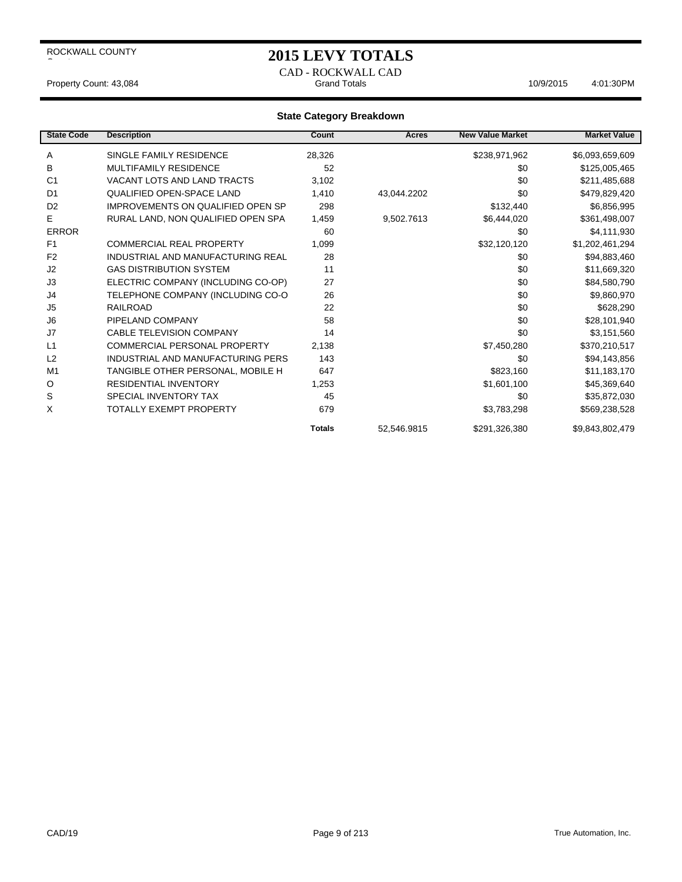ROCKWALL COUNTY

# 2015 LEVY TOTALS

CAD - ROCKWALL CAD

Property Count: 43,084 | Grand Totals | 10/9/2015 4:01:30PM

### State Category Breakdown

| State Code | Description | Count | Acres | New Value Market | Market Value |
|---|---|---|---|---|---|
| A | SINGLE FAMILY RESIDENCE | 28,326 | | $238,971,962 | $6,093,659,609 |
| B | MULTIFAMILY RESIDENCE | 52 | | $0 | $125,005,465 |
| C1 | VACANT LOTS AND LAND TRACTS | 3,102 | | $0 | $211,485,688 |
| D1 | QUALIFIED OPEN-SPACE LAND | 1,410 | 43,044.2202 | $0 | $479,829,420 |
| D2 | IMPROVEMENTS ON QUALIFIED OPEN SP | 298 | | $132,440 | $6,856,995 |
| E | RURAL LAND, NON QUALIFIED OPEN SPA | 1,459 | 9,502.7613 | $6,444,020 | $361,498,007 |
| ERROR | | 60 | | $0 | $4,111,930 |
| F1 | COMMERCIAL REAL PROPERTY | 1,099 | | $32,120,120 | $1,202,461,294 |
| F2 | INDUSTRIAL AND MANUFACTURING REAL | 28 | | $0 | $94,883,460 |
| J2 | GAS DISTRIBUTION SYSTEM | 11 | | $0 | $11,669,320 |
| J3 | ELECTRIC COMPANY (INCLUDING CO-OP) | 27 | | $0 | $84,580,790 |
| J4 | TELEPHONE COMPANY (INCLUDING CO-O | 26 | | $0 | $9,860,970 |
| J5 | RAILROAD | 22 | | $0 | $628,290 |
| J6 | PIPELAND COMPANY | 58 | | $0 | $28,101,940 |
| J7 | CABLE TELEVISION COMPANY | 14 | | $0 | $3,151,560 |
| L1 | COMMERCIAL PERSONAL PROPERTY | 2,138 | | $7,450,280 | $370,210,517 |
| L2 | INDUSTRIAL AND MANUFACTURING PERS | 143 | | $0 | $94,143,856 |
| M1 | TANGIBLE OTHER PERSONAL, MOBILE H | 647 | | $823,160 | $11,183,170 |
| O | RESIDENTIAL INVENTORY | 1,253 | | $1,601,100 | $45,369,640 |
| S | SPECIAL INVENTORY TAX | 45 | | $0 | $35,872,030 |
| X | TOTALLY EXEMPT PROPERTY | 679 | | $3,783,298 | $569,238,528 |
| | | **Totals** | 52,546.9815 | $291,326,380 | $9,843,802,479 |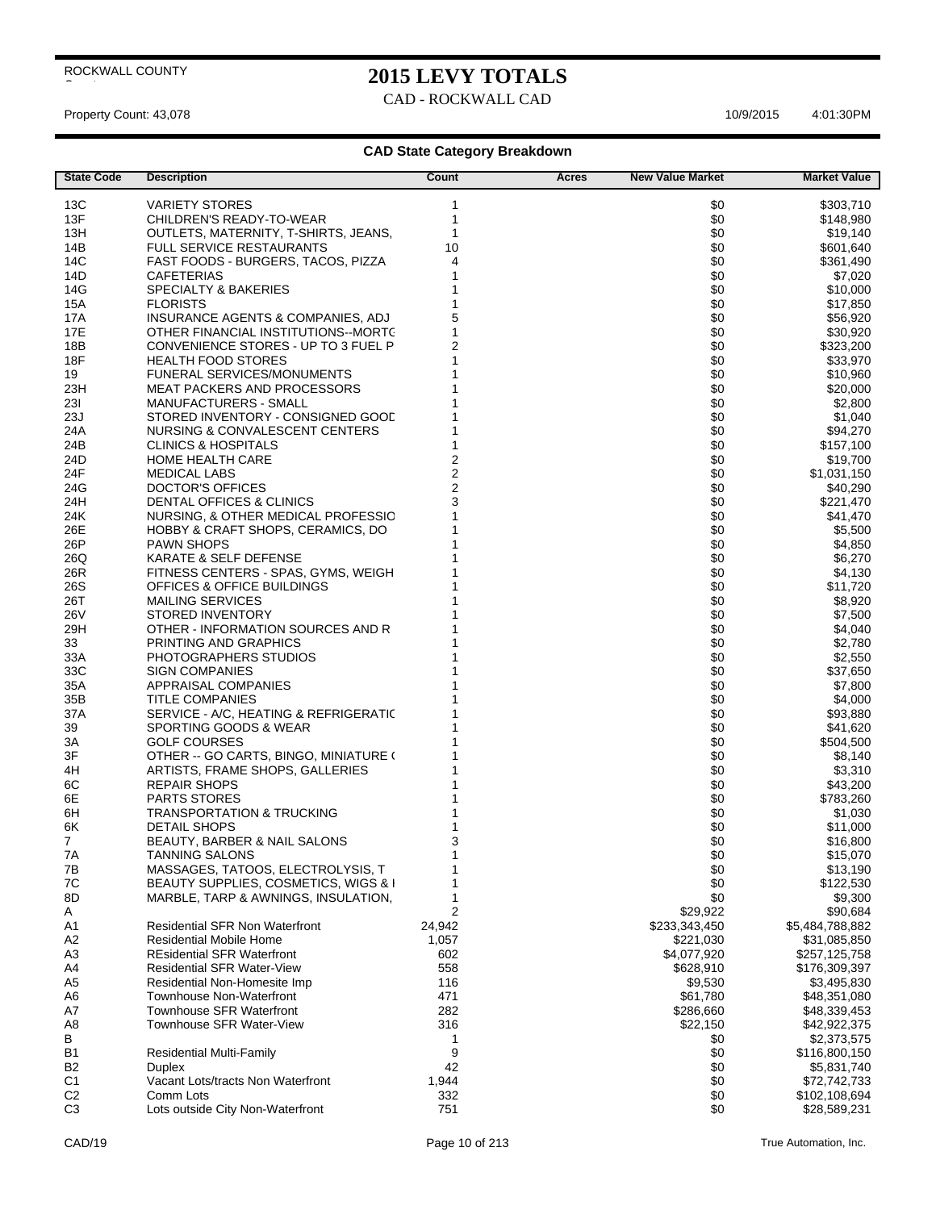ROCKWALL COUNTY

# 2015 LEVY TOTALS

CAD - ROCKWALL CAD

Property Count: 43,078 10/9/2015 4:01:30PM

### CAD State Category Breakdown

| State Code | Description | Count | Acres | New Value Market | Market Value |
|---|---|---|---|---|---|
| 13C | VARIETY STORES | 1 | | $0 | $303,710 |
| 13F | CHILDREN'S READY-TO-WEAR | 1 | | $0 | $148,980 |
| 13H | OUTLETS, MATERNITY, T-SHIRTS, JEANS, | 1 | | $0 | $19,140 |
| 14B | FULL SERVICE RESTAURANTS | 10 | | $0 | $601,640 |
| 14C | FAST FOODS - BURGERS, TACOS, PIZZA | 4 | | $0 | $361,490 |
| 14D | CAFETERIAS | 1 | | $0 | $7,020 |
| 14G | SPECIALTY & BAKERIES | 1 | | $0 | $10,000 |
| 15A | FLORISTS | 1 | | $0 | $17,850 |
| 17A | INSURANCE AGENTS & COMPANIES, ADJ | 5 | | $0 | $56,920 |
| 17E | OTHER FINANCIAL INSTITUTIONS--MORTG | 1 | | $0 | $30,920 |
| 18B | CONVENIENCE STORES - UP TO 3 FUEL P | 2 | | $0 | $323,200 |
| 18F | HEALTH FOOD STORES | 1 | | $0 | $33,970 |
| 19 | FUNERAL SERVICES/MONUMENTS | 1 | | $0 | $10,960 |
| 23H | MEAT PACKERS AND PROCESSORS | 1 | | $0 | $20,000 |
| 23I | MANUFACTURERS - SMALL | 1 | | $0 | $2,800 |
| 23J | STORED INVENTORY - CONSIGNED GOOD | 1 | | $0 | $1,040 |
| 24A | NURSING & CONVALESCENT CENTERS | 1 | | $0 | $94,270 |
| 24B | CLINICS & HOSPITALS | 1 | | $0 | $157,100 |
| 24D | HOME HEALTH CARE | 2 | | $0 | $19,700 |
| 24F | MEDICAL LABS | 2 | | $0 | $1,031,150 |
| 24G | DOCTOR'S OFFICES | 2 | | $0 | $40,290 |
| 24H | DENTAL OFFICES & CLINICS | 3 | | $0 | $221,470 |
| 24K | NURSING, & OTHER MEDICAL PROFESSIO | 1 | | $0 | $41,470 |
| 26E | HOBBY & CRAFT SHOPS, CERAMICS, DO | 1 | | $0 | $5,500 |
| 26P | PAWN SHOPS | 1 | | $0 | $4,850 |
| 26Q | KARATE & SELF DEFENSE | 1 | | $0 | $6,270 |
| 26R | FITNESS CENTERS - SPAS, GYMS, WEIGH | 1 | | $0 | $4,130 |
| 26S | OFFICES & OFFICE BUILDINGS | 1 | | $0 | $11,720 |
| 26T | MAILING SERVICES | 1 | | $0 | $8,920 |
| 26V | STORED INVENTORY | 1 | | $0 | $7,500 |
| 29H | OTHER - INFORMATION SOURCES AND R | 1 | | $0 | $4,040 |
| 33 | PRINTING AND GRAPHICS | 1 | | $0 | $2,780 |
| 33A | PHOTOGRAPHERS STUDIOS | 1 | | $0 | $2,550 |
| 33C | SIGN COMPANIES | 1 | | $0 | $37,650 |
| 35A | APPRAISAL COMPANIES | 1 | | $0 | $7,800 |
| 35B | TITLE COMPANIES | 1 | | $0 | $4,000 |
| 37A | SERVICE - A/C, HEATING & REFRIGERATIC | 1 | | $0 | $93,880 |
| 39 | SPORTING GOODS & WEAR | 1 | | $0 | $41,620 |
| 3A | GOLF COURSES | 1 | | $0 | $504,500 |
| 3F | OTHER -- GO CARTS, BINGO, MINIATURE ( | 1 | | $0 | $8,140 |
| 4H | ARTISTS, FRAME SHOPS, GALLERIES | 1 | | $0 | $3,310 |
| 6C | REPAIR SHOPS | 1 | | $0 | $43,200 |
| 6E | PARTS STORES | 1 | | $0 | $783,260 |
| 6H | TRANSPORTATION & TRUCKING | 1 | | $0 | $1,030 |
| 6K | DETAIL SHOPS | 1 | | $0 | $11,000 |
| 7 | BEAUTY, BARBER & NAIL SALONS | 3 | | $0 | $16,800 |
| 7A | TANNING SALONS | 1 | | $0 | $15,070 |
| 7B | MASSAGES, TATOOS, ELECTROLYSIS, T | 1 | | $0 | $13,190 |
| 7C | BEAUTY SUPPLIES, COSMETICS, WIGS & I | 1 | | $0 | $122,530 |
| 8D | MARBLE, TARP & AWNINGS, INSULATION, | 1 | | $0 | $9,300 |
| A | | 2 | | $29,922 | $90,684 |
| A1 | Residential SFR Non Waterfront | 24,942 | | $233,343,450 | $5,484,788,882 |
| A2 | Residential Mobile Home | 1,057 | | $221,030 | $31,085,850 |
| A3 | REsidential SFR Waterfront | 602 | | $4,077,920 | $257,125,758 |
| A4 | Residential SFR Water-View | 558 | | $628,910 | $176,309,397 |
| A5 | Residential Non-Homesite Imp | 116 | | $9,530 | $3,495,830 |
| A6 | Townhouse Non-Waterfront | 471 | | $61,780 | $48,351,080 |
| A7 | Townhouse SFR Waterfront | 282 | | $286,660 | $48,339,453 |
| A8 | Townhouse SFR Water-View | 316 | | $22,150 | $42,922,375 |
| B | | 1 | | $0 | $2,373,575 |
| B1 | Residential Multi-Family | 9 | | $0 | $116,800,150 |
| B2 | Duplex | 42 | | $0 | $5,831,740 |
| C1 | Vacant Lots/tracts Non Waterfront | 1,944 | | $0 | $72,742,733 |
| C2 | Comm Lots | 332 | | $0 | $102,108,694 |
| C3 | Lots outside City Non-Waterfront | 751 | | $0 | $28,589,231 |

CAD/19 True Automation, Inc.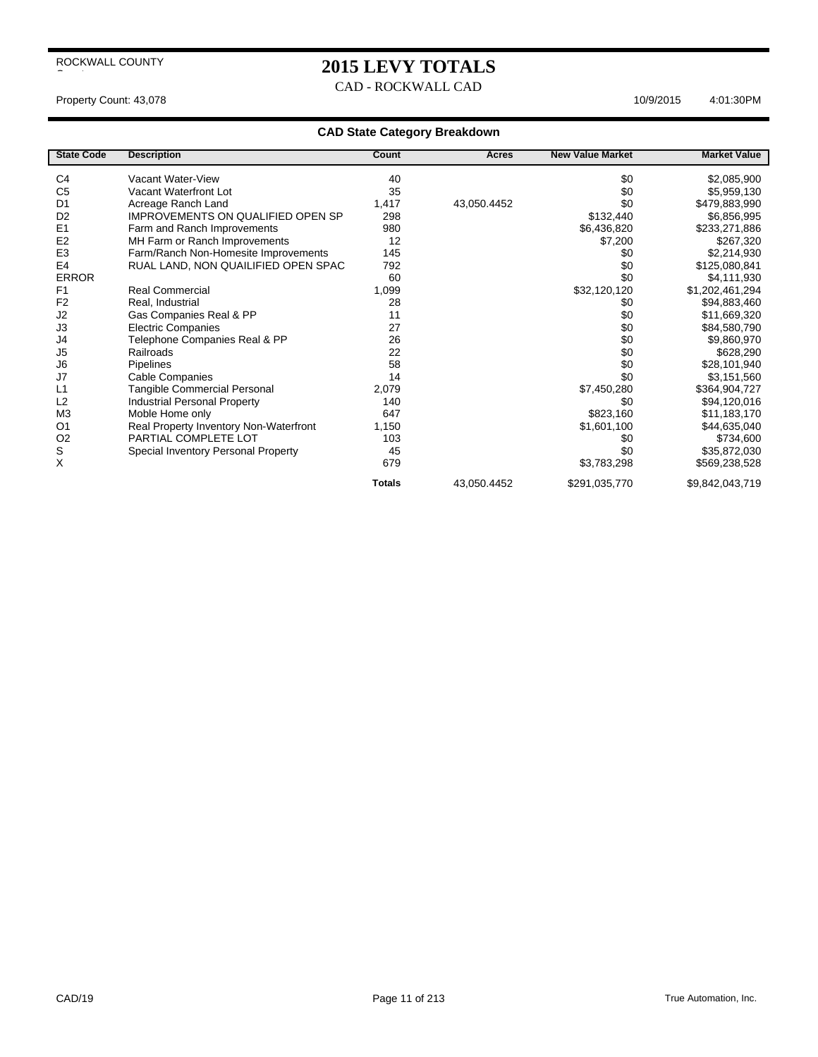ROCKWALL COUNTY

# 2015 LEVY TOTALS

CAD - ROCKWALL CAD

Property Count: 43,078 10/9/2015 4:01:30PM

## CAD State Category Breakdown

| State Code | Description | Count | Acres | New Value Market | Market Value |
|---|---|---|---|---|---|
| C4 | Vacant Water-View | 40 | | $0 | $2,085,900 |
| C5 | Vacant Waterfront Lot | 35 | | $0 | $5,959,130 |
| D1 | Acreage Ranch Land | 1,417 | 43,050.4452 | $0 | $479,883,990 |
| D2 | IMPROVEMENTS ON QUALIFIED OPEN SP | 298 | | $132,440 | $6,856,995 |
| E1 | Farm and Ranch Improvements | 980 | | $6,436,820 | $233,271,886 |
| E2 | MH Farm or Ranch Improvements | 12 | | $7,200 | $267,320 |
| E3 | Farm/Ranch Non-Homesite Improvements | 145 | | $0 | $2,214,930 |
| E4 | RUAL LAND, NON QUAILIFIED OPEN SPAC | 792 | | $0 | $125,080,841 |
| ERROR | | 60 | | $0 | $4,111,930 |
| F1 | Real Commercial | 1,099 | | $32,120,120 | $1,202,461,294 |
| F2 | Real, Industrial | 28 | | $0 | $94,883,460 |
| J2 | Gas Companies Real & PP | 11 | | $0 | $11,669,320 |
| J3 | Electric Companies | 27 | | $0 | $84,580,790 |
| J4 | Telephone Companies Real & PP | 26 | | $0 | $9,860,970 |
| J5 | Railroads | 22 | | $0 | $628,290 |
| J6 | Pipelines | 58 | | $0 | $28,101,940 |
| J7 | Cable Companies | 14 | | $0 | $3,151,560 |
| L1 | Tangible Commercial Personal | 2,079 | | $7,450,280 | $364,904,727 |
| L2 | Industrial Personal Property | 140 | | $0 | $94,120,016 |
| M3 | Moble Home only | 647 | | $823,160 | $11,183,170 |
| O1 | Real Property Inventory Non-Waterfront | 1,150 | | $1,601,100 | $44,635,040 |
| O2 | PARTIAL COMPLETE LOT | 103 | | $0 | $734,600 |
| S | Special Inventory Personal Property | 45 | | $0 | $35,872,030 |
| X | | 679 | | $3,783,298 | $569,238,528 |
| | | **Totals** | 43,050.4452 | $291,035,770 | $9,842,043,719 |

CAD/19 True Automation, Inc.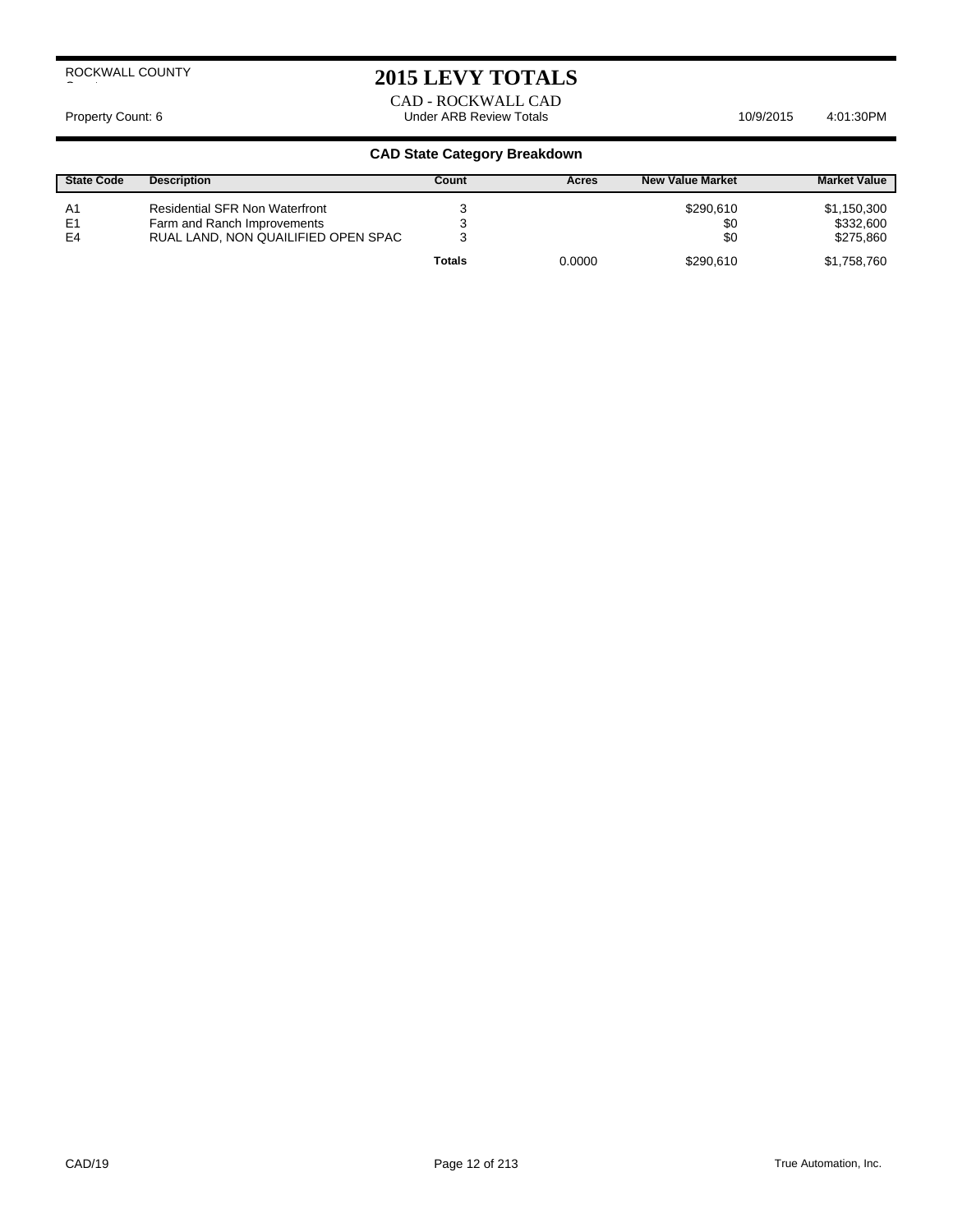ROCKWALL COUNTY

# 2015 LEVY TOTALS

CAD - ROCKWALL CAD

Property Count: 6 | Under ARB Review Totals | 10/9/2015 4:01:30PM

## CAD State Category Breakdown

| State Code | Description | Count | Acres | New Value Market | Market Value |
|---|---|---|---|---|---|
| A1 | Residential SFR Non Waterfront | 3 | | $290,610 | $1,150,300 |
| E1 | Farm and Ranch Improvements | 3 | | $0 | $332,600 |
| E4 | RUAL LAND, NON QUAILIFIED OPEN SPAC | 3 | | $0 | $275,860 |
| | | **Totals** | 0.0000 | $290,610 | $1,758,760 |

CAD/19

True Automation, Inc.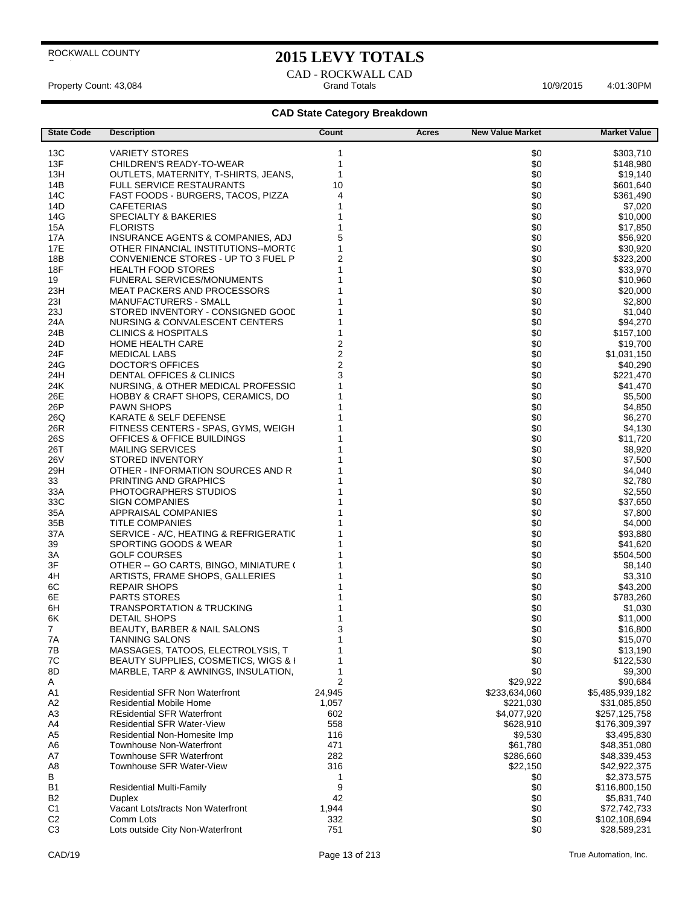ROCKWALL COUNTY

# 2015 LEVY TOTALS

CAD - ROCKWALL CAD

Property Count: 43,084 | Grand Totals | 10/9/2015 | 4:01:30PM

### CAD State Category Breakdown

| State Code | Description | Count | Acres | New Value Market | Market Value |
|---|---|---|---|---|---|
| 13C | VARIETY STORES | 1 | | $0 | $303,710 |
| 13F | CHILDREN'S READY-TO-WEAR | 1 | | $0 | $148,980 |
| 13H | OUTLETS, MATERNITY, T-SHIRTS, JEANS, | 1 | | $0 | $19,140 |
| 14B | FULL SERVICE RESTAURANTS | 10 | | $0 | $601,640 |
| 14C | FAST FOODS - BURGERS, TACOS, PIZZA | 4 | | $0 | $361,490 |
| 14D | CAFETERIAS | 1 | | $0 | $7,020 |
| 14G | SPECIALTY & BAKERIES | 1 | | $0 | $10,000 |
| 15A | FLORISTS | 1 | | $0 | $17,850 |
| 17A | INSURANCE AGENTS & COMPANIES, ADJ | 5 | | $0 | $56,920 |
| 17E | OTHER FINANCIAL INSTITUTIONS--MORTG | 1 | | $0 | $30,920 |
| 18B | CONVENIENCE STORES - UP TO 3 FUEL P | 2 | | $0 | $323,200 |
| 18F | HEALTH FOOD STORES | 1 | | $0 | $33,970 |
| 19 | FUNERAL SERVICES/MONUMENTS | 1 | | $0 | $10,960 |
| 23H | MEAT PACKERS AND PROCESSORS | 1 | | $0 | $20,000 |
| 23I | MANUFACTURERS - SMALL | 1 | | $0 | $2,800 |
| 23J | STORED INVENTORY - CONSIGNED GOOD | 1 | | $0 | $1,040 |
| 24A | NURSING & CONVALESCENT CENTERS | 1 | | $0 | $94,270 |
| 24B | CLINICS & HOSPITALS | 1 | | $0 | $157,100 |
| 24D | HOME HEALTH CARE | 2 | | $0 | $19,700 |
| 24F | MEDICAL LABS | 2 | | $0 | $1,031,150 |
| 24G | DOCTOR'S OFFICES | 2 | | $0 | $40,290 |
| 24H | DENTAL OFFICES & CLINICS | 3 | | $0 | $221,470 |
| 24K | NURSING, & OTHER MEDICAL PROFESSIO | 1 | | $0 | $41,470 |
| 26E | HOBBY & CRAFT SHOPS, CERAMICS, DO | 1 | | $0 | $5,500 |
| 26P | PAWN SHOPS | 1 | | $0 | $4,850 |
| 26Q | KARATE & SELF DEFENSE | 1 | | $0 | $6,270 |
| 26R | FITNESS CENTERS - SPAS, GYMS, WEIGH | 1 | | $0 | $4,130 |
| 26S | OFFICES & OFFICE BUILDINGS | 1 | | $0 | $11,720 |
| 26T | MAILING SERVICES | 1 | | $0 | $8,920 |
| 26V | STORED INVENTORY | 1 | | $0 | $7,500 |
| 29H | OTHER - INFORMATION SOURCES AND R | 1 | | $0 | $4,040 |
| 33 | PRINTING AND GRAPHICS | 1 | | $0 | $2,780 |
| 33A | PHOTOGRAPHERS STUDIOS | 1 | | $0 | $2,550 |
| 33C | SIGN COMPANIES | 1 | | $0 | $37,650 |
| 35A | APPRAISAL COMPANIES | 1 | | $0 | $7,800 |
| 35B | TITLE COMPANIES | 1 | | $0 | $4,000 |
| 37A | SERVICE - A/C, HEATING & REFRIGERATIC | 1 | | $0 | $93,880 |
| 39 | SPORTING GOODS & WEAR | 1 | | $0 | $41,620 |
| 3A | GOLF COURSES | 1 | | $0 | $504,500 |
| 3F | OTHER -- GO CARTS, BINGO, MINIATURE ( | 1 | | $0 | $8,140 |
| 4H | ARTISTS, FRAME SHOPS, GALLERIES | 1 | | $0 | $3,310 |
| 6C | REPAIR SHOPS | 1 | | $0 | $43,200 |
| 6E | PARTS STORES | 1 | | $0 | $783,260 |
| 6H | TRANSPORTATION & TRUCKING | 1 | | $0 | $1,030 |
| 6K | DETAIL SHOPS | 1 | | $0 | $11,000 |
| 7 | BEAUTY, BARBER & NAIL SALONS | 3 | | $0 | $16,800 |
| 7A | TANNING SALONS | 1 | | $0 | $15,070 |
| 7B | MASSAGES, TATOOS, ELECTROLYSIS, T | 1 | | $0 | $13,190 |
| 7C | BEAUTY SUPPLIES, COSMETICS, WIGS & I | 1 | | $0 | $122,530 |
| 8D | MARBLE, TARP & AWNINGS, INSULATION, | 1 | | $0 | $9,300 |
| A | | 2 | | $29,922 | $90,684 |
| A1 | Residential SFR Non Waterfront | 24,945 | | $233,634,060 | $5,485,939,182 |
| A2 | Residential Mobile Home | 1,057 | | $221,030 | $31,085,850 |
| A3 | REsidential SFR Waterfront | 602 | | $4,077,920 | $257,125,758 |
| A4 | Residential SFR Water-View | 558 | | $628,910 | $176,309,397 |
| A5 | Residential Non-Homesite Imp | 116 | | $9,530 | $3,495,830 |
| A6 | Townhouse Non-Waterfront | 471 | | $61,780 | $48,351,080 |
| A7 | Townhouse SFR Waterfront | 282 | | $286,660 | $48,339,453 |
| A8 | Townhouse SFR Water-View | 316 | | $22,150 | $42,922,375 |
| B | | 1 | | $0 | $2,373,575 |
| B1 | Residential Multi-Family | 9 | | $0 | $116,800,150 |
| B2 | Duplex | 42 | | $0 | $5,831,740 |
| C1 | Vacant Lots/tracts Non Waterfront | 1,944 | | $0 | $72,742,733 |
| C2 | Comm Lots | 332 | | $0 | $102,108,694 |
| C3 | Lots outside City Non-Waterfront | 751 | | $0 | $28,589,231 |

CAD/19 | True Automation, Inc.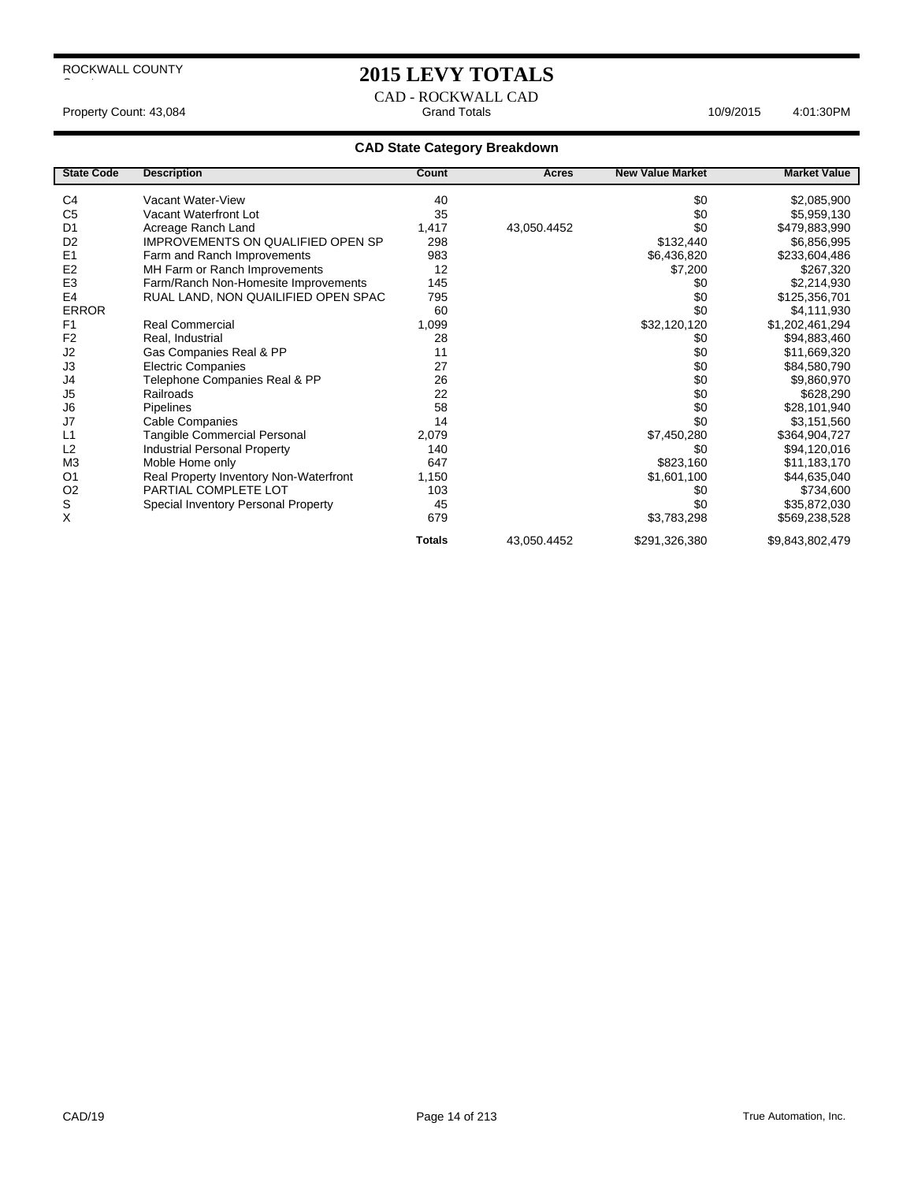ROCKWALL COUNTY

# 2015 LEVY TOTALS

CAD - ROCKWALL CAD

Property Count: 43,084 Grand Totals 10/9/2015 4:01:30PM

### CAD State Category Breakdown

| State Code | Description | Count | Acres | New Value Market | Market Value |
|---|---|---|---|---|---|
| C4 | Vacant Water-View | 40 | | $0 | $2,085,900 |
| C5 | Vacant Waterfront Lot | 35 | | $0 | $5,959,130 |
| D1 | Acreage Ranch Land | 1,417 | 43,050.4452 | $0 | $479,883,990 |
| D2 | IMPROVEMENTS ON QUALIFIED OPEN SP | 298 | | $132,440 | $6,856,995 |
| E1 | Farm and Ranch Improvements | 983 | | $6,436,820 | $233,604,486 |
| E2 | MH Farm or Ranch Improvements | 12 | | $7,200 | $267,320 |
| E3 | Farm/Ranch Non-Homesite Improvements | 145 | | $0 | $2,214,930 |
| E4 | RUAL LAND, NON QUAILIFIED OPEN SPAC | 795 | | $0 | $125,356,701 |
| ERROR | | 60 | | $0 | $4,111,930 |
| F1 | Real Commercial | 1,099 | | $32,120,120 | $1,202,461,294 |
| F2 | Real, Industrial | 28 | | $0 | $94,883,460 |
| J2 | Gas Companies Real & PP | 11 | | $0 | $11,669,320 |
| J3 | Electric Companies | 27 | | $0 | $84,580,790 |
| J4 | Telephone Companies Real & PP | 26 | | $0 | $9,860,970 |
| J5 | Railroads | 22 | | $0 | $628,290 |
| J6 | Pipelines | 58 | | $0 | $28,101,940 |
| J7 | Cable Companies | 14 | | $0 | $3,151,560 |
| L1 | Tangible Commercial Personal | 2,079 | | $7,450,280 | $364,904,727 |
| L2 | Industrial Personal Property | 140 | | $0 | $94,120,016 |
| M3 | Moble Home only | 647 | | $823,160 | $11,183,170 |
| O1 | Real Property Inventory Non-Waterfront | 1,150 | | $1,601,100 | $44,635,040 |
| O2 | PARTIAL COMPLETE LOT | 103 | | $0 | $734,600 |
| S | Special Inventory Personal Property | 45 | | $0 | $35,872,030 |
| X | | 679 | | $3,783,298 | $569,238,528 |
| | | **Totals** | 43,050.4452 | $291,326,380 | $9,843,802,479 |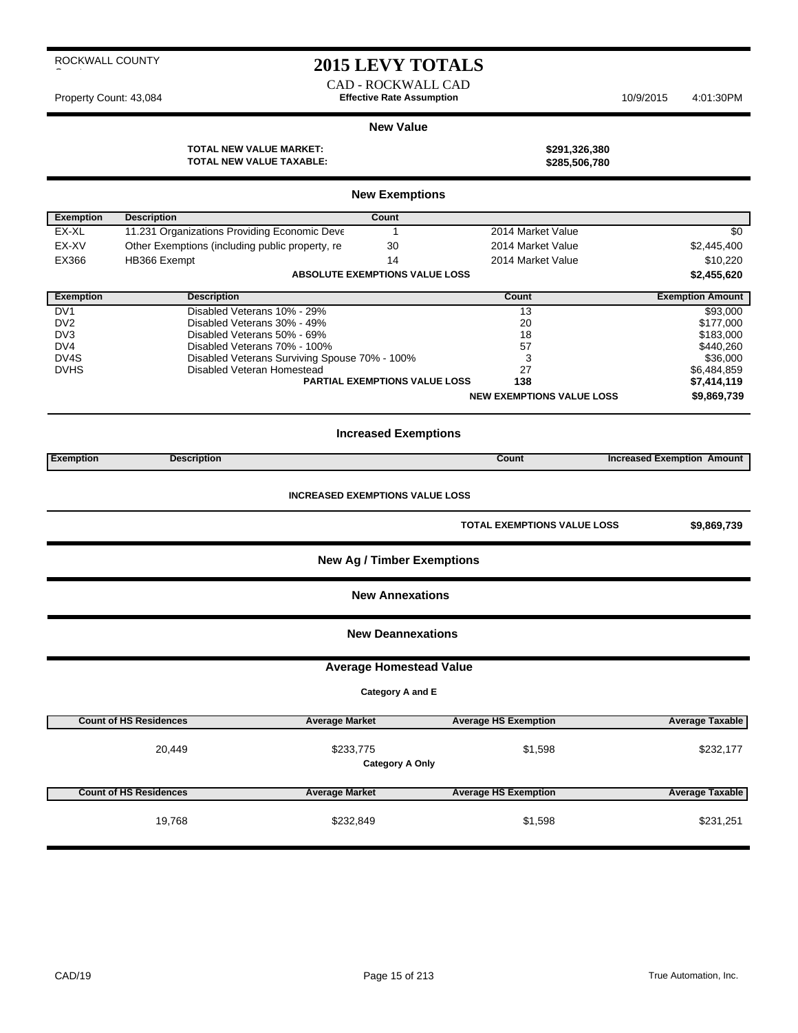ROCKWALL COUNTY

# 2015 LEVY TOTALS

CAD - ROCKWALL CAD

Property Count: 43,084 **Effective Rate Assumption** 10/9/2015 4:01:30PM

## New Value

**TOTAL NEW VALUE MARKET:** **$291,326,380**
**TOTAL NEW VALUE TAXABLE:** **$285,506,780**

## New Exemptions

| Exemption | Description | Count | | |
|---|---|---|---|---|
| EX-XL | 11.231 Organizations Providing Economic Deve | 1 | 2014 Market Value | $0 |
| EX-XV | Other Exemptions (including public property, re | 30 | 2014 Market Value | $2,445,400 |
| EX366 | HB366 Exempt | 14 | 2014 Market Value | $10,220 |
| | **ABSOLUTE EXEMPTIONS VALUE LOSS** | | | **$2,455,620** |

| Exemption | Description | Count | Exemption Amount |
|---|---|---|---|
| DV1 | Disabled Veterans 10% - 29% | 13 | $93,000 |
| DV2 | Disabled Veterans 30% - 49% | 20 | $177,000 |
| DV3 | Disabled Veterans 50% - 69% | 18 | $183,000 |
| DV4 | Disabled Veterans 70% - 100% | 57 | $440,260 |
| DV4S | Disabled Veterans Surviving Spouse 70% - 100% | 3 | $36,000 |
| DVHS | Disabled Veteran Homestead | 27 | $6,484,859 |
| | **PARTIAL EXEMPTIONS VALUE LOSS** | **138** | **$7,414,119** |
| | | **NEW EXEMPTIONS VALUE LOSS** | **$9,869,739** |

## Increased Exemptions

| Exemption | Description | Count | Increased Exemption Amount |
|---|---|---|---|

**INCREASED EXEMPTIONS VALUE LOSS**

**TOTAL EXEMPTIONS VALUE LOSS** **$9,869,739**

## New Ag / Timber Exemptions

## New Annexations

## New Deannexations

## Average Homestead Value

**Category A and E**

| Count of HS Residences | Average Market | Average HS Exemption | Average Taxable |
|---|---|---|---|
| 20,449 | $233,775 | $1,598 | $232,177 |

**Category A Only**

| Count of HS Residences | Average Market | Average HS Exemption | Average Taxable |
|---|---|---|---|
| 19,768 | $232,849 | $1,598 | $231,251 |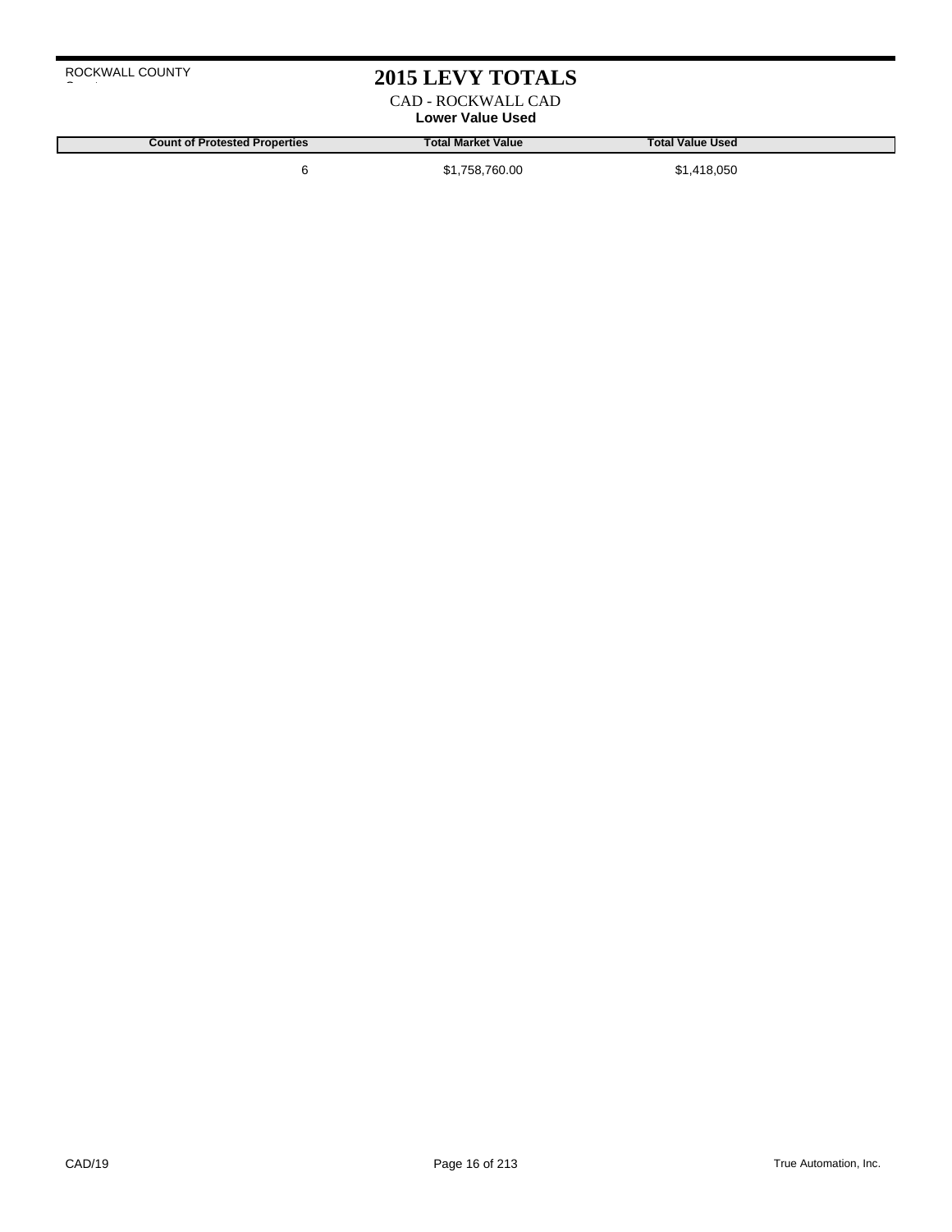ROCKWALL COUNTY

# 2015 LEVY TOTALS

CAD - ROCKWALL CAD

**Lower Value Used**

| Count of Protested Properties | Total Market Value | Total Value Used |
|---|---|---|
| 6 | $1,758,760.00 | $1,418,050 |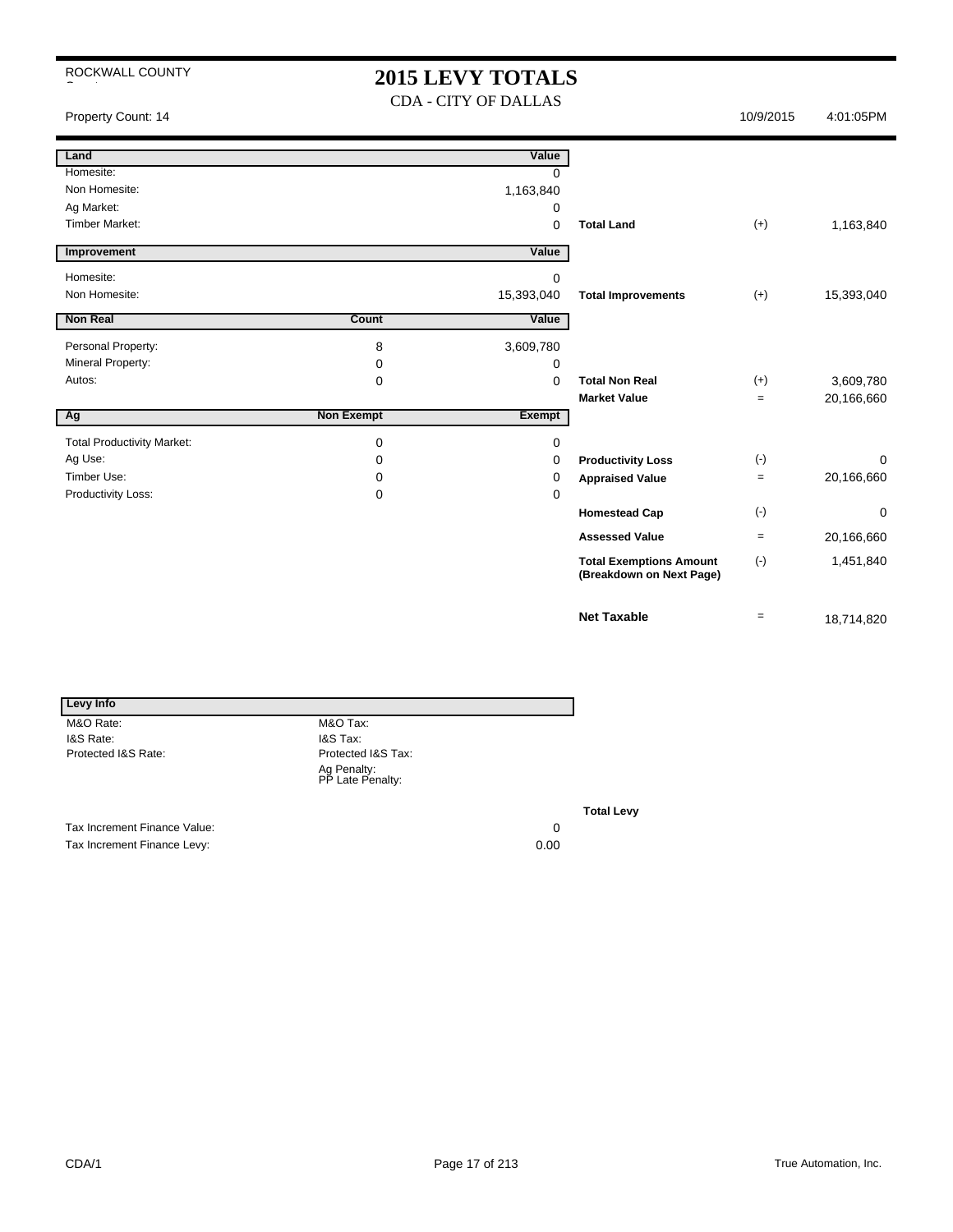ROCKWALL COUNTY

# 2015 LEVY TOTALS

CDA - CITY OF DALLAS

Property Count: 14 | 10/9/2015 | 4:01:05PM

| Land | | Value | | | |
|---|---|---|---|---|---|
| Homesite: | | 0 | | | |
| Non Homesite: | | 1,163,840 | | | |
| Ag Market: | | 0 | | | |
| Timber Market: | | 0 | **Total Land** | (+) | 1,163,840 |
| **Improvement** | | **Value** | | | |
| Homesite: | | 0 | | | |
| Non Homesite: | | 15,393,040 | **Total Improvements** | (+) | 15,393,040 |
| **Non Real** | **Count** | **Value** | | | |
| Personal Property: | 8 | 3,609,780 | | | |
| Mineral Property: | 0 | 0 | | | |
| Autos: | 0 | 0 | **Total Non Real** | (+) | 3,609,780 |
| | | | **Market Value** | = | 20,166,660 |
| **Ag** | **Non Exempt** | **Exempt** | | | |
| Total Productivity Market: | 0 | 0 | | | |
| Ag Use: | 0 | 0 | **Productivity Loss** | (-) | 0 |
| Timber Use: | 0 | 0 | **Appraised Value** | = | 20,166,660 |
| Productivity Loss: | 0 | 0 | | | |
| | | | **Homestead Cap** | (-) | 0 |
| | | | **Assessed Value** | = | 20,166,660 |
| | | | **Total Exemptions Amount (Breakdown on Next Page)** | (-) | 1,451,840 |
| | | | **Net Taxable** | = | 18,714,820 |

| Levy Info | | |
|---|---|---|
| M&O Rate: | M&O Tax: | |
| I&S Rate: | I&S Tax: | |
| Protected I&S Rate: | Protected I&S Tax: | |
| | Ag Penalty: | |
| | PP Late Penalty: | |
| | | **Total Levy** |
| Tax Increment Finance Value: | 0 | |
| Tax Increment Finance Levy: | 0.00 | |

CDA/1 | True Automation, Inc.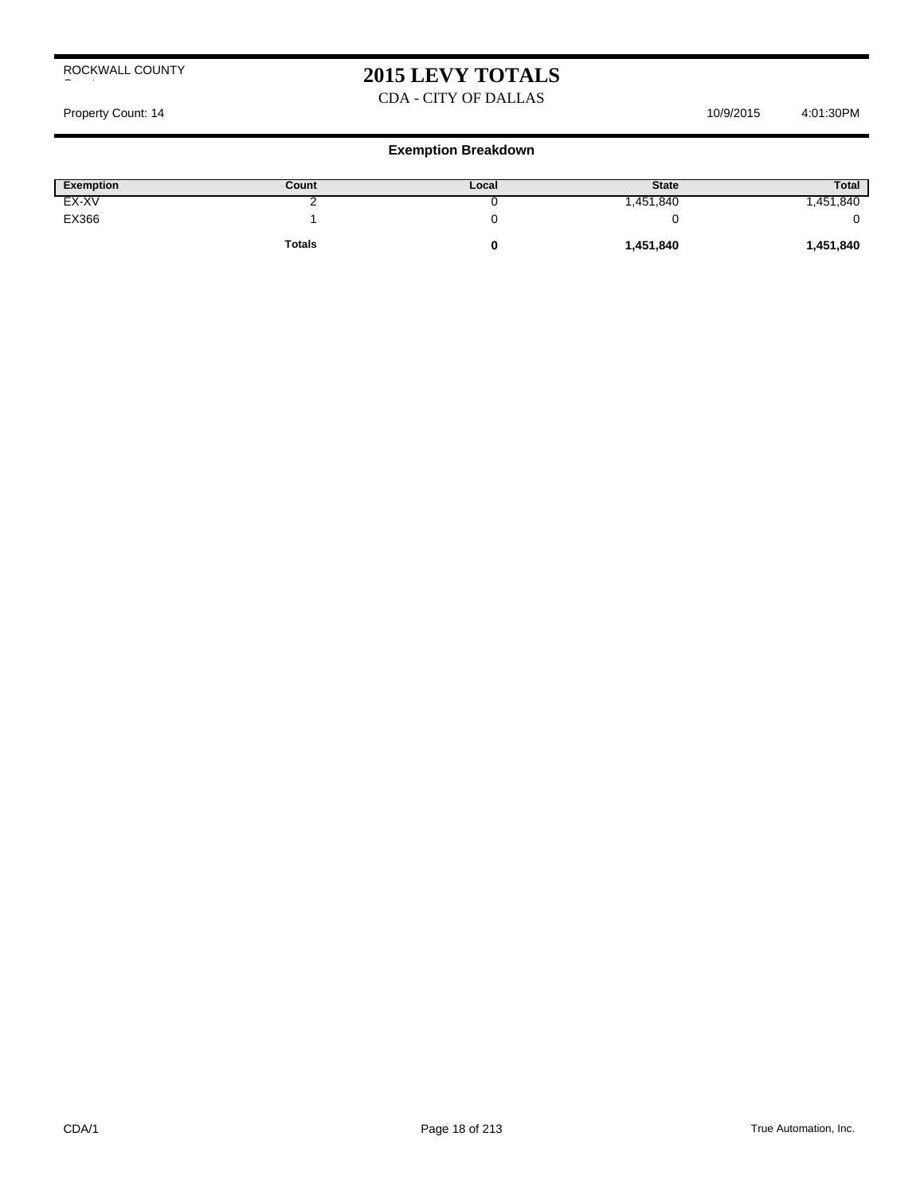ROCKWALL COUNTY

# 2015 LEVY TOTALS

CDA - CITY OF DALLAS

Property Count: 14 10/9/2015 4:01:30PM

## Exemption Breakdown

| Exemption | Count | Local | State | Total |
|---|---|---|---|---|
| EX-XV | 2 | 0 | 1,451,840 | 1,451,840 |
| EX366 | 1 | 0 | 0 | 0 |
| | **Totals** | **0** | **1,451,840** | **1,451,840** |

CDA/1

True Automation, Inc.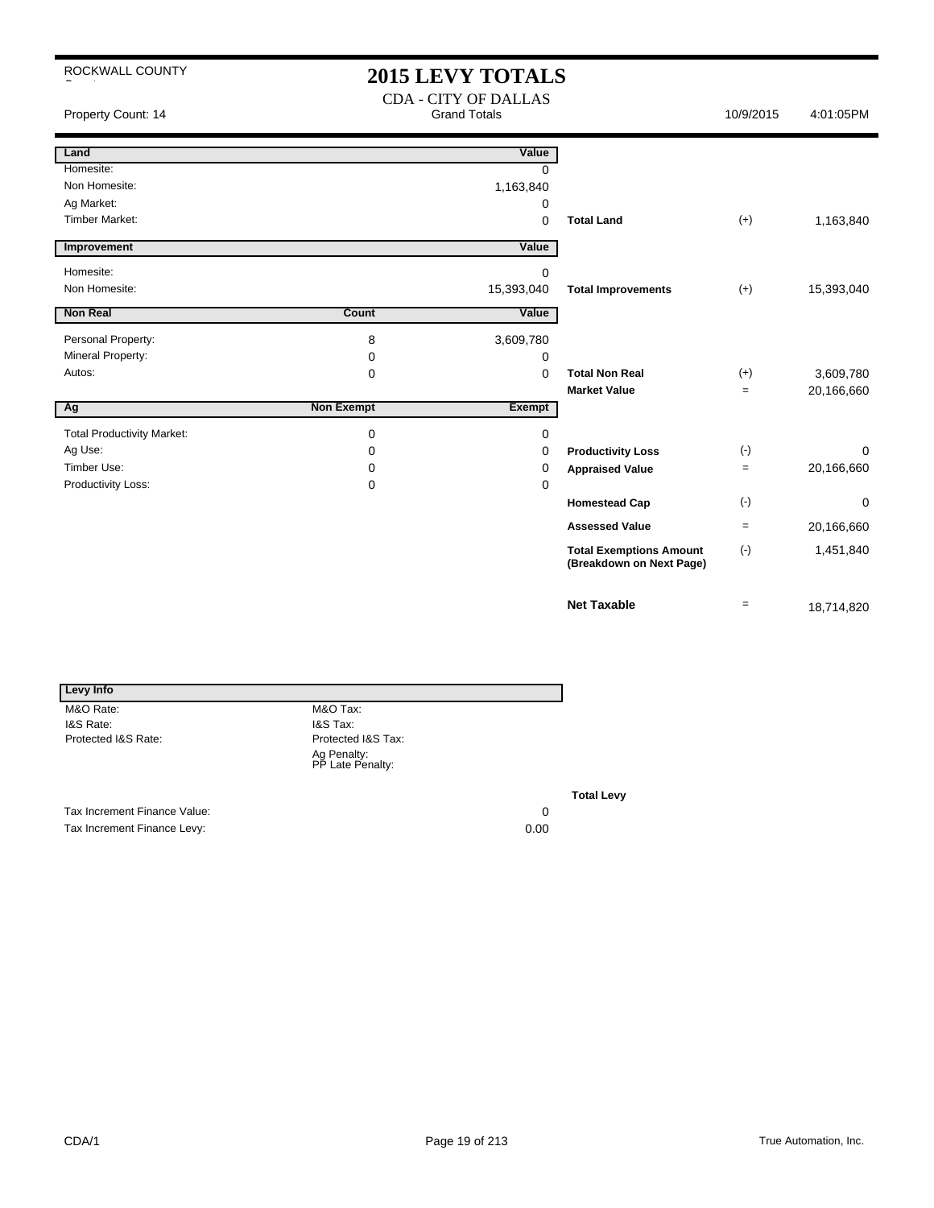ROCKWALL COUNTY

# 2015 LEVY TOTALS

CDA - CITY OF DALLAS

Property Count: 14 | Grand Totals | 10/9/2015 | 4:01:05PM

| Land | | Value | | | |
|---|---|---|---|---|---|
| Homesite: | | 0 | | | |
| Non Homesite: | | 1,163,840 | | | |
| Ag Market: | | 0 | | | |
| Timber Market: | | 0 | **Total Land** | (+) | 1,163,840 |

| Improvement | | Value | | | |
|---|---|---|---|---|---|
| Homesite: | | 0 | | | |
| Non Homesite: | | 15,393,040 | **Total Improvements** | (+) | 15,393,040 |

| Non Real | Count | Value | | | |
|---|---|---|---|---|---|
| Personal Property: | 8 | 3,609,780 | | | |
| Mineral Property: | 0 | 0 | | | |
| Autos: | 0 | 0 | **Total Non Real** | (+) | 3,609,780 |
| | | | **Market Value** | = | 20,166,660 |

| Ag | Non Exempt | Exempt | | | |
|---|---|---|---|---|---|
| Total Productivity Market: | 0 | 0 | | | |
| Ag Use: | 0 | 0 | **Productivity Loss** | (-) | 0 |
| Timber Use: | 0 | 0 | **Appraised Value** | = | 20,166,660 |
| Productivity Loss: | 0 | 0 | | | |
| | | | **Homestead Cap** | (-) | 0 |
| | | | **Assessed Value** | = | 20,166,660 |
| | | | **Total Exemptions Amount (Breakdown on Next Page)** | (-) | 1,451,840 |
| | | | **Net Taxable** | = | 18,714,820 |

| Levy Info | | |
|---|---|---|
| M&O Rate: | M&O Tax: | |
| I&S Rate: | I&S Tax: | |
| Protected I&S Rate: | Protected I&S Tax: | |
| | Ag Penalty: | |
| | PP Late Penalty: | |
| | | **Total Levy** |
| Tax Increment Finance Value: | 0 | |
| Tax Increment Finance Levy: | 0.00 | |

CDA/1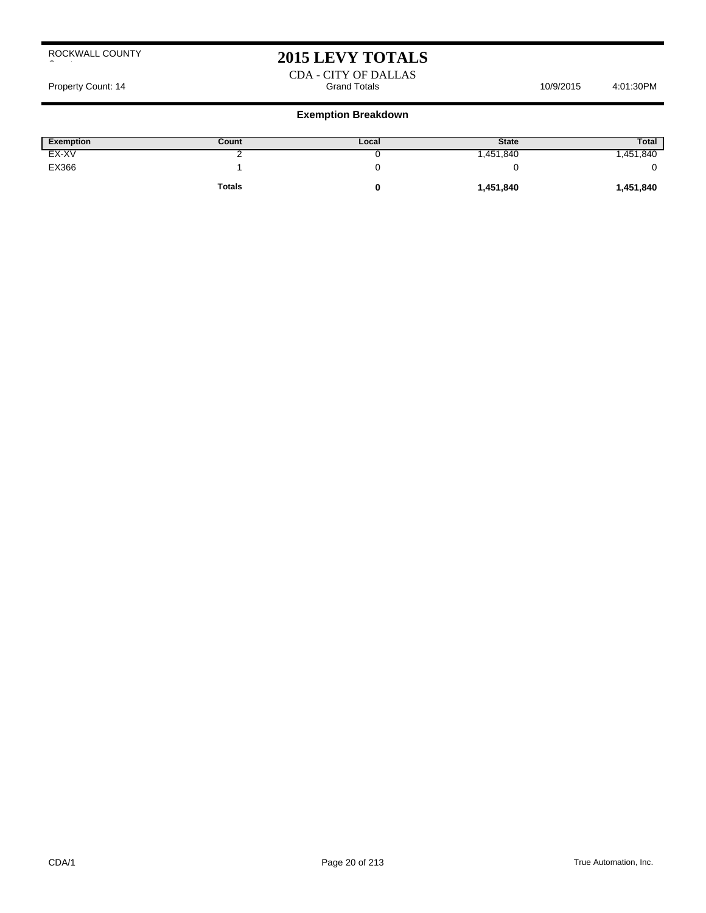ROCKWALL COUNTY

# 2015 LEVY TOTALS

CDA - CITY OF DALLAS

Property Count: 14 | Grand Totals | 10/9/2015 4:01:30PM

## Exemption Breakdown

| Exemption | Count | Local | State | Total |
|---|---|---|---|---|
| EX-XV | 2 | 0 | 1,451,840 | 1,451,840 |
| EX366 | 1 | 0 | 0 | 0 |
| | **Totals** | **0** | **1,451,840** | **1,451,840** |

CDA/1

True Automation, Inc.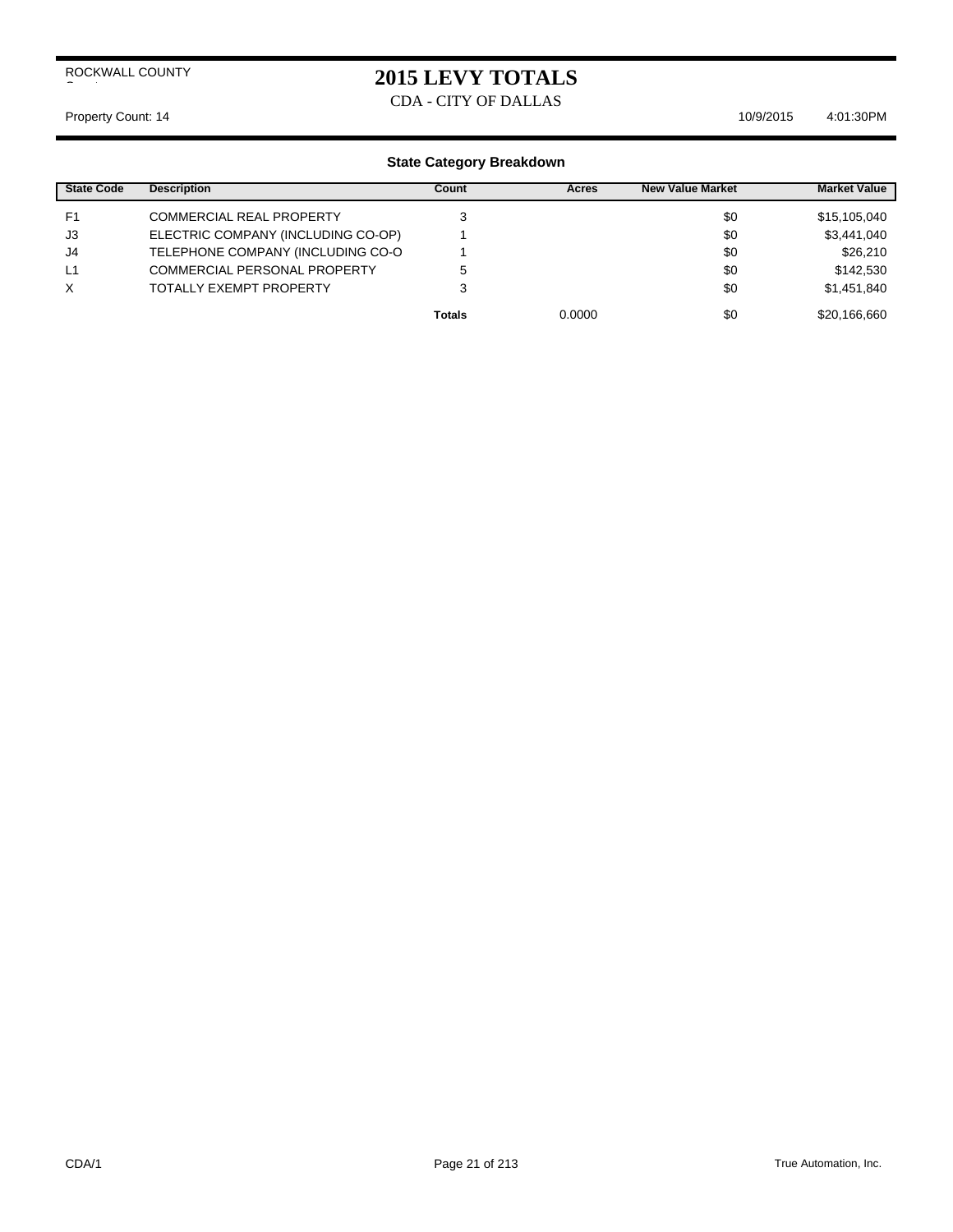ROCKWALL COUNTY

# 2015 LEVY TOTALS

CDA - CITY OF DALLAS

Property Count: 14 10/9/2015 4:01:30PM

### State Category Breakdown

| State Code | Description | Count | Acres | New Value Market | Market Value |
|---|---|---|---|---|---|
| F1 | COMMERCIAL REAL PROPERTY | 3 | | $0 | $15,105,040 |
| J3 | ELECTRIC COMPANY (INCLUDING CO-OP) | 1 | | $0 | $3,441,040 |
| J4 | TELEPHONE COMPANY (INCLUDING CO-O | 1 | | $0 | $26,210 |
| L1 | COMMERCIAL PERSONAL PROPERTY | 5 | | $0 | $142,530 |
| X | TOTALLY EXEMPT PROPERTY | 3 | | $0 | $1,451,840 |
| | | **Totals** | 0.0000 | $0 | $20,166,660 |

CDA/1 True Automation, Inc.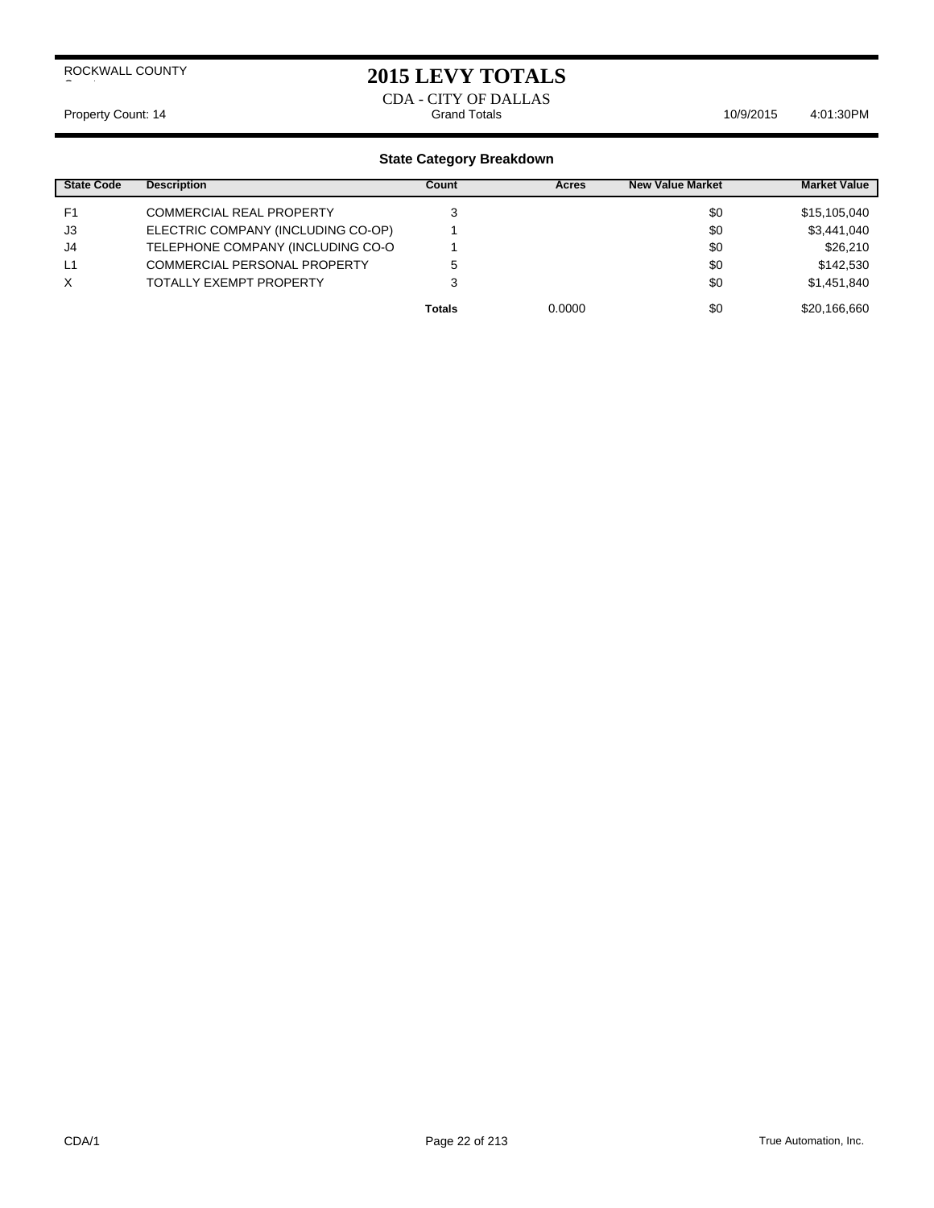ROCKWALL COUNTY

# 2015 LEVY TOTALS

CDA - CITY OF DALLAS

Property Count: 14 Grand Totals 10/9/2015 4:01:30PM

## State Category Breakdown

| State Code | Description | Count | Acres | New Value Market | Market Value |
|---|---|---|---|---|---|
| F1 | COMMERCIAL REAL PROPERTY | 3 | | $0 | $15,105,040 |
| J3 | ELECTRIC COMPANY (INCLUDING CO-OP) | 1 | | $0 | $3,441,040 |
| J4 | TELEPHONE COMPANY (INCLUDING CO-O | 1 | | $0 | $26,210 |
| L1 | COMMERCIAL PERSONAL PROPERTY | 5 | | $0 | $142,530 |
| X | TOTALLY EXEMPT PROPERTY | 3 | | $0 | $1,451,840 |
| | | **Totals** | 0.0000 | $0 | $20,166,660 |

CDA/1 True Automation, Inc.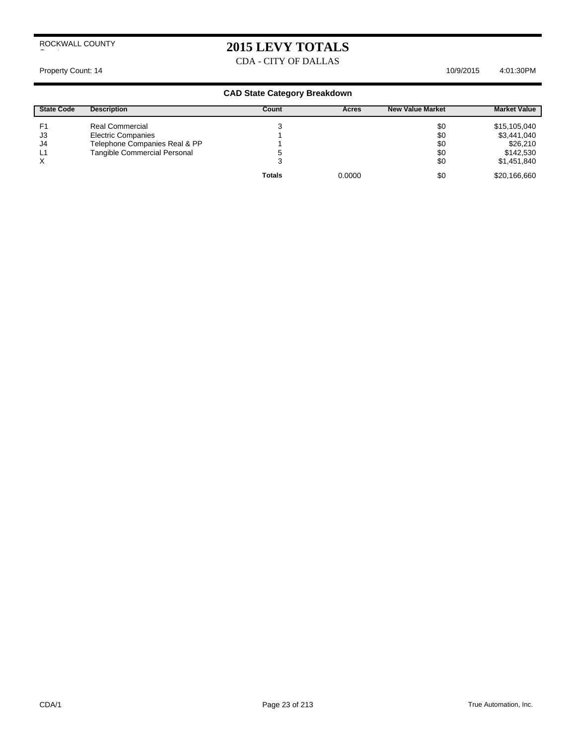ROCKWALL COUNTY

# 2015 LEVY TOTALS

CDA - CITY OF DALLAS

Property Count: 14 10/9/2015 4:01:30PM

## CAD State Category Breakdown

| State Code | Description | Count | Acres | New Value Market | Market Value |
|---|---|---|---|---|---|
| F1 | Real Commercial | 3 | | $0 | $15,105,040 |
| J3 | Electric Companies | 1 | | $0 | $3,441,040 |
| J4 | Telephone Companies Real & PP | 1 | | $0 | $26,210 |
| L1 | Tangible Commercial Personal | 5 | | $0 | $142,530 |
| X | | 3 | | $0 | $1,451,840 |
| | | **Totals** | 0.0000 | $0 | $20,166,660 |

CDA/1 True Automation, Inc.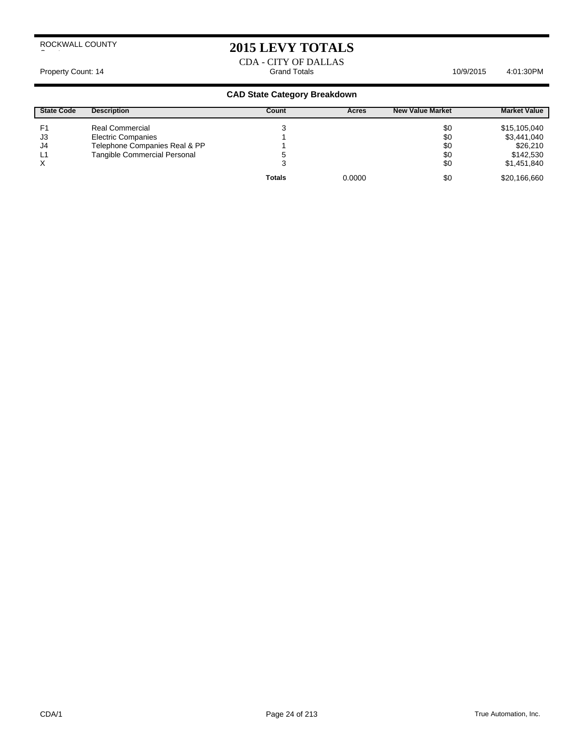ROCKWALL COUNTY

# 2015 LEVY TOTALS

CDA - CITY OF DALLAS

Property Count: 14 | Grand Totals | 10/9/2015 4:01:30PM

## CAD State Category Breakdown

| State Code | Description | Count | Acres | New Value Market | Market Value |
|---|---|---|---|---|---|
| F1 | Real Commercial | 3 | | $0 | $15,105,040 |
| J3 | Electric Companies | 1 | | $0 | $3,441,040 |
| J4 | Telephone Companies Real & PP | 1 | | $0 | $26,210 |
| L1 | Tangible Commercial Personal | 5 | | $0 | $142,530 |
| X | | 3 | | $0 | $1,451,840 |
| | | **Totals** | 0.0000 | $0 | $20,166,660 |

CDA/1

True Automation, Inc.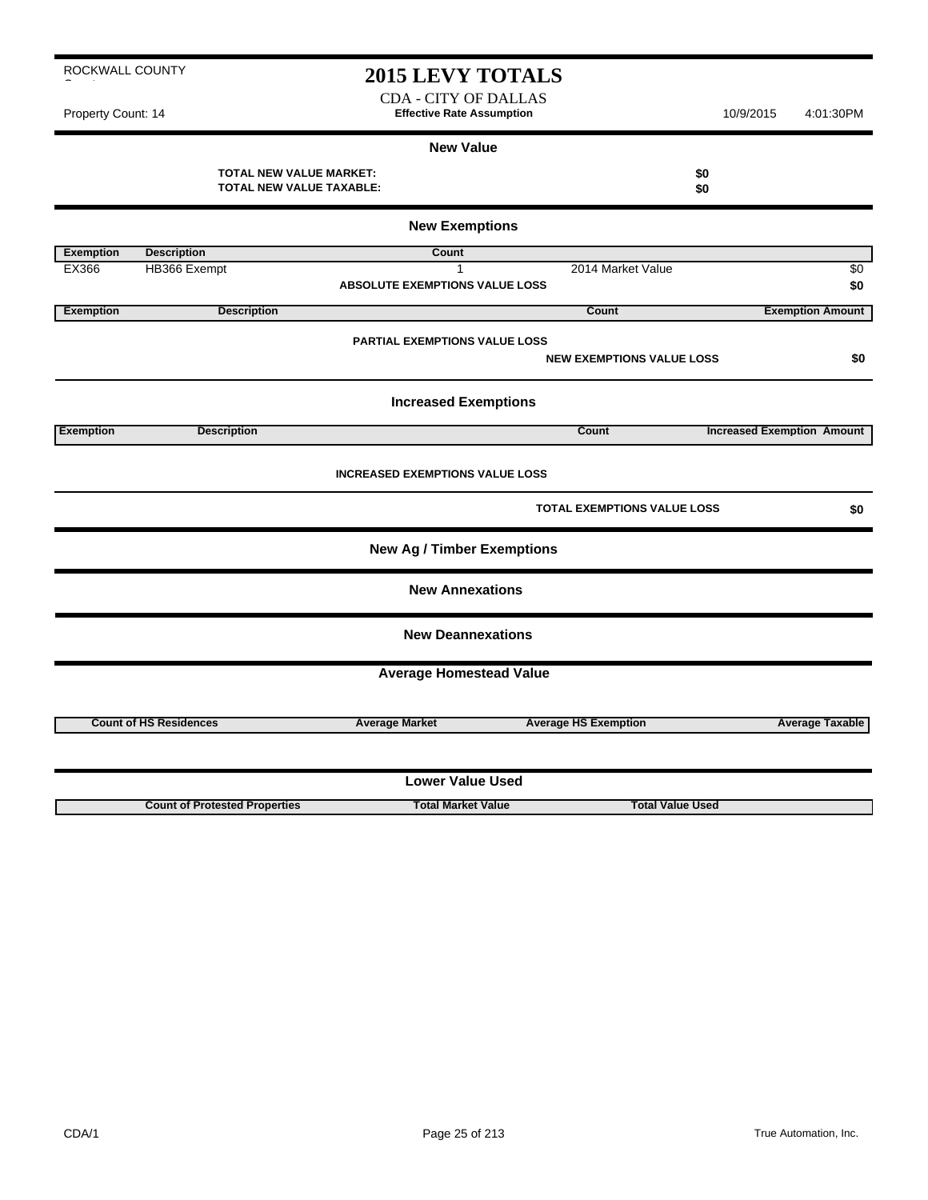ROCKWALL COUNTY

# 2015 LEVY TOTALS

CDA - CITY OF DALLAS

**Effective Rate Assumption**

Property Count: 14 | 10/9/2015 4:01:30PM

## New Value

| | |
|---|---|
| **TOTAL NEW VALUE MARKET:** | **$0** |
| **TOTAL NEW VALUE TAXABLE:** | **$0** |

## New Exemptions

| Exemption | Description | Count | | |
|---|---|---|---|---|
| EX366 | HB366 Exempt | 1 | 2014 Market Value | $0 |
| | | **ABSOLUTE EXEMPTIONS VALUE LOSS** | | **$0** |

| Exemption | Description | Count | Exemption Amount |
|---|---|---|---|
| | **PARTIAL EXEMPTIONS VALUE LOSS** | | |
| | | **NEW EXEMPTIONS VALUE LOSS** | **$0** |

## Increased Exemptions

| Exemption | Description | Count | Increased Exemption Amount |
|---|---|---|---|
| | **INCREASED EXEMPTIONS VALUE LOSS** | | |
| | | **TOTAL EXEMPTIONS VALUE LOSS** | **$0** |

## New Ag / Timber Exemptions

## New Annexations

## New Deannexations

## Average Homestead Value

| Count of HS Residences | Average Market | Average HS Exemption | Average Taxable |
|---|---|---|---|

## Lower Value Used

| Count of Protested Properties | Total Market Value | Total Value Used |
|---|---|---|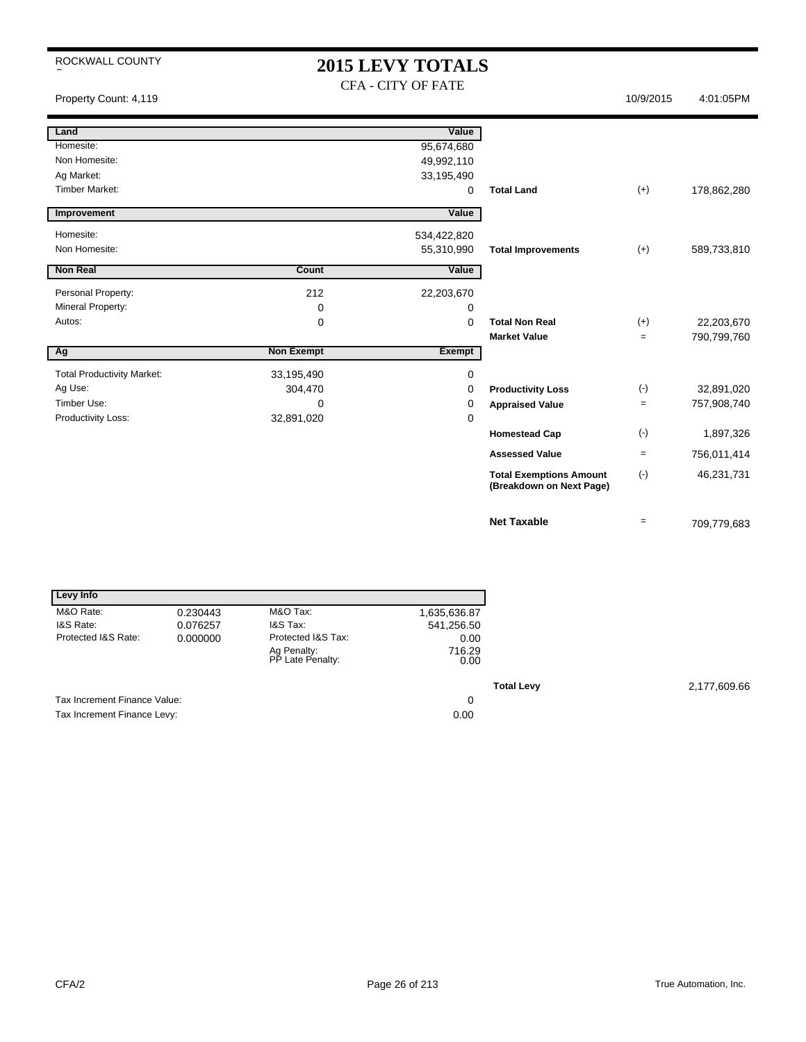ROCKWALL COUNTY

# 2015 LEVY TOTALS

CFA - CITY OF FATE

Property Count: 4,119 | 10/9/2015 | 4:01:05PM

| Land | | Value | | | |
|---|---|---|---|---|---|
| Homesite: | | 95,674,680 | | | |
| Non Homesite: | | 49,992,110 | | | |
| Ag Market: | | 33,195,490 | | | |
| Timber Market: | | 0 | **Total Land** | (+) | 178,862,280 |

| Improvement | | Value | | | |
|---|---|---|---|---|---|
| Homesite: | | 534,422,820 | | | |
| Non Homesite: | | 55,310,990 | **Total Improvements** | (+) | 589,733,810 |

| Non Real | Count | Value | | | |
|---|---|---|---|---|---|
| Personal Property: | 212 | 22,203,670 | | | |
| Mineral Property: | 0 | 0 | | | |
| Autos: | 0 | 0 | **Total Non Real** | (+) | 22,203,670 |
| | | | **Market Value** | = | 790,799,760 |

| Ag | Non Exempt | Exempt | | | |
|---|---|---|---|---|---|
| Total Productivity Market: | 33,195,490 | 0 | | | |
| Ag Use: | 304,470 | 0 | **Productivity Loss** | (-) | 32,891,020 |
| Timber Use: | 0 | 0 | **Appraised Value** | = | 757,908,740 |
| Productivity Loss: | 32,891,020 | 0 | | | |
| | | | **Homestead Cap** | (-) | 1,897,326 |
| | | | **Assessed Value** | = | 756,011,414 |
| | | | **Total Exemptions Amount (Breakdown on Next Page)** | (-) | 46,231,731 |
| | | | **Net Taxable** | = | 709,779,683 |

| Levy Info | | | |
|---|---|---|---|
| M&O Rate: | 0.230443 | M&O Tax: | 1,635,636.87 |
| I&S Rate: | 0.076257 | I&S Tax: | 541,256.50 |
| Protected I&S Rate: | 0.000000 | Protected I&S Tax: | 0.00 |
| | | Ag Penalty: | 716.29 |
| | | PP Late Penalty: | 0.00 |

**Total Levy** 2,177,609.66

| | |
|---|---|
| Tax Increment Finance Value: | 0 |
| Tax Increment Finance Levy: | 0.00 |

CFA/2 | True Automation, Inc.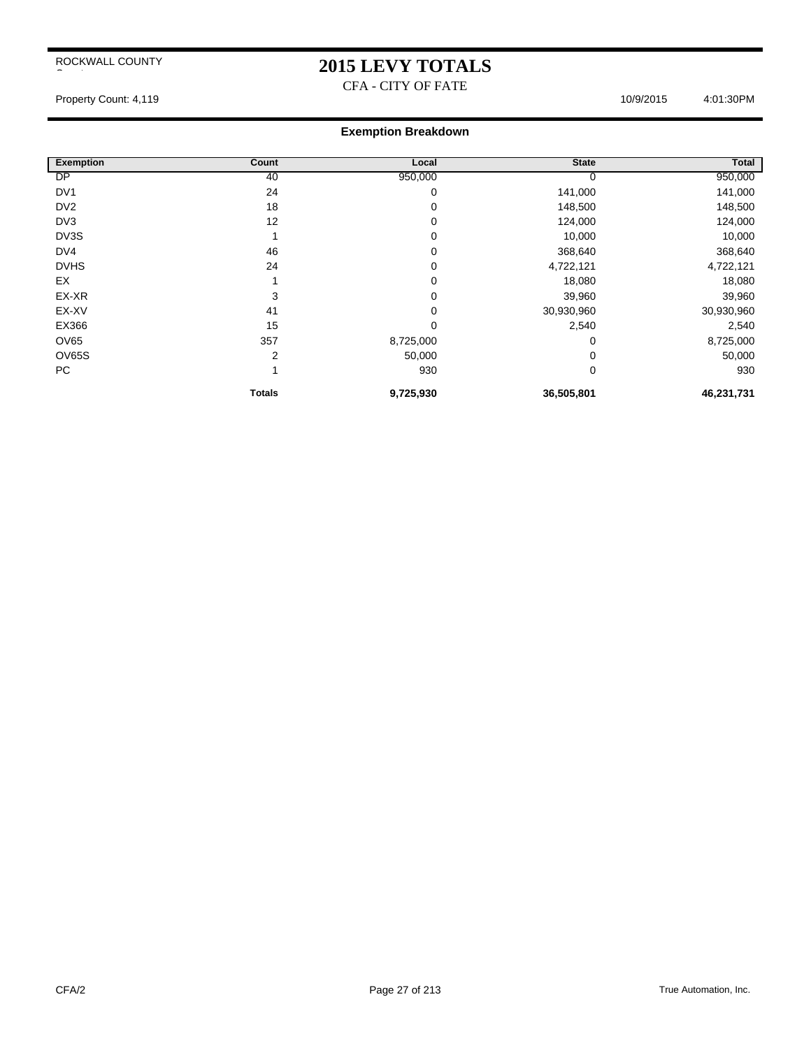ROCKWALL COUNTY

# 2015 LEVY TOTALS

CFA - CITY OF FATE

Property Count: 4,119 10/9/2015 4:01:30PM

## Exemption Breakdown

| Exemption | Count | Local | State | Total |
|---|---|---|---|---|
| DP | 40 | 950,000 | 0 | 950,000 |
| DV1 | 24 | 0 | 141,000 | 141,000 |
| DV2 | 18 | 0 | 148,500 | 148,500 |
| DV3 | 12 | 0 | 124,000 | 124,000 |
| DV3S | 1 | 0 | 10,000 | 10,000 |
| DV4 | 46 | 0 | 368,640 | 368,640 |
| DVHS | 24 | 0 | 4,722,121 | 4,722,121 |
| EX | 1 | 0 | 18,080 | 18,080 |
| EX-XR | 3 | 0 | 39,960 | 39,960 |
| EX-XV | 41 | 0 | 30,930,960 | 30,930,960 |
| EX366 | 15 | 0 | 2,540 | 2,540 |
| OV65 | 357 | 8,725,000 | 0 | 8,725,000 |
| OV65S | 2 | 50,000 | 0 | 50,000 |
| PC | 1 | 930 | 0 | 930 |
| | **Totals** | **9,725,930** | **36,505,801** | **46,231,731** |

CFA/2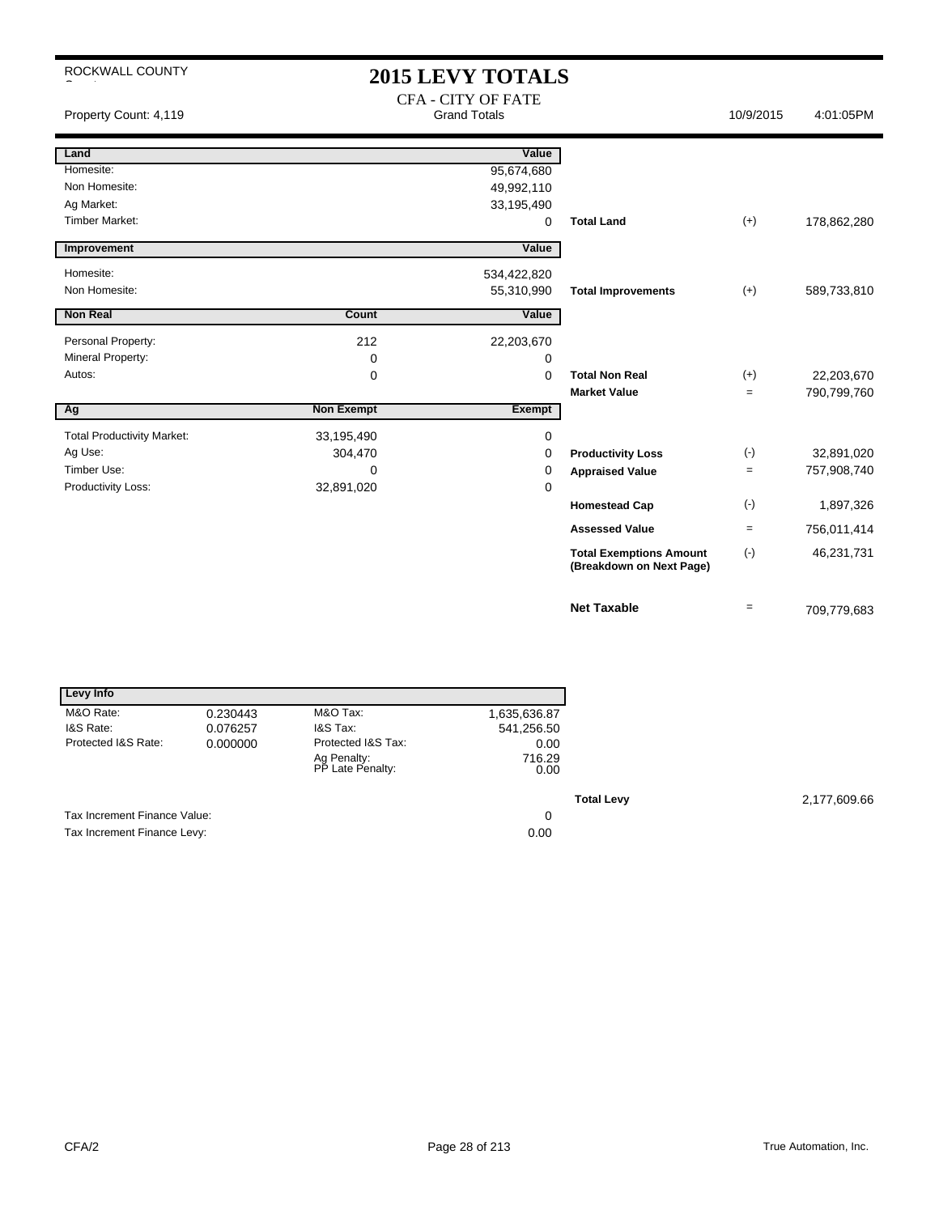ROCKWALL COUNTY

# 2015 LEVY TOTALS

## CFA - CITY OF FATE

Grand Totals

Property Count: 4,119 | 10/9/2015 | 4:01:05PM

| Land | | Value | | | |
|---|---|---|---|---|---|
| Homesite: | | 95,674,680 | | | |
| Non Homesite: | | 49,992,110 | | | |
| Ag Market: | | 33,195,490 | | | |
| Timber Market: | | 0 | **Total Land** | (+) | 178,862,280 |

| Improvement | | Value | | | |
|---|---|---|---|---|---|
| Homesite: | | 534,422,820 | | | |
| Non Homesite: | | 55,310,990 | **Total Improvements** | (+) | 589,733,810 |

| Non Real | Count | Value | | | |
|---|---|---|---|---|---|
| Personal Property: | 212 | 22,203,670 | | | |
| Mineral Property: | 0 | 0 | | | |
| Autos: | 0 | 0 | **Total Non Real** | (+) | 22,203,670 |
| | | | **Market Value** | = | 790,799,760 |

| Ag | Non Exempt | Exempt | | | |
|---|---|---|---|---|---|
| Total Productivity Market: | 33,195,490 | 0 | | | |
| Ag Use: | 304,470 | 0 | **Productivity Loss** | (-) | 32,891,020 |
| Timber Use: | 0 | 0 | **Appraised Value** | = | 757,908,740 |
| Productivity Loss: | 32,891,020 | 0 | | | |
| | | | **Homestead Cap** | (-) | 1,897,326 |
| | | | **Assessed Value** | = | 756,011,414 |
| | | | **Total Exemptions Amount (Breakdown on Next Page)** | (-) | 46,231,731 |
| | | | **Net Taxable** | = | 709,779,683 |

| Levy Info | | | |
|---|---|---|---|
| M&O Rate: | 0.230443 | M&O Tax: | 1,635,636.87 |
| I&S Rate: | 0.076257 | I&S Tax: | 541,256.50 |
| Protected I&S Rate: | 0.000000 | Protected I&S Tax: | 0.00 |
| | | Ag Penalty: | 716.29 |
| | | PP Late Penalty: | 0.00 |

**Total Levy** 2,177,609.66

| | |
|---|---|
| Tax Increment Finance Value: | 0 |
| Tax Increment Finance Levy: | 0.00 |

CFA/2

True Automation, Inc.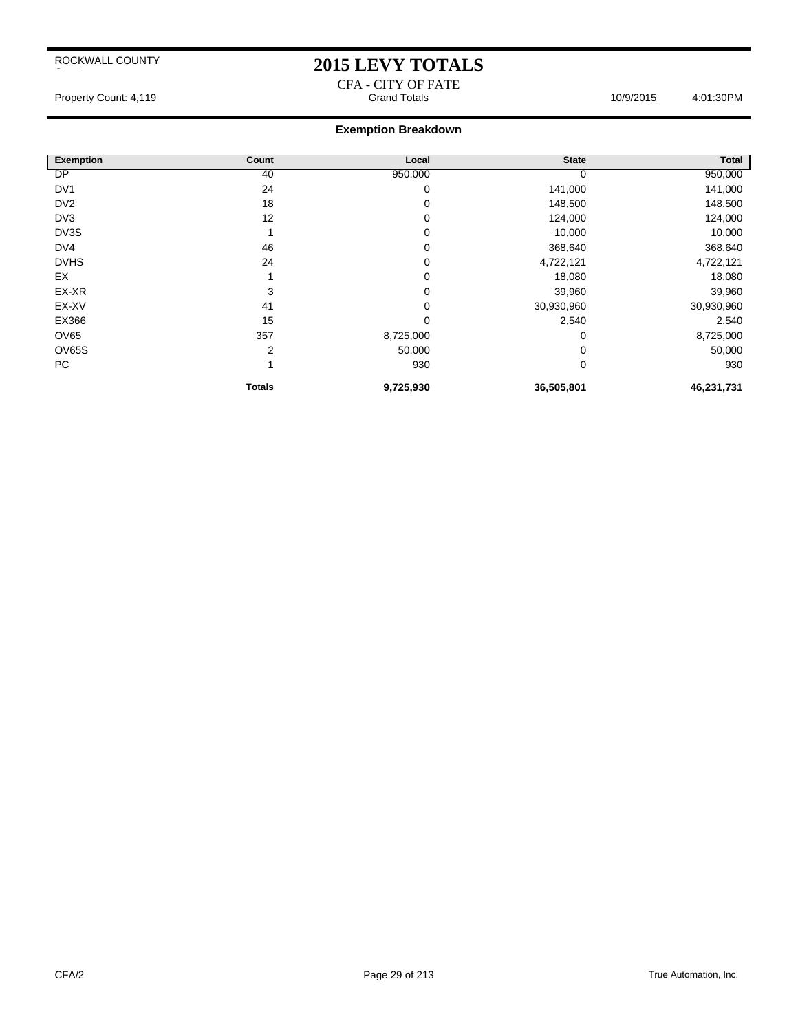ROCKWALL COUNTY

# 2015 LEVY TOTALS

CFA - CITY OF FATE

Property Count: 4,119 Grand Totals 10/9/2015 4:01:30PM

## Exemption Breakdown

| Exemption | Count | Local | State | Total |
|---|---|---|---|---|
| DP | 40 | 950,000 | 0 | 950,000 |
| DV1 | 24 | 0 | 141,000 | 141,000 |
| DV2 | 18 | 0 | 148,500 | 148,500 |
| DV3 | 12 | 0 | 124,000 | 124,000 |
| DV3S | 1 | 0 | 10,000 | 10,000 |
| DV4 | 46 | 0 | 368,640 | 368,640 |
| DVHS | 24 | 0 | 4,722,121 | 4,722,121 |
| EX | 1 | 0 | 18,080 | 18,080 |
| EX-XR | 3 | 0 | 39,960 | 39,960 |
| EX-XV | 41 | 0 | 30,930,960 | 30,930,960 |
| EX366 | 15 | 0 | 2,540 | 2,540 |
| OV65 | 357 | 8,725,000 | 0 | 8,725,000 |
| OV65S | 2 | 50,000 | 0 | 50,000 |
| PC | 1 | 930 | 0 | 930 |
| | **Totals** | **9,725,930** | **36,505,801** | **46,231,731** |

CFA/2 True Automation, Inc.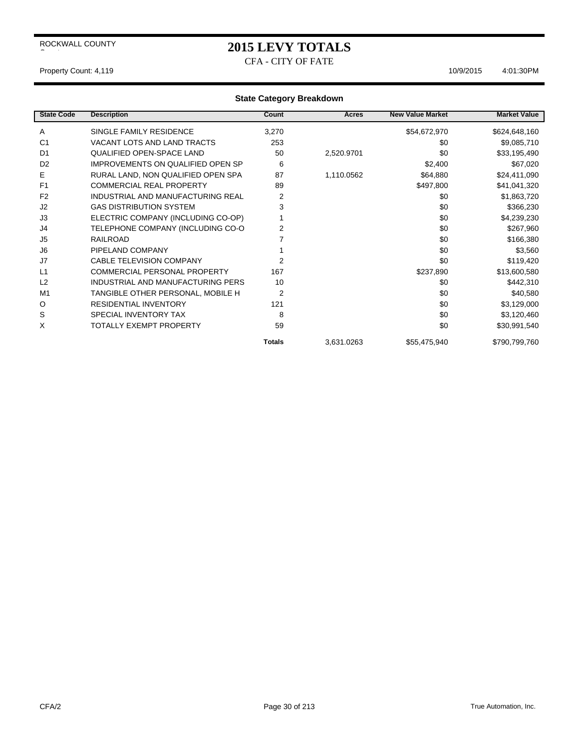ROCKWALL COUNTY

# 2015 LEVY TOTALS

CFA - CITY OF FATE

Property Count: 4,119 10/9/2015 4:01:30PM

## State Category Breakdown

| State Code | Description | Count | Acres | New Value Market | Market Value |
|---|---|---|---|---|---|
| A | SINGLE FAMILY RESIDENCE | 3,270 | | $54,672,970 | $624,648,160 |
| C1 | VACANT LOTS AND LAND TRACTS | 253 | | $0 | $9,085,710 |
| D1 | QUALIFIED OPEN-SPACE LAND | 50 | 2,520.9701 | $0 | $33,195,490 |
| D2 | IMPROVEMENTS ON QUALIFIED OPEN SP | 6 | | $2,400 | $67,020 |
| E | RURAL LAND, NON QUALIFIED OPEN SPA | 87 | 1,110.0562 | $64,880 | $24,411,090 |
| F1 | COMMERCIAL REAL PROPERTY | 89 | | $497,800 | $41,041,320 |
| F2 | INDUSTRIAL AND MANUFACTURING REAL | 2 | | $0 | $1,863,720 |
| J2 | GAS DISTRIBUTION SYSTEM | 3 | | $0 | $366,230 |
| J3 | ELECTRIC COMPANY (INCLUDING CO-OP) | 1 | | $0 | $4,239,230 |
| J4 | TELEPHONE COMPANY (INCLUDING CO-O | 2 | | $0 | $267,960 |
| J5 | RAILROAD | 7 | | $0 | $166,380 |
| J6 | PIPELAND COMPANY | 1 | | $0 | $3,560 |
| J7 | CABLE TELEVISION COMPANY | 2 | | $0 | $119,420 |
| L1 | COMMERCIAL PERSONAL PROPERTY | 167 | | $237,890 | $13,600,580 |
| L2 | INDUSTRIAL AND MANUFACTURING PERS | 10 | | $0 | $442,310 |
| M1 | TANGIBLE OTHER PERSONAL, MOBILE H | 2 | | $0 | $40,580 |
| O | RESIDENTIAL INVENTORY | 121 | | $0 | $3,129,000 |
| S | SPECIAL INVENTORY TAX | 8 | | $0 | $3,120,460 |
| X | TOTALLY EXEMPT PROPERTY | 59 | | $0 | $30,991,540 |
| | | **Totals** | 3,631.0263 | $55,475,940 | $790,799,760 |

CFA/2 True Automation, Inc.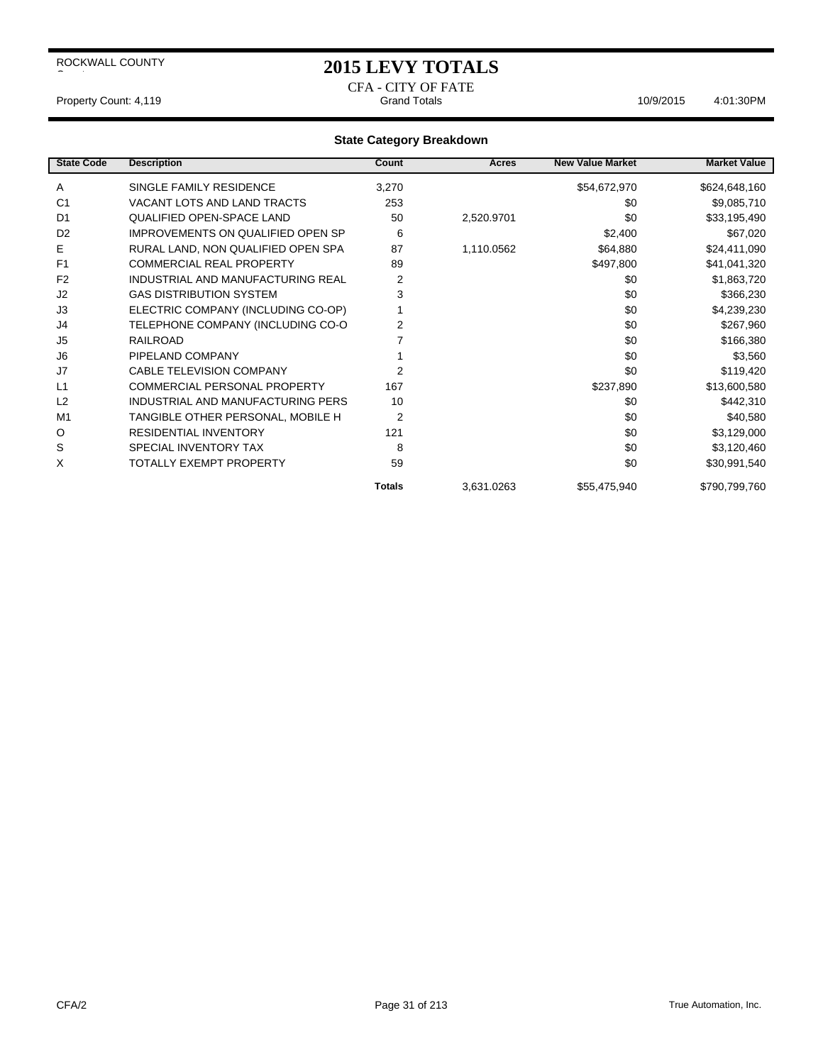ROCKWALL COUNTY

# 2015 LEVY TOTALS

CFA - CITY OF FATE

Property Count: 4,119 Grand Totals 10/9/2015 4:01:30PM

## State Category Breakdown

| State Code | Description | Count | Acres | New Value Market | Market Value |
|---|---|---|---|---|---|
| A | SINGLE FAMILY RESIDENCE | 3,270 | | $54,672,970 | $624,648,160 |
| C1 | VACANT LOTS AND LAND TRACTS | 253 | | $0 | $9,085,710 |
| D1 | QUALIFIED OPEN-SPACE LAND | 50 | 2,520.9701 | $0 | $33,195,490 |
| D2 | IMPROVEMENTS ON QUALIFIED OPEN SP | 6 | | $2,400 | $67,020 |
| E | RURAL LAND, NON QUALIFIED OPEN SPA | 87 | 1,110.0562 | $64,880 | $24,411,090 |
| F1 | COMMERCIAL REAL PROPERTY | 89 | | $497,800 | $41,041,320 |
| F2 | INDUSTRIAL AND MANUFACTURING REAL | 2 | | $0 | $1,863,720 |
| J2 | GAS DISTRIBUTION SYSTEM | 3 | | $0 | $366,230 |
| J3 | ELECTRIC COMPANY (INCLUDING CO-OP) | 1 | | $0 | $4,239,230 |
| J4 | TELEPHONE COMPANY (INCLUDING CO-O | 2 | | $0 | $267,960 |
| J5 | RAILROAD | 7 | | $0 | $166,380 |
| J6 | PIPELAND COMPANY | 1 | | $0 | $3,560 |
| J7 | CABLE TELEVISION COMPANY | 2 | | $0 | $119,420 |
| L1 | COMMERCIAL PERSONAL PROPERTY | 167 | | $237,890 | $13,600,580 |
| L2 | INDUSTRIAL AND MANUFACTURING PERS | 10 | | $0 | $442,310 |
| M1 | TANGIBLE OTHER PERSONAL, MOBILE H | 2 | | $0 | $40,580 |
| O | RESIDENTIAL INVENTORY | 121 | | $0 | $3,129,000 |
| S | SPECIAL INVENTORY TAX | 8 | | $0 | $3,120,460 |
| X | TOTALLY EXEMPT PROPERTY | 59 | | $0 | $30,991,540 |
| | | **Totals** | 3,631.0263 | $55,475,940 | $790,799,760 |

CFA/2 True Automation, Inc.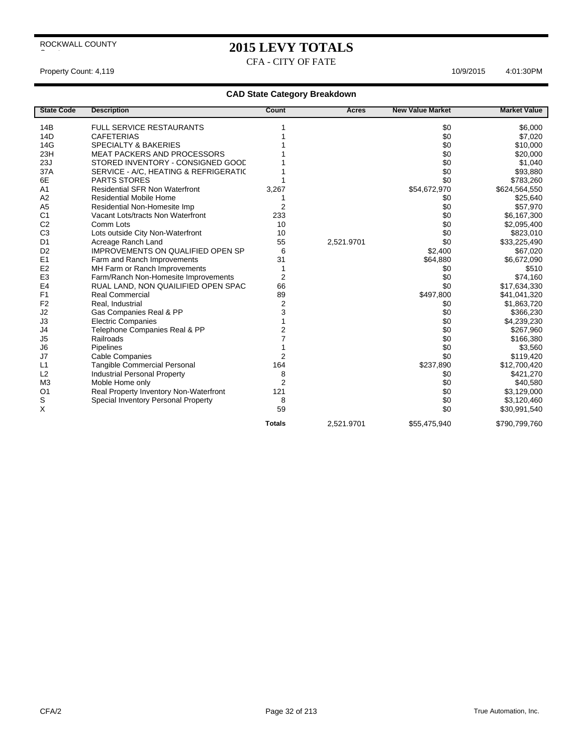ROCKWALL COUNTY

# 2015 LEVY TOTALS

CFA - CITY OF FATE

Property Count: 4,119 10/9/2015 4:01:30PM

## CAD State Category Breakdown

| State Code | Description | Count | Acres | New Value Market | Market Value |
|---|---|---|---|---|---|
| 14B | FULL SERVICE RESTAURANTS | 1 | | $0 | $6,000 |
| 14D | CAFETERIAS | 1 | | $0 | $7,020 |
| 14G | SPECIALTY & BAKERIES | 1 | | $0 | $10,000 |
| 23H | MEAT PACKERS AND PROCESSORS | 1 | | $0 | $20,000 |
| 23J | STORED INVENTORY - CONSIGNED GOOD | 1 | | $0 | $1,040 |
| 37A | SERVICE - A/C, HEATING & REFRIGERATIC | 1 | | $0 | $93,880 |
| 6E | PARTS STORES | 1 | | $0 | $783,260 |
| A1 | Residential SFR Non Waterfront | 3,267 | | $54,672,970 | $624,564,550 |
| A2 | Residential Mobile Home | 1 | | $0 | $25,640 |
| A5 | Residential Non-Homesite Imp | 2 | | $0 | $57,970 |
| C1 | Vacant Lots/tracts Non Waterfront | 233 | | $0 | $6,167,300 |
| C2 | Comm Lots | 10 | | $0 | $2,095,400 |
| C3 | Lots outside City Non-Waterfront | 10 | | $0 | $823,010 |
| D1 | Acreage Ranch Land | 55 | 2,521.9701 | $0 | $33,225,490 |
| D2 | IMPROVEMENTS ON QUALIFIED OPEN SP | 6 | | $2,400 | $67,020 |
| E1 | Farm and Ranch Improvements | 31 | | $64,880 | $6,672,090 |
| E2 | MH Farm or Ranch Improvements | 1 | | $0 | $510 |
| E3 | Farm/Ranch Non-Homesite Improvements | 2 | | $0 | $74,160 |
| E4 | RUAL LAND, NON QUAILIFIED OPEN SPAC | 66 | | $0 | $17,634,330 |
| F1 | Real Commercial | 89 | | $497,800 | $41,041,320 |
| F2 | Real, Industrial | 2 | | $0 | $1,863,720 |
| J2 | Gas Companies Real & PP | 3 | | $0 | $366,230 |
| J3 | Electric Companies | 1 | | $0 | $4,239,230 |
| J4 | Telephone Companies Real & PP | 2 | | $0 | $267,960 |
| J5 | Railroads | 7 | | $0 | $166,380 |
| J6 | Pipelines | 1 | | $0 | $3,560 |
| J7 | Cable Companies | 2 | | $0 | $119,420 |
| L1 | Tangible Commercial Personal | 164 | | $237,890 | $12,700,420 |
| L2 | Industrial Personal Property | 8 | | $0 | $421,270 |
| M3 | Moble Home only | 2 | | $0 | $40,580 |
| O1 | Real Property Inventory Non-Waterfront | 121 | | $0 | $3,129,000 |
| S | Special Inventory Personal Property | 8 | | $0 | $3,120,460 |
| X | | 59 | | $0 | $30,991,540 |
| | | **Totals** | 2,521.9701 | $55,475,940 | $790,799,760 |

CFA/2 True Automation, Inc.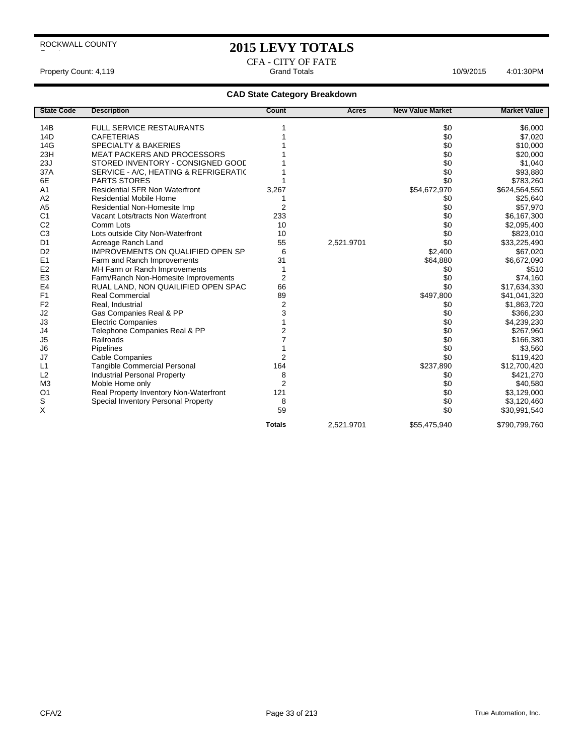ROCKWALL COUNTY

# 2015 LEVY TOTALS

CFA - CITY OF FATE

Property Count: 4,119 — Grand Totals — 10/9/2015 4:01:30PM

## CAD State Category Breakdown

| State Code | Description | Count | Acres | New Value Market | Market Value |
|---|---|---|---|---|---|
| 14B | FULL SERVICE RESTAURANTS | 1 | | $0 | $6,000 |
| 14D | CAFETERIAS | 1 | | $0 | $7,020 |
| 14G | SPECIALTY & BAKERIES | 1 | | $0 | $10,000 |
| 23H | MEAT PACKERS AND PROCESSORS | 1 | | $0 | $20,000 |
| 23J | STORED INVENTORY - CONSIGNED GOOD | 1 | | $0 | $1,040 |
| 37A | SERVICE - A/C, HEATING & REFRIGERATIC | 1 | | $0 | $93,880 |
| 6E | PARTS STORES | 1 | | $0 | $783,260 |
| A1 | Residential SFR Non Waterfront | 3,267 | | $54,672,970 | $624,564,550 |
| A2 | Residential Mobile Home | 1 | | $0 | $25,640 |
| A5 | Residential Non-Homesite Imp | 2 | | $0 | $57,970 |
| C1 | Vacant Lots/tracts Non Waterfront | 233 | | $0 | $6,167,300 |
| C2 | Comm Lots | 10 | | $0 | $2,095,400 |
| C3 | Lots outside City Non-Waterfront | 10 | | $0 | $823,010 |
| D1 | Acreage Ranch Land | 55 | 2,521.9701 | $0 | $33,225,490 |
| D2 | IMPROVEMENTS ON QUALIFIED OPEN SP | 6 | | $2,400 | $67,020 |
| E1 | Farm and Ranch Improvements | 31 | | $64,880 | $6,672,090 |
| E2 | MH Farm or Ranch Improvements | 1 | | $0 | $510 |
| E3 | Farm/Ranch Non-Homesite Improvements | 2 | | $0 | $74,160 |
| E4 | RUAL LAND, NON QUAILIFIED OPEN SPAC | 66 | | $0 | $17,634,330 |
| F1 | Real Commercial | 89 | | $497,800 | $41,041,320 |
| F2 | Real, Industrial | 2 | | $0 | $1,863,720 |
| J2 | Gas Companies Real & PP | 3 | | $0 | $366,230 |
| J3 | Electric Companies | 1 | | $0 | $4,239,230 |
| J4 | Telephone Companies Real & PP | 2 | | $0 | $267,960 |
| J5 | Railroads | 7 | | $0 | $166,380 |
| J6 | Pipelines | 1 | | $0 | $3,560 |
| J7 | Cable Companies | 2 | | $0 | $119,420 |
| L1 | Tangible Commercial Personal | 164 | | $237,890 | $12,700,420 |
| L2 | Industrial Personal Property | 8 | | $0 | $421,270 |
| M3 | Moble Home only | 2 | | $0 | $40,580 |
| O1 | Real Property Inventory Non-Waterfront | 121 | | $0 | $3,129,000 |
| S | Special Inventory Personal Property | 8 | | $0 | $3,120,460 |
| X | | 59 | | $0 | $30,991,540 |
| | | **Totals** | 2,521.9701 | $55,475,940 | $790,799,760 |

CFA/2 — True Automation, Inc.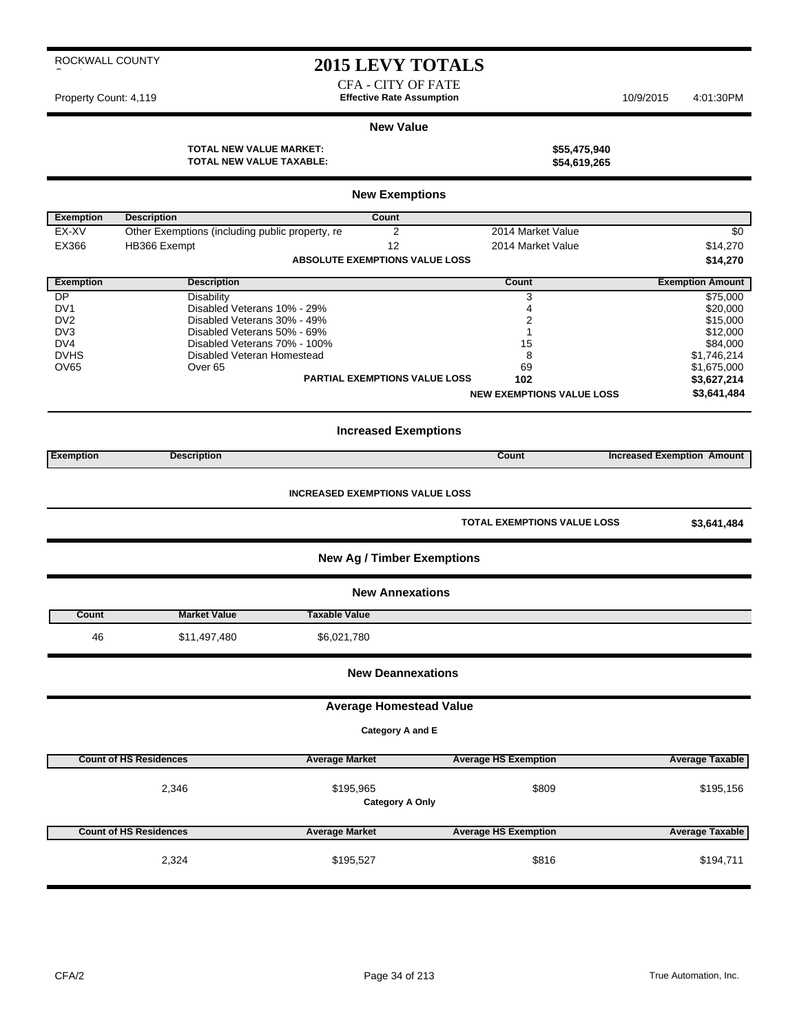ROCKWALL COUNTY

# 2015 LEVY TOTALS

CFA - CITY OF FATE

Property Count: 4,119 | **Effective Rate Assumption** | 10/9/2015 4:01:30PM

## New Value

**TOTAL NEW VALUE MARKET:** **$55,475,940**

**TOTAL NEW VALUE TAXABLE:** **$54,619,265**

## New Exemptions

| Exemption | Description | Count | | |
|---|---|---|---|---|
| EX-XV | Other Exemptions (including public property, re | 2 | 2014 Market Value | $0 |
| EX366 | HB366 Exempt | 12 | 2014 Market Value | $14,270 |
| | | **ABSOLUTE EXEMPTIONS VALUE LOSS** | | **$14,270** |

| Exemption | Description | Count | Exemption Amount |
|---|---|---|---|
| DP | Disability | 3 | $75,000 |
| DV1 | Disabled Veterans 10% - 29% | 4 | $20,000 |
| DV2 | Disabled Veterans 30% - 49% | 2 | $15,000 |
| DV3 | Disabled Veterans 50% - 69% | 1 | $12,000 |
| DV4 | Disabled Veterans 70% - 100% | 15 | $84,000 |
| DVHS | Disabled Veteran Homestead | 8 | $1,746,214 |
| OV65 | Over 65 | 69 | $1,675,000 |
| | **PARTIAL EXEMPTIONS VALUE LOSS** | **102** | **$3,627,214** |
| | | **NEW EXEMPTIONS VALUE LOSS** | **$3,641,484** |

## Increased Exemptions

| Exemption | Description | Count | Increased Exemption Amount |
|---|---|---|---|

**INCREASED EXEMPTIONS VALUE LOSS**

**TOTAL EXEMPTIONS VALUE LOSS** **$3,641,484**

## New Ag / Timber Exemptions

## New Annexations

| Count | Market Value | Taxable Value |
|---|---|---|
| 46 | $11,497,480 | $6,021,780 |

## New Deannexations

## Average Homestead Value

**Category A and E**

| Count of HS Residences | Average Market | Average HS Exemption | Average Taxable |
|---|---|---|---|
| 2,346 | $195,965 | $809 | $195,156 |

**Category A Only**

| Count of HS Residences | Average Market | Average HS Exemption | Average Taxable |
|---|---|---|---|
| 2,324 | $195,527 | $816 | $194,711 |

CFA/2 True Automation, Inc.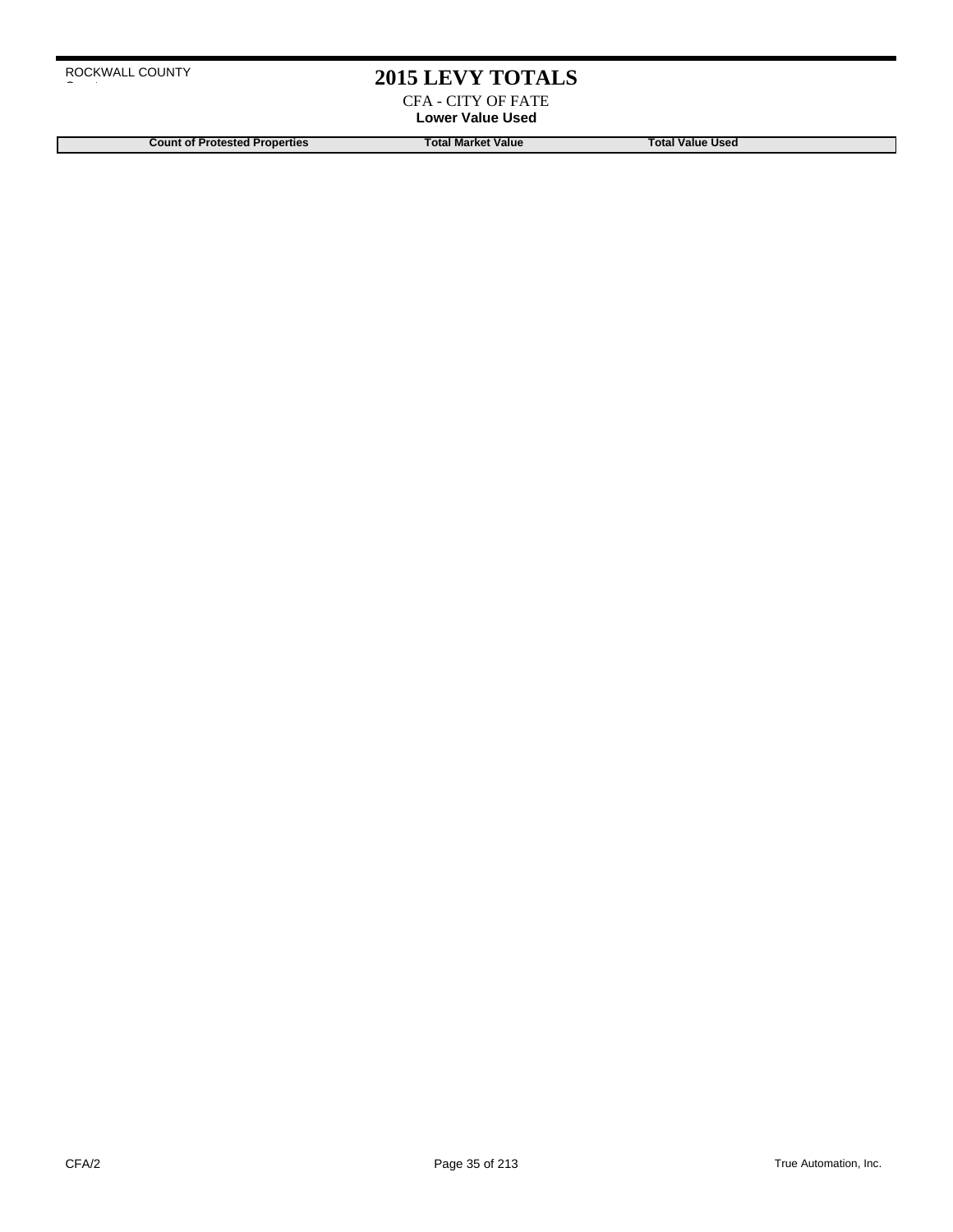# 2015 LEVY TOTALS

CFA - CITY OF FATE

**Lower Value Used**

| Count of Protested Properties | Total Market Value | Total Value Used |
|---|---|---|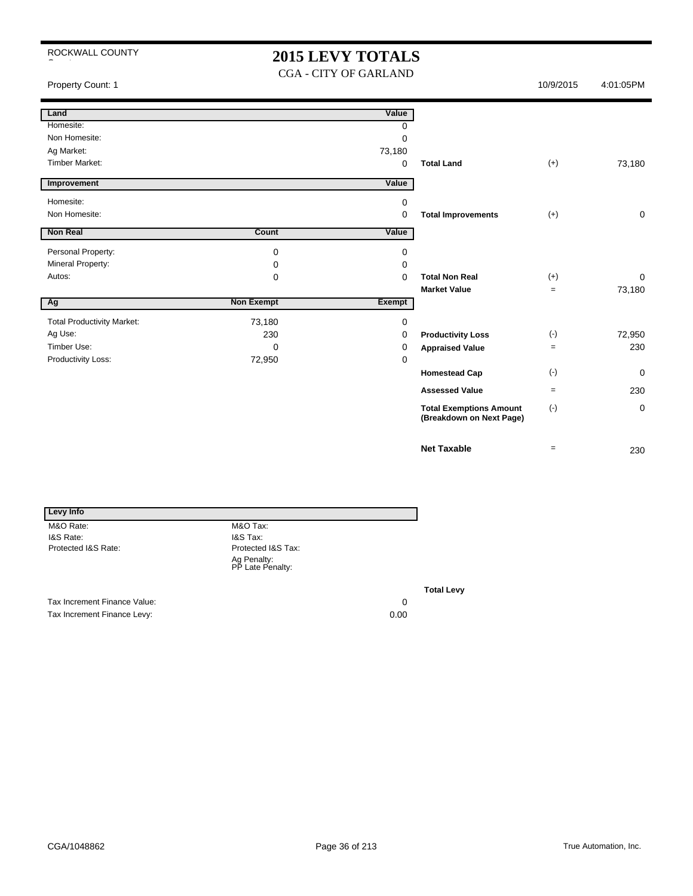ROCKWALL COUNTY

# 2015 LEVY TOTALS

CGA - CITY OF GARLAND

Property Count: 1 | 10/9/2015 | 4:01:05PM

| Land | | Value | | | |
|---|---|---|---|---|---|
| Homesite: | | 0 | | | |
| Non Homesite: | | 0 | | | |
| Ag Market: | | 73,180 | | | |
| Timber Market: | | 0 | **Total Land** | (+) | 73,180 |

| Improvement | | Value | | | |
|---|---|---|---|---|---|
| Homesite: | | 0 | | | |
| Non Homesite: | | 0 | **Total Improvements** | (+) | 0 |

| Non Real | Count | Value | | | |
|---|---|---|---|---|---|
| Personal Property: | 0 | 0 | | | |
| Mineral Property: | 0 | 0 | | | |
| Autos: | 0 | 0 | **Total Non Real** | (+) | 0 |
| | | | **Market Value** | = | 73,180 |

| Ag | Non Exempt | Exempt | | | |
|---|---|---|---|---|---|
| Total Productivity Market: | 73,180 | 0 | | | |
| Ag Use: | 230 | 0 | **Productivity Loss** | (-) | 72,950 |
| Timber Use: | 0 | 0 | **Appraised Value** | = | 230 |
| Productivity Loss: | 72,950 | 0 | | | |
| | | | **Homestead Cap** | (-) | 0 |
| | | | **Assessed Value** | = | 230 |
| | | | **Total Exemptions Amount (Breakdown on Next Page)** | (-) | 0 |
| | | | **Net Taxable** | = | 230 |

| Levy Info | | |
|---|---|---|
| M&O Rate: | M&O Tax: | |
| I&S Rate: | I&S Tax: | |
| Protected I&S Rate: | Protected I&S Tax: | |
| | Ag Penalty: | |
| | PP Late Penalty: | |
| | | **Total Levy** |
| Tax Increment Finance Value: | 0 | |
| Tax Increment Finance Levy: | 0.00 | |

CGA/1048862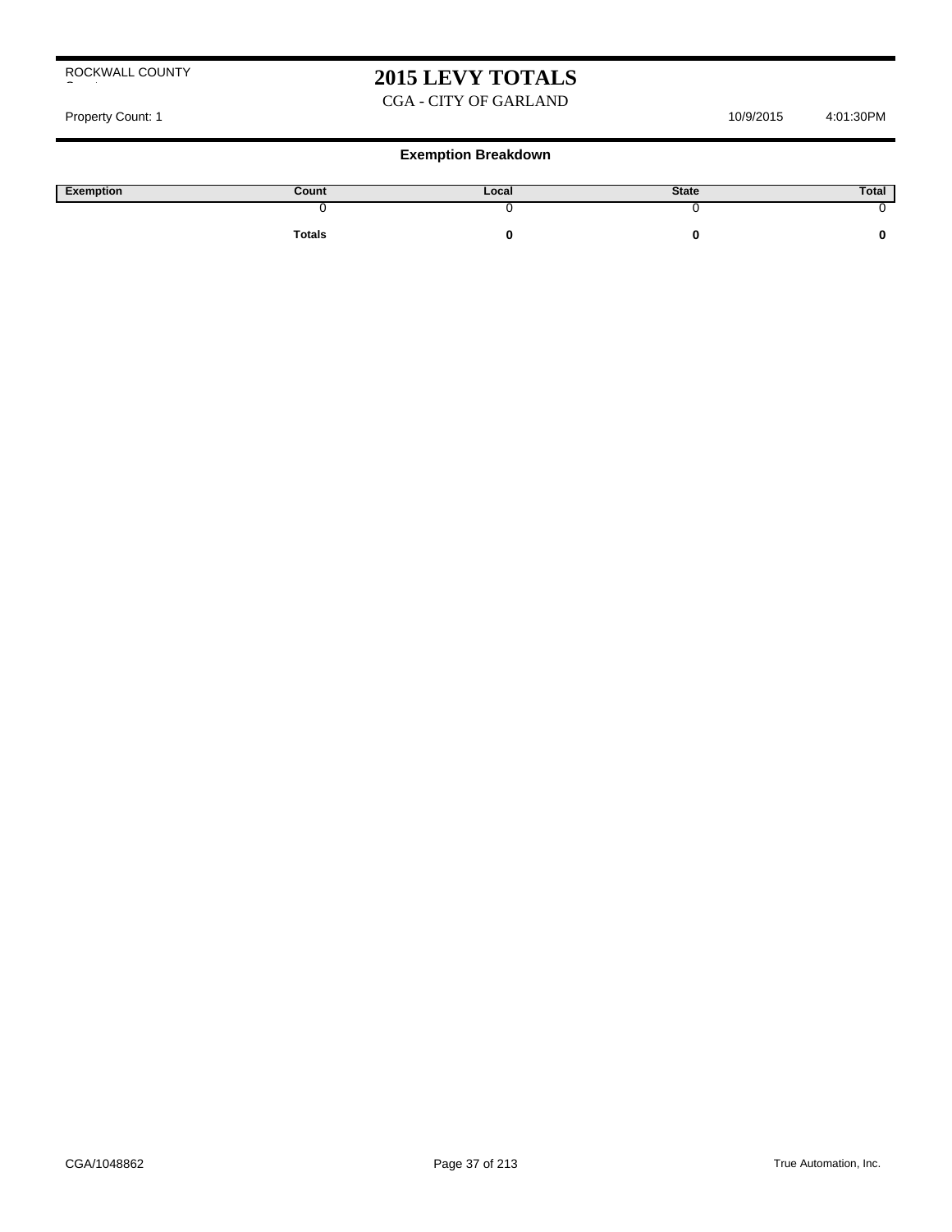ROCKWALL COUNTY

# 2015 LEVY TOTALS

CGA - CITY OF GARLAND

Property Count: 1 10/9/2015 4:01:30PM

## Exemption Breakdown

| Exemption | Count | Local | State | Total |
|---|---|---|---|---|
| | 0 | 0 | 0 | 0 |
| | **Totals** | **0** | **0** | **0** |

CGA/1048862 True Automation, Inc.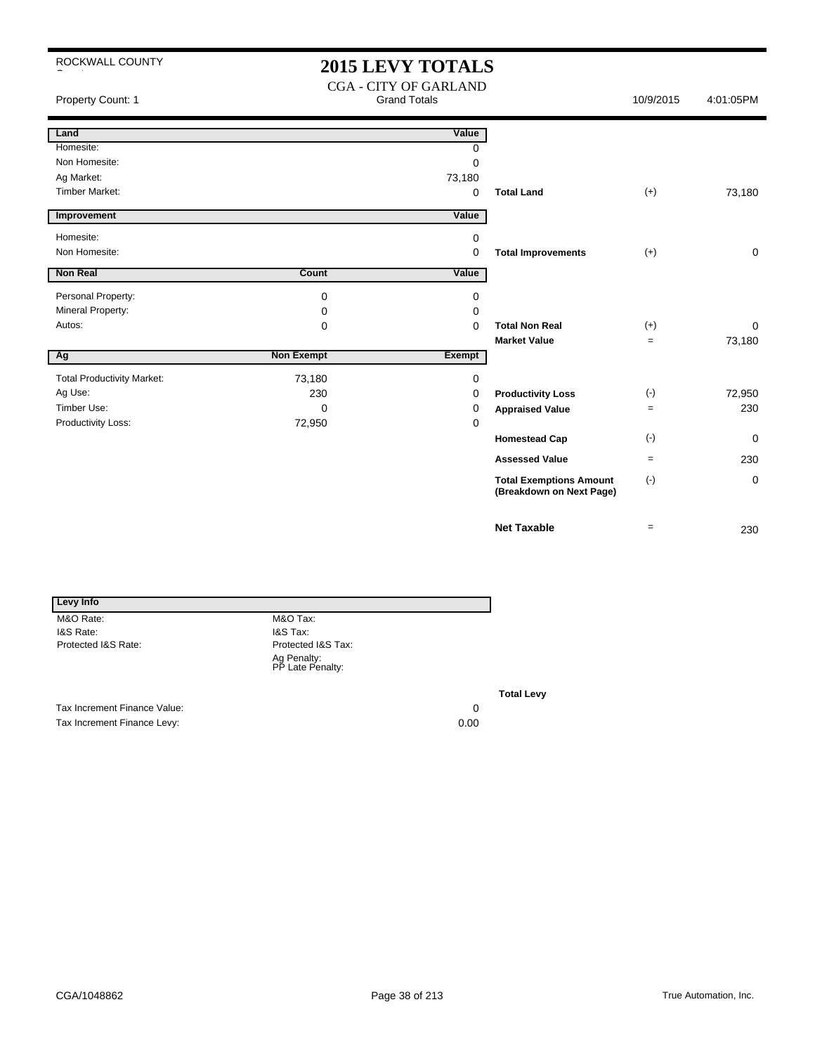ROCKWALL COUNTY

# 2015 LEVY TOTALS

CGA - CITY OF GARLAND

Property Count: 1 — Grand Totals — 10/9/2015 4:01:05PM

| Land | | Value | | | |
|---|---|---|---|---|---|
| Homesite: | | 0 | | | |
| Non Homesite: | | 0 | | | |
| Ag Market: | | 73,180 | | | |
| Timber Market: | | 0 | **Total Land** | (+) | 73,180 |

| Improvement | | Value | | | |
|---|---|---|---|---|---|
| Homesite: | | 0 | | | |
| Non Homesite: | | 0 | **Total Improvements** | (+) | 0 |

| Non Real | Count | Value | | | |
|---|---|---|---|---|---|
| Personal Property: | 0 | 0 | | | |
| Mineral Property: | 0 | 0 | | | |
| Autos: | 0 | 0 | **Total Non Real** | (+) | 0 |
| | | | **Market Value** | = | 73,180 |

| Ag | Non Exempt | Exempt | | | |
|---|---|---|---|---|---|
| Total Productivity Market: | 73,180 | 0 | | | |
| Ag Use: | 230 | 0 | **Productivity Loss** | (-) | 72,950 |
| Timber Use: | 0 | 0 | **Appraised Value** | = | 230 |
| Productivity Loss: | 72,950 | 0 | | | |
| | | | **Homestead Cap** | (-) | 0 |
| | | | **Assessed Value** | = | 230 |
| | | | **Total Exemptions Amount (Breakdown on Next Page)** | (-) | 0 |
| | | | **Net Taxable** | = | 230 |

| Levy Info | | |
|---|---|---|
| M&O Rate: | M&O Tax: | |
| I&S Rate: | I&S Tax: | |
| Protected I&S Rate: | Protected I&S Tax: | |
| | Ag Penalty: | |
| | PP Late Penalty: | |
| | | **Total Levy** |
| Tax Increment Finance Value: | | 0 |
| Tax Increment Finance Levy: | | 0.00 |

CGA/1048862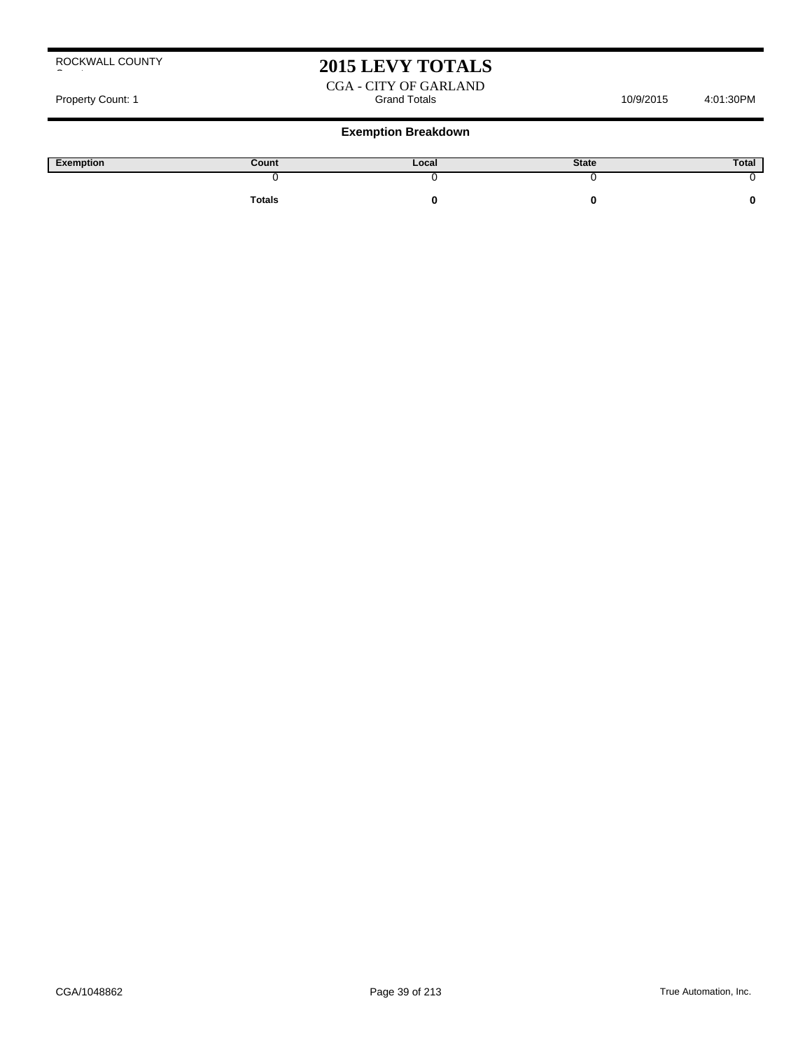ROCKWALL COUNTY

# 2015 LEVY TOTALS

CGA - CITY OF GARLAND

Property Count: 1 | Grand Totals | 10/9/2015 | 4:01:30PM

## Exemption Breakdown

| Exemption | Count | Local | State | Total |
|---|---|---|---|---|
| | 0 | 0 | 0 | 0 |
| | **Totals** | **0** | **0** | **0** |

CGA/1048862 | True Automation, Inc.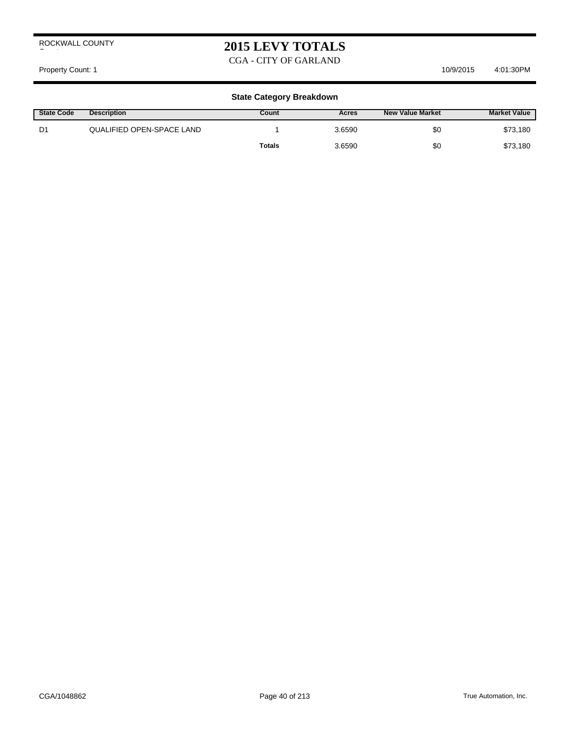ROCKWALL COUNTY

# 2015 LEVY TOTALS

CGA - CITY OF GARLAND

Property Count: 1 10/9/2015 4:01:30PM

## State Category Breakdown

| State Code | Description | Count | Acres | New Value Market | Market Value |
|---|---|---|---|---|---|
| D1 | QUALIFIED OPEN-SPACE LAND | 1 | 3.6590 | $0 | $73,180 |
| | | **Totals** | 3.6590 | $0 | $73,180 |

CGA/1048862

True Automation, Inc.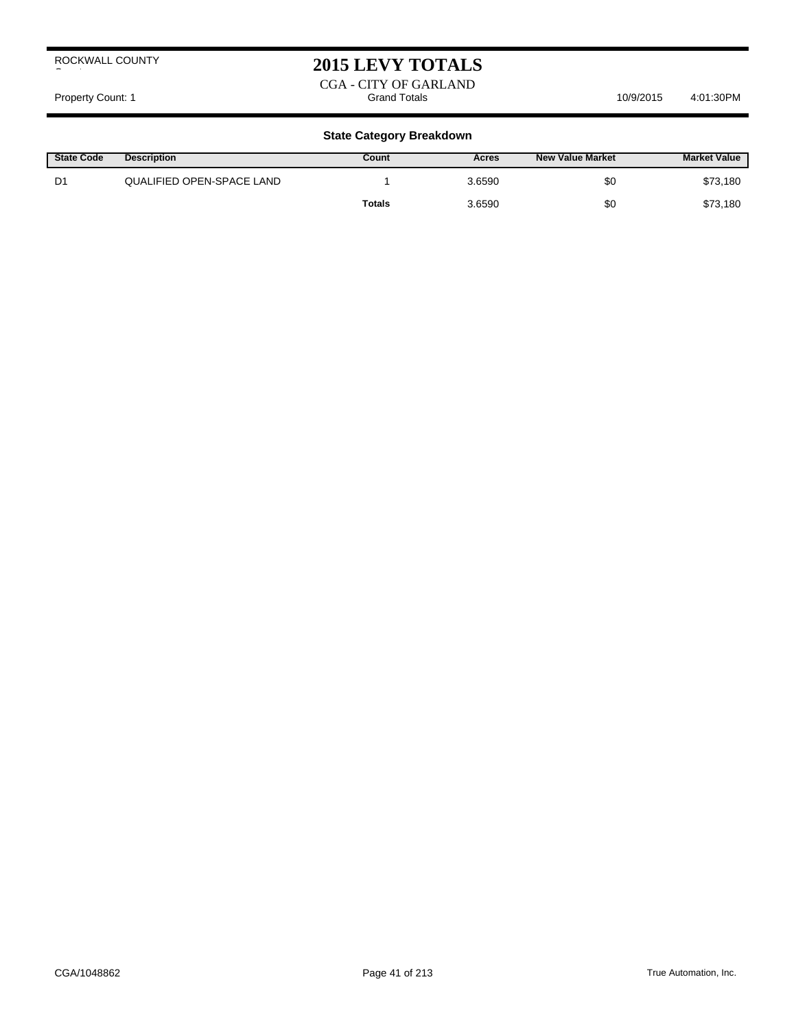ROCKWALL COUNTY

# 2015 LEVY TOTALS

CGA - CITY OF GARLAND

Property Count: 1 | Grand Totals | 10/9/2015 4:01:30PM

## State Category Breakdown

| State Code | Description | Count | Acres | New Value Market | Market Value |
|---|---|---|---|---|---|
| D1 | QUALIFIED OPEN-SPACE LAND | 1 | 3.6590 | $0 | $73,180 |
| | | **Totals** | 3.6590 | $0 | $73,180 |

CGA/1048862

True Automation, Inc.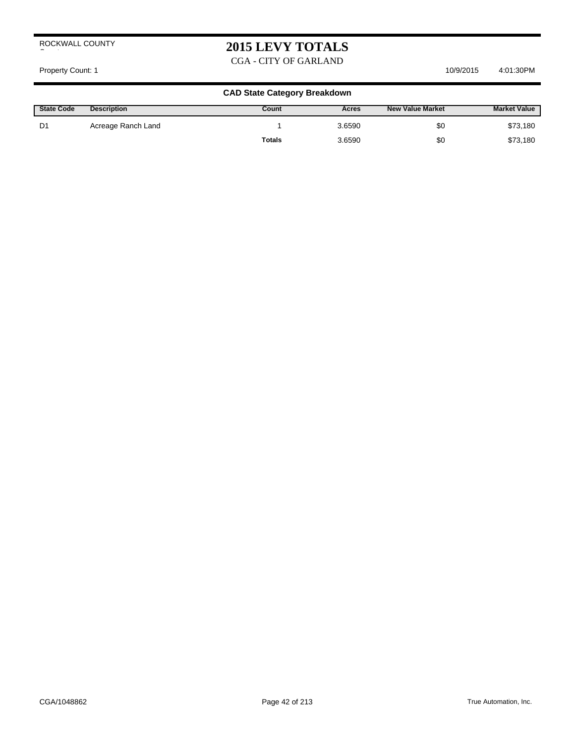ROCKWALL COUNTY

# 2015 LEVY TOTALS

CGA - CITY OF GARLAND

Property Count: 1 10/9/2015 4:01:30PM

### CAD State Category Breakdown

| State Code | Description | Count | Acres | New Value Market | Market Value |
|---|---|---|---|---|---|
| D1 | Acreage Ranch Land | 1 | 3.6590 | $0 | $73,180 |
| | | **Totals** | 3.6590 | $0 | $73,180 |

CGA/1048862 True Automation, Inc.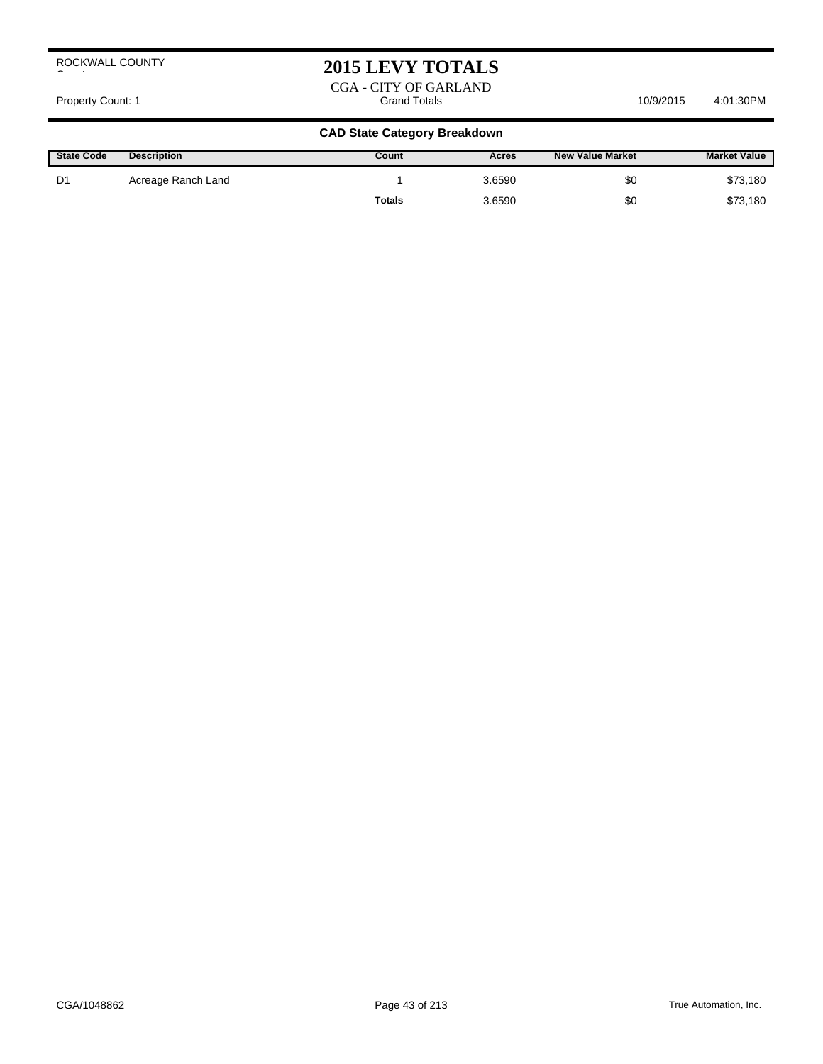ROCKWALL COUNTY

# 2015 LEVY TOTALS

CGA - CITY OF GARLAND

Property Count: 1 Grand Totals 10/9/2015 4:01:30PM

### CAD State Category Breakdown

| State Code | Description | Count | Acres | New Value Market | Market Value |
|---|---|---|---|---|---|
| D1 | Acreage Ranch Land | 1 | 3.6590 | $0 | $73,180 |
| | | **Totals** | 3.6590 | $0 | $73,180 |

CGA/1048862 True Automation, Inc.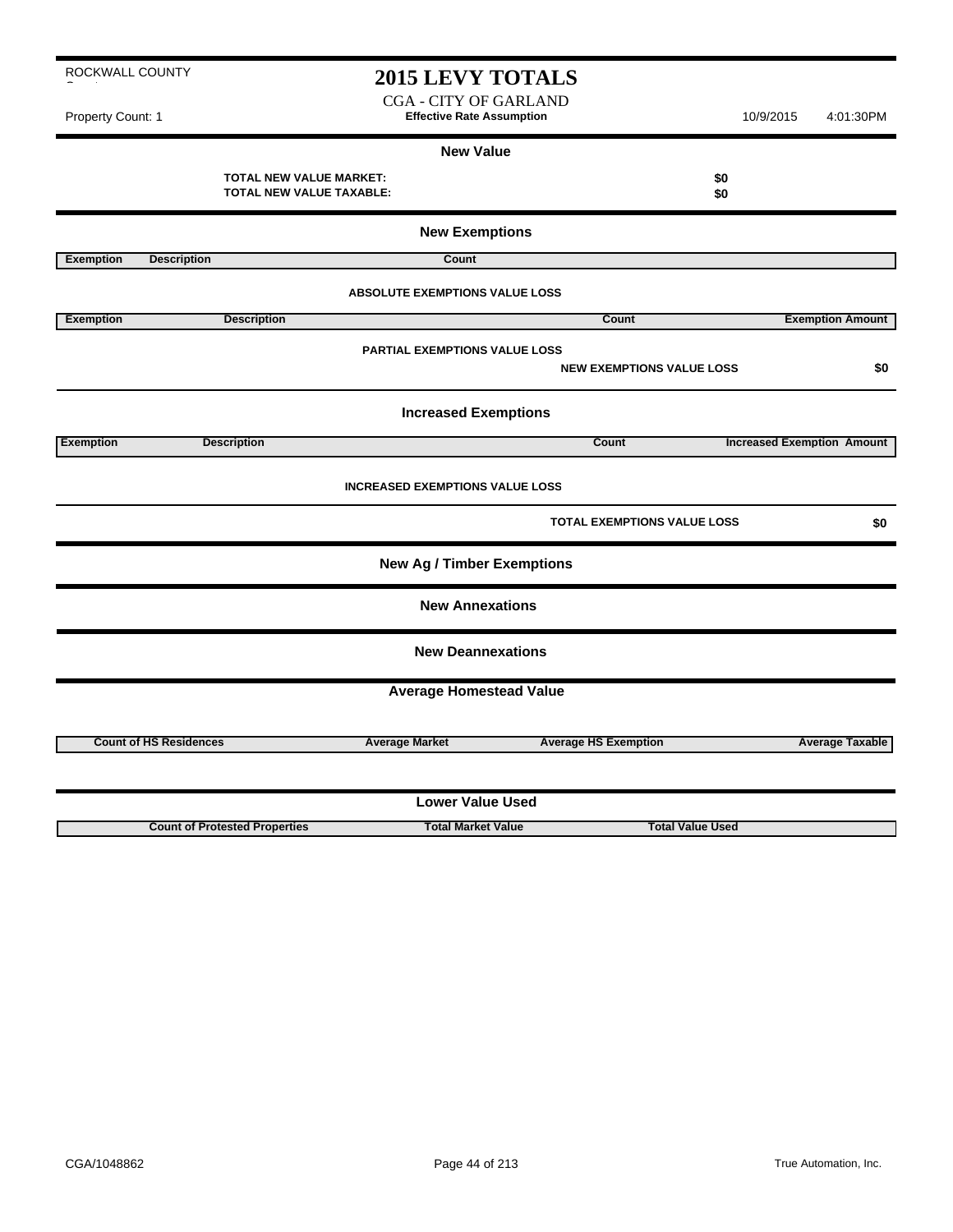ROCKWALL COUNTY

# 2015 LEVY TOTALS

CGA - CITY OF GARLAND

**Effective Rate Assumption**

Property Count: 1

10/9/2015 4:01:30PM

## New Value

| | |
|---|---|
| **TOTAL NEW VALUE MARKET:** | **$0** |
| **TOTAL NEW VALUE TAXABLE:** | **$0** |

## New Exemptions

| Exemption | Description | Count |
|---|---|---|

**ABSOLUTE EXEMPTIONS VALUE LOSS**

| Exemption | Description | Count | Exemption Amount |
|---|---|---|---|

**PARTIAL EXEMPTIONS VALUE LOSS**

**NEW EXEMPTIONS VALUE LOSS** **$0**

## Increased Exemptions

| Exemption | Description | Count | Increased Exemption Amount |
|---|---|---|---|

**INCREASED EXEMPTIONS VALUE LOSS**

**TOTAL EXEMPTIONS VALUE LOSS** **$0**

## New Ag / Timber Exemptions

## New Annexations

## New Deannexations

## Average Homestead Value

| Count of HS Residences | Average Market | Average HS Exemption | Average Taxable |
|---|---|---|---|

## Lower Value Used

| Count of Protested Properties | Total Market Value | Total Value Used |
|---|---|---|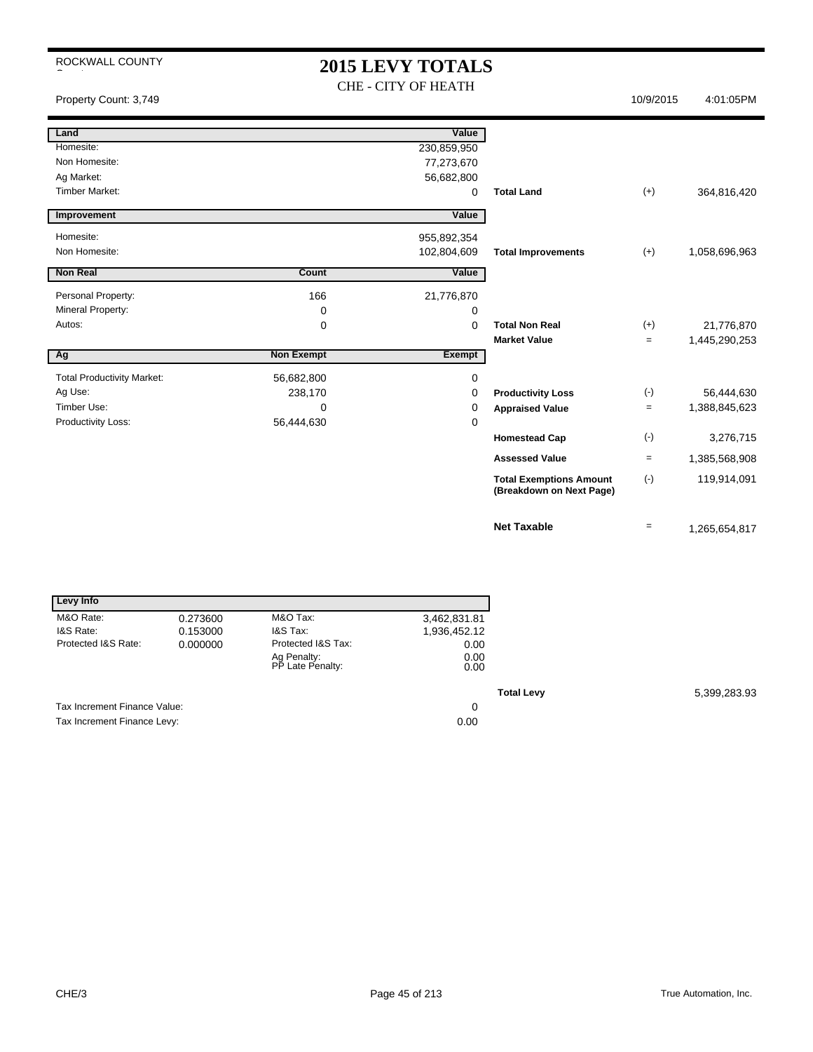ROCKWALL COUNTY

# 2015 LEVY TOTALS

CHE - CITY OF HEATH

Property Count: 3,749 — 10/9/2015 4:01:05PM

| Land | | Value | | | |
|---|---|---|---|---|---|
| Homesite: | | 230,859,950 | | | |
| Non Homesite: | | 77,273,670 | | | |
| Ag Market: | | 56,682,800 | | | |
| Timber Market: | | 0 | **Total Land** | (+) | 364,816,420 |
| **Improvement** | | **Value** | | | |
| Homesite: | | 955,892,354 | | | |
| Non Homesite: | | 102,804,609 | **Total Improvements** | (+) | 1,058,696,963 |
| **Non Real** | **Count** | **Value** | | | |
| Personal Property: | 166 | 21,776,870 | | | |
| Mineral Property: | 0 | 0 | | | |
| Autos: | 0 | 0 | **Total Non Real** | (+) | 21,776,870 |
| | | | **Market Value** | = | 1,445,290,253 |
| **Ag** | **Non Exempt** | **Exempt** | | | |
| Total Productivity Market: | 56,682,800 | 0 | | | |
| Ag Use: | 238,170 | 0 | **Productivity Loss** | (-) | 56,444,630 |
| Timber Use: | 0 | 0 | **Appraised Value** | = | 1,388,845,623 |
| Productivity Loss: | 56,444,630 | 0 | | | |
| | | | **Homestead Cap** | (-) | 3,276,715 |
| | | | **Assessed Value** | = | 1,385,568,908 |
| | | | **Total Exemptions Amount (Breakdown on Next Page)** | (-) | 119,914,091 |
| | | | **Net Taxable** | = | 1,265,654,817 |

| Levy Info | | | | | |
|---|---|---|---|---|---|
| M&O Rate: | 0.273600 | M&O Tax: | 3,462,831.81 | | |
| I&S Rate: | 0.153000 | I&S Tax: | 1,936,452.12 | | |
| Protected I&S Rate: | 0.000000 | Protected I&S Tax: | 0.00 | | |
| | | Ag Penalty: | 0.00 | | |
| | | PP Late Penalty: | 0.00 | | |
| | | | | **Total Levy** | 5,399,283.93 |
| Tax Increment Finance Value: | | | 0 | | |
| Tax Increment Finance Levy: | | | 0.00 | | |

CHE/3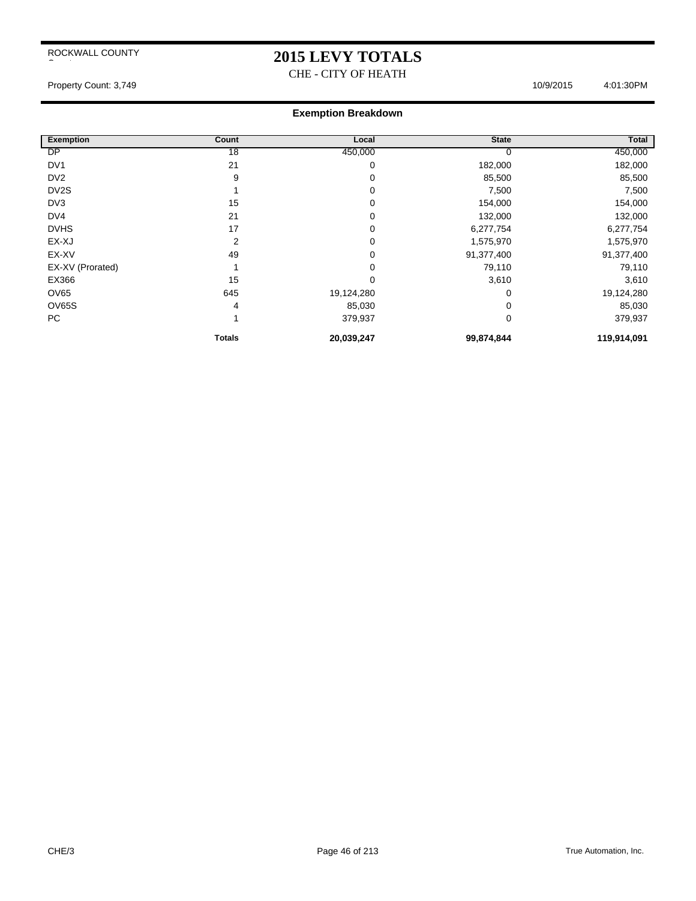ROCKWALL COUNTY

# 2015 LEVY TOTALS

CHE - CITY OF HEATH

Property Count: 3,749 10/9/2015 4:01:30PM

## Exemption Breakdown

| Exemption | Count | Local | State | Total |
|---|---|---|---|---|
| DP | 18 | 450,000 | 0 | 450,000 |
| DV1 | 21 | 0 | 182,000 | 182,000 |
| DV2 | 9 | 0 | 85,500 | 85,500 |
| DV2S | 1 | 0 | 7,500 | 7,500 |
| DV3 | 15 | 0 | 154,000 | 154,000 |
| DV4 | 21 | 0 | 132,000 | 132,000 |
| DVHS | 17 | 0 | 6,277,754 | 6,277,754 |
| EX-XJ | 2 | 0 | 1,575,970 | 1,575,970 |
| EX-XV | 49 | 0 | 91,377,400 | 91,377,400 |
| EX-XV (Prorated) | 1 | 0 | 79,110 | 79,110 |
| EX366 | 15 | 0 | 3,610 | 3,610 |
| OV65 | 645 | 19,124,280 | 0 | 19,124,280 |
| OV65S | 4 | 85,030 | 0 | 85,030 |
| PC | 1 | 379,937 | 0 | 379,937 |
| | **Totals** | **20,039,247** | **99,874,844** | **119,914,091** |

CHE/3

True Automation, Inc.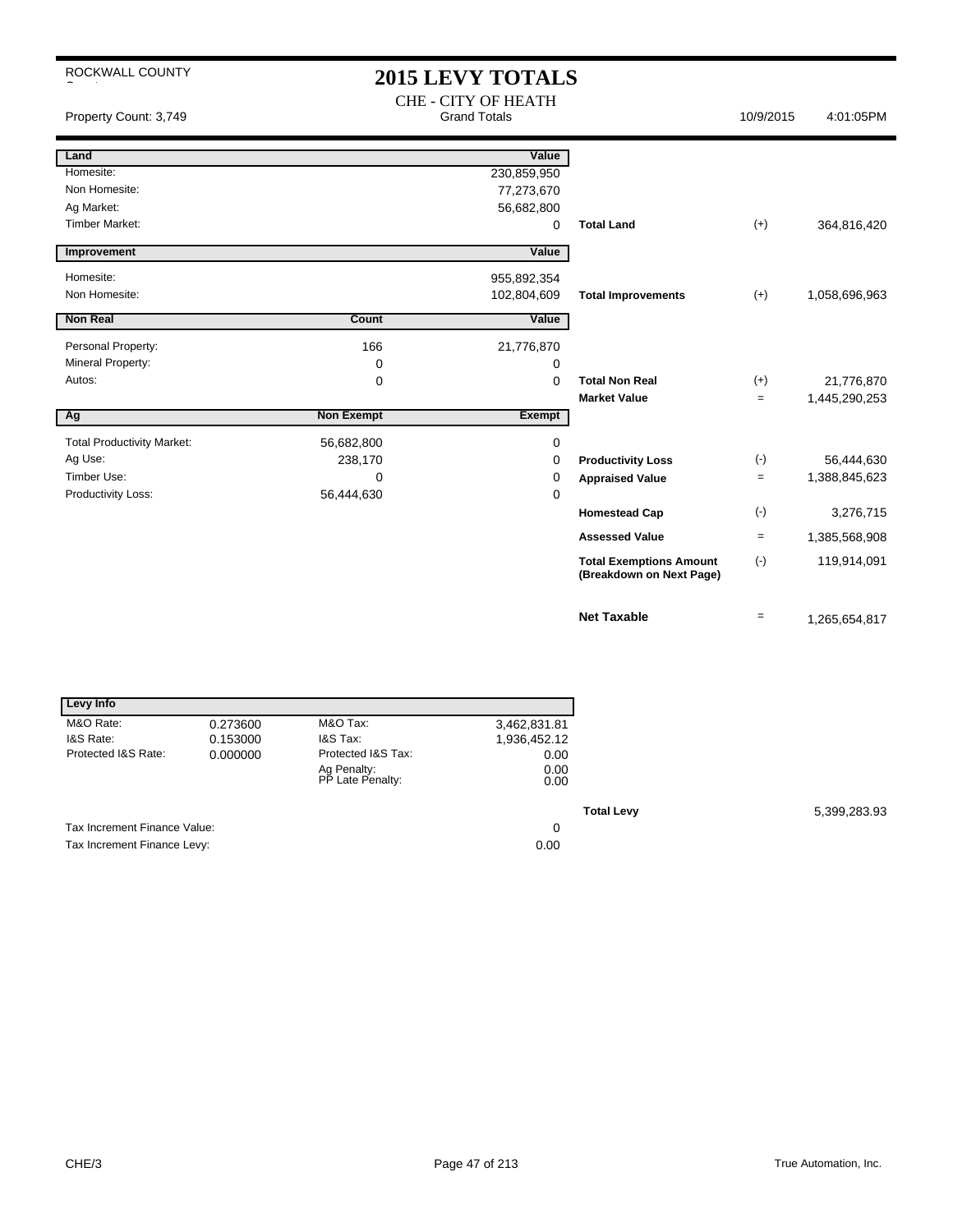ROCKWALL COUNTY

# 2015 LEVY TOTALS

CHE - CITY OF HEATH
Grand Totals

Property Count: 3,749 | 10/9/2015 | 4:01:05PM

| Land | | Value | | | |
|---|---|---|---|---|---|
| Homesite: | | 230,859,950 | | | |
| Non Homesite: | | 77,273,670 | | | |
| Ag Market: | | 56,682,800 | | | |
| Timber Market: | | 0 | **Total Land** | (+) | 364,816,420 |

| Improvement | | Value | | | |
|---|---|---|---|---|---|
| Homesite: | | 955,892,354 | | | |
| Non Homesite: | | 102,804,609 | **Total Improvements** | (+) | 1,058,696,963 |

| Non Real | Count | Value | | | |
|---|---|---|---|---|---|
| Personal Property: | 166 | 21,776,870 | | | |
| Mineral Property: | 0 | 0 | | | |
| Autos: | 0 | 0 | **Total Non Real** | (+) | 21,776,870 |
| | | | **Market Value** | = | 1,445,290,253 |

| Ag | Non Exempt | Exempt | | | |
|---|---|---|---|---|---|
| Total Productivity Market: | 56,682,800 | 0 | | | |
| Ag Use: | 238,170 | 0 | **Productivity Loss** | (-) | 56,444,630 |
| Timber Use: | 0 | 0 | **Appraised Value** | = | 1,388,845,623 |
| Productivity Loss: | 56,444,630 | 0 | | | |
| | | | **Homestead Cap** | (-) | 3,276,715 |
| | | | **Assessed Value** | = | 1,385,568,908 |
| | | | **Total Exemptions Amount (Breakdown on Next Page)** | (-) | 119,914,091 |
| | | | **Net Taxable** | = | 1,265,654,817 |

| Levy Info | | | |
|---|---|---|---|
| M&O Rate: | 0.273600 | M&O Tax: | 3,462,831.81 |
| I&S Rate: | 0.153000 | I&S Tax: | 1,936,452.12 |
| Protected I&S Rate: | 0.000000 | Protected I&S Tax: | 0.00 |
| | | Ag Penalty: | 0.00 |
| | | PP Late Penalty: | 0.00 |

**Total Levy** 5,399,283.93

| | |
|---|---|
| Tax Increment Finance Value: | 0 |
| Tax Increment Finance Levy: | 0.00 |

CHE/3

True Automation, Inc.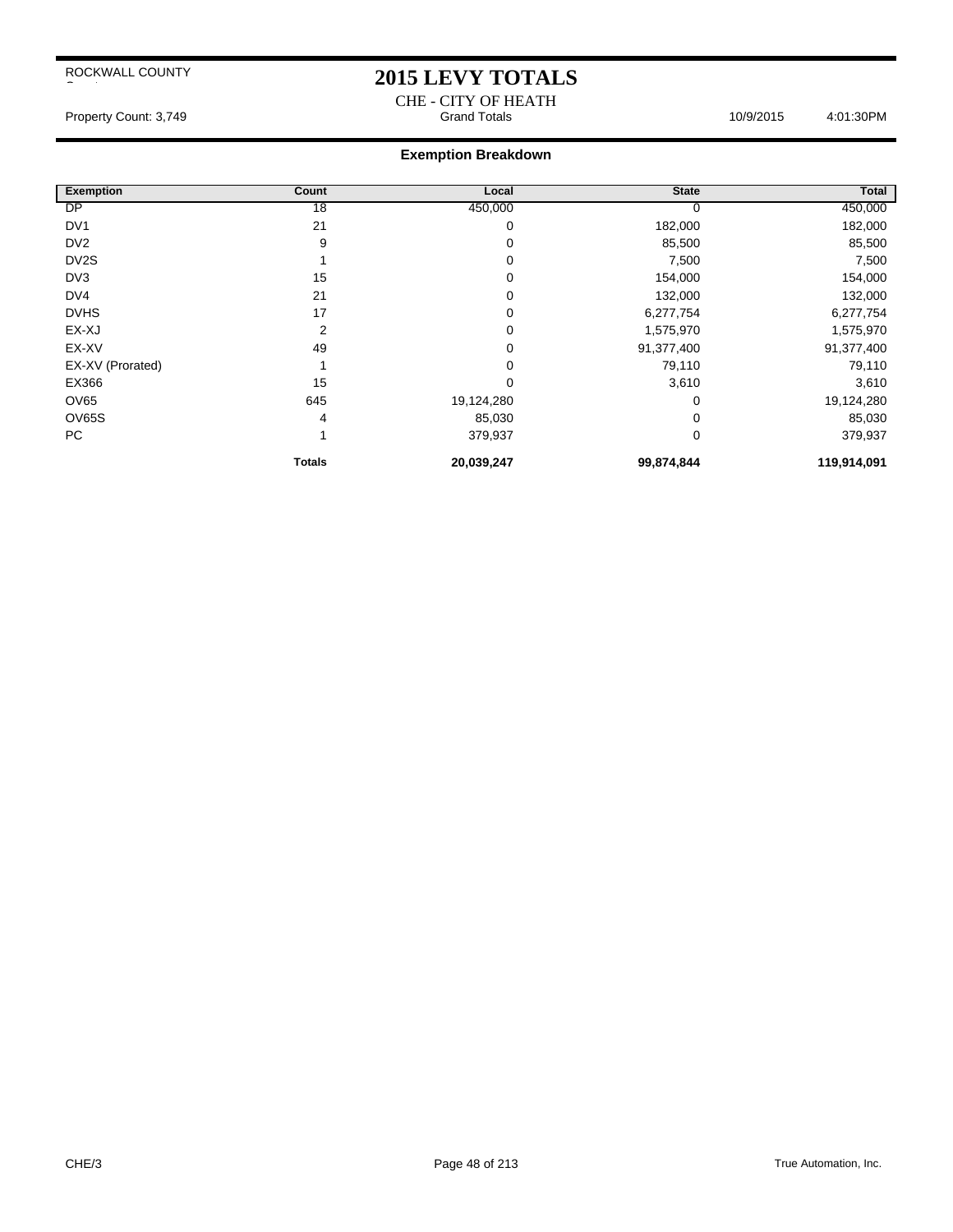ROCKWALL COUNTY

# 2015 LEVY TOTALS

CHE - CITY OF HEATH

Property Count: 3,749 Grand Totals 10/9/2015 4:01:30PM

## Exemption Breakdown

| Exemption | Count | Local | State | Total |
|---|---|---|---|---|
| DP | 18 | 450,000 | 0 | 450,000 |
| DV1 | 21 | 0 | 182,000 | 182,000 |
| DV2 | 9 | 0 | 85,500 | 85,500 |
| DV2S | 1 | 0 | 7,500 | 7,500 |
| DV3 | 15 | 0 | 154,000 | 154,000 |
| DV4 | 21 | 0 | 132,000 | 132,000 |
| DVHS | 17 | 0 | 6,277,754 | 6,277,754 |
| EX-XJ | 2 | 0 | 1,575,970 | 1,575,970 |
| EX-XV | 49 | 0 | 91,377,400 | 91,377,400 |
| EX-XV (Prorated) | 1 | 0 | 79,110 | 79,110 |
| EX366 | 15 | 0 | 3,610 | 3,610 |
| OV65 | 645 | 19,124,280 | 0 | 19,124,280 |
| OV65S | 4 | 85,030 | 0 | 85,030 |
| PC | 1 | 379,937 | 0 | 379,937 |
| | **Totals** | **20,039,247** | **99,874,844** | **119,914,091** |

CHE/3 True Automation, Inc.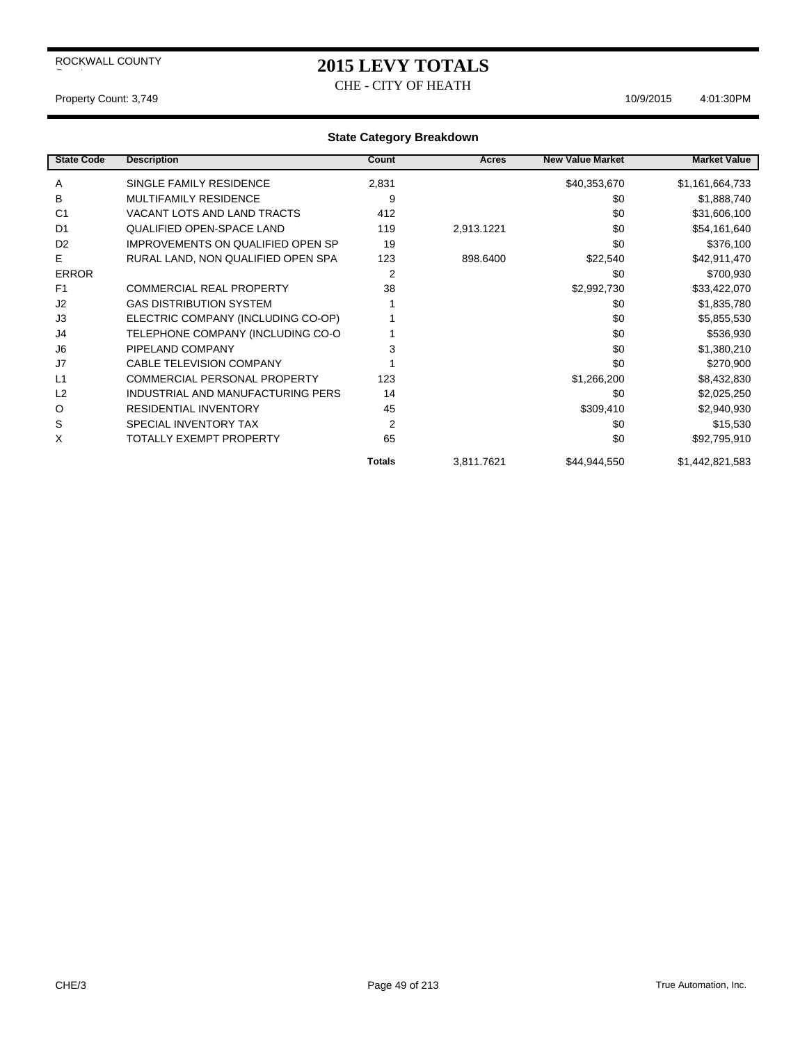ROCKWALL COUNTY

# 2015 LEVY TOTALS

CHE - CITY OF HEATH

Property Count: 3,749 10/9/2015 4:01:30PM

## State Category Breakdown

| State Code | Description | Count | Acres | New Value Market | Market Value |
|---|---|---|---|---|---|
| A | SINGLE FAMILY RESIDENCE | 2,831 | | $40,353,670 | $1,161,664,733 |
| B | MULTIFAMILY RESIDENCE | 9 | | $0 | $1,888,740 |
| C1 | VACANT LOTS AND LAND TRACTS | 412 | | $0 | $31,606,100 |
| D1 | QUALIFIED OPEN-SPACE LAND | 119 | 2,913.1221 | $0 | $54,161,640 |
| D2 | IMPROVEMENTS ON QUALIFIED OPEN SP | 19 | | $0 | $376,100 |
| E | RURAL LAND, NON QUALIFIED OPEN SPA | 123 | 898.6400 | $22,540 | $42,911,470 |
| ERROR | | 2 | | $0 | $700,930 |
| F1 | COMMERCIAL REAL PROPERTY | 38 | | $2,992,730 | $33,422,070 |
| J2 | GAS DISTRIBUTION SYSTEM | 1 | | $0 | $1,835,780 |
| J3 | ELECTRIC COMPANY (INCLUDING CO-OP) | 1 | | $0 | $5,855,530 |
| J4 | TELEPHONE COMPANY (INCLUDING CO-O | 1 | | $0 | $536,930 |
| J6 | PIPELAND COMPANY | 3 | | $0 | $1,380,210 |
| J7 | CABLE TELEVISION COMPANY | 1 | | $0 | $270,900 |
| L1 | COMMERCIAL PERSONAL PROPERTY | 123 | | $1,266,200 | $8,432,830 |
| L2 | INDUSTRIAL AND MANUFACTURING PERS | 14 | | $0 | $2,025,250 |
| O | RESIDENTIAL INVENTORY | 45 | | $309,410 | $2,940,930 |
| S | SPECIAL INVENTORY TAX | 2 | | $0 | $15,530 |
| X | TOTALLY EXEMPT PROPERTY | 65 | | $0 | $92,795,910 |
| | | **Totals** | 3,811.7621 | $44,944,550 | $1,442,821,583 |

CHE/3 True Automation, Inc.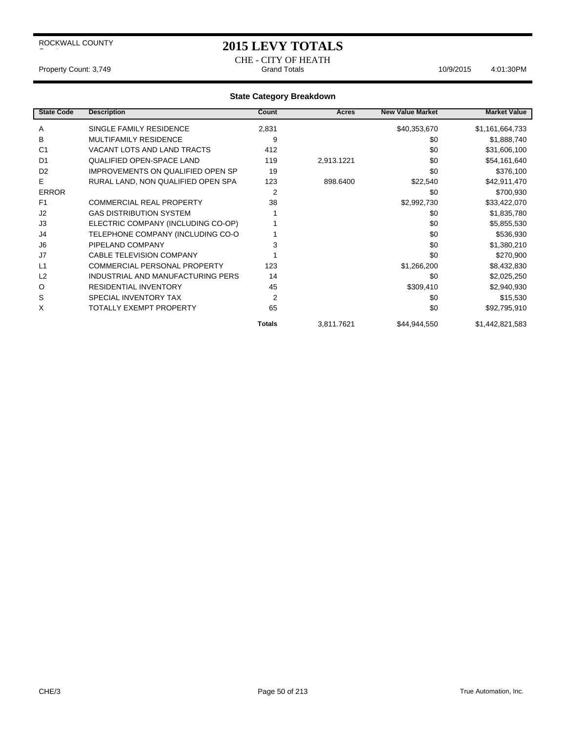ROCKWALL COUNTY

# 2015 LEVY TOTALS

CHE - CITY OF HEATH

Property Count: 3,749 Grand Totals 10/9/2015 4:01:30PM

## State Category Breakdown

| State Code | Description | Count | Acres | New Value Market | Market Value |
|---|---|---|---|---|---|
| A | SINGLE FAMILY RESIDENCE | 2,831 | | $40,353,670 | $1,161,664,733 |
| B | MULTIFAMILY RESIDENCE | 9 | | $0 | $1,888,740 |
| C1 | VACANT LOTS AND LAND TRACTS | 412 | | $0 | $31,606,100 |
| D1 | QUALIFIED OPEN-SPACE LAND | 119 | 2,913.1221 | $0 | $54,161,640 |
| D2 | IMPROVEMENTS ON QUALIFIED OPEN SP | 19 | | $0 | $376,100 |
| E | RURAL LAND, NON QUALIFIED OPEN SPA | 123 | 898.6400 | $22,540 | $42,911,470 |
| ERROR | | 2 | | $0 | $700,930 |
| F1 | COMMERCIAL REAL PROPERTY | 38 | | $2,992,730 | $33,422,070 |
| J2 | GAS DISTRIBUTION SYSTEM | 1 | | $0 | $1,835,780 |
| J3 | ELECTRIC COMPANY (INCLUDING CO-OP) | 1 | | $0 | $5,855,530 |
| J4 | TELEPHONE COMPANY (INCLUDING CO-O | 1 | | $0 | $536,930 |
| J6 | PIPELAND COMPANY | 3 | | $0 | $1,380,210 |
| J7 | CABLE TELEVISION COMPANY | 1 | | $0 | $270,900 |
| L1 | COMMERCIAL PERSONAL PROPERTY | 123 | | $1,266,200 | $8,432,830 |
| L2 | INDUSTRIAL AND MANUFACTURING PERS | 14 | | $0 | $2,025,250 |
| O | RESIDENTIAL INVENTORY | 45 | | $309,410 | $2,940,930 |
| S | SPECIAL INVENTORY TAX | 2 | | $0 | $15,530 |
| X | TOTALLY EXEMPT PROPERTY | 65 | | $0 | $92,795,910 |
| | | **Totals** | 3,811.7621 | $44,944,550 | $1,442,821,583 |

CHE/3 True Automation, Inc.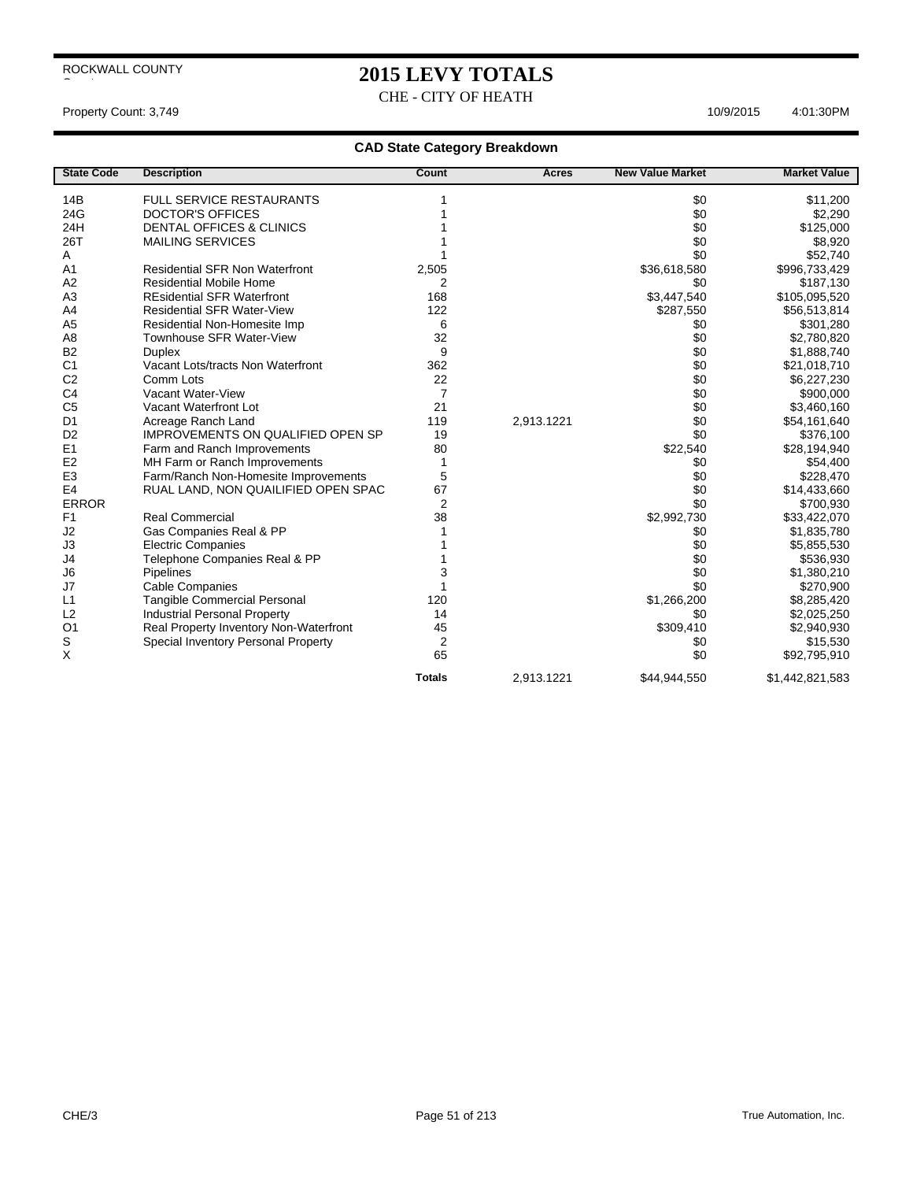ROCKWALL COUNTY

# 2015 LEVY TOTALS

CHE - CITY OF HEATH

Property Count: 3,749 10/9/2015 4:01:30PM

## CAD State Category Breakdown

| State Code | Description | Count | Acres | New Value Market | Market Value |
|---|---|---|---|---|---|
| 14B | FULL SERVICE RESTAURANTS | 1 | | $0 | $11,200 |
| 24G | DOCTOR'S OFFICES | 1 | | $0 | $2,290 |
| 24H | DENTAL OFFICES & CLINICS | 1 | | $0 | $125,000 |
| 26T | MAILING SERVICES | 1 | | $0 | $8,920 |
| A | | 1 | | $0 | $52,740 |
| A1 | Residential SFR Non Waterfront | 2,505 | | $36,618,580 | $996,733,429 |
| A2 | Residential Mobile Home | 2 | | $0 | $187,130 |
| A3 | REsidential SFR Waterfront | 168 | | $3,447,540 | $105,095,520 |
| A4 | Residential SFR Water-View | 122 | | $287,550 | $56,513,814 |
| A5 | Residential Non-Homesite Imp | 6 | | $0 | $301,280 |
| A8 | Townhouse SFR Water-View | 32 | | $0 | $2,780,820 |
| B2 | Duplex | 9 | | $0 | $1,888,740 |
| C1 | Vacant Lots/tracts Non Waterfront | 362 | | $0 | $21,018,710 |
| C2 | Comm Lots | 22 | | $0 | $6,227,230 |
| C4 | Vacant Water-View | 7 | | $0 | $900,000 |
| C5 | Vacant Waterfront Lot | 21 | | $0 | $3,460,160 |
| D1 | Acreage Ranch Land | 119 | 2,913.1221 | $0 | $54,161,640 |
| D2 | IMPROVEMENTS ON QUALIFIED OPEN SP | 19 | | $0 | $376,100 |
| E1 | Farm and Ranch Improvements | 80 | | $22,540 | $28,194,940 |
| E2 | MH Farm or Ranch Improvements | 1 | | $0 | $54,400 |
| E3 | Farm/Ranch Non-Homesite Improvements | 5 | | $0 | $228,470 |
| E4 | RUAL LAND, NON QUAILIFIED OPEN SPAC | 67 | | $0 | $14,433,660 |
| ERROR | | 2 | | $0 | $700,930 |
| F1 | Real Commercial | 38 | | $2,992,730 | $33,422,070 |
| J2 | Gas Companies Real & PP | 1 | | $0 | $1,835,780 |
| J3 | Electric Companies | 1 | | $0 | $5,855,530 |
| J4 | Telephone Companies Real & PP | 1 | | $0 | $536,930 |
| J6 | Pipelines | 3 | | $0 | $1,380,210 |
| J7 | Cable Companies | 1 | | $0 | $270,900 |
| L1 | Tangible Commercial Personal | 120 | | $1,266,200 | $8,285,420 |
| L2 | Industrial Personal Property | 14 | | $0 | $2,025,250 |
| O1 | Real Property Inventory Non-Waterfront | 45 | | $309,410 | $2,940,930 |
| S | Special Inventory Personal Property | 2 | | $0 | $15,530 |
| X | | 65 | | $0 | $92,795,910 |
| | | **Totals** | 2,913.1221 | $44,944,550 | $1,442,821,583 |

CHE/3 True Automation, Inc.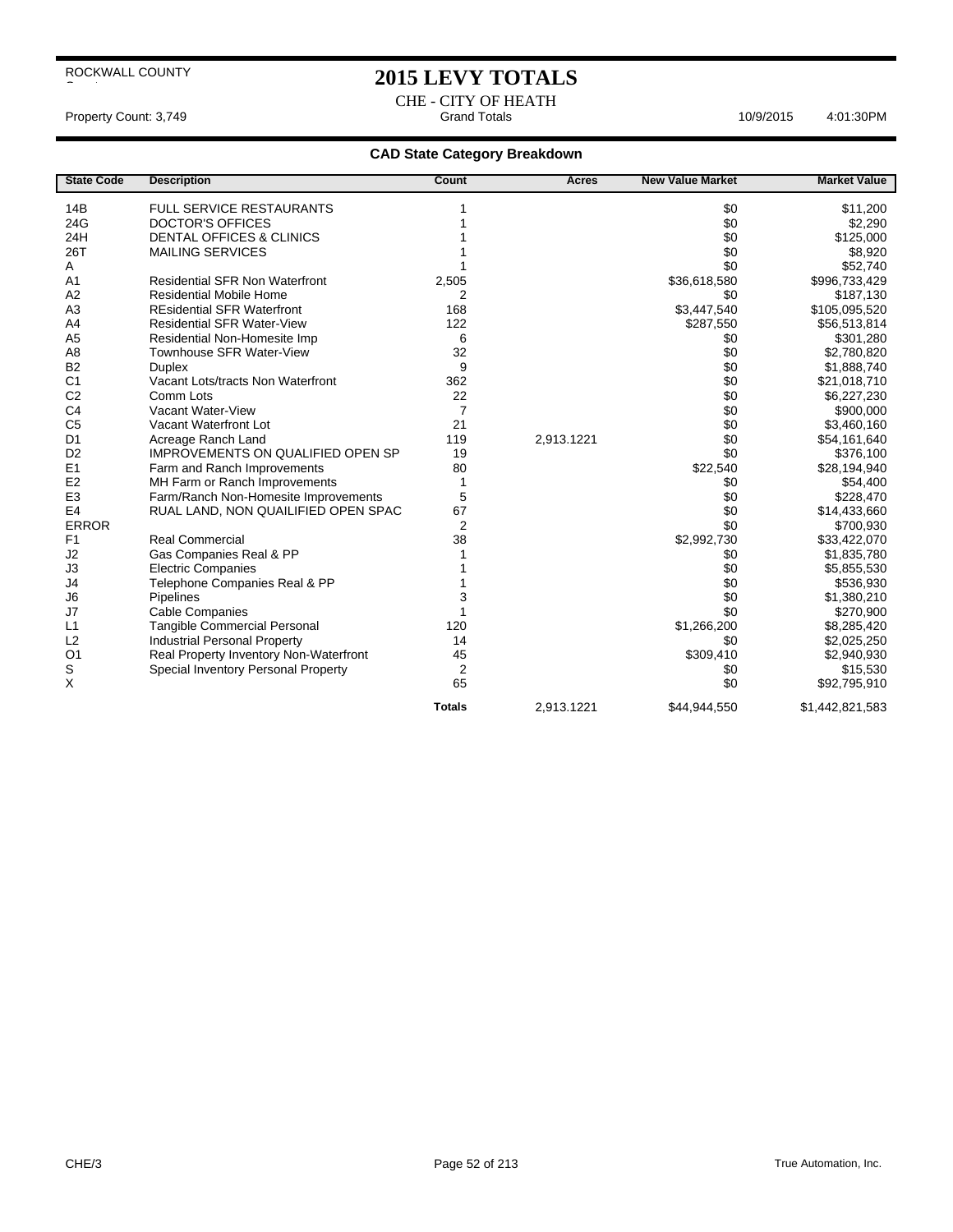ROCKWALL COUNTY

# 2015 LEVY TOTALS

CHE - CITY OF HEATH

Property Count: 3,749 | Grand Totals | 10/9/2015 4:01:30PM

## CAD State Category Breakdown

| State Code | Description | Count | Acres | New Value Market | Market Value |
|---|---|---|---|---|---|
| 14B | FULL SERVICE RESTAURANTS | 1 | | $0 | $11,200 |
| 24G | DOCTOR'S OFFICES | 1 | | $0 | $2,290 |
| 24H | DENTAL OFFICES & CLINICS | 1 | | $0 | $125,000 |
| 26T | MAILING SERVICES | 1 | | $0 | $8,920 |
| A | | 1 | | $0 | $52,740 |
| A1 | Residential SFR Non Waterfront | 2,505 | | $36,618,580 | $996,733,429 |
| A2 | Residential Mobile Home | 2 | | $0 | $187,130 |
| A3 | REsidential SFR Waterfront | 168 | | $3,447,540 | $105,095,520 |
| A4 | Residential SFR Water-View | 122 | | $287,550 | $56,513,814 |
| A5 | Residential Non-Homesite Imp | 6 | | $0 | $301,280 |
| A8 | Townhouse SFR Water-View | 32 | | $0 | $2,780,820 |
| B2 | Duplex | 9 | | $0 | $1,888,740 |
| C1 | Vacant Lots/tracts Non Waterfront | 362 | | $0 | $21,018,710 |
| C2 | Comm Lots | 22 | | $0 | $6,227,230 |
| C4 | Vacant Water-View | 7 | | $0 | $900,000 |
| C5 | Vacant Waterfront Lot | 21 | | $0 | $3,460,160 |
| D1 | Acreage Ranch Land | 119 | 2,913.1221 | $0 | $54,161,640 |
| D2 | IMPROVEMENTS ON QUALIFIED OPEN SP | 19 | | $0 | $376,100 |
| E1 | Farm and Ranch Improvements | 80 | | $22,540 | $28,194,940 |
| E2 | MH Farm or Ranch Improvements | 1 | | $0 | $54,400 |
| E3 | Farm/Ranch Non-Homesite Improvements | 5 | | $0 | $228,470 |
| E4 | RUAL LAND, NON QUAILIFIED OPEN SPAC | 67 | | $0 | $14,433,660 |
| ERROR | | 2 | | $0 | $700,930 |
| F1 | Real Commercial | 38 | | $2,992,730 | $33,422,070 |
| J2 | Gas Companies Real & PP | 1 | | $0 | $1,835,780 |
| J3 | Electric Companies | 1 | | $0 | $5,855,530 |
| J4 | Telephone Companies Real & PP | 1 | | $0 | $536,930 |
| J6 | Pipelines | 3 | | $0 | $1,380,210 |
| J7 | Cable Companies | 1 | | $0 | $270,900 |
| L1 | Tangible Commercial Personal | 120 | | $1,266,200 | $8,285,420 |
| L2 | Industrial Personal Property | 14 | | $0 | $2,025,250 |
| O1 | Real Property Inventory Non-Waterfront | 45 | | $309,410 | $2,940,930 |
| S | Special Inventory Personal Property | 2 | | $0 | $15,530 |
| X | | 65 | | $0 | $92,795,910 |
| | | **Totals** | 2,913.1221 | $44,944,550 | $1,442,821,583 |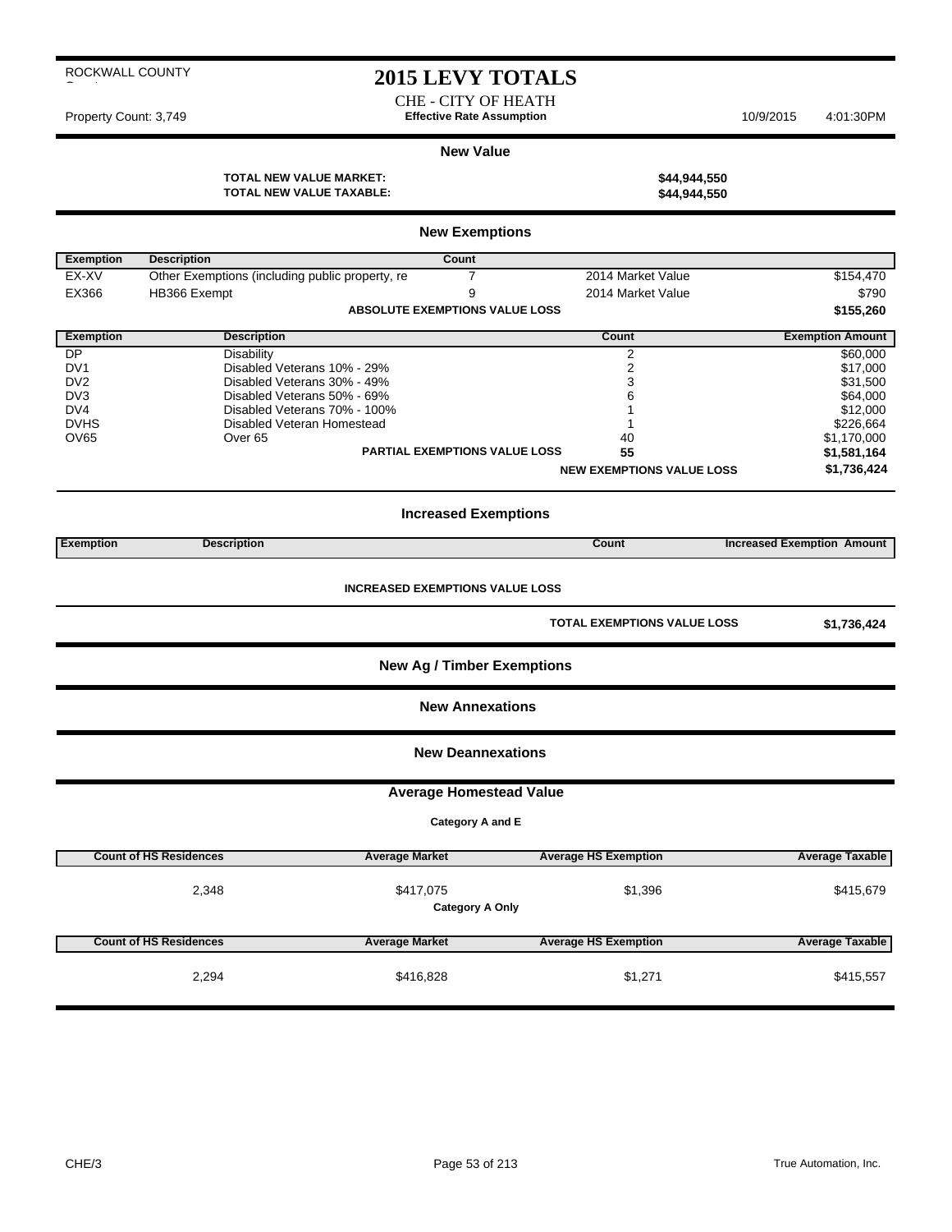ROCKWALL COUNTY

# 2015 LEVY TOTALS

CHE - CITY OF HEATH

Property Count: 3,749 **Effective Rate Assumption** 10/9/2015 4:01:30PM

## New Value

| | |
|---|---|
| **TOTAL NEW VALUE MARKET:** | **$44,944,550** |
| **TOTAL NEW VALUE TAXABLE:** | **$44,944,550** |

## New Exemptions

| Exemption | Description | Count | | |
|---|---|---|---|---|
| EX-XV | Other Exemptions (including public property, re | 7 | 2014 Market Value | $154,470 |
| EX366 | HB366 Exempt | 9 | 2014 Market Value | $790 |
| | | **ABSOLUTE EXEMPTIONS VALUE LOSS** | | **$155,260** |

| Exemption | Description | Count | Exemption Amount |
|---|---|---|---|
| DP | Disability | 2 | $60,000 |
| DV1 | Disabled Veterans 10% - 29% | 2 | $17,000 |
| DV2 | Disabled Veterans 30% - 49% | 3 | $31,500 |
| DV3 | Disabled Veterans 50% - 69% | 6 | $64,000 |
| DV4 | Disabled Veterans 70% - 100% | 1 | $12,000 |
| DVHS | Disabled Veteran Homestead | 1 | $226,664 |
| OV65 | Over 65 | 40 | $1,170,000 |
| | **PARTIAL EXEMPTIONS VALUE LOSS** | **55** | **$1,581,164** |
| | | **NEW EXEMPTIONS VALUE LOSS** | **$1,736,424** |

## Increased Exemptions

| Exemption | Description | Count | Increased Exemption Amount |
|---|---|---|---|

**INCREASED EXEMPTIONS VALUE LOSS**

**TOTAL EXEMPTIONS VALUE LOSS** **$1,736,424**

## New Ag / Timber Exemptions

## New Annexations

## New Deannexations

## Average Homestead Value

**Category A and E**

| Count of HS Residences | Average Market | Average HS Exemption | Average Taxable |
|---|---|---|---|
| 2,348 | $417,075 | $1,396 | $415,679 |

**Category A Only**

| Count of HS Residences | Average Market | Average HS Exemption | Average Taxable |
|---|---|---|---|
| 2,294 | $416,828 | $1,271 | $415,557 |

CHE/3 True Automation, Inc.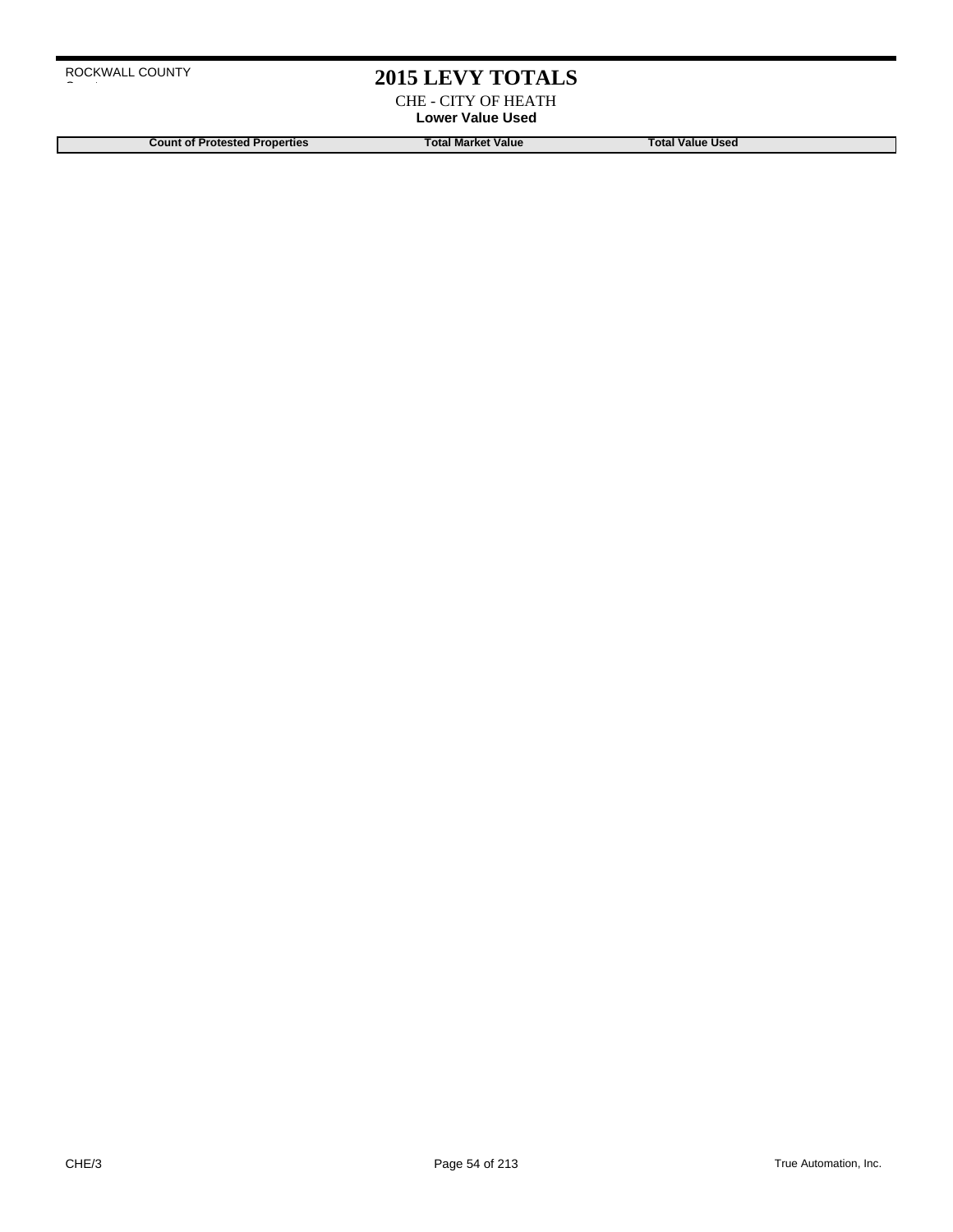# 2015 LEVY TOTALS

CHE - CITY OF HEATH

**Lower Value Used**

| Count of Protested Properties | Total Market Value | Total Value Used |
|---|---|---|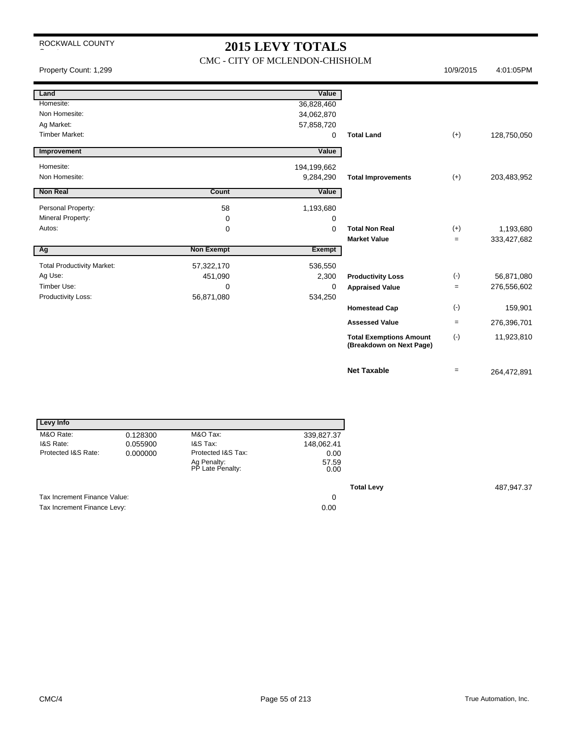ROCKWALL COUNTY

# 2015 LEVY TOTALS

CMC - CITY OF MCLENDON-CHISHOLM

Property Count: 1,299 | 10/9/2015 | 4:01:05PM

| Land | | Value | | | |
|---|---|---|---|---|---|
| Homesite: | | 36,828,460 | | | |
| Non Homesite: | | 34,062,870 | | | |
| Ag Market: | | 57,858,720 | | | |
| Timber Market: | | 0 | **Total Land** | (+) | 128,750,050 |

| Improvement | | Value | | | |
|---|---|---|---|---|---|
| Homesite: | | 194,199,662 | | | |
| Non Homesite: | | 9,284,290 | **Total Improvements** | (+) | 203,483,952 |

| Non Real | Count | Value | | | |
|---|---|---|---|---|---|
| Personal Property: | 58 | 1,193,680 | | | |
| Mineral Property: | 0 | 0 | | | |
| Autos: | 0 | 0 | **Total Non Real** | (+) | 1,193,680 |
| | | | **Market Value** | = | 333,427,682 |

| Ag | Non Exempt | Exempt | | | |
|---|---|---|---|---|---|
| Total Productivity Market: | 57,322,170 | 536,550 | | | |
| Ag Use: | 451,090 | 2,300 | **Productivity Loss** | (-) | 56,871,080 |
| Timber Use: | 0 | 0 | **Appraised Value** | = | 276,556,602 |
| Productivity Loss: | 56,871,080 | 534,250 | | | |
| | | | **Homestead Cap** | (-) | 159,901 |
| | | | **Assessed Value** | = | 276,396,701 |
| | | | **Total Exemptions Amount (Breakdown on Next Page)** | (-) | 11,923,810 |
| | | | **Net Taxable** | = | 264,472,891 |

| Levy Info | | | |
|---|---|---|---|
| M&O Rate: | 0.128300 | M&O Tax: | 339,827.37 |
| I&S Rate: | 0.055900 | I&S Tax: | 148,062.41 |
| Protected I&S Rate: | 0.000000 | Protected I&S Tax: | 0.00 |
| | | Ag Penalty: | 57.59 |
| | | PP Late Penalty: | 0.00 |

**Total Levy** 487,947.37

| | |
|---|---|
| Tax Increment Finance Value: | 0 |
| Tax Increment Finance Levy: | 0.00 |

CMC/4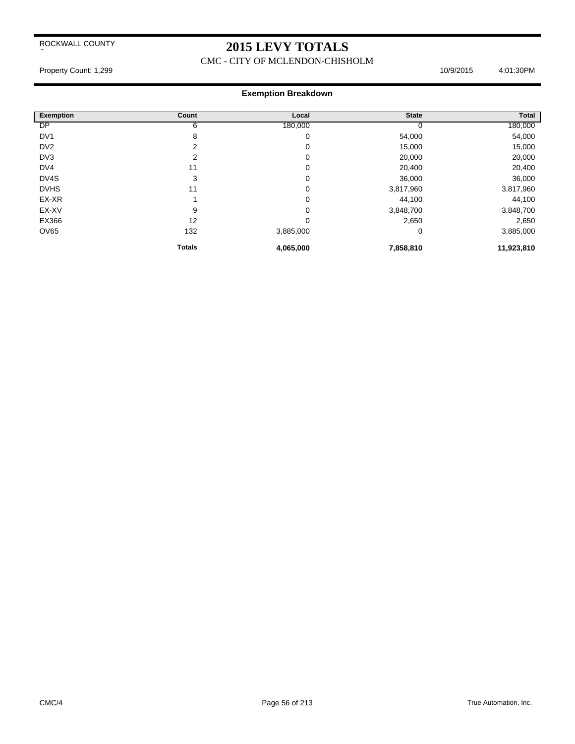ROCKWALL COUNTY

# 2015 LEVY TOTALS

CMC - CITY OF MCLENDON-CHISHOLM

Property Count: 1,299 10/9/2015 4:01:30PM

## Exemption Breakdown

| Exemption | Count | Local | State | Total |
|---|---|---|---|---|
| DP | 6 | 180,000 | 0 | 180,000 |
| DV1 | 8 | 0 | 54,000 | 54,000 |
| DV2 | 2 | 0 | 15,000 | 15,000 |
| DV3 | 2 | 0 | 20,000 | 20,000 |
| DV4 | 11 | 0 | 20,400 | 20,400 |
| DV4S | 3 | 0 | 36,000 | 36,000 |
| DVHS | 11 | 0 | 3,817,960 | 3,817,960 |
| EX-XR | 1 | 0 | 44,100 | 44,100 |
| EX-XV | 9 | 0 | 3,848,700 | 3,848,700 |
| EX366 | 12 | 0 | 2,650 | 2,650 |
| OV65 | 132 | 3,885,000 | 0 | 3,885,000 |
| | **Totals** | **4,065,000** | **7,858,810** | **11,923,810** |

CMC/4 True Automation, Inc.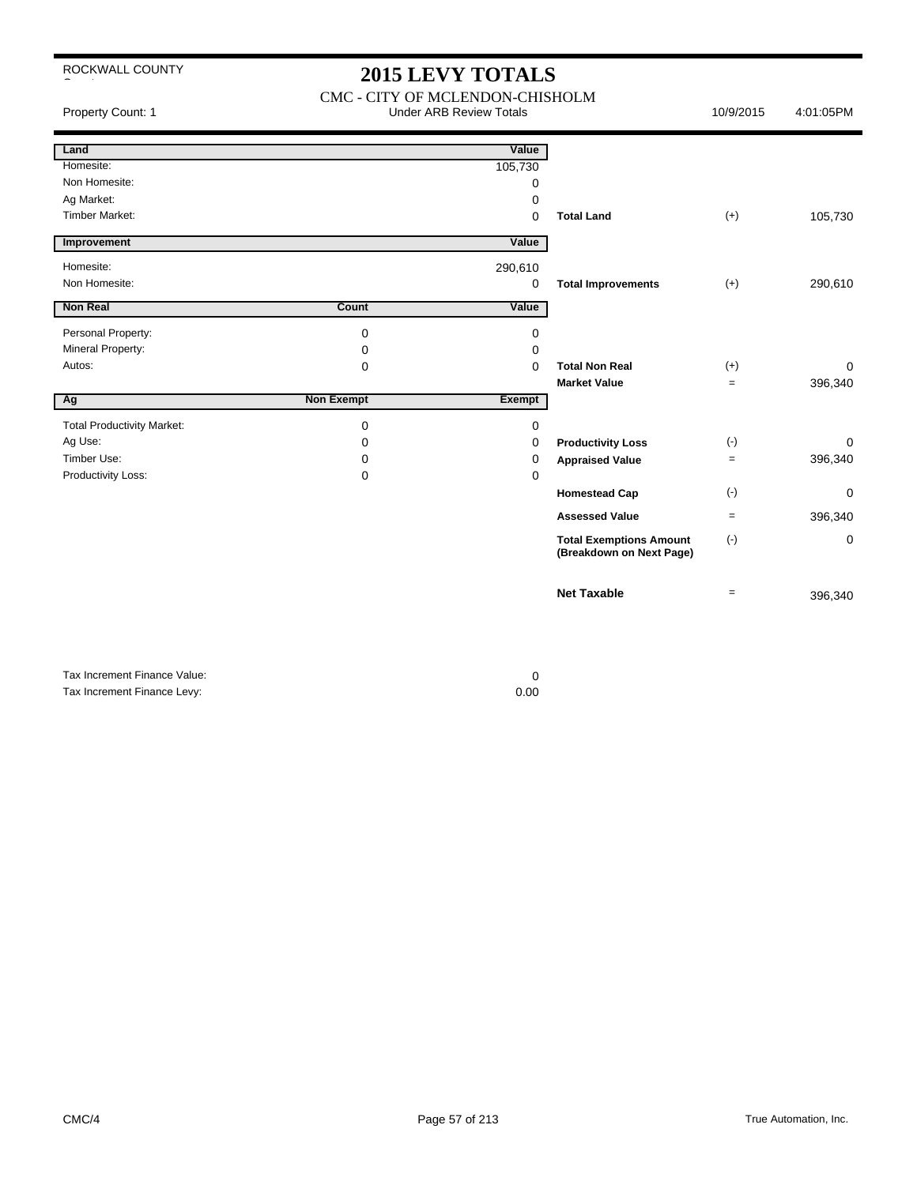ROCKWALL COUNTY

# 2015 LEVY TOTALS

## CMC - CITY OF MCLENDON-CHISHOLM

Property Count: 1 | Under ARB Review Totals | 10/9/2015 4:01:05PM

| Land | | Value | | | |
|---|---|---|---|---|---|
| Homesite: | | 105,730 | | | |
| Non Homesite: | | 0 | | | |
| Ag Market: | | 0 | | | |
| Timber Market: | | 0 | **Total Land** | (+) | 105,730 |

| Improvement | | Value | | | |
|---|---|---|---|---|---|
| Homesite: | | 290,610 | | | |
| Non Homesite: | | 0 | **Total Improvements** | (+) | 290,610 |

| Non Real | Count | Value | | | |
|---|---|---|---|---|---|
| Personal Property: | 0 | 0 | | | |
| Mineral Property: | 0 | 0 | | | |
| Autos: | 0 | 0 | **Total Non Real** | (+) | 0 |
| | | | **Market Value** | = | 396,340 |

| Ag | Non Exempt | Exempt | | | |
|---|---|---|---|---|---|
| Total Productivity Market: | 0 | 0 | | | |
| Ag Use: | 0 | 0 | **Productivity Loss** | (-) | 0 |
| Timber Use: | 0 | 0 | **Appraised Value** | = | 396,340 |
| Productivity Loss: | 0 | 0 | | | |
| | | | **Homestead Cap** | (-) | 0 |
| | | | **Assessed Value** | = | 396,340 |
| | | | **Total Exemptions Amount (Breakdown on Next Page)** | (-) | 0 |
| | | | **Net Taxable** | = | 396,340 |

| | |
|---|---|
| Tax Increment Finance Value: | 0 |
| Tax Increment Finance Levy: | 0.00 |

CMC/4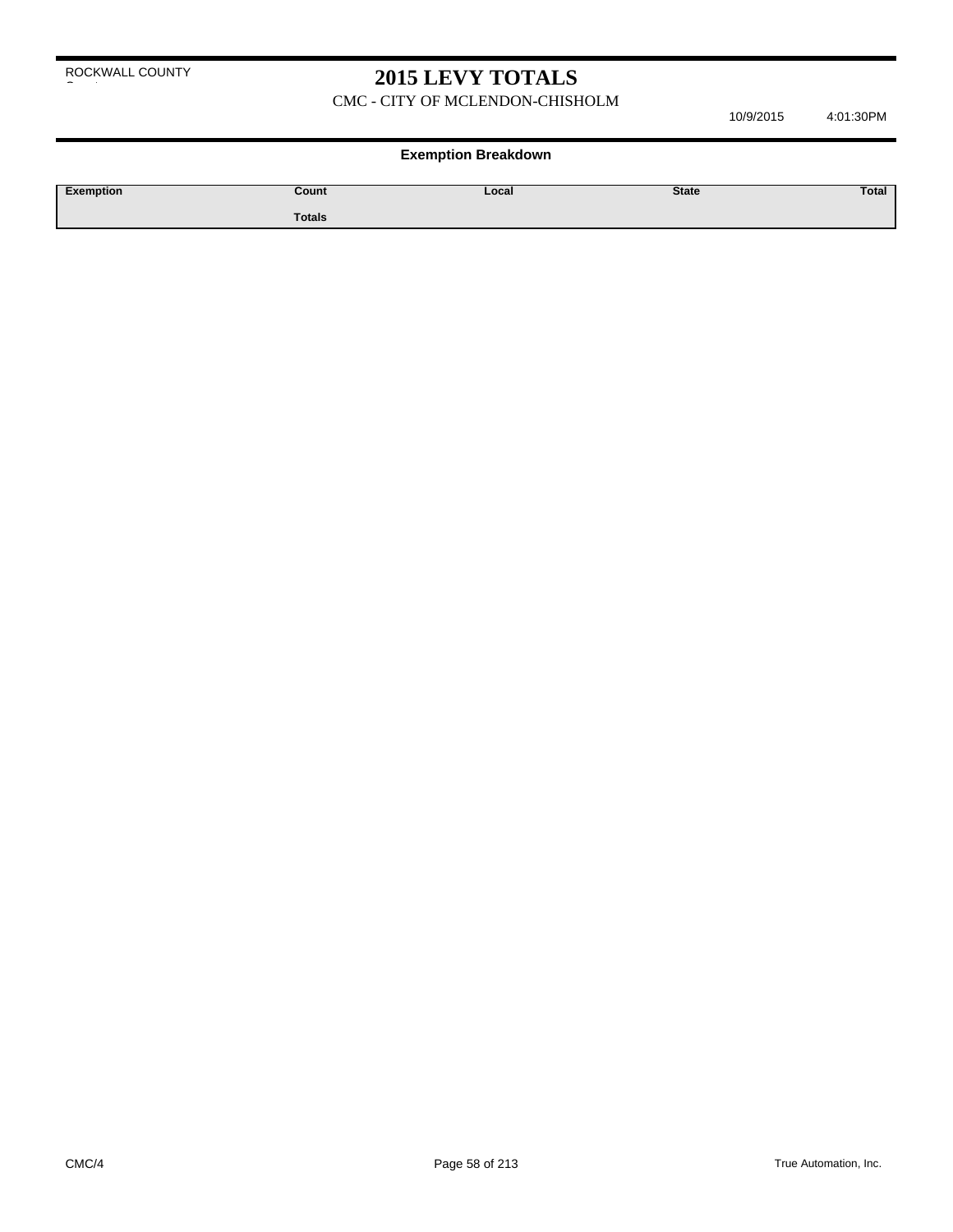ROCKWALL COUNTY

# 2015 LEVY TOTALS

CMC - CITY OF MCLENDON-CHISHOLM

10/9/2015 4:01:30PM

## Exemption Breakdown

| Exemption | Count | Local | State | Total |
|---|---|---|---|---|
| | **Totals** | | | |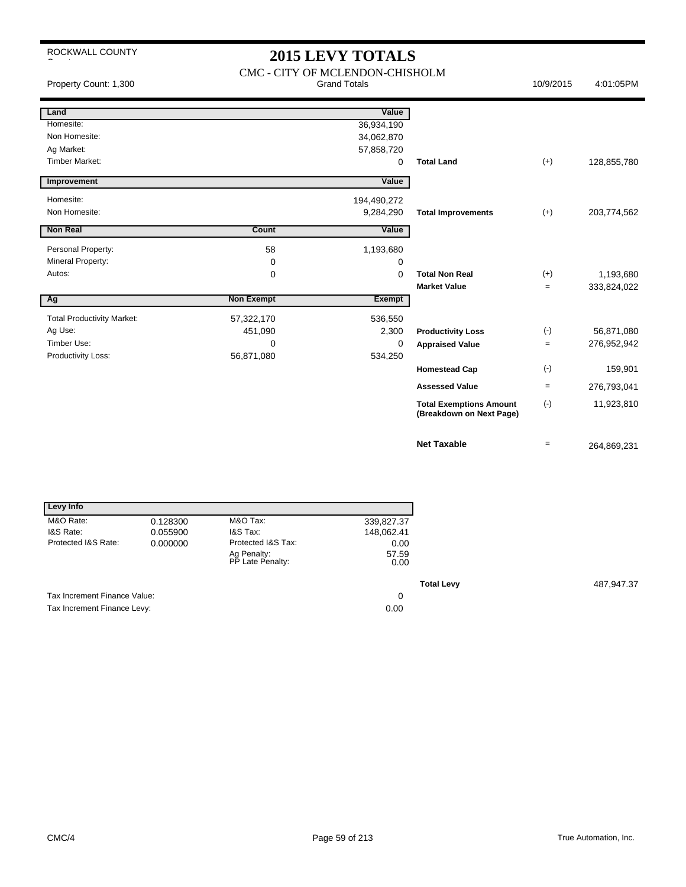ROCKWALL COUNTY

# 2015 LEVY TOTALS

## CMC - CITY OF MCLENDON-CHISHOLM

Property Count: 1,300 — Grand Totals — 10/9/2015 4:01:05PM

| Land | | Value | | | |
|---|---|---|---|---|---|
| Homesite: | | 36,934,190 | | | |
| Non Homesite: | | 34,062,870 | | | |
| Ag Market: | | 57,858,720 | | | |
| Timber Market: | | 0 | **Total Land** | (+) | 128,855,780 |

| Improvement | | Value | | | |
|---|---|---|---|---|---|
| Homesite: | | 194,490,272 | | | |
| Non Homesite: | | 9,284,290 | **Total Improvements** | (+) | 203,774,562 |

| Non Real | Count | Value | | | |
|---|---|---|---|---|---|
| Personal Property: | 58 | 1,193,680 | | | |
| Mineral Property: | 0 | 0 | | | |
| Autos: | 0 | 0 | **Total Non Real** | (+) | 1,193,680 |
| | | | **Market Value** | = | 333,824,022 |

| Ag | Non Exempt | Exempt | | | |
|---|---|---|---|---|---|
| Total Productivity Market: | 57,322,170 | 536,550 | | | |
| Ag Use: | 451,090 | 2,300 | **Productivity Loss** | (-) | 56,871,080 |
| Timber Use: | 0 | 0 | **Appraised Value** | = | 276,952,942 |
| Productivity Loss: | 56,871,080 | 534,250 | | | |
| | | | **Homestead Cap** | (-) | 159,901 |
| | | | **Assessed Value** | = | 276,793,041 |
| | | | **Total Exemptions Amount (Breakdown on Next Page)** | (-) | 11,923,810 |
| | | | **Net Taxable** | = | 264,869,231 |

| Levy Info | | | |
|---|---|---|---|
| M&O Rate: | 0.128300 | M&O Tax: | 339,827.37 |
| I&S Rate: | 0.055900 | I&S Tax: | 148,062.41 |
| Protected I&S Rate: | 0.000000 | Protected I&S Tax: | 0.00 |
| | | Ag Penalty: | 57.59 |
| | | PP Late Penalty: | 0.00 |

**Total Levy** 487,947.37

| | |
|---|---|
| Tax Increment Finance Value: | 0 |
| Tax Increment Finance Levy: | 0.00 |

CMC/4

True Automation, Inc.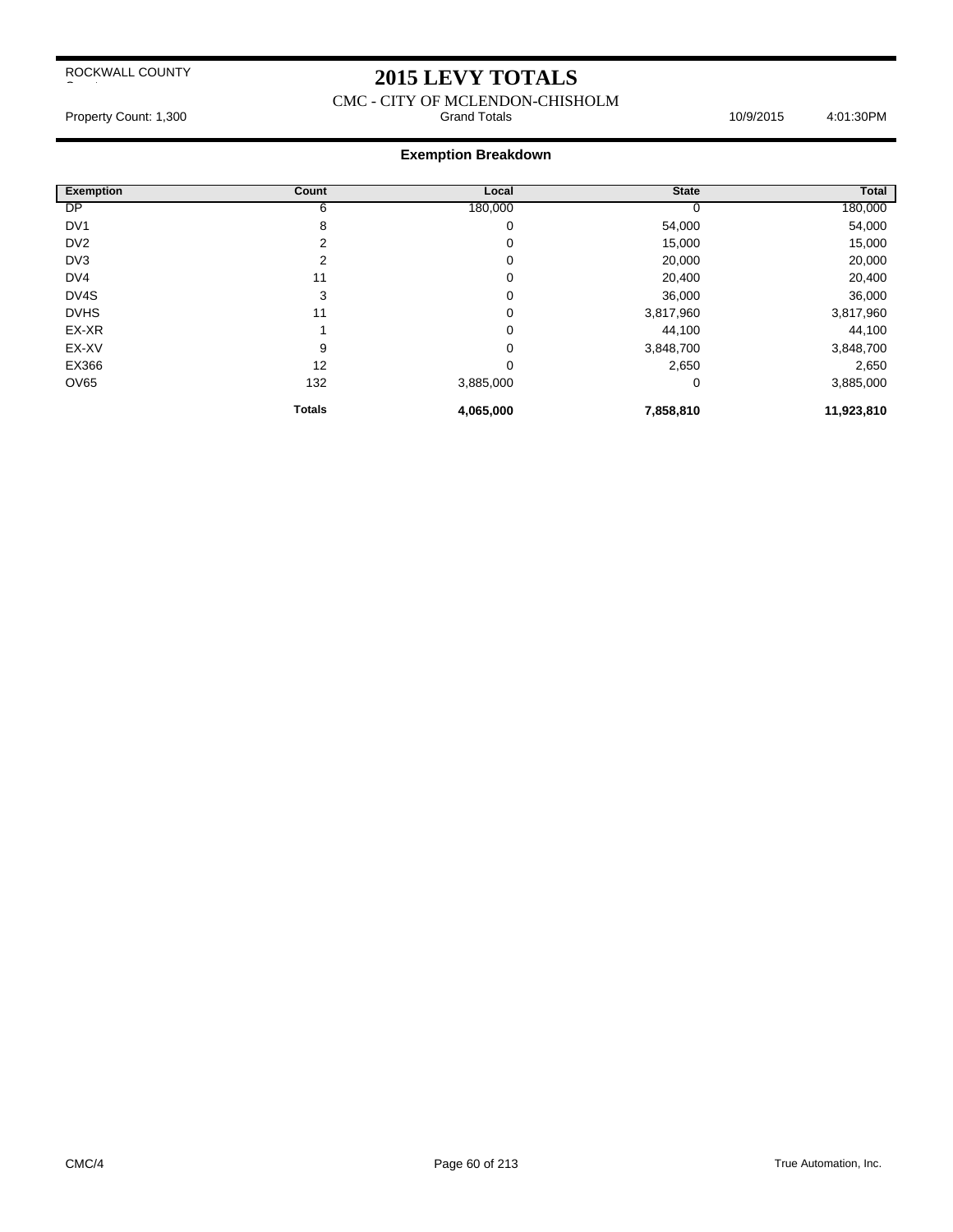ROCKWALL COUNTY

# 2015 LEVY TOTALS

CMC - CITY OF MCLENDON-CHISHOLM

Property Count: 1,300 | Grand Totals | 10/9/2015 | 4:01:30PM

## Exemption Breakdown

| Exemption | Count | Local | State | Total |
|---|---|---|---|---|
| DP | 6 | 180,000 | 0 | 180,000 |
| DV1 | 8 | 0 | 54,000 | 54,000 |
| DV2 | 2 | 0 | 15,000 | 15,000 |
| DV3 | 2 | 0 | 20,000 | 20,000 |
| DV4 | 11 | 0 | 20,400 | 20,400 |
| DV4S | 3 | 0 | 36,000 | 36,000 |
| DVHS | 11 | 0 | 3,817,960 | 3,817,960 |
| EX-XR | 1 | 0 | 44,100 | 44,100 |
| EX-XV | 9 | 0 | 3,848,700 | 3,848,700 |
| EX366 | 12 | 0 | 2,650 | 2,650 |
| OV65 | 132 | 3,885,000 | 0 | 3,885,000 |
| | **Totals** | **4,065,000** | **7,858,810** | **11,923,810** |

CMC/4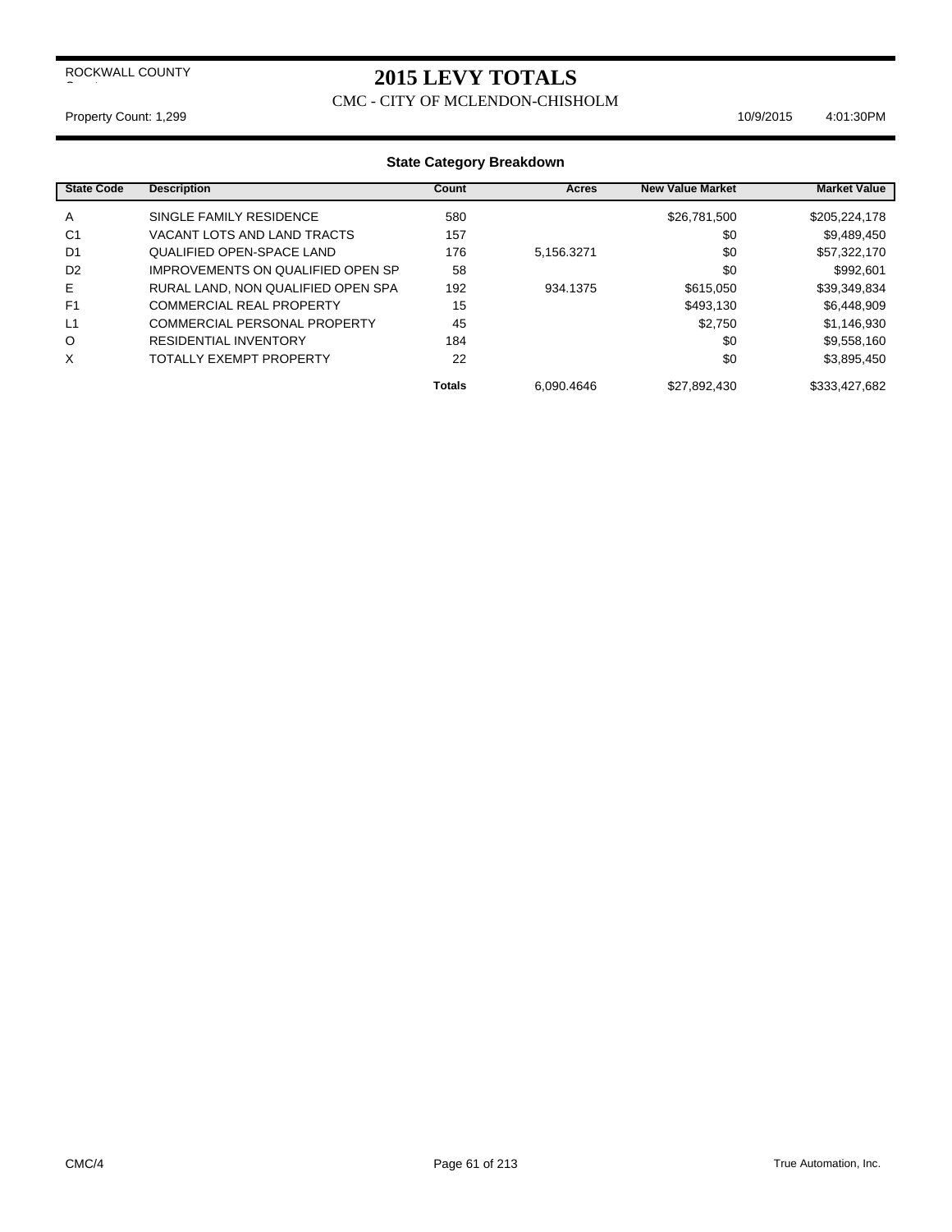ROCKWALL COUNTY

# 2015 LEVY TOTALS

CMC - CITY OF MCLENDON-CHISHOLM

Property Count: 1,299 10/9/2015 4:01:30PM

## State Category Breakdown

| State Code | Description | Count | Acres | New Value Market | Market Value |
|---|---|---|---|---|---|
| A | SINGLE FAMILY RESIDENCE | 580 | | $26,781,500 | $205,224,178 |
| C1 | VACANT LOTS AND LAND TRACTS | 157 | | $0 | $9,489,450 |
| D1 | QUALIFIED OPEN-SPACE LAND | 176 | 5,156.3271 | $0 | $57,322,170 |
| D2 | IMPROVEMENTS ON QUALIFIED OPEN SP | 58 | | $0 | $992,601 |
| E | RURAL LAND, NON QUALIFIED OPEN SPA | 192 | 934.1375 | $615,050 | $39,349,834 |
| F1 | COMMERCIAL REAL PROPERTY | 15 | | $493,130 | $6,448,909 |
| L1 | COMMERCIAL PERSONAL PROPERTY | 45 | | $2,750 | $1,146,930 |
| O | RESIDENTIAL INVENTORY | 184 | | $0 | $9,558,160 |
| X | TOTALLY EXEMPT PROPERTY | 22 | | $0 | $3,895,450 |
| | | **Totals** | 6,090.4646 | $27,892,430 | $333,427,682 |

CMC/4 True Automation, Inc.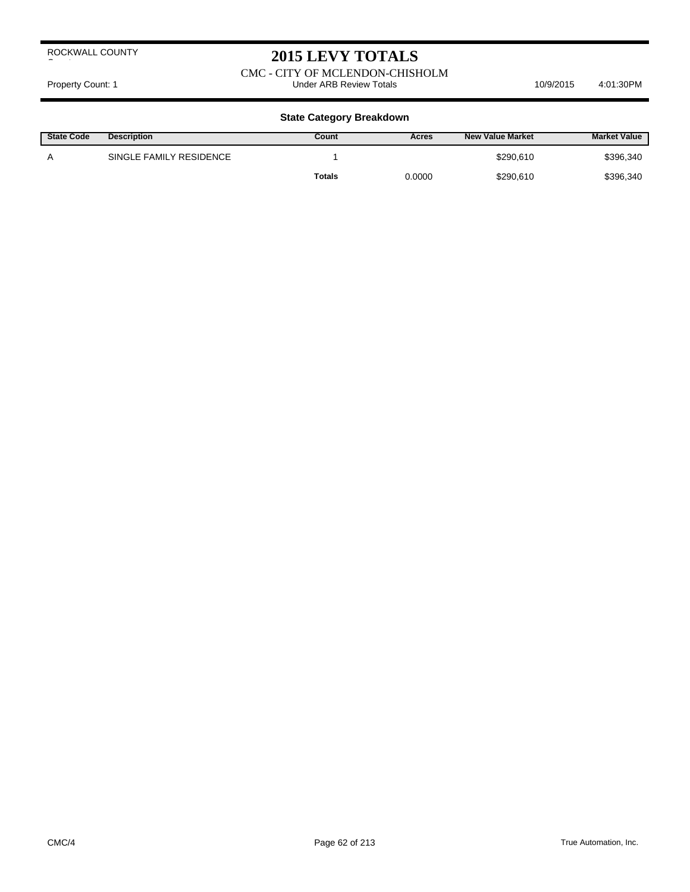ROCKWALL COUNTY

# 2015 LEVY TOTALS

CMC - CITY OF MCLENDON-CHISHOLM

Property Count: 1 | Under ARB Review Totals | 10/9/2015 4:01:30PM

### State Category Breakdown

| State Code | Description | Count | Acres | New Value Market | Market Value |
|---|---|---|---|---|---|
| A | SINGLE FAMILY RESIDENCE | 1 | | $290,610 | $396,340 |
| | | **Totals** | 0.0000 | $290,610 | $396,340 |

CMC/4

True Automation, Inc.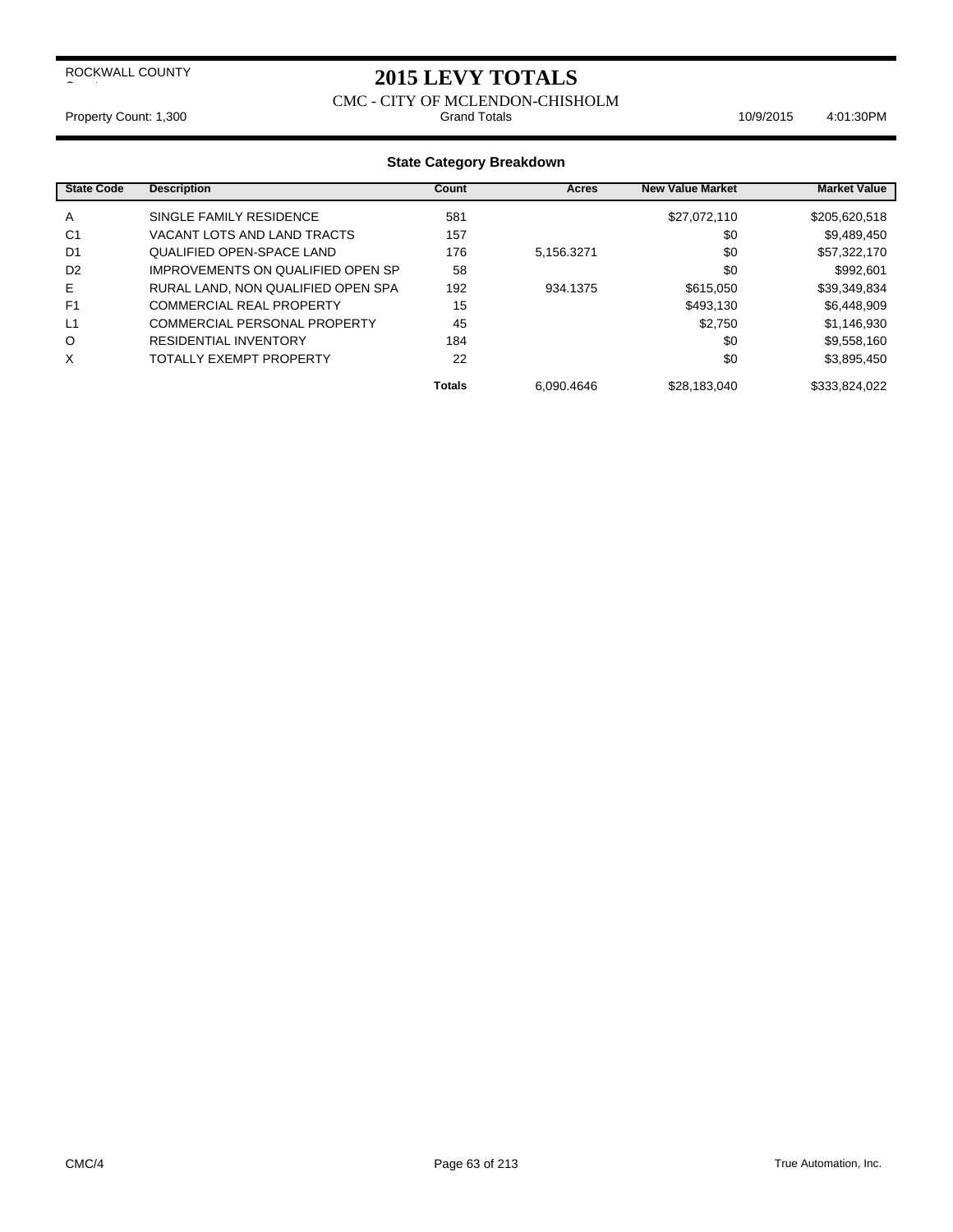ROCKWALL COUNTY

# 2015 LEVY TOTALS

CMC - CITY OF MCLENDON-CHISHOLM

Property Count: 1,300 | Grand Totals | 10/9/2015 4:01:30PM

## State Category Breakdown

| State Code | Description | Count | Acres | New Value Market | Market Value |
|---|---|---|---|---|---|
| A | SINGLE FAMILY RESIDENCE | 581 | | $27,072,110 | $205,620,518 |
| C1 | VACANT LOTS AND LAND TRACTS | 157 | | $0 | $9,489,450 |
| D1 | QUALIFIED OPEN-SPACE LAND | 176 | 5,156.3271 | $0 | $57,322,170 |
| D2 | IMPROVEMENTS ON QUALIFIED OPEN SP | 58 | | $0 | $992,601 |
| E | RURAL LAND, NON QUALIFIED OPEN SPA | 192 | 934.1375 | $615,050 | $39,349,834 |
| F1 | COMMERCIAL REAL PROPERTY | 15 | | $493,130 | $6,448,909 |
| L1 | COMMERCIAL PERSONAL PROPERTY | 45 | | $2,750 | $1,146,930 |
| O | RESIDENTIAL INVENTORY | 184 | | $0 | $9,558,160 |
| X | TOTALLY EXEMPT PROPERTY | 22 | | $0 | $3,895,450 |
| | | **Totals** | 6,090.4646 | $28,183,040 | $333,824,022 |

CMC/4 | True Automation, Inc.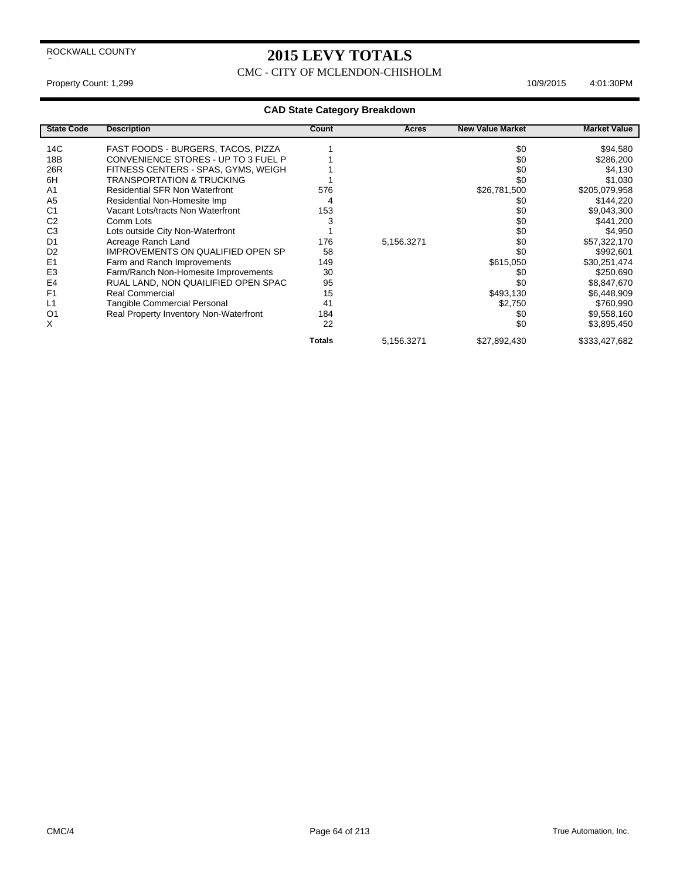ROCKWALL COUNTY

# 2015 LEVY TOTALS

CMC - CITY OF MCLENDON-CHISHOLM

Property Count: 1,299 10/9/2015 4:01:30PM

## CAD State Category Breakdown

| State Code | Description | Count | Acres | New Value Market | Market Value |
|---|---|---|---|---|---|
| 14C | FAST FOODS - BURGERS, TACOS, PIZZA | 1 | | $0 | $94,580 |
| 18B | CONVENIENCE STORES - UP TO 3 FUEL P | 1 | | $0 | $286,200 |
| 26R | FITNESS CENTERS - SPAS, GYMS, WEIGH | 1 | | $0 | $4,130 |
| 6H | TRANSPORTATION & TRUCKING | 1 | | $0 | $1,030 |
| A1 | Residential SFR Non Waterfront | 576 | | $26,781,500 | $205,079,958 |
| A5 | Residential Non-Homesite Imp | 4 | | $0 | $144,220 |
| C1 | Vacant Lots/tracts Non Waterfront | 153 | | $0 | $9,043,300 |
| C2 | Comm Lots | 3 | | $0 | $441,200 |
| C3 | Lots outside City Non-Waterfront | 1 | | $0 | $4,950 |
| D1 | Acreage Ranch Land | 176 | 5,156.3271 | $0 | $57,322,170 |
| D2 | IMPROVEMENTS ON QUALIFIED OPEN SP | 58 | | $0 | $992,601 |
| E1 | Farm and Ranch Improvements | 149 | | $615,050 | $30,251,474 |
| E3 | Farm/Ranch Non-Homesite Improvements | 30 | | $0 | $250,690 |
| E4 | RUAL LAND, NON QUAILIFIED OPEN SPAC | 95 | | $0 | $8,847,670 |
| F1 | Real Commercial | 15 | | $493,130 | $6,448,909 |
| L1 | Tangible Commercial Personal | 41 | | $2,750 | $760,990 |
| O1 | Real Property Inventory Non-Waterfront | 184 | | $0 | $9,558,160 |
| X | | 22 | | $0 | $3,895,450 |
| | | **Totals** | 5,156.3271 | $27,892,430 | $333,427,682 |

CMC/4 True Automation, Inc.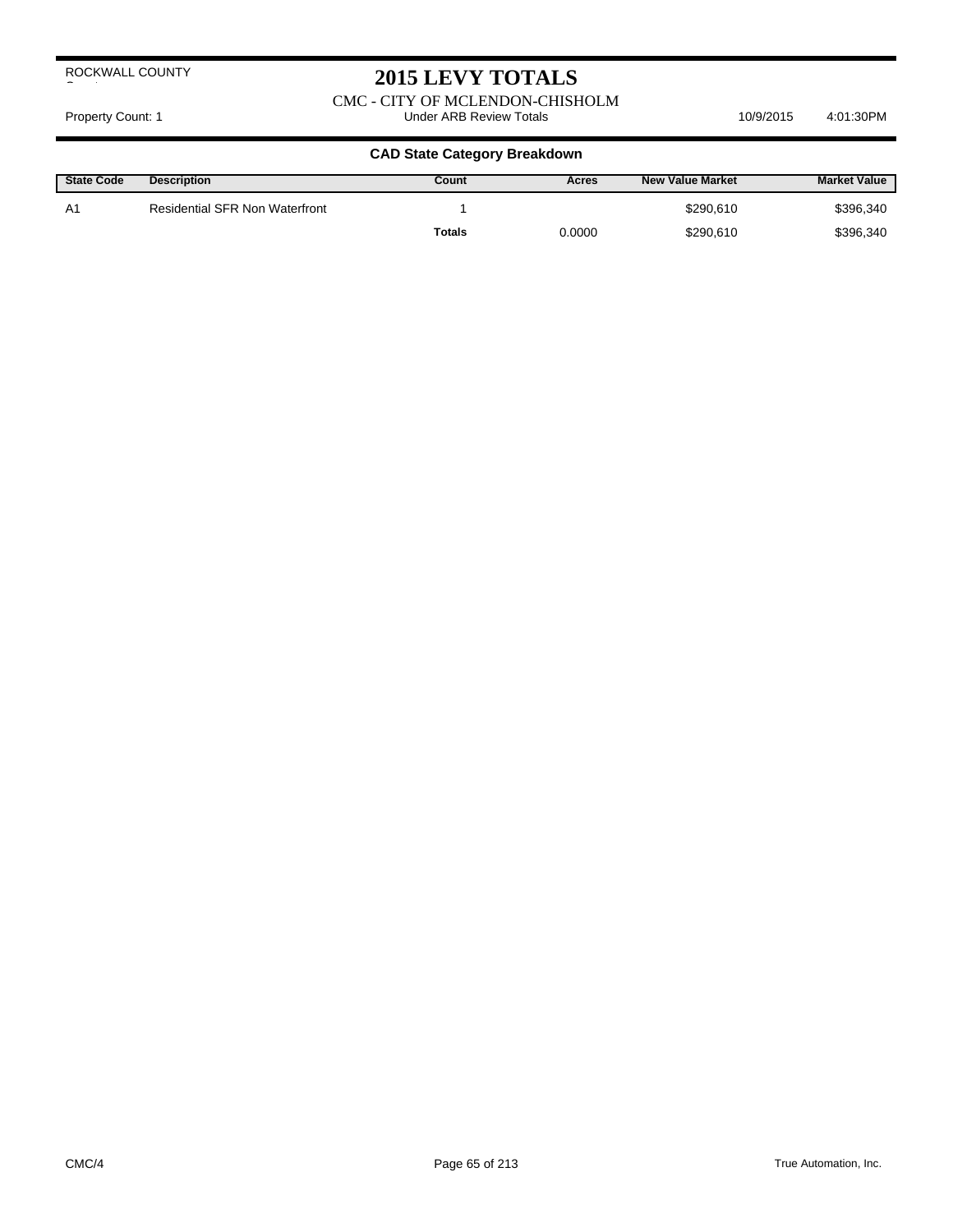ROCKWALL COUNTY

# 2015 LEVY TOTALS

CMC - CITY OF MCLENDON-CHISHOLM

Property Count: 1 | Under ARB Review Totals | 10/9/2015 4:01:30PM

## CAD State Category Breakdown

| State Code | Description | Count | Acres | New Value Market | Market Value |
|---|---|---|---|---|---|
| A1 | Residential SFR Non Waterfront | 1 | | $290,610 | $396,340 |
| | | **Totals** | 0.0000 | $290,610 | $396,340 |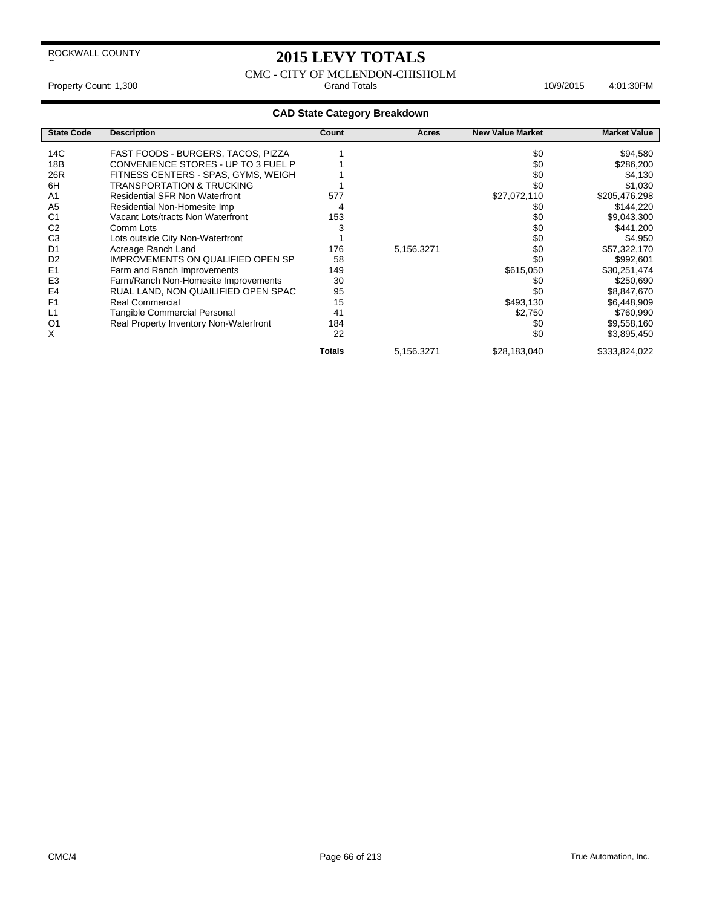ROCKWALL COUNTY

# 2015 LEVY TOTALS

CMC - CITY OF MCLENDON-CHISHOLM

Property Count: 1,300 Grand Totals 10/9/2015 4:01:30PM

## CAD State Category Breakdown

| State Code | Description | Count | Acres | New Value Market | Market Value |
|---|---|---|---|---|---|
| 14C | FAST FOODS - BURGERS, TACOS, PIZZA | 1 | | $0 | $94,580 |
| 18B | CONVENIENCE STORES - UP TO 3 FUEL P | 1 | | $0 | $286,200 |
| 26R | FITNESS CENTERS - SPAS, GYMS, WEIGH | 1 | | $0 | $4,130 |
| 6H | TRANSPORTATION & TRUCKING | 1 | | $0 | $1,030 |
| A1 | Residential SFR Non Waterfront | 577 | | $27,072,110 | $205,476,298 |
| A5 | Residential Non-Homesite Imp | 4 | | $0 | $144,220 |
| C1 | Vacant Lots/tracts Non Waterfront | 153 | | $0 | $9,043,300 |
| C2 | Comm Lots | 3 | | $0 | $441,200 |
| C3 | Lots outside City Non-Waterfront | 1 | | $0 | $4,950 |
| D1 | Acreage Ranch Land | 176 | 5,156.3271 | $0 | $57,322,170 |
| D2 | IMPROVEMENTS ON QUALIFIED OPEN SP | 58 | | $0 | $992,601 |
| E1 | Farm and Ranch Improvements | 149 | | $615,050 | $30,251,474 |
| E3 | Farm/Ranch Non-Homesite Improvements | 30 | | $0 | $250,690 |
| E4 | RUAL LAND, NON QUAILIFIED OPEN SPAC | 95 | | $0 | $8,847,670 |
| F1 | Real Commercial | 15 | | $493,130 | $6,448,909 |
| L1 | Tangible Commercial Personal | 41 | | $2,750 | $760,990 |
| O1 | Real Property Inventory Non-Waterfront | 184 | | $0 | $9,558,160 |
| X | | 22 | | $0 | $3,895,450 |
| | | **Totals** | 5,156.3271 | $28,183,040 | $333,824,022 |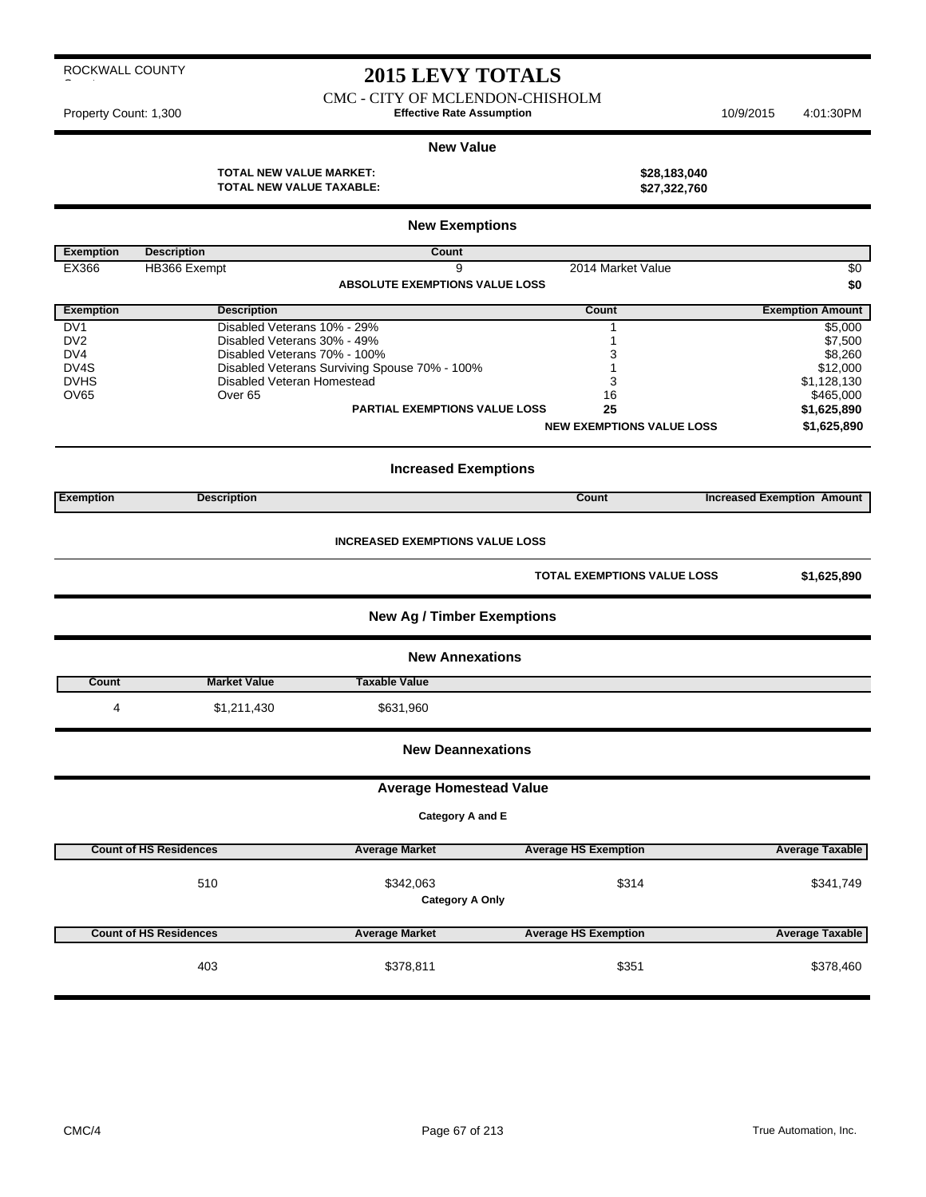ROCKWALL COUNTY

# 2015 LEVY TOTALS

CMC - CITY OF MCLENDON-CHISHOLM

Property Count: 1,300 **Effective Rate Assumption** 10/9/2015 4:01:30PM

## New Value

| | |
|---|---|
| **TOTAL NEW VALUE MARKET:** | **$28,183,040** |
| **TOTAL NEW VALUE TAXABLE:** | **$27,322,760** |

## New Exemptions

| Exemption | Description | Count | | |
|---|---|---|---|---|
| EX366 | HB366 Exempt | 9 | 2014 Market Value | $0 |
| | | **ABSOLUTE EXEMPTIONS VALUE LOSS** | | **$0** |

| Exemption | Description | Count | Exemption Amount |
|---|---|---|---|
| DV1 | Disabled Veterans 10% - 29% | 1 | $5,000 |
| DV2 | Disabled Veterans 30% - 49% | 1 | $7,500 |
| DV4 | Disabled Veterans 70% - 100% | 3 | $8,260 |
| DV4S | Disabled Veterans Surviving Spouse 70% - 100% | 1 | $12,000 |
| DVHS | Disabled Veteran Homestead | 3 | $1,128,130 |
| OV65 | Over 65 | 16 | $465,000 |
| | **PARTIAL EXEMPTIONS VALUE LOSS** | **25** | **$1,625,890** |
| | | **NEW EXEMPTIONS VALUE LOSS** | **$1,625,890** |

## Increased Exemptions

| Exemption | Description | Count | Increased Exemption Amount |
|---|---|---|---|
| | **INCREASED EXEMPTIONS VALUE LOSS** | | |
| | | **TOTAL EXEMPTIONS VALUE LOSS** | **$1,625,890** |

## New Ag / Timber Exemptions

## New Annexations

| Count | Market Value | Taxable Value |
|---|---|---|
| 4 | $1,211,430 | $631,960 |

## New Deannexations

## Average Homestead Value

**Category A and E**

| Count of HS Residences | Average Market | Average HS Exemption | Average Taxable |
|---|---|---|---|
| 510 | $342,063 | $314 | $341,749 |

**Category A Only**

| Count of HS Residences | Average Market | Average HS Exemption | Average Taxable |
|---|---|---|---|
| 403 | $378,811 | $351 | $378,460 |

CMC/4 True Automation, Inc.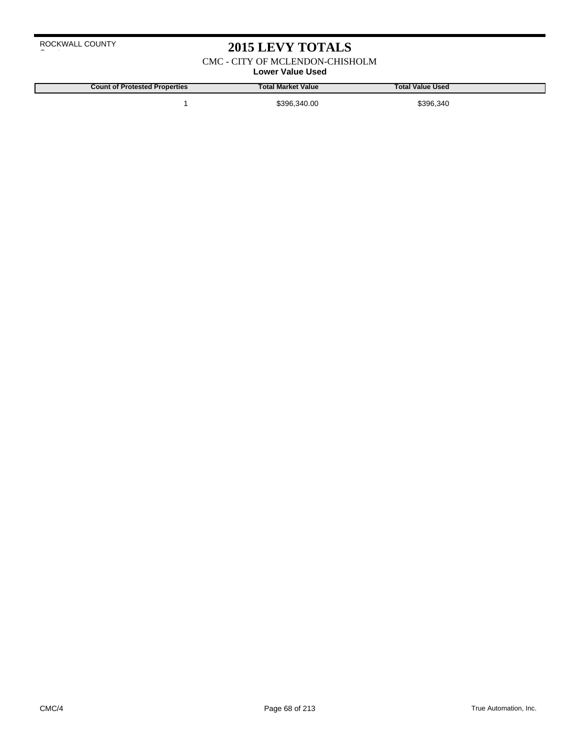ROCKWALL COUNTY

# 2015 LEVY TOTALS

CMC - CITY OF MCLENDON-CHISHOLM

**Lower Value Used**

| Count of Protested Properties | Total Market Value | Total Value Used |
|---|---|---|
| 1 | $396,340.00 | $396,340 |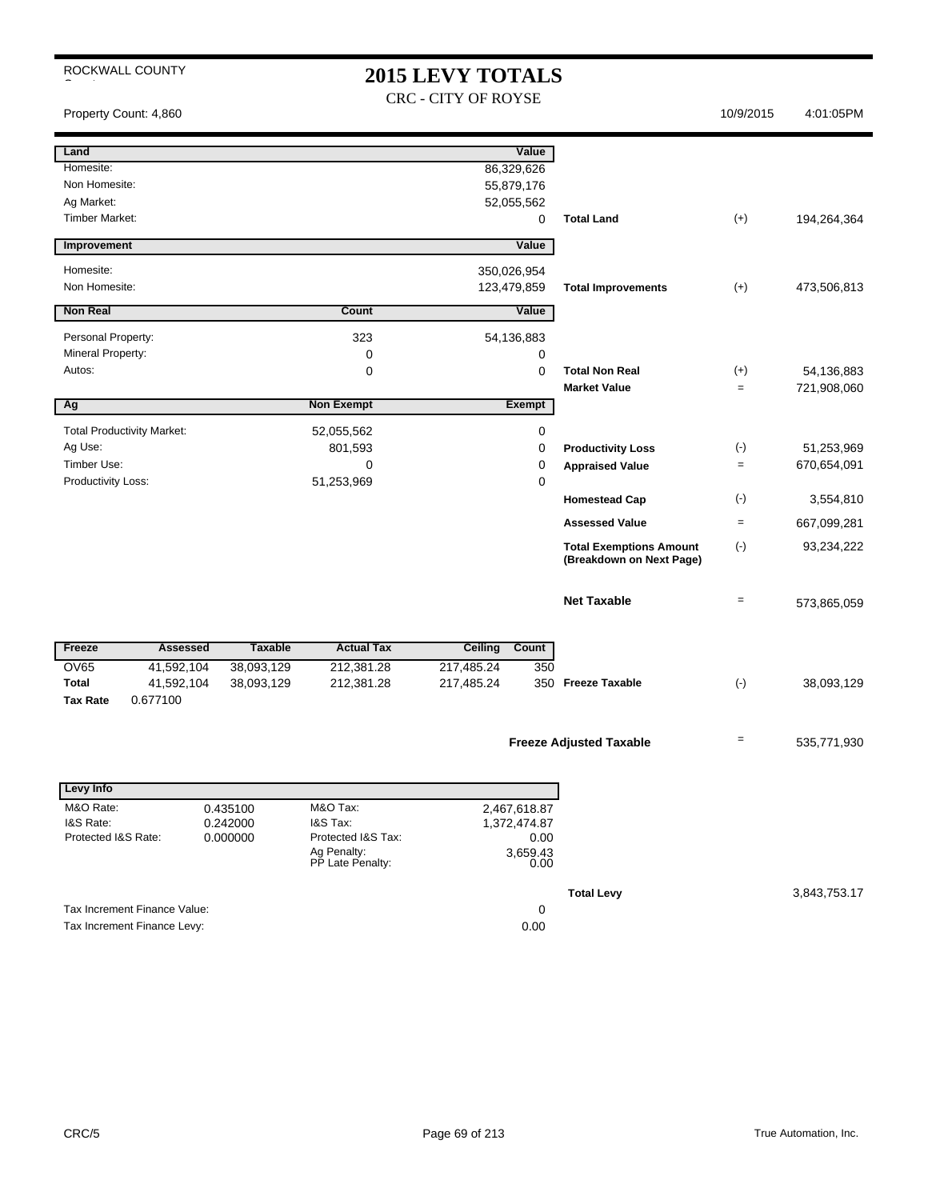ROCKWALL COUNTY

# 2015 LEVY TOTALS

CRC - CITY OF ROYSE

Property Count: 4,860 | 10/9/2015 | 4:01:05PM

| Land | | Value | | | |
|---|---|---|---|---|---|
| Homesite: | | 86,329,626 | | | |
| Non Homesite: | | 55,879,176 | | | |
| Ag Market: | | 52,055,562 | | | |
| Timber Market: | | 0 | **Total Land** | (+) | 194,264,364 |

| Improvement | | Value | | | |
|---|---|---|---|---|---|
| Homesite: | | 350,026,954 | | | |
| Non Homesite: | | 123,479,859 | **Total Improvements** | (+) | 473,506,813 |

| Non Real | Count | Value | | | |
|---|---|---|---|---|---|
| Personal Property: | 323 | 54,136,883 | | | |
| Mineral Property: | 0 | 0 | | | |
| Autos: | 0 | 0 | **Total Non Real** | (+) | 54,136,883 |
| | | | **Market Value** | = | 721,908,060 |

| Ag | Non Exempt | Exempt | | | |
|---|---|---|---|---|---|
| Total Productivity Market: | 52,055,562 | 0 | | | |
| Ag Use: | 801,593 | 0 | **Productivity Loss** | (-) | 51,253,969 |
| Timber Use: | 0 | 0 | **Appraised Value** | = | 670,654,091 |
| Productivity Loss: | 51,253,969 | 0 | | | |
| | | | **Homestead Cap** | (-) | 3,554,810 |
| | | | **Assessed Value** | = | 667,099,281 |
| | | | **Total Exemptions Amount (Breakdown on Next Page)** | (-) | 93,234,222 |
| | | | **Net Taxable** | = | 573,865,059 |

| Freeze | Assessed | Taxable | Actual Tax | Ceiling | Count | | | |
|---|---|---|---|---|---|---|---|---|
| OV65 | 41,592,104 | 38,093,129 | 212,381.28 | 217,485.24 | 350 | | | |
| **Total** | 41,592,104 | 38,093,129 | 212,381.28 | 217,485.24 | 350 | **Freeze Taxable** | (-) | 38,093,129 |
| **Tax Rate** | 0.677100 | | | | | | | |

**Freeze Adjusted Taxable** = 535,771,930

| Levy Info | | | | |
|---|---|---|---|---|
| M&O Rate: | 0.435100 | M&O Tax: | 2,467,618.87 | |
| I&S Rate: | 0.242000 | I&S Tax: | 1,372,474.87 | |
| Protected I&S Rate: | 0.000000 | Protected I&S Tax: | 0.00 | |
| | | Ag Penalty: | 3,659.43 | |
| | | PP Late Penalty: | 0.00 | |
| | | | | **Total Levy** 3,843,753.17 |

| | |
|---|---|
| Tax Increment Finance Value: | 0 |
| Tax Increment Finance Levy: | 0.00 |

CRC/5 | True Automation, Inc.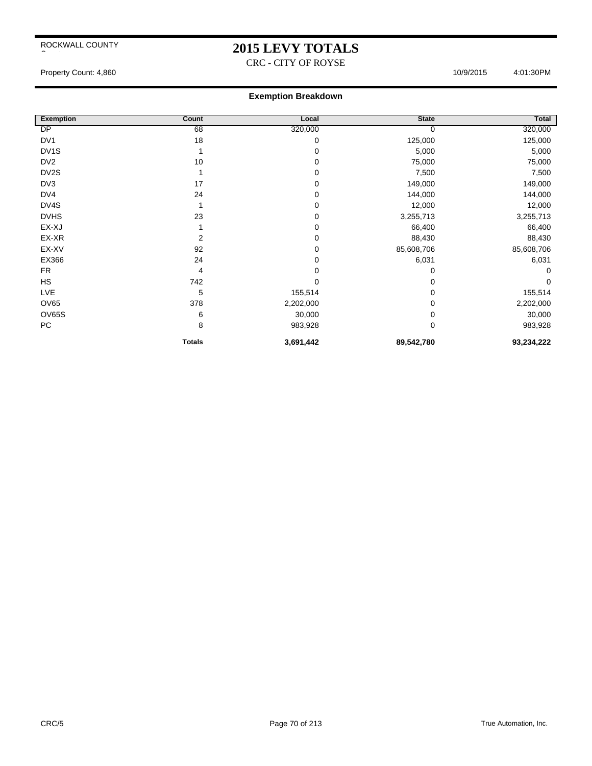ROCKWALL COUNTY

# 2015 LEVY TOTALS

CRC - CITY OF ROYSE

Property Count: 4,860 10/9/2015 4:01:30PM

## Exemption Breakdown

| Exemption | Count | Local | State | Total |
|---|---|---|---|---|
| DP | 68 | 320,000 | 0 | 320,000 |
| DV1 | 18 | 0 | 125,000 | 125,000 |
| DV1S | 1 | 0 | 5,000 | 5,000 |
| DV2 | 10 | 0 | 75,000 | 75,000 |
| DV2S | 1 | 0 | 7,500 | 7,500 |
| DV3 | 17 | 0 | 149,000 | 149,000 |
| DV4 | 24 | 0 | 144,000 | 144,000 |
| DV4S | 1 | 0 | 12,000 | 12,000 |
| DVHS | 23 | 0 | 3,255,713 | 3,255,713 |
| EX-XJ | 1 | 0 | 66,400 | 66,400 |
| EX-XR | 2 | 0 | 88,430 | 88,430 |
| EX-XV | 92 | 0 | 85,608,706 | 85,608,706 |
| EX366 | 24 | 0 | 6,031 | 6,031 |
| FR | 4 | 0 | 0 | 0 |
| HS | 742 | 0 | 0 | 0 |
| LVE | 5 | 155,514 | 0 | 155,514 |
| OV65 | 378 | 2,202,000 | 0 | 2,202,000 |
| OV65S | 6 | 30,000 | 0 | 30,000 |
| PC | 8 | 983,928 | 0 | 983,928 |
| | **Totals** | **3,691,442** | **89,542,780** | **93,234,222** |

CRC/5 True Automation, Inc.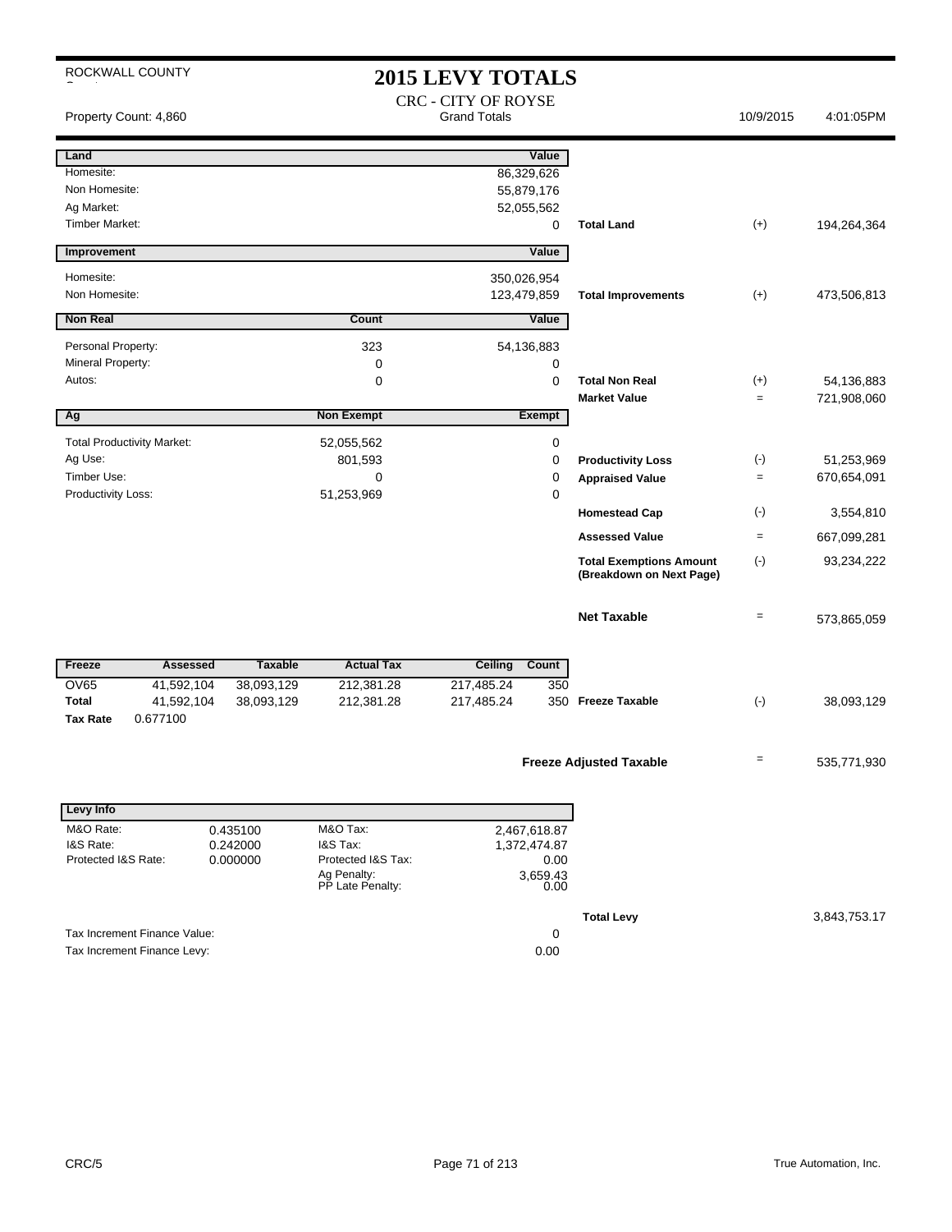ROCKWALL COUNTY

# 2015 LEVY TOTALS

## CRC - CITY OF ROYSE

Grand Totals

Property Count: 4,860

10/9/2015 4:01:05PM

| Land | Value | | | |
|---|---|---|---|---|
| Homesite: | 86,329,626 | | | |
| Non Homesite: | 55,879,176 | | | |
| Ag Market: | 52,055,562 | | | |
| Timber Market: | 0 | **Total Land** | (+) | 194,264,364 |

| Improvement | Value | | | |
|---|---|---|---|---|
| Homesite: | 350,026,954 | | | |
| Non Homesite: | 123,479,859 | **Total Improvements** | (+) | 473,506,813 |

| Non Real | Count | Value | | | |
|---|---|---|---|---|---|
| Personal Property: | 323 | 54,136,883 | | | |
| Mineral Property: | 0 | 0 | | | |
| Autos: | 0 | 0 | **Total Non Real** | (+) | 54,136,883 |
| | | | **Market Value** | = | 721,908,060 |

| Ag | Non Exempt | Exempt | | | |
|---|---|---|---|---|---|
| Total Productivity Market: | 52,055,562 | 0 | | | |
| Ag Use: | 801,593 | 0 | **Productivity Loss** | (-) | 51,253,969 |
| Timber Use: | 0 | 0 | **Appraised Value** | = | 670,654,091 |
| Productivity Loss: | 51,253,969 | 0 | | | |
| | | | **Homestead Cap** | (-) | 3,554,810 |
| | | | **Assessed Value** | = | 667,099,281 |
| | | | **Total Exemptions Amount (Breakdown on Next Page)** | (-) | 93,234,222 |
| | | | **Net Taxable** | = | 573,865,059 |

| Freeze | Assessed | Taxable | Actual Tax | Ceiling | Count | | | |
|---|---|---|---|---|---|---|---|---|
| OV65 | 41,592,104 | 38,093,129 | 212,381.28 | 217,485.24 | 350 | | | |
| **Total** | 41,592,104 | 38,093,129 | 212,381.28 | 217,485.24 | 350 | **Freeze Taxable** | (-) | 38,093,129 |
| **Tax Rate** | 0.677100 | | | | | | | |

**Freeze Adjusted Taxable** = 535,771,930

| Levy Info | | | | | |
|---|---|---|---|---|---|
| M&O Rate: | 0.435100 | M&O Tax: | 2,467,618.87 | | |
| I&S Rate: | 0.242000 | I&S Tax: | 1,372,474.87 | | |
| Protected I&S Rate: | 0.000000 | Protected I&S Tax: | 0.00 | | |
| | | Ag Penalty: | 3,659.43 | | |
| | | PP Late Penalty: | 0.00 | | |
| | | | | **Total Levy** | 3,843,753.17 |

| | |
|---|---|
| Tax Increment Finance Value: | 0 |
| Tax Increment Finance Levy: | 0.00 |

CRC/5

True Automation, Inc.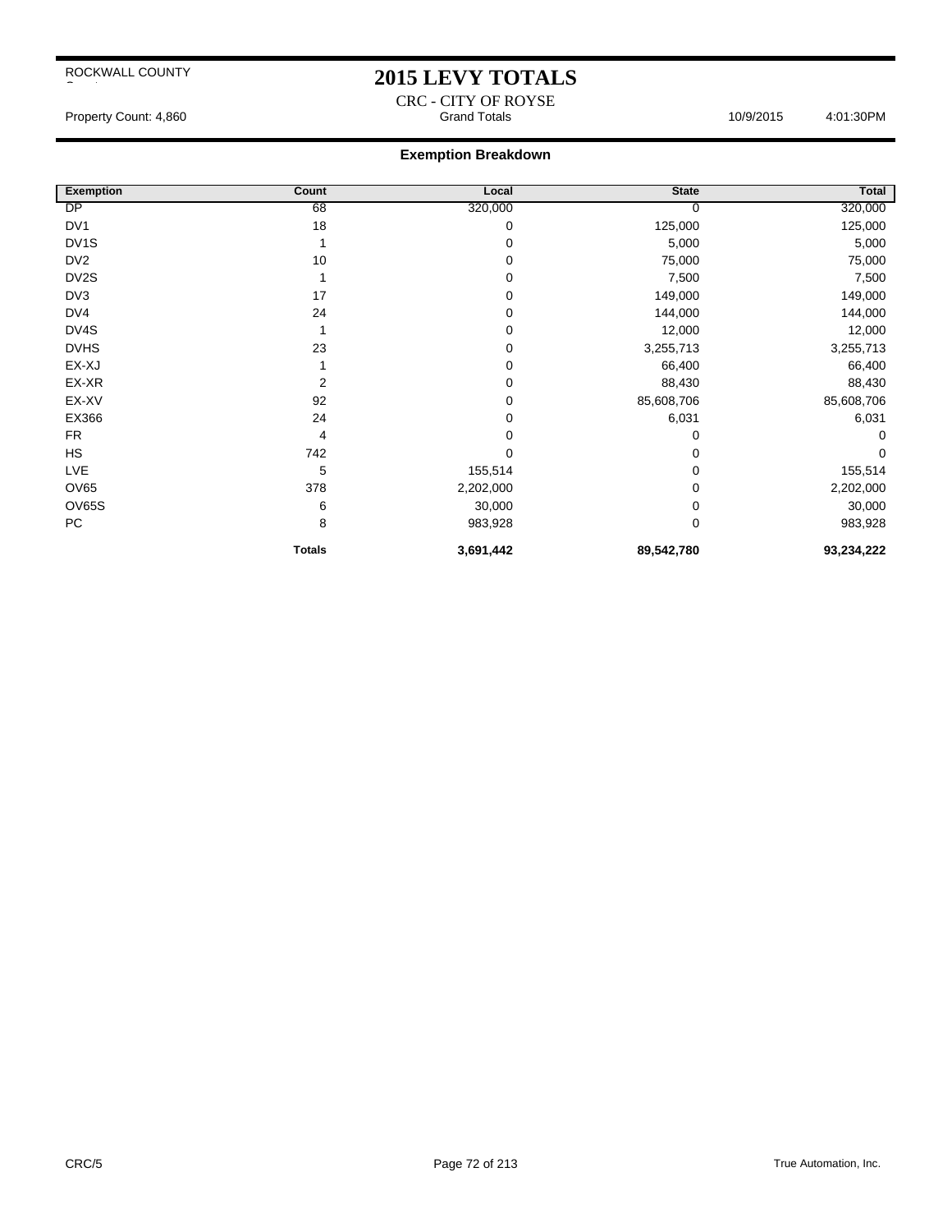ROCKWALL COUNTY

# 2015 LEVY TOTALS

CRC - CITY OF ROYSE

Property Count: 4,860 Grand Totals 10/9/2015 4:01:30PM

### Exemption Breakdown

| Exemption | Count | Local | State | Total |
|---|---|---|---|---|
| DP | 68 | 320,000 | 0 | 320,000 |
| DV1 | 18 | 0 | 125,000 | 125,000 |
| DV1S | 1 | 0 | 5,000 | 5,000 |
| DV2 | 10 | 0 | 75,000 | 75,000 |
| DV2S | 1 | 0 | 7,500 | 7,500 |
| DV3 | 17 | 0 | 149,000 | 149,000 |
| DV4 | 24 | 0 | 144,000 | 144,000 |
| DV4S | 1 | 0 | 12,000 | 12,000 |
| DVHS | 23 | 0 | 3,255,713 | 3,255,713 |
| EX-XJ | 1 | 0 | 66,400 | 66,400 |
| EX-XR | 2 | 0 | 88,430 | 88,430 |
| EX-XV | 92 | 0 | 85,608,706 | 85,608,706 |
| EX366 | 24 | 0 | 6,031 | 6,031 |
| FR | 4 | 0 | 0 | 0 |
| HS | 742 | 0 | 0 | 0 |
| LVE | 5 | 155,514 | 0 | 155,514 |
| OV65 | 378 | 2,202,000 | 0 | 2,202,000 |
| OV65S | 6 | 30,000 | 0 | 30,000 |
| PC | 8 | 983,928 | 0 | 983,928 |
| | **Totals** | **3,691,442** | **89,542,780** | **93,234,222** |

CRC/5 True Automation, Inc.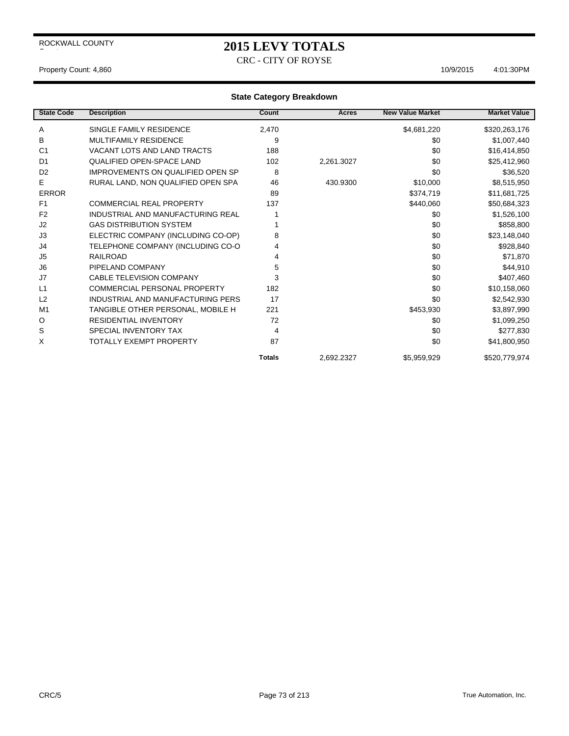ROCKWALL COUNTY

# 2015 LEVY TOTALS

CRC - CITY OF ROYSE

Property Count: 4,860 10/9/2015 4:01:30PM

## State Category Breakdown

| State Code | Description | Count | Acres | New Value Market | Market Value |
|---|---|---|---|---|---|
| A | SINGLE FAMILY RESIDENCE | 2,470 | | $4,681,220 | $320,263,176 |
| B | MULTIFAMILY RESIDENCE | 9 | | $0 | $1,007,440 |
| C1 | VACANT LOTS AND LAND TRACTS | 188 | | $0 | $16,414,850 |
| D1 | QUALIFIED OPEN-SPACE LAND | 102 | 2,261.3027 | $0 | $25,412,960 |
| D2 | IMPROVEMENTS ON QUALIFIED OPEN SP | 8 | | $0 | $36,520 |
| E | RURAL LAND, NON QUALIFIED OPEN SPA | 46 | 430.9300 | $10,000 | $8,515,950 |
| ERROR | | 89 | | $374,719 | $11,681,725 |
| F1 | COMMERCIAL REAL PROPERTY | 137 | | $440,060 | $50,684,323 |
| F2 | INDUSTRIAL AND MANUFACTURING REAL | 1 | | $0 | $1,526,100 |
| J2 | GAS DISTRIBUTION SYSTEM | 1 | | $0 | $858,800 |
| J3 | ELECTRIC COMPANY (INCLUDING CO-OP) | 8 | | $0 | $23,148,040 |
| J4 | TELEPHONE COMPANY (INCLUDING CO-O | 4 | | $0 | $928,840 |
| J5 | RAILROAD | 4 | | $0 | $71,870 |
| J6 | PIPELAND COMPANY | 5 | | $0 | $44,910 |
| J7 | CABLE TELEVISION COMPANY | 3 | | $0 | $407,460 |
| L1 | COMMERCIAL PERSONAL PROPERTY | 182 | | $0 | $10,158,060 |
| L2 | INDUSTRIAL AND MANUFACTURING PERS | 17 | | $0 | $2,542,930 |
| M1 | TANGIBLE OTHER PERSONAL, MOBILE H | 221 | | $453,930 | $3,897,990 |
| O | RESIDENTIAL INVENTORY | 72 | | $0 | $1,099,250 |
| S | SPECIAL INVENTORY TAX | 4 | | $0 | $277,830 |
| X | TOTALLY EXEMPT PROPERTY | 87 | | $0 | $41,800,950 |
| | | **Totals** | 2,692.2327 | $5,959,929 | $520,779,974 |

CRC/5 True Automation, Inc.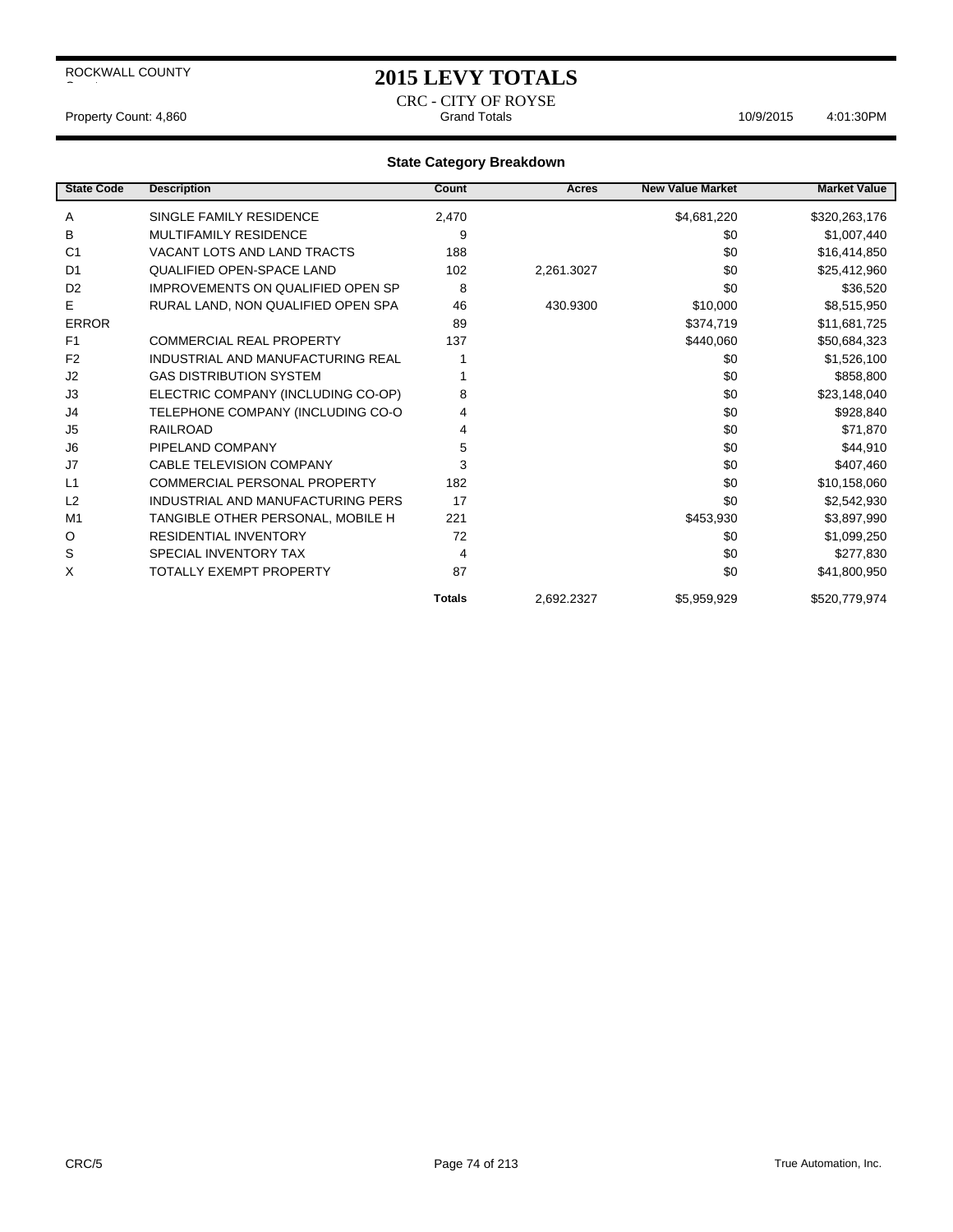ROCKWALL COUNTY

# 2015 LEVY TOTALS

CRC - CITY OF ROYSE

Property Count: 4,860 | Grand Totals | 10/9/2015 4:01:30PM

## State Category Breakdown

| State Code | Description | Count | Acres | New Value Market | Market Value |
|---|---|---|---|---|---|
| A | SINGLE FAMILY RESIDENCE | 2,470 | | $4,681,220 | $320,263,176 |
| B | MULTIFAMILY RESIDENCE | 9 | | $0 | $1,007,440 |
| C1 | VACANT LOTS AND LAND TRACTS | 188 | | $0 | $16,414,850 |
| D1 | QUALIFIED OPEN-SPACE LAND | 102 | 2,261.3027 | $0 | $25,412,960 |
| D2 | IMPROVEMENTS ON QUALIFIED OPEN SP | 8 | | $0 | $36,520 |
| E | RURAL LAND, NON QUALIFIED OPEN SPA | 46 | 430.9300 | $10,000 | $8,515,950 |
| ERROR | | 89 | | $374,719 | $11,681,725 |
| F1 | COMMERCIAL REAL PROPERTY | 137 | | $440,060 | $50,684,323 |
| F2 | INDUSTRIAL AND MANUFACTURING REAL | 1 | | $0 | $1,526,100 |
| J2 | GAS DISTRIBUTION SYSTEM | 1 | | $0 | $858,800 |
| J3 | ELECTRIC COMPANY (INCLUDING CO-OP) | 8 | | $0 | $23,148,040 |
| J4 | TELEPHONE COMPANY (INCLUDING CO-O | 4 | | $0 | $928,840 |
| J5 | RAILROAD | 4 | | $0 | $71,870 |
| J6 | PIPELAND COMPANY | 5 | | $0 | $44,910 |
| J7 | CABLE TELEVISION COMPANY | 3 | | $0 | $407,460 |
| L1 | COMMERCIAL PERSONAL PROPERTY | 182 | | $0 | $10,158,060 |
| L2 | INDUSTRIAL AND MANUFACTURING PERS | 17 | | $0 | $2,542,930 |
| M1 | TANGIBLE OTHER PERSONAL, MOBILE H | 221 | | $453,930 | $3,897,990 |
| O | RESIDENTIAL INVENTORY | 72 | | $0 | $1,099,250 |
| S | SPECIAL INVENTORY TAX | 4 | | $0 | $277,830 |
| X | TOTALLY EXEMPT PROPERTY | 87 | | $0 | $41,800,950 |
| | | **Totals** | 2,692.2327 | $5,959,929 | $520,779,974 |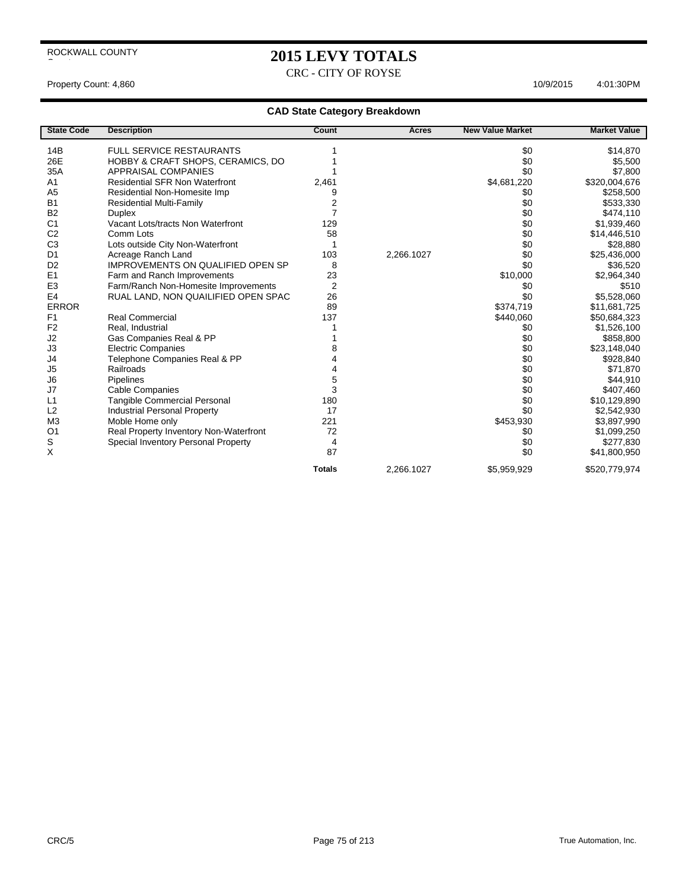ROCKWALL COUNTY

# 2015 LEVY TOTALS

CRC - CITY OF ROYSE

Property Count: 4,860 10/9/2015 4:01:30PM

## CAD State Category Breakdown

| State Code | Description | Count | Acres | New Value Market | Market Value |
|---|---|---|---|---|---|
| 14B | FULL SERVICE RESTAURANTS | 1 | | $0 | $14,870 |
| 26E | HOBBY & CRAFT SHOPS, CERAMICS, DO | 1 | | $0 | $5,500 |
| 35A | APPRAISAL COMPANIES | 1 | | $0 | $7,800 |
| A1 | Residential SFR Non Waterfront | 2,461 | | $4,681,220 | $320,004,676 |
| A5 | Residential Non-Homesite Imp | 9 | | $0 | $258,500 |
| B1 | Residential Multi-Family | 2 | | $0 | $533,330 |
| B2 | Duplex | 7 | | $0 | $474,110 |
| C1 | Vacant Lots/tracts Non Waterfront | 129 | | $0 | $1,939,460 |
| C2 | Comm Lots | 58 | | $0 | $14,446,510 |
| C3 | Lots outside City Non-Waterfront | 1 | | $0 | $28,880 |
| D1 | Acreage Ranch Land | 103 | 2,266.1027 | $0 | $25,436,000 |
| D2 | IMPROVEMENTS ON QUALIFIED OPEN SP | 8 | | $0 | $36,520 |
| E1 | Farm and Ranch Improvements | 23 | | $10,000 | $2,964,340 |
| E3 | Farm/Ranch Non-Homesite Improvements | 2 | | $0 | $510 |
| E4 | RUAL LAND, NON QUAILIFIED OPEN SPAC | 26 | | $0 | $5,528,060 |
| ERROR | | 89 | | $374,719 | $11,681,725 |
| F1 | Real Commercial | 137 | | $440,060 | $50,684,323 |
| F2 | Real, Industrial | 1 | | $0 | $1,526,100 |
| J2 | Gas Companies Real & PP | 1 | | $0 | $858,800 |
| J3 | Electric Companies | 8 | | $0 | $23,148,040 |
| J4 | Telephone Companies Real & PP | 4 | | $0 | $928,840 |
| J5 | Railroads | 4 | | $0 | $71,870 |
| J6 | Pipelines | 5 | | $0 | $44,910 |
| J7 | Cable Companies | 3 | | $0 | $407,460 |
| L1 | Tangible Commercial Personal | 180 | | $0 | $10,129,890 |
| L2 | Industrial Personal Property | 17 | | $0 | $2,542,930 |
| M3 | Moble Home only | 221 | | $453,930 | $3,897,990 |
| O1 | Real Property Inventory Non-Waterfront | 72 | | $0 | $1,099,250 |
| S | Special Inventory Personal Property | 4 | | $0 | $277,830 |
| X | | 87 | | $0 | $41,800,950 |
| | | **Totals** | 2,266.1027 | $5,959,929 | $520,779,974 |

CRC/5 True Automation, Inc.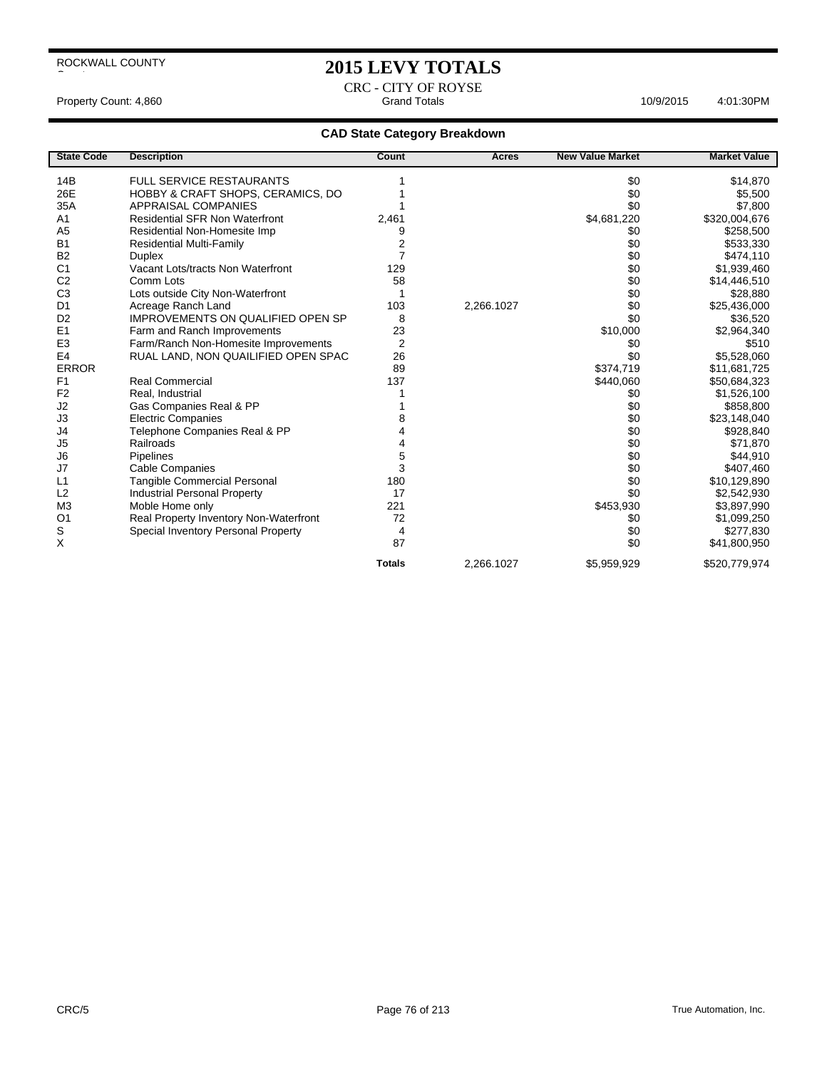ROCKWALL COUNTY

# 2015 LEVY TOTALS

CRC - CITY OF ROYSE

Property Count: 4,860 | Grand Totals | 10/9/2015 4:01:30PM

## CAD State Category Breakdown

| State Code | Description | Count | Acres | New Value Market | Market Value |
|---|---|---|---|---|---|
| 14B | FULL SERVICE RESTAURANTS | 1 | | $0 | $14,870 |
| 26E | HOBBY & CRAFT SHOPS, CERAMICS, DO | 1 | | $0 | $5,500 |
| 35A | APPRAISAL COMPANIES | 1 | | $0 | $7,800 |
| A1 | Residential SFR Non Waterfront | 2,461 | | $4,681,220 | $320,004,676 |
| A5 | Residential Non-Homesite Imp | 9 | | $0 | $258,500 |
| B1 | Residential Multi-Family | 2 | | $0 | $533,330 |
| B2 | Duplex | 7 | | $0 | $474,110 |
| C1 | Vacant Lots/tracts Non Waterfront | 129 | | $0 | $1,939,460 |
| C2 | Comm Lots | 58 | | $0 | $14,446,510 |
| C3 | Lots outside City Non-Waterfront | 1 | | $0 | $28,880 |
| D1 | Acreage Ranch Land | 103 | 2,266.1027 | $0 | $25,436,000 |
| D2 | IMPROVEMENTS ON QUALIFIED OPEN SP | 8 | | $0 | $36,520 |
| E1 | Farm and Ranch Improvements | 23 | | $10,000 | $2,964,340 |
| E3 | Farm/Ranch Non-Homesite Improvements | 2 | | $0 | $510 |
| E4 | RUAL LAND, NON QUAILIFIED OPEN SPAC | 26 | | $0 | $5,528,060 |
| ERROR | | 89 | | $374,719 | $11,681,725 |
| F1 | Real Commercial | 137 | | $440,060 | $50,684,323 |
| F2 | Real, Industrial | 1 | | $0 | $1,526,100 |
| J2 | Gas Companies Real & PP | 1 | | $0 | $858,800 |
| J3 | Electric Companies | 8 | | $0 | $23,148,040 |
| J4 | Telephone Companies Real & PP | 4 | | $0 | $928,840 |
| J5 | Railroads | 4 | | $0 | $71,870 |
| J6 | Pipelines | 5 | | $0 | $44,910 |
| J7 | Cable Companies | 3 | | $0 | $407,460 |
| L1 | Tangible Commercial Personal | 180 | | $0 | $10,129,890 |
| L2 | Industrial Personal Property | 17 | | $0 | $2,542,930 |
| M3 | Moble Home only | 221 | | $453,930 | $3,897,990 |
| O1 | Real Property Inventory Non-Waterfront | 72 | | $0 | $1,099,250 |
| S | Special Inventory Personal Property | 4 | | $0 | $277,830 |
| X | | 87 | | $0 | $41,800,950 |
| | | **Totals** | 2,266.1027 | $5,959,929 | $520,779,974 |

CRC/5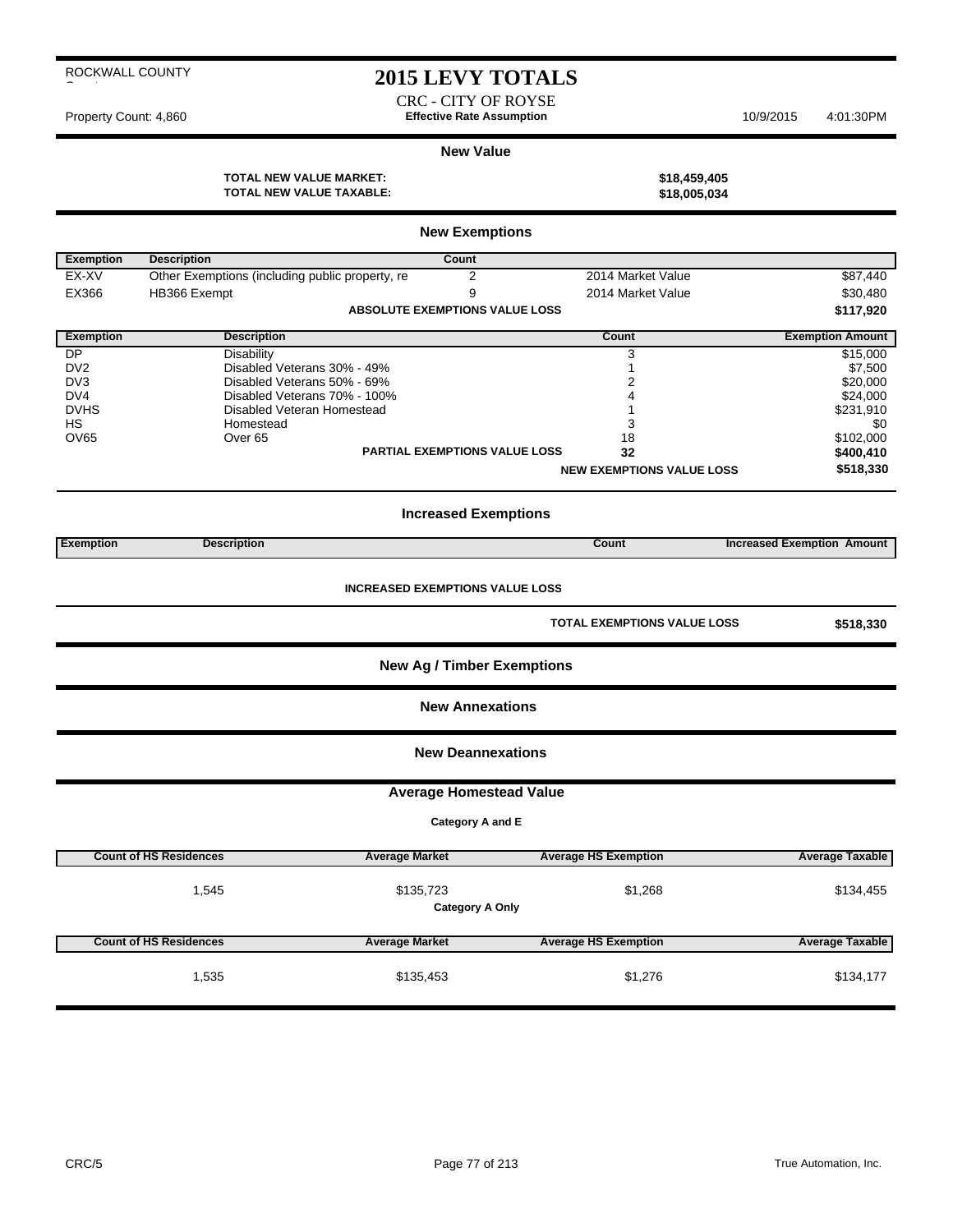ROCKWALL COUNTY

# 2015 LEVY TOTALS

CRC - CITY OF ROYSE

Property Count: 4,860 — **Effective Rate Assumption** — 10/9/2015 4:01:30PM

## New Value

| | |
|---|---|
| **TOTAL NEW VALUE MARKET:** | **$18,459,405** |
| **TOTAL NEW VALUE TAXABLE:** | **$18,005,034** |

## New Exemptions

| Exemption | Description | Count | | |
|---|---|---|---|---|
| EX-XV | Other Exemptions (including public property, re | 2 | 2014 Market Value | $87,440 |
| EX366 | HB366 Exempt | 9 | 2014 Market Value | $30,480 |
| | | **ABSOLUTE EXEMPTIONS VALUE LOSS** | | **$117,920** |

| Exemption | Description | Count | Exemption Amount |
|---|---|---|---|
| DP | Disability | 3 | $15,000 |
| DV2 | Disabled Veterans 30% - 49% | 1 | $7,500 |
| DV3 | Disabled Veterans 50% - 69% | 2 | $20,000 |
| DV4 | Disabled Veterans 70% - 100% | 4 | $24,000 |
| DVHS | Disabled Veteran Homestead | 1 | $231,910 |
| HS | Homestead | 3 | $0 |
| OV65 | Over 65 | 18 | $102,000 |
| | **PARTIAL EXEMPTIONS VALUE LOSS** | **32** | **$400,410** |
| | | **NEW EXEMPTIONS VALUE LOSS** | **$518,330** |

## Increased Exemptions

| Exemption | Description | Count | Increased Exemption Amount |
|---|---|---|---|

**INCREASED EXEMPTIONS VALUE LOSS**

**TOTAL EXEMPTIONS VALUE LOSS** **$518,330**

## New Ag / Timber Exemptions

## New Annexations

## New Deannexations

## Average Homestead Value

**Category A and E**

| Count of HS Residences | Average Market | Average HS Exemption | Average Taxable |
|---|---|---|---|
| 1,545 | $135,723 | $1,268 | $134,455 |

**Category A Only**

| Count of HS Residences | Average Market | Average HS Exemption | Average Taxable |
|---|---|---|---|
| 1,535 | $135,453 | $1,276 | $134,177 |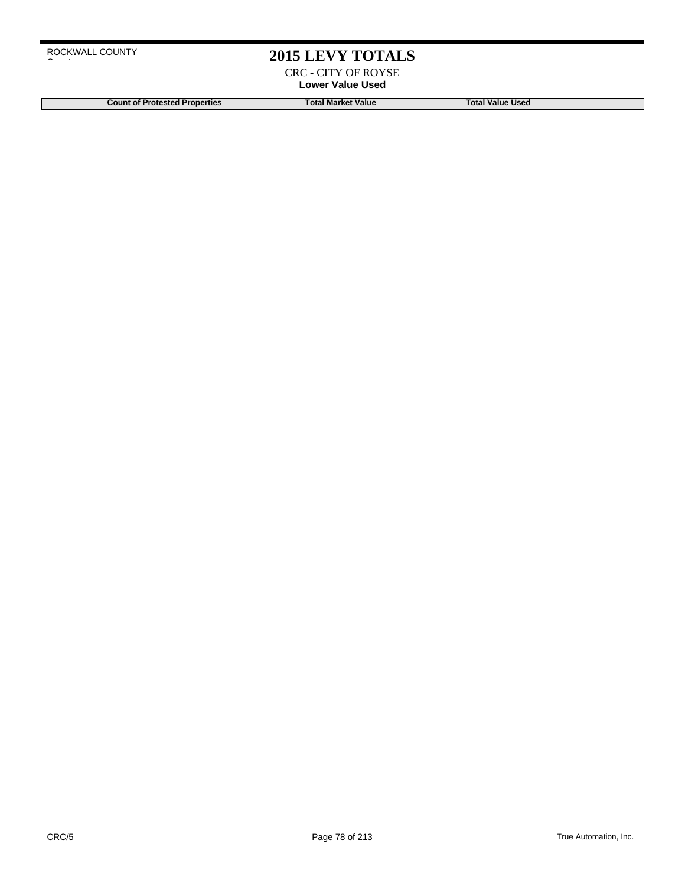ROCKWALL COUNTY

# 2015 LEVY TOTALS

CRC - CITY OF ROYSE

**Lower Value Used**

| Count of Protested Properties | Total Market Value | Total Value Used |
|---|---|---|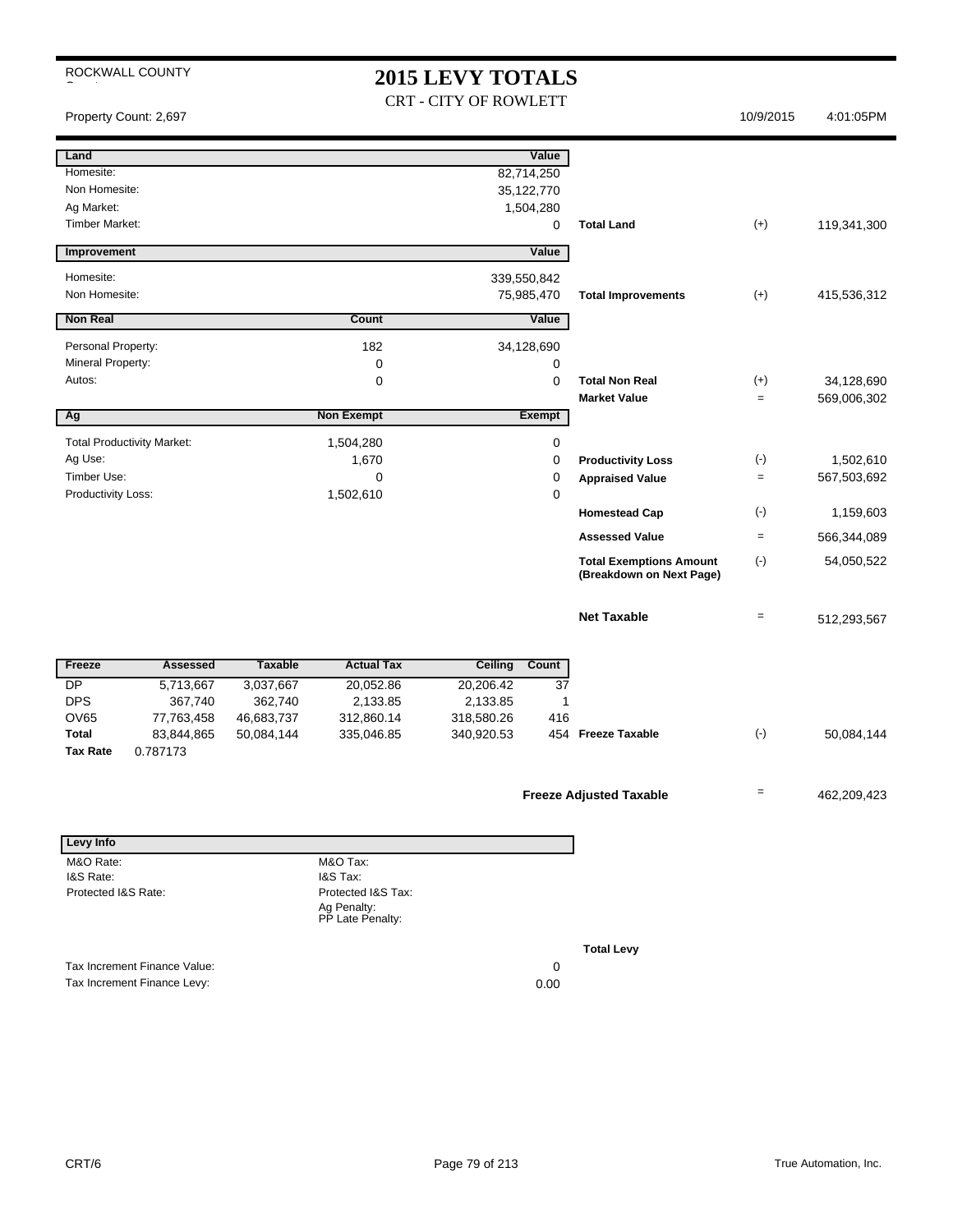ROCKWALL COUNTY

# 2015 LEVY TOTALS

CRT - CITY OF ROWLETT

Property Count: 2,697 | 10/9/2015 | 4:01:05PM

| Land | | Value | | | |
|---|---|---|---|---|---|
| Homesite: | | 82,714,250 | | | |
| Non Homesite: | | 35,122,770 | | | |
| Ag Market: | | 1,504,280 | | | |
| Timber Market: | | 0 | **Total Land** | (+) | 119,341,300 |

| Improvement | | Value | | | |
|---|---|---|---|---|---|
| Homesite: | | 339,550,842 | | | |
| Non Homesite: | | 75,985,470 | **Total Improvements** | (+) | 415,536,312 |

| Non Real | Count | Value | | | |
|---|---|---|---|---|---|
| Personal Property: | 182 | 34,128,690 | | | |
| Mineral Property: | 0 | 0 | | | |
| Autos: | 0 | 0 | **Total Non Real** | (+) | 34,128,690 |
| | | | **Market Value** | = | 569,006,302 |

| Ag | Non Exempt | Exempt | | | |
|---|---|---|---|---|---|
| Total Productivity Market: | 1,504,280 | 0 | | | |
| Ag Use: | 1,670 | 0 | **Productivity Loss** | (-) | 1,502,610 |
| Timber Use: | 0 | 0 | **Appraised Value** | = | 567,503,692 |
| Productivity Loss: | 1,502,610 | 0 | | | |
| | | | **Homestead Cap** | (-) | 1,159,603 |
| | | | **Assessed Value** | = | 566,344,089 |
| | | | **Total Exemptions Amount (Breakdown on Next Page)** | (-) | 54,050,522 |
| | | | **Net Taxable** | = | 512,293,567 |

| Freeze | Assessed | Taxable | Actual Tax | Ceiling | Count | | | |
|---|---|---|---|---|---|---|---|---|
| DP | 5,713,667 | 3,037,667 | 20,052.86 | 20,206.42 | 37 | | | |
| DPS | 367,740 | 362,740 | 2,133.85 | 2,133.85 | 1 | | | |
| OV65 | 77,763,458 | 46,683,737 | 312,860.14 | 318,580.26 | 416 | | | |
| **Total** | 83,844,865 | 50,084,144 | 335,046.85 | 340,920.53 | 454 | **Freeze Taxable** | (-) | 50,084,144 |
| **Tax Rate** | 0.787173 | | | | | | | |

**Freeze Adjusted Taxable** = 462,209,423

| Levy Info | | |
|---|---|---|
| M&O Rate: | M&O Tax: | |
| I&S Rate: | I&S Tax: | |
| Protected I&S Rate: | Protected I&S Tax: | |
| | Ag Penalty: | |
| | PP Late Penalty: | |

**Total Levy**

| | |
|---|---|
| Tax Increment Finance Value: | 0 |
| Tax Increment Finance Levy: | 0.00 |

CRT/6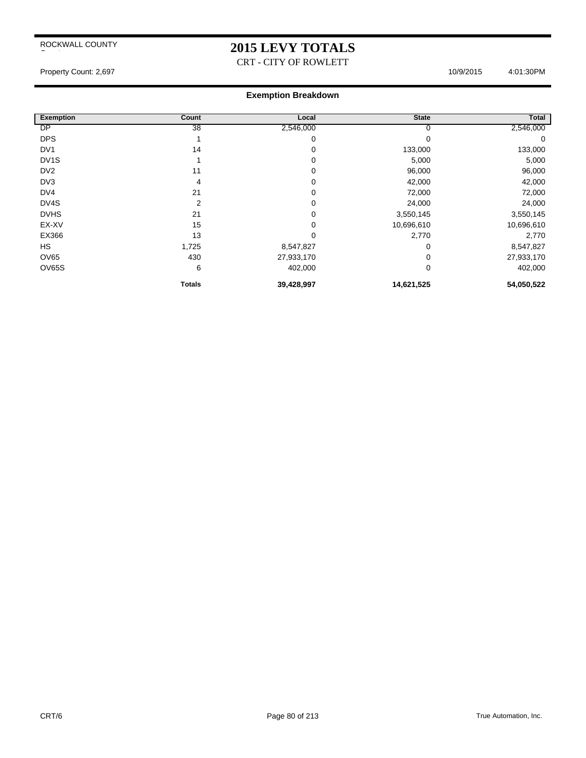ROCKWALL COUNTY

# 2015 LEVY TOTALS

CRT - CITY OF ROWLETT

Property Count: 2,697 10/9/2015 4:01:30PM

## Exemption Breakdown

| Exemption | Count | Local | State | Total |
|---|---|---|---|---|
| DP | 38 | 2,546,000 | 0 | 2,546,000 |
| DPS | 1 | 0 | 0 | 0 |
| DV1 | 14 | 0 | 133,000 | 133,000 |
| DV1S | 1 | 0 | 5,000 | 5,000 |
| DV2 | 11 | 0 | 96,000 | 96,000 |
| DV3 | 4 | 0 | 42,000 | 42,000 |
| DV4 | 21 | 0 | 72,000 | 72,000 |
| DV4S | 2 | 0 | 24,000 | 24,000 |
| DVHS | 21 | 0 | 3,550,145 | 3,550,145 |
| EX-XV | 15 | 0 | 10,696,610 | 10,696,610 |
| EX366 | 13 | 0 | 2,770 | 2,770 |
| HS | 1,725 | 8,547,827 | 0 | 8,547,827 |
| OV65 | 430 | 27,933,170 | 0 | 27,933,170 |
| OV65S | 6 | 402,000 | 0 | 402,000 |
| | **Totals** | **39,428,997** | **14,621,525** | **54,050,522** |

CRT/6 True Automation, Inc.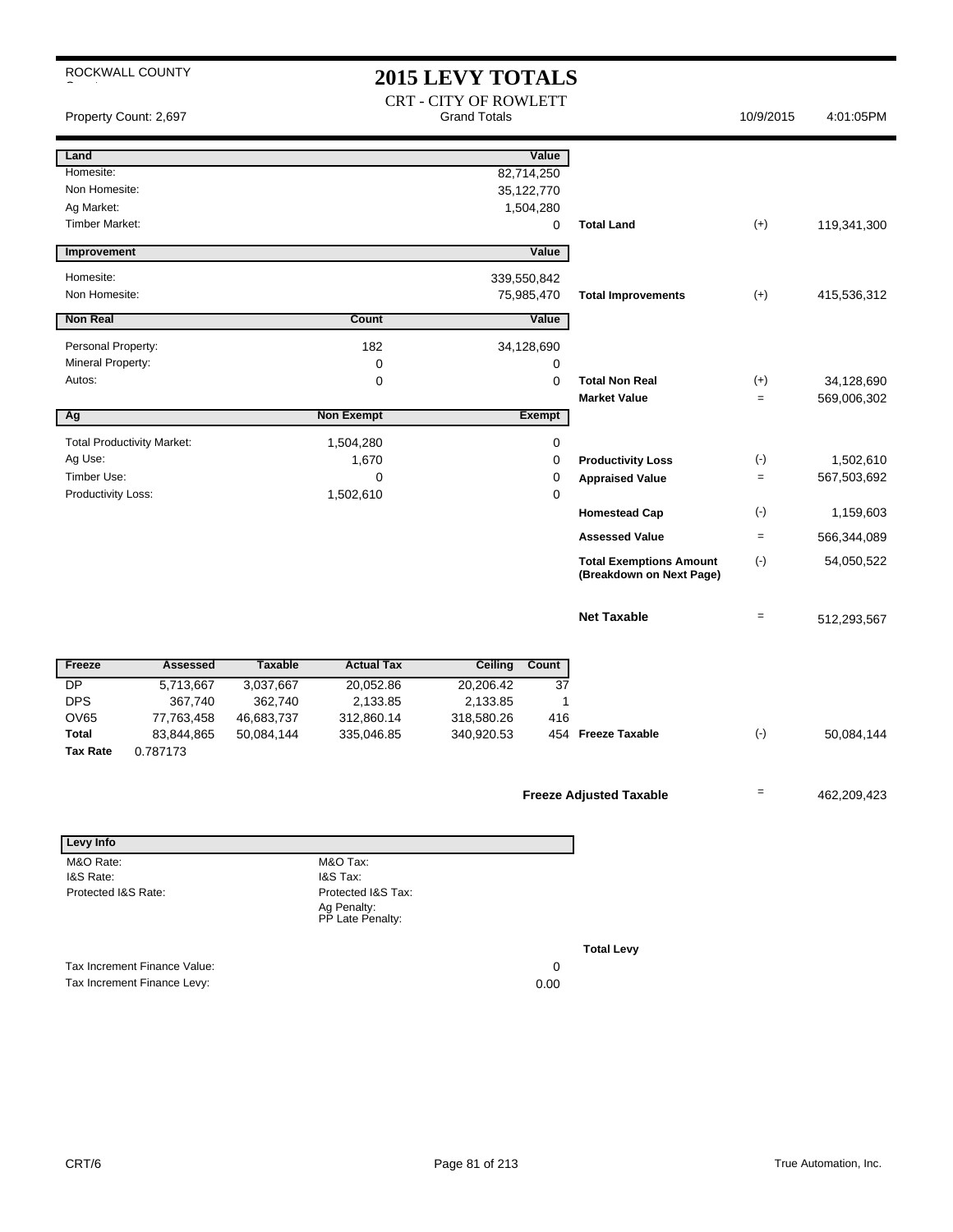ROCKWALL COUNTY

# 2015 LEVY TOTALS

## CRT - CITY OF ROWLETT

Grand Totals

Property Count: 2,697 | 10/9/2015 | 4:01:05PM

| Land | | Value | | | |
|---|---|---|---|---|---|
| Homesite: | | 82,714,250 | | | |
| Non Homesite: | | 35,122,770 | | | |
| Ag Market: | | 1,504,280 | | | |
| Timber Market: | | 0 | Total Land | (+) | 119,341,300 |

| Improvement | | Value | | | |
|---|---|---|---|---|---|
| Homesite: | | 339,550,842 | | | |
| Non Homesite: | | 75,985,470 | Total Improvements | (+) | 415,536,312 |

| Non Real | Count | Value | | | |
|---|---|---|---|---|---|
| Personal Property: | 182 | 34,128,690 | | | |
| Mineral Property: | 0 | 0 | | | |
| Autos: | 0 | 0 | Total Non Real | (+) | 34,128,690 |
| | | | Market Value | = | 569,006,302 |

| Ag | Non Exempt | Exempt | | | |
|---|---|---|---|---|---|
| Total Productivity Market: | 1,504,280 | 0 | | | |
| Ag Use: | 1,670 | 0 | Productivity Loss | (-) | 1,502,610 |
| Timber Use: | 0 | 0 | Appraised Value | = | 567,503,692 |
| Productivity Loss: | 1,502,610 | 0 | | | |
| | | | Homestead Cap | (-) | 1,159,603 |
| | | | Assessed Value | = | 566,344,089 |
| | | | Total Exemptions Amount (Breakdown on Next Page) | (-) | 54,050,522 |
| | | | Net Taxable | = | 512,293,567 |

| Freeze | Assessed | Taxable | Actual Tax | Ceiling | Count | | | |
|---|---|---|---|---|---|---|---|---|
| DP | 5,713,667 | 3,037,667 | 20,052.86 | 20,206.42 | 37 | | | |
| DPS | 367,740 | 362,740 | 2,133.85 | 2,133.85 | 1 | | | |
| OV65 | 77,763,458 | 46,683,737 | 312,860.14 | 318,580.26 | 416 | | | |
| Total | 83,844,865 | 50,084,144 | 335,046.85 | 340,920.53 | 454 | Freeze Taxable | (-) | 50,084,144 |
| Tax Rate | 0.787173 | | | | | | | |

**Freeze Adjusted Taxable** = 462,209,423

| Levy Info | |
|---|---|
| M&O Rate: | M&O Tax: |
| I&S Rate: | I&S Tax: |
| Protected I&S Rate: | Protected I&S Tax: |
| | Ag Penalty: |
| | PP Late Penalty: |

**Total Levy**

| | |
|---|---|
| Tax Increment Finance Value: | 0 |
| Tax Increment Finance Levy: | 0.00 |

CRT/6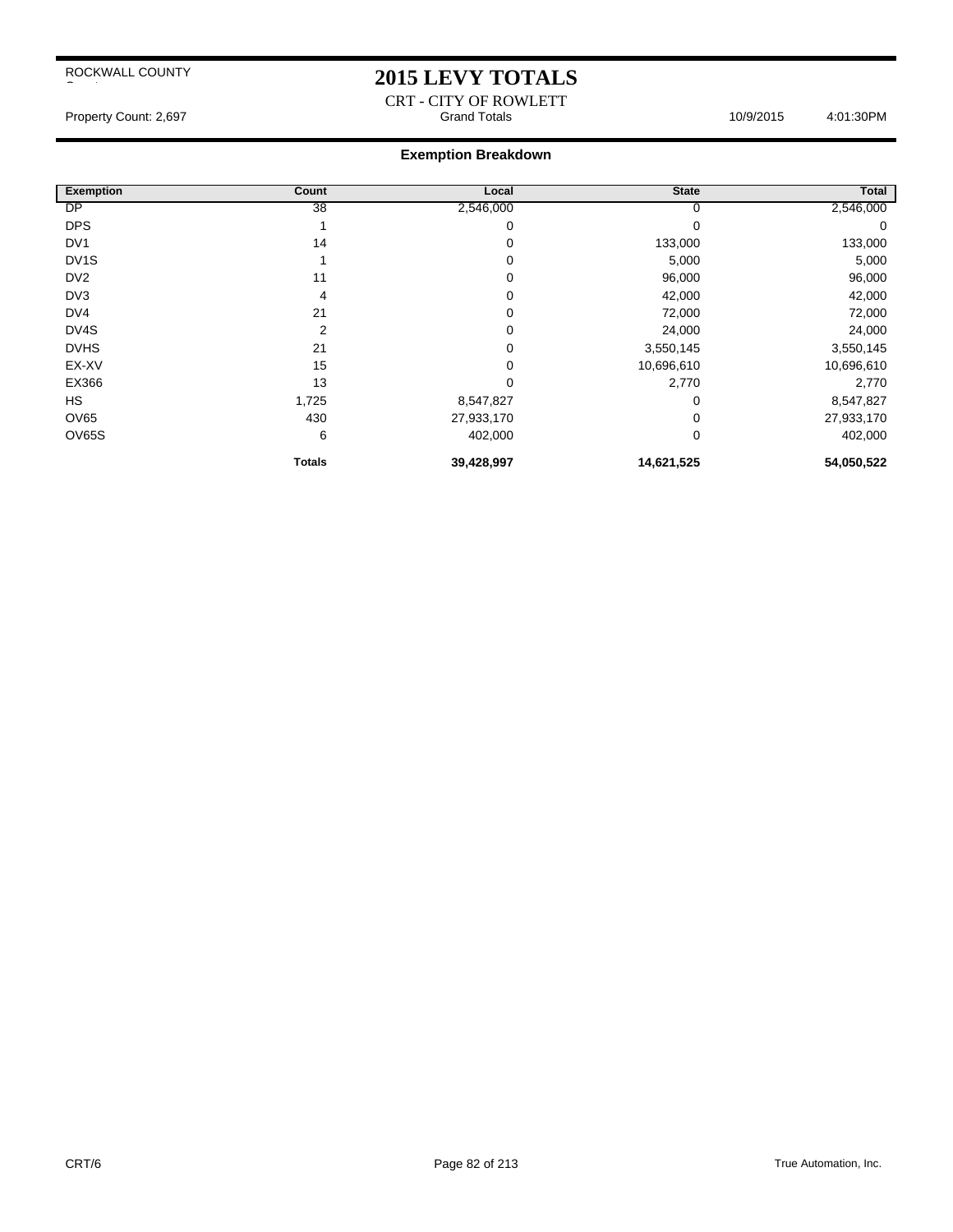ROCKWALL COUNTY

# 2015 LEVY TOTALS

CRT - CITY OF ROWLETT

Property Count: 2,697 | Grand Totals | 10/9/2015 | 4:01:30PM

## Exemption Breakdown

| Exemption | Count | Local | State | Total |
|---|---|---|---|---|
| DP | 38 | 2,546,000 | 0 | 2,546,000 |
| DPS | 1 | 0 | 0 | 0 |
| DV1 | 14 | 0 | 133,000 | 133,000 |
| DV1S | 1 | 0 | 5,000 | 5,000 |
| DV2 | 11 | 0 | 96,000 | 96,000 |
| DV3 | 4 | 0 | 42,000 | 42,000 |
| DV4 | 21 | 0 | 72,000 | 72,000 |
| DV4S | 2 | 0 | 24,000 | 24,000 |
| DVHS | 21 | 0 | 3,550,145 | 3,550,145 |
| EX-XV | 15 | 0 | 10,696,610 | 10,696,610 |
| EX366 | 13 | 0 | 2,770 | 2,770 |
| HS | 1,725 | 8,547,827 | 0 | 8,547,827 |
| OV65 | 430 | 27,933,170 | 0 | 27,933,170 |
| OV65S | 6 | 402,000 | 0 | 402,000 |
| | **Totals** | **39,428,997** | **14,621,525** | **54,050,522** |

CRT/6 | True Automation, Inc.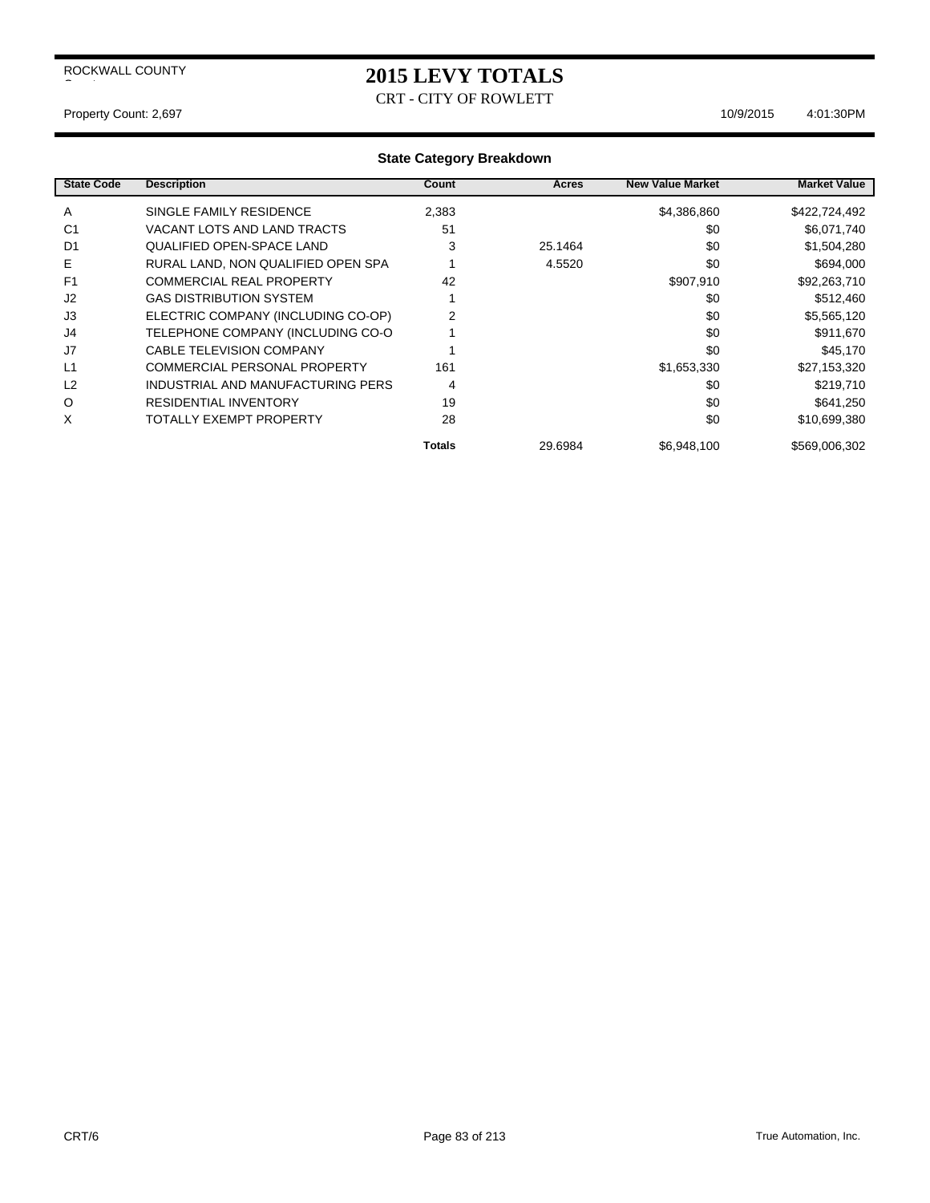ROCKWALL COUNTY

# 2015 LEVY TOTALS

CRT - CITY OF ROWLETT

Property Count: 2,697 10/9/2015 4:01:30PM

## State Category Breakdown

| State Code | Description | Count | Acres | New Value Market | Market Value |
|---|---|---|---|---|---|
| A | SINGLE FAMILY RESIDENCE | 2,383 | | $4,386,860 | $422,724,492 |
| C1 | VACANT LOTS AND LAND TRACTS | 51 | | $0 | $6,071,740 |
| D1 | QUALIFIED OPEN-SPACE LAND | 3 | 25.1464 | $0 | $1,504,280 |
| E | RURAL LAND, NON QUALIFIED OPEN SPA | 1 | 4.5520 | $0 | $694,000 |
| F1 | COMMERCIAL REAL PROPERTY | 42 | | $907,910 | $92,263,710 |
| J2 | GAS DISTRIBUTION SYSTEM | 1 | | $0 | $512,460 |
| J3 | ELECTRIC COMPANY (INCLUDING CO-OP) | 2 | | $0 | $5,565,120 |
| J4 | TELEPHONE COMPANY (INCLUDING CO-O | 1 | | $0 | $911,670 |
| J7 | CABLE TELEVISION COMPANY | 1 | | $0 | $45,170 |
| L1 | COMMERCIAL PERSONAL PROPERTY | 161 | | $1,653,330 | $27,153,320 |
| L2 | INDUSTRIAL AND MANUFACTURING PERS | 4 | | $0 | $219,710 |
| O | RESIDENTIAL INVENTORY | 19 | | $0 | $641,250 |
| X | TOTALLY EXEMPT PROPERTY | 28 | | $0 | $10,699,380 |
| | | **Totals** | 29.6984 | $6,948,100 | $569,006,302 |

CRT/6 True Automation, Inc.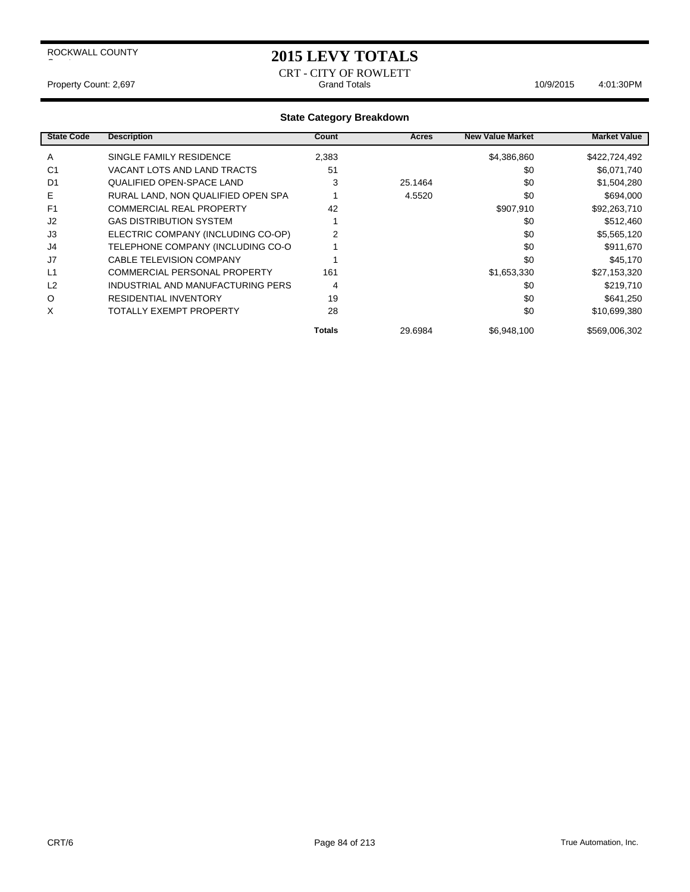ROCKWALL COUNTY

# 2015 LEVY TOTALS

CRT - CITY OF ROWLETT

Property Count: 2,697 | Grand Totals | 10/9/2015 4:01:30PM

## State Category Breakdown

| State Code | Description | Count | Acres | New Value Market | Market Value |
|---|---|---|---|---|---|
| A | SINGLE FAMILY RESIDENCE | 2,383 | | $4,386,860 | $422,724,492 |
| C1 | VACANT LOTS AND LAND TRACTS | 51 | | $0 | $6,071,740 |
| D1 | QUALIFIED OPEN-SPACE LAND | 3 | 25.1464 | $0 | $1,504,280 |
| E | RURAL LAND, NON QUALIFIED OPEN SPA | 1 | 4.5520 | $0 | $694,000 |
| F1 | COMMERCIAL REAL PROPERTY | 42 | | $907,910 | $92,263,710 |
| J2 | GAS DISTRIBUTION SYSTEM | 1 | | $0 | $512,460 |
| J3 | ELECTRIC COMPANY (INCLUDING CO-OP) | 2 | | $0 | $5,565,120 |
| J4 | TELEPHONE COMPANY (INCLUDING CO-O | 1 | | $0 | $911,670 |
| J7 | CABLE TELEVISION COMPANY | 1 | | $0 | $45,170 |
| L1 | COMMERCIAL PERSONAL PROPERTY | 161 | | $1,653,330 | $27,153,320 |
| L2 | INDUSTRIAL AND MANUFACTURING PERS | 4 | | $0 | $219,710 |
| O | RESIDENTIAL INVENTORY | 19 | | $0 | $641,250 |
| X | TOTALLY EXEMPT PROPERTY | 28 | | $0 | $10,699,380 |
| | | **Totals** | 29.6984 | $6,948,100 | $569,006,302 |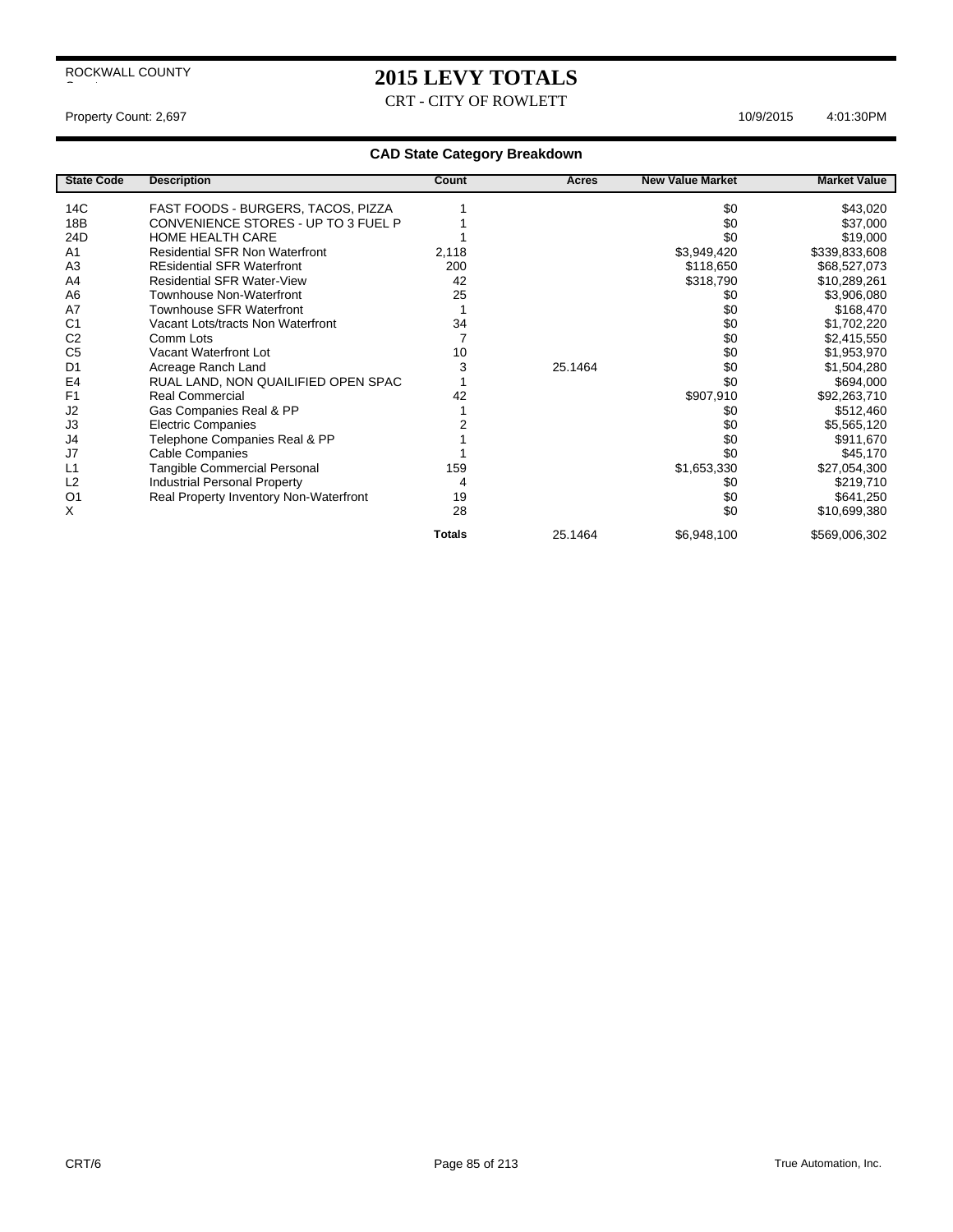ROCKWALL COUNTY

# 2015 LEVY TOTALS

CRT - CITY OF ROWLETT

Property Count: 2,697 10/9/2015 4:01:30PM

## CAD State Category Breakdown

| State Code | Description | Count | Acres | New Value Market | Market Value |
|---|---|---|---|---|---|
| 14C | FAST FOODS - BURGERS, TACOS, PIZZA | 1 | | $0 | $43,020 |
| 18B | CONVENIENCE STORES - UP TO 3 FUEL P | 1 | | $0 | $37,000 |
| 24D | HOME HEALTH CARE | 1 | | $0 | $19,000 |
| A1 | Residential SFR Non Waterfront | 2,118 | | $3,949,420 | $339,833,608 |
| A3 | REsidential SFR Waterfront | 200 | | $118,650 | $68,527,073 |
| A4 | Residential SFR Water-View | 42 | | $318,790 | $10,289,261 |
| A6 | Townhouse Non-Waterfront | 25 | | $0 | $3,906,080 |
| A7 | Townhouse SFR Waterfront | 1 | | $0 | $168,470 |
| C1 | Vacant Lots/tracts Non Waterfront | 34 | | $0 | $1,702,220 |
| C2 | Comm Lots | 7 | | $0 | $2,415,550 |
| C5 | Vacant Waterfront Lot | 10 | | $0 | $1,953,970 |
| D1 | Acreage Ranch Land | 3 | 25.1464 | $0 | $1,504,280 |
| E4 | RUAL LAND, NON QUAILIFIED OPEN SPAC | 1 | | $0 | $694,000 |
| F1 | Real Commercial | 42 | | $907,910 | $92,263,710 |
| J2 | Gas Companies Real & PP | 1 | | $0 | $512,460 |
| J3 | Electric Companies | 2 | | $0 | $5,565,120 |
| J4 | Telephone Companies Real & PP | 1 | | $0 | $911,670 |
| J7 | Cable Companies | 1 | | $0 | $45,170 |
| L1 | Tangible Commercial Personal | 159 | | $1,653,330 | $27,054,300 |
| L2 | Industrial Personal Property | 4 | | $0 | $219,710 |
| O1 | Real Property Inventory Non-Waterfront | 19 | | $0 | $641,250 |
| X | | 28 | | $0 | $10,699,380 |
| | | **Totals** | 25.1464 | $6,948,100 | $569,006,302 |

CRT/6 True Automation, Inc.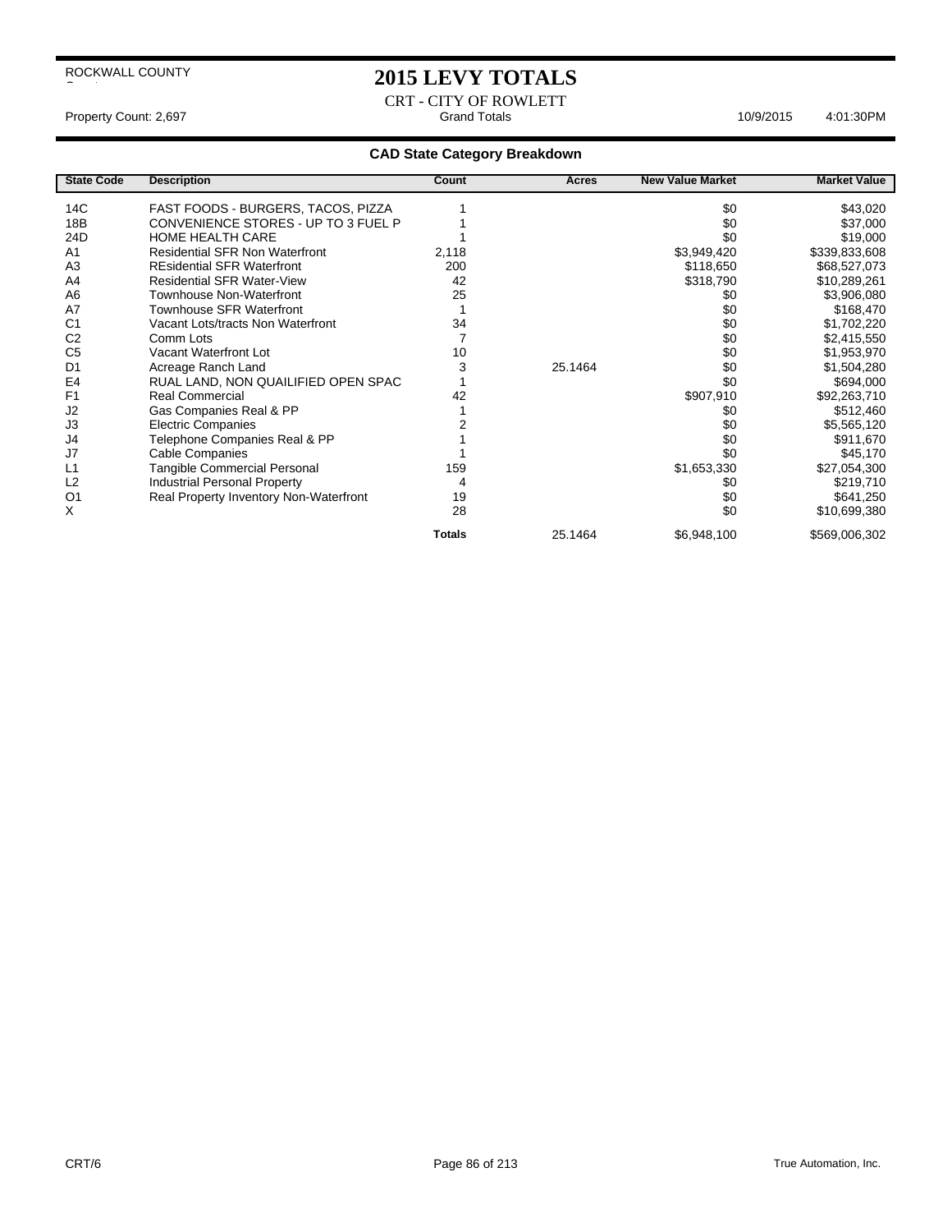ROCKWALL COUNTY

# 2015 LEVY TOTALS

CRT - CITY OF ROWLETT

Property Count: 2,697 | Grand Totals | 10/9/2015 4:01:30PM

## CAD State Category Breakdown

| State Code | Description | Count | Acres | New Value Market | Market Value |
|---|---|---|---|---|---|
| 14C | FAST FOODS - BURGERS, TACOS, PIZZA | 1 | | $0 | $43,020 |
| 18B | CONVENIENCE STORES - UP TO 3 FUEL P | 1 | | $0 | $37,000 |
| 24D | HOME HEALTH CARE | 1 | | $0 | $19,000 |
| A1 | Residential SFR Non Waterfront | 2,118 | | $3,949,420 | $339,833,608 |
| A3 | REsidential SFR Waterfront | 200 | | $118,650 | $68,527,073 |
| A4 | Residential SFR Water-View | 42 | | $318,790 | $10,289,261 |
| A6 | Townhouse Non-Waterfront | 25 | | $0 | $3,906,080 |
| A7 | Townhouse SFR Waterfront | 1 | | $0 | $168,470 |
| C1 | Vacant Lots/tracts Non Waterfront | 34 | | $0 | $1,702,220 |
| C2 | Comm Lots | 7 | | $0 | $2,415,550 |
| C5 | Vacant Waterfront Lot | 10 | | $0 | $1,953,970 |
| D1 | Acreage Ranch Land | 3 | 25.1464 | $0 | $1,504,280 |
| E4 | RUAL LAND, NON QUAILIFIED OPEN SPAC | 1 | | $0 | $694,000 |
| F1 | Real Commercial | 42 | | $907,910 | $92,263,710 |
| J2 | Gas Companies Real & PP | 1 | | $0 | $512,460 |
| J3 | Electric Companies | 2 | | $0 | $5,565,120 |
| J4 | Telephone Companies Real & PP | 1 | | $0 | $911,670 |
| J7 | Cable Companies | 1 | | $0 | $45,170 |
| L1 | Tangible Commercial Personal | 159 | | $1,653,330 | $27,054,300 |
| L2 | Industrial Personal Property | 4 | | $0 | $219,710 |
| O1 | Real Property Inventory Non-Waterfront | 19 | | $0 | $641,250 |
| X | | 28 | | $0 | $10,699,380 |
| | | **Totals** | 25.1464 | $6,948,100 | $569,006,302 |

CRT/6 True Automation, Inc.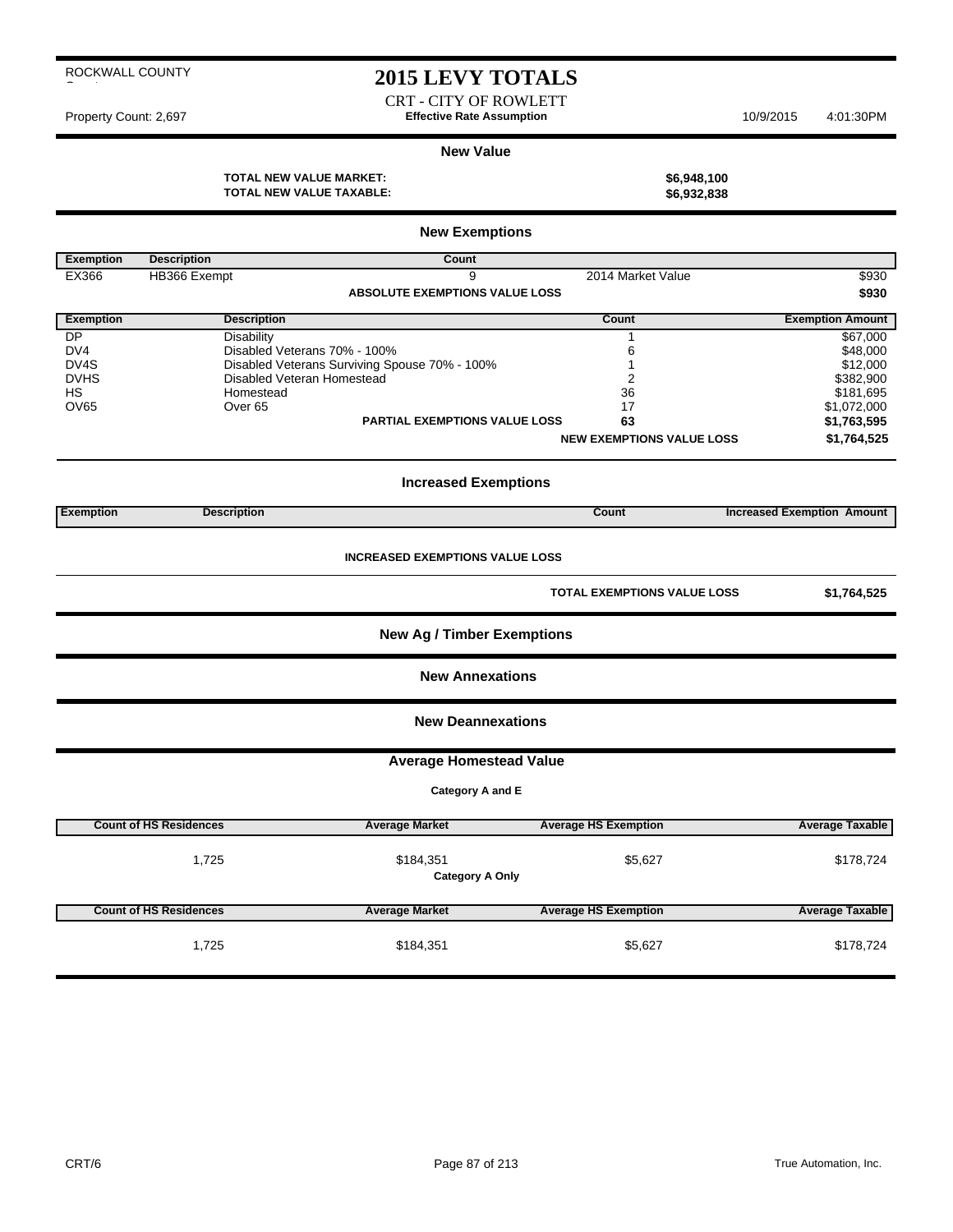ROCKWALL COUNTY

# 2015 LEVY TOTALS

CRT - CITY OF ROWLETT

Property Count: 2,697 **Effective Rate Assumption** 10/9/2015 4:01:30PM

## New Value

**TOTAL NEW VALUE MARKET:** **$6,948,100**
**TOTAL NEW VALUE TAXABLE:** **$6,932,838**

## New Exemptions

| Exemption | Description | Count | | |
|---|---|---|---|---|
| EX366 | HB366 Exempt | 9 | 2014 Market Value | $930 |
| | | **ABSOLUTE EXEMPTIONS VALUE LOSS** | | **$930** |

| Exemption | Description | Count | Exemption Amount |
|---|---|---|---|
| DP | Disability | 1 | $67,000 |
| DV4 | Disabled Veterans 70% - 100% | 6 | $48,000 |
| DV4S | Disabled Veterans Surviving Spouse 70% - 100% | 1 | $12,000 |
| DVHS | Disabled Veteran Homestead | 2 | $382,900 |
| HS | Homestead | 36 | $181,695 |
| OV65 | Over 65 | 17 | $1,072,000 |
| | **PARTIAL EXEMPTIONS VALUE LOSS** | **63** | **$1,763,595** |
| | | **NEW EXEMPTIONS VALUE LOSS** | **$1,764,525** |

## Increased Exemptions

| Exemption | Description | Count | Increased Exemption Amount |
|---|---|---|---|

**INCREASED EXEMPTIONS VALUE LOSS**

**TOTAL EXEMPTIONS VALUE LOSS** **$1,764,525**

## New Ag / Timber Exemptions

## New Annexations

## New Deannexations

## Average Homestead Value

**Category A and E**

| Count of HS Residences | Average Market | Average HS Exemption | Average Taxable |
|---|---|---|---|
| 1,725 | $184,351 | $5,627 | $178,724 |

**Category A Only**

| Count of HS Residences | Average Market | Average HS Exemption | Average Taxable |
|---|---|---|---|
| 1,725 | $184,351 | $5,627 | $178,724 |

CRT/6 True Automation, Inc.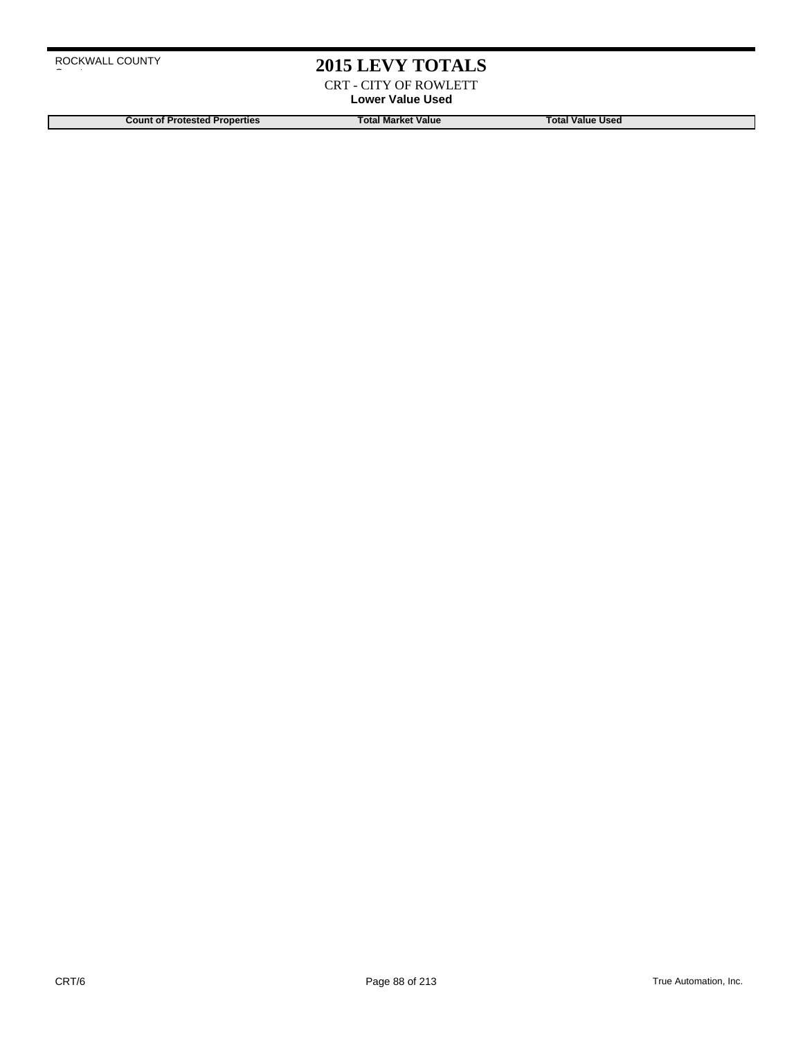ROCKWALL COUNTY

# 2015 LEVY TOTALS

CRT - CITY OF ROWLETT

**Lower Value Used**

| Count of Protested Properties | Total Market Value | Total Value Used |
| --- | --- | --- |

CRT/6

True Automation, Inc.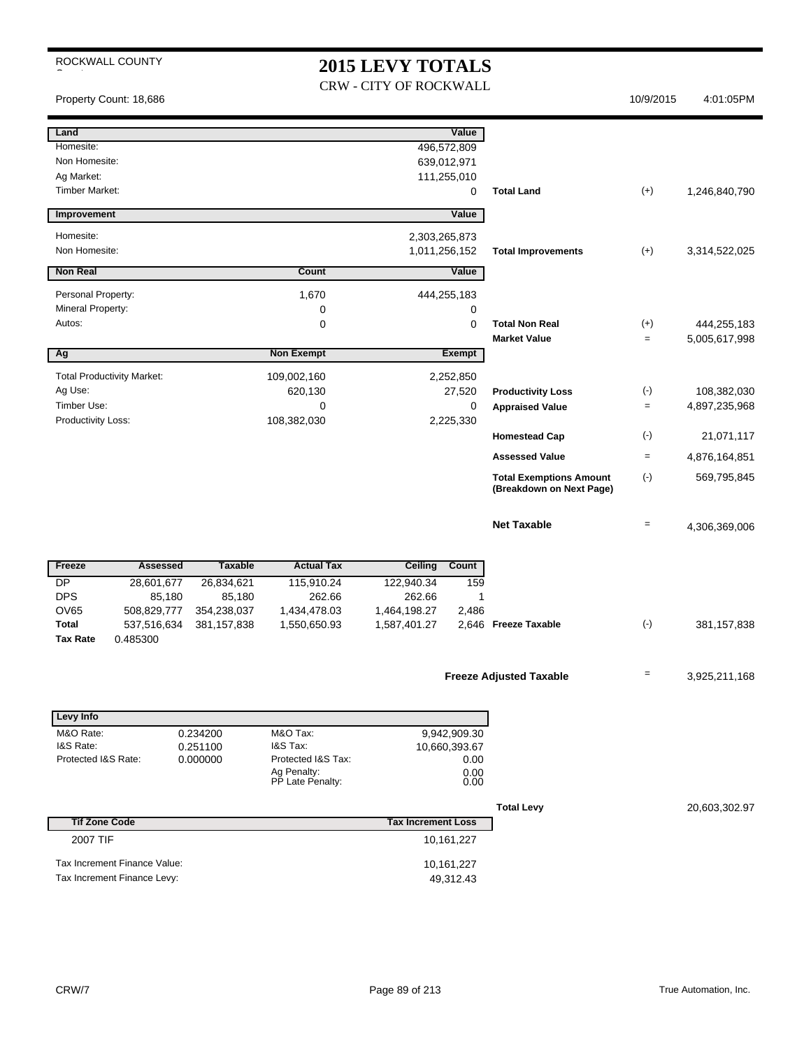ROCKWALL COUNTY

# 2015 LEVY TOTALS

CRW - CITY OF ROCKWALL

Property Count: 18,686 | 10/9/2015 | 4:01:05PM

| Land | | Value | | | |
|---|---|---|---|---|---|
| Homesite: | | 496,572,809 | | | |
| Non Homesite: | | 639,012,971 | | | |
| Ag Market: | | 111,255,010 | | | |
| Timber Market: | | 0 | **Total Land** | (+) | 1,246,840,790 |

| Improvement | | Value | | | |
|---|---|---|---|---|---|
| Homesite: | | 2,303,265,873 | | | |
| Non Homesite: | | 1,011,256,152 | **Total Improvements** | (+) | 3,314,522,025 |

| Non Real | Count | Value | | | |
|---|---|---|---|---|---|
| Personal Property: | 1,670 | 444,255,183 | | | |
| Mineral Property: | 0 | 0 | | | |
| Autos: | 0 | 0 | **Total Non Real** | (+) | 444,255,183 |
| | | | **Market Value** | = | 5,005,617,998 |

| Ag | Non Exempt | Exempt | | | |
|---|---|---|---|---|---|
| Total Productivity Market: | 109,002,160 | 2,252,850 | | | |
| Ag Use: | 620,130 | 27,520 | **Productivity Loss** | (-) | 108,382,030 |
| Timber Use: | 0 | 0 | **Appraised Value** | = | 4,897,235,968 |
| Productivity Loss: | 108,382,030 | 2,225,330 | | | |
| | | | **Homestead Cap** | (-) | 21,071,117 |
| | | | **Assessed Value** | = | 4,876,164,851 |
| | | | **Total Exemptions Amount (Breakdown on Next Page)** | (-) | 569,795,845 |
| | | | **Net Taxable** | = | 4,306,369,006 |

| Freeze | Assessed | Taxable | Actual Tax | Ceiling | Count | | | |
|---|---|---|---|---|---|---|---|---|
| DP | 28,601,677 | 26,834,621 | 115,910.24 | 122,940.34 | 159 | | | |
| DPS | 85,180 | 85,180 | 262.66 | 262.66 | 1 | | | |
| OV65 | 508,829,777 | 354,238,037 | 1,434,478.03 | 1,464,198.27 | 2,486 | | | |
| **Total** | 537,516,634 | 381,157,838 | 1,550,650.93 | 1,587,401.27 | 2,646 | **Freeze Taxable** | (-) | 381,157,838 |
| **Tax Rate** | 0.485300 | | | | | | | |

**Freeze Adjusted Taxable** = 3,925,211,168

| Levy Info | | | |
|---|---|---|---|
| M&O Rate: | 0.234200 | M&O Tax: | 9,942,909.30 |
| I&S Rate: | 0.251100 | I&S Tax: | 10,660,393.67 |
| Protected I&S Rate: | 0.000000 | Protected I&S Tax: | 0.00 |
| | | Ag Penalty: | 0.00 |
| | | PP Late Penalty: | 0.00 |

**Total Levy** 20,603,302.97

| Tif Zone Code | Tax Increment Loss |
|---|---|
| 2007 TIF | 10,161,227 |
| Tax Increment Finance Value: | 10,161,227 |
| Tax Increment Finance Levy: | 49,312.43 |

CRW/7

True Automation, Inc.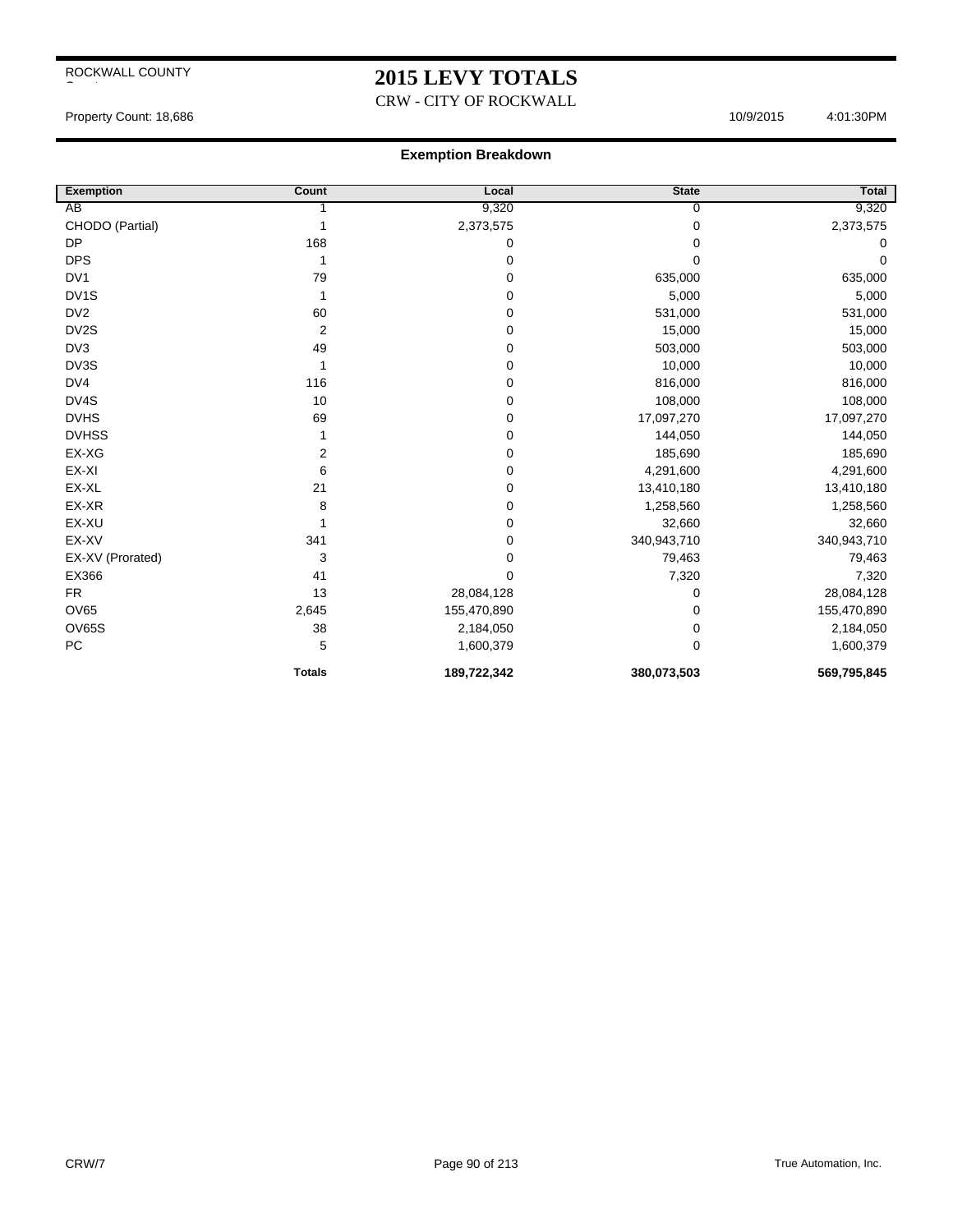ROCKWALL COUNTY

# 2015 LEVY TOTALS

CRW - CITY OF ROCKWALL

Property Count: 18,686 10/9/2015 4:01:30PM

## Exemption Breakdown

| Exemption | Count | Local | State | Total |
|---|---|---|---|---|
| AB | 1 | 9,320 | 0 | 9,320 |
| CHODO (Partial) | 1 | 2,373,575 | 0 | 2,373,575 |
| DP | 168 | 0 | 0 | 0 |
| DPS | 1 | 0 | 0 | 0 |
| DV1 | 79 | 0 | 635,000 | 635,000 |
| DV1S | 1 | 0 | 5,000 | 5,000 |
| DV2 | 60 | 0 | 531,000 | 531,000 |
| DV2S | 2 | 0 | 15,000 | 15,000 |
| DV3 | 49 | 0 | 503,000 | 503,000 |
| DV3S | 1 | 0 | 10,000 | 10,000 |
| DV4 | 116 | 0 | 816,000 | 816,000 |
| DV4S | 10 | 0 | 108,000 | 108,000 |
| DVHS | 69 | 0 | 17,097,270 | 17,097,270 |
| DVHSS | 1 | 0 | 144,050 | 144,050 |
| EX-XG | 2 | 0 | 185,690 | 185,690 |
| EX-XI | 6 | 0 | 4,291,600 | 4,291,600 |
| EX-XL | 21 | 0 | 13,410,180 | 13,410,180 |
| EX-XR | 8 | 0 | 1,258,560 | 1,258,560 |
| EX-XU | 1 | 0 | 32,660 | 32,660 |
| EX-XV | 341 | 0 | 340,943,710 | 340,943,710 |
| EX-XV (Prorated) | 3 | 0 | 79,463 | 79,463 |
| EX366 | 41 | 0 | 7,320 | 7,320 |
| FR | 13 | 28,084,128 | 0 | 28,084,128 |
| OV65 | 2,645 | 155,470,890 | 0 | 155,470,890 |
| OV65S | 38 | 2,184,050 | 0 | 2,184,050 |
| PC | 5 | 1,600,379 | 0 | 1,600,379 |
| | **Totals** | **189,722,342** | **380,073,503** | **569,795,845** |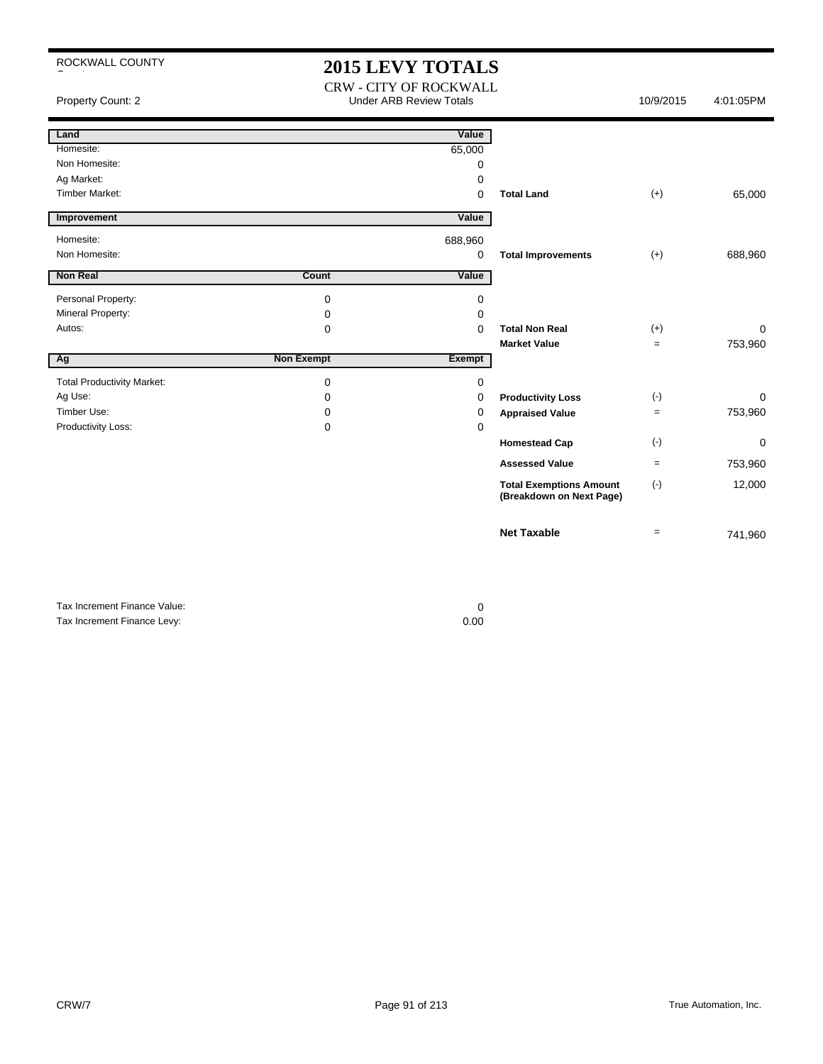ROCKWALL COUNTY

# 2015 LEVY TOTALS

CRW - CITY OF ROCKWALL

Property Count: 2 | Under ARB Review Totals | 10/9/2015 4:01:05PM

| Land | | Value | | | |
|---|---|---|---|---|---|
| Homesite: | | 65,000 | | | |
| Non Homesite: | | 0 | | | |
| Ag Market: | | 0 | | | |
| Timber Market: | | 0 | **Total Land** | (+) | 65,000 |

| Improvement | | Value | | | |
|---|---|---|---|---|---|
| Homesite: | | 688,960 | | | |
| Non Homesite: | | 0 | **Total Improvements** | (+) | 688,960 |

| Non Real | Count | Value | | | |
|---|---|---|---|---|---|
| Personal Property: | 0 | 0 | | | |
| Mineral Property: | 0 | 0 | | | |
| Autos: | 0 | 0 | **Total Non Real** | (+) | 0 |
| | | | **Market Value** | = | 753,960 |

| Ag | Non Exempt | Exempt | | | |
|---|---|---|---|---|---|
| Total Productivity Market: | 0 | 0 | | | |
| Ag Use: | 0 | 0 | **Productivity Loss** | (-) | 0 |
| Timber Use: | 0 | 0 | **Appraised Value** | = | 753,960 |
| Productivity Loss: | 0 | 0 | | | |
| | | | **Homestead Cap** | (-) | 0 |
| | | | **Assessed Value** | = | 753,960 |
| | | | **Total Exemptions Amount (Breakdown on Next Page)** | (-) | 12,000 |
| | | | **Net Taxable** | = | 741,960 |

| | |
|---|---|
| Tax Increment Finance Value: | 0 |
| Tax Increment Finance Levy: | 0.00 |

CRW/7

True Automation, Inc.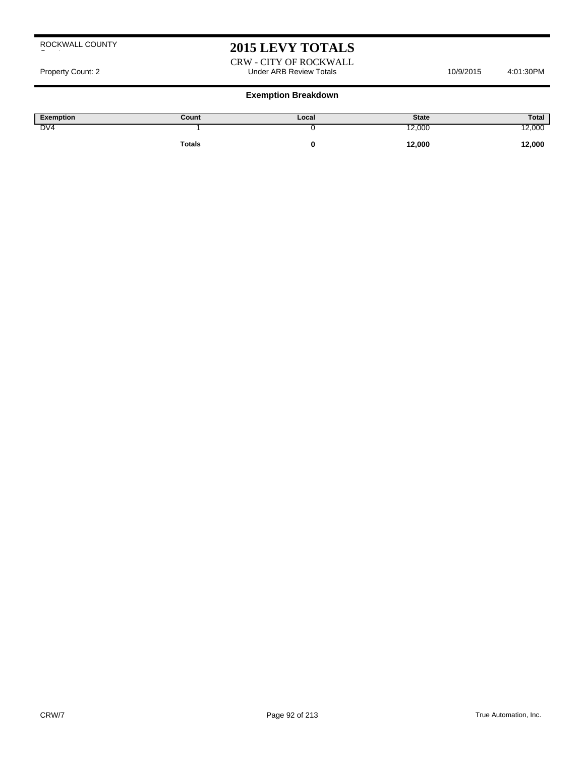ROCKWALL COUNTY

# 2015 LEVY TOTALS

CRW - CITY OF ROCKWALL

Property Count: 2 | Under ARB Review Totals | 10/9/2015 | 4:01:30PM

## Exemption Breakdown

| Exemption | Count | Local | State | Total |
|---|---|---|---|---|
| DV4 | 1 | 0 | 12,000 | 12,000 |
| | **Totals** | **0** | **12,000** | **12,000** |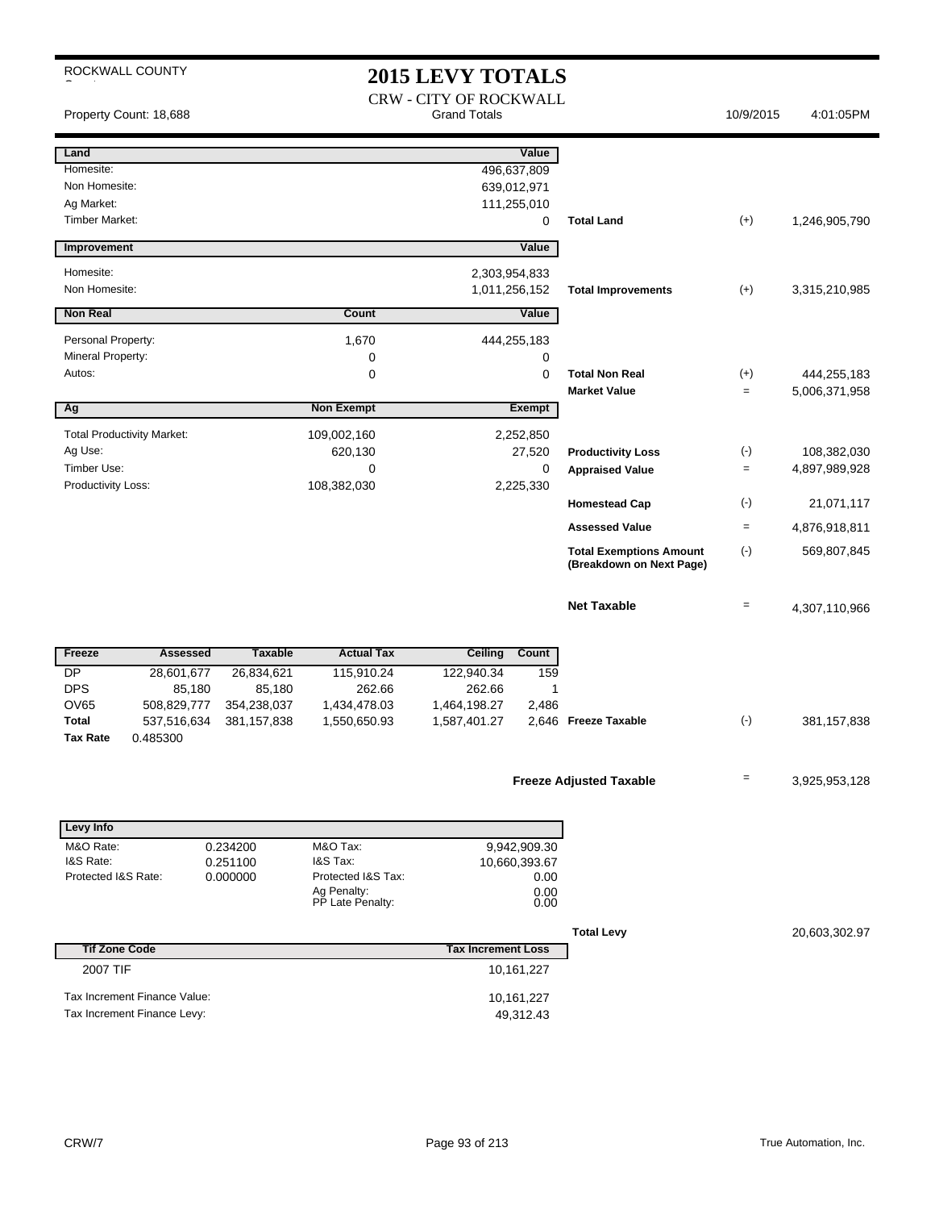ROCKWALL COUNTY

# 2015 LEVY TOTALS

CRW - CITY OF ROCKWALL

Property Count: 18,688 — Grand Totals — 10/9/2015 4:01:05PM

| Land | | Value | | | |
|---|---|---|---|---|---|
| Homesite: | | 496,637,809 | | | |
| Non Homesite: | | 639,012,971 | | | |
| Ag Market: | | 111,255,010 | | | |
| Timber Market: | | 0 | Total Land | (+) | 1,246,905,790 |

| Improvement | | Value | | | |
|---|---|---|---|---|---|
| Homesite: | | 2,303,954,833 | | | |
| Non Homesite: | | 1,011,256,152 | Total Improvements | (+) | 3,315,210,985 |

| Non Real | Count | Value | | | |
|---|---|---|---|---|---|
| Personal Property: | 1,670 | 444,255,183 | | | |
| Mineral Property: | 0 | 0 | | | |
| Autos: | 0 | 0 | Total Non Real | (+) | 444,255,183 |
| | | | Market Value | = | 5,006,371,958 |

| Ag | Non Exempt | Exempt | | | |
|---|---|---|---|---|---|
| Total Productivity Market: | 109,002,160 | 2,252,850 | | | |
| Ag Use: | 620,130 | 27,520 | Productivity Loss | (-) | 108,382,030 |
| Timber Use: | 0 | 0 | Appraised Value | = | 4,897,989,928 |
| Productivity Loss: | 108,382,030 | 2,225,330 | | | |
| | | | Homestead Cap | (-) | 21,071,117 |
| | | | Assessed Value | = | 4,876,918,811 |
| | | | Total Exemptions Amount (Breakdown on Next Page) | (-) | 569,807,845 |
| | | | Net Taxable | = | 4,307,110,966 |

| Freeze | Assessed | Taxable | Actual Tax | Ceiling | Count | | | |
|---|---|---|---|---|---|---|---|---|
| DP | 28,601,677 | 26,834,621 | 115,910.24 | 122,940.34 | 159 | | | |
| DPS | 85,180 | 85,180 | 262.66 | 262.66 | 1 | | | |
| OV65 | 508,829,777 | 354,238,037 | 1,434,478.03 | 1,464,198.27 | 2,486 | | | |
| Total | 537,516,634 | 381,157,838 | 1,550,650.93 | 1,587,401.27 | 2,646 | Freeze Taxable | (-) | 381,157,838 |
| Tax Rate | 0.485300 | | | | | | | |

**Freeze Adjusted Taxable** = 3,925,953,128

| Levy Info | | | |
|---|---|---|---|
| M&O Rate: | 0.234200 | M&O Tax: | 9,942,909.30 |
| I&S Rate: | 0.251100 | I&S Tax: | 10,660,393.67 |
| Protected I&S Rate: | 0.000000 | Protected I&S Tax: | 0.00 |
| | | Ag Penalty: | 0.00 |
| | | PP Late Penalty: | 0.00 |

**Total Levy** 20,603,302.97

| Tif Zone Code | Tax Increment Loss |
|---|---|
| 2007 TIF | 10,161,227 |
| Tax Increment Finance Value: | 10,161,227 |
| Tax Increment Finance Levy: | 49,312.43 |

CRW/7 — True Automation, Inc.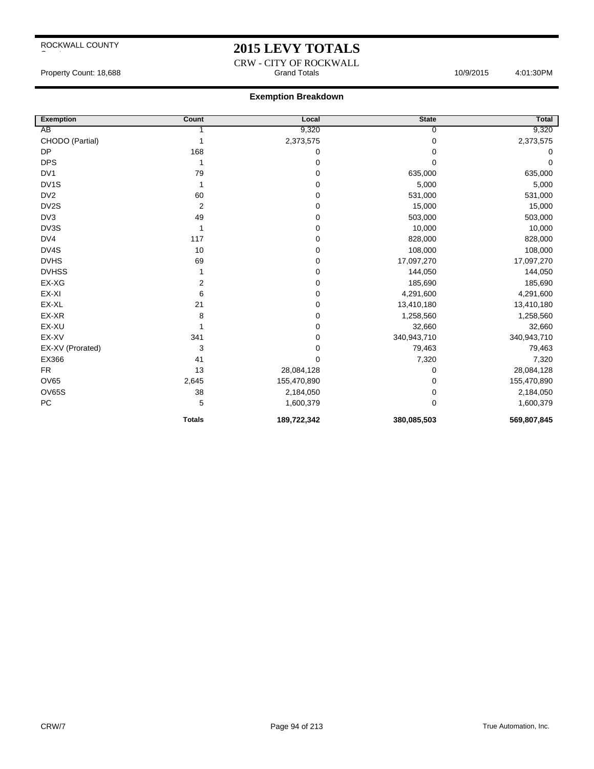ROCKWALL COUNTY

# 2015 LEVY TOTALS

CRW - CITY OF ROCKWALL

Property Count: 18,688 | Grand Totals | 10/9/2015 4:01:30PM

## Exemption Breakdown

| Exemption | Count | Local | State | Total |
|---|---|---|---|---|
| AB | 1 | 9,320 | 0 | 9,320 |
| CHODO (Partial) | 1 | 2,373,575 | 0 | 2,373,575 |
| DP | 168 | 0 | 0 | 0 |
| DPS | 1 | 0 | 0 | 0 |
| DV1 | 79 | 0 | 635,000 | 635,000 |
| DV1S | 1 | 0 | 5,000 | 5,000 |
| DV2 | 60 | 0 | 531,000 | 531,000 |
| DV2S | 2 | 0 | 15,000 | 15,000 |
| DV3 | 49 | 0 | 503,000 | 503,000 |
| DV3S | 1 | 0 | 10,000 | 10,000 |
| DV4 | 117 | 0 | 828,000 | 828,000 |
| DV4S | 10 | 0 | 108,000 | 108,000 |
| DVHS | 69 | 0 | 17,097,270 | 17,097,270 |
| DVHSS | 1 | 0 | 144,050 | 144,050 |
| EX-XG | 2 | 0 | 185,690 | 185,690 |
| EX-XI | 6 | 0 | 4,291,600 | 4,291,600 |
| EX-XL | 21 | 0 | 13,410,180 | 13,410,180 |
| EX-XR | 8 | 0 | 1,258,560 | 1,258,560 |
| EX-XU | 1 | 0 | 32,660 | 32,660 |
| EX-XV | 341 | 0 | 340,943,710 | 340,943,710 |
| EX-XV (Prorated) | 3 | 0 | 79,463 | 79,463 |
| EX366 | 41 | 0 | 7,320 | 7,320 |
| FR | 13 | 28,084,128 | 0 | 28,084,128 |
| OV65 | 2,645 | 155,470,890 | 0 | 155,470,890 |
| OV65S | 38 | 2,184,050 | 0 | 2,184,050 |
| PC | 5 | 1,600,379 | 0 | 1,600,379 |
| | **Totals** | **189,722,342** | **380,085,503** | **569,807,845** |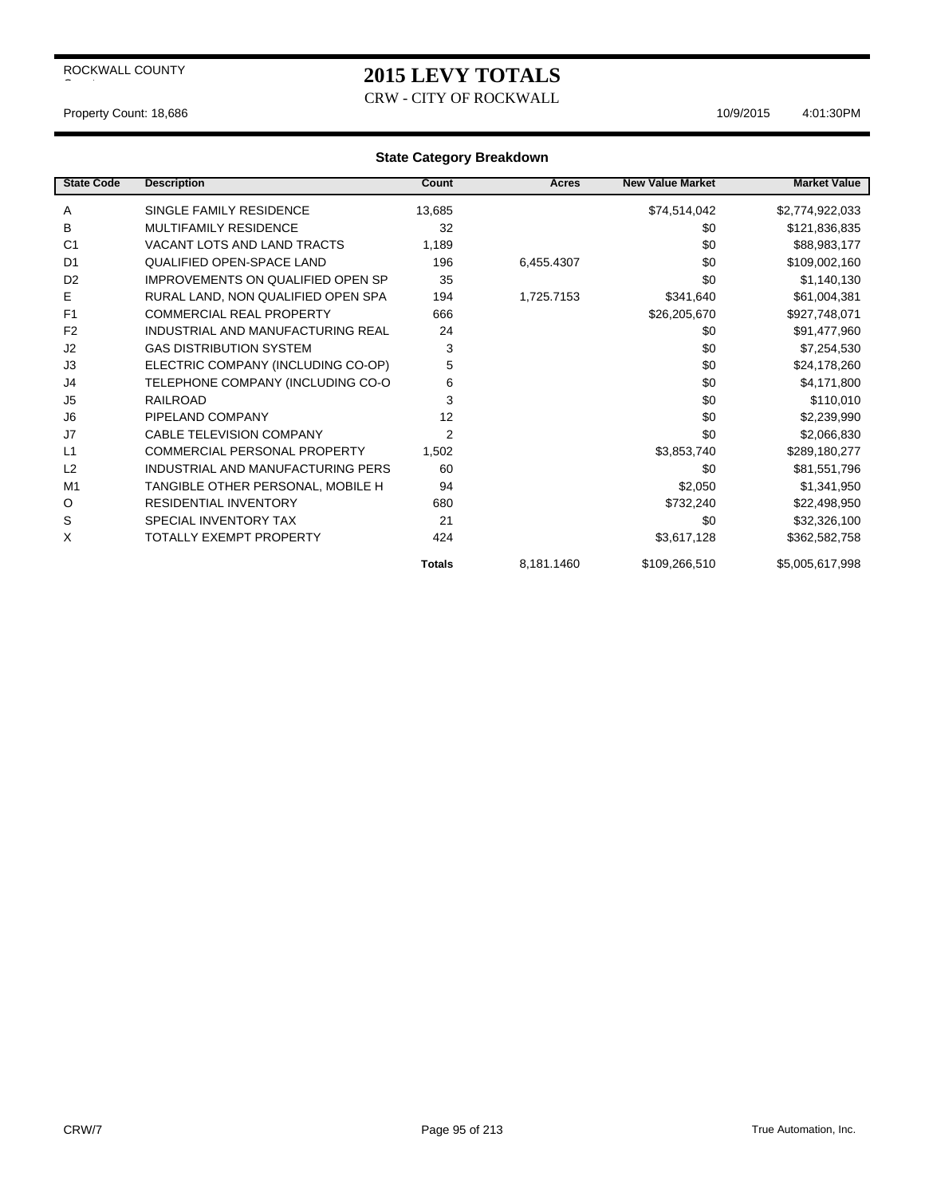ROCKWALL COUNTY

# 2015 LEVY TOTALS

CRW - CITY OF ROCKWALL

Property Count: 18,686 10/9/2015 4:01:30PM

## State Category Breakdown

| State Code | Description | Count | Acres | New Value Market | Market Value |
|---|---|---|---|---|---|
| A | SINGLE FAMILY RESIDENCE | 13,685 | | $74,514,042 | $2,774,922,033 |
| B | MULTIFAMILY RESIDENCE | 32 | | $0 | $121,836,835 |
| C1 | VACANT LOTS AND LAND TRACTS | 1,189 | | $0 | $88,983,177 |
| D1 | QUALIFIED OPEN-SPACE LAND | 196 | 6,455.4307 | $0 | $109,002,160 |
| D2 | IMPROVEMENTS ON QUALIFIED OPEN SP | 35 | | $0 | $1,140,130 |
| E | RURAL LAND, NON QUALIFIED OPEN SPA | 194 | 1,725.7153 | $341,640 | $61,004,381 |
| F1 | COMMERCIAL REAL PROPERTY | 666 | | $26,205,670 | $927,748,071 |
| F2 | INDUSTRIAL AND MANUFACTURING REAL | 24 | | $0 | $91,477,960 |
| J2 | GAS DISTRIBUTION SYSTEM | 3 | | $0 | $7,254,530 |
| J3 | ELECTRIC COMPANY (INCLUDING CO-OP) | 5 | | $0 | $24,178,260 |
| J4 | TELEPHONE COMPANY (INCLUDING CO-O | 6 | | $0 | $4,171,800 |
| J5 | RAILROAD | 3 | | $0 | $110,010 |
| J6 | PIPELAND COMPANY | 12 | | $0 | $2,239,990 |
| J7 | CABLE TELEVISION COMPANY | 2 | | $0 | $2,066,830 |
| L1 | COMMERCIAL PERSONAL PROPERTY | 1,502 | | $3,853,740 | $289,180,277 |
| L2 | INDUSTRIAL AND MANUFACTURING PERS | 60 | | $0 | $81,551,796 |
| M1 | TANGIBLE OTHER PERSONAL, MOBILE H | 94 | | $2,050 | $1,341,950 |
| O | RESIDENTIAL INVENTORY | 680 | | $732,240 | $22,498,950 |
| S | SPECIAL INVENTORY TAX | 21 | | $0 | $32,326,100 |
| X | TOTALLY EXEMPT PROPERTY | 424 | | $3,617,128 | $362,582,758 |
| | | **Totals** | 8,181.1460 | $109,266,510 | $5,005,617,998 |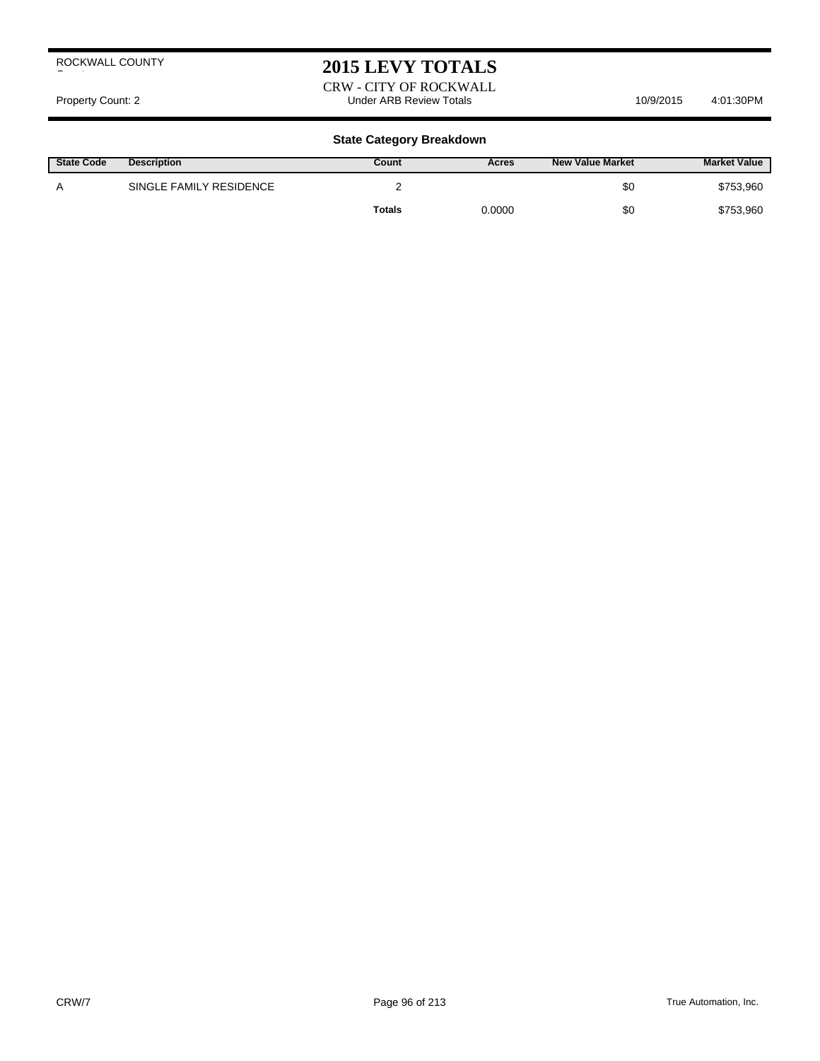ROCKWALL COUNTY

# 2015 LEVY TOTALS

CRW - CITY OF ROCKWALL

Property Count: 2 | Under ARB Review Totals | 10/9/2015 | 4:01:30PM

### State Category Breakdown

| State Code | Description | Count | Acres | New Value Market | Market Value |
|---|---|---|---|---|---|
| A | SINGLE FAMILY RESIDENCE | 2 | | $0 | $753,960 |
| | | **Totals** | 0.0000 | $0 | $753,960 |

CRW/7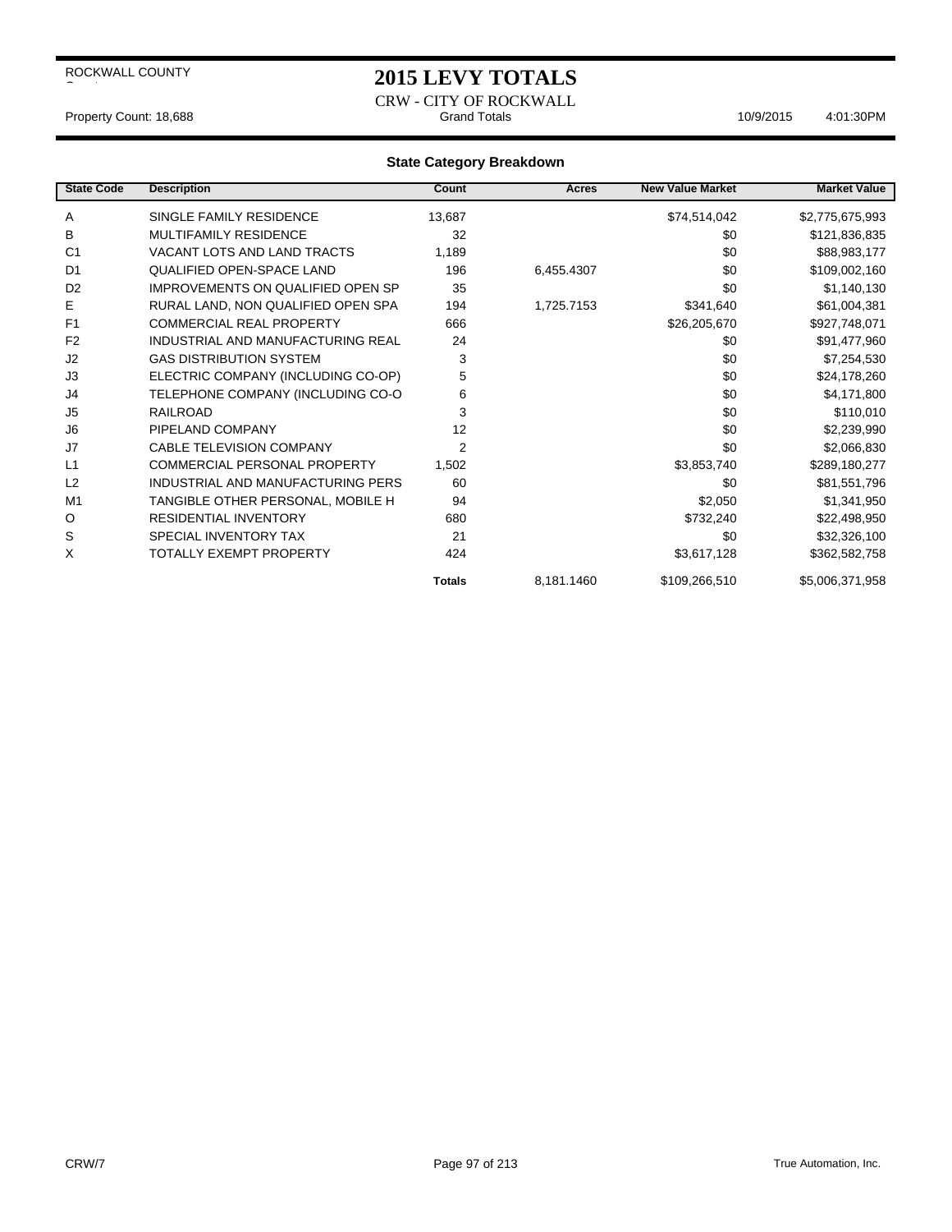ROCKWALL COUNTY

# 2015 LEVY TOTALS

CRW - CITY OF ROCKWALL

Property Count: 18,688 | Grand Totals | 10/9/2015 4:01:30PM

## State Category Breakdown

| State Code | Description | Count | Acres | New Value Market | Market Value |
|---|---|---|---|---|---|
| A | SINGLE FAMILY RESIDENCE | 13,687 | | $74,514,042 | $2,775,675,993 |
| B | MULTIFAMILY RESIDENCE | 32 | | $0 | $121,836,835 |
| C1 | VACANT LOTS AND LAND TRACTS | 1,189 | | $0 | $88,983,177 |
| D1 | QUALIFIED OPEN-SPACE LAND | 196 | 6,455.4307 | $0 | $109,002,160 |
| D2 | IMPROVEMENTS ON QUALIFIED OPEN SP | 35 | | $0 | $1,140,130 |
| E | RURAL LAND, NON QUALIFIED OPEN SPA | 194 | 1,725.7153 | $341,640 | $61,004,381 |
| F1 | COMMERCIAL REAL PROPERTY | 666 | | $26,205,670 | $927,748,071 |
| F2 | INDUSTRIAL AND MANUFACTURING REAL | 24 | | $0 | $91,477,960 |
| J2 | GAS DISTRIBUTION SYSTEM | 3 | | $0 | $7,254,530 |
| J3 | ELECTRIC COMPANY (INCLUDING CO-OP) | 5 | | $0 | $24,178,260 |
| J4 | TELEPHONE COMPANY (INCLUDING CO-O | 6 | | $0 | $4,171,800 |
| J5 | RAILROAD | 3 | | $0 | $110,010 |
| J6 | PIPELAND COMPANY | 12 | | $0 | $2,239,990 |
| J7 | CABLE TELEVISION COMPANY | 2 | | $0 | $2,066,830 |
| L1 | COMMERCIAL PERSONAL PROPERTY | 1,502 | | $3,853,740 | $289,180,277 |
| L2 | INDUSTRIAL AND MANUFACTURING PERS | 60 | | $0 | $81,551,796 |
| M1 | TANGIBLE OTHER PERSONAL, MOBILE H | 94 | | $2,050 | $1,341,950 |
| O | RESIDENTIAL INVENTORY | 680 | | $732,240 | $22,498,950 |
| S | SPECIAL INVENTORY TAX | 21 | | $0 | $32,326,100 |
| X | TOTALLY EXEMPT PROPERTY | 424 | | $3,617,128 | $362,582,758 |
| | | **Totals** | 8,181.1460 | $109,266,510 | $5,006,371,958 |

CRW/7 | True Automation, Inc.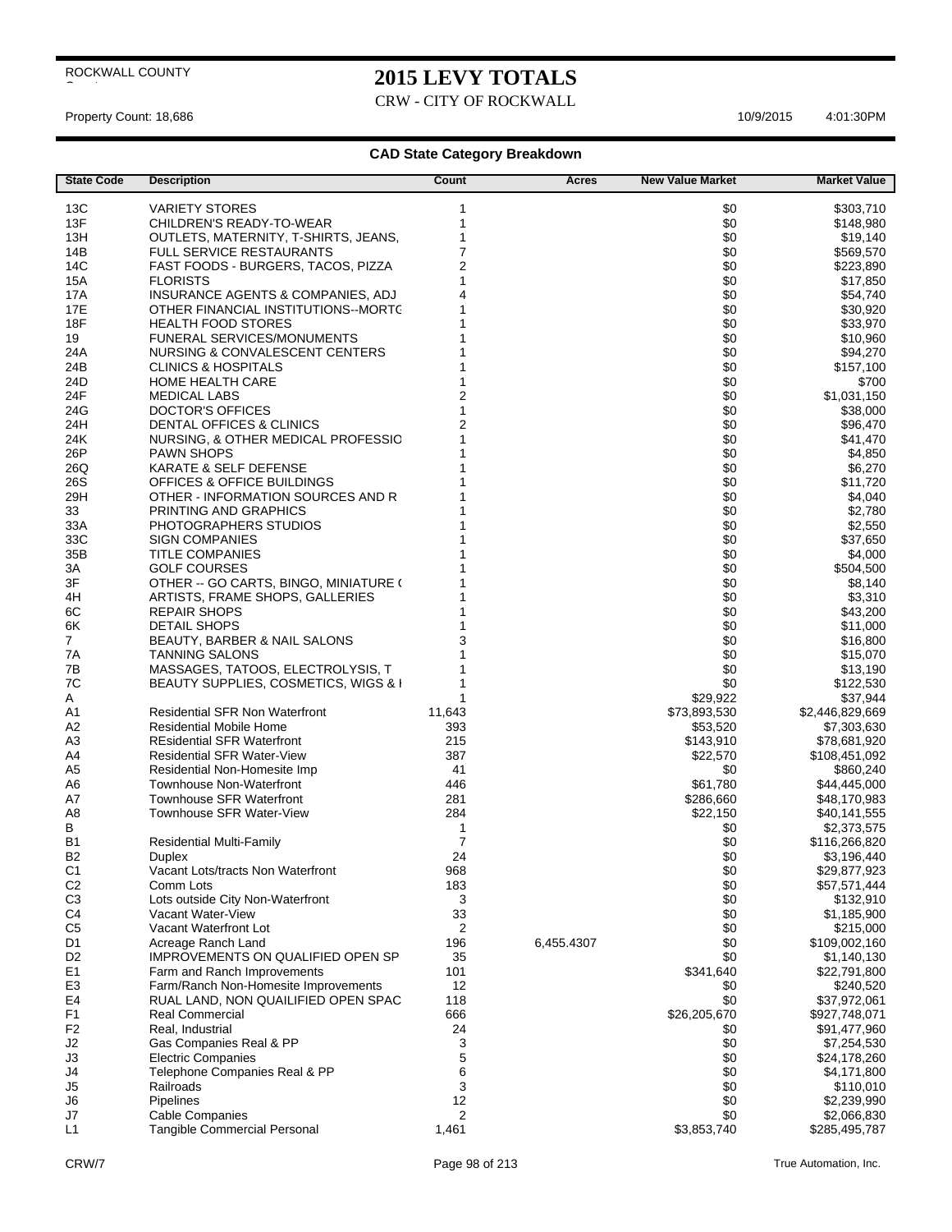ROCKWALL COUNTY

# 2015 LEVY TOTALS

CRW - CITY OF ROCKWALL

Property Count: 18,686 10/9/2015 4:01:30PM

## CAD State Category Breakdown

| State Code | Description | Count | Acres | New Value Market | Market Value |
|---|---|---|---|---|---|
| 13C | VARIETY STORES | 1 | | $0 | $303,710 |
| 13F | CHILDREN'S READY-TO-WEAR | 1 | | $0 | $148,980 |
| 13H | OUTLETS, MATERNITY, T-SHIRTS, JEANS, | 1 | | $0 | $19,140 |
| 14B | FULL SERVICE RESTAURANTS | 7 | | $0 | $569,570 |
| 14C | FAST FOODS - BURGERS, TACOS, PIZZA | 2 | | $0 | $223,890 |
| 15A | FLORISTS | 1 | | $0 | $17,850 |
| 17A | INSURANCE AGENTS & COMPANIES, ADJ | 4 | | $0 | $54,740 |
| 17E | OTHER FINANCIAL INSTITUTIONS--MORTG | 1 | | $0 | $30,920 |
| 18F | HEALTH FOOD STORES | 1 | | $0 | $33,970 |
| 19 | FUNERAL SERVICES/MONUMENTS | 1 | | $0 | $10,960 |
| 24A | NURSING & CONVALESCENT CENTERS | 1 | | $0 | $94,270 |
| 24B | CLINICS & HOSPITALS | 1 | | $0 | $157,100 |
| 24D | HOME HEALTH CARE | 1 | | $0 | $700 |
| 24F | MEDICAL LABS | 2 | | $0 | $1,031,150 |
| 24G | DOCTOR'S OFFICES | 1 | | $0 | $38,000 |
| 24H | DENTAL OFFICES & CLINICS | 2 | | $0 | $96,470 |
| 24K | NURSING, & OTHER MEDICAL PROFESSIO | 1 | | $0 | $41,470 |
| 26P | PAWN SHOPS | 1 | | $0 | $4,850 |
| 26Q | KARATE & SELF DEFENSE | 1 | | $0 | $6,270 |
| 26S | OFFICES & OFFICE BUILDINGS | 1 | | $0 | $11,720 |
| 29H | OTHER - INFORMATION SOURCES AND R | 1 | | $0 | $4,040 |
| 33 | PRINTING AND GRAPHICS | 1 | | $0 | $2,780 |
| 33A | PHOTOGRAPHERS STUDIOS | 1 | | $0 | $2,550 |
| 33C | SIGN COMPANIES | 1 | | $0 | $37,650 |
| 35B | TITLE COMPANIES | 1 | | $0 | $4,000 |
| 3A | GOLF COURSES | 1 | | $0 | $504,500 |
| 3F | OTHER -- GO CARTS, BINGO, MINIATURE ( | 1 | | $0 | $8,140 |
| 4H | ARTISTS, FRAME SHOPS, GALLERIES | 1 | | $0 | $3,310 |
| 6C | REPAIR SHOPS | 1 | | $0 | $43,200 |
| 6K | DETAIL SHOPS | 1 | | $0 | $11,000 |
| 7 | BEAUTY, BARBER & NAIL SALONS | 3 | | $0 | $16,800 |
| 7A | TANNING SALONS | 1 | | $0 | $15,070 |
| 7B | MASSAGES, TATOOS, ELECTROLYSIS, T | 1 | | $0 | $13,190 |
| 7C | BEAUTY SUPPLIES, COSMETICS, WIGS & I | 1 | | $0 | $122,530 |
| A | | 1 | | $29,922 | $37,944 |
| A1 | Residential SFR Non Waterfront | 11,643 | | $73,893,530 | $2,446,829,669 |
| A2 | Residential Mobile Home | 393 | | $53,520 | $7,303,630 |
| A3 | REsidential SFR Waterfront | 215 | | $143,910 | $78,681,920 |
| A4 | Residential SFR Water-View | 387 | | $22,570 | $108,451,092 |
| A5 | Residential Non-Homesite Imp | 41 | | $0 | $860,240 |
| A6 | Townhouse Non-Waterfront | 446 | | $61,780 | $44,445,000 |
| A7 | Townhouse SFR Waterfront | 281 | | $286,660 | $48,170,983 |
| A8 | Townhouse SFR Water-View | 284 | | $22,150 | $40,141,555 |
| B | | 1 | | $0 | $2,373,575 |
| B1 | Residential Multi-Family | 7 | | $0 | $116,266,820 |
| B2 | Duplex | 24 | | $0 | $3,196,440 |
| C1 | Vacant Lots/tracts Non Waterfront | 968 | | $0 | $29,877,923 |
| C2 | Comm Lots | 183 | | $0 | $57,571,444 |
| C3 | Lots outside City Non-Waterfront | 3 | | $0 | $132,910 |
| C4 | Vacant Water-View | 33 | | $0 | $1,185,900 |
| C5 | Vacant Waterfront Lot | 2 | | $0 | $215,000 |
| D1 | Acreage Ranch Land | 196 | 6,455.4307 | $0 | $109,002,160 |
| D2 | IMPROVEMENTS ON QUALIFIED OPEN SP | 35 | | $0 | $1,140,130 |
| E1 | Farm and Ranch Improvements | 101 | | $341,640 | $22,791,800 |
| E3 | Farm/Ranch Non-Homesite Improvements | 12 | | $0 | $240,520 |
| E4 | RUAL LAND, NON QUAILIFIED OPEN SPAC | 118 | | $0 | $37,972,061 |
| F1 | Real Commercial | 666 | | $26,205,670 | $927,748,071 |
| F2 | Real, Industrial | 24 | | $0 | $91,477,960 |
| J2 | Gas Companies Real & PP | 3 | | $0 | $7,254,530 |
| J3 | Electric Companies | 5 | | $0 | $24,178,260 |
| J4 | Telephone Companies Real & PP | 6 | | $0 | $4,171,800 |
| J5 | Railroads | 3 | | $0 | $110,010 |
| J6 | Pipelines | 12 | | $0 | $2,239,990 |
| J7 | Cable Companies | 2 | | $0 | $2,066,830 |
| L1 | Tangible Commercial Personal | 1,461 | | $3,853,740 | $285,495,787 |

CRW/7 True Automation, Inc.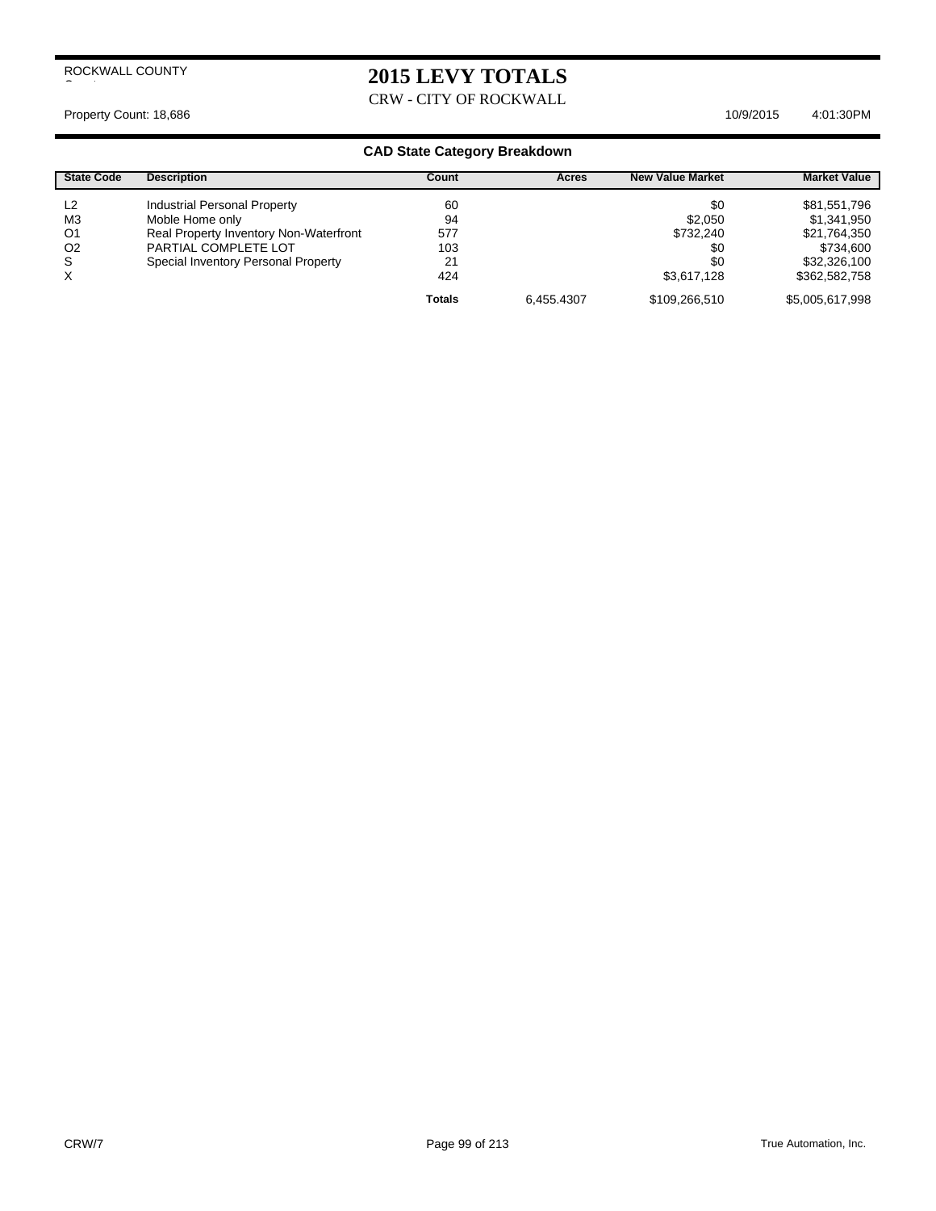ROCKWALL COUNTY

# 2015 LEVY TOTALS

CRW - CITY OF ROCKWALL

Property Count: 18,686 10/9/2015 4:01:30PM

## CAD State Category Breakdown

| State Code | Description | Count | Acres | New Value Market | Market Value |
|---|---|---|---|---|---|
| L2 | Industrial Personal Property | 60 | | $0 | $81,551,796 |
| M3 | Moble Home only | 94 | | $2,050 | $1,341,950 |
| O1 | Real Property Inventory Non-Waterfront | 577 | | $732,240 | $21,764,350 |
| O2 | PARTIAL COMPLETE LOT | 103 | | $0 | $734,600 |
| S | Special Inventory Personal Property | 21 | | $0 | $32,326,100 |
| X | | 424 | | $3,617,128 | $362,582,758 |
| | | **Totals** | 6,455.4307 | $109,266,510 | $5,005,617,998 |

CRW/7 True Automation, Inc.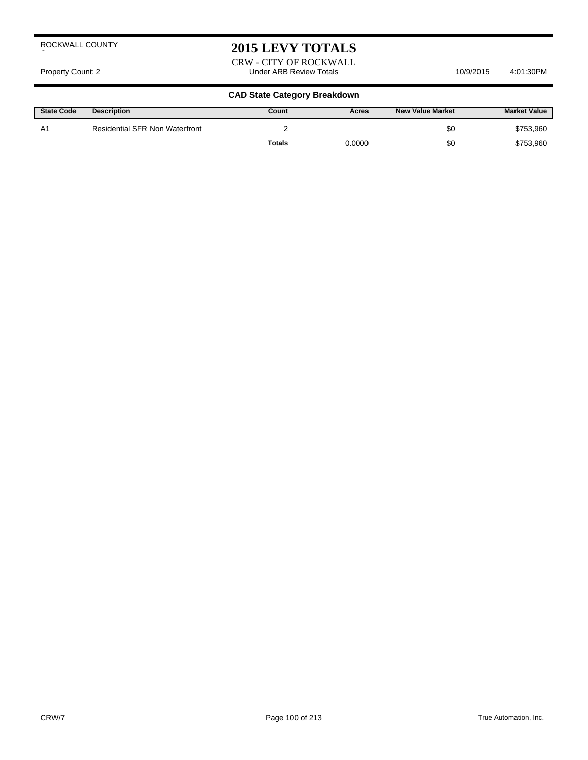ROCKWALL COUNTY

# 2015 LEVY TOTALS

CRW - CITY OF ROCKWALL

Property Count: 2 | Under ARB Review Totals | 10/9/2015 | 4:01:30PM

## CAD State Category Breakdown

| State Code | Description | Count | Acres | New Value Market | Market Value |
|---|---|---|---|---|---|
| A1 | Residential SFR Non Waterfront | 2 | | $0 | $753,960 |
| | | **Totals** | 0.0000 | $0 | $753,960 |

CRW/7

True Automation, Inc.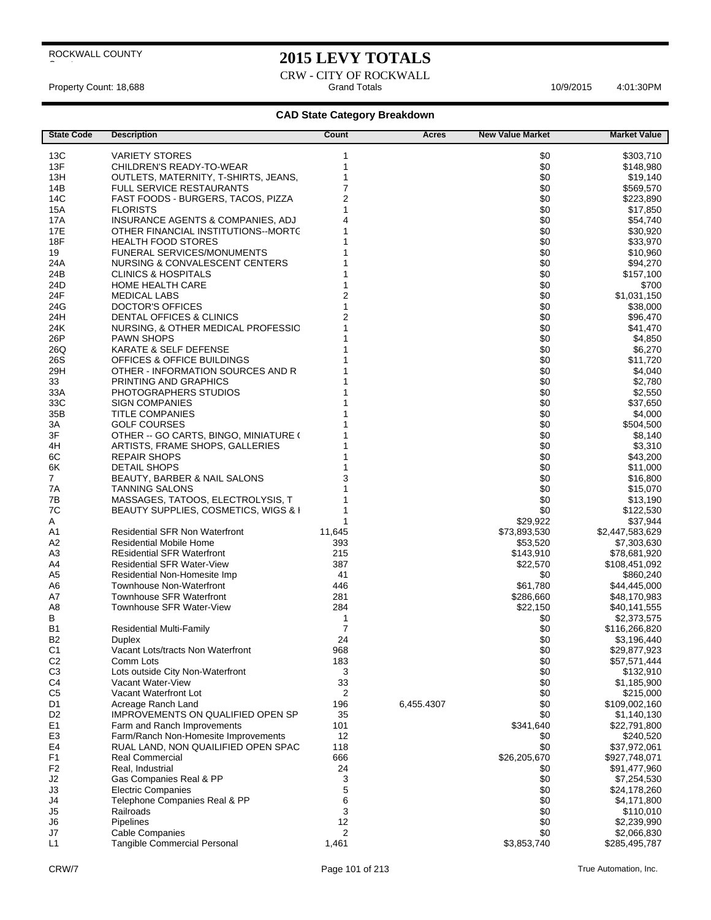ROCKWALL COUNTY

# 2015 LEVY TOTALS

CRW - CITY OF ROCKWALL

Property Count: 18,688 | Grand Totals | 10/9/2015 4:01:30PM

## CAD State Category Breakdown

| State Code | Description | Count | Acres | New Value Market | Market Value |
|---|---|---|---|---|---|
| 13C | VARIETY STORES | 1 | | $0 | $303,710 |
| 13F | CHILDREN'S READY-TO-WEAR | 1 | | $0 | $148,980 |
| 13H | OUTLETS, MATERNITY, T-SHIRTS, JEANS, | 1 | | $0 | $19,140 |
| 14B | FULL SERVICE RESTAURANTS | 7 | | $0 | $569,570 |
| 14C | FAST FOODS - BURGERS, TACOS, PIZZA | 2 | | $0 | $223,890 |
| 15A | FLORISTS | 1 | | $0 | $17,850 |
| 17A | INSURANCE AGENTS & COMPANIES, ADJ | 4 | | $0 | $54,740 |
| 17E | OTHER FINANCIAL INSTITUTIONS--MORTG | 1 | | $0 | $30,920 |
| 18F | HEALTH FOOD STORES | 1 | | $0 | $33,970 |
| 19 | FUNERAL SERVICES/MONUMENTS | 1 | | $0 | $10,960 |
| 24A | NURSING & CONVALESCENT CENTERS | 1 | | $0 | $94,270 |
| 24B | CLINICS & HOSPITALS | 1 | | $0 | $157,100 |
| 24D | HOME HEALTH CARE | 1 | | $0 | $700 |
| 24F | MEDICAL LABS | 2 | | $0 | $1,031,150 |
| 24G | DOCTOR'S OFFICES | 1 | | $0 | $38,000 |
| 24H | DENTAL OFFICES & CLINICS | 2 | | $0 | $96,470 |
| 24K | NURSING, & OTHER MEDICAL PROFESSIO | 1 | | $0 | $41,470 |
| 26P | PAWN SHOPS | 1 | | $0 | $4,850 |
| 26Q | KARATE & SELF DEFENSE | 1 | | $0 | $6,270 |
| 26S | OFFICES & OFFICE BUILDINGS | 1 | | $0 | $11,720 |
| 29H | OTHER - INFORMATION SOURCES AND R | 1 | | $0 | $4,040 |
| 33 | PRINTING AND GRAPHICS | 1 | | $0 | $2,780 |
| 33A | PHOTOGRAPHERS STUDIOS | 1 | | $0 | $2,550 |
| 33C | SIGN COMPANIES | 1 | | $0 | $37,650 |
| 35B | TITLE COMPANIES | 1 | | $0 | $4,000 |
| 3A | GOLF COURSES | 1 | | $0 | $504,500 |
| 3F | OTHER -- GO CARTS, BINGO, MINIATURE ( | 1 | | $0 | $8,140 |
| 4H | ARTISTS, FRAME SHOPS, GALLERIES | 1 | | $0 | $3,310 |
| 6C | REPAIR SHOPS | 1 | | $0 | $43,200 |
| 6K | DETAIL SHOPS | 1 | | $0 | $11,000 |
| 7 | BEAUTY, BARBER & NAIL SALONS | 3 | | $0 | $16,800 |
| 7A | TANNING SALONS | 1 | | $0 | $15,070 |
| 7B | MASSAGES, TATOOS, ELECTROLYSIS, T | 1 | | $0 | $13,190 |
| 7C | BEAUTY SUPPLIES, COSMETICS, WIGS & I | 1 | | $0 | $122,530 |
| A | | 1 | | $29,922 | $37,944 |
| A1 | Residential SFR Non Waterfront | 11,645 | | $73,893,530 | $2,447,583,629 |
| A2 | Residential Mobile Home | 393 | | $53,520 | $7,303,630 |
| A3 | REsidential SFR Waterfront | 215 | | $143,910 | $78,681,920 |
| A4 | Residential SFR Water-View | 387 | | $22,570 | $108,451,092 |
| A5 | Residential Non-Homesite Imp | 41 | | $0 | $860,240 |
| A6 | Townhouse Non-Waterfront | 446 | | $61,780 | $44,445,000 |
| A7 | Townhouse SFR Waterfront | 281 | | $286,660 | $48,170,983 |
| A8 | Townhouse SFR Water-View | 284 | | $22,150 | $40,141,555 |
| B | | 1 | | $0 | $2,373,575 |
| B1 | Residential Multi-Family | 7 | | $0 | $116,266,820 |
| B2 | Duplex | 24 | | $0 | $3,196,440 |
| C1 | Vacant Lots/tracts Non Waterfront | 968 | | $0 | $29,877,923 |
| C2 | Comm Lots | 183 | | $0 | $57,571,444 |
| C3 | Lots outside City Non-Waterfront | 3 | | $0 | $132,910 |
| C4 | Vacant Water-View | 33 | | $0 | $1,185,900 |
| C5 | Vacant Waterfront Lot | 2 | | $0 | $215,000 |
| D1 | Acreage Ranch Land | 196 | 6,455.4307 | $0 | $109,002,160 |
| D2 | IMPROVEMENTS ON QUALIFIED OPEN SP | 35 | | $0 | $1,140,130 |
| E1 | Farm and Ranch Improvements | 101 | | $341,640 | $22,791,800 |
| E3 | Farm/Ranch Non-Homesite Improvements | 12 | | $0 | $240,520 |
| E4 | RUAL LAND, NON QUAILIFIED OPEN SPAC | 118 | | $0 | $37,972,061 |
| F1 | Real Commercial | 666 | | $26,205,670 | $927,748,071 |
| F2 | Real, Industrial | 24 | | $0 | $91,477,960 |
| J2 | Gas Companies Real & PP | 3 | | $0 | $7,254,530 |
| J3 | Electric Companies | 5 | | $0 | $24,178,260 |
| J4 | Telephone Companies Real & PP | 6 | | $0 | $4,171,800 |
| J5 | Railroads | 3 | | $0 | $110,010 |
| J6 | Pipelines | 12 | | $0 | $2,239,990 |
| J7 | Cable Companies | 2 | | $0 | $2,066,830 |
| L1 | Tangible Commercial Personal | 1,461 | | $3,853,740 | $285,495,787 |

CRW/7 | True Automation, Inc.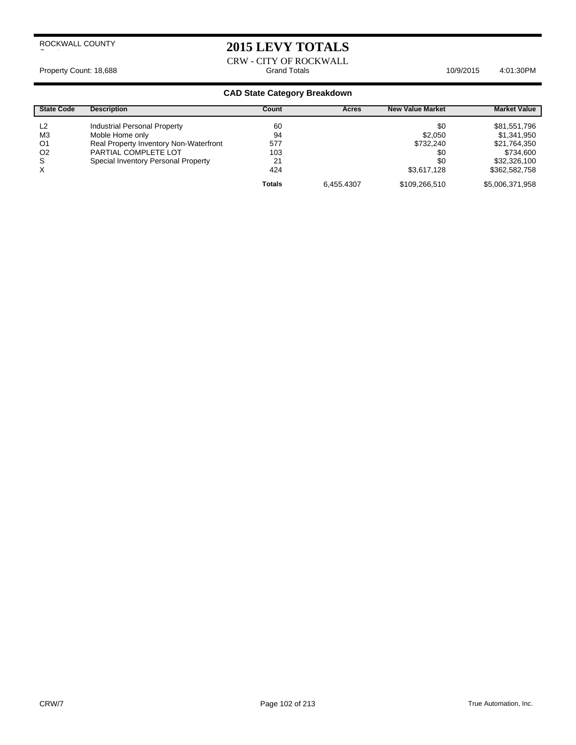ROCKWALL COUNTY

# 2015 LEVY TOTALS

CRW - CITY OF ROCKWALL

Property Count: 18,688 — Grand Totals — 10/9/2015 4:01:30PM

## CAD State Category Breakdown

| State Code | Description | Count | Acres | New Value Market | Market Value |
|---|---|---|---|---|---|
| L2 | Industrial Personal Property | 60 | | $0 | $81,551,796 |
| M3 | Moble Home only | 94 | | $2,050 | $1,341,950 |
| O1 | Real Property Inventory Non-Waterfront | 577 | | $732,240 | $21,764,350 |
| O2 | PARTIAL COMPLETE LOT | 103 | | $0 | $734,600 |
| S | Special Inventory Personal Property | 21 | | $0 | $32,326,100 |
| X | | 424 | | $3,617,128 | $362,582,758 |
| | | **Totals** | 6,455.4307 | $109,266,510 | $5,006,371,958 |

CRW/7 — True Automation, Inc.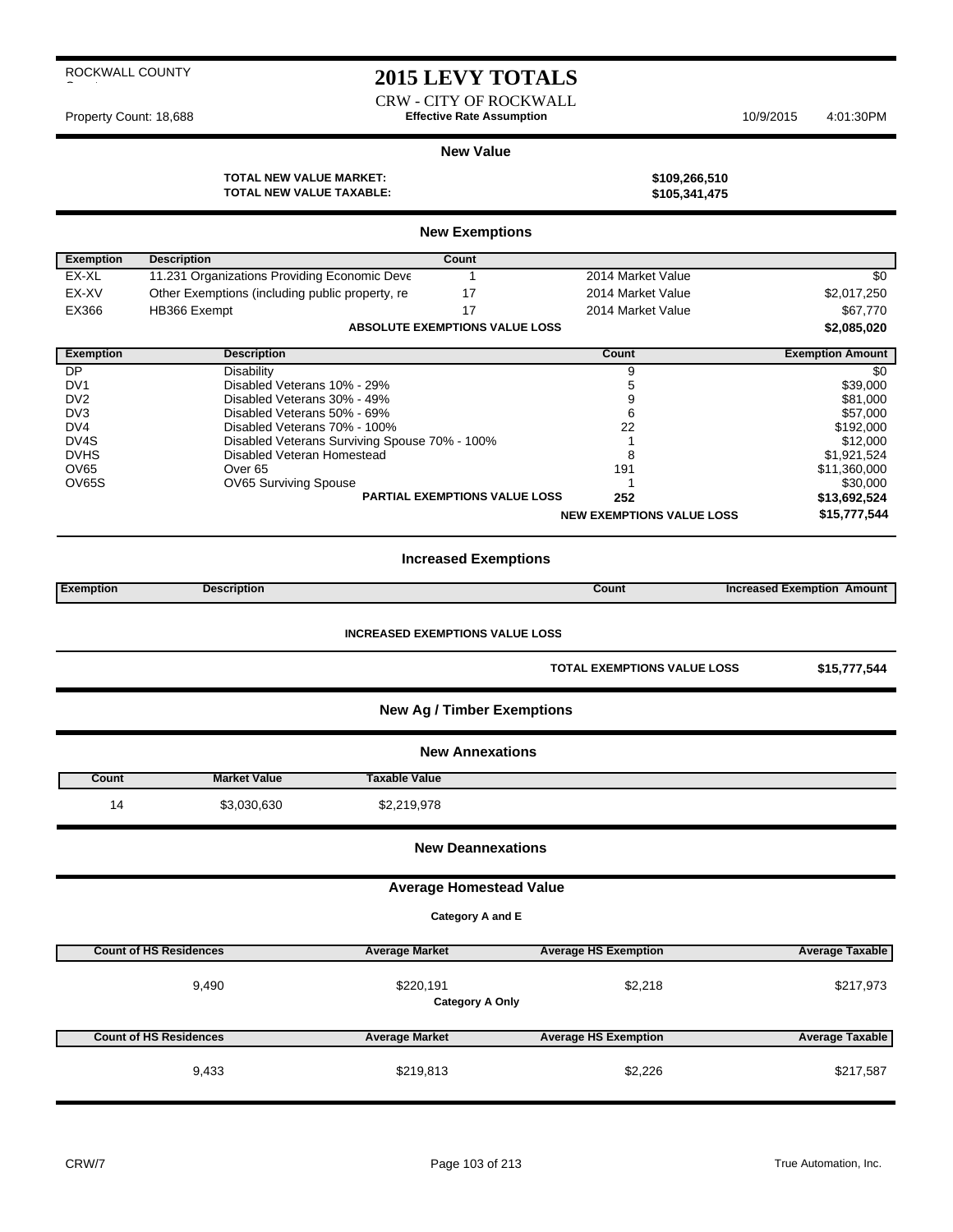ROCKWALL COUNTY

# 2015 LEVY TOTALS

CRW - CITY OF ROCKWALL

Property Count: 18,688 **Effective Rate Assumption** 10/9/2015 4:01:30PM

## New Value

**TOTAL NEW VALUE MARKET:** **$109,266,510**
**TOTAL NEW VALUE TAXABLE:** **$105,341,475**

## New Exemptions

| Exemption | Description | Count | | |
|---|---|---|---|---|
| EX-XL | 11.231 Organizations Providing Economic Deve | 1 | 2014 Market Value | $0 |
| EX-XV | Other Exemptions (including public property, re | 17 | 2014 Market Value | $2,017,250 |
| EX366 | HB366 Exempt | 17 | 2014 Market Value | $67,770 |
| | **ABSOLUTE EXEMPTIONS VALUE LOSS** | | | **$2,085,020** |

| Exemption | Description | Count | Exemption Amount |
|---|---|---|---|
| DP | Disability | 9 | $0 |
| DV1 | Disabled Veterans 10% - 29% | 5 | $39,000 |
| DV2 | Disabled Veterans 30% - 49% | 9 | $81,000 |
| DV3 | Disabled Veterans 50% - 69% | 6 | $57,000 |
| DV4 | Disabled Veterans 70% - 100% | 22 | $192,000 |
| DV4S | Disabled Veterans Surviving Spouse 70% - 100% | 1 | $12,000 |
| DVHS | Disabled Veteran Homestead | 8 | $1,921,524 |
| OV65 | Over 65 | 191 | $11,360,000 |
| OV65S | OV65 Surviving Spouse | 1 | $30,000 |
| | **PARTIAL EXEMPTIONS VALUE LOSS** | **252** | **$13,692,524** |
| | | **NEW EXEMPTIONS VALUE LOSS** | **$15,777,544** |

## Increased Exemptions

| Exemption | Description | Count | Increased Exemption Amount |
|---|---|---|---|

**INCREASED EXEMPTIONS VALUE LOSS**

**TOTAL EXEMPTIONS VALUE LOSS** **$15,777,544**

## New Ag / Timber Exemptions

## New Annexations

| Count | Market Value | Taxable Value |
|---|---|---|
| 14 | $3,030,630 | $2,219,978 |

## New Deannexations

## Average Homestead Value

**Category A and E**

| Count of HS Residences | Average Market | Average HS Exemption | Average Taxable |
|---|---|---|---|
| 9,490 | $220,191 | $2,218 | $217,973 |

**Category A Only**

| Count of HS Residences | Average Market | Average HS Exemption | Average Taxable |
|---|---|---|---|
| 9,433 | $219,813 | $2,226 | $217,587 |

CRW/7 True Automation, Inc.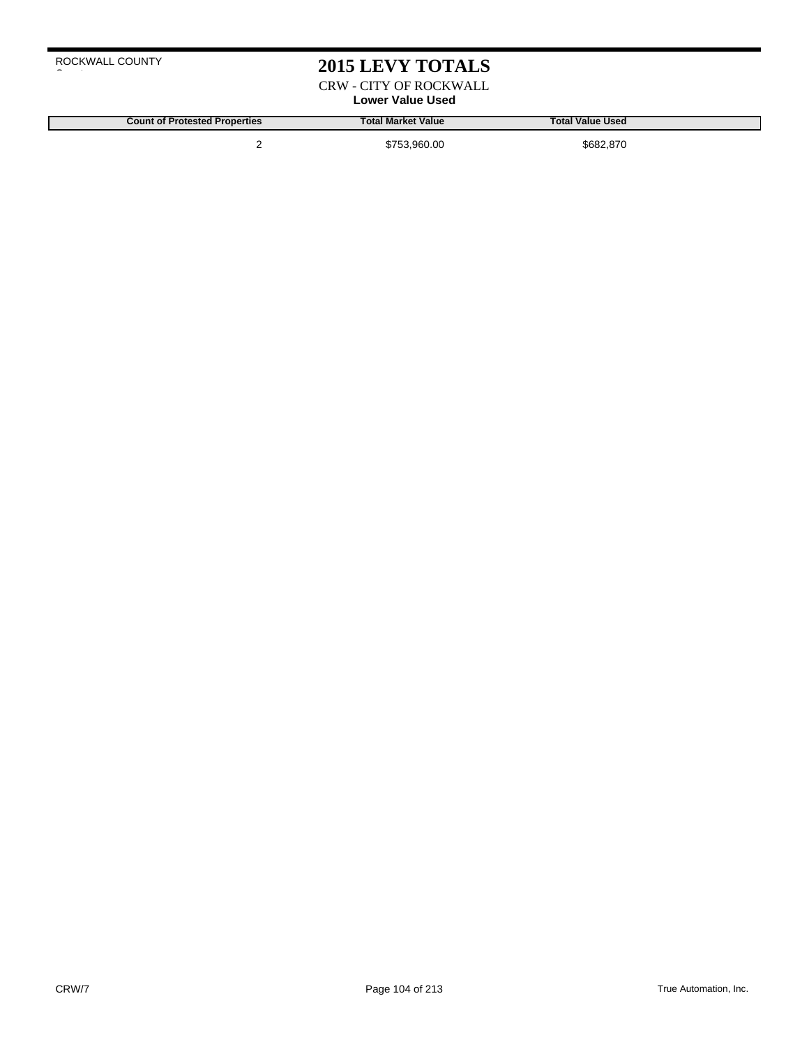ROCKWALL COUNTY

# 2015 LEVY TOTALS

CRW - CITY OF ROCKWALL

**Lower Value Used**

| Count of Protested Properties | Total Market Value | Total Value Used |
|---|---|---|
| 2 | $753,960.00 | $682,870 |

CRW/7

True Automation, Inc.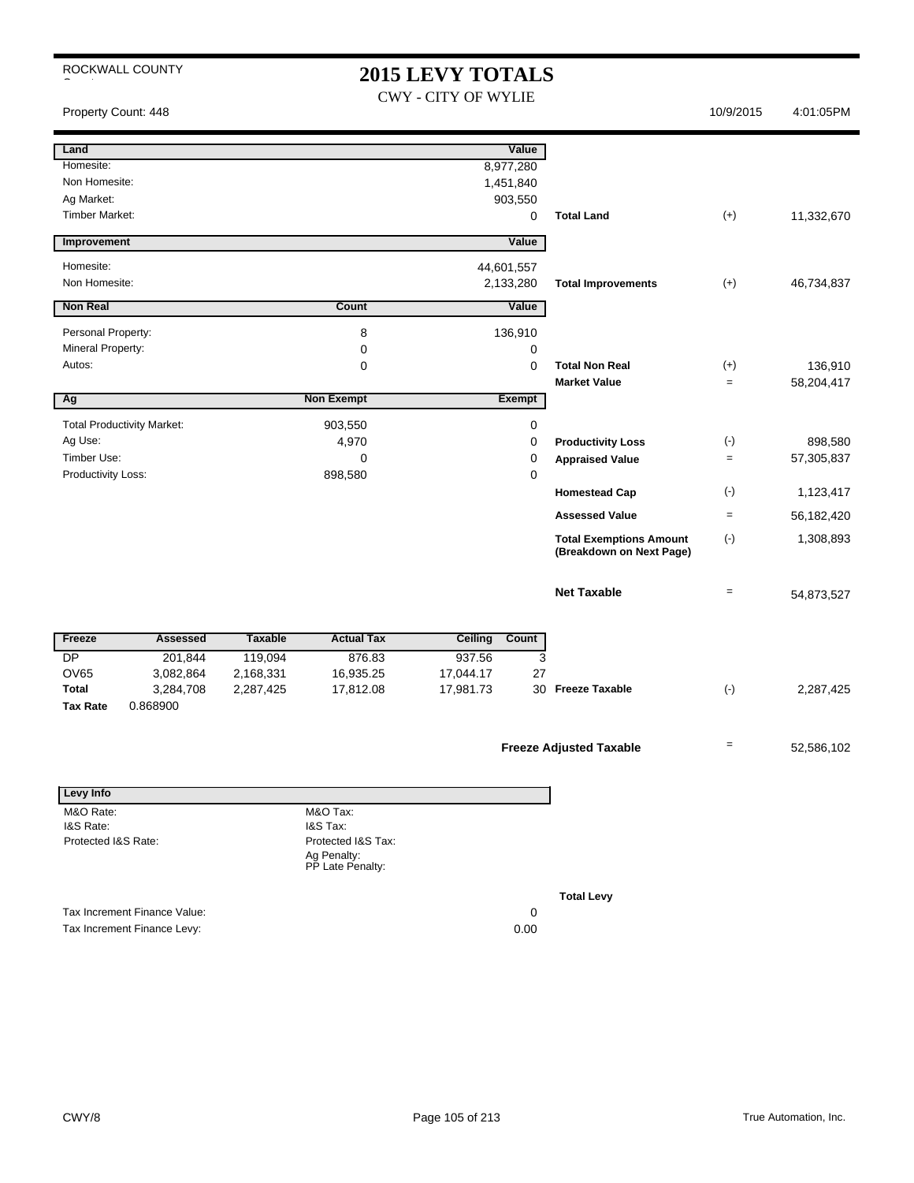ROCKWALL COUNTY

# 2015 LEVY TOTALS

CWY - CITY OF WYLIE

Property Count: 448 | 10/9/2015 | 4:01:05PM

| Land | | Value | | | |
|---|---|---|---|---|---|
| Homesite: | | 8,977,280 | | | |
| Non Homesite: | | 1,451,840 | | | |
| Ag Market: | | 903,550 | | | |
| Timber Market: | | 0 | **Total Land** | (+) | 11,332,670 |

| Improvement | | Value | | | |
|---|---|---|---|---|---|
| Homesite: | | 44,601,557 | | | |
| Non Homesite: | | 2,133,280 | **Total Improvements** | (+) | 46,734,837 |

| Non Real | Count | Value | | | |
|---|---|---|---|---|---|
| Personal Property: | 8 | 136,910 | | | |
| Mineral Property: | 0 | 0 | | | |
| Autos: | 0 | 0 | **Total Non Real** | (+) | 136,910 |
| | | | **Market Value** | = | 58,204,417 |

| Ag | Non Exempt | Exempt | | | |
|---|---|---|---|---|---|
| Total Productivity Market: | 903,550 | 0 | | | |
| Ag Use: | 4,970 | 0 | **Productivity Loss** | (-) | 898,580 |
| Timber Use: | 0 | 0 | **Appraised Value** | = | 57,305,837 |
| Productivity Loss: | 898,580 | 0 | | | |
| | | | **Homestead Cap** | (-) | 1,123,417 |
| | | | **Assessed Value** | = | 56,182,420 |
| | | | **Total Exemptions Amount (Breakdown on Next Page)** | (-) | 1,308,893 |
| | | | **Net Taxable** | = | 54,873,527 |

| Freeze | Assessed | Taxable | Actual Tax | Ceiling | Count | | | |
|---|---|---|---|---|---|---|---|---|
| DP | 201,844 | 119,094 | 876.83 | 937.56 | 3 | | | |
| OV65 | 3,082,864 | 2,168,331 | 16,935.25 | 17,044.17 | 27 | | | |
| **Total** | 3,284,708 | 2,287,425 | 17,812.08 | 17,981.73 | 30 | **Freeze Taxable** | (-) | 2,287,425 |
| **Tax Rate** | 0.868900 | | | | | | | |

**Freeze Adjusted Taxable** = 52,586,102

| Levy Info | | |
|---|---|---|
| M&O Rate: | M&O Tax: | |
| I&S Rate: | I&S Tax: | |
| Protected I&S Rate: | Protected I&S Tax: | |
| | Ag Penalty: | |
| | PP Late Penalty: | |
| | | **Total Levy** |
| Tax Increment Finance Value: | | 0 |
| Tax Increment Finance Levy: | | 0.00 |

CWY/8 | True Automation, Inc.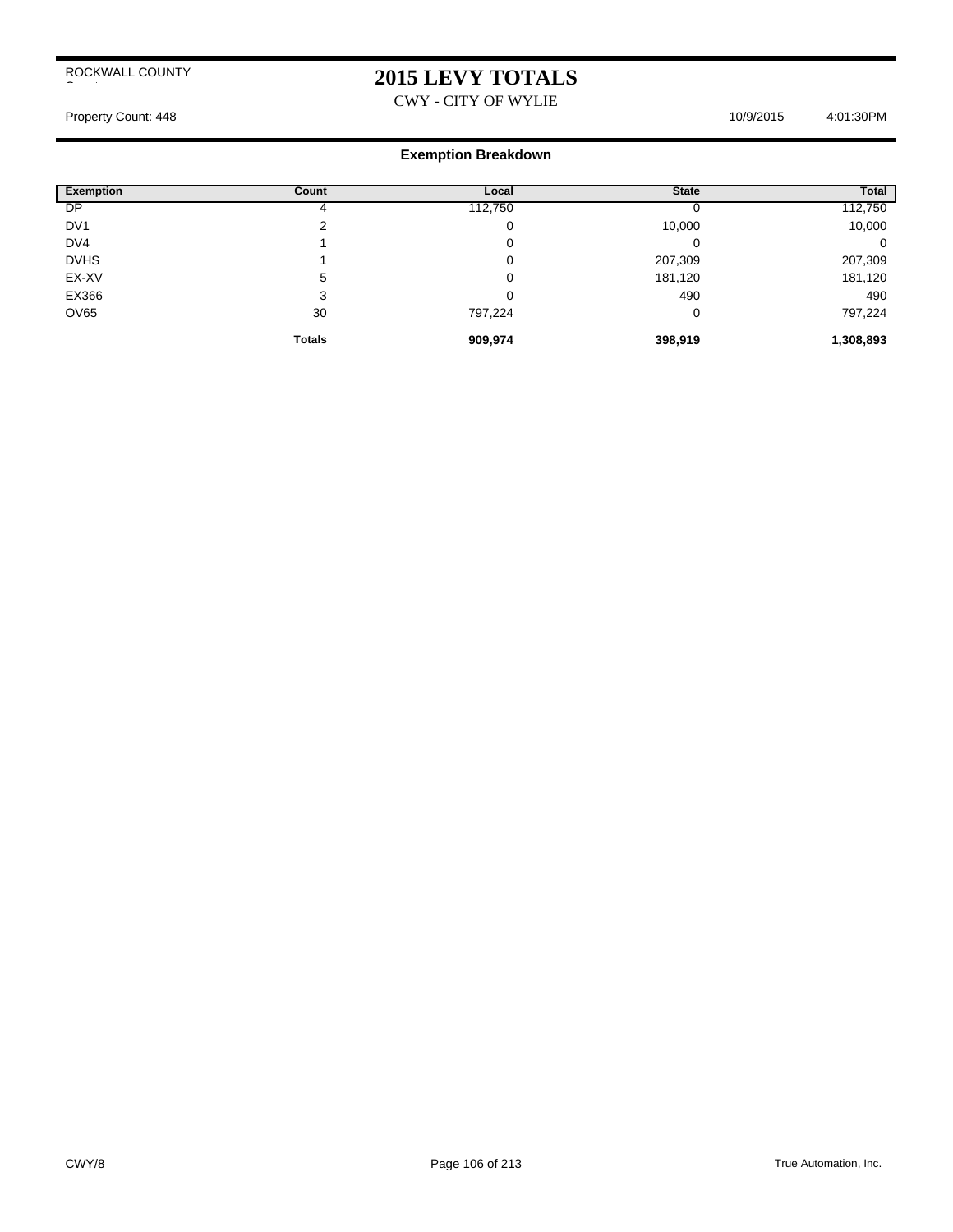ROCKWALL COUNTY

# 2015 LEVY TOTALS

CWY - CITY OF WYLIE

Property Count: 448 10/9/2015 4:01:30PM

## Exemption Breakdown

| Exemption | Count | Local | State | Total |
|---|---|---|---|---|
| DP | 4 | 112,750 | 0 | 112,750 |
| DV1 | 2 | 0 | 10,000 | 10,000 |
| DV4 | 1 | 0 | 0 | 0 |
| DVHS | 1 | 0 | 207,309 | 207,309 |
| EX-XV | 5 | 0 | 181,120 | 181,120 |
| EX366 | 3 | 0 | 490 | 490 |
| OV65 | 30 | 797,224 | 0 | 797,224 |
| | **Totals** | **909,974** | **398,919** | **1,308,893** |

CWY/8 True Automation, Inc.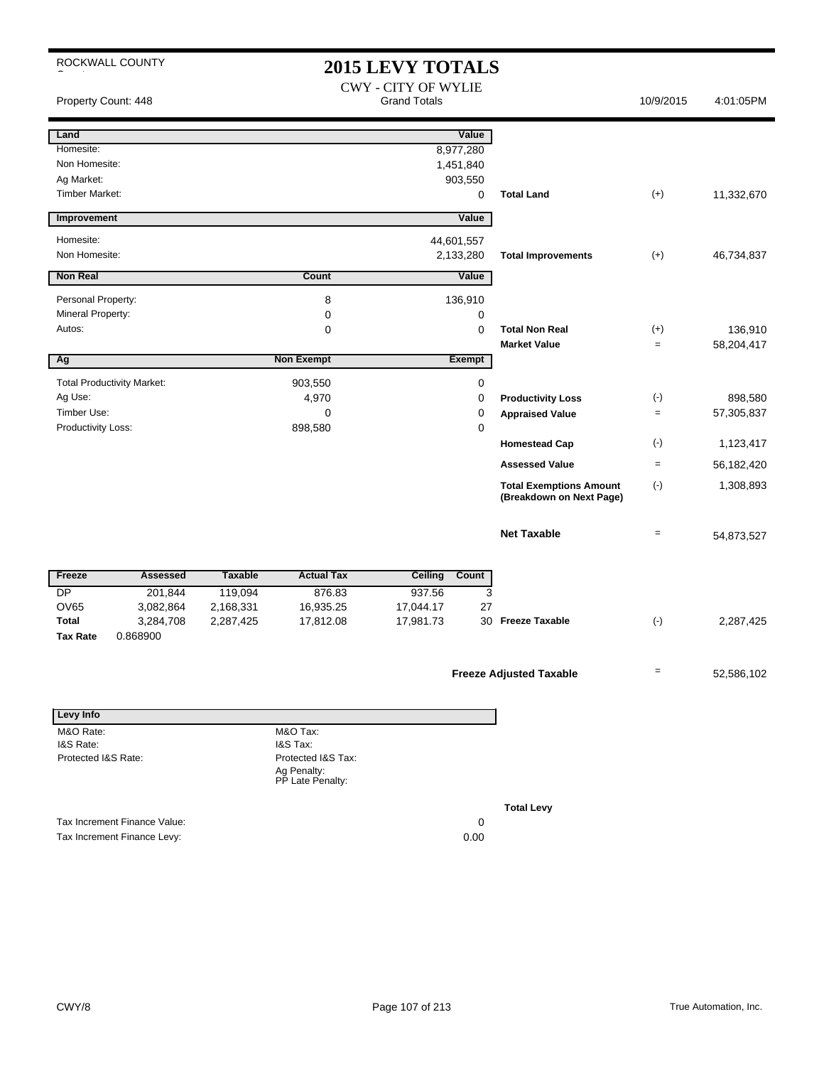ROCKWALL COUNTY

# 2015 LEVY TOTALS

CWY - CITY OF WYLIE

Property Count: 448 | Grand Totals | 10/9/2015 4:01:05PM

| Land | | Value | | | |
|---|---|---|---|---|---|
| Homesite: | | 8,977,280 | | | |
| Non Homesite: | | 1,451,840 | | | |
| Ag Market: | | 903,550 | | | |
| Timber Market: | | 0 | Total Land | (+) | 11,332,670 |

| Improvement | | Value | | | |
|---|---|---|---|---|---|
| Homesite: | | 44,601,557 | | | |
| Non Homesite: | | 2,133,280 | Total Improvements | (+) | 46,734,837 |

| Non Real | Count | Value | | | |
|---|---|---|---|---|---|
| Personal Property: | 8 | 136,910 | | | |
| Mineral Property: | 0 | 0 | | | |
| Autos: | 0 | 0 | Total Non Real | (+) | 136,910 |
| | | | Market Value | = | 58,204,417 |

| Ag | Non Exempt | Exempt | | | |
|---|---|---|---|---|---|
| Total Productivity Market: | 903,550 | 0 | | | |
| Ag Use: | 4,970 | 0 | Productivity Loss | (-) | 898,580 |
| Timber Use: | 0 | 0 | Appraised Value | = | 57,305,837 |
| Productivity Loss: | 898,580 | 0 | | | |
| | | | Homestead Cap | (-) | 1,123,417 |
| | | | Assessed Value | = | 56,182,420 |
| | | | Total Exemptions Amount (Breakdown on Next Page) | (-) | 1,308,893 |
| | | | Net Taxable | = | 54,873,527 |

| Freeze | Assessed | Taxable | Actual Tax | Ceiling | Count | | | |
|---|---|---|---|---|---|---|---|---|
| DP | 201,844 | 119,094 | 876.83 | 937.56 | 3 | | | |
| OV65 | 3,082,864 | 2,168,331 | 16,935.25 | 17,044.17 | 27 | | | |
| Total | 3,284,708 | 2,287,425 | 17,812.08 | 17,981.73 | 30 | Freeze Taxable | (-) | 2,287,425 |
| Tax Rate | 0.868900 | | | | | | | |

**Freeze Adjusted Taxable** = 52,586,102

| Levy Info | | |
|---|---|---|
| M&O Rate: | M&O Tax: | |
| I&S Rate: | I&S Tax: | |
| Protected I&S Rate: | Protected I&S Tax: | |
| | Ag Penalty: | |
| | PP Late Penalty: | |
| | | Total Levy |

| | |
|---|---|
| Tax Increment Finance Value: | 0 |
| Tax Increment Finance Levy: | 0.00 |

CWY/8

True Automation, Inc.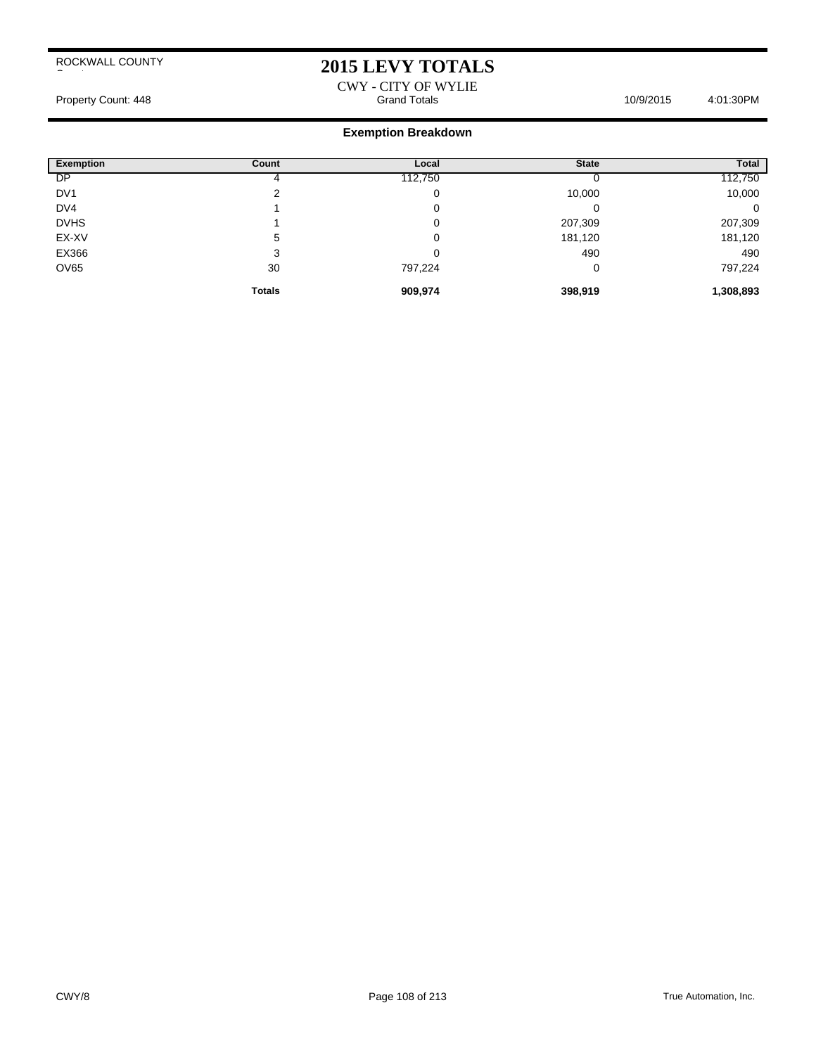ROCKWALL COUNTY

# 2015 LEVY TOTALS

CWY - CITY OF WYLIE

Property Count: 448 | Grand Totals | 10/9/2015 4:01:30PM

## Exemption Breakdown

| Exemption | Count | Local | State | Total |
|---|---|---|---|---|
| DP | 4 | 112,750 | 0 | 112,750 |
| DV1 | 2 | 0 | 10,000 | 10,000 |
| DV4 | 1 | 0 | 0 | 0 |
| DVHS | 1 | 0 | 207,309 | 207,309 |
| EX-XV | 5 | 0 | 181,120 | 181,120 |
| EX366 | 3 | 0 | 490 | 490 |
| OV65 | 30 | 797,224 | 0 | 797,224 |
| | **Totals** | **909,974** | **398,919** | **1,308,893** |

CWY/8

True Automation, Inc.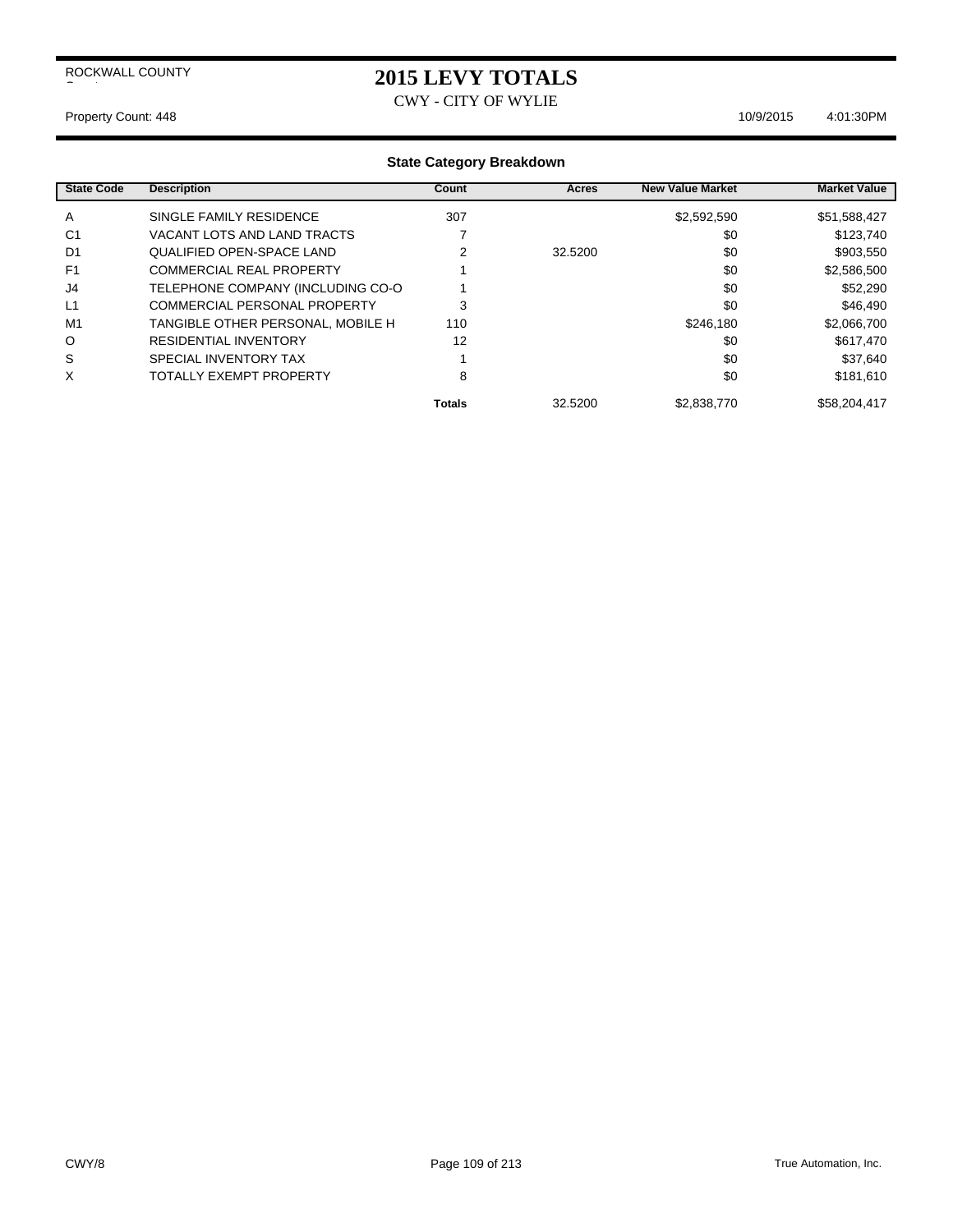ROCKWALL COUNTY

# 2015 LEVY TOTALS

CWY - CITY OF WYLIE

Property Count: 448 10/9/2015 4:01:30PM

### State Category Breakdown

| State Code | Description | Count | Acres | New Value Market | Market Value |
|---|---|---|---|---|---|
| A | SINGLE FAMILY RESIDENCE | 307 | | $2,592,590 | $51,588,427 |
| C1 | VACANT LOTS AND LAND TRACTS | 7 | | $0 | $123,740 |
| D1 | QUALIFIED OPEN-SPACE LAND | 2 | 32.5200 | $0 | $903,550 |
| F1 | COMMERCIAL REAL PROPERTY | 1 | | $0 | $2,586,500 |
| J4 | TELEPHONE COMPANY (INCLUDING CO-O | 1 | | $0 | $52,290 |
| L1 | COMMERCIAL PERSONAL PROPERTY | 3 | | $0 | $46,490 |
| M1 | TANGIBLE OTHER PERSONAL, MOBILE H | 110 | | $246,180 | $2,066,700 |
| O | RESIDENTIAL INVENTORY | 12 | | $0 | $617,470 |
| S | SPECIAL INVENTORY TAX | 1 | | $0 | $37,640 |
| X | TOTALLY EXEMPT PROPERTY | 8 | | $0 | $181,610 |
| | | **Totals** | 32.5200 | $2,838,770 | $58,204,417 |

CWY/8 True Automation, Inc.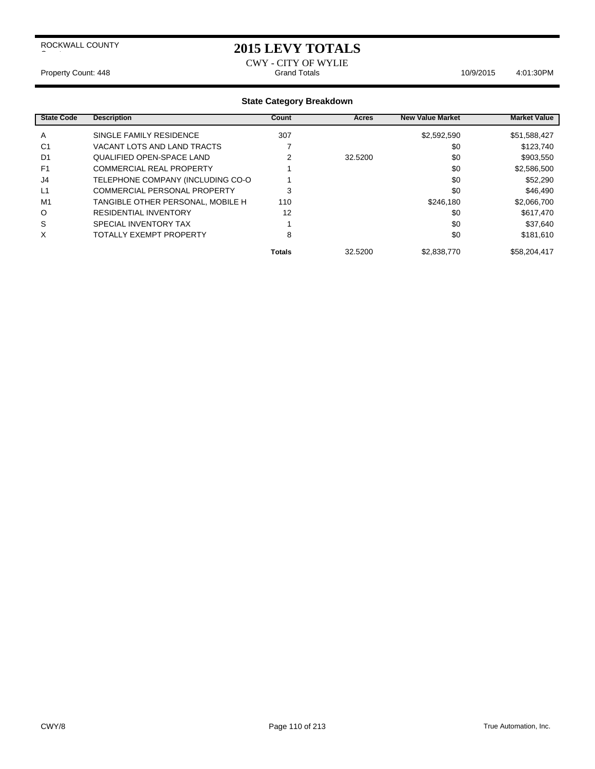ROCKWALL COUNTY

# 2015 LEVY TOTALS

CWY - CITY OF WYLIE

Property Count: 448 | Grand Totals | 10/9/2015 4:01:30PM

## State Category Breakdown

| State Code | Description | Count | Acres | New Value Market | Market Value |
|---|---|---|---|---|---|
| A | SINGLE FAMILY RESIDENCE | 307 | | $2,592,590 | $51,588,427 |
| C1 | VACANT LOTS AND LAND TRACTS | 7 | | $0 | $123,740 |
| D1 | QUALIFIED OPEN-SPACE LAND | 2 | 32.5200 | $0 | $903,550 |
| F1 | COMMERCIAL REAL PROPERTY | 1 | | $0 | $2,586,500 |
| J4 | TELEPHONE COMPANY (INCLUDING CO-O | 1 | | $0 | $52,290 |
| L1 | COMMERCIAL PERSONAL PROPERTY | 3 | | $0 | $46,490 |
| M1 | TANGIBLE OTHER PERSONAL, MOBILE H | 110 | | $246,180 | $2,066,700 |
| O | RESIDENTIAL INVENTORY | 12 | | $0 | $617,470 |
| S | SPECIAL INVENTORY TAX | 1 | | $0 | $37,640 |
| X | TOTALLY EXEMPT PROPERTY | 8 | | $0 | $181,610 |
| | | **Totals** | 32.5200 | $2,838,770 | $58,204,417 |

CWY/8 | True Automation, Inc.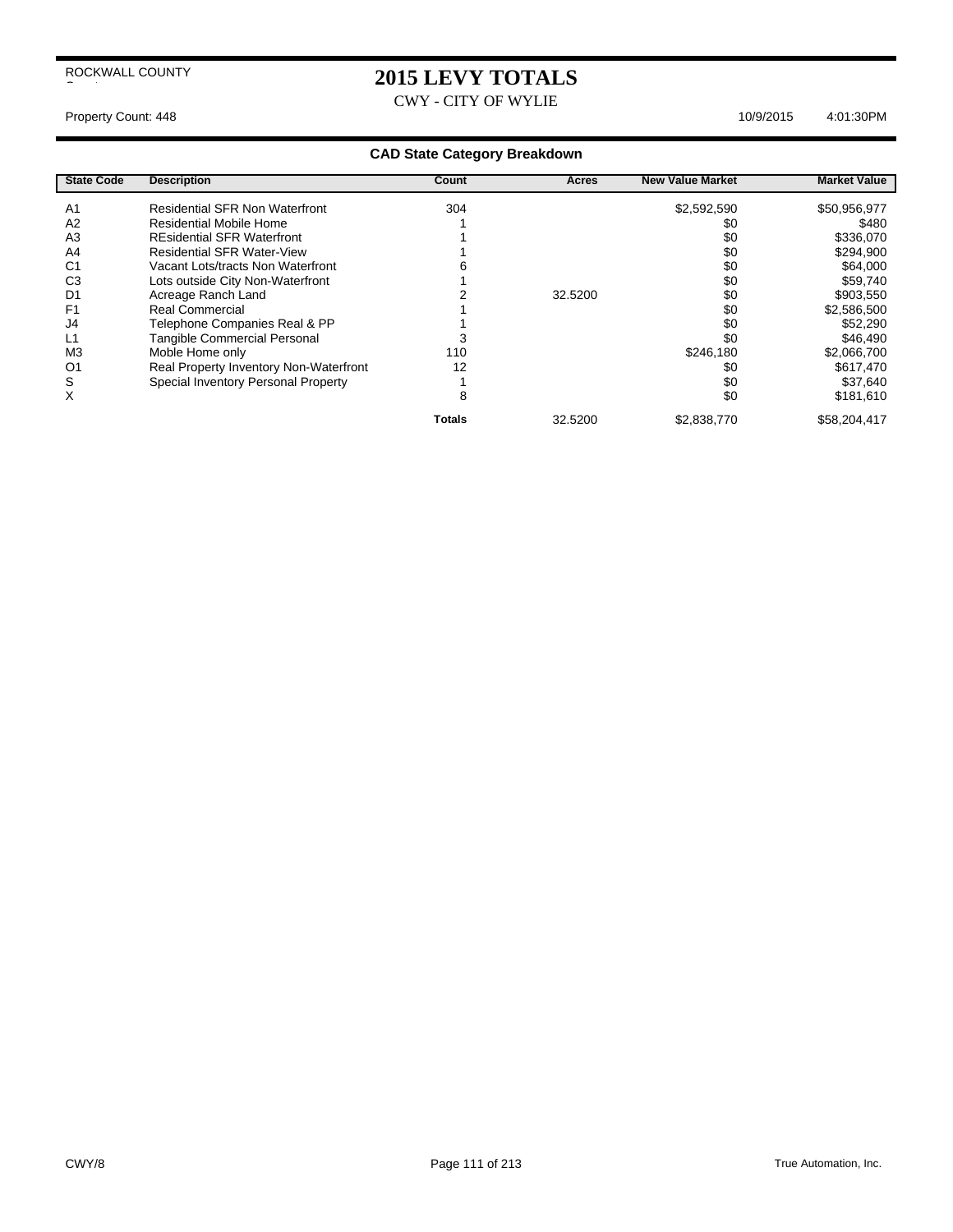ROCKWALL COUNTY

# 2015 LEVY TOTALS

CWY - CITY OF WYLIE

Property Count: 448

10/9/2015 4:01:30PM

## CAD State Category Breakdown

| State Code | Description | Count | Acres | New Value Market | Market Value |
|---|---|---|---|---|---|
| A1 | Residential SFR Non Waterfront | 304 | | $2,592,590 | $50,956,977 |
| A2 | Residential Mobile Home | 1 | | $0 | $480 |
| A3 | REsidential SFR Waterfront | 1 | | $0 | $336,070 |
| A4 | Residential SFR Water-View | 1 | | $0 | $294,900 |
| C1 | Vacant Lots/tracts Non Waterfront | 6 | | $0 | $64,000 |
| C3 | Lots outside City Non-Waterfront | 1 | | $0 | $59,740 |
| D1 | Acreage Ranch Land | 2 | 32.5200 | $0 | $903,550 |
| F1 | Real Commercial | 1 | | $0 | $2,586,500 |
| J4 | Telephone Companies Real & PP | 1 | | $0 | $52,290 |
| L1 | Tangible Commercial Personal | 3 | | $0 | $46,490 |
| M3 | Moble Home only | 110 | | $246,180 | $2,066,700 |
| O1 | Real Property Inventory Non-Waterfront | 12 | | $0 | $617,470 |
| S | Special Inventory Personal Property | 1 | | $0 | $37,640 |
| X | | 8 | | $0 | $181,610 |
| | | **Totals** | 32.5200 | $2,838,770 | $58,204,417 |

CWY/8

True Automation, Inc.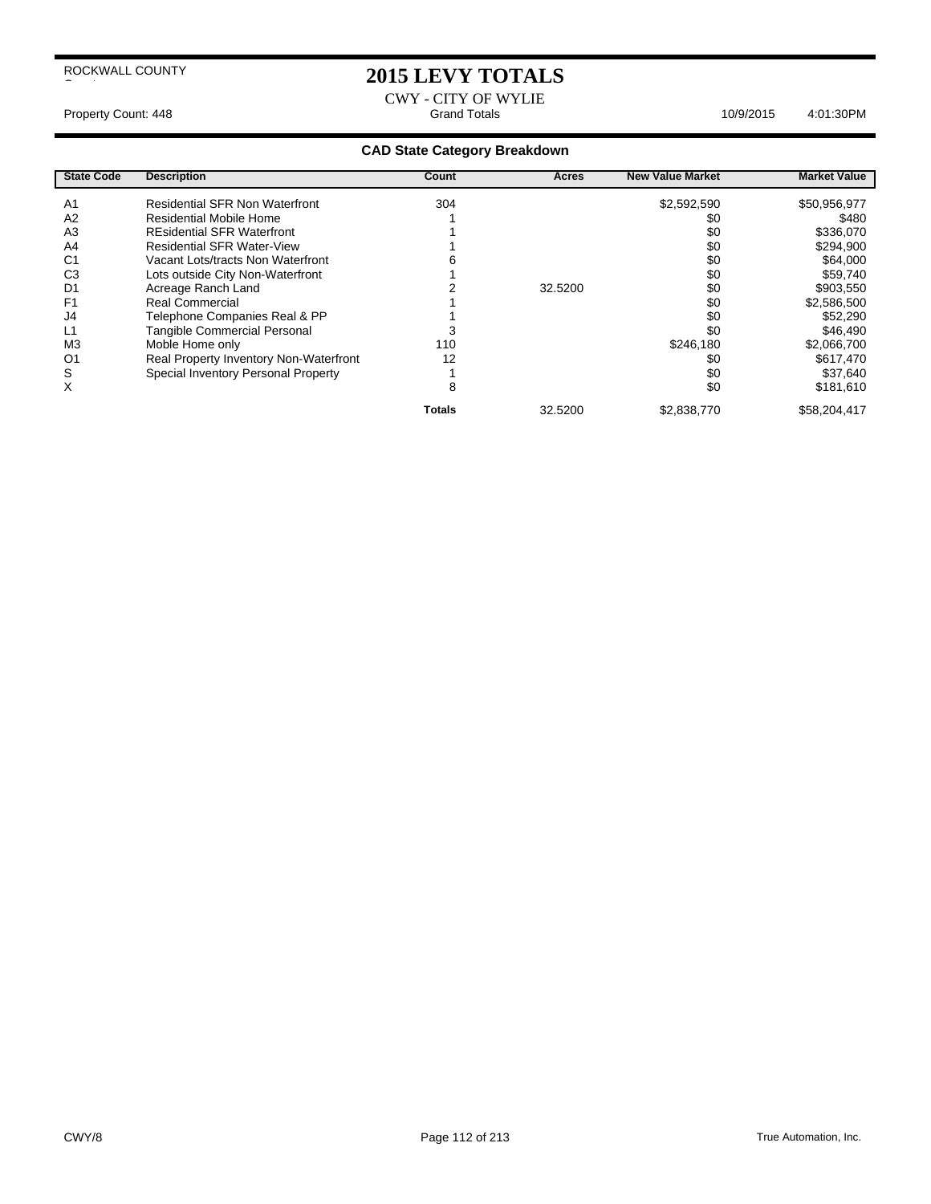ROCKWALL COUNTY

# 2015 LEVY TOTALS

CWY - CITY OF WYLIE

Property Count: 448 | Grand Totals | 10/9/2015 4:01:30PM

## CAD State Category Breakdown

| State Code | Description | Count | Acres | New Value Market | Market Value |
|---|---|---|---|---|---|
| A1 | Residential SFR Non Waterfront | 304 | | $2,592,590 | $50,956,977 |
| A2 | Residential Mobile Home | 1 | | $0 | $480 |
| A3 | REsidential SFR Waterfront | 1 | | $0 | $336,070 |
| A4 | Residential SFR Water-View | 1 | | $0 | $294,900 |
| C1 | Vacant Lots/tracts Non Waterfront | 6 | | $0 | $64,000 |
| C3 | Lots outside City Non-Waterfront | 1 | | $0 | $59,740 |
| D1 | Acreage Ranch Land | 2 | 32.5200 | $0 | $903,550 |
| F1 | Real Commercial | 1 | | $0 | $2,586,500 |
| J4 | Telephone Companies Real & PP | 1 | | $0 | $52,290 |
| L1 | Tangible Commercial Personal | 3 | | $0 | $46,490 |
| M3 | Moble Home only | 110 | | $246,180 | $2,066,700 |
| O1 | Real Property Inventory Non-Waterfront | 12 | | $0 | $617,470 |
| S | Special Inventory Personal Property | 1 | | $0 | $37,640 |
| X | | 8 | | $0 | $181,610 |
| | | **Totals** | 32.5200 | $2,838,770 | $58,204,417 |

CWY/8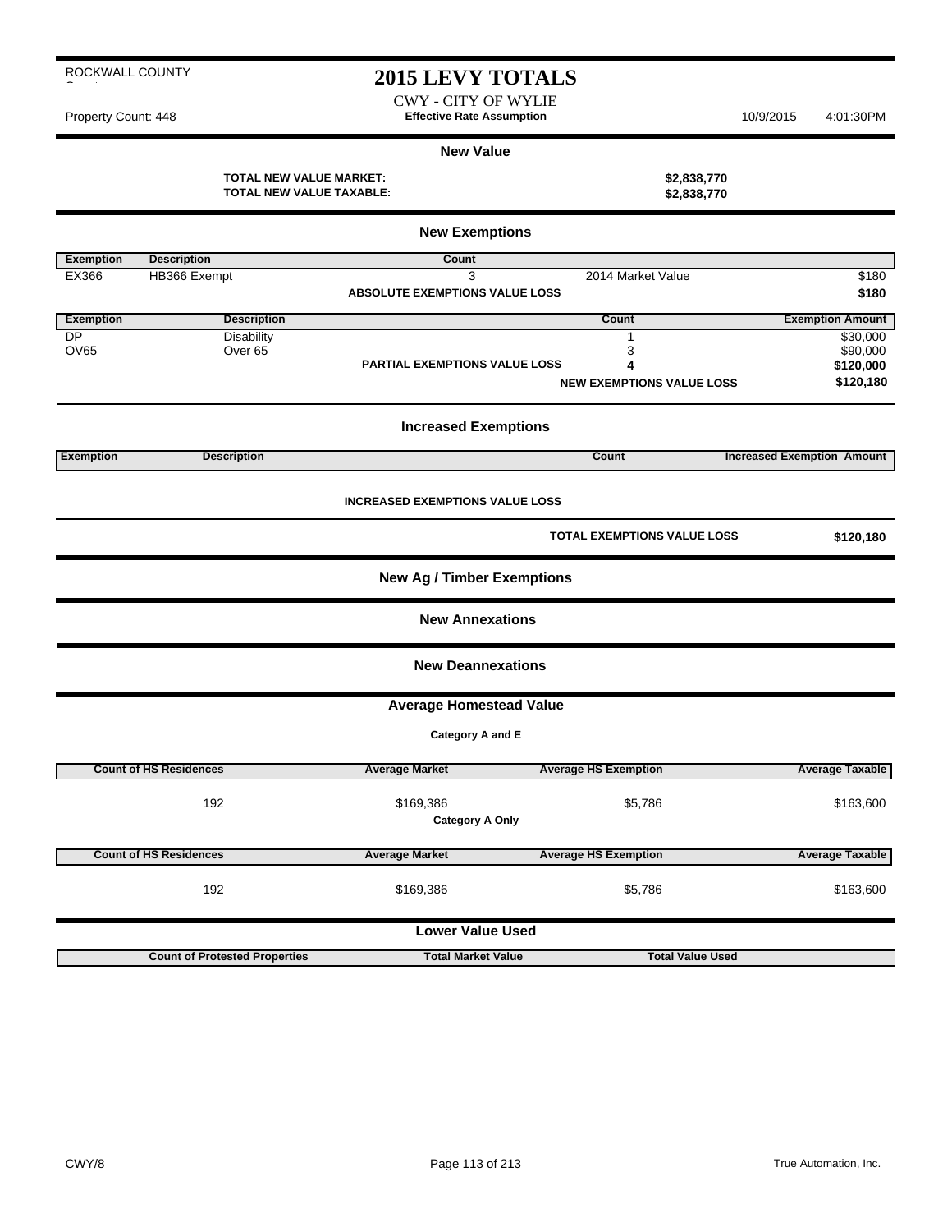ROCKWALL COUNTY

# 2015 LEVY TOTALS

CWY - CITY OF WYLIE

Property Count: 448 | **Effective Rate Assumption** | 10/9/2015 4:01:30PM

## New Value

**TOTAL NEW VALUE MARKET:** **$2,838,770**
**TOTAL NEW VALUE TAXABLE:** **$2,838,770**

## New Exemptions

| Exemption | Description | Count | | |
|---|---|---|---|---|
| EX366 | HB366 Exempt | 3 | 2014 Market Value | $180 |
| | | **ABSOLUTE EXEMPTIONS VALUE LOSS** | | **$180** |

| Exemption | Description | | Count | Exemption Amount |
|---|---|---|---|---|
| DP | Disability | | 1 | $30,000 |
| OV65 | Over 65 | | 3 | $90,000 |
| | | **PARTIAL EXEMPTIONS VALUE LOSS** | **4** | **$120,000** |
| | | | **NEW EXEMPTIONS VALUE LOSS** | **$120,180** |

## Increased Exemptions

| Exemption | Description | Count | Increased Exemption Amount |
|---|---|---|---|

**INCREASED EXEMPTIONS VALUE LOSS**

**TOTAL EXEMPTIONS VALUE LOSS** **$120,180**

## New Ag / Timber Exemptions

## New Annexations

## New Deannexations

## Average Homestead Value

**Category A and E**

| Count of HS Residences | Average Market | Average HS Exemption | Average Taxable |
|---|---|---|---|
| 192 | $169,386 | $5,786 | $163,600 |

**Category A Only**

| Count of HS Residences | Average Market | Average HS Exemption | Average Taxable |
|---|---|---|---|
| 192 | $169,386 | $5,786 | $163,600 |

## Lower Value Used

| Count of Protested Properties | Total Market Value | Total Value Used |
|---|---|---|

CWY/8 | True Automation, Inc.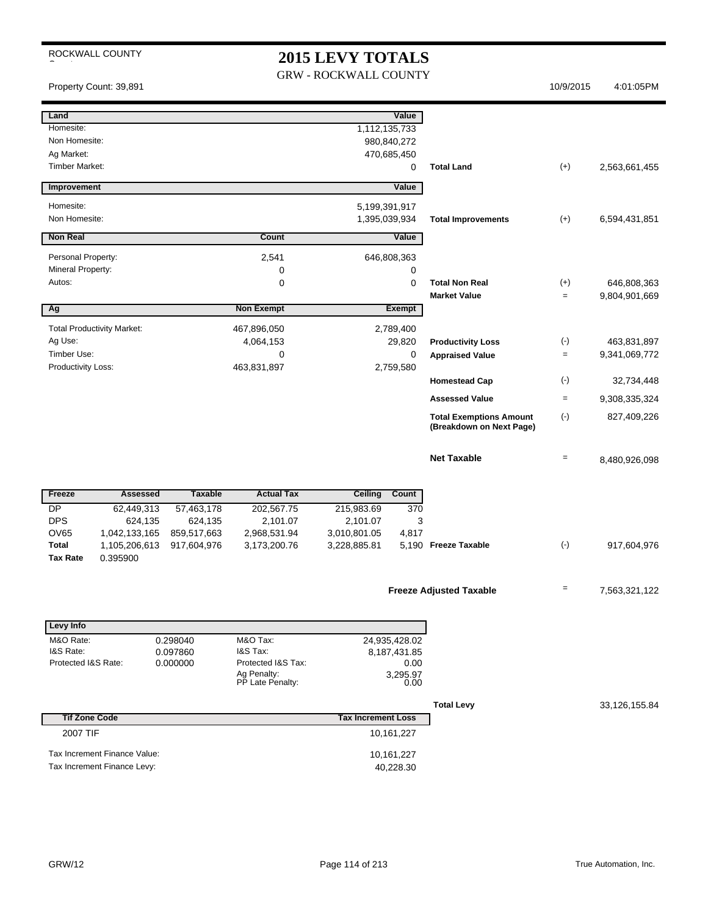ROCKWALL COUNTY

# 2015 LEVY TOTALS

GRW - ROCKWALL COUNTY

Property Count: 39,891 | 10/9/2015 | 4:01:05PM

| Land | | Value | | | |
|---|---|---|---|---|---|
| Homesite: | | 1,112,135,733 | | | |
| Non Homesite: | | 980,840,272 | | | |
| Ag Market: | | 470,685,450 | | | |
| Timber Market: | | 0 | Total Land | (+) | 2,563,661,455 |

| Improvement | | Value | | | |
|---|---|---|---|---|---|
| Homesite: | | 5,199,391,917 | | | |
| Non Homesite: | | 1,395,039,934 | Total Improvements | (+) | 6,594,431,851 |

| Non Real | Count | Value | | | |
|---|---|---|---|---|---|
| Personal Property: | 2,541 | 646,808,363 | | | |
| Mineral Property: | 0 | 0 | | | |
| Autos: | 0 | 0 | Total Non Real | (+) | 646,808,363 |
| | | | Market Value | = | 9,804,901,669 |

| Ag | Non Exempt | Exempt | | | |
|---|---|---|---|---|---|
| Total Productivity Market: | 467,896,050 | 2,789,400 | | | |
| Ag Use: | 4,064,153 | 29,820 | Productivity Loss | (-) | 463,831,897 |
| Timber Use: | 0 | 0 | Appraised Value | = | 9,341,069,772 |
| Productivity Loss: | 463,831,897 | 2,759,580 | | | |
| | | | Homestead Cap | (-) | 32,734,448 |
| | | | Assessed Value | = | 9,308,335,324 |
| | | | Total Exemptions Amount (Breakdown on Next Page) | (-) | 827,409,226 |
| | | | Net Taxable | = | 8,480,926,098 |

| Freeze | Assessed | Taxable | Actual Tax | Ceiling | Count | | | |
|---|---|---|---|---|---|---|---|---|
| DP | 62,449,313 | 57,463,178 | 202,567.75 | 215,983.69 | 370 | | | |
| DPS | 624,135 | 624,135 | 2,101.07 | 2,101.07 | 3 | | | |
| OV65 | 1,042,133,165 | 859,517,663 | 2,968,531.94 | 3,010,801.05 | 4,817 | | | |
| Total | 1,105,206,613 | 917,604,976 | 3,173,200.76 | 3,228,885.81 | 5,190 | Freeze Taxable | (-) | 917,604,976 |
| Tax Rate | 0.395900 | | | | | | | |

**Freeze Adjusted Taxable** = 7,563,321,122

| Levy Info | | | |
|---|---|---|---|
| M&O Rate: | 0.298040 | M&O Tax: | 24,935,428.02 |
| I&S Rate: | 0.097860 | I&S Tax: | 8,187,431.85 |
| Protected I&S Rate: | 0.000000 | Protected I&S Tax: | 0.00 |
| | | Ag Penalty: | 3,295.97 |
| | | PP Late Penalty: | 0.00 |

**Total Levy** 33,126,155.84

| Tif Zone Code | Tax Increment Loss |
|---|---|
| 2007 TIF | 10,161,227 |
| Tax Increment Finance Value: | 10,161,227 |
| Tax Increment Finance Levy: | 40,228.30 |

GRW/12 | True Automation, Inc.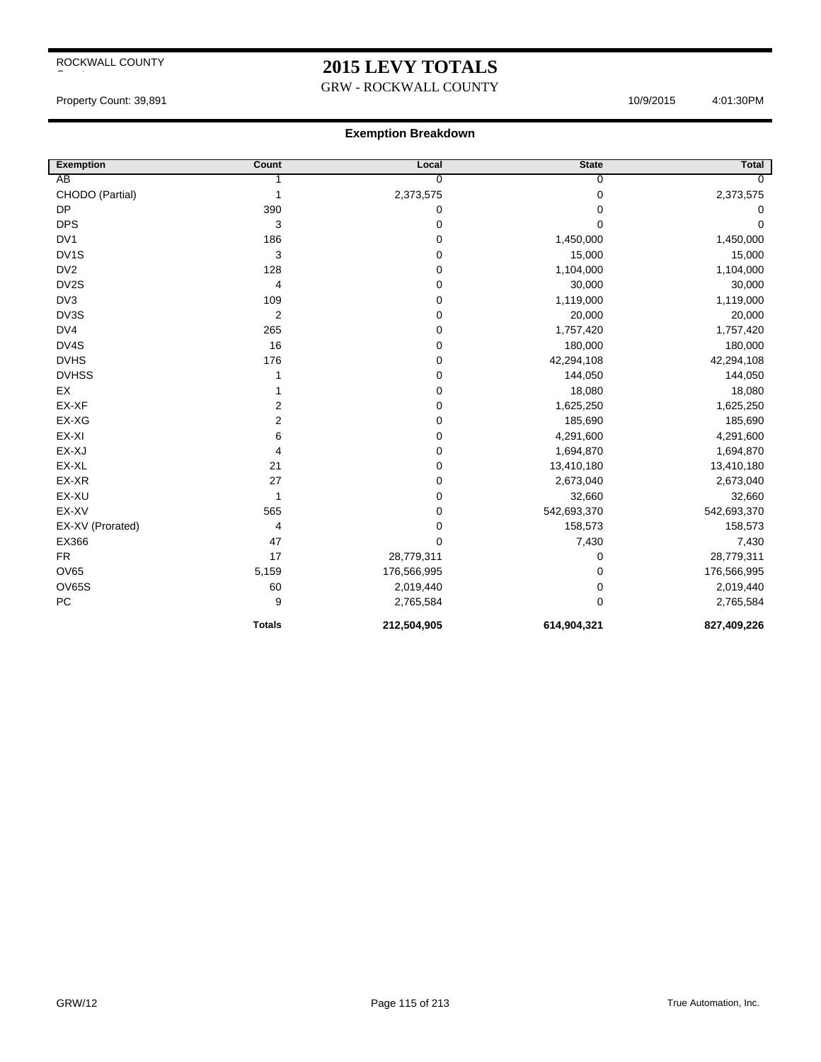ROCKWALL COUNTY

# 2015 LEVY TOTALS

GRW - ROCKWALL COUNTY

Property Count: 39,891 10/9/2015 4:01:30PM

## Exemption Breakdown

| Exemption | Count | Local | State | Total |
|---|---|---|---|---|
| AB | 1 | 0 | 0 | 0 |
| CHODO (Partial) | 1 | 2,373,575 | 0 | 2,373,575 |
| DP | 390 | 0 | 0 | 0 |
| DPS | 3 | 0 | 0 | 0 |
| DV1 | 186 | 0 | 1,450,000 | 1,450,000 |
| DV1S | 3 | 0 | 15,000 | 15,000 |
| DV2 | 128 | 0 | 1,104,000 | 1,104,000 |
| DV2S | 4 | 0 | 30,000 | 30,000 |
| DV3 | 109 | 0 | 1,119,000 | 1,119,000 |
| DV3S | 2 | 0 | 20,000 | 20,000 |
| DV4 | 265 | 0 | 1,757,420 | 1,757,420 |
| DV4S | 16 | 0 | 180,000 | 180,000 |
| DVHS | 176 | 0 | 42,294,108 | 42,294,108 |
| DVHSS | 1 | 0 | 144,050 | 144,050 |
| EX | 1 | 0 | 18,080 | 18,080 |
| EX-XF | 2 | 0 | 1,625,250 | 1,625,250 |
| EX-XG | 2 | 0 | 185,690 | 185,690 |
| EX-XI | 6 | 0 | 4,291,600 | 4,291,600 |
| EX-XJ | 4 | 0 | 1,694,870 | 1,694,870 |
| EX-XL | 21 | 0 | 13,410,180 | 13,410,180 |
| EX-XR | 27 | 0 | 2,673,040 | 2,673,040 |
| EX-XU | 1 | 0 | 32,660 | 32,660 |
| EX-XV | 565 | 0 | 542,693,370 | 542,693,370 |
| EX-XV (Prorated) | 4 | 0 | 158,573 | 158,573 |
| EX366 | 47 | 0 | 7,430 | 7,430 |
| FR | 17 | 28,779,311 | 0 | 28,779,311 |
| OV65 | 5,159 | 176,566,995 | 0 | 176,566,995 |
| OV65S | 60 | 2,019,440 | 0 | 2,019,440 |
| PC | 9 | 2,765,584 | 0 | 2,765,584 |
| | **Totals** | **212,504,905** | **614,904,321** | **827,409,226** |

GRW/12 True Automation, Inc.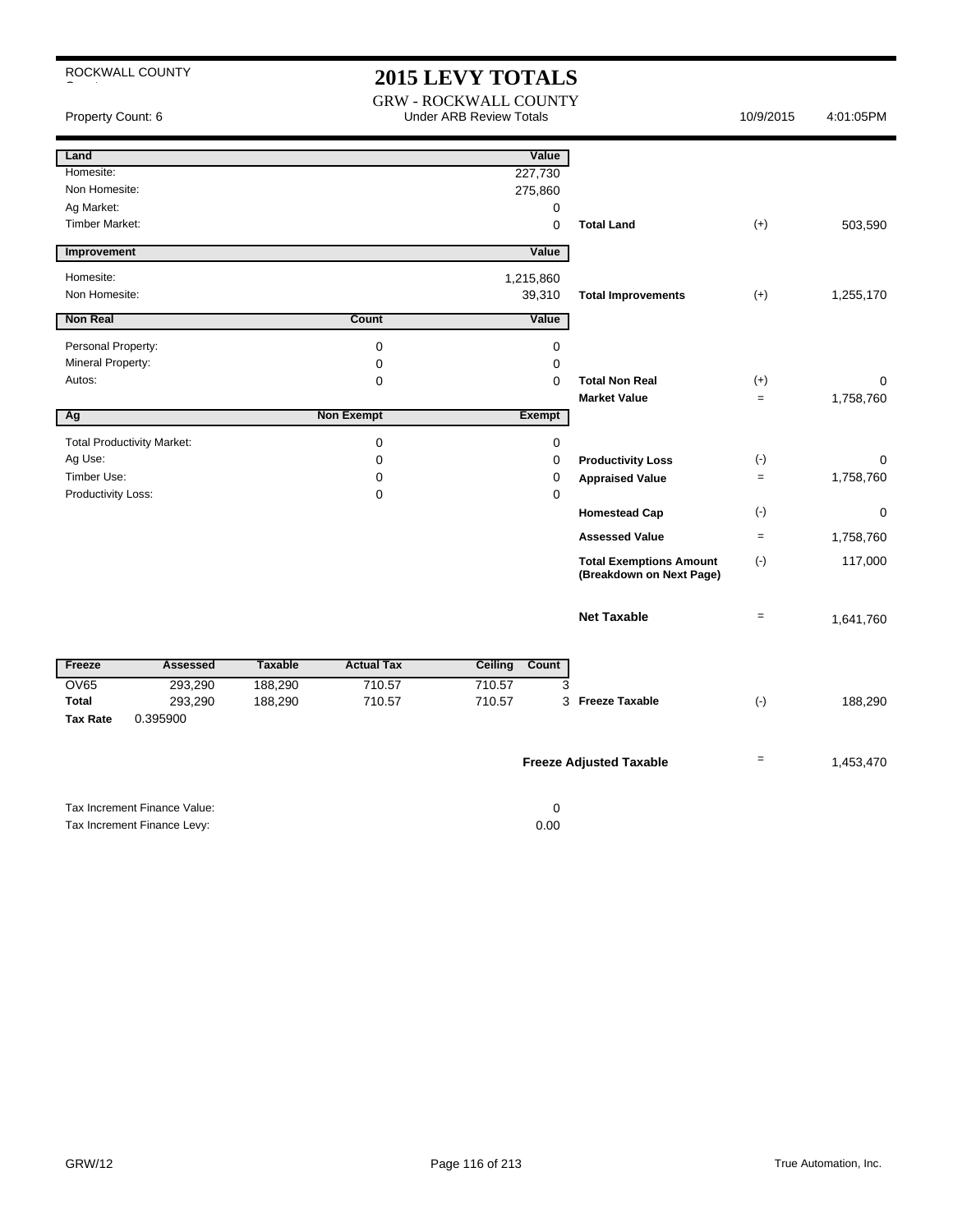ROCKWALL COUNTY

# 2015 LEVY TOTALS

GRW - ROCKWALL COUNTY
Under ARB Review Totals

Property Count: 6 | 10/9/2015 | 4:01:05PM

| Land | | Value | | | |
|---|---|---|---|---|---|
| Homesite: | | 227,730 | | | |
| Non Homesite: | | 275,860 | | | |
| Ag Market: | | 0 | | | |
| Timber Market: | | 0 | **Total Land** | (+) | 503,590 |

| Improvement | | Value | | | |
|---|---|---|---|---|---|
| Homesite: | | 1,215,860 | | | |
| Non Homesite: | | 39,310 | **Total Improvements** | (+) | 1,255,170 |

| Non Real | Count | Value | | | |
|---|---|---|---|---|---|
| Personal Property: | 0 | 0 | | | |
| Mineral Property: | 0 | 0 | | | |
| Autos: | 0 | 0 | **Total Non Real** | (+) | 0 |
| | | | **Market Value** | = | 1,758,760 |

| Ag | Non Exempt | Exempt | | | |
|---|---|---|---|---|---|
| Total Productivity Market: | 0 | 0 | | | |
| Ag Use: | 0 | 0 | **Productivity Loss** | (-) | 0 |
| Timber Use: | 0 | 0 | **Appraised Value** | = | 1,758,760 |
| Productivity Loss: | 0 | 0 | | | |
| | | | **Homestead Cap** | (-) | 0 |
| | | | **Assessed Value** | = | 1,758,760 |
| | | | **Total Exemptions Amount (Breakdown on Next Page)** | (-) | 117,000 |
| | | | **Net Taxable** | = | 1,641,760 |

| Freeze | Assessed | Taxable | Actual Tax | Ceiling | Count | | | |
|---|---|---|---|---|---|---|---|---|
| OV65 | 293,290 | 188,290 | 710.57 | 710.57 | 3 | | | |
| **Total** | 293,290 | 188,290 | 710.57 | 710.57 | 3 | **Freeze Taxable** | (-) | 188,290 |
| **Tax Rate** | 0.395900 | | | | | | | |

**Freeze Adjusted Taxable** = 1,453,470

Tax Increment Finance Value: 0

Tax Increment Finance Levy: 0.00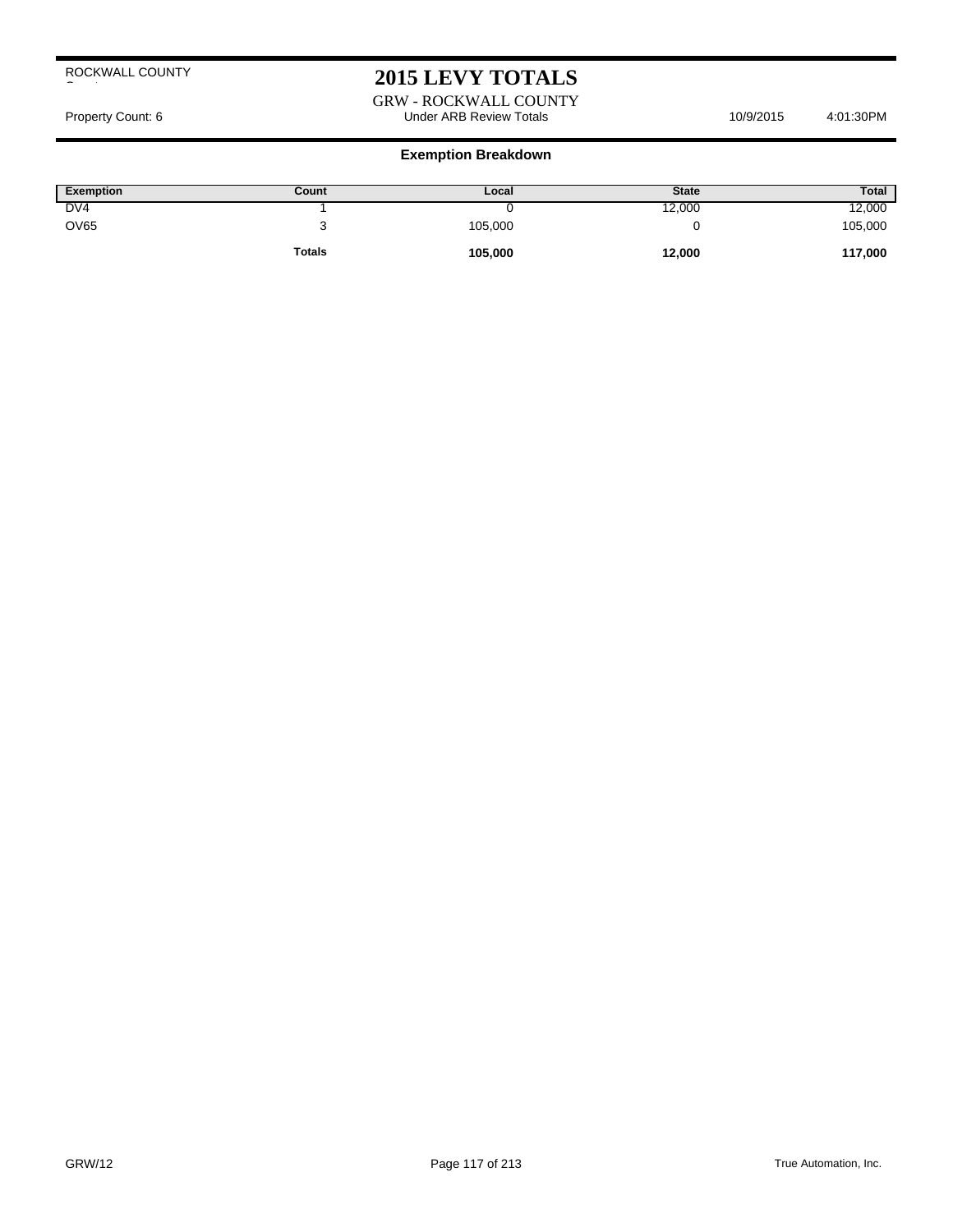ROCKWALL COUNTY

# 2015 LEVY TOTALS

GRW - ROCKWALL COUNTY

Property Count: 6 | Under ARB Review Totals | 10/9/2015 4:01:30PM

## Exemption Breakdown

| Exemption | Count | Local | State | Total |
|---|---|---|---|---|
| DV4 | 1 | 0 | 12,000 | 12,000 |
| OV65 | 3 | 105,000 | 0 | 105,000 |
| | **Totals** | **105,000** | **12,000** | **117,000** |

GRW/12

True Automation, Inc.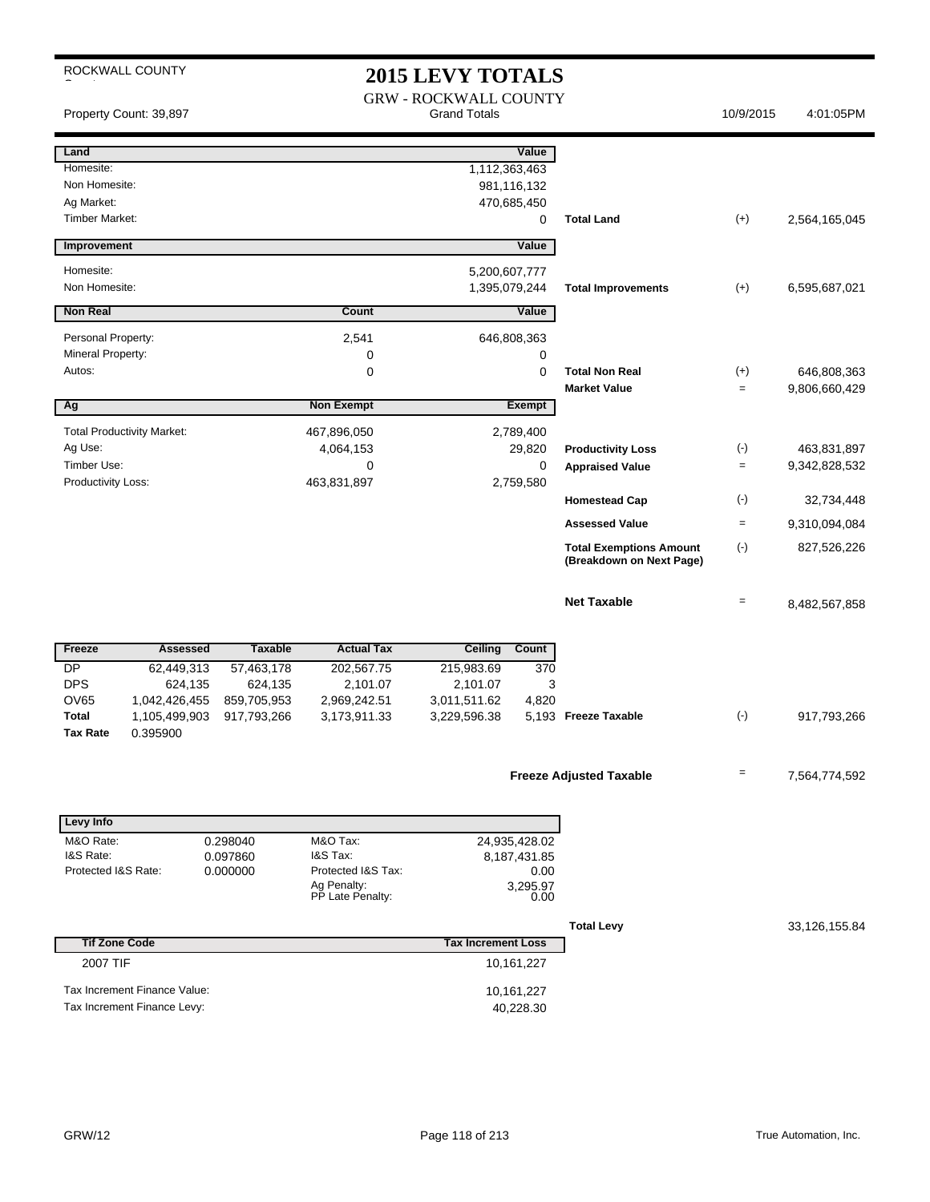ROCKWALL COUNTY

# 2015 LEVY TOTALS

GRW - ROCKWALL COUNTY

Property Count: 39,897 — Grand Totals — 10/9/2015 4:01:05PM

| Land | | Value | | | |
|---|---|---|---|---|---|
| Homesite: | | 1,112,363,463 | | | |
| Non Homesite: | | 981,116,132 | | | |
| Ag Market: | | 470,685,450 | | | |
| Timber Market: | | 0 | **Total Land** | (+) | 2,564,165,045 |

| Improvement | | Value | | | |
|---|---|---|---|---|---|
| Homesite: | | 5,200,607,777 | | | |
| Non Homesite: | | 1,395,079,244 | **Total Improvements** | (+) | 6,595,687,021 |

| Non Real | Count | Value | | | |
|---|---|---|---|---|---|
| Personal Property: | 2,541 | 646,808,363 | | | |
| Mineral Property: | 0 | 0 | | | |
| Autos: | 0 | 0 | **Total Non Real** | (+) | 646,808,363 |
| | | | **Market Value** | = | 9,806,660,429 |

| Ag | Non Exempt | Exempt | | | |
|---|---|---|---|---|---|
| Total Productivity Market: | 467,896,050 | 2,789,400 | | | |
| Ag Use: | 4,064,153 | 29,820 | **Productivity Loss** | (-) | 463,831,897 |
| Timber Use: | 0 | 0 | **Appraised Value** | = | 9,342,828,532 |
| Productivity Loss: | 463,831,897 | 2,759,580 | | | |
| | | | **Homestead Cap** | (-) | 32,734,448 |
| | | | **Assessed Value** | = | 9,310,094,084 |
| | | | **Total Exemptions Amount (Breakdown on Next Page)** | (-) | 827,526,226 |
| | | | **Net Taxable** | = | 8,482,567,858 |

| Freeze | Assessed | Taxable | Actual Tax | Ceiling | Count | | | |
|---|---|---|---|---|---|---|---|---|
| DP | 62,449,313 | 57,463,178 | 202,567.75 | 215,983.69 | 370 | | | |
| DPS | 624,135 | 624,135 | 2,101.07 | 2,101.07 | 3 | | | |
| OV65 | 1,042,426,455 | 859,705,953 | 2,969,242.51 | 3,011,511.62 | 4,820 | | | |
| **Total** | 1,105,499,903 | 917,793,266 | 3,173,911.33 | 3,229,596.38 | 5,193 | **Freeze Taxable** | (-) | 917,793,266 |
| **Tax Rate** | 0.395900 | | | | | | | |

**Freeze Adjusted Taxable** = 7,564,774,592

| Levy Info | | | |
|---|---|---|---|
| M&O Rate: | 0.298040 | M&O Tax: | 24,935,428.02 |
| I&S Rate: | 0.097860 | I&S Tax: | 8,187,431.85 |
| Protected I&S Rate: | 0.000000 | Protected I&S Tax: | 0.00 |
| | | Ag Penalty: | 3,295.97 |
| | | PP Late Penalty: | 0.00 |

**Total Levy** 33,126,155.84

| Tif Zone Code | Tax Increment Loss |
|---|---|
| 2007 TIF | 10,161,227 |
| Tax Increment Finance Value: | 10,161,227 |
| Tax Increment Finance Levy: | 40,228.30 |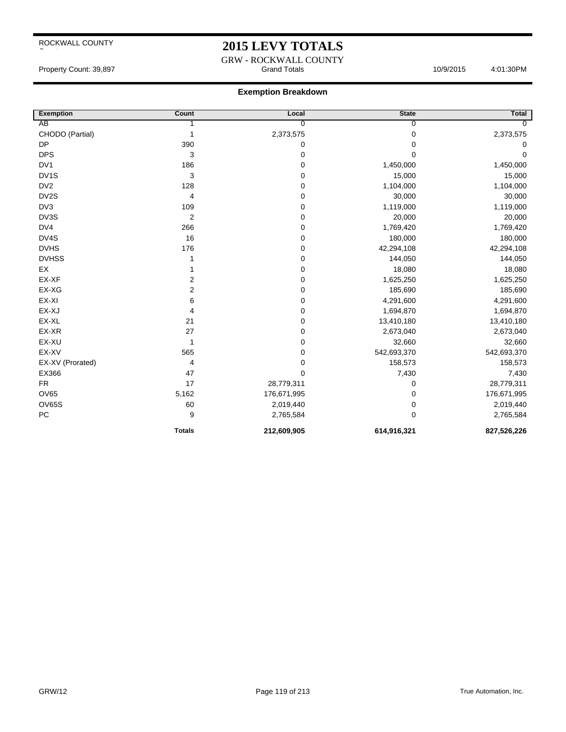ROCKWALL COUNTY

# 2015 LEVY TOTALS

GRW - ROCKWALL COUNTY

Property Count: 39,897 Grand Totals 10/9/2015 4:01:30PM

## Exemption Breakdown

| Exemption | Count | Local | State | Total |
|---|---|---|---|---|
| AB | 1 | 0 | 0 | 0 |
| CHODO (Partial) | 1 | 2,373,575 | 0 | 2,373,575 |
| DP | 390 | 0 | 0 | 0 |
| DPS | 3 | 0 | 0 | 0 |
| DV1 | 186 | 0 | 1,450,000 | 1,450,000 |
| DV1S | 3 | 0 | 15,000 | 15,000 |
| DV2 | 128 | 0 | 1,104,000 | 1,104,000 |
| DV2S | 4 | 0 | 30,000 | 30,000 |
| DV3 | 109 | 0 | 1,119,000 | 1,119,000 |
| DV3S | 2 | 0 | 20,000 | 20,000 |
| DV4 | 266 | 0 | 1,769,420 | 1,769,420 |
| DV4S | 16 | 0 | 180,000 | 180,000 |
| DVHS | 176 | 0 | 42,294,108 | 42,294,108 |
| DVHSS | 1 | 0 | 144,050 | 144,050 |
| EX | 1 | 0 | 18,080 | 18,080 |
| EX-XF | 2 | 0 | 1,625,250 | 1,625,250 |
| EX-XG | 2 | 0 | 185,690 | 185,690 |
| EX-XI | 6 | 0 | 4,291,600 | 4,291,600 |
| EX-XJ | 4 | 0 | 1,694,870 | 1,694,870 |
| EX-XL | 21 | 0 | 13,410,180 | 13,410,180 |
| EX-XR | 27 | 0 | 2,673,040 | 2,673,040 |
| EX-XU | 1 | 0 | 32,660 | 32,660 |
| EX-XV | 565 | 0 | 542,693,370 | 542,693,370 |
| EX-XV (Prorated) | 4 | 0 | 158,573 | 158,573 |
| EX366 | 47 | 0 | 7,430 | 7,430 |
| FR | 17 | 28,779,311 | 0 | 28,779,311 |
| OV65 | 5,162 | 176,671,995 | 0 | 176,671,995 |
| OV65S | 60 | 2,019,440 | 0 | 2,019,440 |
| PC | 9 | 2,765,584 | 0 | 2,765,584 |
| | **Totals** | **212,609,905** | **614,916,321** | **827,526,226** |

GRW/12 True Automation, Inc.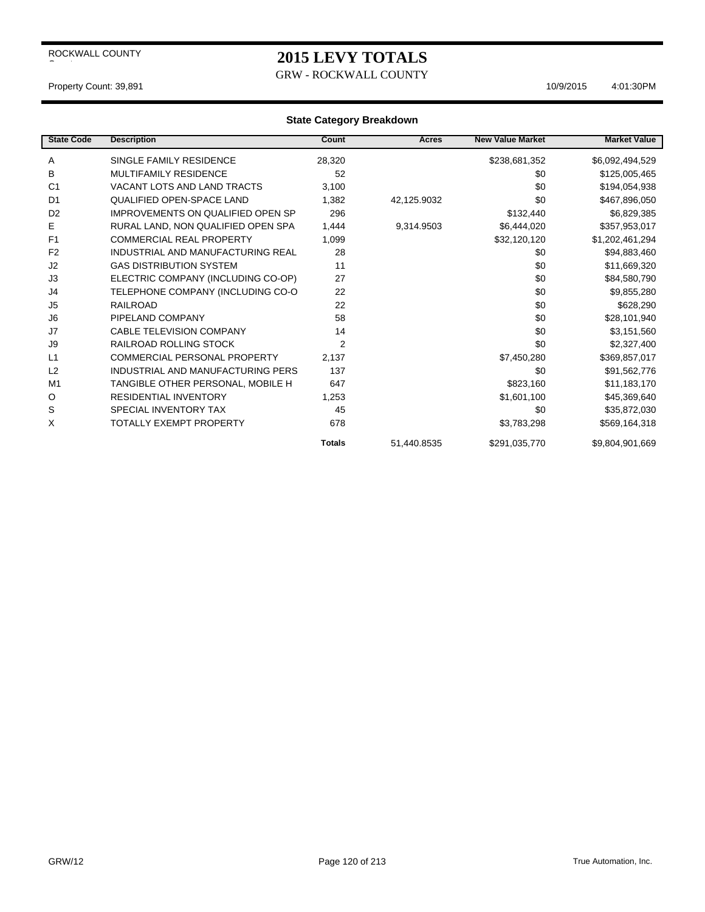ROCKWALL COUNTY

# 2015 LEVY TOTALS

GRW - ROCKWALL COUNTY

Property Count: 39,891 10/9/2015 4:01:30PM

## State Category Breakdown

| State Code | Description | Count | Acres | New Value Market | Market Value |
|---|---|---|---|---|---|
| A | SINGLE FAMILY RESIDENCE | 28,320 | | $238,681,352 | $6,092,494,529 |
| B | MULTIFAMILY RESIDENCE | 52 | | $0 | $125,005,465 |
| C1 | VACANT LOTS AND LAND TRACTS | 3,100 | | $0 | $194,054,938 |
| D1 | QUALIFIED OPEN-SPACE LAND | 1,382 | 42,125.9032 | $0 | $467,896,050 |
| D2 | IMPROVEMENTS ON QUALIFIED OPEN SP | 296 | | $132,440 | $6,829,385 |
| E | RURAL LAND, NON QUALIFIED OPEN SPA | 1,444 | 9,314.9503 | $6,444,020 | $357,953,017 |
| F1 | COMMERCIAL REAL PROPERTY | 1,099 | | $32,120,120 | $1,202,461,294 |
| F2 | INDUSTRIAL AND MANUFACTURING REAL | 28 | | $0 | $94,883,460 |
| J2 | GAS DISTRIBUTION SYSTEM | 11 | | $0 | $11,669,320 |
| J3 | ELECTRIC COMPANY (INCLUDING CO-OP) | 27 | | $0 | $84,580,790 |
| J4 | TELEPHONE COMPANY (INCLUDING CO-O | 22 | | $0 | $9,855,280 |
| J5 | RAILROAD | 22 | | $0 | $628,290 |
| J6 | PIPELAND COMPANY | 58 | | $0 | $28,101,940 |
| J7 | CABLE TELEVISION COMPANY | 14 | | $0 | $3,151,560 |
| J9 | RAILROAD ROLLING STOCK | 2 | | $0 | $2,327,400 |
| L1 | COMMERCIAL PERSONAL PROPERTY | 2,137 | | $7,450,280 | $369,857,017 |
| L2 | INDUSTRIAL AND MANUFACTURING PERS | 137 | | $0 | $91,562,776 |
| M1 | TANGIBLE OTHER PERSONAL, MOBILE H | 647 | | $823,160 | $11,183,170 |
| O | RESIDENTIAL INVENTORY | 1,253 | | $1,601,100 | $45,369,640 |
| S | SPECIAL INVENTORY TAX | 45 | | $0 | $35,872,030 |
| X | TOTALLY EXEMPT PROPERTY | 678 | | $3,783,298 | $569,164,318 |
| | | **Totals** | 51,440.8535 | $291,035,770 | $9,804,901,669 |

GRW/12

True Automation, Inc.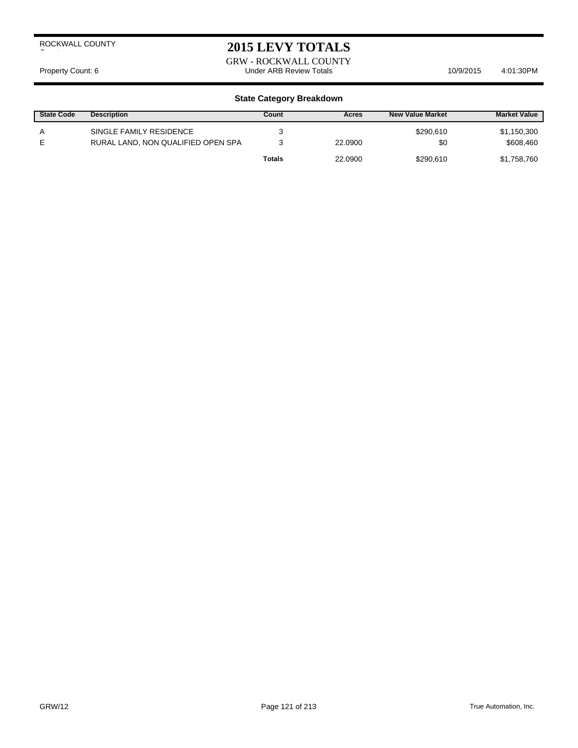ROCKWALL COUNTY

# 2015 LEVY TOTALS

GRW - ROCKWALL COUNTY

Property Count: 6 | Under ARB Review Totals | 10/9/2015 4:01:30PM

### State Category Breakdown

| State Code | Description | Count | Acres | New Value Market | Market Value |
|---|---|---|---|---|---|
| A | SINGLE FAMILY RESIDENCE | 3 | | $290,610 | $1,150,300 |
| E | RURAL LAND, NON QUALIFIED OPEN SPA | 3 | 22.0900 | $0 | $608,460 |
| | | **Totals** | 22.0900 | $290,610 | $1,758,760 |

GRW/12 | True Automation, Inc.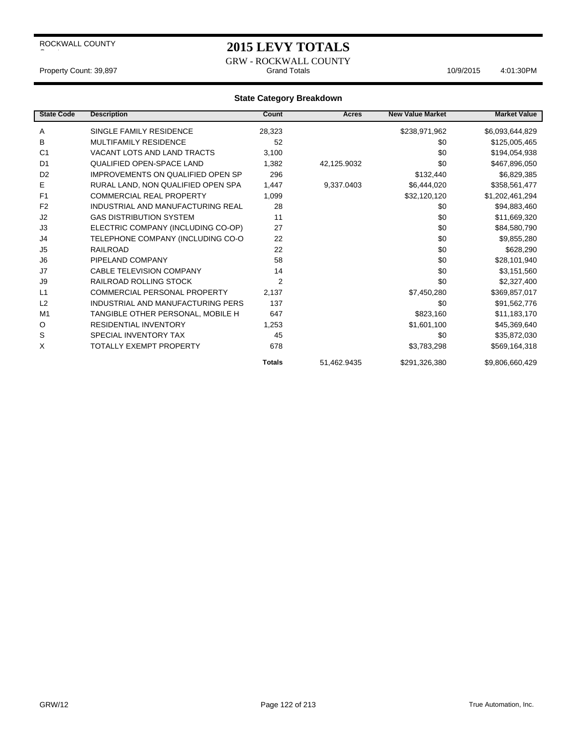ROCKWALL COUNTY

# 2015 LEVY TOTALS

GRW - ROCKWALL COUNTY

Property Count: 39,897 | Grand Totals | 10/9/2015 4:01:30PM

## State Category Breakdown

| State Code | Description | Count | Acres | New Value Market | Market Value |
|---|---|---|---|---|---|
| A | SINGLE FAMILY RESIDENCE | 28,323 | | $238,971,962 | $6,093,644,829 |
| B | MULTIFAMILY RESIDENCE | 52 | | $0 | $125,005,465 |
| C1 | VACANT LOTS AND LAND TRACTS | 3,100 | | $0 | $194,054,938 |
| D1 | QUALIFIED OPEN-SPACE LAND | 1,382 | 42,125.9032 | $0 | $467,896,050 |
| D2 | IMPROVEMENTS ON QUALIFIED OPEN SP | 296 | | $132,440 | $6,829,385 |
| E | RURAL LAND, NON QUALIFIED OPEN SPA | 1,447 | 9,337.0403 | $6,444,020 | $358,561,477 |
| F1 | COMMERCIAL REAL PROPERTY | 1,099 | | $32,120,120 | $1,202,461,294 |
| F2 | INDUSTRIAL AND MANUFACTURING REAL | 28 | | $0 | $94,883,460 |
| J2 | GAS DISTRIBUTION SYSTEM | 11 | | $0 | $11,669,320 |
| J3 | ELECTRIC COMPANY (INCLUDING CO-OP) | 27 | | $0 | $84,580,790 |
| J4 | TELEPHONE COMPANY (INCLUDING CO-O | 22 | | $0 | $9,855,280 |
| J5 | RAILROAD | 22 | | $0 | $628,290 |
| J6 | PIPELAND COMPANY | 58 | | $0 | $28,101,940 |
| J7 | CABLE TELEVISION COMPANY | 14 | | $0 | $3,151,560 |
| J9 | RAILROAD ROLLING STOCK | 2 | | $0 | $2,327,400 |
| L1 | COMMERCIAL PERSONAL PROPERTY | 2,137 | | $7,450,280 | $369,857,017 |
| L2 | INDUSTRIAL AND MANUFACTURING PERS | 137 | | $0 | $91,562,776 |
| M1 | TANGIBLE OTHER PERSONAL, MOBILE H | 647 | | $823,160 | $11,183,170 |
| O | RESIDENTIAL INVENTORY | 1,253 | | $1,601,100 | $45,369,640 |
| S | SPECIAL INVENTORY TAX | 45 | | $0 | $35,872,030 |
| X | TOTALLY EXEMPT PROPERTY | 678 | | $3,783,298 | $569,164,318 |
| | | **Totals** | 51,462.9435 | $291,326,380 | $9,806,660,429 |

GRW/12 | True Automation, Inc.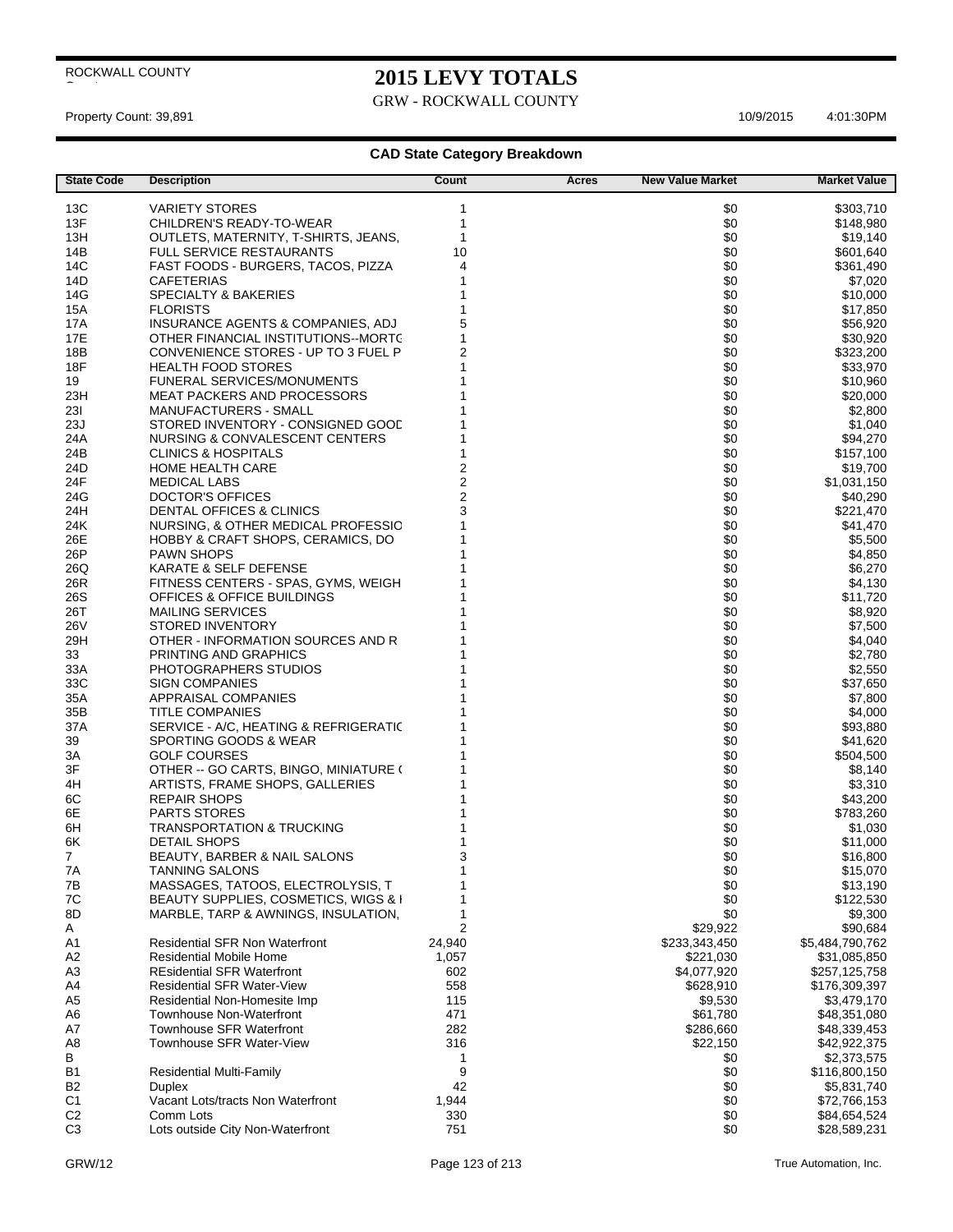ROCKWALL COUNTY

# 2015 LEVY TOTALS

GRW - ROCKWALL COUNTY

Property Count: 39,891 10/9/2015 4:01:30PM

## CAD State Category Breakdown

| State Code | Description | Count | Acres | New Value Market | Market Value |
|---|---|---|---|---|---|
| 13C | VARIETY STORES | 1 | | $0 | $303,710 |
| 13F | CHILDREN'S READY-TO-WEAR | 1 | | $0 | $148,980 |
| 13H | OUTLETS, MATERNITY, T-SHIRTS, JEANS, | 1 | | $0 | $19,140 |
| 14B | FULL SERVICE RESTAURANTS | 10 | | $0 | $601,640 |
| 14C | FAST FOODS - BURGERS, TACOS, PIZZA | 4 | | $0 | $361,490 |
| 14D | CAFETERIAS | 1 | | $0 | $7,020 |
| 14G | SPECIALTY & BAKERIES | 1 | | $0 | $10,000 |
| 15A | FLORISTS | 1 | | $0 | $17,850 |
| 17A | INSURANCE AGENTS & COMPANIES, ADJ | 5 | | $0 | $56,920 |
| 17E | OTHER FINANCIAL INSTITUTIONS--MORTG | 1 | | $0 | $30,920 |
| 18B | CONVENIENCE STORES - UP TO 3 FUEL P | 2 | | $0 | $323,200 |
| 18F | HEALTH FOOD STORES | 1 | | $0 | $33,970 |
| 19 | FUNERAL SERVICES/MONUMENTS | 1 | | $0 | $10,960 |
| 23H | MEAT PACKERS AND PROCESSORS | 1 | | $0 | $20,000 |
| 23I | MANUFACTURERS - SMALL | 1 | | $0 | $2,800 |
| 23J | STORED INVENTORY - CONSIGNED GOOD | 1 | | $0 | $1,040 |
| 24A | NURSING & CONVALESCENT CENTERS | 1 | | $0 | $94,270 |
| 24B | CLINICS & HOSPITALS | 1 | | $0 | $157,100 |
| 24D | HOME HEALTH CARE | 2 | | $0 | $19,700 |
| 24F | MEDICAL LABS | 2 | | $0 | $1,031,150 |
| 24G | DOCTOR'S OFFICES | 2 | | $0 | $40,290 |
| 24H | DENTAL OFFICES & CLINICS | 3 | | $0 | $221,470 |
| 24K | NURSING, & OTHER MEDICAL PROFESSIO | 1 | | $0 | $41,470 |
| 26E | HOBBY & CRAFT SHOPS, CERAMICS, DO | 1 | | $0 | $5,500 |
| 26P | PAWN SHOPS | 1 | | $0 | $4,850 |
| 26Q | KARATE & SELF DEFENSE | 1 | | $0 | $6,270 |
| 26R | FITNESS CENTERS - SPAS, GYMS, WEIGH | 1 | | $0 | $4,130 |
| 26S | OFFICES & OFFICE BUILDINGS | 1 | | $0 | $11,720 |
| 26T | MAILING SERVICES | 1 | | $0 | $8,920 |
| 26V | STORED INVENTORY | 1 | | $0 | $7,500 |
| 29H | OTHER - INFORMATION SOURCES AND R | 1 | | $0 | $4,040 |
| 33 | PRINTING AND GRAPHICS | 1 | | $0 | $2,780 |
| 33A | PHOTOGRAPHERS STUDIOS | 1 | | $0 | $2,550 |
| 33C | SIGN COMPANIES | 1 | | $0 | $37,650 |
| 35A | APPRAISAL COMPANIES | 1 | | $0 | $7,800 |
| 35B | TITLE COMPANIES | 1 | | $0 | $4,000 |
| 37A | SERVICE - A/C, HEATING & REFRIGERATIC | 1 | | $0 | $93,880 |
| 39 | SPORTING GOODS & WEAR | 1 | | $0 | $41,620 |
| 3A | GOLF COURSES | 1 | | $0 | $504,500 |
| 3F | OTHER -- GO CARTS, BINGO, MINIATURE ( | 1 | | $0 | $8,140 |
| 4H | ARTISTS, FRAME SHOPS, GALLERIES | 1 | | $0 | $3,310 |
| 6C | REPAIR SHOPS | 1 | | $0 | $43,200 |
| 6E | PARTS STORES | 1 | | $0 | $783,260 |
| 6H | TRANSPORTATION & TRUCKING | 1 | | $0 | $1,030 |
| 6K | DETAIL SHOPS | 1 | | $0 | $11,000 |
| 7 | BEAUTY, BARBER & NAIL SALONS | 3 | | $0 | $16,800 |
| 7A | TANNING SALONS | 1 | | $0 | $15,070 |
| 7B | MASSAGES, TATOOS, ELECTROLYSIS, T | 1 | | $0 | $13,190 |
| 7C | BEAUTY SUPPLIES, COSMETICS, WIGS & I | 1 | | $0 | $122,530 |
| 8D | MARBLE, TARP & AWNINGS, INSULATION, | 1 | | $0 | $9,300 |
| A | | 2 | | $29,922 | $90,684 |
| A1 | Residential SFR Non Waterfront | 24,940 | | $233,343,450 | $5,484,790,762 |
| A2 | Residential Mobile Home | 1,057 | | $221,030 | $31,085,850 |
| A3 | REsidential SFR Waterfront | 602 | | $4,077,920 | $257,125,758 |
| A4 | Residential SFR Water-View | 558 | | $628,910 | $176,309,397 |
| A5 | Residential Non-Homesite Imp | 115 | | $9,530 | $3,479,170 |
| A6 | Townhouse Non-Waterfront | 471 | | $61,780 | $48,351,080 |
| A7 | Townhouse SFR Waterfront | 282 | | $286,660 | $48,339,453 |
| A8 | Townhouse SFR Water-View | 316 | | $22,150 | $42,922,375 |
| B | | 1 | | $0 | $2,373,575 |
| B1 | Residential Multi-Family | 9 | | $0 | $116,800,150 |
| B2 | Duplex | 42 | | $0 | $5,831,740 |
| C1 | Vacant Lots/tracts Non Waterfront | 1,944 | | $0 | $72,766,153 |
| C2 | Comm Lots | 330 | | $0 | $84,654,524 |
| C3 | Lots outside City Non-Waterfront | 751 | | $0 | $28,589,231 |

GRW/12 True Automation, Inc.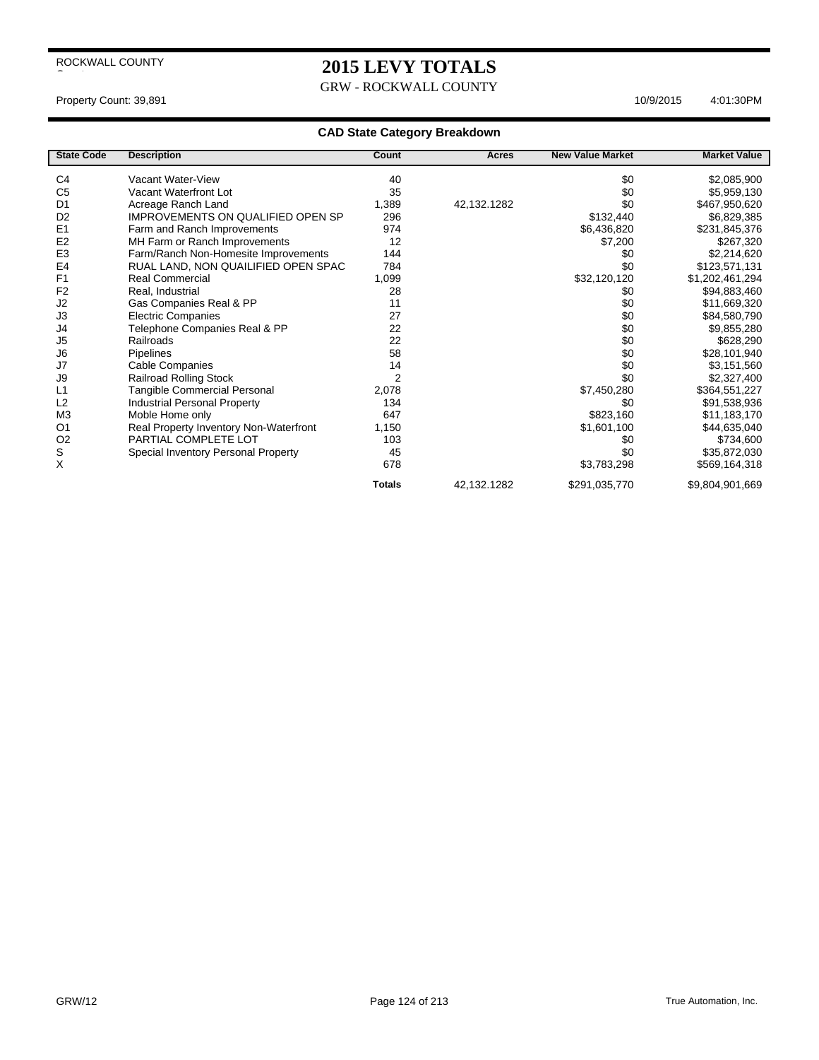ROCKWALL COUNTY

# 2015 LEVY TOTALS

GRW - ROCKWALL COUNTY

Property Count: 39,891 10/9/2015 4:01:30PM

## CAD State Category Breakdown

| State Code | Description | Count | Acres | New Value Market | Market Value |
|---|---|---|---|---|---|
| C4 | Vacant Water-View | 40 | | $0 | $2,085,900 |
| C5 | Vacant Waterfront Lot | 35 | | $0 | $5,959,130 |
| D1 | Acreage Ranch Land | 1,389 | 42,132.1282 | $0 | $467,950,620 |
| D2 | IMPROVEMENTS ON QUALIFIED OPEN SP | 296 | | $132,440 | $6,829,385 |
| E1 | Farm and Ranch Improvements | 974 | | $6,436,820 | $231,845,376 |
| E2 | MH Farm or Ranch Improvements | 12 | | $7,200 | $267,320 |
| E3 | Farm/Ranch Non-Homesite Improvements | 144 | | $0 | $2,214,620 |
| E4 | RUAL LAND, NON QUAIILIFIED OPEN SPAC | 784 | | $0 | $123,571,131 |
| F1 | Real Commercial | 1,099 | | $32,120,120 | $1,202,461,294 |
| F2 | Real, Industrial | 28 | | $0 | $94,883,460 |
| J2 | Gas Companies Real & PP | 11 | | $0 | $11,669,320 |
| J3 | Electric Companies | 27 | | $0 | $84,580,790 |
| J4 | Telephone Companies Real & PP | 22 | | $0 | $9,855,280 |
| J5 | Railroads | 22 | | $0 | $628,290 |
| J6 | Pipelines | 58 | | $0 | $28,101,940 |
| J7 | Cable Companies | 14 | | $0 | $3,151,560 |
| J9 | Railroad Rolling Stock | 2 | | $0 | $2,327,400 |
| L1 | Tangible Commercial Personal | 2,078 | | $7,450,280 | $364,551,227 |
| L2 | Industrial Personal Property | 134 | | $0 | $91,538,936 |
| M3 | Moble Home only | 647 | | $823,160 | $11,183,170 |
| O1 | Real Property Inventory Non-Waterfront | 1,150 | | $1,601,100 | $44,635,040 |
| O2 | PARTIAL COMPLETE LOT | 103 | | $0 | $734,600 |
| S | Special Inventory Personal Property | 45 | | $0 | $35,872,030 |
| X | | 678 | | $3,783,298 | $569,164,318 |
| | | **Totals** | 42,132.1282 | $291,035,770 | $9,804,901,669 |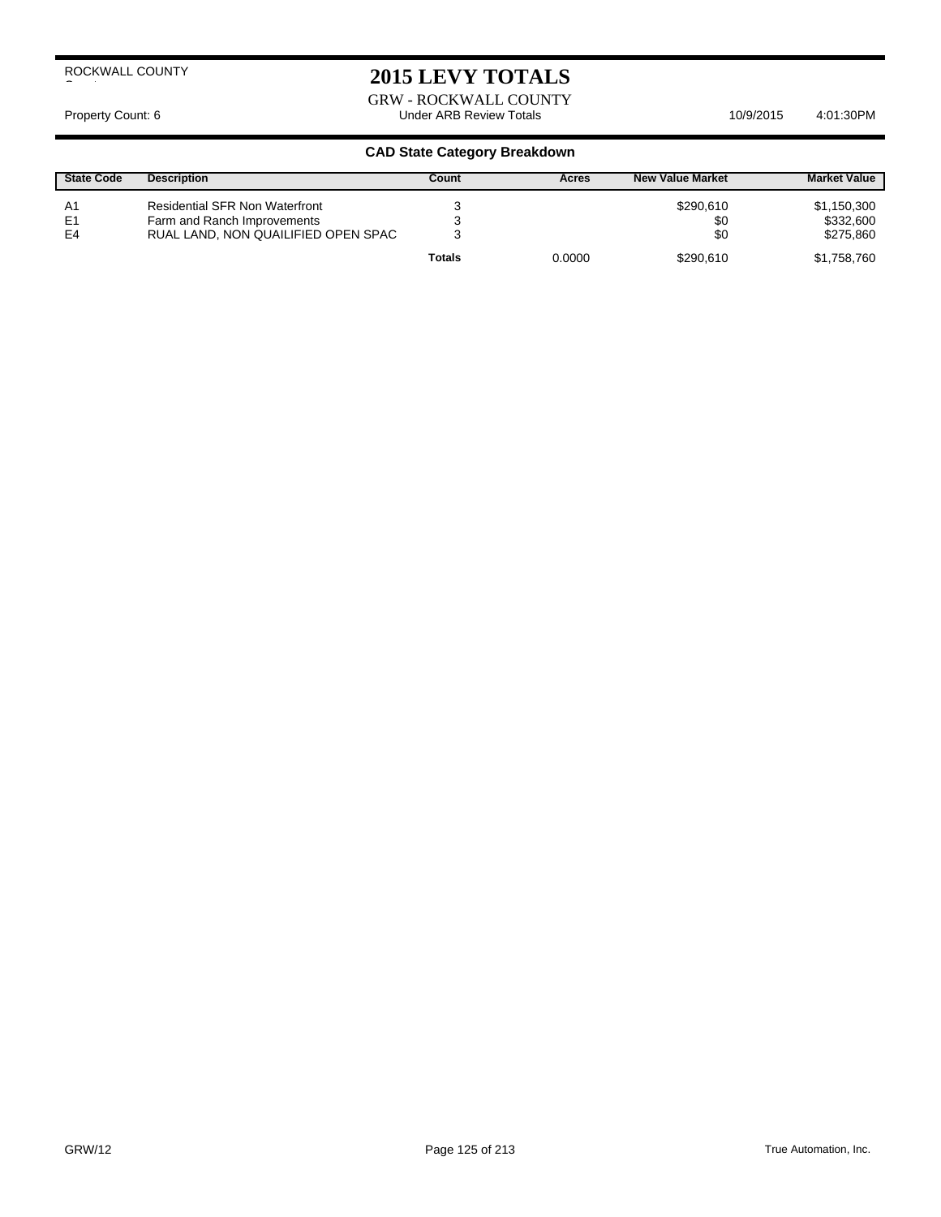ROCKWALL COUNTY

# 2015 LEVY TOTALS

GRW - ROCKWALL COUNTY

Property Count: 6 | Under ARB Review Totals | 10/9/2015 4:01:30PM

## CAD State Category Breakdown

| State Code | Description | Count | Acres | New Value Market | Market Value |
|---|---|---|---|---|---|
| A1 | Residential SFR Non Waterfront | 3 | | $290,610 | $1,150,300 |
| E1 | Farm and Ranch Improvements | 3 | | $0 | $332,600 |
| E4 | RUAL LAND, NON QUAILIFIED OPEN SPAC | 3 | | $0 | $275,860 |
| | | **Totals** | 0.0000 | $290,610 | $1,758,760 |

GRW/12 | True Automation, Inc.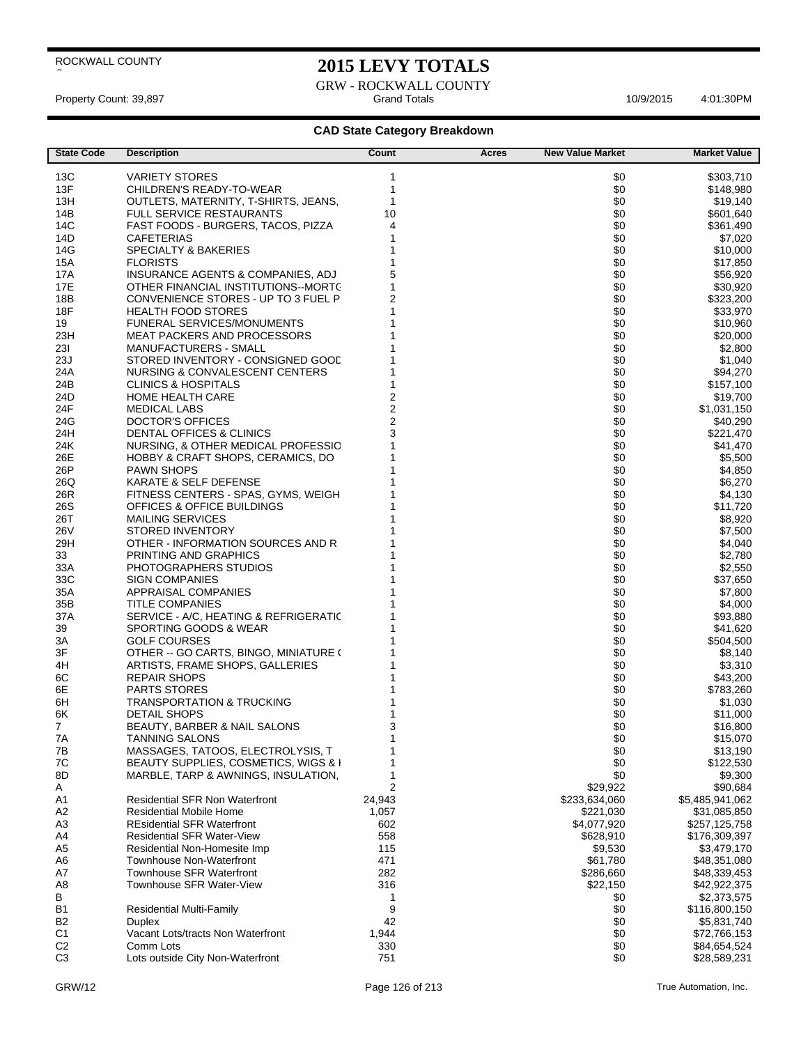ROCKWALL COUNTY

# 2015 LEVY TOTALS

GRW - ROCKWALL COUNTY

Property Count: 39,897 — Grand Totals — 10/9/2015 4:01:30PM

## CAD State Category Breakdown

| State Code | Description | Count | Acres | New Value Market | Market Value |
|---|---|---|---|---|---|
| 13C | VARIETY STORES | 1 | | $0 | $303,710 |
| 13F | CHILDREN'S READY-TO-WEAR | 1 | | $0 | $148,980 |
| 13H | OUTLETS, MATERNITY, T-SHIRTS, JEANS, | 1 | | $0 | $19,140 |
| 14B | FULL SERVICE RESTAURANTS | 10 | | $0 | $601,640 |
| 14C | FAST FOODS - BURGERS, TACOS, PIZZA | 4 | | $0 | $361,490 |
| 14D | CAFETERIAS | 1 | | $0 | $7,020 |
| 14G | SPECIALTY & BAKERIES | 1 | | $0 | $10,000 |
| 15A | FLORISTS | 1 | | $0 | $17,850 |
| 17A | INSURANCE AGENTS & COMPANIES, ADJ | 5 | | $0 | $56,920 |
| 17E | OTHER FINANCIAL INSTITUTIONS--MORTG | 1 | | $0 | $30,920 |
| 18B | CONVENIENCE STORES - UP TO 3 FUEL P | 2 | | $0 | $323,200 |
| 18F | HEALTH FOOD STORES | 1 | | $0 | $33,970 |
| 19 | FUNERAL SERVICES/MONUMENTS | 1 | | $0 | $10,960 |
| 23H | MEAT PACKERS AND PROCESSORS | 1 | | $0 | $20,000 |
| 23I | MANUFACTURERS - SMALL | 1 | | $0 | $2,800 |
| 23J | STORED INVENTORY - CONSIGNED GOOD | 1 | | $0 | $1,040 |
| 24A | NURSING & CONVALESCENT CENTERS | 1 | | $0 | $94,270 |
| 24B | CLINICS & HOSPITALS | 1 | | $0 | $157,100 |
| 24D | HOME HEALTH CARE | 2 | | $0 | $19,700 |
| 24F | MEDICAL LABS | 2 | | $0 | $1,031,150 |
| 24G | DOCTOR'S OFFICES | 2 | | $0 | $40,290 |
| 24H | DENTAL OFFICES & CLINICS | 3 | | $0 | $221,470 |
| 24K | NURSING, & OTHER MEDICAL PROFESSIO | 1 | | $0 | $41,470 |
| 26E | HOBBY & CRAFT SHOPS, CERAMICS, DO | 1 | | $0 | $5,500 |
| 26P | PAWN SHOPS | 1 | | $0 | $4,850 |
| 26Q | KARATE & SELF DEFENSE | 1 | | $0 | $6,270 |
| 26R | FITNESS CENTERS - SPAS, GYMS, WEIGH | 1 | | $0 | $4,130 |
| 26S | OFFICES & OFFICE BUILDINGS | 1 | | $0 | $11,720 |
| 26T | MAILING SERVICES | 1 | | $0 | $8,920 |
| 26V | STORED INVENTORY | 1 | | $0 | $7,500 |
| 29H | OTHER - INFORMATION SOURCES AND R | 1 | | $0 | $4,040 |
| 33 | PRINTING AND GRAPHICS | 1 | | $0 | $2,780 |
| 33A | PHOTOGRAPHERS STUDIOS | 1 | | $0 | $2,550 |
| 33C | SIGN COMPANIES | 1 | | $0 | $37,650 |
| 35A | APPRAISAL COMPANIES | 1 | | $0 | $7,800 |
| 35B | TITLE COMPANIES | 1 | | $0 | $4,000 |
| 37A | SERVICE - A/C, HEATING & REFRIGERATIC | 1 | | $0 | $93,880 |
| 39 | SPORTING GOODS & WEAR | 1 | | $0 | $41,620 |
| 3A | GOLF COURSES | 1 | | $0 | $504,500 |
| 3F | OTHER -- GO CARTS, BINGO, MINIATURE ( | 1 | | $0 | $8,140 |
| 4H | ARTISTS, FRAME SHOPS, GALLERIES | 1 | | $0 | $3,310 |
| 6C | REPAIR SHOPS | 1 | | $0 | $43,200 |
| 6E | PARTS STORES | 1 | | $0 | $783,260 |
| 6H | TRANSPORTATION & TRUCKING | 1 | | $0 | $1,030 |
| 6K | DETAIL SHOPS | 1 | | $0 | $11,000 |
| 7 | BEAUTY, BARBER & NAIL SALONS | 3 | | $0 | $16,800 |
| 7A | TANNING SALONS | 1 | | $0 | $15,070 |
| 7B | MASSAGES, TATOOS, ELECTROLYSIS, T | 1 | | $0 | $13,190 |
| 7C | BEAUTY SUPPLIES, COSMETICS, WIGS & I | 1 | | $0 | $122,530 |
| 8D | MARBLE, TARP & AWNINGS, INSULATION, | 1 | | $0 | $9,300 |
| A | | 2 | | $29,922 | $90,684 |
| A1 | Residential SFR Non Waterfront | 24,943 | | $233,634,060 | $5,485,941,062 |
| A2 | Residential Mobile Home | 1,057 | | $221,030 | $31,085,850 |
| A3 | REsidential SFR Waterfront | 602 | | $4,077,920 | $257,125,758 |
| A4 | Residential SFR Water-View | 558 | | $628,910 | $176,309,397 |
| A5 | Residential Non-Homesite Imp | 115 | | $9,530 | $3,479,170 |
| A6 | Townhouse Non-Waterfront | 471 | | $61,780 | $48,351,080 |
| A7 | Townhouse SFR Waterfront | 282 | | $286,660 | $48,339,453 |
| A8 | Townhouse SFR Water-View | 316 | | $22,150 | $42,922,375 |
| B | | 1 | | $0 | $2,373,575 |
| B1 | Residential Multi-Family | 9 | | $0 | $116,800,150 |
| B2 | Duplex | 42 | | $0 | $5,831,740 |
| C1 | Vacant Lots/tracts Non Waterfront | 1,944 | | $0 | $72,766,153 |
| C2 | Comm Lots | 330 | | $0 | $84,654,524 |
| C3 | Lots outside City Non-Waterfront | 751 | | $0 | $28,589,231 |

GRW/12 — True Automation, Inc.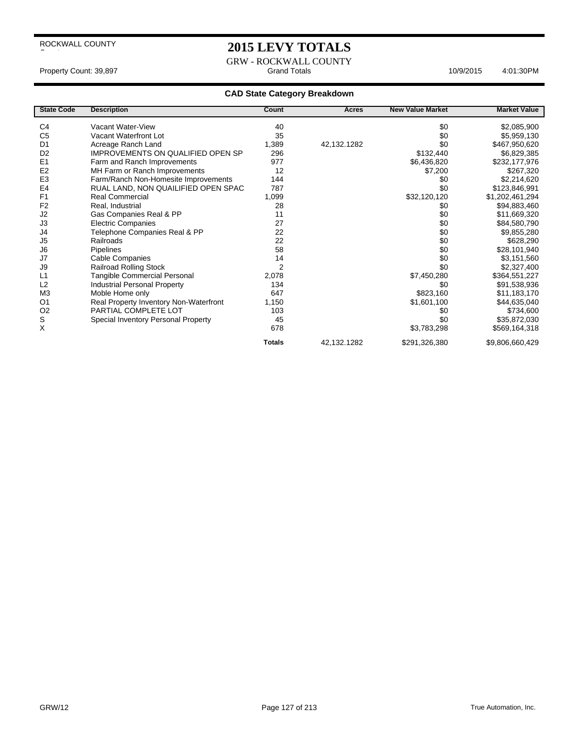ROCKWALL COUNTY

# 2015 LEVY TOTALS

GRW - ROCKWALL COUNTY

Property Count: 39,897 Grand Totals 10/9/2015 4:01:30PM

## CAD State Category Breakdown

| State Code | Description | Count | Acres | New Value Market | Market Value |
|---|---|---|---|---|---|
| C4 | Vacant Water-View | 40 | | $0 | $2,085,900 |
| C5 | Vacant Waterfront Lot | 35 | | $0 | $5,959,130 |
| D1 | Acreage Ranch Land | 1,389 | 42,132.1282 | $0 | $467,950,620 |
| D2 | IMPROVEMENTS ON QUALIFIED OPEN SP | 296 | | $132,440 | $6,829,385 |
| E1 | Farm and Ranch Improvements | 977 | | $6,436,820 | $232,177,976 |
| E2 | MH Farm or Ranch Improvements | 12 | | $7,200 | $267,320 |
| E3 | Farm/Ranch Non-Homesite Improvements | 144 | | $0 | $2,214,620 |
| E4 | RUAL LAND, NON QUAIILFIED OPEN SPAC | 787 | | $0 | $123,846,991 |
| F1 | Real Commercial | 1,099 | | $32,120,120 | $1,202,461,294 |
| F2 | Real, Industrial | 28 | | $0 | $94,883,460 |
| J2 | Gas Companies Real & PP | 11 | | $0 | $11,669,320 |
| J3 | Electric Companies | 27 | | $0 | $84,580,790 |
| J4 | Telephone Companies Real & PP | 22 | | $0 | $9,855,280 |
| J5 | Railroads | 22 | | $0 | $628,290 |
| J6 | Pipelines | 58 | | $0 | $28,101,940 |
| J7 | Cable Companies | 14 | | $0 | $3,151,560 |
| J9 | Railroad Rolling Stock | 2 | | $0 | $2,327,400 |
| L1 | Tangible Commercial Personal | 2,078 | | $7,450,280 | $364,551,227 |
| L2 | Industrial Personal Property | 134 | | $0 | $91,538,936 |
| M3 | Moble Home only | 647 | | $823,160 | $11,183,170 |
| O1 | Real Property Inventory Non-Waterfront | 1,150 | | $1,601,100 | $44,635,040 |
| O2 | PARTIAL COMPLETE LOT | 103 | | $0 | $734,600 |
| S | Special Inventory Personal Property | 45 | | $0 | $35,872,030 |
| X | | 678 | | $3,783,298 | $569,164,318 |
| | | **Totals** | 42,132.1282 | $291,326,380 | $9,806,660,429 |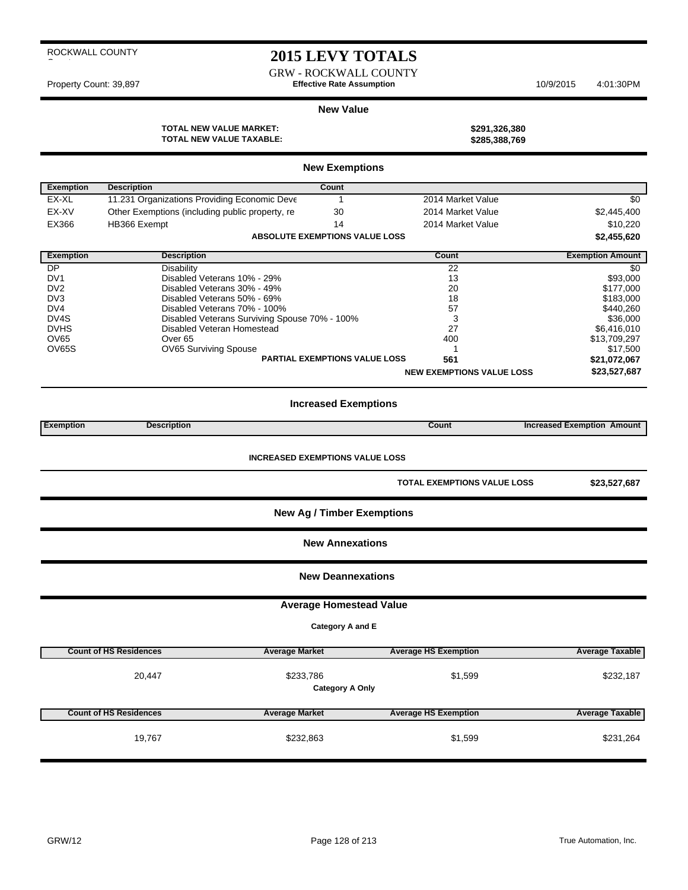ROCKWALL COUNTY

# 2015 LEVY TOTALS

GRW - ROCKWALL COUNTY

Property Count: 39,897 **Effective Rate Assumption** 10/9/2015 4:01:30PM

## New Value

| | |
|---|---|
| **TOTAL NEW VALUE MARKET:** | **$291,326,380** |
| **TOTAL NEW VALUE TAXABLE:** | **$285,388,769** |

## New Exemptions

| Exemption | Description | Count | | |
|---|---|---|---|---|
| EX-XL | 11.231 Organizations Providing Economic Deve | 1 | 2014 Market Value | $0 |
| EX-XV | Other Exemptions (including public property, re | 30 | 2014 Market Value | $2,445,400 |
| EX366 | HB366 Exempt | 14 | 2014 Market Value | $10,220 |
| | **ABSOLUTE EXEMPTIONS VALUE LOSS** | | | **$2,455,620** |

| Exemption | Description | Count | Exemption Amount |
|---|---|---|---|
| DP | Disability | 22 | $0 |
| DV1 | Disabled Veterans 10% - 29% | 13 | $93,000 |
| DV2 | Disabled Veterans 30% - 49% | 20 | $177,000 |
| DV3 | Disabled Veterans 50% - 69% | 18 | $183,000 |
| DV4 | Disabled Veterans 70% - 100% | 57 | $440,260 |
| DV4S | Disabled Veterans Surviving Spouse 70% - 100% | 3 | $36,000 |
| DVHS | Disabled Veteran Homestead | 27 | $6,416,010 |
| OV65 | Over 65 | 400 | $13,709,297 |
| OV65S | OV65 Surviving Spouse | 1 | $17,500 |
| | **PARTIAL EXEMPTIONS VALUE LOSS** | **561** | **$21,072,067** |
| | | **NEW EXEMPTIONS VALUE LOSS** | **$23,527,687** |

## Increased Exemptions

| Exemption | Description | Count | Increased Exemption Amount |
|---|---|---|---|

**INCREASED EXEMPTIONS VALUE LOSS**

**TOTAL EXEMPTIONS VALUE LOSS** **$23,527,687**

## New Ag / Timber Exemptions

## New Annexations

## New Deannexations

## Average Homestead Value

**Category A and E**

| Count of HS Residences | Average Market | Average HS Exemption | Average Taxable |
|---|---|---|---|
| 20,447 | $233,786 | $1,599 | $232,187 |

**Category A Only**

| Count of HS Residences | Average Market | Average HS Exemption | Average Taxable |
|---|---|---|---|
| 19,767 | $232,863 | $1,599 | $231,264 |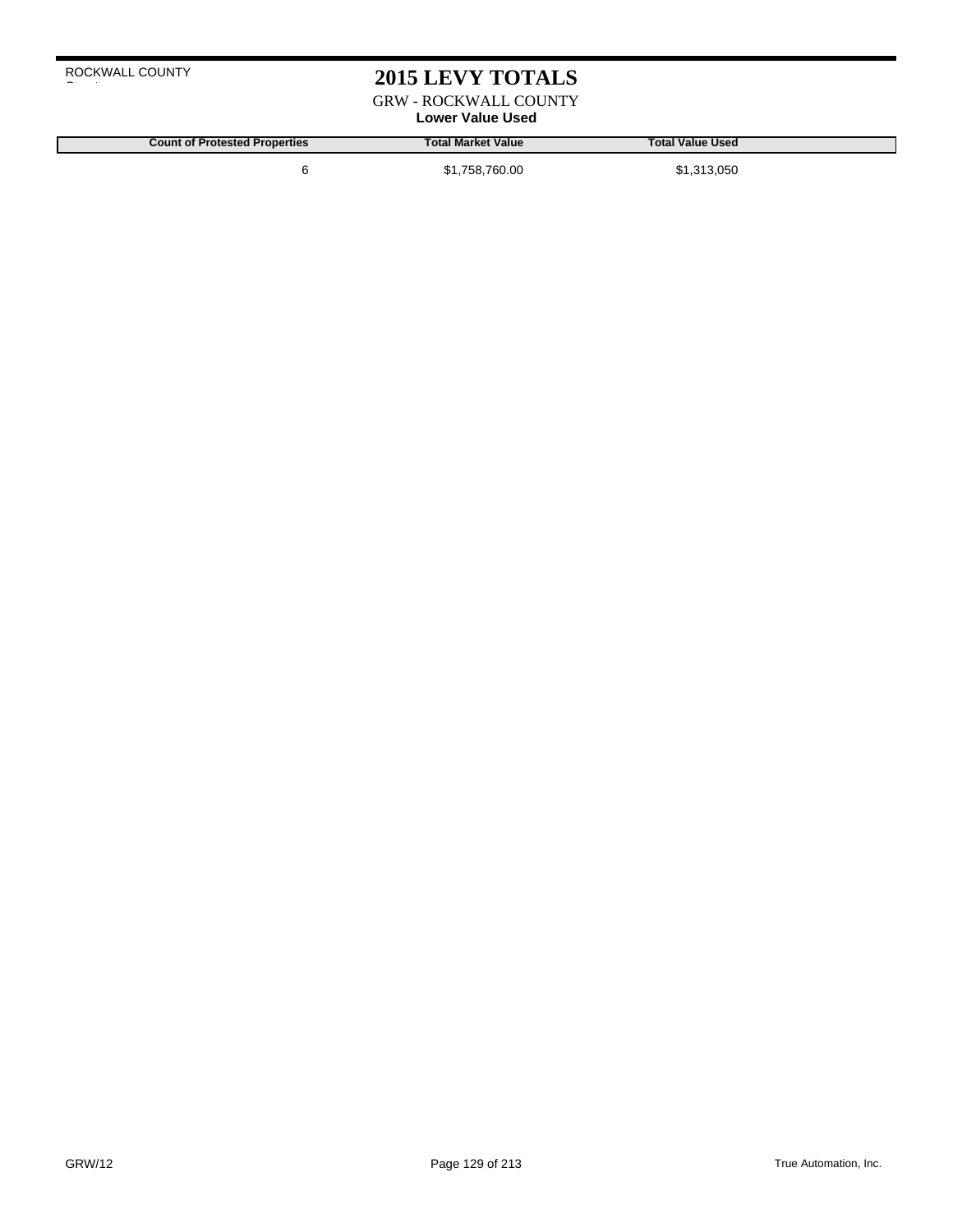ROCKWALL COUNTY

# 2015 LEVY TOTALS

GRW - ROCKWALL COUNTY

**Lower Value Used**

| Count of Protested Properties | Total Market Value | Total Value Used |
|---|---|---|
| 6 | $1,758,760.00 | $1,313,050 |

GRW/12

True Automation, Inc.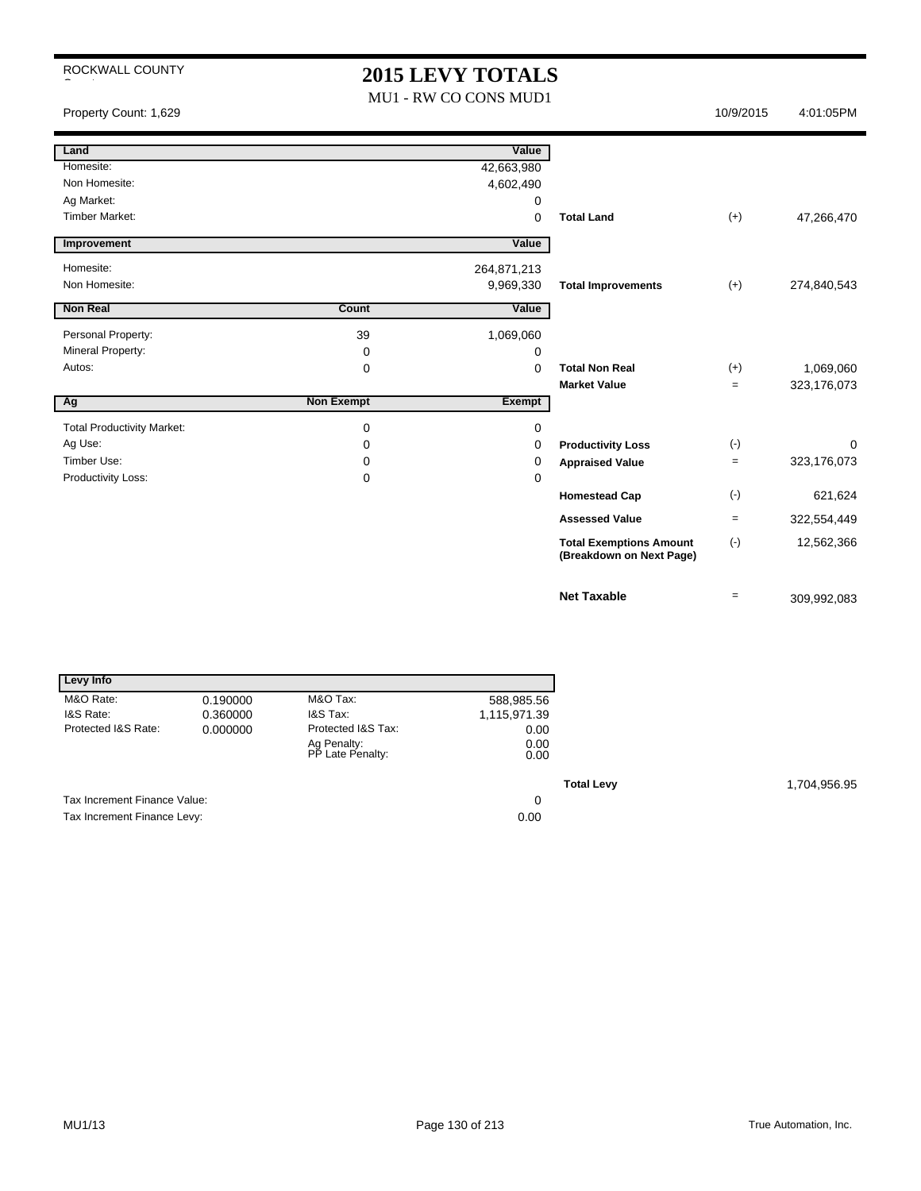ROCKWALL COUNTY

# 2015 LEVY TOTALS

MU1 - RW CO CONS MUD1

Property Count: 1,629 | 10/9/2015 | 4:01:05PM

| Land | | Value | | | |
|---|---|---|---|---|---|
| Homesite: | | 42,663,980 | | | |
| Non Homesite: | | 4,602,490 | | | |
| Ag Market: | | 0 | | | |
| Timber Market: | | 0 | **Total Land** | (+) | 47,266,470 |

| Improvement | | Value | | | |
|---|---|---|---|---|---|
| Homesite: | | 264,871,213 | | | |
| Non Homesite: | | 9,969,330 | **Total Improvements** | (+) | 274,840,543 |

| Non Real | Count | Value | | | |
|---|---|---|---|---|---|
| Personal Property: | 39 | 1,069,060 | | | |
| Mineral Property: | 0 | 0 | | | |
| Autos: | 0 | 0 | **Total Non Real** | (+) | 1,069,060 |
| | | | **Market Value** | = | 323,176,073 |

| Ag | Non Exempt | Exempt | | | |
|---|---|---|---|---|---|
| Total Productivity Market: | 0 | 0 | | | |
| Ag Use: | 0 | 0 | **Productivity Loss** | (-) | 0 |
| Timber Use: | 0 | 0 | **Appraised Value** | = | 323,176,073 |
| Productivity Loss: | 0 | 0 | | | |
| | | | **Homestead Cap** | (-) | 621,624 |
| | | | **Assessed Value** | = | 322,554,449 |
| | | | **Total Exemptions Amount (Breakdown on Next Page)** | (-) | 12,562,366 |
| | | | **Net Taxable** | = | 309,992,083 |

| Levy Info | | | |
|---|---|---|---|
| M&O Rate: | 0.190000 | M&O Tax: | 588,985.56 |
| I&S Rate: | 0.360000 | I&S Tax: | 1,115,971.39 |
| Protected I&S Rate: | 0.000000 | Protected I&S Tax: | 0.00 |
| | | Ag Penalty: | 0.00 |
| | | PP Late Penalty: | 0.00 |

**Total Levy** 1,704,956.95

| | |
|---|---|
| Tax Increment Finance Value: | 0 |
| Tax Increment Finance Levy: | 0.00 |

MU1/13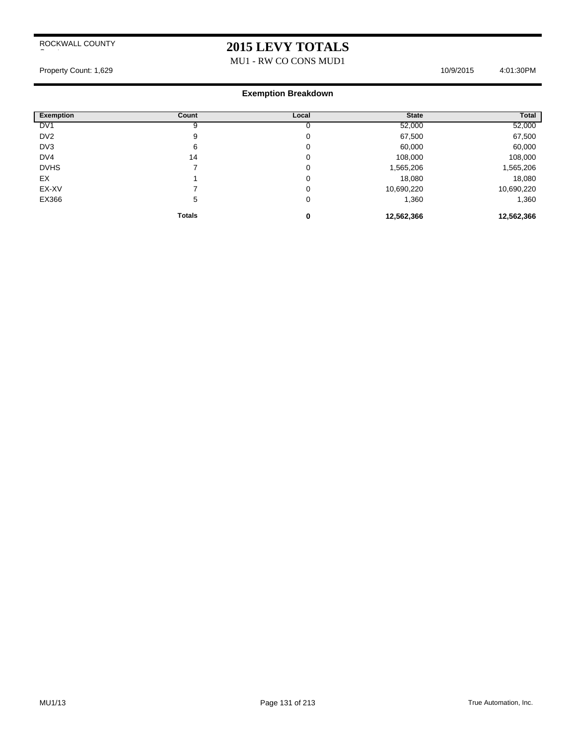ROCKWALL COUNTY

# 2015 LEVY TOTALS

MU1 - RW CO CONS MUD1

Property Count: 1,629 10/9/2015 4:01:30PM

## Exemption Breakdown

| Exemption | Count | Local | State | Total |
|---|---|---|---|---|
| DV1 | 9 | 0 | 52,000 | 52,000 |
| DV2 | 9 | 0 | 67,500 | 67,500 |
| DV3 | 6 | 0 | 60,000 | 60,000 |
| DV4 | 14 | 0 | 108,000 | 108,000 |
| DVHS | 7 | 0 | 1,565,206 | 1,565,206 |
| EX | 1 | 0 | 18,080 | 18,080 |
| EX-XV | 7 | 0 | 10,690,220 | 10,690,220 |
| EX366 | 5 | 0 | 1,360 | 1,360 |
| | **Totals** | **0** | **12,562,366** | **12,562,366** |

MU1/13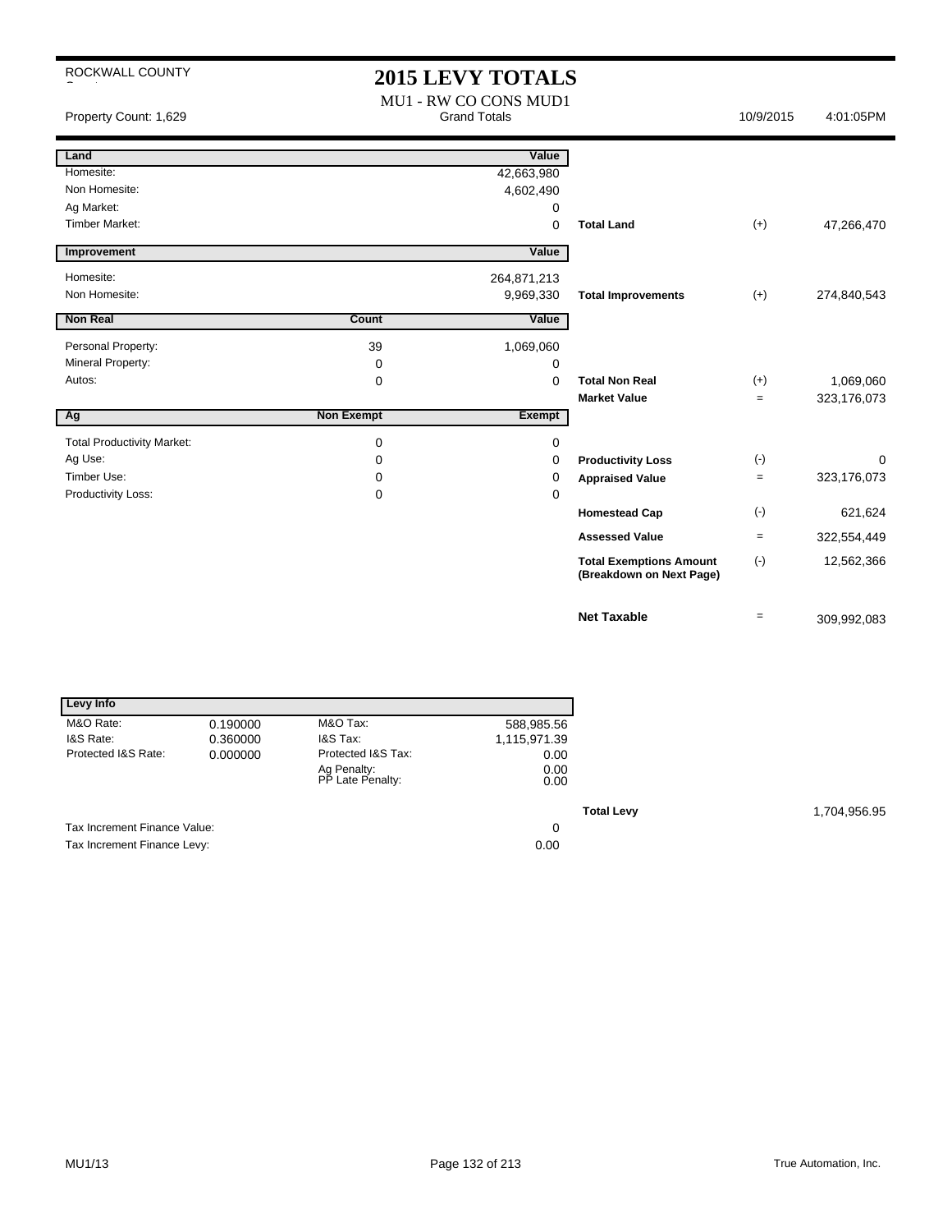ROCKWALL COUNTY

# 2015 LEVY TOTALS

MU1 - RW CO CONS MUD1
Grand Totals

Property Count: 1,629 | 10/9/2015 | 4:01:05PM

| Land | | Value | | | |
|---|---|---|---|---|---|
| Homesite: | | 42,663,980 | | | |
| Non Homesite: | | 4,602,490 | | | |
| Ag Market: | | 0 | | | |
| Timber Market: | | 0 | **Total Land** | (+) | 47,266,470 |

| Improvement | | Value | | | |
|---|---|---|---|---|---|
| Homesite: | | 264,871,213 | | | |
| Non Homesite: | | 9,969,330 | **Total Improvements** | (+) | 274,840,543 |

| Non Real | Count | Value | | | |
|---|---|---|---|---|---|
| Personal Property: | 39 | 1,069,060 | | | |
| Mineral Property: | 0 | 0 | | | |
| Autos: | 0 | 0 | **Total Non Real** | (+) | 1,069,060 |
| | | | **Market Value** | = | 323,176,073 |

| Ag | Non Exempt | Exempt | | | |
|---|---|---|---|---|---|
| Total Productivity Market: | 0 | 0 | | | |
| Ag Use: | 0 | 0 | **Productivity Loss** | (-) | 0 |
| Timber Use: | 0 | 0 | **Appraised Value** | = | 323,176,073 |
| Productivity Loss: | 0 | 0 | | | |
| | | | **Homestead Cap** | (-) | 621,624 |
| | | | **Assessed Value** | = | 322,554,449 |
| | | | **Total Exemptions Amount (Breakdown on Next Page)** | (-) | 12,562,366 |
| | | | **Net Taxable** | = | 309,992,083 |

| Levy Info | | | |
|---|---|---|---|
| M&O Rate: | 0.190000 | M&O Tax: | 588,985.56 |
| I&S Rate: | 0.360000 | I&S Tax: | 1,115,971.39 |
| Protected I&S Rate: | 0.000000 | Protected I&S Tax: | 0.00 |
| | | Ag Penalty: | 0.00 |
| | | PP Late Penalty: | 0.00 |

**Total Levy** 1,704,956.95

| | |
|---|---|
| Tax Increment Finance Value: | 0 |
| Tax Increment Finance Levy: | 0.00 |

MU1/13 | True Automation, Inc.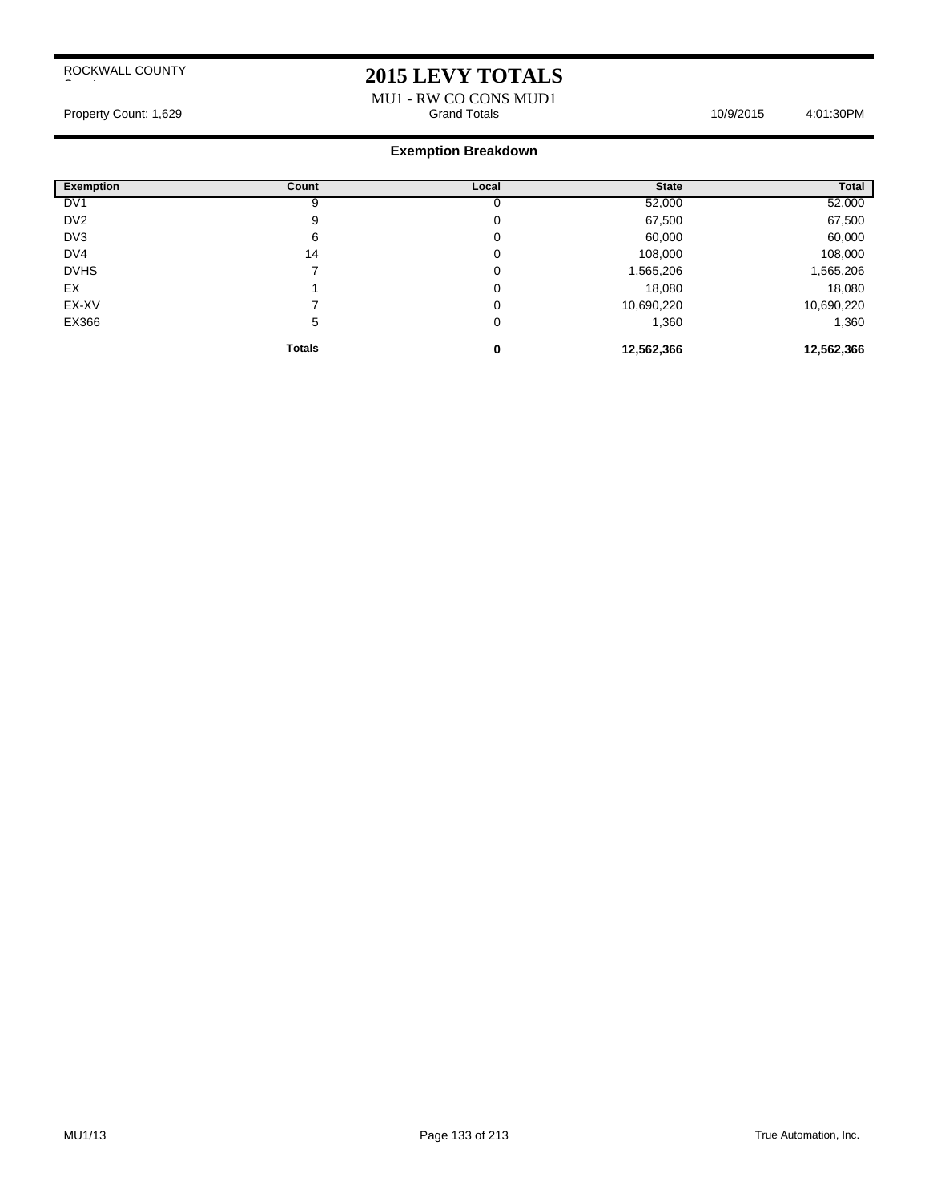ROCKWALL COUNTY

# 2015 LEVY TOTALS

MU1 - RW CO CONS MUD1

Property Count: 1,629 Grand Totals 10/9/2015 4:01:30PM

## Exemption Breakdown

| Exemption | Count | Local | State | Total |
|---|---|---|---|---|
| DV1 | 9 | 0 | 52,000 | 52,000 |
| DV2 | 9 | 0 | 67,500 | 67,500 |
| DV3 | 6 | 0 | 60,000 | 60,000 |
| DV4 | 14 | 0 | 108,000 | 108,000 |
| DVHS | 7 | 0 | 1,565,206 | 1,565,206 |
| EX | 1 | 0 | 18,080 | 18,080 |
| EX-XV | 7 | 0 | 10,690,220 | 10,690,220 |
| EX366 | 5 | 0 | 1,360 | 1,360 |
| | **Totals** | **0** | **12,562,366** | **12,562,366** |

MU1/13 True Automation, Inc.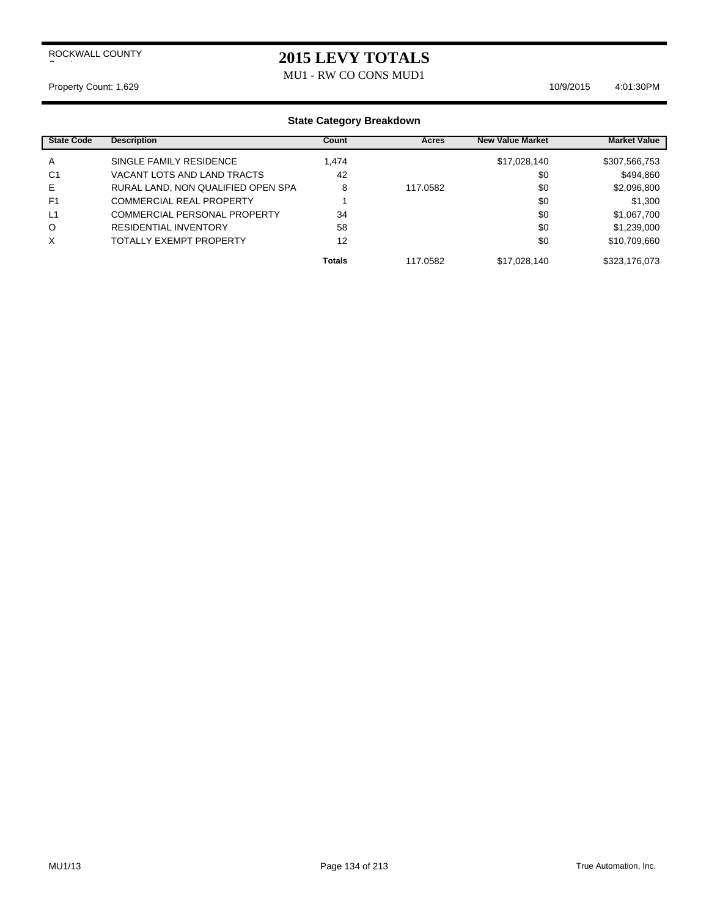ROCKWALL COUNTY

# 2015 LEVY TOTALS

MU1 - RW CO CONS MUD1

Property Count: 1,629 10/9/2015 4:01:30PM

## State Category Breakdown

| State Code | Description | Count | Acres | New Value Market | Market Value |
|---|---|---|---|---|---|
| A | SINGLE FAMILY RESIDENCE | 1,474 | | $17,028,140 | $307,566,753 |
| C1 | VACANT LOTS AND LAND TRACTS | 42 | | $0 | $494,860 |
| E | RURAL LAND, NON QUALIFIED OPEN SPA | 8 | 117.0582 | $0 | $2,096,800 |
| F1 | COMMERCIAL REAL PROPERTY | 1 | | $0 | $1,300 |
| L1 | COMMERCIAL PERSONAL PROPERTY | 34 | | $0 | $1,067,700 |
| O | RESIDENTIAL INVENTORY | 58 | | $0 | $1,239,000 |
| X | TOTALLY EXEMPT PROPERTY | 12 | | $0 | $10,709,660 |
| | | **Totals** | 117.0582 | $17,028,140 | $323,176,073 |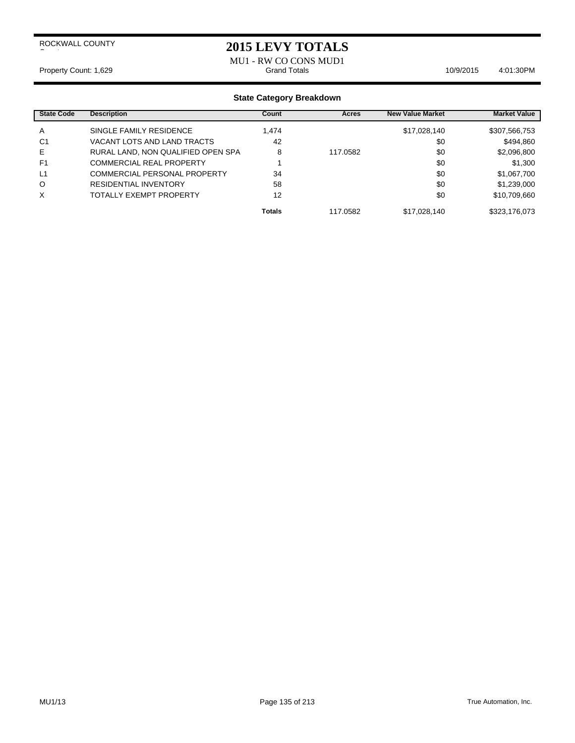ROCKWALL COUNTY

# 2015 LEVY TOTALS

MU1 - RW CO CONS MUD1

Property Count: 1,629 | Grand Totals | 10/9/2015 4:01:30PM

## State Category Breakdown

| State Code | Description | Count | Acres | New Value Market | Market Value |
|---|---|---|---|---|---|
| A | SINGLE FAMILY RESIDENCE | 1,474 | | $17,028,140 | $307,566,753 |
| C1 | VACANT LOTS AND LAND TRACTS | 42 | | $0 | $494,860 |
| E | RURAL LAND, NON QUALIFIED OPEN SPA | 8 | 117.0582 | $0 | $2,096,800 |
| F1 | COMMERCIAL REAL PROPERTY | 1 | | $0 | $1,300 |
| L1 | COMMERCIAL PERSONAL PROPERTY | 34 | | $0 | $1,067,700 |
| O | RESIDENTIAL INVENTORY | 58 | | $0 | $1,239,000 |
| X | TOTALLY EXEMPT PROPERTY | 12 | | $0 | $10,709,660 |
| | | **Totals** | 117.0582 | $17,028,140 | $323,176,073 |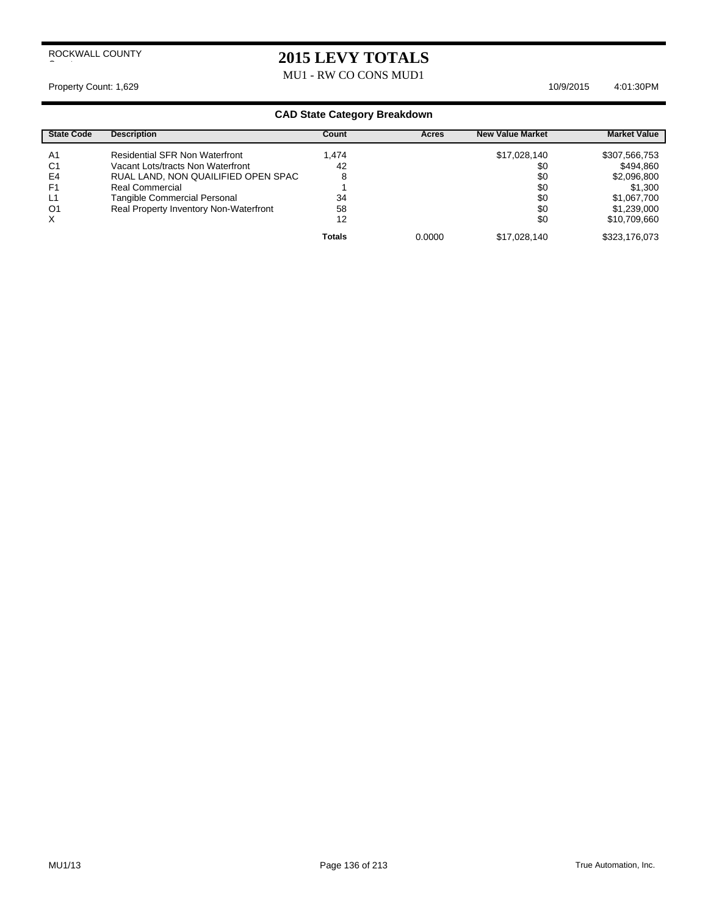ROCKWALL COUNTY

# 2015 LEVY TOTALS

MU1 - RW CO CONS MUD1

Property Count: 1,629 10/9/2015 4:01:30PM

## CAD State Category Breakdown

| State Code | Description | Count | Acres | New Value Market | Market Value |
|---|---|---|---|---|---|
| A1 | Residential SFR Non Waterfront | 1,474 | | $17,028,140 | $307,566,753 |
| C1 | Vacant Lots/tracts Non Waterfront | 42 | | $0 | $494,860 |
| E4 | RUAL LAND, NON QUAILIFIED OPEN SPAC | 8 | | $0 | $2,096,800 |
| F1 | Real Commercial | 1 | | $0 | $1,300 |
| L1 | Tangible Commercial Personal | 34 | | $0 | $1,067,700 |
| O1 | Real Property Inventory Non-Waterfront | 58 | | $0 | $1,239,000 |
| X | | 12 | | $0 | $10,709,660 |
| | | **Totals** | 0.0000 | $17,028,140 | $323,176,073 |

MU1/13

True Automation, Inc.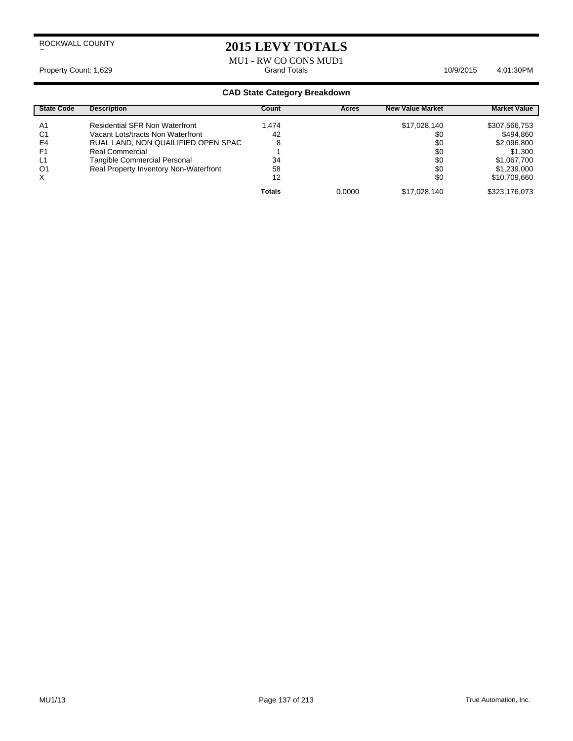ROCKWALL COUNTY

# 2015 LEVY TOTALS

MU1 - RW CO CONS MUD1

Property Count: 1,629 | Grand Totals | 10/9/2015 4:01:30PM

## CAD State Category Breakdown

| State Code | Description | Count | Acres | New Value Market | Market Value |
|---|---|---|---|---|---|
| A1 | Residential SFR Non Waterfront | 1,474 | | $17,028,140 | $307,566,753 |
| C1 | Vacant Lots/tracts Non Waterfront | 42 | | $0 | $494,860 |
| E4 | RUAL LAND, NON QUAILIFIED OPEN SPAC | 8 | | $0 | $2,096,800 |
| F1 | Real Commercial | 1 | | $0 | $1,300 |
| L1 | Tangible Commercial Personal | 34 | | $0 | $1,067,700 |
| O1 | Real Property Inventory Non-Waterfront | 58 | | $0 | $1,239,000 |
| X | | 12 | | $0 | $10,709,660 |
| | | **Totals** | 0.0000 | $17,028,140 | $323,176,073 |

MU1/13 | True Automation, Inc.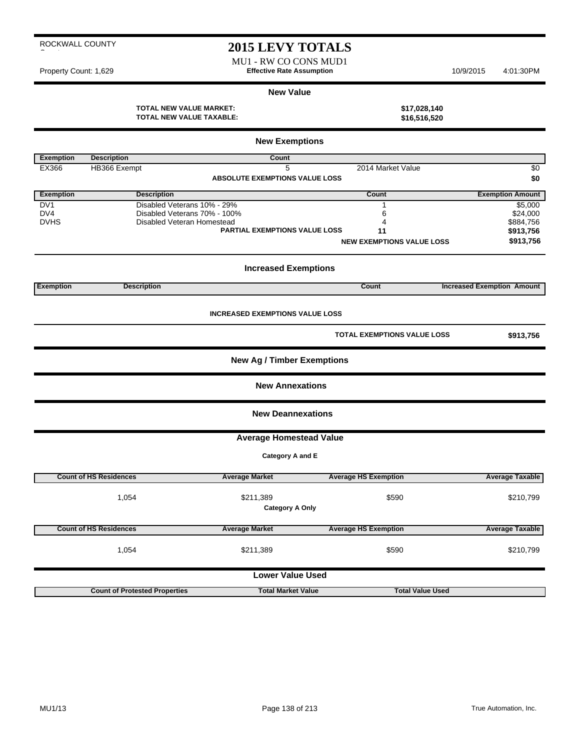ROCKWALL COUNTY

# 2015 LEVY TOTALS

MU1 - RW CO CONS MUD1

Property Count: 1,629 **Effective Rate Assumption** 10/9/2015 4:01:30PM

## New Value

**TOTAL NEW VALUE MARKET:** **$17,028,140**
**TOTAL NEW VALUE TAXABLE:** **$16,516,520**

## New Exemptions

| Exemption | Description | Count | | |
|---|---|---|---|---|
| EX366 | HB366 Exempt | 5 | 2014 Market Value | $0 |
| | | **ABSOLUTE EXEMPTIONS VALUE LOSS** | | **$0** |

| Exemption | Description | Count | Exemption Amount |
|---|---|---|---|
| DV1 | Disabled Veterans 10% - 29% | 1 | $5,000 |
| DV4 | Disabled Veterans 70% - 100% | 6 | $24,000 |
| DVHS | Disabled Veteran Homestead | 4 | $884,756 |
| | **PARTIAL EXEMPTIONS VALUE LOSS** | **11** | **$913,756** |
| | | **NEW EXEMPTIONS VALUE LOSS** | **$913,756** |

## Increased Exemptions

| Exemption | Description | Count | Increased Exemption Amount |
|---|---|---|---|

**INCREASED EXEMPTIONS VALUE LOSS**

**TOTAL EXEMPTIONS VALUE LOSS** **$913,756**

## New Ag / Timber Exemptions

## New Annexations

## New Deannexations

## Average Homestead Value

**Category A and E**

| Count of HS Residences | Average Market | Average HS Exemption | Average Taxable |
|---|---|---|---|
| 1,054 | $211,389 | $590 | $210,799 |

**Category A Only**

| Count of HS Residences | Average Market | Average HS Exemption | Average Taxable |
|---|---|---|---|
| 1,054 | $211,389 | $590 | $210,799 |

## Lower Value Used

| Count of Protested Properties | Total Market Value | Total Value Used |
|---|---|---|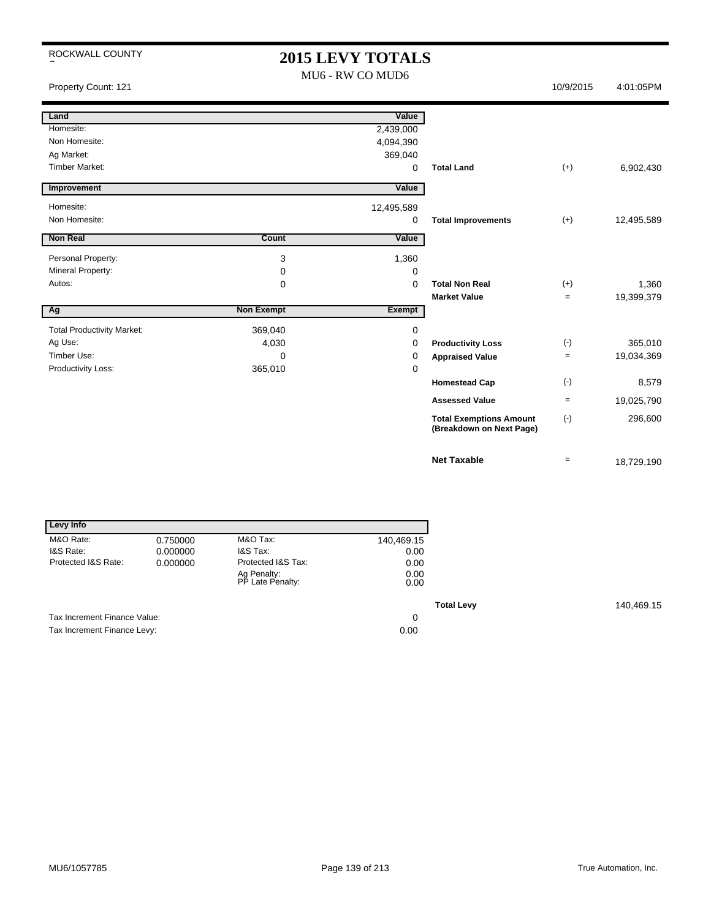ROCKWALL COUNTY

# 2015 LEVY TOTALS

MU6 - RW CO MUD6

Property Count: 121 | 10/9/2015 | 4:01:05PM

| Land | | Value | | | |
|---|---|---|---|---|---|
| Homesite: | | 2,439,000 | | | |
| Non Homesite: | | 4,094,390 | | | |
| Ag Market: | | 369,040 | | | |
| Timber Market: | | 0 | **Total Land** | (+) | 6,902,430 |

| Improvement | | Value | | | |
|---|---|---|---|---|---|
| Homesite: | | 12,495,589 | | | |
| Non Homesite: | | 0 | **Total Improvements** | (+) | 12,495,589 |

| Non Real | Count | Value | | | |
|---|---|---|---|---|---|
| Personal Property: | 3 | 1,360 | | | |
| Mineral Property: | 0 | 0 | | | |
| Autos: | 0 | 0 | **Total Non Real** | (+) | 1,360 |
| | | | **Market Value** | = | 19,399,379 |

| Ag | Non Exempt | Exempt | | | |
|---|---|---|---|---|---|
| Total Productivity Market: | 369,040 | 0 | | | |
| Ag Use: | 4,030 | 0 | **Productivity Loss** | (-) | 365,010 |
| Timber Use: | 0 | 0 | **Appraised Value** | = | 19,034,369 |
| Productivity Loss: | 365,010 | 0 | | | |
| | | | **Homestead Cap** | (-) | 8,579 |
| | | | **Assessed Value** | = | 19,025,790 |
| | | | **Total Exemptions Amount (Breakdown on Next Page)** | (-) | 296,600 |
| | | | **Net Taxable** | = | 18,729,190 |

| Levy Info | | | |
|---|---|---|---|
| M&O Rate: | 0.750000 | M&O Tax: | 140,469.15 |
| I&S Rate: | 0.000000 | I&S Tax: | 0.00 |
| Protected I&S Rate: | 0.000000 | Protected I&S Tax: | 0.00 |
| | | Ag Penalty: | 0.00 |
| | | PP Late Penalty: | 0.00 |

**Total Levy** 140,469.15

| | |
|---|---|
| Tax Increment Finance Value: | 0 |
| Tax Increment Finance Levy: | 0.00 |

MU6/1057785

True Automation, Inc.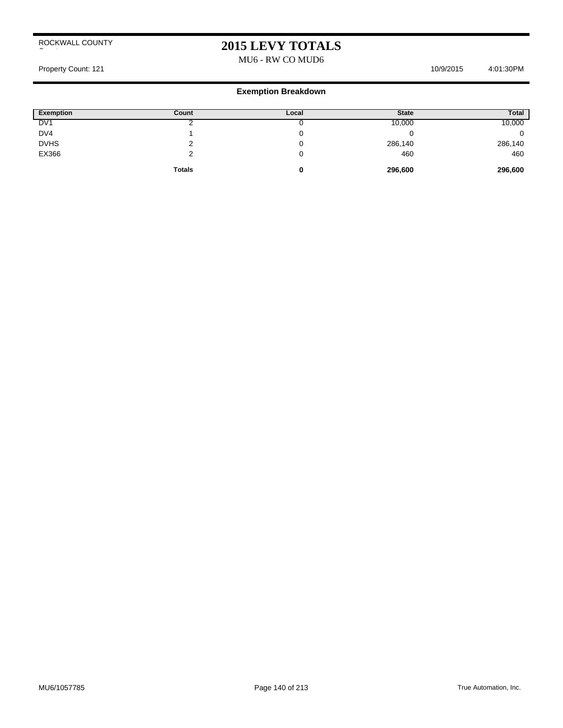ROCKWALL COUNTY

# 2015 LEVY TOTALS

MU6 - RW CO MUD6

Property Count: 121 10/9/2015 4:01:30PM

## Exemption Breakdown

| Exemption | Count | Local | State | Total |
|---|---|---|---|---|
| DV1 | 2 | 0 | 10,000 | 10,000 |
| DV4 | 1 | 0 | 0 | 0 |
| DVHS | 2 | 0 | 286,140 | 286,140 |
| EX366 | 2 | 0 | 460 | 460 |
| | **Totals** | **0** | **296,600** | **296,600** |

MU6/1057785 True Automation, Inc.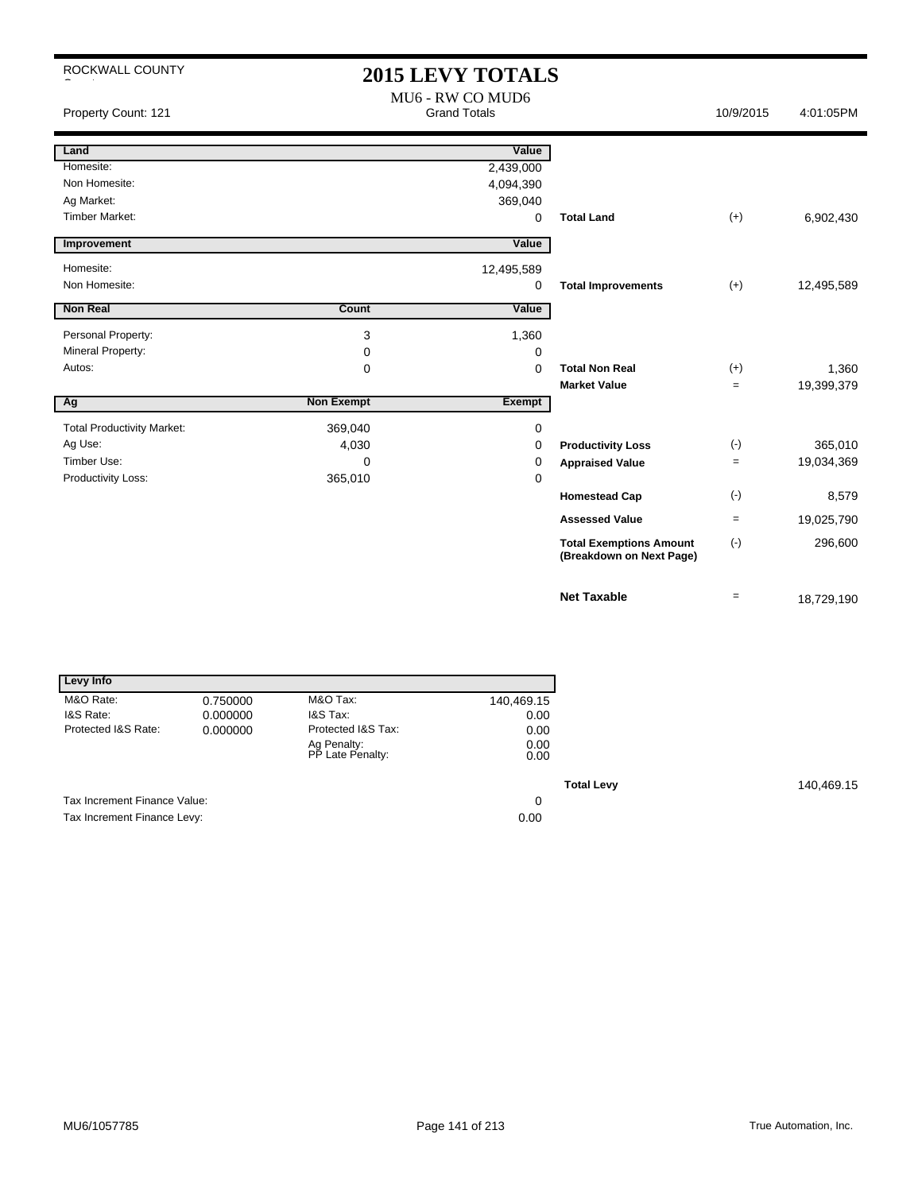ROCKWALL COUNTY

# 2015 LEVY TOTALS

MU6 - RW CO MUD6

Grand Totals

Property Count: 121 | 10/9/2015 | 4:01:05PM

| Land | | Value | | | |
|---|---|---|---|---|---|
| Homesite: | | 2,439,000 | | | |
| Non Homesite: | | 4,094,390 | | | |
| Ag Market: | | 369,040 | | | |
| Timber Market: | | 0 | **Total Land** | (+) | 6,902,430 |

| Improvement | | Value | | | |
|---|---|---|---|---|---|
| Homesite: | | 12,495,589 | | | |
| Non Homesite: | | 0 | **Total Improvements** | (+) | 12,495,589 |

| Non Real | Count | Value | | | |
|---|---|---|---|---|---|
| Personal Property: | 3 | 1,360 | | | |
| Mineral Property: | 0 | 0 | | | |
| Autos: | 0 | 0 | **Total Non Real** | (+) | 1,360 |
| | | | **Market Value** | = | 19,399,379 |

| Ag | Non Exempt | Exempt | | | |
|---|---|---|---|---|---|
| Total Productivity Market: | 369,040 | 0 | | | |
| Ag Use: | 4,030 | 0 | **Productivity Loss** | (-) | 365,010 |
| Timber Use: | 0 | 0 | **Appraised Value** | = | 19,034,369 |
| Productivity Loss: | 365,010 | 0 | | | |
| | | | **Homestead Cap** | (-) | 8,579 |
| | | | **Assessed Value** | = | 19,025,790 |
| | | | **Total Exemptions Amount (Breakdown on Next Page)** | (-) | 296,600 |
| | | | **Net Taxable** | = | 18,729,190 |

| Levy Info | | | | | |
|---|---|---|---|---|---|
| M&O Rate: | 0.750000 | M&O Tax: | 140,469.15 | | |
| I&S Rate: | 0.000000 | I&S Tax: | 0.00 | | |
| Protected I&S Rate: | 0.000000 | Protected I&S Tax: | 0.00 | | |
| | | Ag Penalty: | 0.00 | | |
| | | PP Late Penalty: | 0.00 | | |
| | | | | **Total Levy** | 140,469.15 |
| Tax Increment Finance Value: | | | 0 | | |
| Tax Increment Finance Levy: | | | 0.00 | | |

MU6/1057785 | True Automation, Inc.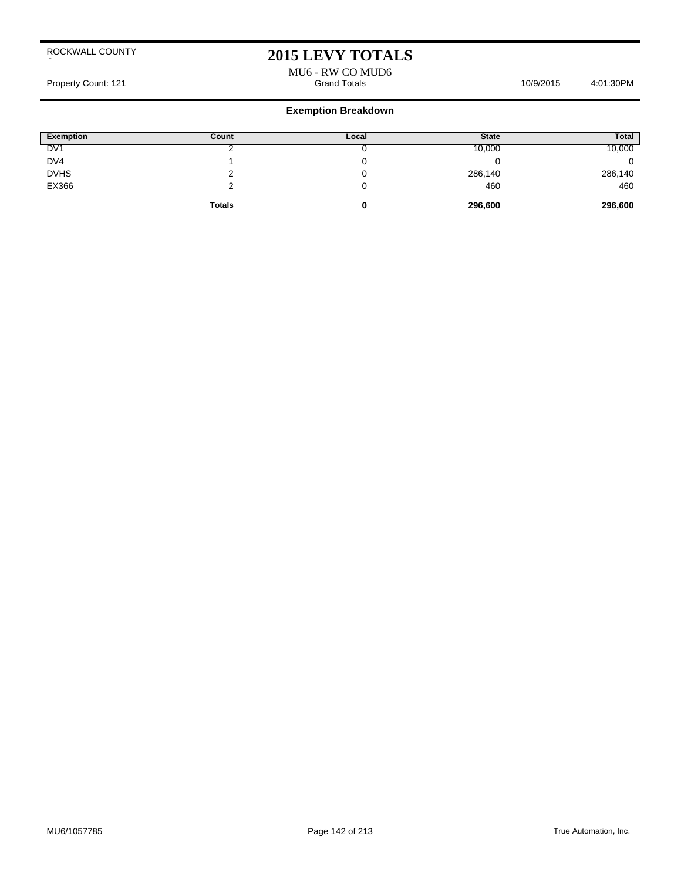ROCKWALL COUNTY

# 2015 LEVY TOTALS

MU6 - RW CO MUD6

Property Count: 121 | Grand Totals | 10/9/2015 | 4:01:30PM

## Exemption Breakdown

| Exemption | Count | Local | State | Total |
|---|---|---|---|---|
| DV1 | 2 | 0 | 10,000 | 10,000 |
| DV4 | 1 | 0 | 0 | 0 |
| DVHS | 2 | 0 | 286,140 | 286,140 |
| EX366 | 2 | 0 | 460 | 460 |
| | **Totals** | **0** | **296,600** | **296,600** |

MU6/1057785

True Automation, Inc.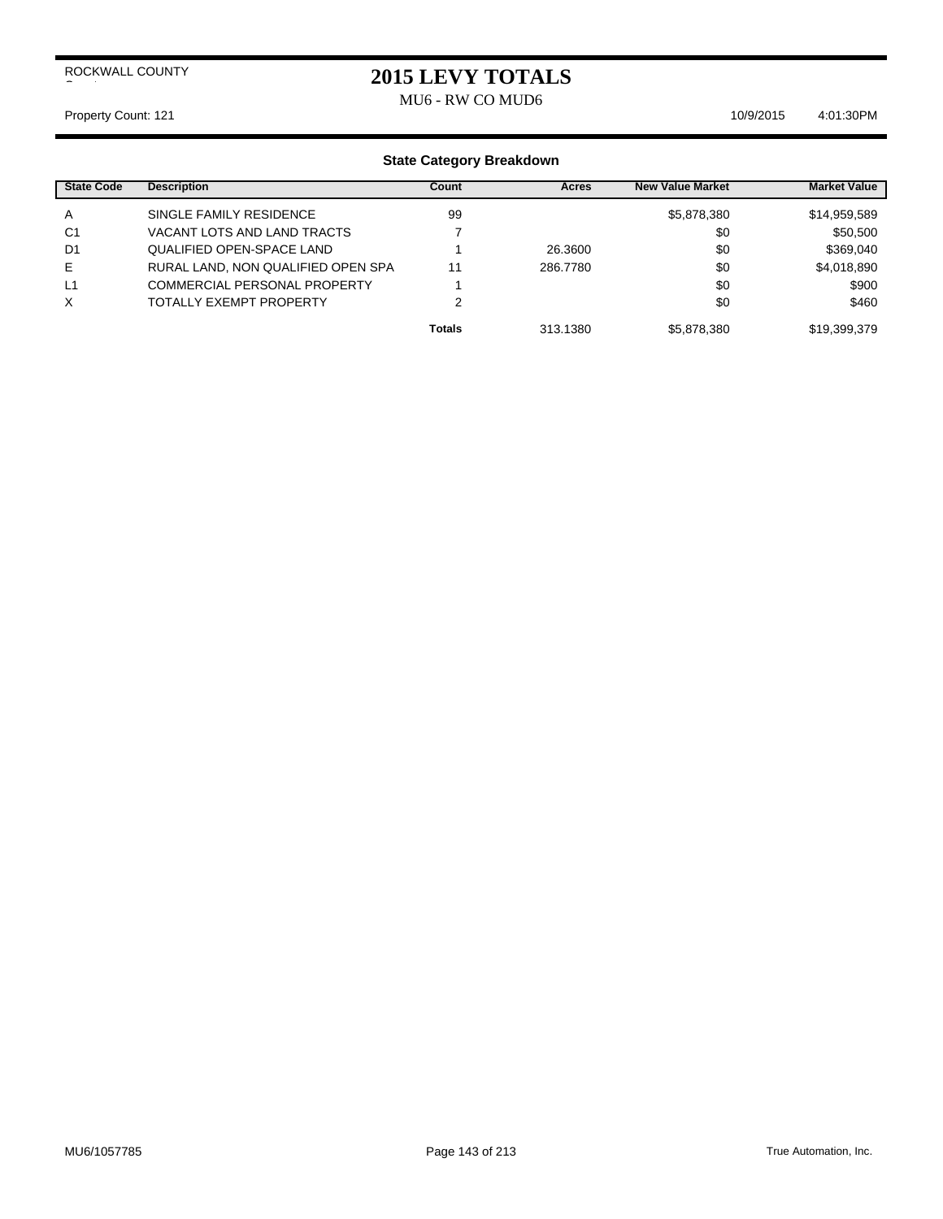ROCKWALL COUNTY

# 2015 LEVY TOTALS

MU6 - RW CO MUD6

Property Count: 121 10/9/2015 4:01:30PM

## State Category Breakdown

| State Code | Description | Count | Acres | New Value Market | Market Value |
|---|---|---|---|---|---|
| A | SINGLE FAMILY RESIDENCE | 99 | | $5,878,380 | $14,959,589 |
| C1 | VACANT LOTS AND LAND TRACTS | 7 | | $0 | $50,500 |
| D1 | QUALIFIED OPEN-SPACE LAND | 1 | 26.3600 | $0 | $369,040 |
| E | RURAL LAND, NON QUALIFIED OPEN SPA | 11 | 286.7780 | $0 | $4,018,890 |
| L1 | COMMERCIAL PERSONAL PROPERTY | 1 | | $0 | $900 |
| X | TOTALLY EXEMPT PROPERTY | 2 | | $0 | $460 |
| | | **Totals** | 313.1380 | $5,878,380 | $19,399,379 |

MU6/1057785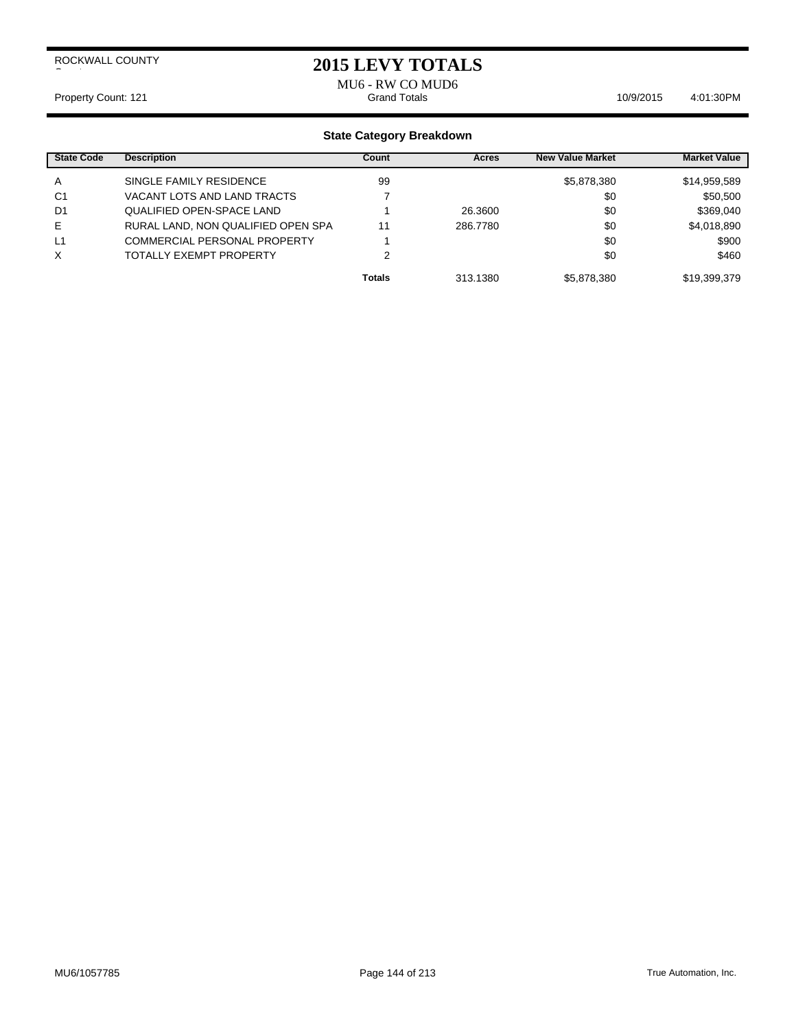ROCKWALL COUNTY

# 2015 LEVY TOTALS

MU6 - RW CO MUD6

Property Count: 121 | Grand Totals | 10/9/2015 4:01:30PM

## State Category Breakdown

| State Code | Description | Count | Acres | New Value Market | Market Value |
|---|---|---|---|---|---|
| A | SINGLE FAMILY RESIDENCE | 99 | | $5,878,380 | $14,959,589 |
| C1 | VACANT LOTS AND LAND TRACTS | 7 | | $0 | $50,500 |
| D1 | QUALIFIED OPEN-SPACE LAND | 1 | 26.3600 | $0 | $369,040 |
| E | RURAL LAND, NON QUALIFIED OPEN SPA | 11 | 286.7780 | $0 | $4,018,890 |
| L1 | COMMERCIAL PERSONAL PROPERTY | 1 | | $0 | $900 |
| X | TOTALLY EXEMPT PROPERTY | 2 | | $0 | $460 |
| | | **Totals** | 313.1380 | $5,878,380 | $19,399,379 |

MU6/1057785 True Automation, Inc.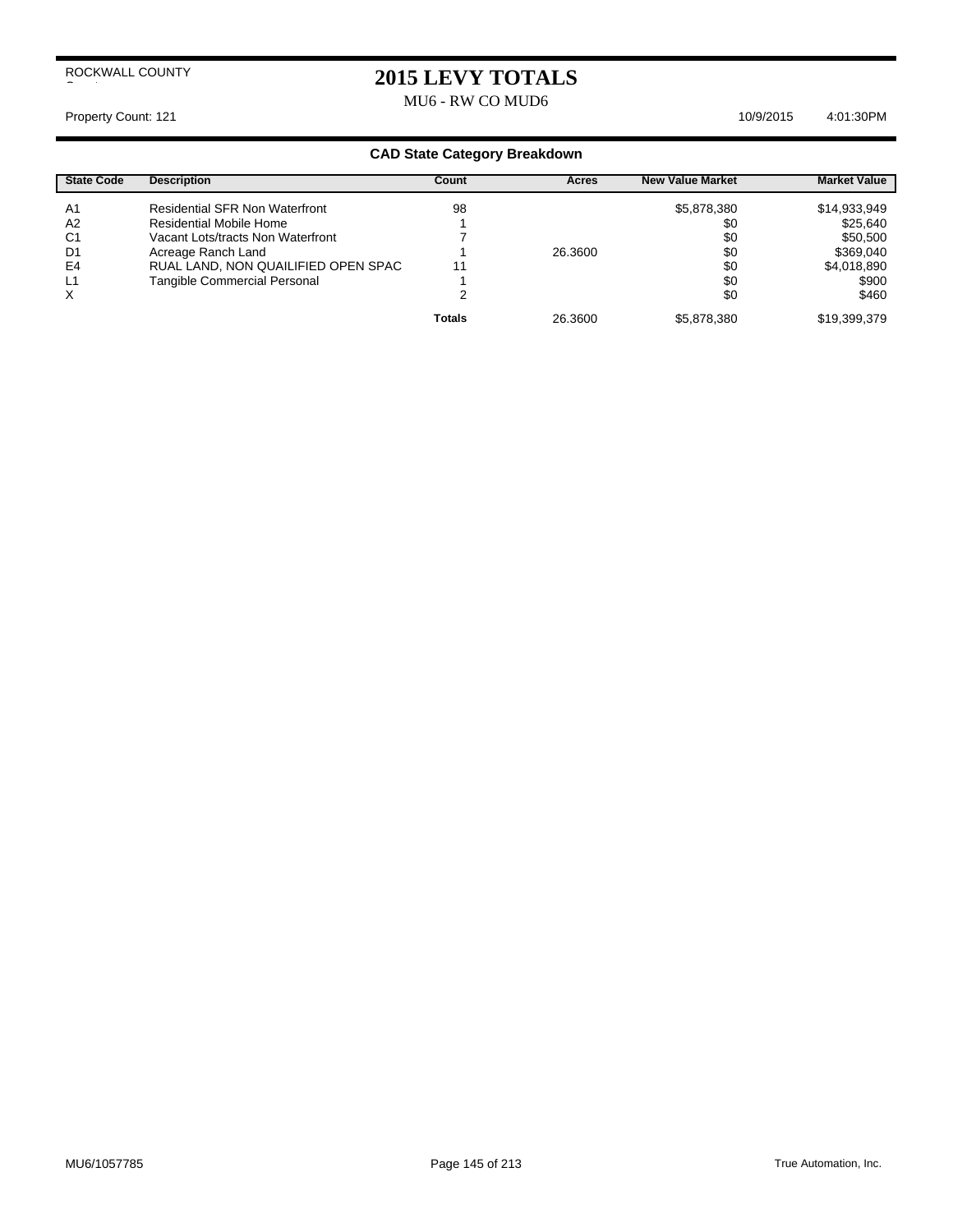ROCKWALL COUNTY

# 2015 LEVY TOTALS

MU6 - RW CO MUD6

Property Count: 121 10/9/2015 4:01:30PM

## CAD State Category Breakdown

| State Code | Description | Count | Acres | New Value Market | Market Value |
|---|---|---|---|---|---|
| A1 | Residential SFR Non Waterfront | 98 | | $5,878,380 | $14,933,949 |
| A2 | Residential Mobile Home | 1 | | $0 | $25,640 |
| C1 | Vacant Lots/tracts Non Waterfront | 7 | | $0 | $50,500 |
| D1 | Acreage Ranch Land | 1 | 26.3600 | $0 | $369,040 |
| E4 | RUAL LAND, NON QUAILIFIED OPEN SPAC | 11 | | $0 | $4,018,890 |
| L1 | Tangible Commercial Personal | 1 | | $0 | $900 |
| X | | 2 | | $0 | $460 |
| | | **Totals** | 26.3600 | $5,878,380 | $19,399,379 |

MU6/1057785 True Automation, Inc.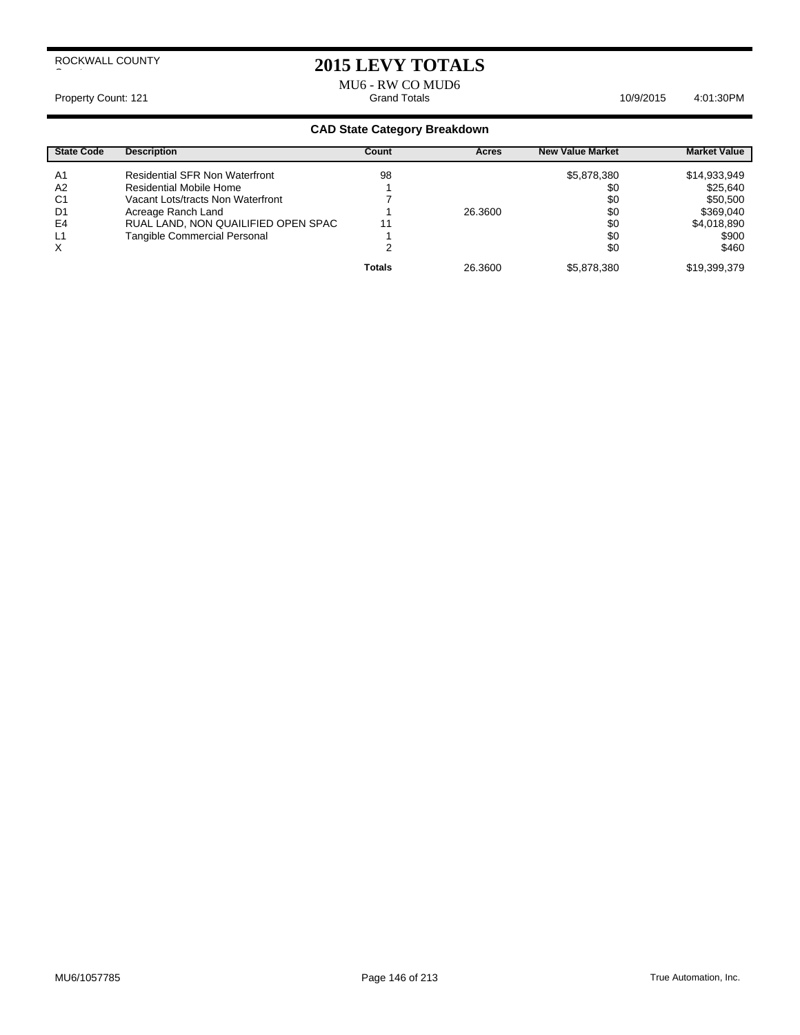ROCKWALL COUNTY

# 2015 LEVY TOTALS

MU6 - RW CO MUD6

Property Count: 121 | Grand Totals | 10/9/2015 4:01:30PM

## CAD State Category Breakdown

| State Code | Description | Count | Acres | New Value Market | Market Value |
|---|---|---|---|---|---|
| A1 | Residential SFR Non Waterfront | 98 | | $5,878,380 | $14,933,949 |
| A2 | Residential Mobile Home | 1 | | $0 | $25,640 |
| C1 | Vacant Lots/tracts Non Waterfront | 7 | | $0 | $50,500 |
| D1 | Acreage Ranch Land | 1 | 26.3600 | $0 | $369,040 |
| E4 | RUAL LAND, NON QUAILIFIED OPEN SPAC | 11 | | $0 | $4,018,890 |
| L1 | Tangible Commercial Personal | 1 | | $0 | $900 |
| X | | 2 | | $0 | $460 |
| | | **Totals** | 26.3600 | $5,878,380 | $19,399,379 |

MU6/1057785 | True Automation, Inc.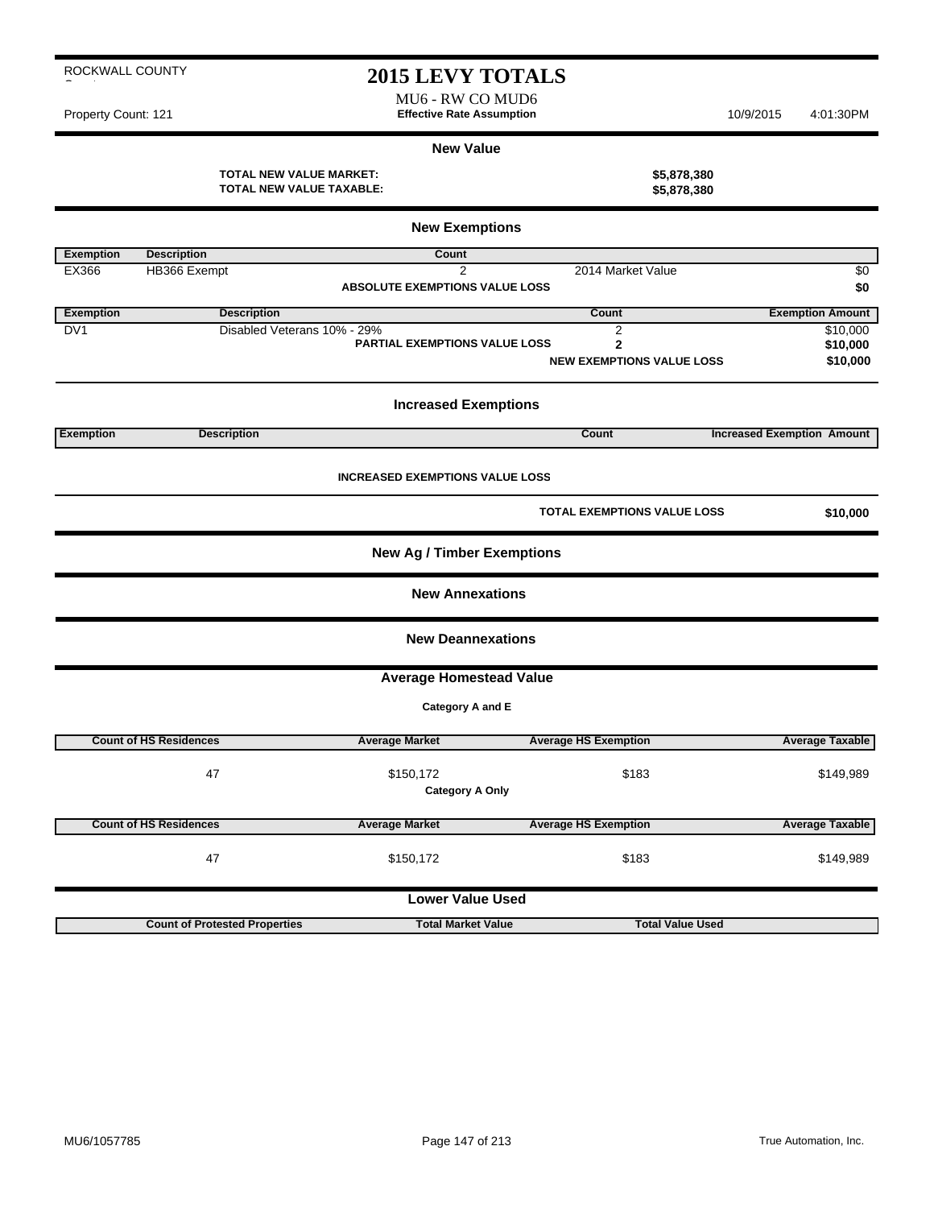ROCKWALL COUNTY

# 2015 LEVY TOTALS

MU6 - RW CO MUD6

Property Count: 121

**Effective Rate Assumption**

10/9/2015 4:01:30PM

## New Value

| | |
|---|---|
| **TOTAL NEW VALUE MARKET:** | **$5,878,380** |
| **TOTAL NEW VALUE TAXABLE:** | **$5,878,380** |

## New Exemptions

| Exemption | Description | Count | | |
|---|---|---|---|---|
| EX366 | HB366 Exempt | 2 | 2014 Market Value | $0 |
| | | **ABSOLUTE EXEMPTIONS VALUE LOSS** | | **$0** |

| Exemption | Description | | Count | Exemption Amount |
|---|---|---|---|---|
| DV1 | Disabled Veterans 10% - 29% | | 2 | $10,000 |
| | | **PARTIAL EXEMPTIONS VALUE LOSS** | **2** | **$10,000** |
| | | | **NEW EXEMPTIONS VALUE LOSS** | **$10,000** |

## Increased Exemptions

| Exemption | Description | Count | Increased Exemption Amount |
|---|---|---|---|

**INCREASED EXEMPTIONS VALUE LOSS**

**TOTAL EXEMPTIONS VALUE LOSS** **$10,000**

## New Ag / Timber Exemptions

## New Annexations

## New Deannexations

## Average Homestead Value

**Category A and E**

| Count of HS Residences | Average Market | Average HS Exemption | Average Taxable |
|---|---|---|---|
| 47 | $150,172 | $183 | $149,989 |

**Category A Only**

| Count of HS Residences | Average Market | Average HS Exemption | Average Taxable |
|---|---|---|---|
| 47 | $150,172 | $183 | $149,989 |

## Lower Value Used

| Count of Protested Properties | Total Market Value | Total Value Used |
|---|---|---|

MU6/1057785

True Automation, Inc.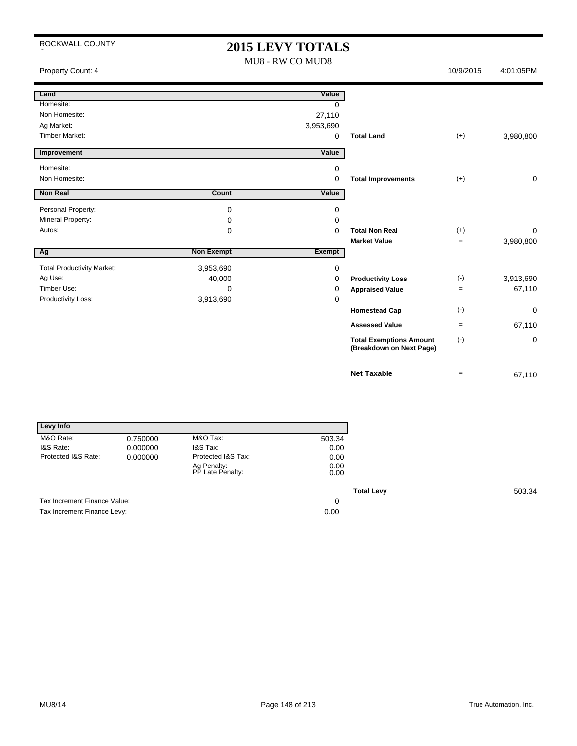ROCKWALL COUNTY

# 2015 LEVY TOTALS

MU8 - RW CO MUD8

Property Count: 4 | 10/9/2015 | 4:01:05PM

| Land | | Value | | | |
|---|---|---|---|---|---|
| Homesite: | | 0 | | | |
| Non Homesite: | | 27,110 | | | |
| Ag Market: | | 3,953,690 | | | |
| Timber Market: | | 0 | **Total Land** | (+) | 3,980,800 |

| Improvement | | Value | | | |
|---|---|---|---|---|---|
| Homesite: | | 0 | | | |
| Non Homesite: | | 0 | **Total Improvements** | (+) | 0 |

| Non Real | Count | Value | | | |
|---|---|---|---|---|---|
| Personal Property: | 0 | 0 | | | |
| Mineral Property: | 0 | 0 | | | |
| Autos: | 0 | 0 | **Total Non Real** | (+) | 0 |
| | | | **Market Value** | = | 3,980,800 |

| Ag | Non Exempt | Exempt | | | |
|---|---|---|---|---|---|
| Total Productivity Market: | 3,953,690 | 0 | | | |
| Ag Use: | 40,000 | 0 | **Productivity Loss** | (-) | 3,913,690 |
| Timber Use: | 0 | 0 | **Appraised Value** | = | 67,110 |
| Productivity Loss: | 3,913,690 | 0 | | | |
| | | | **Homestead Cap** | (-) | 0 |
| | | | **Assessed Value** | = | 67,110 |
| | | | **Total Exemptions Amount (Breakdown on Next Page)** | (-) | 0 |
| | | | **Net Taxable** | = | 67,110 |

| Levy Info | | | | | |
|---|---|---|---|---|---|
| M&O Rate: | 0.750000 | M&O Tax: | 503.34 | | |
| I&S Rate: | 0.000000 | I&S Tax: | 0.00 | | |
| Protected I&S Rate: | 0.000000 | Protected I&S Tax: | 0.00 | | |
| | | Ag Penalty: | 0.00 | | |
| | | PP Late Penalty: | 0.00 | | |
| | | | | **Total Levy** | 503.34 |
| Tax Increment Finance Value: | | | 0 | | |
| Tax Increment Finance Levy: | | | 0.00 | | |

MU8/14

True Automation, Inc.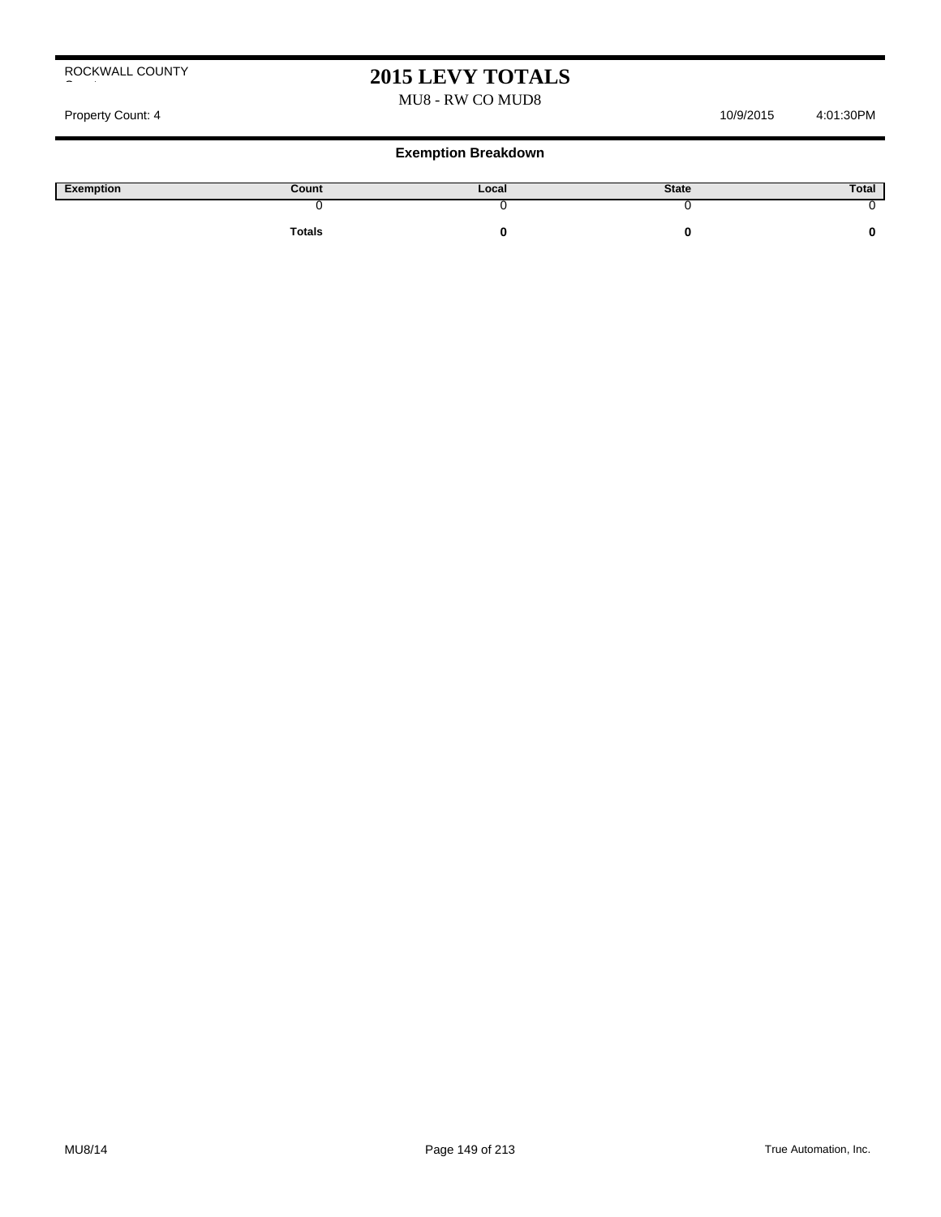ROCKWALL COUNTY

# 2015 LEVY TOTALS

MU8 - RW CO MUD8

Property Count: 4 10/9/2015 4:01:30PM

## Exemption Breakdown

| Exemption | Count | Local | State | Total |
|---|---|---|---|---|
| | 0 | 0 | 0 | 0 |
| | **Totals** | **0** | **0** | **0** |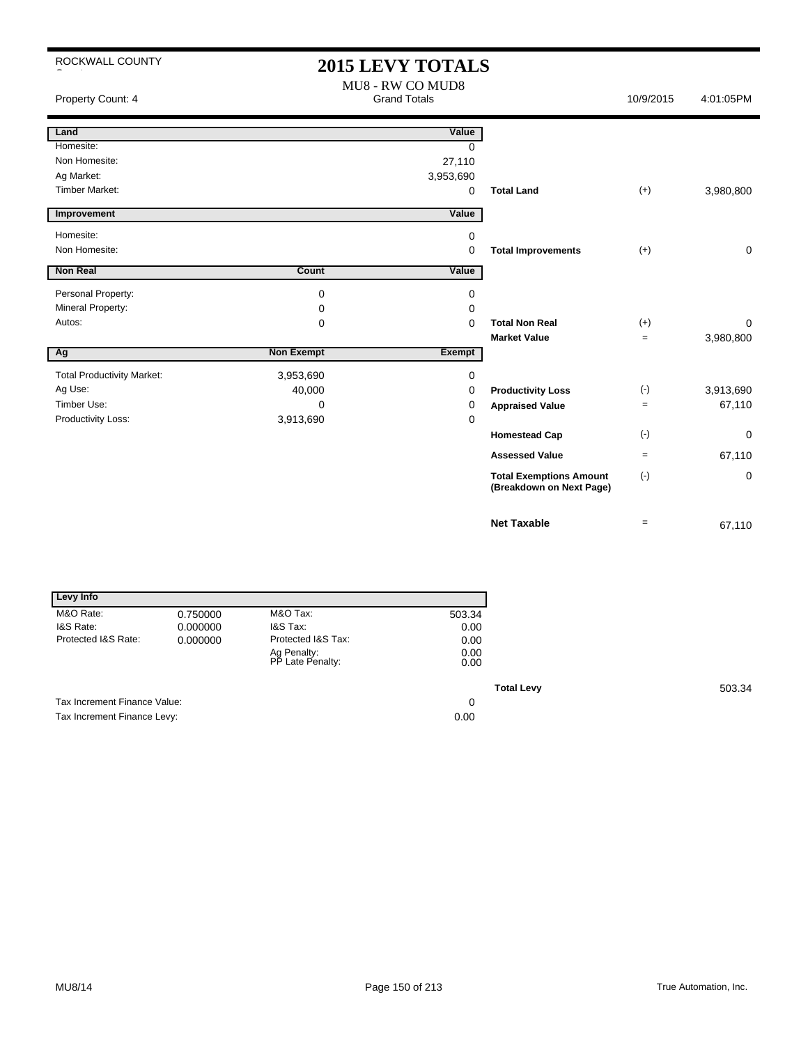ROCKWALL COUNTY

# 2015 LEVY TOTALS

MU8 - RW CO MUD8

Grand Totals

Property Count: 4 | 10/9/2015 | 4:01:05PM

| Land | | Value | | | |
|---|---|---|---|---|---|
| Homesite: | | 0 | | | |
| Non Homesite: | | 27,110 | | | |
| Ag Market: | | 3,953,690 | | | |
| Timber Market: | | 0 | **Total Land** | (+) | 3,980,800 |

| Improvement | | Value | | | |
|---|---|---|---|---|---|
| Homesite: | | 0 | | | |
| Non Homesite: | | 0 | **Total Improvements** | (+) | 0 |

| Non Real | Count | Value | | | |
|---|---|---|---|---|---|
| Personal Property: | 0 | 0 | | | |
| Mineral Property: | 0 | 0 | | | |
| Autos: | 0 | 0 | **Total Non Real** | (+) | 0 |
| | | | **Market Value** | = | 3,980,800 |

| Ag | Non Exempt | Exempt | | | |
|---|---|---|---|---|---|
| Total Productivity Market: | 3,953,690 | 0 | | | |
| Ag Use: | 40,000 | 0 | **Productivity Loss** | (-) | 3,913,690 |
| Timber Use: | 0 | 0 | **Appraised Value** | = | 67,110 |
| Productivity Loss: | 3,913,690 | 0 | | | |
| | | | **Homestead Cap** | (-) | 0 |
| | | | **Assessed Value** | = | 67,110 |
| | | | **Total Exemptions Amount (Breakdown on Next Page)** | (-) | 0 |
| | | | **Net Taxable** | = | 67,110 |

| Levy Info | | | |
|---|---|---|---|
| M&O Rate: | 0.750000 | M&O Tax: | 503.34 |
| I&S Rate: | 0.000000 | I&S Tax: | 0.00 |
| Protected I&S Rate: | 0.000000 | Protected I&S Tax: | 0.00 |
| | | Ag Penalty: | 0.00 |
| | | PP Late Penalty: | 0.00 |

**Total Levy** 503.34

| | |
|---|---|
| Tax Increment Finance Value: | 0 |
| Tax Increment Finance Levy: | 0.00 |

MU8/14

True Automation, Inc.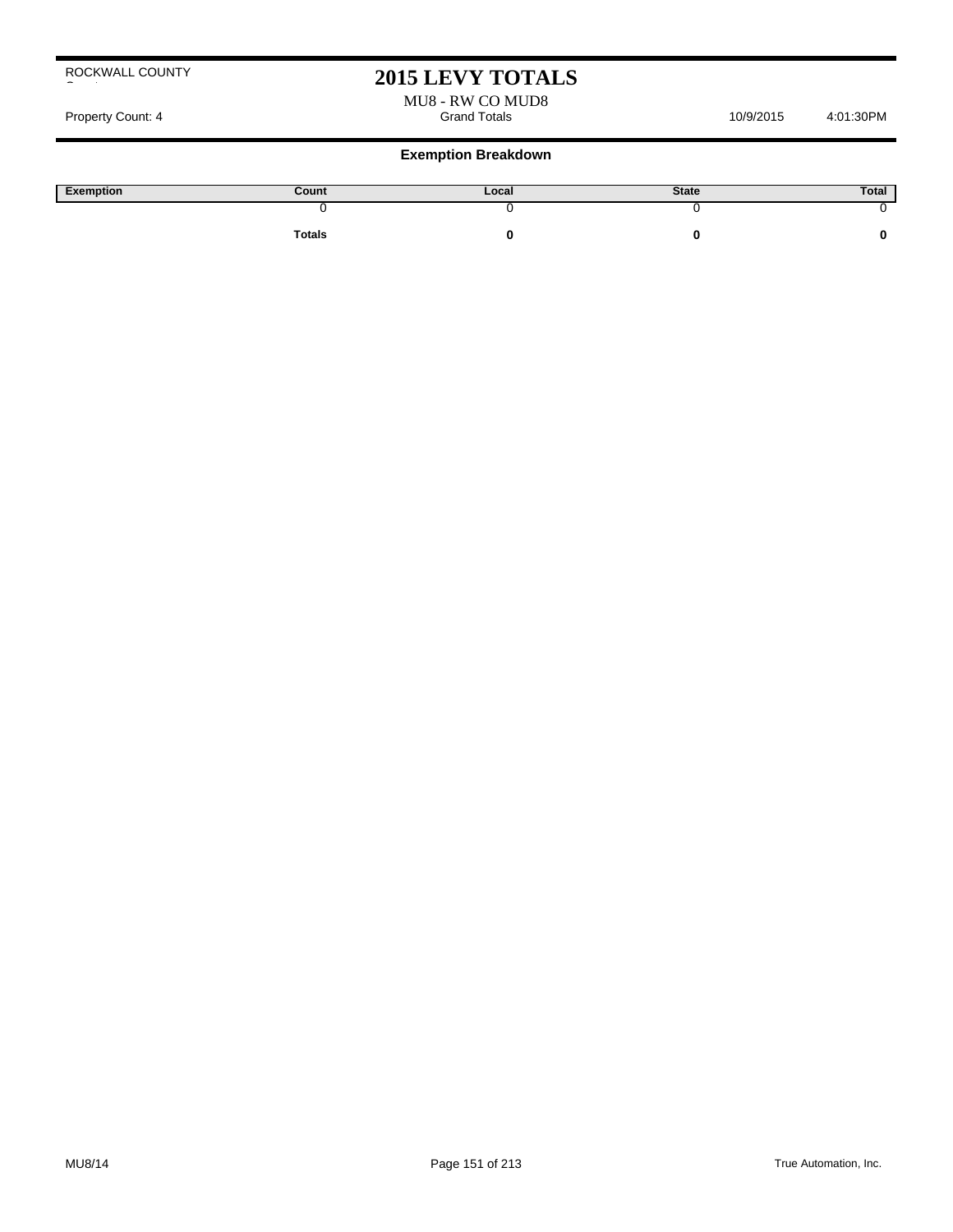ROCKWALL COUNTY

# 2015 LEVY TOTALS

MU8 - RW CO MUD8

Property Count: 4 | Grand Totals | 10/9/2015 | 4:01:30PM

### Exemption Breakdown

| Exemption | Count | Local | State | Total |
|---|---|---|---|---|
| | 0 | 0 | 0 | 0 |
| | **Totals** | **0** | **0** | **0** |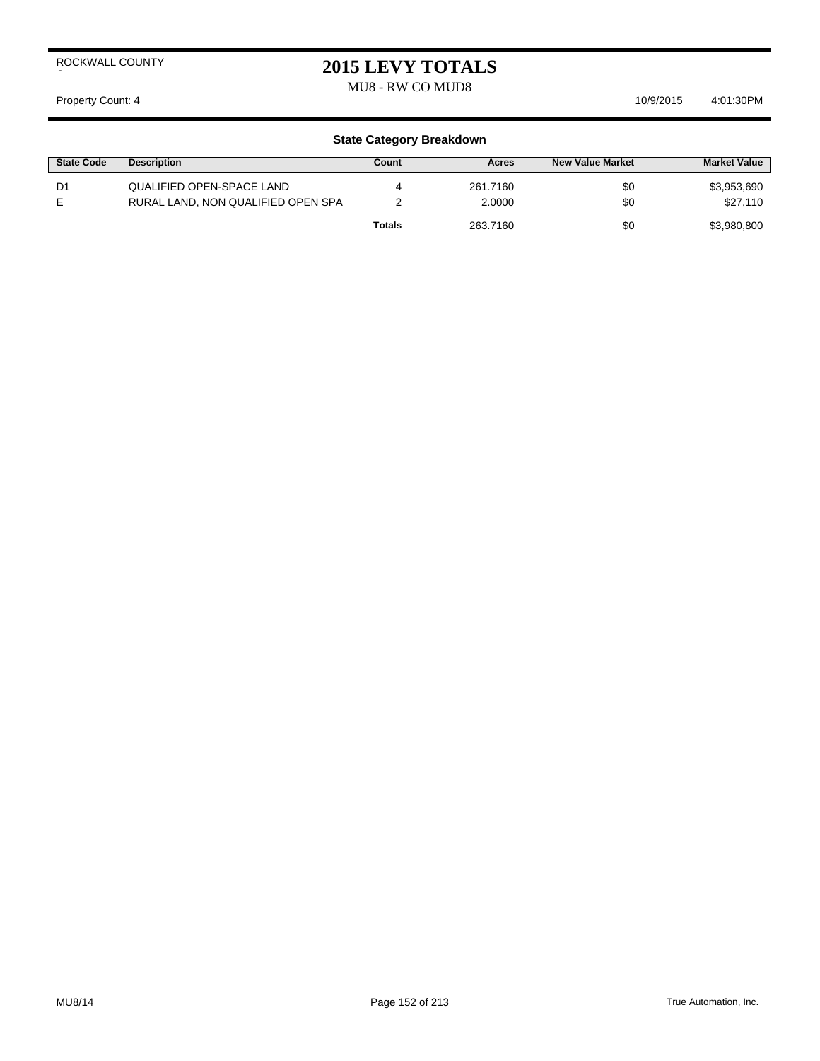ROCKWALL COUNTY

# 2015 LEVY TOTALS

MU8 - RW CO MUD8

Property Count: 4 10/9/2015 4:01:30PM

### State Category Breakdown

| State Code | Description | Count | Acres | New Value Market | Market Value |
|---|---|---|---|---|---|
| D1 | QUALIFIED OPEN-SPACE LAND | 4 | 261.7160 | $0 | $3,953,690 |
| E | RURAL LAND, NON QUALIFIED OPEN SPA | 2 | 2.0000 | $0 | $27,110 |
| | | **Totals** | 263.7160 | $0 | $3,980,800 |

MU8/14 True Automation, Inc.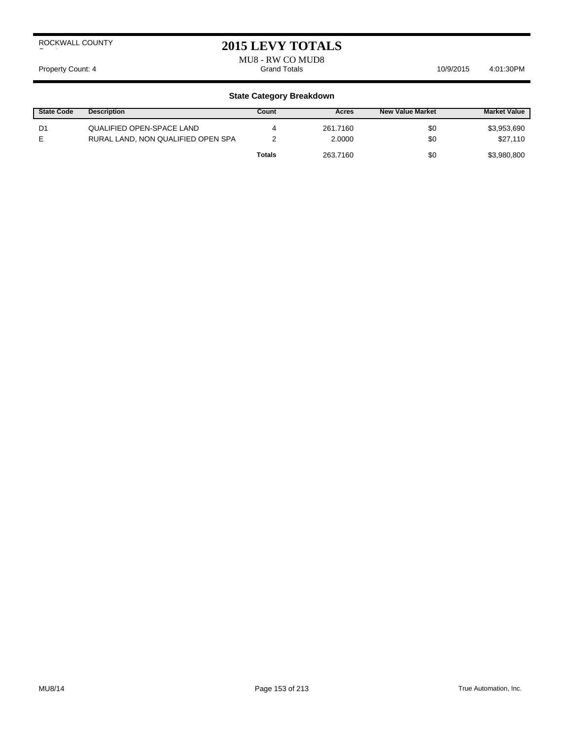ROCKWALL COUNTY

# 2015 LEVY TOTALS

MU8 - RW CO MUD8

Property Count: 4 | Grand Totals | 10/9/2015 4:01:30PM

## State Category Breakdown

| State Code | Description | Count | Acres | New Value Market | Market Value |
|---|---|---|---|---|---|
| D1 | QUALIFIED OPEN-SPACE LAND | 4 | 261.7160 | $0 | $3,953,690 |
| E | RURAL LAND, NON QUALIFIED OPEN SPA | 2 | 2.0000 | $0 | $27,110 |
| | | **Totals** | 263.7160 | $0 | $3,980,800 |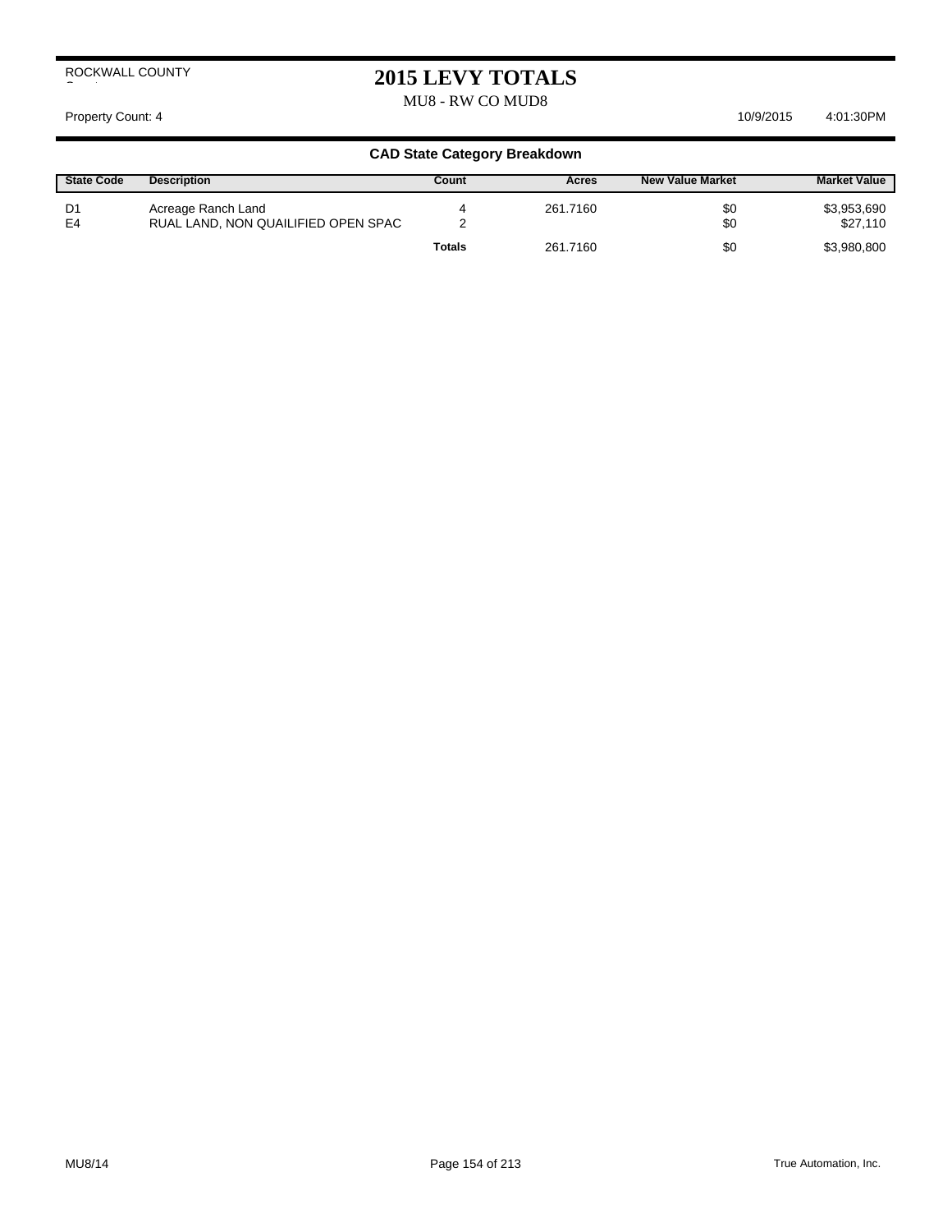ROCKWALL COUNTY

# 2015 LEVY TOTALS

MU8 - RW CO MUD8

Property Count: 4 10/9/2015 4:01:30PM

## CAD State Category Breakdown

| State Code | Description | Count | Acres | New Value Market | Market Value |
|---|---|---|---|---|---|
| D1 | Acreage Ranch Land | 4 | 261.7160 | $0 | $3,953,690 |
| E4 | RUAL LAND, NON QUAILIFIED OPEN SPAC | 2 | | $0 | $27,110 |
| | | **Totals** | 261.7160 | $0 | $3,980,800 |

MU8/14 True Automation, Inc.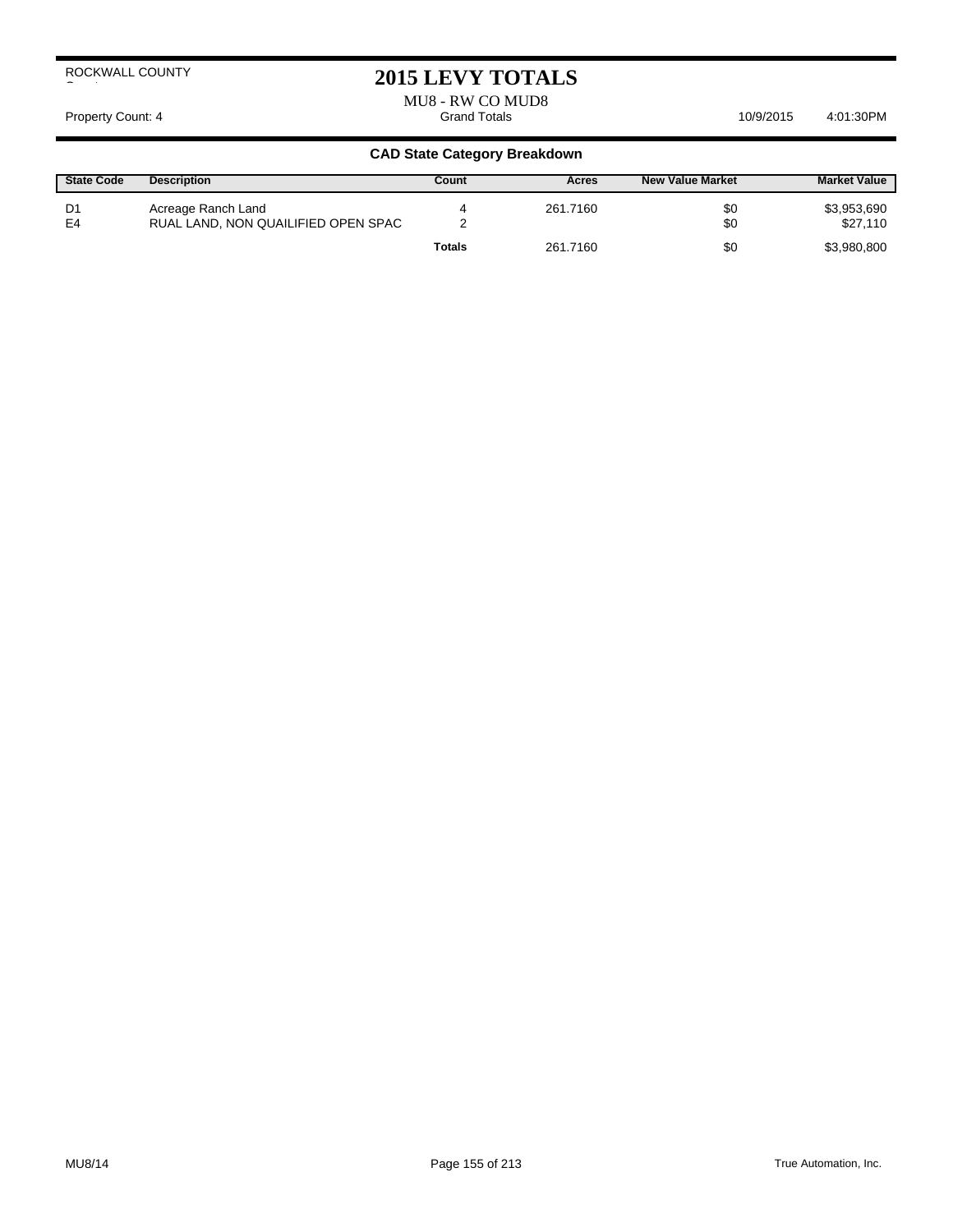ROCKWALL COUNTY

# 2015 LEVY TOTALS

MU8 - RW CO MUD8

Property Count: 4 | Grand Totals | 10/9/2015 | 4:01:30PM

## CAD State Category Breakdown

| State Code | Description | Count | Acres | New Value Market | Market Value |
|---|---|---|---|---|---|
| D1 | Acreage Ranch Land | 4 | 261.7160 | $0 | $3,953,690 |
| E4 | RUAL LAND, NON QUAILIFIED OPEN SPAC | 2 | | $0 | $27,110 |
| | | **Totals** | 261.7160 | $0 | $3,980,800 |

MU8/14 | True Automation, Inc.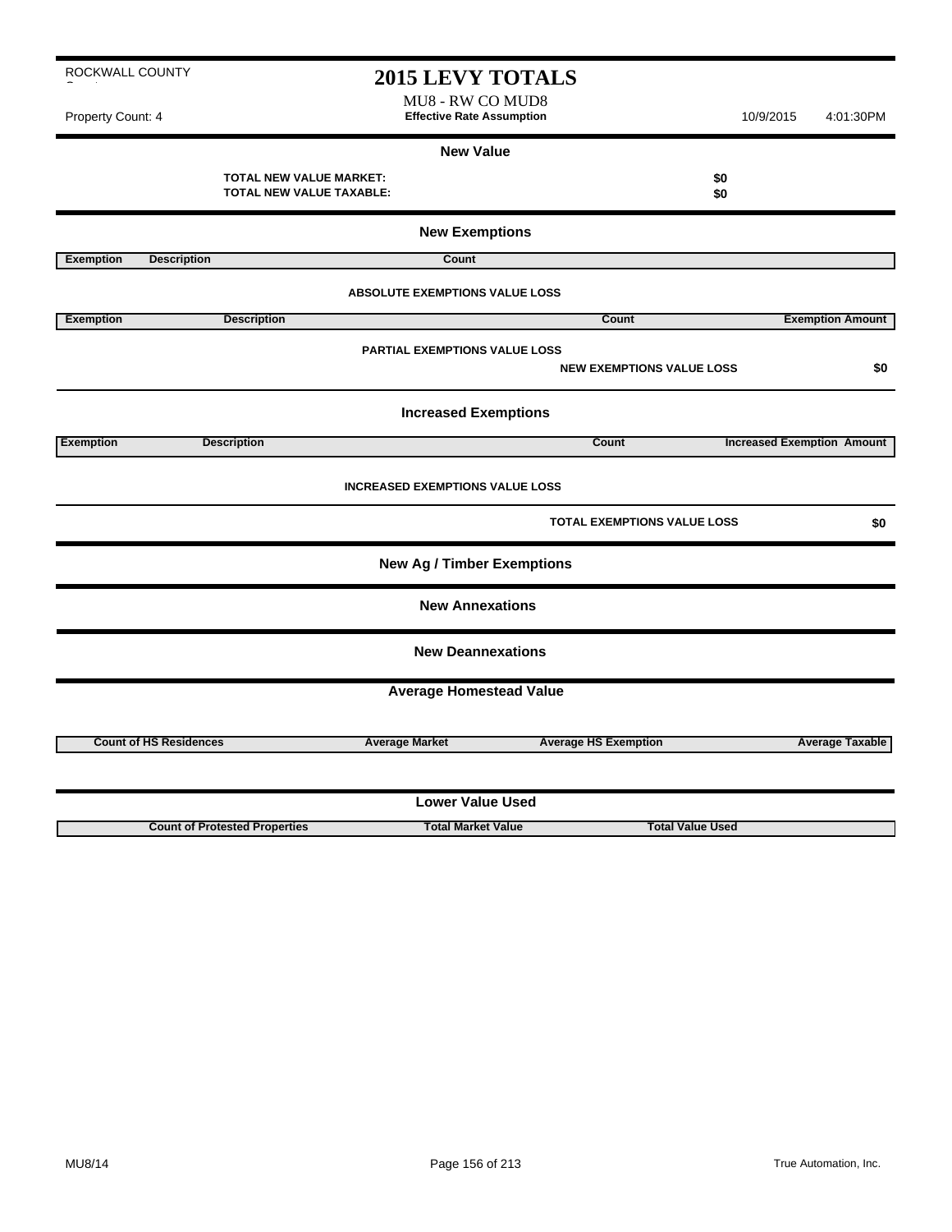ROCKWALL COUNTY

# 2015 LEVY TOTALS

MU8 - RW CO MUD8

**Effective Rate Assumption**

Property Count: 4

10/9/2015 4:01:30PM

## New Value

**TOTAL NEW VALUE MARKET:** **$0**

**TOTAL NEW VALUE TAXABLE:** **$0**

## New Exemptions

| Exemption | Description | Count |
|---|---|---|

**ABSOLUTE EXEMPTIONS VALUE LOSS**

| Exemption | Description | Count | Exemption Amount |
|---|---|---|---|

**PARTIAL EXEMPTIONS VALUE LOSS**

**NEW EXEMPTIONS VALUE LOSS** **$0**

## Increased Exemptions

| Exemption | Description | Count | Increased Exemption Amount |
|---|---|---|---|

**INCREASED EXEMPTIONS VALUE LOSS**

**TOTAL EXEMPTIONS VALUE LOSS** **$0**

## New Ag / Timber Exemptions

## New Annexations

## New Deannexations

## Average Homestead Value

| Count of HS Residences | Average Market | Average HS Exemption | Average Taxable |
|---|---|---|---|

## Lower Value Used

| Count of Protested Properties | Total Market Value | Total Value Used |
|---|---|---|

MU8/14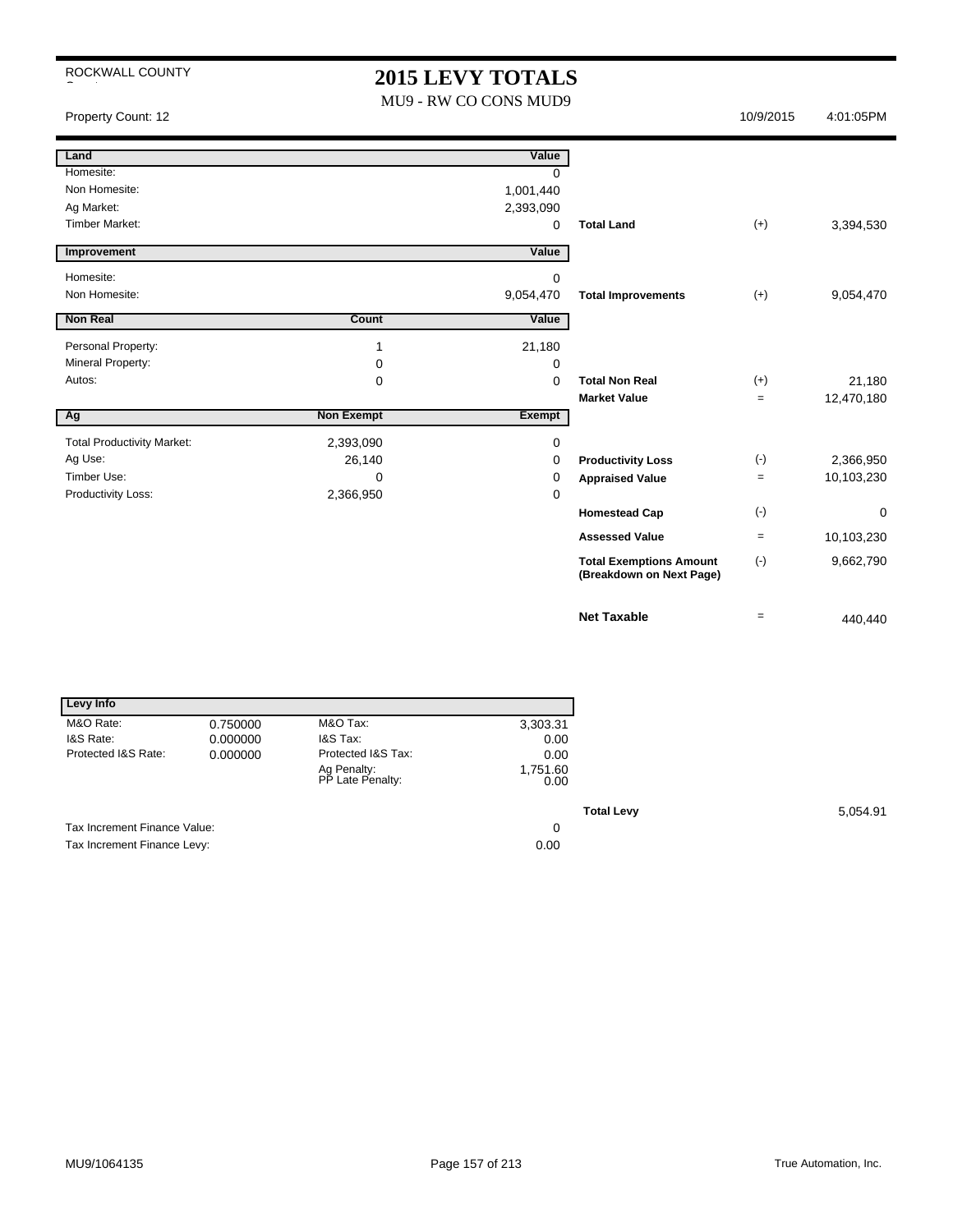ROCKWALL COUNTY

# 2015 LEVY TOTALS

MU9 - RW CO CONS MUD9

Property Count: 12 | 10/9/2015 | 4:01:05PM

| Land | | Value | | | |
|---|---|---|---|---|---|
| Homesite: | | 0 | | | |
| Non Homesite: | | 1,001,440 | | | |
| Ag Market: | | 2,393,090 | | | |
| Timber Market: | | 0 | **Total Land** | (+) | 3,394,530 |

| Improvement | | Value | | | |
|---|---|---|---|---|---|
| Homesite: | | 0 | | | |
| Non Homesite: | | 9,054,470 | **Total Improvements** | (+) | 9,054,470 |

| Non Real | Count | Value | | | |
|---|---|---|---|---|---|
| Personal Property: | 1 | 21,180 | | | |
| Mineral Property: | 0 | 0 | | | |
| Autos: | 0 | 0 | **Total Non Real** | (+) | 21,180 |
| | | | **Market Value** | = | 12,470,180 |

| Ag | Non Exempt | Exempt | | | |
|---|---|---|---|---|---|
| Total Productivity Market: | 2,393,090 | 0 | | | |
| Ag Use: | 26,140 | 0 | **Productivity Loss** | (-) | 2,366,950 |
| Timber Use: | 0 | 0 | **Appraised Value** | = | 10,103,230 |
| Productivity Loss: | 2,366,950 | 0 | | | |
| | | | **Homestead Cap** | (-) | 0 |
| | | | **Assessed Value** | = | 10,103,230 |
| | | | **Total Exemptions Amount (Breakdown on Next Page)** | (-) | 9,662,790 |
| | | | **Net Taxable** | = | 440,440 |

| Levy Info | | | | | |
|---|---|---|---|---|---|
| M&O Rate: | 0.750000 | M&O Tax: | 3,303.31 | | |
| I&S Rate: | 0.000000 | I&S Tax: | 0.00 | | |
| Protected I&S Rate: | 0.000000 | Protected I&S Tax: | 0.00 | | |
| | | Ag Penalty: | 1,751.60 | | |
| | | PP Late Penalty: | 0.00 | | |
| | | | | **Total Levy** | 5,054.91 |
| Tax Increment Finance Value: | | | 0 | | |
| Tax Increment Finance Levy: | | | 0.00 | | |

MU9/1064135 | True Automation, Inc.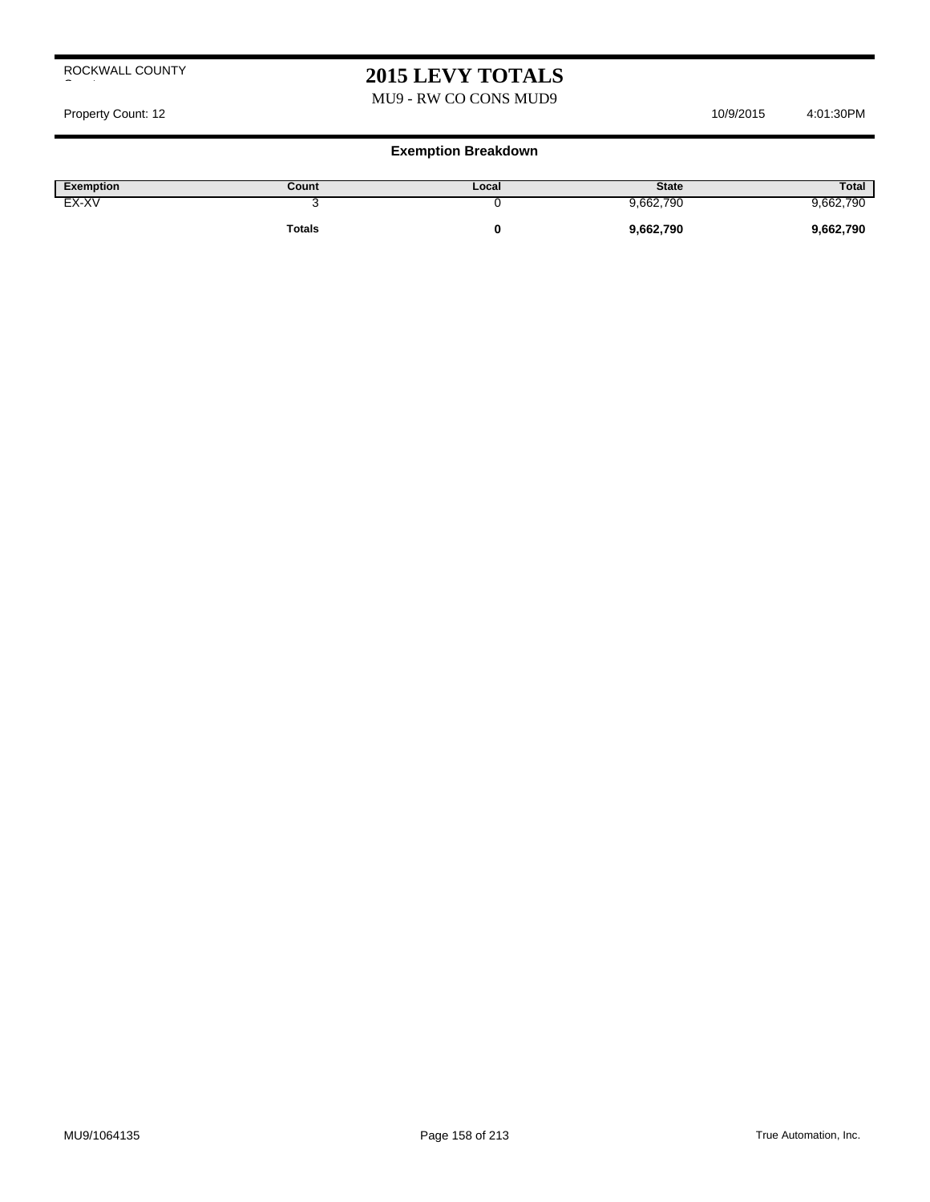ROCKWALL COUNTY

# 2015 LEVY TOTALS

MU9 - RW CO CONS MUD9

Property Count: 12 10/9/2015 4:01:30PM

## Exemption Breakdown

| Exemption | Count | Local | State | Total |
|---|---|---|---|---|
| EX-XV | 3 | 0 | 9,662,790 | 9,662,790 |
| | **Totals** | **0** | **9,662,790** | **9,662,790** |

MU9/1064135 True Automation, Inc.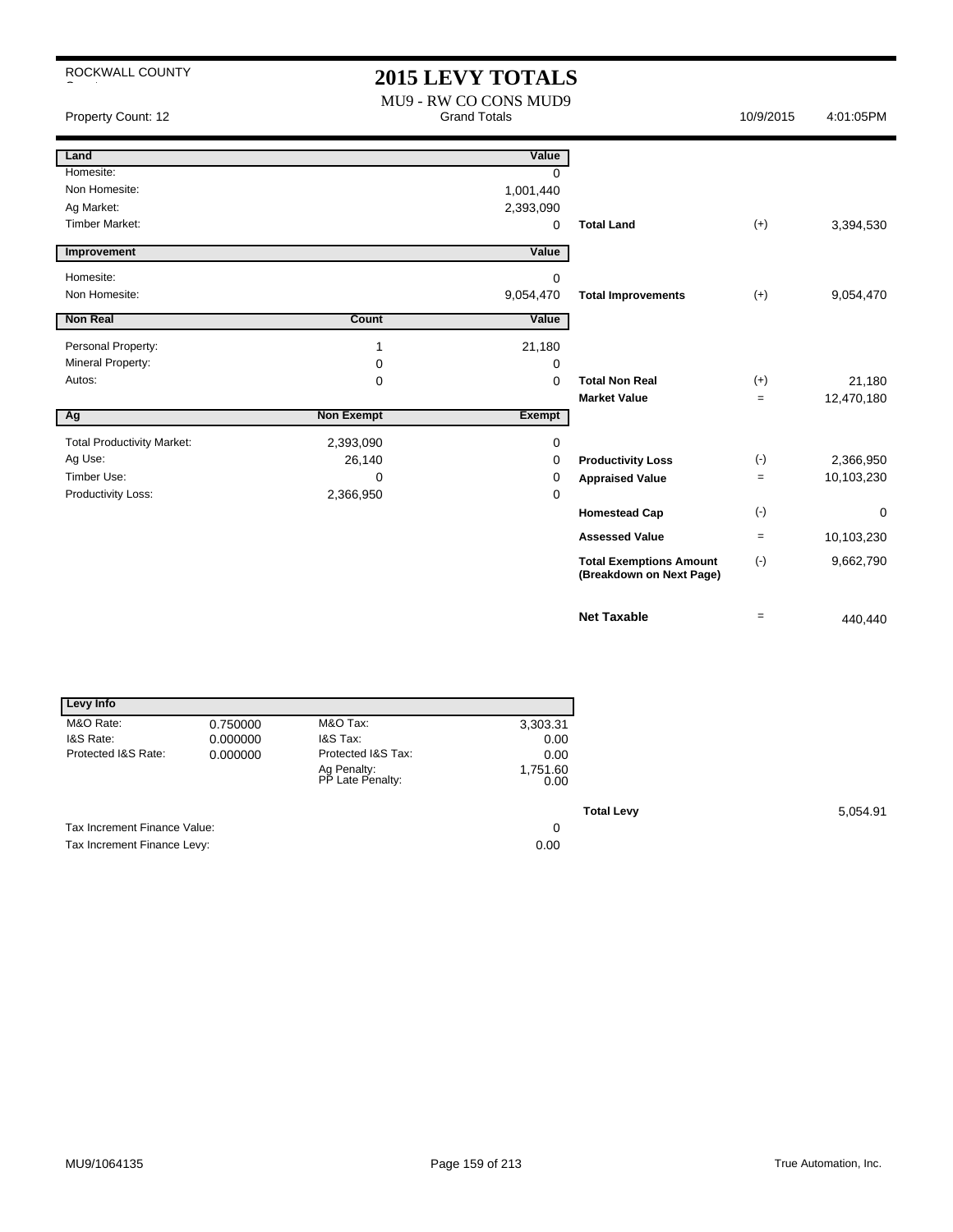ROCKWALL COUNTY

# 2015 LEVY TOTALS

MU9 - RW CO CONS MUD9

Property Count: 12 — Grand Totals — 10/9/2015 4:01:05PM

| Land | | Value | | | |
|---|---|---|---|---|---|
| Homesite: | | 0 | | | |
| Non Homesite: | | 1,001,440 | | | |
| Ag Market: | | 2,393,090 | | | |
| Timber Market: | | 0 | **Total Land** | (+) | 3,394,530 |

| Improvement | | Value | | | |
|---|---|---|---|---|---|
| Homesite: | | 0 | | | |
| Non Homesite: | | 9,054,470 | **Total Improvements** | (+) | 9,054,470 |

| Non Real | Count | Value | | | |
|---|---|---|---|---|---|
| Personal Property: | 1 | 21,180 | | | |
| Mineral Property: | 0 | 0 | | | |
| Autos: | 0 | 0 | **Total Non Real** | (+) | 21,180 |
| | | | **Market Value** | = | 12,470,180 |

| Ag | Non Exempt | Exempt | | | |
|---|---|---|---|---|---|
| Total Productivity Market: | 2,393,090 | 0 | | | |
| Ag Use: | 26,140 | 0 | **Productivity Loss** | (-) | 2,366,950 |
| Timber Use: | 0 | 0 | **Appraised Value** | = | 10,103,230 |
| Productivity Loss: | 2,366,950 | 0 | | | |
| | | | **Homestead Cap** | (-) | 0 |
| | | | **Assessed Value** | = | 10,103,230 |
| | | | **Total Exemptions Amount (Breakdown on Next Page)** | (-) | 9,662,790 |
| | | | **Net Taxable** | = | 440,440 |

| Levy Info | | | |
|---|---|---|---|
| M&O Rate: | 0.750000 | M&O Tax: | 3,303.31 |
| I&S Rate: | 0.000000 | I&S Tax: | 0.00 |
| Protected I&S Rate: | 0.000000 | Protected I&S Tax: | 0.00 |
| | | Ag Penalty: | 1,751.60 |
| | | PP Late Penalty: | 0.00 |

**Total Levy** 5,054.91

| | |
|---|---|
| Tax Increment Finance Value: | 0 |
| Tax Increment Finance Levy: | 0.00 |

MU9/1064135 — True Automation, Inc.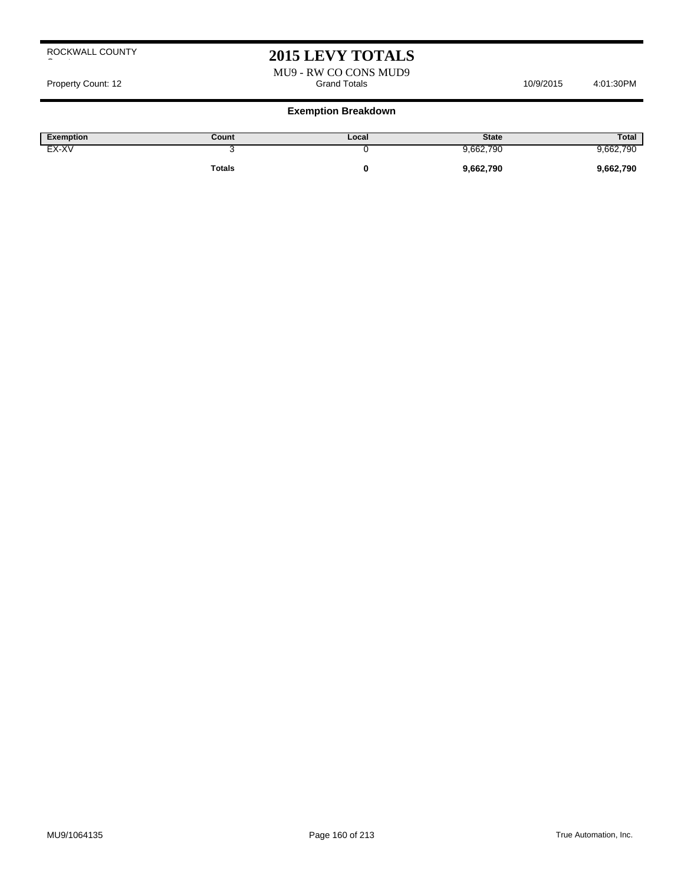ROCKWALL COUNTY

# 2015 LEVY TOTALS

MU9 - RW CO CONS MUD9

Property Count: 12 | Grand Totals | 10/9/2015 4:01:30PM

## Exemption Breakdown

| Exemption | Count | Local | State | Total |
|---|---|---|---|---|
| EX-XV | 3 | 0 | 9,662,790 | 9,662,790 |
| | **Totals** | **0** | **9,662,790** | **9,662,790** |

MU9/1064135

True Automation, Inc.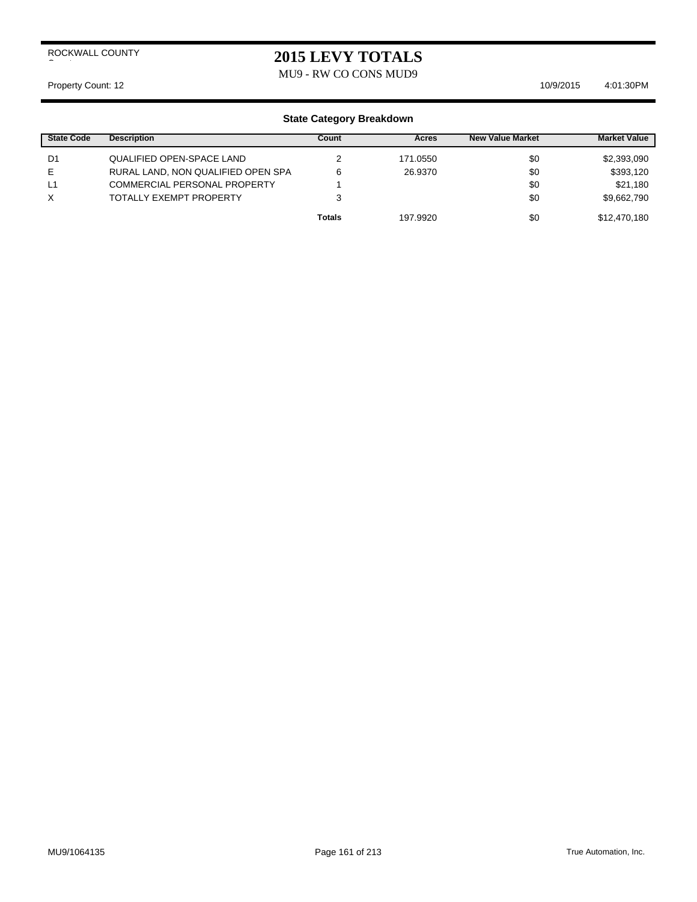ROCKWALL COUNTY

# 2015 LEVY TOTALS

MU9 - RW CO CONS MUD9

Property Count: 12 10/9/2015 4:01:30PM

### State Category Breakdown

| State Code | Description | Count | Acres | New Value Market | Market Value |
|---|---|---|---|---|---|
| D1 | QUALIFIED OPEN-SPACE LAND | 2 | 171.0550 | $0 | $2,393,090 |
| E | RURAL LAND, NON QUALIFIED OPEN SPA | 6 | 26.9370 | $0 | $393,120 |
| L1 | COMMERCIAL PERSONAL PROPERTY | 1 | | $0 | $21,180 |
| X | TOTALLY EXEMPT PROPERTY | 3 | | $0 | $9,662,790 |
| | | **Totals** | 197.9920 | $0 | $12,470,180 |

MU9/1064135 True Automation, Inc.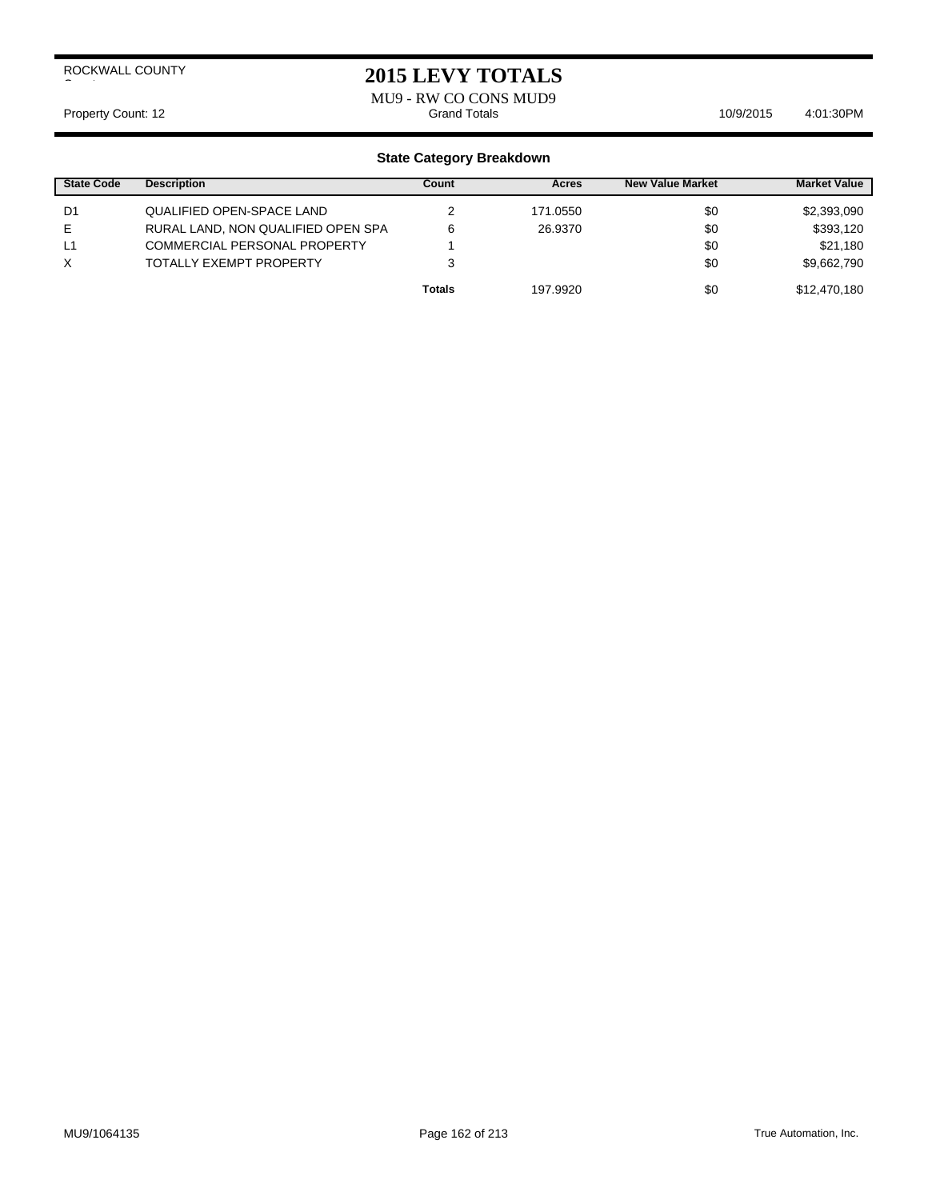ROCKWALL COUNTY

# 2015 LEVY TOTALS

MU9 - RW CO CONS MUD9

Property Count: 12 Grand Totals 10/9/2015 4:01:30PM

## State Category Breakdown

| State Code | Description | Count | Acres | New Value Market | Market Value |
|---|---|---|---|---|---|
| D1 | QUALIFIED OPEN-SPACE LAND | 2 | 171.0550 | $0 | $2,393,090 |
| E | RURAL LAND, NON QUALIFIED OPEN SPA | 6 | 26.9370 | $0 | $393,120 |
| L1 | COMMERCIAL PERSONAL PROPERTY | 1 | | $0 | $21,180 |
| X | TOTALLY EXEMPT PROPERTY | 3 | | $0 | $9,662,790 |
| | | **Totals** | 197.9920 | $0 | $12,470,180 |

MU9/1064135 True Automation, Inc.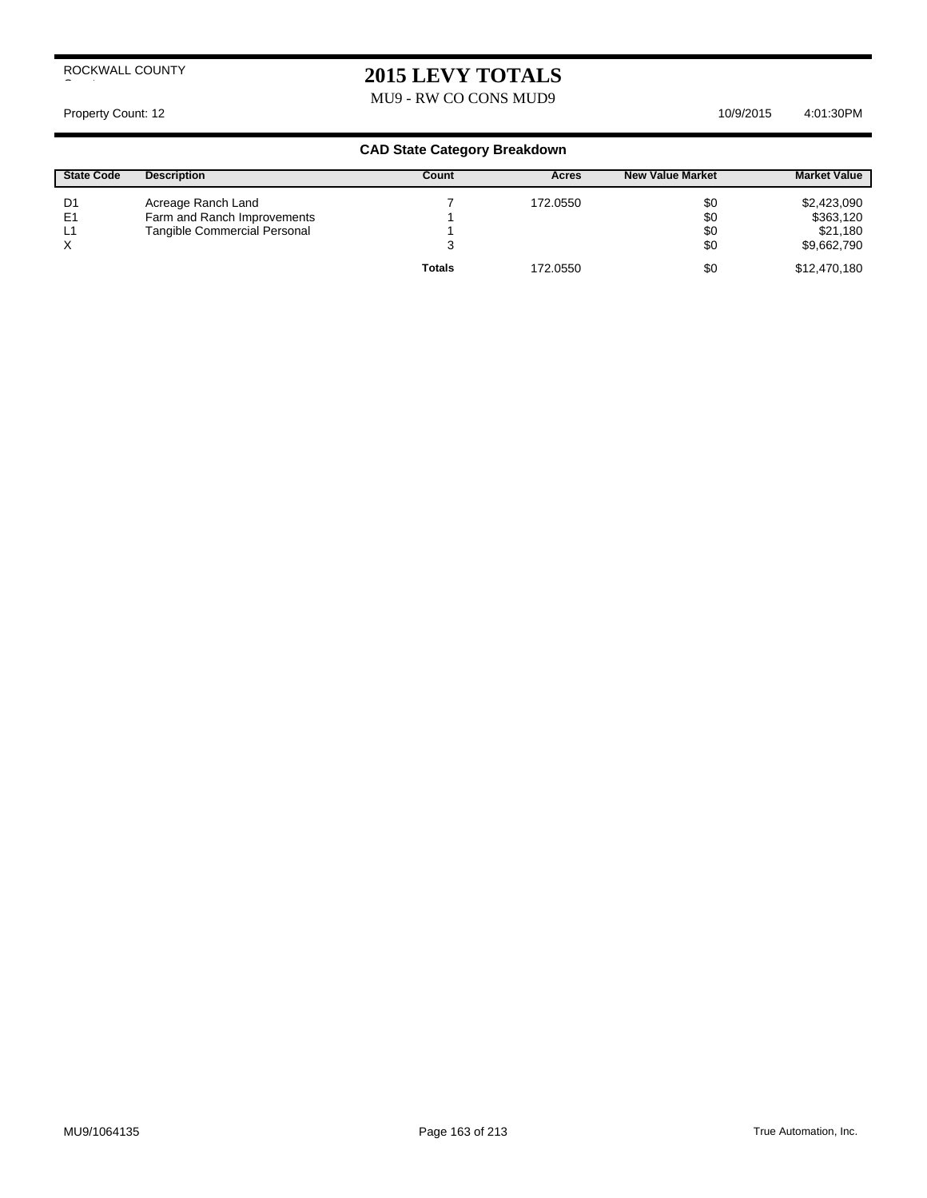ROCKWALL COUNTY

# 2015 LEVY TOTALS

MU9 - RW CO CONS MUD9

Property Count: 12 10/9/2015 4:01:30PM

## CAD State Category Breakdown

| State Code | Description | Count | Acres | New Value Market | Market Value |
|---|---|---|---|---|---|
| D1 | Acreage Ranch Land | 7 | 172.0550 | $0 | $2,423,090 |
| E1 | Farm and Ranch Improvements | 1 | | $0 | $363,120 |
| L1 | Tangible Commercial Personal | 1 | | $0 | $21,180 |
| X | | 3 | | $0 | $9,662,790 |
| | | **Totals** | 172.0550 | $0 | $12,470,180 |

MU9/1064135 True Automation, Inc.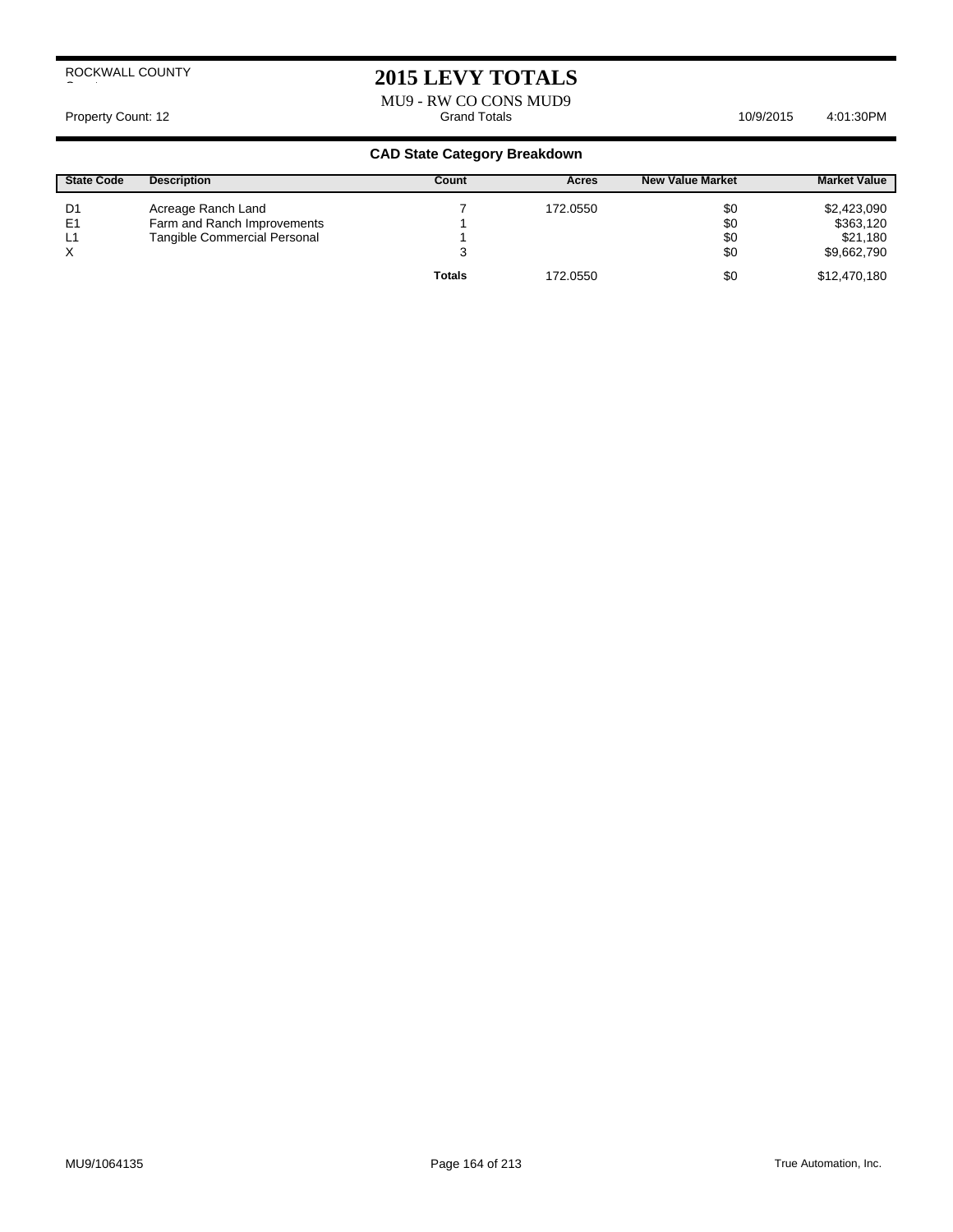ROCKWALL COUNTY

# 2015 LEVY TOTALS

MU9 - RW CO CONS MUD9

Property Count: 12 Grand Totals 10/9/2015 4:01:30PM

## CAD State Category Breakdown

| State Code | Description | Count | Acres | New Value Market | Market Value |
|---|---|---|---|---|---|
| D1 | Acreage Ranch Land | 7 | 172.0550 | $0 | $2,423,090 |
| E1 | Farm and Ranch Improvements | 1 | | $0 | $363,120 |
| L1 | Tangible Commercial Personal | 1 | | $0 | $21,180 |
| X | | 3 | | $0 | $9,662,790 |
| | | **Totals** | 172.0550 | $0 | $12,470,180 |

MU9/1064135 True Automation, Inc.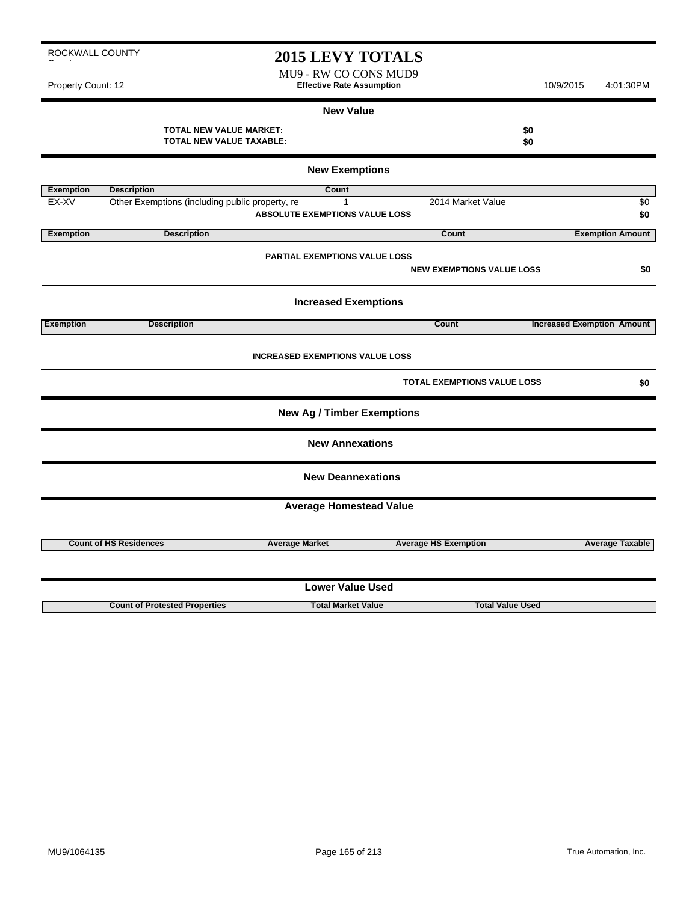ROCKWALL COUNTY

# 2015 LEVY TOTALS

MU9 - RW CO CONS MUD9

Property Count: 12 | **Effective Rate Assumption** | 10/9/2015 4:01:30PM

## New Value

**TOTAL NEW VALUE MARKET:** **$0**

**TOTAL NEW VALUE TAXABLE:** **$0**

## New Exemptions

| Exemption | Description | Count | | |
|---|---|---|---|---|
| EX-XV | Other Exemptions (including public property, re | 1 | 2014 Market Value | $0 |
| | | **ABSOLUTE EXEMPTIONS VALUE LOSS** | | **$0** |

| Exemption | Description | Count | Exemption Amount |
|---|---|---|---|

**PARTIAL EXEMPTIONS VALUE LOSS**

**NEW EXEMPTIONS VALUE LOSS** **$0**

## Increased Exemptions

| Exemption | Description | Count | Increased Exemption Amount |
|---|---|---|---|

**INCREASED EXEMPTIONS VALUE LOSS**

**TOTAL EXEMPTIONS VALUE LOSS** **$0**

## New Ag / Timber Exemptions

## New Annexations

## New Deannexations

## Average Homestead Value

| Count of HS Residences | Average Market | Average HS Exemption | Average Taxable |
|---|---|---|---|

## Lower Value Used

| Count of Protested Properties | Total Market Value | Total Value Used |
|---|---|---|

MU9/1064135

True Automation, Inc.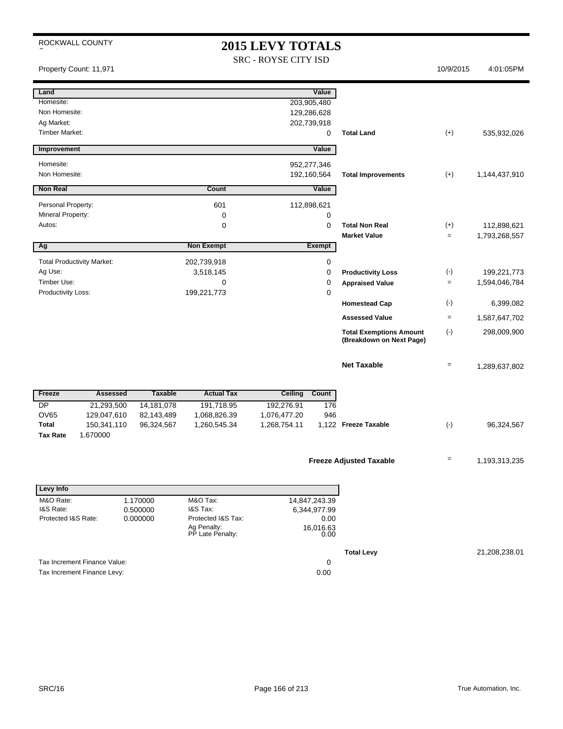ROCKWALL COUNTY

# 2015 LEVY TOTALS

SRC - ROYSE CITY ISD

Property Count: 11,971 — 10/9/2015 4:01:05PM

| Land | | Value | | | |
|---|---|---|---|---|---|
| Homesite: | | 203,905,480 | | | |
| Non Homesite: | | 129,286,628 | | | |
| Ag Market: | | 202,739,918 | | | |
| Timber Market: | | 0 | **Total Land** | (+) | 535,932,026 |
| **Improvement** | | **Value** | | | |
| Homesite: | | 952,277,346 | | | |
| Non Homesite: | | 192,160,564 | **Total Improvements** | (+) | 1,144,437,910 |
| **Non Real** | **Count** | **Value** | | | |
| Personal Property: | 601 | 112,898,621 | | | |
| Mineral Property: | 0 | 0 | | | |
| Autos: | 0 | 0 | **Total Non Real** | (+) | 112,898,621 |
| | | | **Market Value** | = | 1,793,268,557 |
| **Ag** | **Non Exempt** | **Exempt** | | | |
| Total Productivity Market: | 202,739,918 | 0 | | | |
| Ag Use: | 3,518,145 | 0 | **Productivity Loss** | (-) | 199,221,773 |
| Timber Use: | 0 | 0 | **Appraised Value** | = | 1,594,046,784 |
| Productivity Loss: | 199,221,773 | 0 | | | |
| | | | **Homestead Cap** | (-) | 6,399,082 |
| | | | **Assessed Value** | = | 1,587,647,702 |
| | | | **Total Exemptions Amount (Breakdown on Next Page)** | (-) | 298,009,900 |
| | | | **Net Taxable** | = | 1,289,637,802 |

| Freeze | Assessed | Taxable | Actual Tax | Ceiling | Count | | | |
|---|---|---|---|---|---|---|---|---|
| DP | 21,293,500 | 14,181,078 | 191,718.95 | 192,276.91 | 176 | | | |
| OV65 | 129,047,610 | 82,143,489 | 1,068,826.39 | 1,076,477.20 | 946 | | | |
| **Total** | 150,341,110 | 96,324,567 | 1,260,545.34 | 1,268,754.11 | 1,122 | **Freeze Taxable** | (-) | 96,324,567 |
| **Tax Rate** | 1.670000 | | | | | | | |

**Freeze Adjusted Taxable** = 1,193,313,235

| Levy Info | | | |
|---|---|---|---|
| M&O Rate: | 1.170000 | M&O Tax: | 14,847,243.39 |
| I&S Rate: | 0.500000 | I&S Tax: | 6,344,977.99 |
| Protected I&S Rate: | 0.000000 | Protected I&S Tax: | 0.00 |
| | | Ag Penalty: | 16,016.63 |
| | | PP Late Penalty: | 0.00 |

**Total Levy** 21,208,238.01

| | |
|---|---|
| Tax Increment Finance Value: | 0 |
| Tax Increment Finance Levy: | 0.00 |

SRC/16 — True Automation, Inc.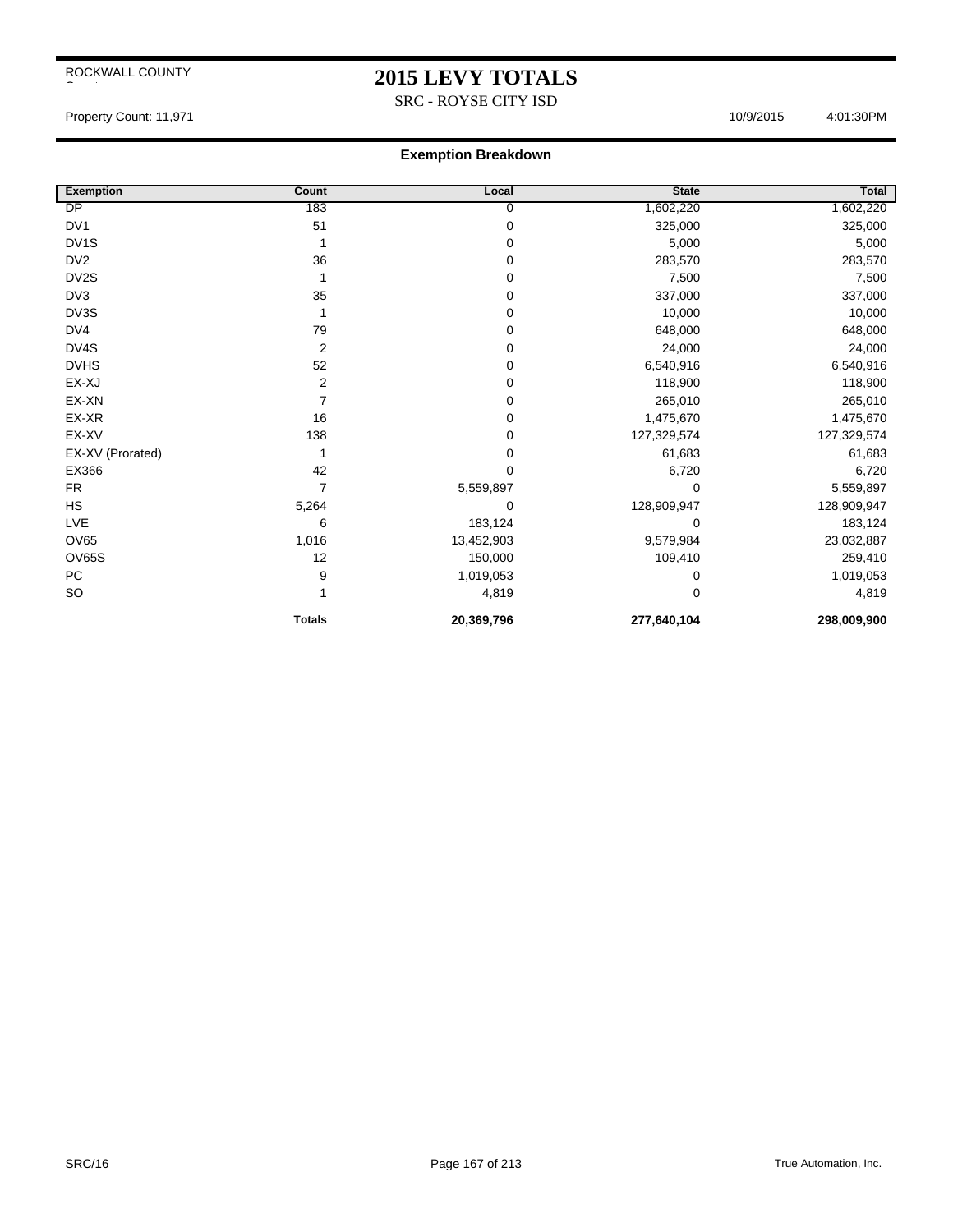ROCKWALL COUNTY

# 2015 LEVY TOTALS

SRC - ROYSE CITY ISD

Property Count: 11,971 10/9/2015 4:01:30PM

## Exemption Breakdown

| Exemption | Count | Local | State | Total |
|---|---|---|---|---|
| DP | 183 | 0 | 1,602,220 | 1,602,220 |
| DV1 | 51 | 0 | 325,000 | 325,000 |
| DV1S | 1 | 0 | 5,000 | 5,000 |
| DV2 | 36 | 0 | 283,570 | 283,570 |
| DV2S | 1 | 0 | 7,500 | 7,500 |
| DV3 | 35 | 0 | 337,000 | 337,000 |
| DV3S | 1 | 0 | 10,000 | 10,000 |
| DV4 | 79 | 0 | 648,000 | 648,000 |
| DV4S | 2 | 0 | 24,000 | 24,000 |
| DVHS | 52 | 0 | 6,540,916 | 6,540,916 |
| EX-XJ | 2 | 0 | 118,900 | 118,900 |
| EX-XN | 7 | 0 | 265,010 | 265,010 |
| EX-XR | 16 | 0 | 1,475,670 | 1,475,670 |
| EX-XV | 138 | 0 | 127,329,574 | 127,329,574 |
| EX-XV (Prorated) | 1 | 0 | 61,683 | 61,683 |
| EX366 | 42 | 0 | 6,720 | 6,720 |
| FR | 7 | 5,559,897 | 0 | 5,559,897 |
| HS | 5,264 | 0 | 128,909,947 | 128,909,947 |
| LVE | 6 | 183,124 | 0 | 183,124 |
| OV65 | 1,016 | 13,452,903 | 9,579,984 | 23,032,887 |
| OV65S | 12 | 150,000 | 109,410 | 259,410 |
| PC | 9 | 1,019,053 | 0 | 1,019,053 |
| SO | 1 | 4,819 | 0 | 4,819 |
| | **Totals** | **20,369,796** | **277,640,104** | **298,009,900** |

SRC/16 True Automation, Inc.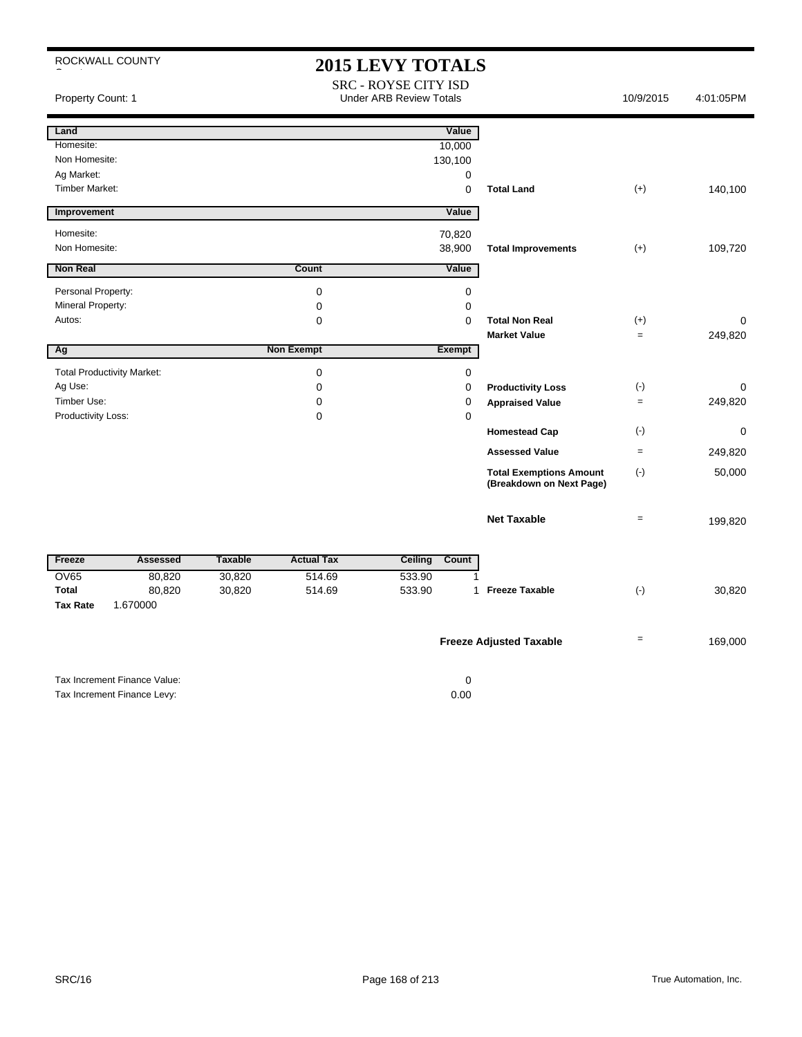ROCKWALL COUNTY

# 2015 LEVY TOTALS

SRC - ROYSE CITY ISD

Property Count: 1 — Under ARB Review Totals — 10/9/2015 4:01:05PM

| Land | | Value | | | |
|---|---|---|---|---|---|
| Homesite: | | 10,000 | | | |
| Non Homesite: | | 130,100 | | | |
| Ag Market: | | 0 | | | |
| Timber Market: | | 0 | **Total Land** | (+) | 140,100 |

| Improvement | | Value | | | |
|---|---|---|---|---|---|
| Homesite: | | 70,820 | | | |
| Non Homesite: | | 38,900 | **Total Improvements** | (+) | 109,720 |

| Non Real | Count | Value | | | |
|---|---|---|---|---|---|
| Personal Property: | 0 | 0 | | | |
| Mineral Property: | 0 | 0 | | | |
| Autos: | 0 | 0 | **Total Non Real** | (+) | 0 |
| | | | **Market Value** | = | 249,820 |

| Ag | Non Exempt | Exempt | | | |
|---|---|---|---|---|---|
| Total Productivity Market: | 0 | 0 | | | |
| Ag Use: | 0 | 0 | **Productivity Loss** | (-) | 0 |
| Timber Use: | 0 | 0 | **Appraised Value** | = | 249,820 |
| Productivity Loss: | 0 | 0 | | | |
| | | | **Homestead Cap** | (-) | 0 |
| | | | **Assessed Value** | = | 249,820 |
| | | | **Total Exemptions Amount (Breakdown on Next Page)** | (-) | 50,000 |
| | | | **Net Taxable** | = | 199,820 |

| Freeze | Assessed | Taxable | Actual Tax | Ceiling | Count | | | |
|---|---|---|---|---|---|---|---|---|
| OV65 | 80,820 | 30,820 | 514.69 | 533.90 | 1 | | | |
| **Total** | 80,820 | 30,820 | 514.69 | 533.90 | 1 | **Freeze Taxable** | (-) | 30,820 |
| **Tax Rate** | 1.670000 | | | | | | | |
| | | | | | | **Freeze Adjusted Taxable** | = | 169,000 |

| | |
|---|---|
| Tax Increment Finance Value: | 0 |
| Tax Increment Finance Levy: | 0.00 |

SRC/16 — True Automation, Inc.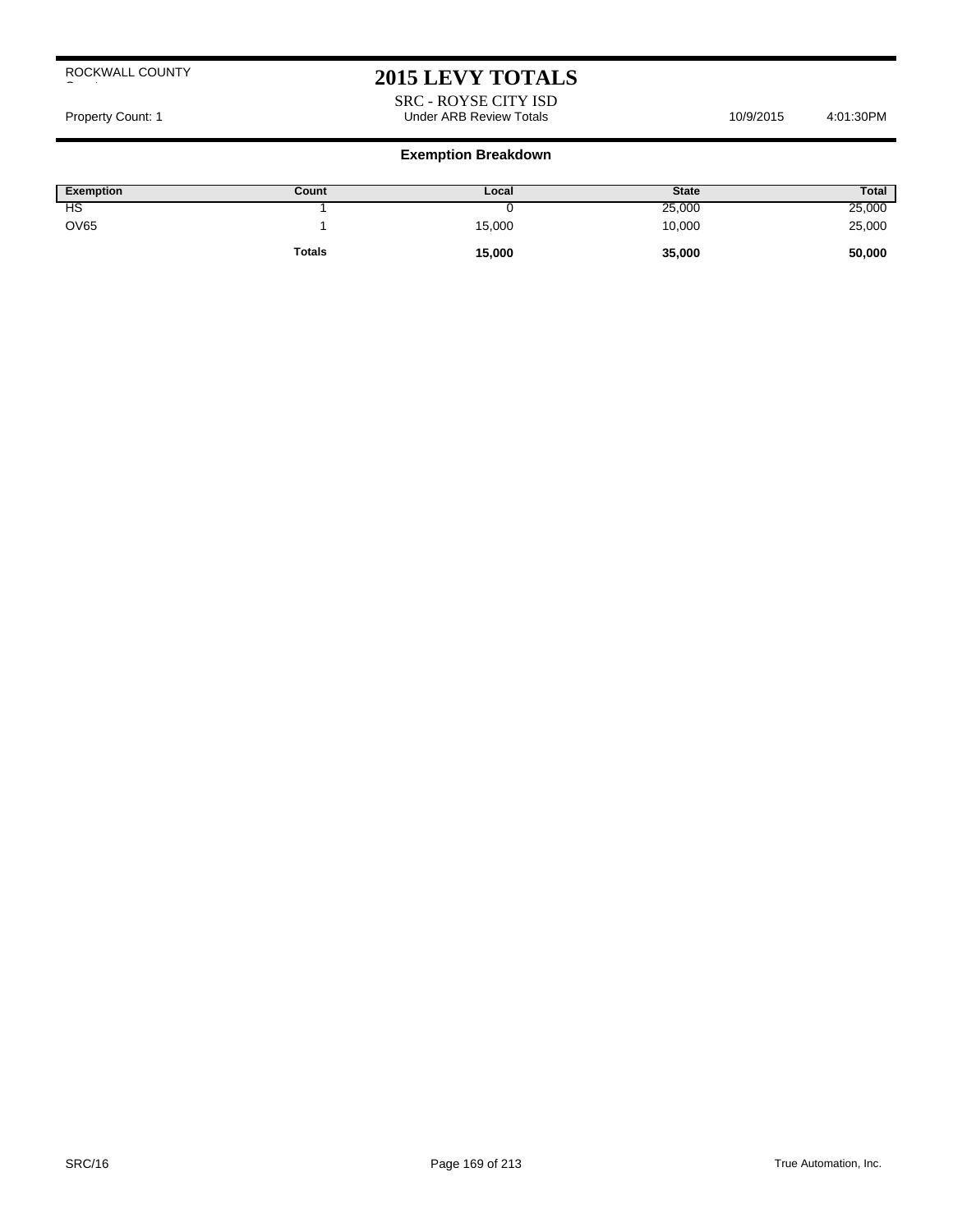ROCKWALL COUNTY

# 2015 LEVY TOTALS

SRC - ROYSE CITY ISD

Property Count: 1 | Under ARB Review Totals | 10/9/2015 | 4:01:30PM

## Exemption Breakdown

| Exemption | Count | Local | State | Total |
|---|---|---|---|---|
| HS | 1 | 0 | 25,000 | 25,000 |
| OV65 | 1 | 15,000 | 10,000 | 25,000 |
| | **Totals** | **15,000** | **35,000** | **50,000** |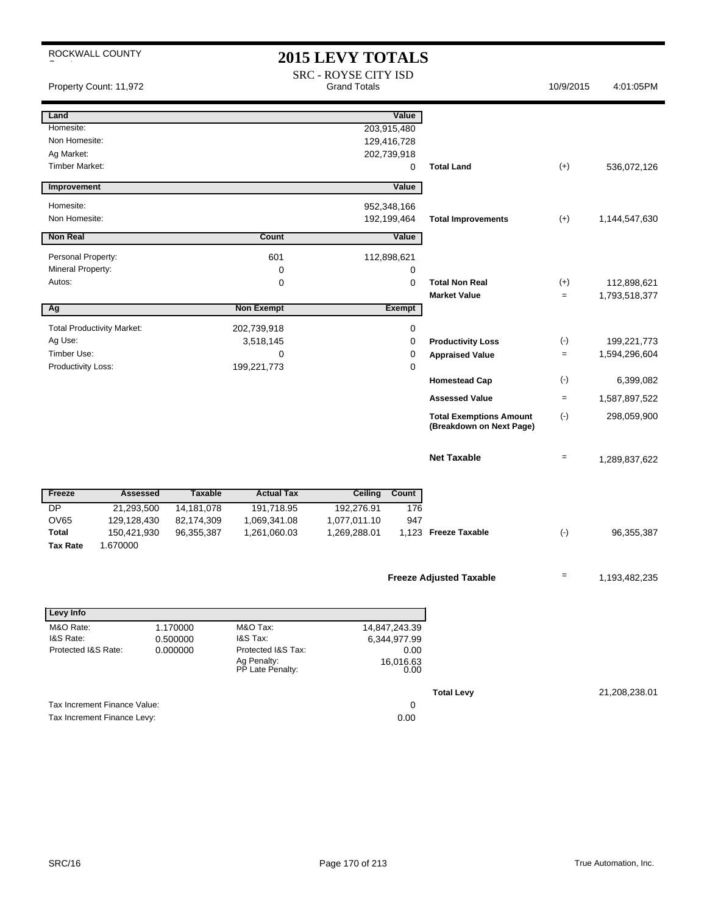ROCKWALL COUNTY

# 2015 LEVY TOTALS

## SRC - ROYSE CITY ISD

Grand Totals

Property Count: 11,972 — 10/9/2015 4:01:05PM

| Land | | Value | | | |
|---|---|---|---|---|---|
| Homesite: | | 203,915,480 | | | |
| Non Homesite: | | 129,416,728 | | | |
| Ag Market: | | 202,739,918 | | | |
| Timber Market: | | 0 | Total Land | (+) | 536,072,126 |

| Improvement | | Value | | | |
|---|---|---|---|---|---|
| Homesite: | | 952,348,166 | | | |
| Non Homesite: | | 192,199,464 | Total Improvements | (+) | 1,144,547,630 |

| Non Real | Count | Value | | | |
|---|---|---|---|---|---|
| Personal Property: | 601 | 112,898,621 | | | |
| Mineral Property: | 0 | 0 | | | |
| Autos: | 0 | 0 | Total Non Real | (+) | 112,898,621 |
| | | | Market Value | = | 1,793,518,377 |

| Ag | Non Exempt | Exempt | | | |
|---|---|---|---|---|---|
| Total Productivity Market: | 202,739,918 | 0 | | | |
| Ag Use: | 3,518,145 | 0 | Productivity Loss | (-) | 199,221,773 |
| Timber Use: | 0 | 0 | Appraised Value | = | 1,594,296,604 |
| Productivity Loss: | 199,221,773 | 0 | | | |
| | | | Homestead Cap | (-) | 6,399,082 |
| | | | Assessed Value | = | 1,587,897,522 |
| | | | Total Exemptions Amount (Breakdown on Next Page) | (-) | 298,059,900 |
| | | | Net Taxable | = | 1,289,837,622 |

| Freeze | Assessed | Taxable | Actual Tax | Ceiling | Count | | | |
|---|---|---|---|---|---|---|---|---|
| DP | 21,293,500 | 14,181,078 | 191,718.95 | 192,276.91 | 176 | | | |
| OV65 | 129,128,430 | 82,174,309 | 1,069,341.08 | 1,077,011.10 | 947 | | | |
| Total | 150,421,930 | 96,355,387 | 1,261,060.03 | 1,269,288.01 | 1,123 | Freeze Taxable | (-) | 96,355,387 |
| Tax Rate | 1.670000 | | | | | | | |

**Freeze Adjusted Taxable** = 1,193,482,235

| Levy Info | | | |
|---|---|---|---|
| M&O Rate: | 1.170000 | M&O Tax: | 14,847,243.39 |
| I&S Rate: | 0.500000 | I&S Tax: | 6,344,977.99 |
| Protected I&S Rate: | 0.000000 | Protected I&S Tax: | 0.00 |
| | | Ag Penalty: | 16,016.63 |
| | | PP Late Penalty: | 0.00 |

**Total Levy** 21,208,238.01

| | |
|---|---|
| Tax Increment Finance Value: | 0 |
| Tax Increment Finance Levy: | 0.00 |

SRC/16 — True Automation, Inc.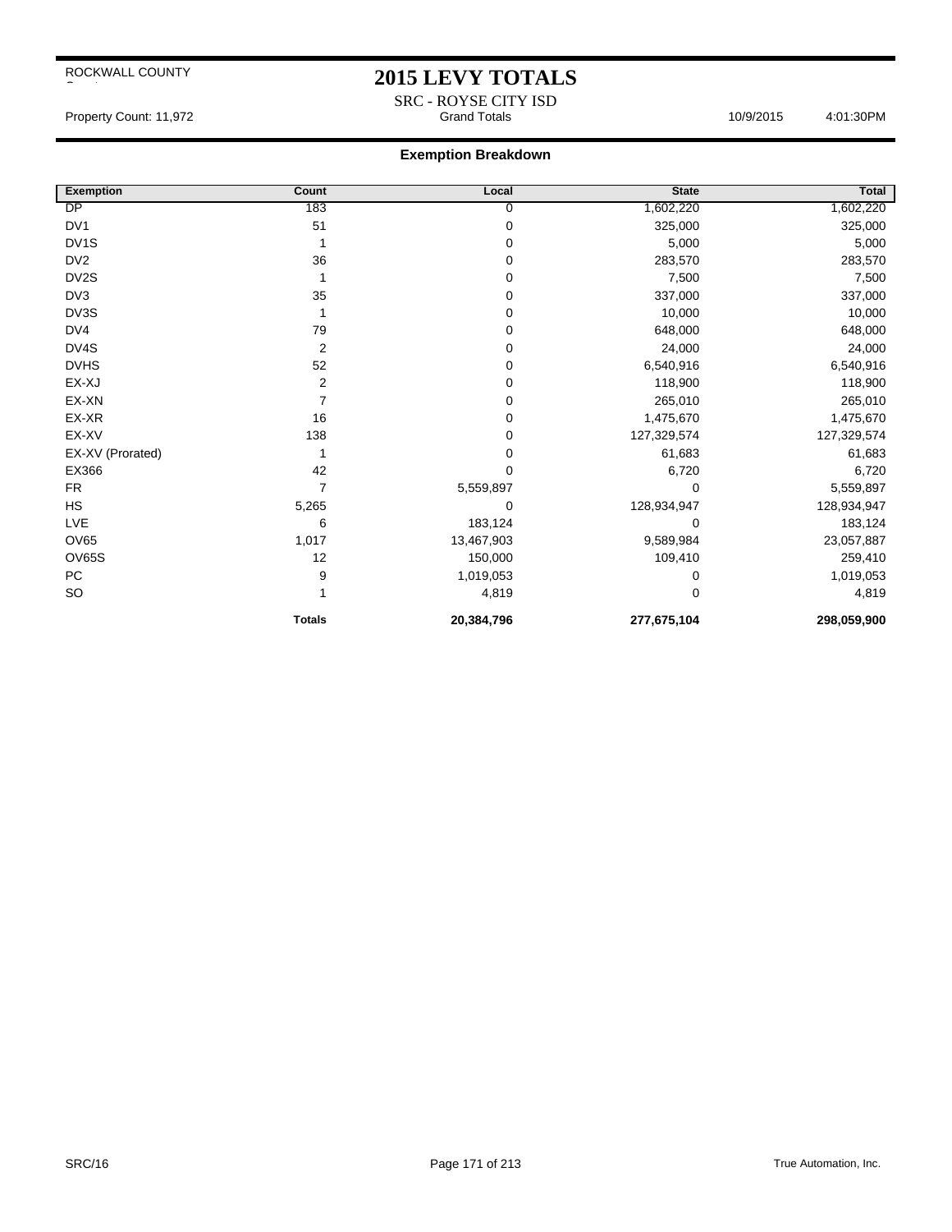ROCKWALL COUNTY

# 2015 LEVY TOTALS

SRC - ROYSE CITY ISD

Property Count: 11,972 Grand Totals 10/9/2015 4:01:30PM

## Exemption Breakdown

| Exemption | Count | Local | State | Total |
|---|---|---|---|---|
| DP | 183 | 0 | 1,602,220 | 1,602,220 |
| DV1 | 51 | 0 | 325,000 | 325,000 |
| DV1S | 1 | 0 | 5,000 | 5,000 |
| DV2 | 36 | 0 | 283,570 | 283,570 |
| DV2S | 1 | 0 | 7,500 | 7,500 |
| DV3 | 35 | 0 | 337,000 | 337,000 |
| DV3S | 1 | 0 | 10,000 | 10,000 |
| DV4 | 79 | 0 | 648,000 | 648,000 |
| DV4S | 2 | 0 | 24,000 | 24,000 |
| DVHS | 52 | 0 | 6,540,916 | 6,540,916 |
| EX-XJ | 2 | 0 | 118,900 | 118,900 |
| EX-XN | 7 | 0 | 265,010 | 265,010 |
| EX-XR | 16 | 0 | 1,475,670 | 1,475,670 |
| EX-XV | 138 | 0 | 127,329,574 | 127,329,574 |
| EX-XV (Prorated) | 1 | 0 | 61,683 | 61,683 |
| EX366 | 42 | 0 | 6,720 | 6,720 |
| FR | 7 | 5,559,897 | 0 | 5,559,897 |
| HS | 5,265 | 0 | 128,934,947 | 128,934,947 |
| LVE | 6 | 183,124 | 0 | 183,124 |
| OV65 | 1,017 | 13,467,903 | 9,589,984 | 23,057,887 |
| OV65S | 12 | 150,000 | 109,410 | 259,410 |
| PC | 9 | 1,019,053 | 0 | 1,019,053 |
| SO | 1 | 4,819 | 0 | 4,819 |
| | **Totals** | **20,384,796** | **277,675,104** | **298,059,900** |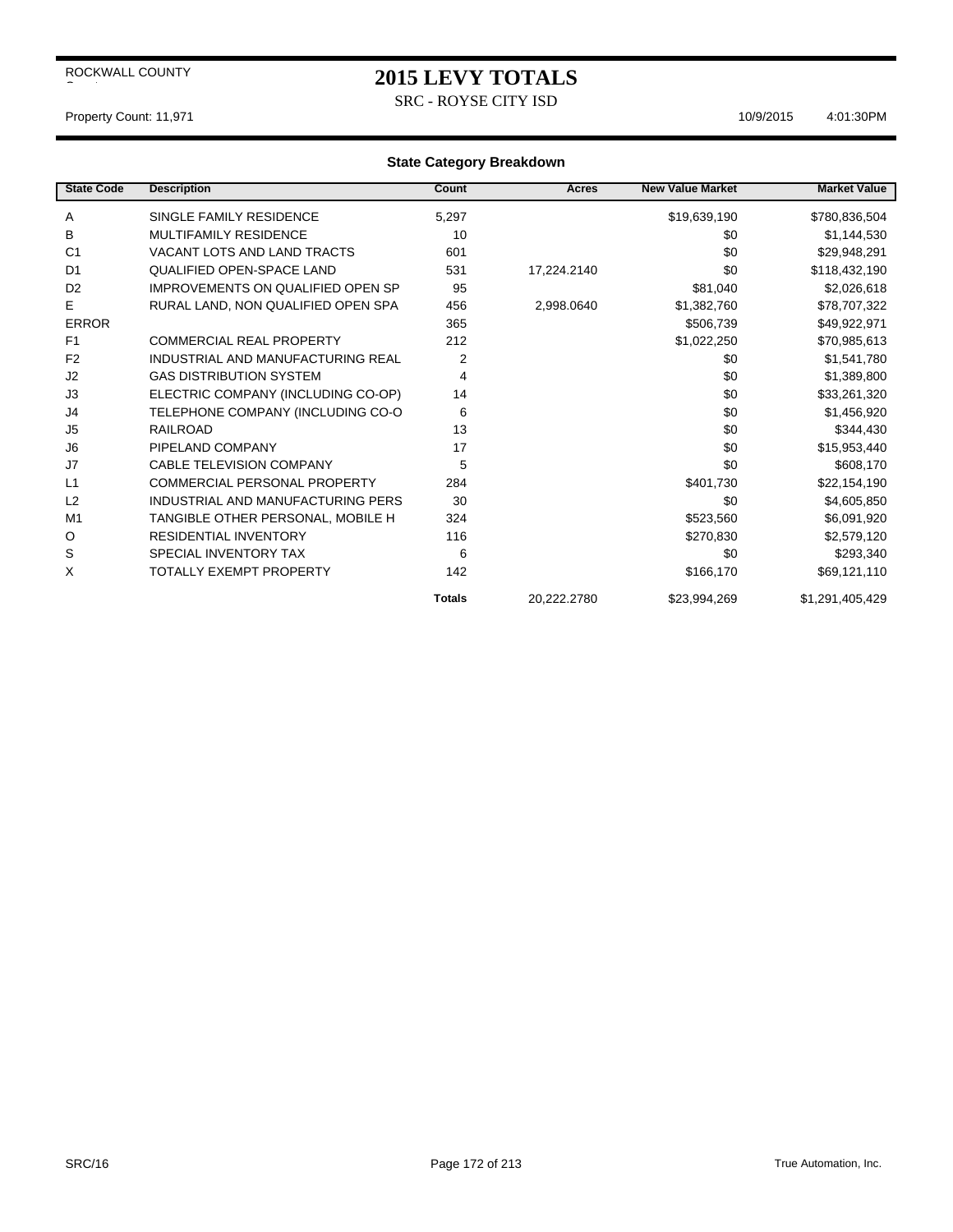ROCKWALL COUNTY

# 2015 LEVY TOTALS

SRC - ROYSE CITY ISD

Property Count: 11,971 10/9/2015 4:01:30PM

## State Category Breakdown

| State Code | Description | Count | Acres | New Value Market | Market Value |
|---|---|---|---|---|---|
| A | SINGLE FAMILY RESIDENCE | 5,297 | | $19,639,190 | $780,836,504 |
| B | MULTIFAMILY RESIDENCE | 10 | | $0 | $1,144,530 |
| C1 | VACANT LOTS AND LAND TRACTS | 601 | | $0 | $29,948,291 |
| D1 | QUALIFIED OPEN-SPACE LAND | 531 | 17,224.2140 | $0 | $118,432,190 |
| D2 | IMPROVEMENTS ON QUALIFIED OPEN SP | 95 | | $81,040 | $2,026,618 |
| E | RURAL LAND, NON QUALIFIED OPEN SPA | 456 | 2,998.0640 | $1,382,760 | $78,707,322 |
| ERROR | | 365 | | $506,739 | $49,922,971 |
| F1 | COMMERCIAL REAL PROPERTY | 212 | | $1,022,250 | $70,985,613 |
| F2 | INDUSTRIAL AND MANUFACTURING REAL | 2 | | $0 | $1,541,780 |
| J2 | GAS DISTRIBUTION SYSTEM | 4 | | $0 | $1,389,800 |
| J3 | ELECTRIC COMPANY (INCLUDING CO-OP) | 14 | | $0 | $33,261,320 |
| J4 | TELEPHONE COMPANY (INCLUDING CO-O | 6 | | $0 | $1,456,920 |
| J5 | RAILROAD | 13 | | $0 | $344,430 |
| J6 | PIPELAND COMPANY | 17 | | $0 | $15,953,440 |
| J7 | CABLE TELEVISION COMPANY | 5 | | $0 | $608,170 |
| L1 | COMMERCIAL PERSONAL PROPERTY | 284 | | $401,730 | $22,154,190 |
| L2 | INDUSTRIAL AND MANUFACTURING PERS | 30 | | $0 | $4,605,850 |
| M1 | TANGIBLE OTHER PERSONAL, MOBILE H | 324 | | $523,560 | $6,091,920 |
| O | RESIDENTIAL INVENTORY | 116 | | $270,830 | $2,579,120 |
| S | SPECIAL INVENTORY TAX | 6 | | $0 | $293,340 |
| X | TOTALLY EXEMPT PROPERTY | 142 | | $166,170 | $69,121,110 |
| | | **Totals** | 20,222.2780 | $23,994,269 | $1,291,405,429 |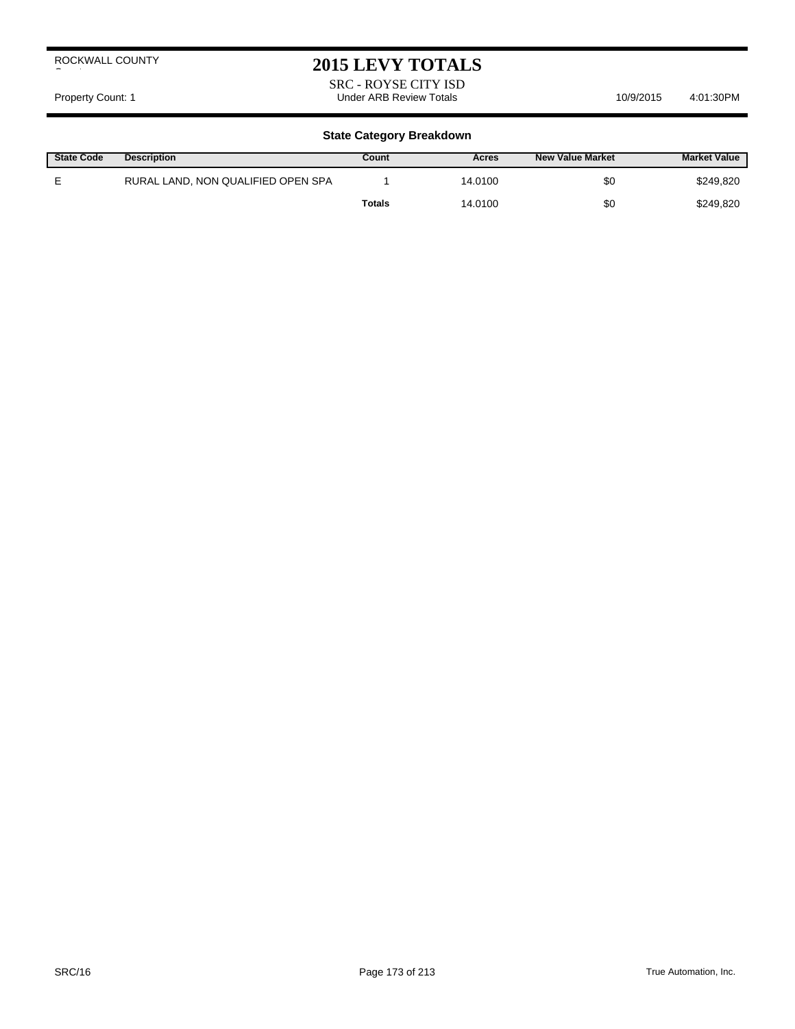ROCKWALL COUNTY

# 2015 LEVY TOTALS

SRC - ROYSE CITY ISD

Property Count: 1 | Under ARB Review Totals | 10/9/2015 4:01:30PM

## State Category Breakdown

| State Code | Description | Count | Acres | New Value Market | Market Value |
|---|---|---|---|---|---|
| E | RURAL LAND, NON QUALIFIED OPEN SPA | 1 | 14.0100 | $0 | $249,820 |
| | | **Totals** | 14.0100 | $0 | $249,820 |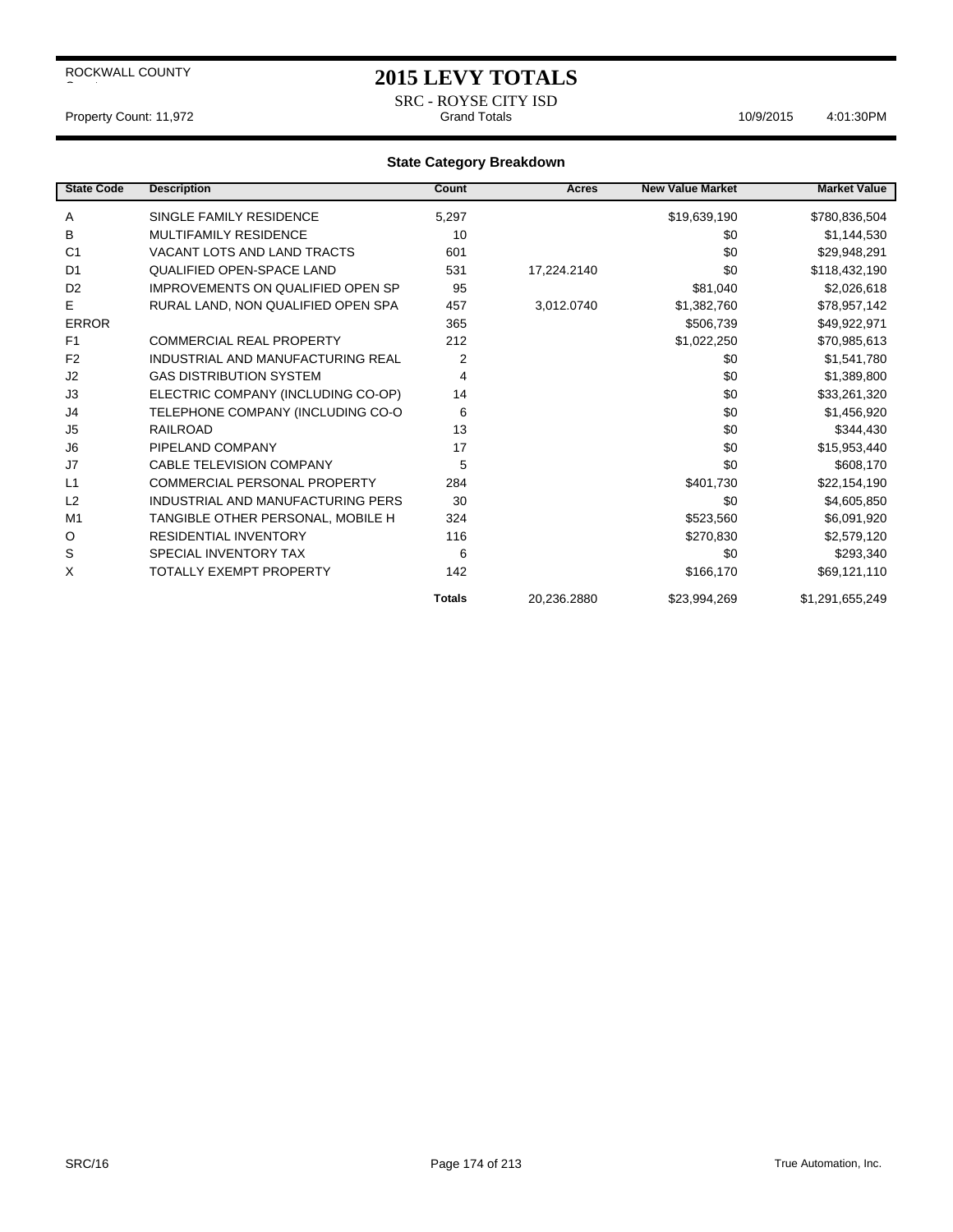ROCKWALL COUNTY

# 2015 LEVY TOTALS

SRC - ROYSE CITY ISD

Property Count: 11,972 | Grand Totals | 10/9/2015 4:01:30PM

## State Category Breakdown

| State Code | Description | Count | Acres | New Value Market | Market Value |
|---|---|---|---|---|---|
| A | SINGLE FAMILY RESIDENCE | 5,297 | | $19,639,190 | $780,836,504 |
| B | MULTIFAMILY RESIDENCE | 10 | | $0 | $1,144,530 |
| C1 | VACANT LOTS AND LAND TRACTS | 601 | | $0 | $29,948,291 |
| D1 | QUALIFIED OPEN-SPACE LAND | 531 | 17,224.2140 | $0 | $118,432,190 |
| D2 | IMPROVEMENTS ON QUALIFIED OPEN SP | 95 | | $81,040 | $2,026,618 |
| E | RURAL LAND, NON QUALIFIED OPEN SPA | 457 | 3,012.0740 | $1,382,760 | $78,957,142 |
| ERROR | | 365 | | $506,739 | $49,922,971 |
| F1 | COMMERCIAL REAL PROPERTY | 212 | | $1,022,250 | $70,985,613 |
| F2 | INDUSTRIAL AND MANUFACTURING REAL | 2 | | $0 | $1,541,780 |
| J2 | GAS DISTRIBUTION SYSTEM | 4 | | $0 | $1,389,800 |
| J3 | ELECTRIC COMPANY (INCLUDING CO-OP) | 14 | | $0 | $33,261,320 |
| J4 | TELEPHONE COMPANY (INCLUDING CO-O | 6 | | $0 | $1,456,920 |
| J5 | RAILROAD | 13 | | $0 | $344,430 |
| J6 | PIPELAND COMPANY | 17 | | $0 | $15,953,440 |
| J7 | CABLE TELEVISION COMPANY | 5 | | $0 | $608,170 |
| L1 | COMMERCIAL PERSONAL PROPERTY | 284 | | $401,730 | $22,154,190 |
| L2 | INDUSTRIAL AND MANUFACTURING PERS | 30 | | $0 | $4,605,850 |
| M1 | TANGIBLE OTHER PERSONAL, MOBILE H | 324 | | $523,560 | $6,091,920 |
| O | RESIDENTIAL INVENTORY | 116 | | $270,830 | $2,579,120 |
| S | SPECIAL INVENTORY TAX | 6 | | $0 | $293,340 |
| X | TOTALLY EXEMPT PROPERTY | 142 | | $166,170 | $69,121,110 |
| | | **Totals** | 20,236.2880 | $23,994,269 | $1,291,655,249 |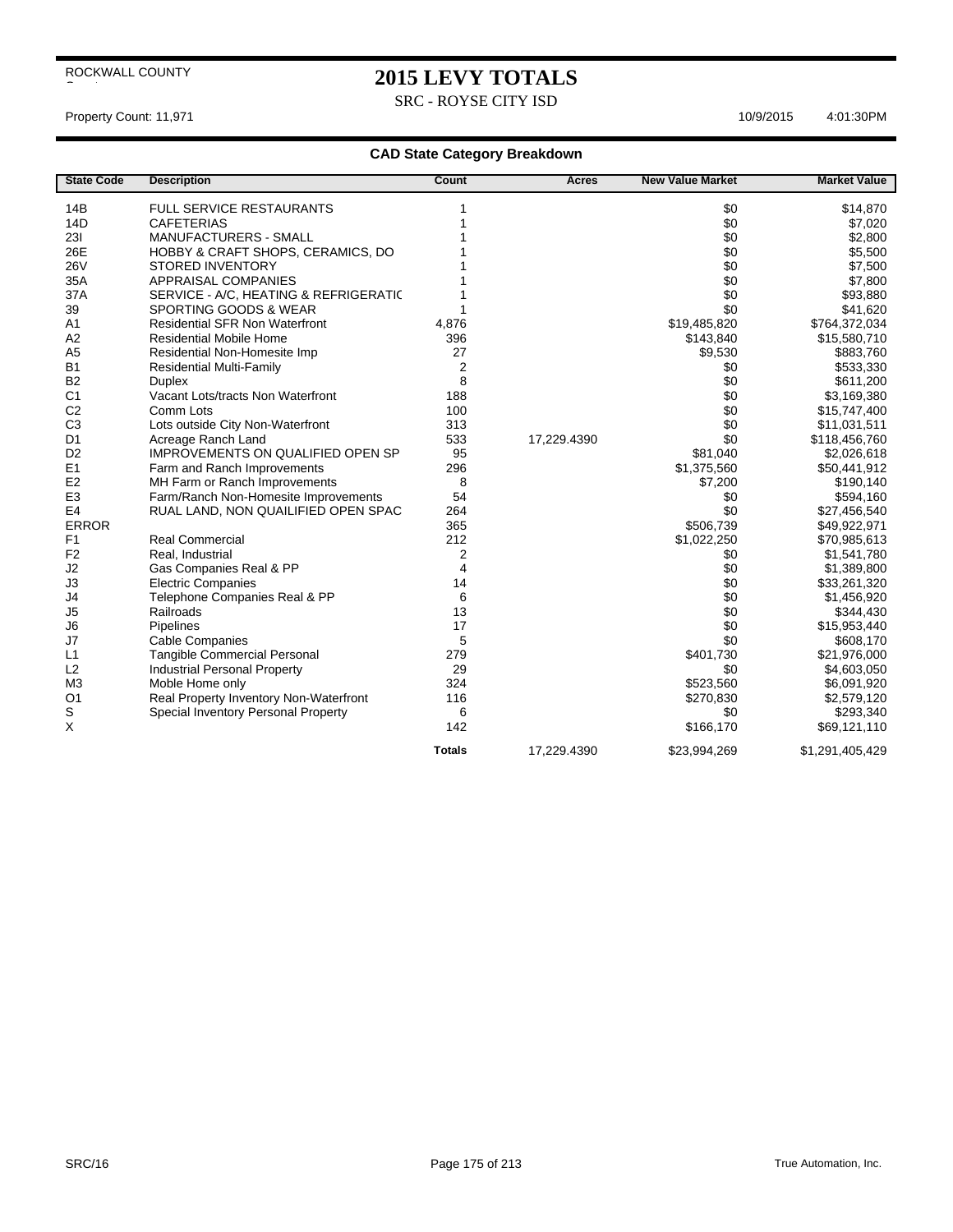ROCKWALL COUNTY

# 2015 LEVY TOTALS

SRC - ROYSE CITY ISD

Property Count: 11,971 10/9/2015 4:01:30PM

### CAD State Category Breakdown

| State Code | Description | Count | Acres | New Value Market | Market Value |
|---|---|---|---|---|---|
| 14B | FULL SERVICE RESTAURANTS | 1 | | $0 | $14,870 |
| 14D | CAFETERIAS | 1 | | $0 | $7,020 |
| 23I | MANUFACTURERS - SMALL | 1 | | $0 | $2,800 |
| 26E | HOBBY & CRAFT SHOPS, CERAMICS, DO | 1 | | $0 | $5,500 |
| 26V | STORED INVENTORY | 1 | | $0 | $7,500 |
| 35A | APPRAISAL COMPANIES | 1 | | $0 | $7,800 |
| 37A | SERVICE - A/C, HEATING & REFRIGERATIC | 1 | | $0 | $93,880 |
| 39 | SPORTING GOODS & WEAR | 1 | | $0 | $41,620 |
| A1 | Residential SFR Non Waterfront | 4,876 | | $19,485,820 | $764,372,034 |
| A2 | Residential Mobile Home | 396 | | $143,840 | $15,580,710 |
| A5 | Residential Non-Homesite Imp | 27 | | $9,530 | $883,760 |
| B1 | Residential Multi-Family | 2 | | $0 | $533,330 |
| B2 | Duplex | 8 | | $0 | $611,200 |
| C1 | Vacant Lots/tracts Non Waterfront | 188 | | $0 | $3,169,380 |
| C2 | Comm Lots | 100 | | $0 | $15,747,400 |
| C3 | Lots outside City Non-Waterfront | 313 | | $0 | $11,031,511 |
| D1 | Acreage Ranch Land | 533 | 17,229.4390 | $0 | $118,456,760 |
| D2 | IMPROVEMENTS ON QUALIFIED OPEN SP | 95 | | $81,040 | $2,026,618 |
| E1 | Farm and Ranch Improvements | 296 | | $1,375,560 | $50,441,912 |
| E2 | MH Farm or Ranch Improvements | 8 | | $7,200 | $190,140 |
| E3 | Farm/Ranch Non-Homesite Improvements | 54 | | $0 | $594,160 |
| E4 | RUAL LAND, NON QUAILIFIED OPEN SPAC | 264 | | $0 | $27,456,540 |
| ERROR | | 365 | | $506,739 | $49,922,971 |
| F1 | Real Commercial | 212 | | $1,022,250 | $70,985,613 |
| F2 | Real, Industrial | 2 | | $0 | $1,541,780 |
| J2 | Gas Companies Real & PP | 4 | | $0 | $1,389,800 |
| J3 | Electric Companies | 14 | | $0 | $33,261,320 |
| J4 | Telephone Companies Real & PP | 6 | | $0 | $1,456,920 |
| J5 | Railroads | 13 | | $0 | $344,430 |
| J6 | Pipelines | 17 | | $0 | $15,953,440 |
| J7 | Cable Companies | 5 | | $0 | $608,170 |
| L1 | Tangible Commercial Personal | 279 | | $401,730 | $21,976,000 |
| L2 | Industrial Personal Property | 29 | | $0 | $4,603,050 |
| M3 | Moble Home only | 324 | | $523,560 | $6,091,920 |
| O1 | Real Property Inventory Non-Waterfront | 116 | | $270,830 | $2,579,120 |
| S | Special Inventory Personal Property | 6 | | $0 | $293,340 |
| X | | 142 | | $166,170 | $69,121,110 |
| | | **Totals** | 17,229.4390 | $23,994,269 | $1,291,405,429 |

SRC/16 True Automation, Inc.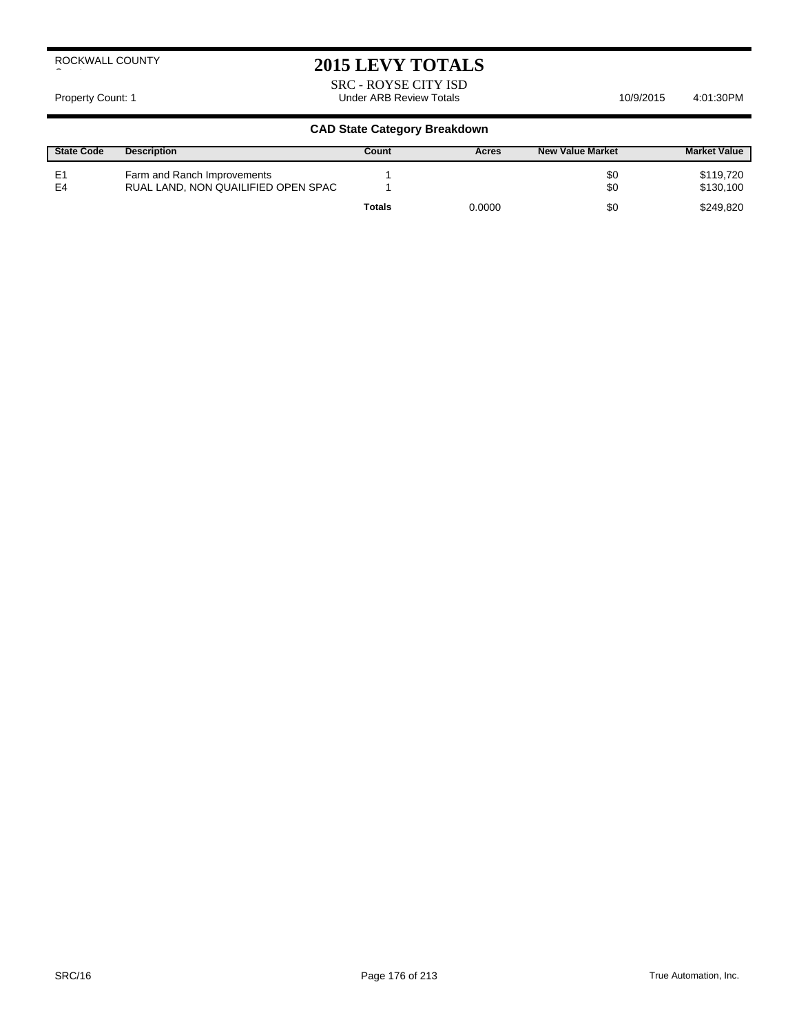ROCKWALL COUNTY

# 2015 LEVY TOTALS

SRC - ROYSE CITY ISD

Property Count: 1 | Under ARB Review Totals | 10/9/2015 4:01:30PM

## CAD State Category Breakdown

| State Code | Description | Count | Acres | New Value Market | Market Value |
|---|---|---|---|---|---|
| E1 | Farm and Ranch Improvements | 1 | | $0 | $119,720 |
| E4 | RUAL LAND, NON QUAILIFIED OPEN SPAC | 1 | | $0 | $130,100 |
| | | **Totals** | 0.0000 | $0 | $249,820 |

SRC/16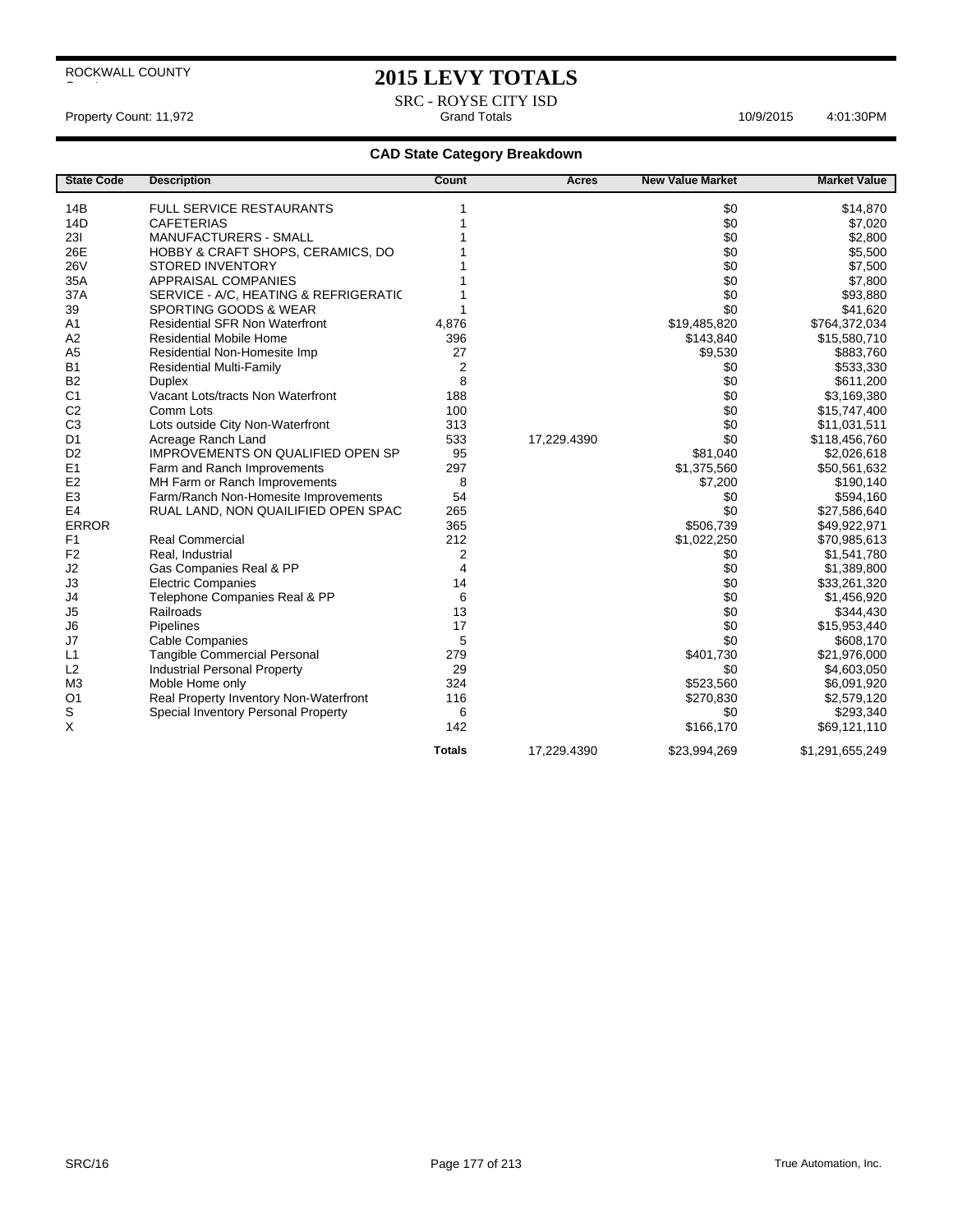ROCKWALL COUNTY

# 2015 LEVY TOTALS

SRC - ROYSE CITY ISD

Property Count: 11,972 | Grand Totals | 10/9/2015 4:01:30PM

## CAD State Category Breakdown

| State Code | Description | Count | Acres | New Value Market | Market Value |
|---|---|---|---|---|---|
| 14B | FULL SERVICE RESTAURANTS | 1 | | $0 | $14,870 |
| 14D | CAFETERIAS | 1 | | $0 | $7,020 |
| 23I | MANUFACTURERS - SMALL | 1 | | $0 | $2,800 |
| 26E | HOBBY & CRAFT SHOPS, CERAMICS, DO | 1 | | $0 | $5,500 |
| 26V | STORED INVENTORY | 1 | | $0 | $7,500 |
| 35A | APPRAISAL COMPANIES | 1 | | $0 | $7,800 |
| 37A | SERVICE - A/C, HEATING & REFRIGERATIC | 1 | | $0 | $93,880 |
| 39 | SPORTING GOODS & WEAR | 1 | | $0 | $41,620 |
| A1 | Residential SFR Non Waterfront | 4,876 | | $19,485,820 | $764,372,034 |
| A2 | Residential Mobile Home | 396 | | $143,840 | $15,580,710 |
| A5 | Residential Non-Homesite Imp | 27 | | $9,530 | $883,760 |
| B1 | Residential Multi-Family | 2 | | $0 | $533,330 |
| B2 | Duplex | 8 | | $0 | $611,200 |
| C1 | Vacant Lots/tracts Non Waterfront | 188 | | $0 | $3,169,380 |
| C2 | Comm Lots | 100 | | $0 | $15,747,400 |
| C3 | Lots outside City Non-Waterfront | 313 | | $0 | $11,031,511 |
| D1 | Acreage Ranch Land | 533 | 17,229.4390 | $0 | $118,456,760 |
| D2 | IMPROVEMENTS ON QUALIFIED OPEN SP | 95 | | $81,040 | $2,026,618 |
| E1 | Farm and Ranch Improvements | 297 | | $1,375,560 | $50,561,632 |
| E2 | MH Farm or Ranch Improvements | 8 | | $7,200 | $190,140 |
| E3 | Farm/Ranch Non-Homesite Improvements | 54 | | $0 | $594,160 |
| E4 | RUAL LAND, NON QUAILIFIED OPEN SPAC | 265 | | $0 | $27,586,640 |
| ERROR | | 365 | | $506,739 | $49,922,971 |
| F1 | Real Commercial | 212 | | $1,022,250 | $70,985,613 |
| F2 | Real, Industrial | 2 | | $0 | $1,541,780 |
| J2 | Gas Companies Real & PP | 4 | | $0 | $1,389,800 |
| J3 | Electric Companies | 14 | | $0 | $33,261,320 |
| J4 | Telephone Companies Real & PP | 6 | | $0 | $1,456,920 |
| J5 | Railroads | 13 | | $0 | $344,430 |
| J6 | Pipelines | 17 | | $0 | $15,953,440 |
| J7 | Cable Companies | 5 | | $0 | $608,170 |
| L1 | Tangible Commercial Personal | 279 | | $401,730 | $21,976,000 |
| L2 | Industrial Personal Property | 29 | | $0 | $4,603,050 |
| M3 | Moble Home only | 324 | | $523,560 | $6,091,920 |
| O1 | Real Property Inventory Non-Waterfront | 116 | | $270,830 | $2,579,120 |
| S | Special Inventory Personal Property | 6 | | $0 | $293,340 |
| X | | 142 | | $166,170 | $69,121,110 |
| | | **Totals** | 17,229.4390 | $23,994,269 | $1,291,655,249 |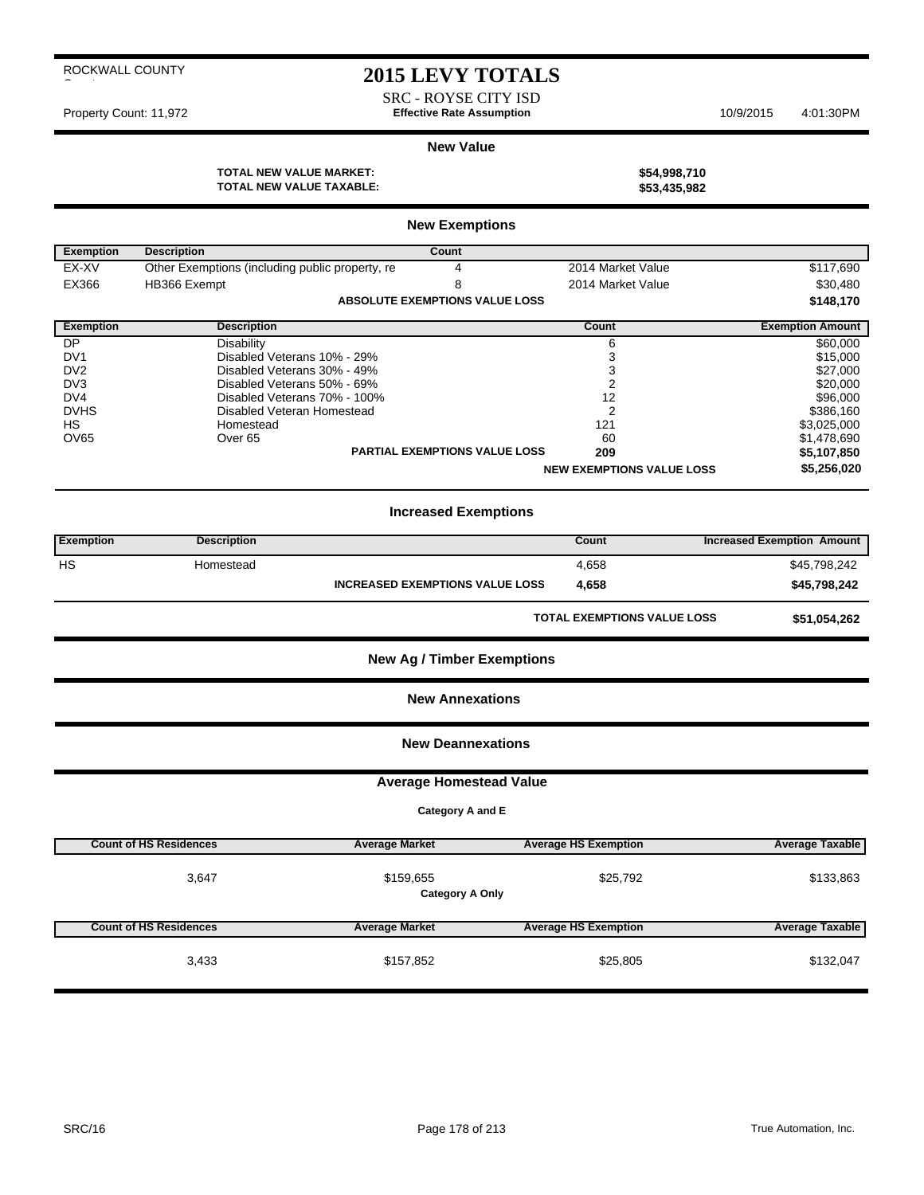ROCKWALL COUNTY

# 2015 LEVY TOTALS

SRC - ROYSE CITY ISD

Property Count: 11,972 **Effective Rate Assumption** 10/9/2015 4:01:30PM

## New Value

**TOTAL NEW VALUE MARKET:** **$54,998,710**
**TOTAL NEW VALUE TAXABLE:** **$53,435,982**

## New Exemptions

| Exemption | Description | Count | | |
|---|---|---|---|---|
| EX-XV | Other Exemptions (including public property, re | 4 | 2014 Market Value | $117,690 |
| EX366 | HB366 Exempt | 8 | 2014 Market Value | $30,480 |
| | | **ABSOLUTE EXEMPTIONS VALUE LOSS** | | **$148,170** |

| Exemption | Description | Count | Exemption Amount |
|---|---|---|---|
| DP | Disability | 6 | $60,000 |
| DV1 | Disabled Veterans 10% - 29% | 3 | $15,000 |
| DV2 | Disabled Veterans 30% - 49% | 3 | $27,000 |
| DV3 | Disabled Veterans 50% - 69% | 2 | $20,000 |
| DV4 | Disabled Veterans 70% - 100% | 12 | $96,000 |
| DVHS | Disabled Veteran Homestead | 2 | $386,160 |
| HS | Homestead | 121 | $3,025,000 |
| OV65 | Over 65 | 60 | $1,478,690 |
| | **PARTIAL EXEMPTIONS VALUE LOSS** | **209** | **$5,107,850** |
| | | **NEW EXEMPTIONS VALUE LOSS** | **$5,256,020** |

## Increased Exemptions

| Exemption | Description | Count | Increased Exemption Amount |
|---|---|---|---|
| HS | Homestead | 4,658 | $45,798,242 |
| | **INCREASED EXEMPTIONS VALUE LOSS** | **4,658** | **$45,798,242** |

**TOTAL EXEMPTIONS VALUE LOSS** **$51,054,262**

## New Ag / Timber Exemptions

## New Annexations

## New Deannexations

## Average Homestead Value

**Category A and E**

| Count of HS Residences | Average Market | Average HS Exemption | Average Taxable |
|---|---|---|---|
| 3,647 | $159,655 | $25,792 | $133,863 |

**Category A Only**

| Count of HS Residences | Average Market | Average HS Exemption | Average Taxable |
|---|---|---|---|
| 3,433 | $157,852 | $25,805 | $132,047 |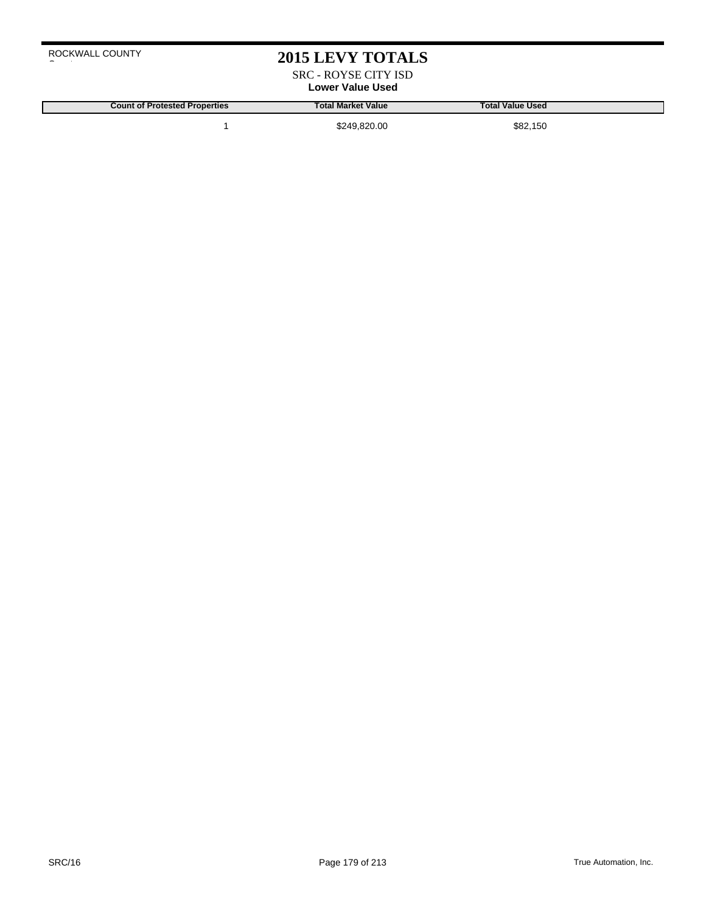ROCKWALL COUNTY

# 2015 LEVY TOTALS

SRC - ROYSE CITY ISD

**Lower Value Used**

| Count of Protested Properties | Total Market Value | Total Value Used |
|---|---|---|
| 1 | $249,820.00 | $82,150 |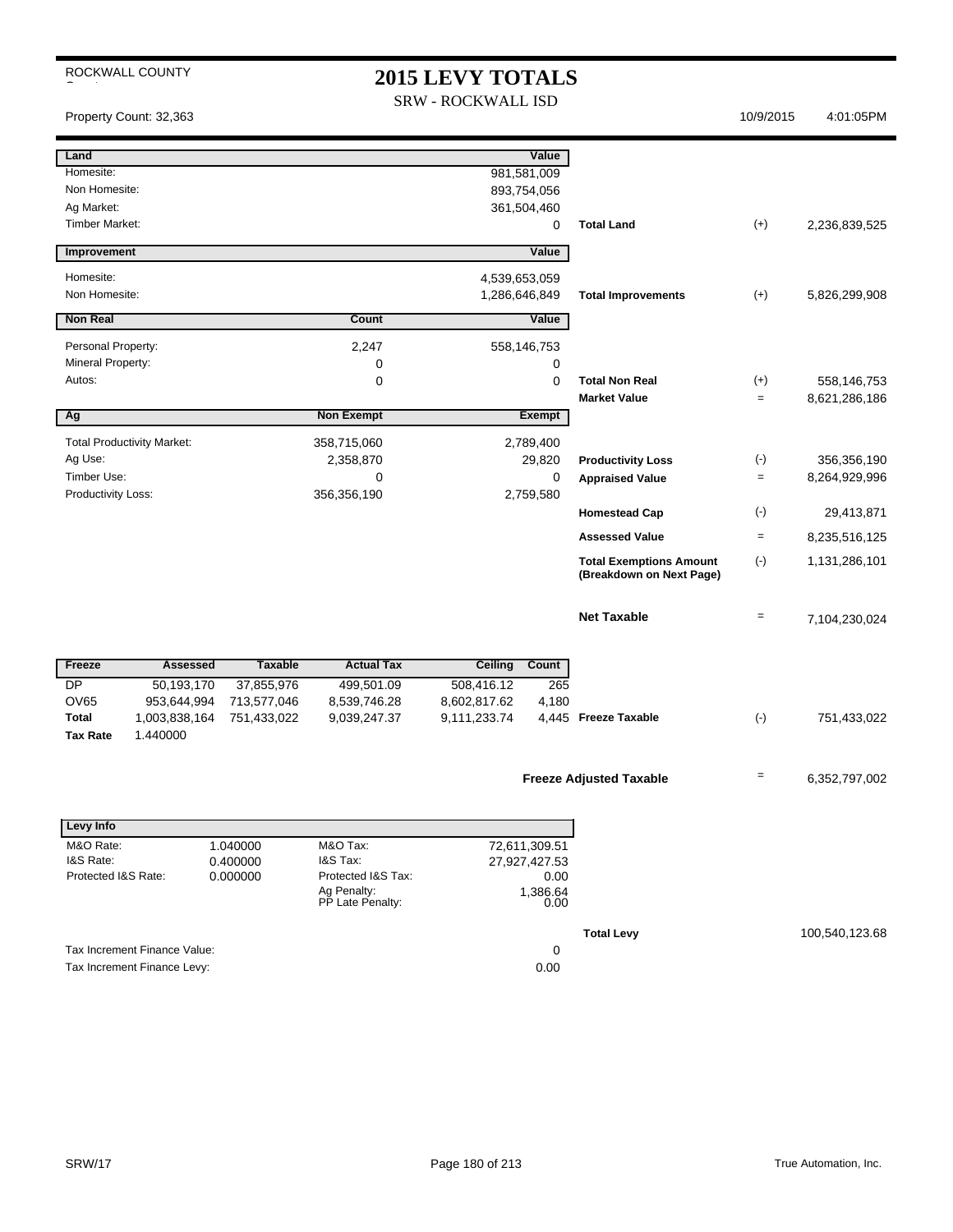ROCKWALL COUNTY

# 2015 LEVY TOTALS

SRW - ROCKWALL ISD

Property Count: 32,363 — 10/9/2015 4:01:05PM

| Land | | Value | | | |
|---|---|---|---|---|---|
| Homesite: | | 981,581,009 | | | |
| Non Homesite: | | 893,754,056 | | | |
| Ag Market: | | 361,504,460 | | | |
| Timber Market: | | 0 | **Total Land** | (+) | 2,236,839,525 |

| Improvement | Value | | | |
|---|---|---|---|---|
| Homesite: | 4,539,653,059 | | | |
| Non Homesite: | 1,286,646,849 | **Total Improvements** | (+) | 5,826,299,908 |

| Non Real | Count | Value | | | |
|---|---|---|---|---|---|
| Personal Property: | 2,247 | 558,146,753 | | | |
| Mineral Property: | 0 | 0 | | | |
| Autos: | 0 | 0 | **Total Non Real** | (+) | 558,146,753 |
| | | | **Market Value** | = | 8,621,286,186 |

| Ag | Non Exempt | Exempt | | | |
|---|---|---|---|---|---|
| Total Productivity Market: | 358,715,060 | 2,789,400 | | | |
| Ag Use: | 2,358,870 | 29,820 | **Productivity Loss** | (-) | 356,356,190 |
| Timber Use: | 0 | 0 | **Appraised Value** | = | 8,264,929,996 |
| Productivity Loss: | 356,356,190 | 2,759,580 | | | |
| | | | **Homestead Cap** | (-) | 29,413,871 |
| | | | **Assessed Value** | = | 8,235,516,125 |
| | | | **Total Exemptions Amount (Breakdown on Next Page)** | (-) | 1,131,286,101 |
| | | | **Net Taxable** | = | 7,104,230,024 |

| Freeze | Assessed | Taxable | Actual Tax | Ceiling | Count | | | |
|---|---|---|---|---|---|---|---|---|
| DP | 50,193,170 | 37,855,976 | 499,501.09 | 508,416.12 | 265 | | | |
| OV65 | 953,644,994 | 713,577,046 | 8,539,746.28 | 8,602,817.62 | 4,180 | | | |
| **Total** | 1,003,838,164 | 751,433,022 | 9,039,247.37 | 9,111,233.74 | 4,445 | **Freeze Taxable** | (-) | 751,433,022 |
| **Tax Rate** | 1.440000 | | | | | | | |

**Freeze Adjusted Taxable** = 6,352,797,002

| Levy Info | | | | |
|---|---|---|---|---|
| M&O Rate: | 1.040000 | M&O Tax: | 72,611,309.51 | |
| I&S Rate: | 0.400000 | I&S Tax: | 27,927,427.53 | |
| Protected I&S Rate: | 0.000000 | Protected I&S Tax: | 0.00 | |
| | | Ag Penalty: | 1,386.64 | |
| | | PP Late Penalty: | 0.00 | |
| | | | **Total Levy** | 100,540,123.68 |

| | |
|---|---|
| Tax Increment Finance Value: | 0 |
| Tax Increment Finance Levy: | 0.00 |

SRW/17 — True Automation, Inc.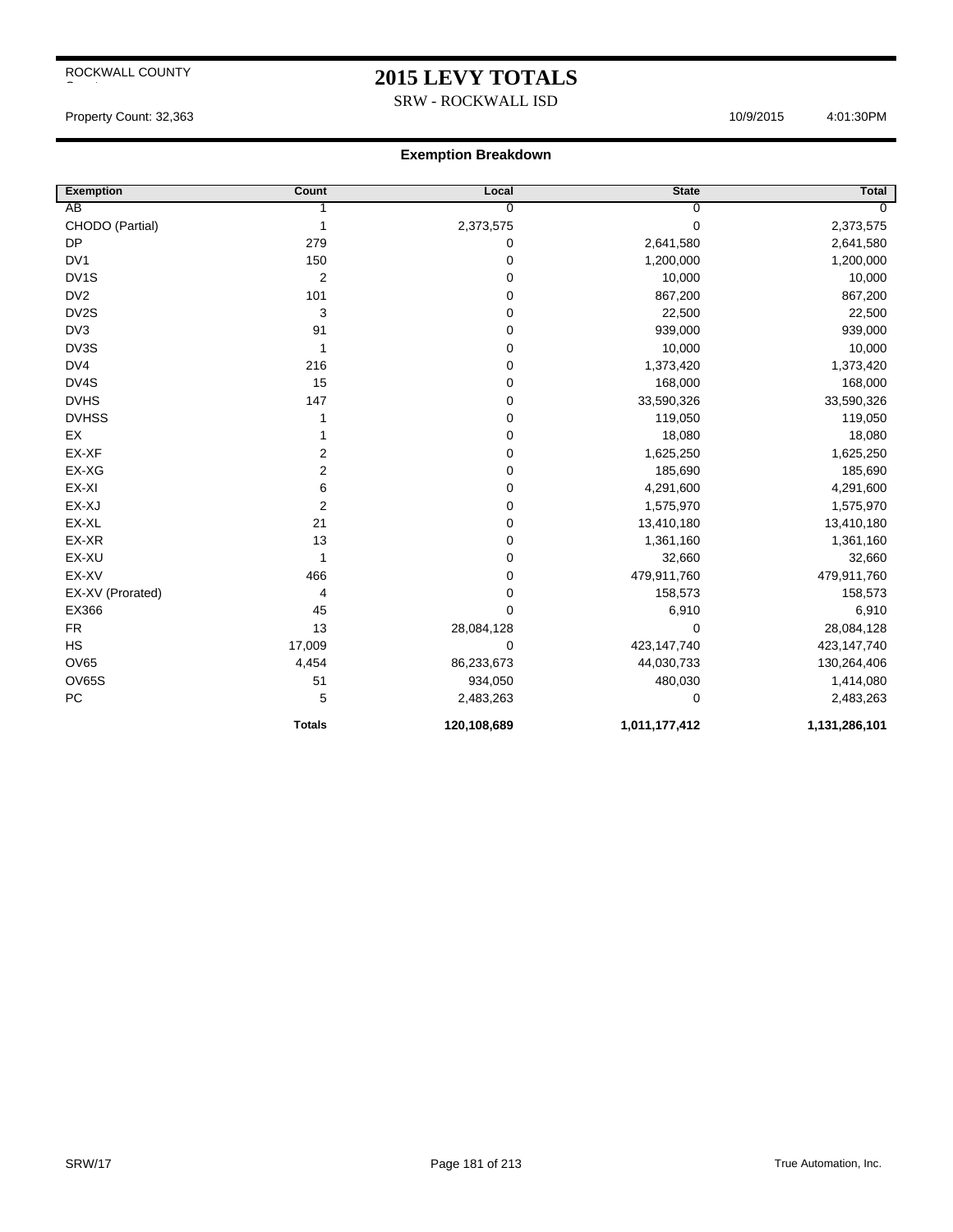ROCKWALL COUNTY

# 2015 LEVY TOTALS

SRW - ROCKWALL ISD

Property Count: 32,363 10/9/2015 4:01:30PM

## Exemption Breakdown

| Exemption | Count | Local | State | Total |
|---|---|---|---|---|
| AB | 1 | 0 | 0 | 0 |
| CHODO (Partial) | 1 | 2,373,575 | 0 | 2,373,575 |
| DP | 279 | 0 | 2,641,580 | 2,641,580 |
| DV1 | 150 | 0 | 1,200,000 | 1,200,000 |
| DV1S | 2 | 0 | 10,000 | 10,000 |
| DV2 | 101 | 0 | 867,200 | 867,200 |
| DV2S | 3 | 0 | 22,500 | 22,500 |
| DV3 | 91 | 0 | 939,000 | 939,000 |
| DV3S | 1 | 0 | 10,000 | 10,000 |
| DV4 | 216 | 0 | 1,373,420 | 1,373,420 |
| DV4S | 15 | 0 | 168,000 | 168,000 |
| DVHS | 147 | 0 | 33,590,326 | 33,590,326 |
| DVHSS | 1 | 0 | 119,050 | 119,050 |
| EX | 1 | 0 | 18,080 | 18,080 |
| EX-XF | 2 | 0 | 1,625,250 | 1,625,250 |
| EX-XG | 2 | 0 | 185,690 | 185,690 |
| EX-XI | 6 | 0 | 4,291,600 | 4,291,600 |
| EX-XJ | 2 | 0 | 1,575,970 | 1,575,970 |
| EX-XL | 21 | 0 | 13,410,180 | 13,410,180 |
| EX-XR | 13 | 0 | 1,361,160 | 1,361,160 |
| EX-XU | 1 | 0 | 32,660 | 32,660 |
| EX-XV | 466 | 0 | 479,911,760 | 479,911,760 |
| EX-XV (Prorated) | 4 | 0 | 158,573 | 158,573 |
| EX366 | 45 | 0 | 6,910 | 6,910 |
| FR | 13 | 28,084,128 | 0 | 28,084,128 |
| HS | 17,009 | 0 | 423,147,740 | 423,147,740 |
| OV65 | 4,454 | 86,233,673 | 44,030,733 | 130,264,406 |
| OV65S | 51 | 934,050 | 480,030 | 1,414,080 |
| PC | 5 | 2,483,263 | 0 | 2,483,263 |
| | **Totals** | **120,108,689** | **1,011,177,412** | **1,131,286,101** |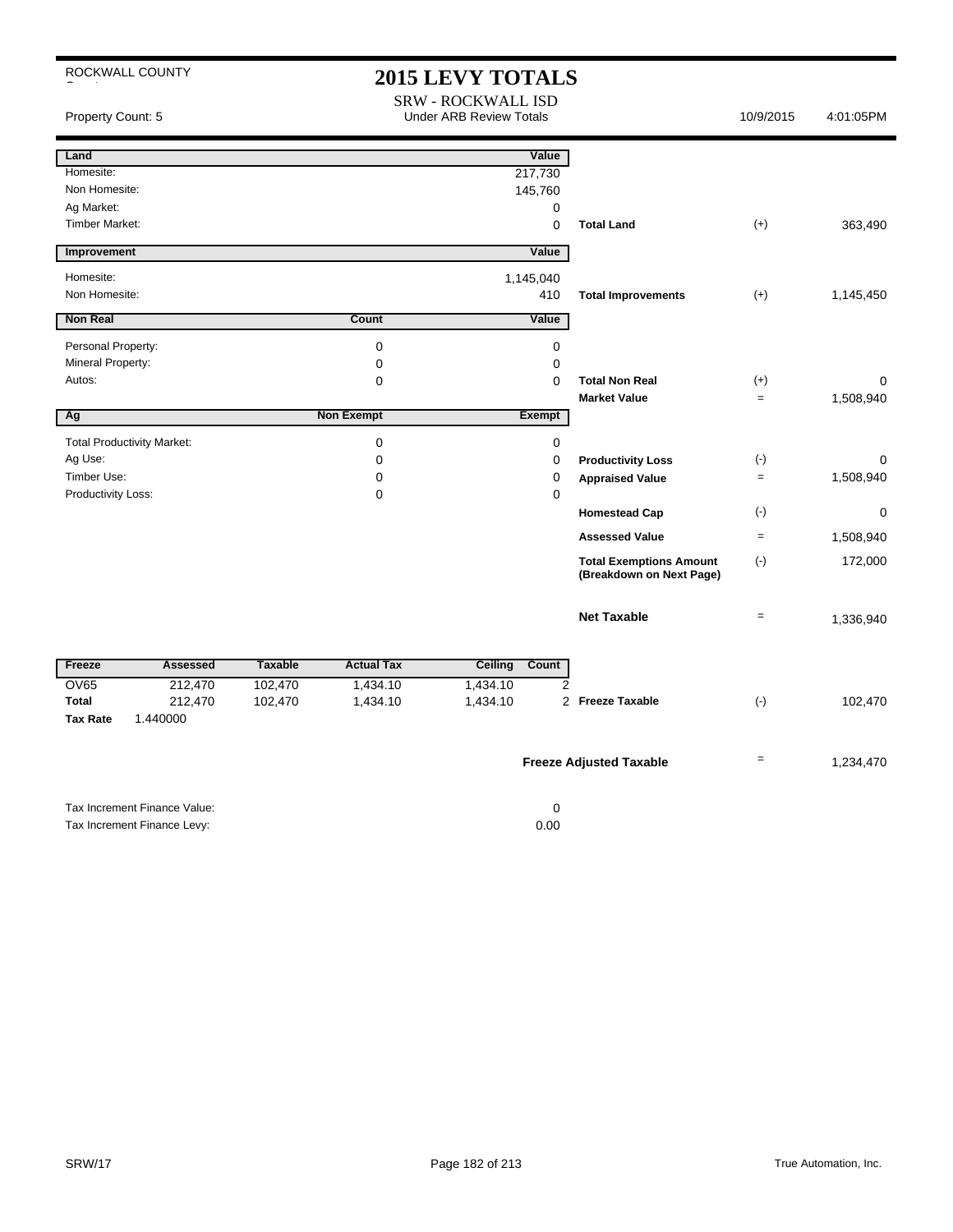ROCKWALL COUNTY

# 2015 LEVY TOTALS

SRW - ROCKWALL ISD
Under ARB Review Totals

Property Count: 5 | 10/9/2015 | 4:01:05PM

| Land | | Value | | | |
|---|---|---|---|---|---|
| Homesite: | | 217,730 | | | |
| Non Homesite: | | 145,760 | | | |
| Ag Market: | | 0 | | | |
| Timber Market: | | 0 | **Total Land** | (+) | 363,490 |

| Improvement | | Value | | | |
|---|---|---|---|---|---|
| Homesite: | | 1,145,040 | | | |
| Non Homesite: | | 410 | **Total Improvements** | (+) | 1,145,450 |

| Non Real | Count | Value | | | |
|---|---|---|---|---|---|
| Personal Property: | 0 | 0 | | | |
| Mineral Property: | 0 | 0 | | | |
| Autos: | 0 | 0 | **Total Non Real** | (+) | 0 |
| | | | **Market Value** | = | 1,508,940 |

| Ag | Non Exempt | Exempt | | | |
|---|---|---|---|---|---|
| Total Productivity Market: | 0 | 0 | | | |
| Ag Use: | 0 | 0 | **Productivity Loss** | (-) | 0 |
| Timber Use: | 0 | 0 | **Appraised Value** | = | 1,508,940 |
| Productivity Loss: | 0 | 0 | | | |
| | | | **Homestead Cap** | (-) | 0 |
| | | | **Assessed Value** | = | 1,508,940 |
| | | | **Total Exemptions Amount (Breakdown on Next Page)** | (-) | 172,000 |
| | | | **Net Taxable** | = | 1,336,940 |

| Freeze | Assessed | Taxable | Actual Tax | Ceiling | Count | | | |
|---|---|---|---|---|---|---|---|---|
| OV65 | 212,470 | 102,470 | 1,434.10 | 1,434.10 | 2 | | | |
| **Total** | 212,470 | 102,470 | 1,434.10 | 1,434.10 | 2 | **Freeze Taxable** | (-) | 102,470 |
| **Tax Rate** | 1.440000 | | | | | | | |

| | | |
|---|---|---|
| **Freeze Adjusted Taxable** | = | 1,234,470 |

| | |
|---|---|
| Tax Increment Finance Value: | 0 |
| Tax Increment Finance Levy: | 0.00 |

SRW/17 | True Automation, Inc.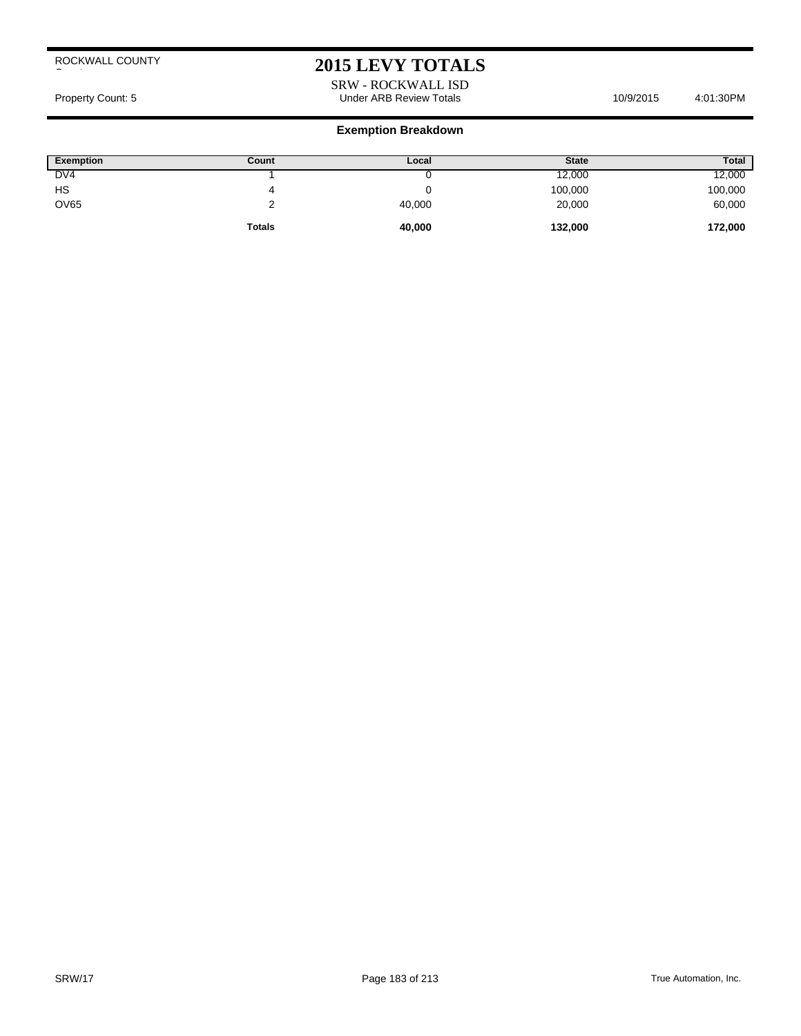ROCKWALL COUNTY

# 2015 LEVY TOTALS

SRW - ROCKWALL ISD

Property Count: 5 | Under ARB Review Totals | 10/9/2015 4:01:30PM

## Exemption Breakdown

| Exemption | Count | Local | State | Total |
|---|---|---|---|---|
| DV4 | 1 | 0 | 12,000 | 12,000 |
| HS | 4 | 0 | 100,000 | 100,000 |
| OV65 | 2 | 40,000 | 20,000 | 60,000 |
| | **Totals** | **40,000** | **132,000** | **172,000** |

SRW/17

True Automation, Inc.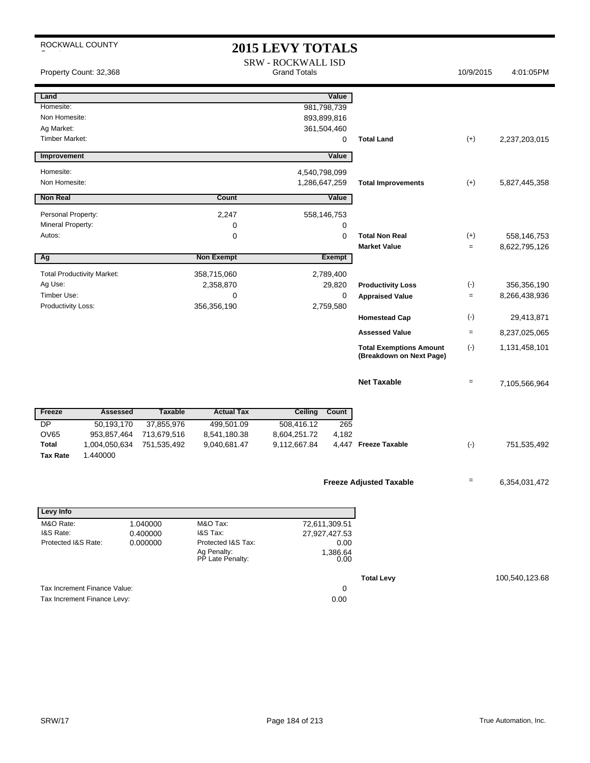ROCKWALL COUNTY

# 2015 LEVY TOTALS

SRW - ROCKWALL ISD

Property Count: 32,368 — Grand Totals — 10/9/2015 4:01:05PM

| Land | | Value | | | |
|---|---|---|---|---|---|
| Homesite: | | 981,798,739 | | | |
| Non Homesite: | | 893,899,816 | | | |
| Ag Market: | | 361,504,460 | | | |
| Timber Market: | | 0 | Total Land | (+) | 2,237,203,015 |

| Improvement | | Value | | | |
|---|---|---|---|---|---|
| Homesite: | | 4,540,798,099 | | | |
| Non Homesite: | | 1,286,647,259 | Total Improvements | (+) | 5,827,445,358 |

| Non Real | Count | Value | | | |
|---|---|---|---|---|---|
| Personal Property: | 2,247 | 558,146,753 | | | |
| Mineral Property: | 0 | 0 | | | |
| Autos: | 0 | 0 | Total Non Real | (+) | 558,146,753 |
| | | | Market Value | = | 8,622,795,126 |

| Ag | Non Exempt | Exempt | | | |
|---|---|---|---|---|---|
| Total Productivity Market: | 358,715,060 | 2,789,400 | | | |
| Ag Use: | 2,358,870 | 29,820 | Productivity Loss | (-) | 356,356,190 |
| Timber Use: | 0 | 0 | Appraised Value | = | 8,266,438,936 |
| Productivity Loss: | 356,356,190 | 2,759,580 | | | |
| | | | Homestead Cap | (-) | 29,413,871 |
| | | | Assessed Value | = | 8,237,025,065 |
| | | | Total Exemptions Amount (Breakdown on Next Page) | (-) | 1,131,458,101 |
| | | | Net Taxable | = | 7,105,566,964 |

| Freeze | Assessed | Taxable | Actual Tax | Ceiling | Count | | | |
|---|---|---|---|---|---|---|---|---|
| DP | 50,193,170 | 37,855,976 | 499,501.09 | 508,416.12 | 265 | | | |
| OV65 | 953,857,464 | 713,679,516 | 8,541,180.38 | 8,604,251.72 | 4,182 | | | |
| Total | 1,004,050,634 | 751,535,492 | 9,040,681.47 | 9,112,667.84 | 4,447 | Freeze Taxable | (-) | 751,535,492 |
| Tax Rate | 1.440000 | | | | | | | |

**Freeze Adjusted Taxable** = 6,354,031,472

| Levy Info | | | | |
|---|---|---|---|---|
| M&O Rate: | 1.040000 | M&O Tax: | 72,611,309.51 | |
| I&S Rate: | 0.400000 | I&S Tax: | 27,927,427.53 | |
| Protected I&S Rate: | 0.000000 | Protected I&S Tax: | 0.00 | |
| | | Ag Penalty: | 1,386.64 | |
| | | PP Late Penalty: | 0.00 | |
| | | | Total Levy | 100,540,123.68 |

Tax Increment Finance Value: 0

Tax Increment Finance Levy: 0.00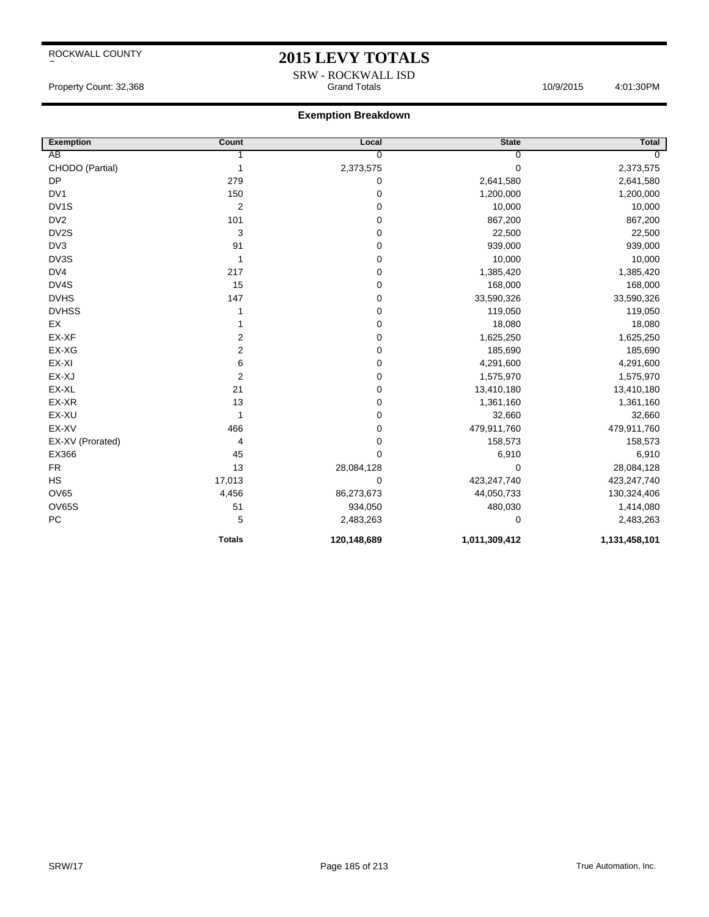ROCKWALL COUNTY

# 2015 LEVY TOTALS

SRW - ROCKWALL ISD

Property Count: 32,368 — Grand Totals — 10/9/2015 4:01:30PM

## Exemption Breakdown

| Exemption | Count | Local | State | Total |
|---|---|---|---|---|
| AB | 1 | 0 | 0 | 0 |
| CHODO (Partial) | 1 | 2,373,575 | 0 | 2,373,575 |
| DP | 279 | 0 | 2,641,580 | 2,641,580 |
| DV1 | 150 | 0 | 1,200,000 | 1,200,000 |
| DV1S | 2 | 0 | 10,000 | 10,000 |
| DV2 | 101 | 0 | 867,200 | 867,200 |
| DV2S | 3 | 0 | 22,500 | 22,500 |
| DV3 | 91 | 0 | 939,000 | 939,000 |
| DV3S | 1 | 0 | 10,000 | 10,000 |
| DV4 | 217 | 0 | 1,385,420 | 1,385,420 |
| DV4S | 15 | 0 | 168,000 | 168,000 |
| DVHS | 147 | 0 | 33,590,326 | 33,590,326 |
| DVHSS | 1 | 0 | 119,050 | 119,050 |
| EX | 1 | 0 | 18,080 | 18,080 |
| EX-XF | 2 | 0 | 1,625,250 | 1,625,250 |
| EX-XG | 2 | 0 | 185,690 | 185,690 |
| EX-XI | 6 | 0 | 4,291,600 | 4,291,600 |
| EX-XJ | 2 | 0 | 1,575,970 | 1,575,970 |
| EX-XL | 21 | 0 | 13,410,180 | 13,410,180 |
| EX-XR | 13 | 0 | 1,361,160 | 1,361,160 |
| EX-XU | 1 | 0 | 32,660 | 32,660 |
| EX-XV | 466 | 0 | 479,911,760 | 479,911,760 |
| EX-XV (Prorated) | 4 | 0 | 158,573 | 158,573 |
| EX366 | 45 | 0 | 6,910 | 6,910 |
| FR | 13 | 28,084,128 | 0 | 28,084,128 |
| HS | 17,013 | 0 | 423,247,740 | 423,247,740 |
| OV65 | 4,456 | 86,273,673 | 44,050,733 | 130,324,406 |
| OV65S | 51 | 934,050 | 480,030 | 1,414,080 |
| PC | 5 | 2,483,263 | 0 | 2,483,263 |
| | **Totals** | **120,148,689** | **1,011,309,412** | **1,131,458,101** |

SRW/17 — True Automation, Inc.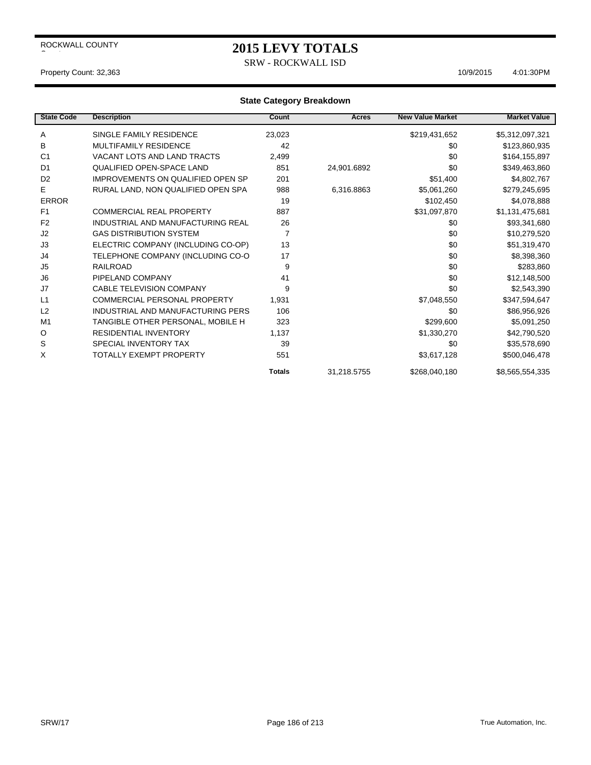ROCKWALL COUNTY

# 2015 LEVY TOTALS

SRW - ROCKWALL ISD

Property Count: 32,363 | 10/9/2015 4:01:30PM

## State Category Breakdown

| State Code | Description | Count | Acres | New Value Market | Market Value |
|---|---|---|---|---|---|
| A | SINGLE FAMILY RESIDENCE | 23,023 | | $219,431,652 | $5,312,097,321 |
| B | MULTIFAMILY RESIDENCE | 42 | | $0 | $123,860,935 |
| C1 | VACANT LOTS AND LAND TRACTS | 2,499 | | $0 | $164,155,897 |
| D1 | QUALIFIED OPEN-SPACE LAND | 851 | 24,901.6892 | $0 | $349,463,860 |
| D2 | IMPROVEMENTS ON QUALIFIED OPEN SP | 201 | | $51,400 | $4,802,767 |
| E | RURAL LAND, NON QUALIFIED OPEN SPA | 988 | 6,316.8863 | $5,061,260 | $279,245,695 |
| ERROR | | 19 | | $102,450 | $4,078,888 |
| F1 | COMMERCIAL REAL PROPERTY | 887 | | $31,097,870 | $1,131,475,681 |
| F2 | INDUSTRIAL AND MANUFACTURING REAL | 26 | | $0 | $93,341,680 |
| J2 | GAS DISTRIBUTION SYSTEM | 7 | | $0 | $10,279,520 |
| J3 | ELECTRIC COMPANY (INCLUDING CO-OP) | 13 | | $0 | $51,319,470 |
| J4 | TELEPHONE COMPANY (INCLUDING CO-O | 17 | | $0 | $8,398,360 |
| J5 | RAILROAD | 9 | | $0 | $283,860 |
| J6 | PIPELAND COMPANY | 41 | | $0 | $12,148,500 |
| J7 | CABLE TELEVISION COMPANY | 9 | | $0 | $2,543,390 |
| L1 | COMMERCIAL PERSONAL PROPERTY | 1,931 | | $7,048,550 | $347,594,647 |
| L2 | INDUSTRIAL AND MANUFACTURING PERS | 106 | | $0 | $86,956,926 |
| M1 | TANGIBLE OTHER PERSONAL, MOBILE H | 323 | | $299,600 | $5,091,250 |
| O | RESIDENTIAL INVENTORY | 1,137 | | $1,330,270 | $42,790,520 |
| S | SPECIAL INVENTORY TAX | 39 | | $0 | $35,578,690 |
| X | TOTALLY EXEMPT PROPERTY | 551 | | $3,617,128 | $500,046,478 |
| | | **Totals** | 31,218.5755 | $268,040,180 | $8,565,554,335 |

SRW/17 | True Automation, Inc.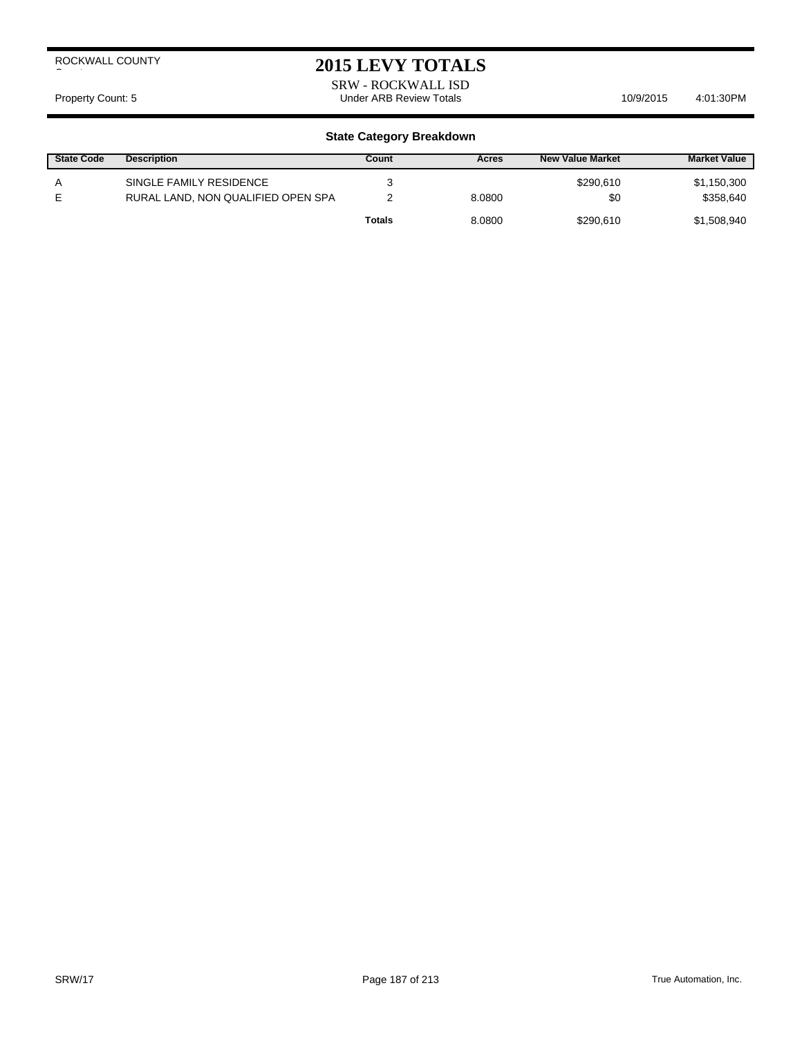ROCKWALL COUNTY

# 2015 LEVY TOTALS

SRW - ROCKWALL ISD

Property Count: 5 — Under ARB Review Totals — 10/9/2015 4:01:30PM

### State Category Breakdown

| State Code | Description | Count | Acres | New Value Market | Market Value |
|---|---|---|---|---|---|
| A | SINGLE FAMILY RESIDENCE | 3 | | $290,610 | $1,150,300 |
| E | RURAL LAND, NON QUALIFIED OPEN SPA | 2 | 8.0800 | $0 | $358,640 |
| | | **Totals** | 8.0800 | $290,610 | $1,508,940 |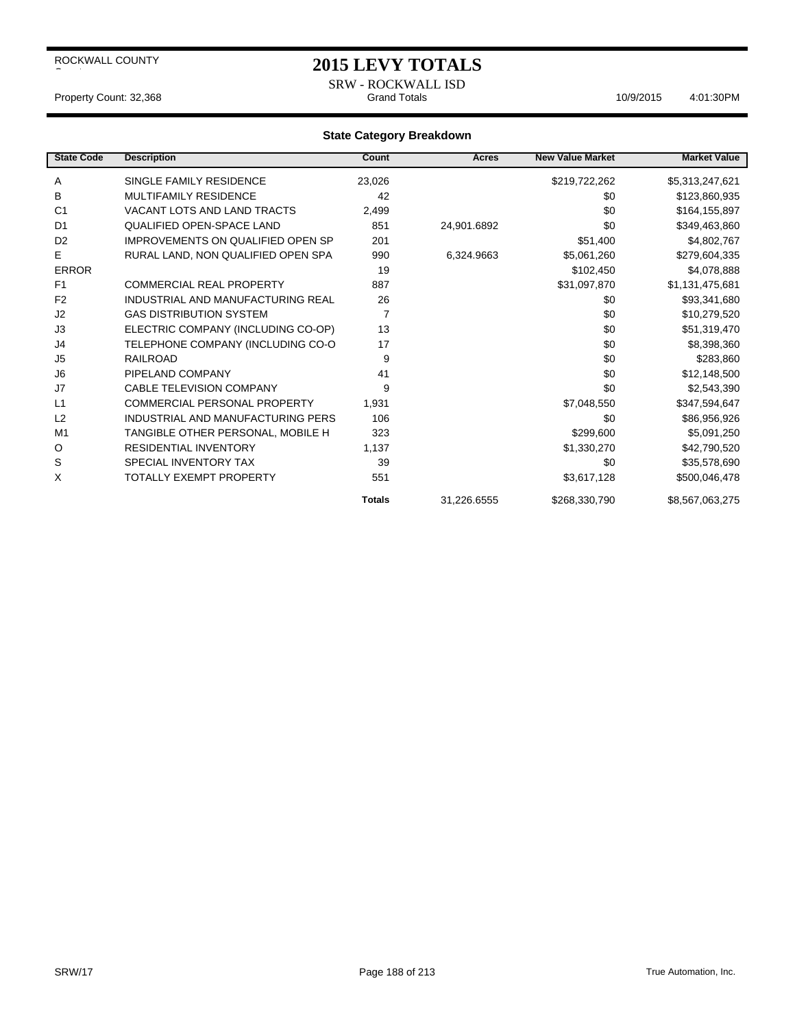ROCKWALL COUNTY

# 2015 LEVY TOTALS

SRW - ROCKWALL ISD

Property Count: 32,368 — Grand Totals — 10/9/2015 4:01:30PM

## State Category Breakdown

| State Code | Description | Count | Acres | New Value Market | Market Value |
|---|---|---|---|---|---|
| A | SINGLE FAMILY RESIDENCE | 23,026 | | $219,722,262 | $5,313,247,621 |
| B | MULTIFAMILY RESIDENCE | 42 | | $0 | $123,860,935 |
| C1 | VACANT LOTS AND LAND TRACTS | 2,499 | | $0 | $164,155,897 |
| D1 | QUALIFIED OPEN-SPACE LAND | 851 | 24,901.6892 | $0 | $349,463,860 |
| D2 | IMPROVEMENTS ON QUALIFIED OPEN SP | 201 | | $51,400 | $4,802,767 |
| E | RURAL LAND, NON QUALIFIED OPEN SPA | 990 | 6,324.9663 | $5,061,260 | $279,604,335 |
| ERROR | | 19 | | $102,450 | $4,078,888 |
| F1 | COMMERCIAL REAL PROPERTY | 887 | | $31,097,870 | $1,131,475,681 |
| F2 | INDUSTRIAL AND MANUFACTURING REAL | 26 | | $0 | $93,341,680 |
| J2 | GAS DISTRIBUTION SYSTEM | 7 | | $0 | $10,279,520 |
| J3 | ELECTRIC COMPANY (INCLUDING CO-OP) | 13 | | $0 | $51,319,470 |
| J4 | TELEPHONE COMPANY (INCLUDING CO-O | 17 | | $0 | $8,398,360 |
| J5 | RAILROAD | 9 | | $0 | $283,860 |
| J6 | PIPELAND COMPANY | 41 | | $0 | $12,148,500 |
| J7 | CABLE TELEVISION COMPANY | 9 | | $0 | $2,543,390 |
| L1 | COMMERCIAL PERSONAL PROPERTY | 1,931 | | $7,048,550 | $347,594,647 |
| L2 | INDUSTRIAL AND MANUFACTURING PERS | 106 | | $0 | $86,956,926 |
| M1 | TANGIBLE OTHER PERSONAL, MOBILE H | 323 | | $299,600 | $5,091,250 |
| O | RESIDENTIAL INVENTORY | 1,137 | | $1,330,270 | $42,790,520 |
| S | SPECIAL INVENTORY TAX | 39 | | $0 | $35,578,690 |
| X | TOTALLY EXEMPT PROPERTY | 551 | | $3,617,128 | $500,046,478 |
| | | **Totals** | 31,226.6555 | $268,330,790 | $8,567,063,275 |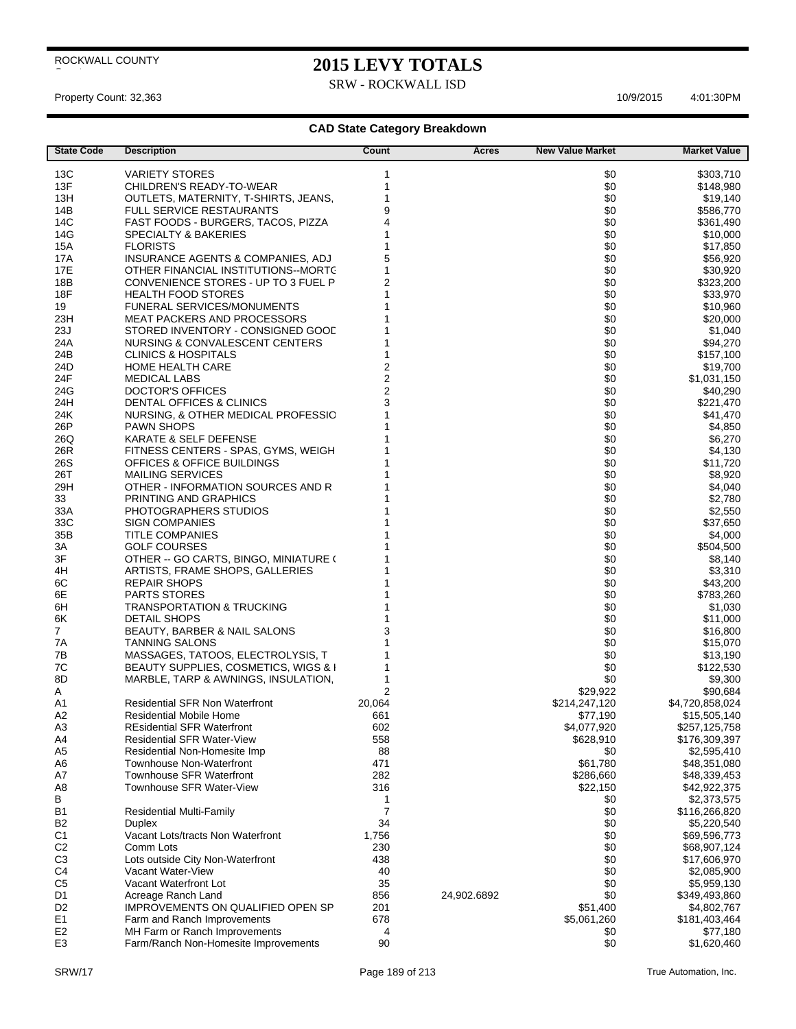ROCKWALL COUNTY

# 2015 LEVY TOTALS

SRW - ROCKWALL ISD

Property Count: 32,363 10/9/2015 4:01:30PM

### CAD State Category Breakdown

| State Code | Description | Count | Acres | New Value Market | Market Value |
|---|---|---|---|---|---|
| 13C | VARIETY STORES | 1 | | $0 | $303,710 |
| 13F | CHILDREN'S READY-TO-WEAR | 1 | | $0 | $148,980 |
| 13H | OUTLETS, MATERNITY, T-SHIRTS, JEANS, | 1 | | $0 | $19,140 |
| 14B | FULL SERVICE RESTAURANTS | 9 | | $0 | $586,770 |
| 14C | FAST FOODS - BURGERS, TACOS, PIZZA | 4 | | $0 | $361,490 |
| 14G | SPECIALTY & BAKERIES | 1 | | $0 | $10,000 |
| 15A | FLORISTS | 1 | | $0 | $17,850 |
| 17A | INSURANCE AGENTS & COMPANIES, ADJ | 5 | | $0 | $56,920 |
| 17E | OTHER FINANCIAL INSTITUTIONS--MORTG | 1 | | $0 | $30,920 |
| 18B | CONVENIENCE STORES - UP TO 3 FUEL P | 2 | | $0 | $323,200 |
| 18F | HEALTH FOOD STORES | 1 | | $0 | $33,970 |
| 19 | FUNERAL SERVICES/MONUMENTS | 1 | | $0 | $10,960 |
| 23H | MEAT PACKERS AND PROCESSORS | 1 | | $0 | $20,000 |
| 23J | STORED INVENTORY - CONSIGNED GOOD | 1 | | $0 | $1,040 |
| 24A | NURSING & CONVALESCENT CENTERS | 1 | | $0 | $94,270 |
| 24B | CLINICS & HOSPITALS | 1 | | $0 | $157,100 |
| 24D | HOME HEALTH CARE | 2 | | $0 | $19,700 |
| 24F | MEDICAL LABS | 2 | | $0 | $1,031,150 |
| 24G | DOCTOR'S OFFICES | 2 | | $0 | $40,290 |
| 24H | DENTAL OFFICES & CLINICS | 3 | | $0 | $221,470 |
| 24K | NURSING, & OTHER MEDICAL PROFESSIO | 1 | | $0 | $41,470 |
| 26P | PAWN SHOPS | 1 | | $0 | $4,850 |
| 26Q | KARATE & SELF DEFENSE | 1 | | $0 | $6,270 |
| 26R | FITNESS CENTERS - SPAS, GYMS, WEIGH | 1 | | $0 | $4,130 |
| 26S | OFFICES & OFFICE BUILDINGS | 1 | | $0 | $11,720 |
| 26T | MAILING SERVICES | 1 | | $0 | $8,920 |
| 29H | OTHER - INFORMATION SOURCES AND R | 1 | | $0 | $4,040 |
| 33 | PRINTING AND GRAPHICS | 1 | | $0 | $2,780 |
| 33A | PHOTOGRAPHERS STUDIOS | 1 | | $0 | $2,550 |
| 33C | SIGN COMPANIES | 1 | | $0 | $37,650 |
| 35B | TITLE COMPANIES | 1 | | $0 | $4,000 |
| 3A | GOLF COURSES | 1 | | $0 | $504,500 |
| 3F | OTHER -- GO CARTS, BINGO, MINIATURE ( | 1 | | $0 | $8,140 |
| 4H | ARTISTS, FRAME SHOPS, GALLERIES | 1 | | $0 | $3,310 |
| 6C | REPAIR SHOPS | 1 | | $0 | $43,200 |
| 6E | PARTS STORES | 1 | | $0 | $783,260 |
| 6H | TRANSPORTATION & TRUCKING | 1 | | $0 | $1,030 |
| 6K | DETAIL SHOPS | 1 | | $0 | $11,000 |
| 7 | BEAUTY, BARBER & NAIL SALONS | 3 | | $0 | $16,800 |
| 7A | TANNING SALONS | 1 | | $0 | $15,070 |
| 7B | MASSAGES, TATOOS, ELECTROLYSIS, T | 1 | | $0 | $13,190 |
| 7C | BEAUTY SUPPLIES, COSMETICS, WIGS & I | 1 | | $0 | $122,530 |
| 8D | MARBLE, TARP & AWNINGS, INSULATION, | 1 | | $0 | $9,300 |
| A | | 2 | | $29,922 | $90,684 |
| A1 | Residential SFR Non Waterfront | 20,064 | | $214,247,120 | $4,720,858,024 |
| A2 | Residential Mobile Home | 661 | | $77,190 | $15,505,140 |
| A3 | REsidential SFR Waterfront | 602 | | $4,077,920 | $257,125,758 |
| A4 | Residential SFR Water-View | 558 | | $628,910 | $176,309,397 |
| A5 | Residential Non-Homesite Imp | 88 | | $0 | $2,595,410 |
| A6 | Townhouse Non-Waterfront | 471 | | $61,780 | $48,351,080 |
| A7 | Townhouse SFR Waterfront | 282 | | $286,660 | $48,339,453 |
| A8 | Townhouse SFR Water-View | 316 | | $22,150 | $42,922,375 |
| B | | 1 | | $0 | $2,373,575 |
| B1 | Residential Multi-Family | 7 | | $0 | $116,266,820 |
| B2 | Duplex | 34 | | $0 | $5,220,540 |
| C1 | Vacant Lots/tracts Non Waterfront | 1,756 | | $0 | $69,596,773 |
| C2 | Comm Lots | 230 | | $0 | $68,907,124 |
| C3 | Lots outside City Non-Waterfront | 438 | | $0 | $17,606,970 |
| C4 | Vacant Water-View | 40 | | $0 | $2,085,900 |
| C5 | Vacant Waterfront Lot | 35 | | $0 | $5,959,130 |
| D1 | Acreage Ranch Land | 856 | 24,902.6892 | $0 | $349,493,860 |
| D2 | IMPROVEMENTS ON QUALIFIED OPEN SP | 201 | | $51,400 | $4,802,767 |
| E1 | Farm and Ranch Improvements | 678 | | $5,061,260 | $181,403,464 |
| E2 | MH Farm or Ranch Improvements | 4 | | $0 | $77,180 |
| E3 | Farm/Ranch Non-Homesite Improvements | 90 | | $0 | $1,620,460 |

SRW/17 True Automation, Inc.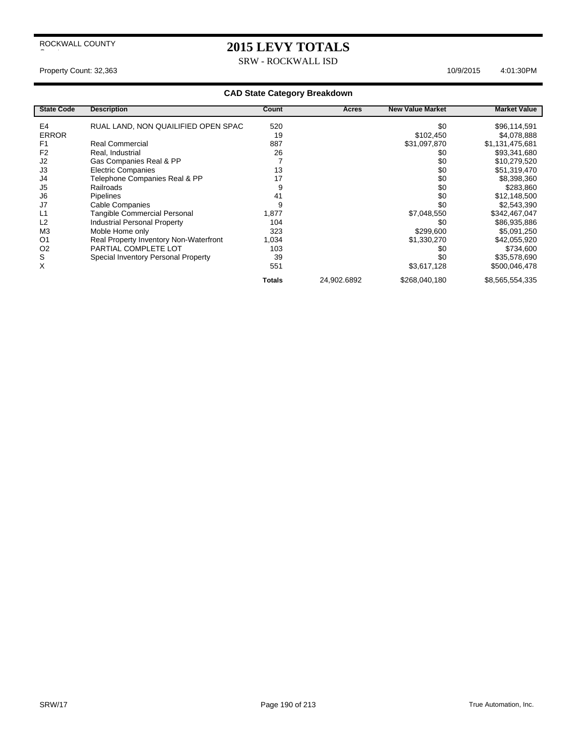ROCKWALL COUNTY

# 2015 LEVY TOTALS

SRW - ROCKWALL ISD

Property Count: 32,363 10/9/2015 4:01:30PM

## CAD State Category Breakdown

| State Code | Description | Count | Acres | New Value Market | Market Value |
|---|---|---|---|---|---|
| E4 | RUAL LAND, NON QUAILIFIED OPEN SPAC | 520 | | $0 | $96,114,591 |
| ERROR | | 19 | | $102,450 | $4,078,888 |
| F1 | Real Commercial | 887 | | $31,097,870 | $1,131,475,681 |
| F2 | Real, Industrial | 26 | | $0 | $93,341,680 |
| J2 | Gas Companies Real & PP | 7 | | $0 | $10,279,520 |
| J3 | Electric Companies | 13 | | $0 | $51,319,470 |
| J4 | Telephone Companies Real & PP | 17 | | $0 | $8,398,360 |
| J5 | Railroads | 9 | | $0 | $283,860 |
| J6 | Pipelines | 41 | | $0 | $12,148,500 |
| J7 | Cable Companies | 9 | | $0 | $2,543,390 |
| L1 | Tangible Commercial Personal | 1,877 | | $7,048,550 | $342,467,047 |
| L2 | Industrial Personal Property | 104 | | $0 | $86,935,886 |
| M3 | Moble Home only | 323 | | $299,600 | $5,091,250 |
| O1 | Real Property Inventory Non-Waterfront | 1,034 | | $1,330,270 | $42,055,920 |
| O2 | PARTIAL COMPLETE LOT | 103 | | $0 | $734,600 |
| S | Special Inventory Personal Property | 39 | | $0 | $35,578,690 |
| X | | 551 | | $3,617,128 | $500,046,478 |
| | | **Totals** | 24,902.6892 | $268,040,180 | $8,565,554,335 |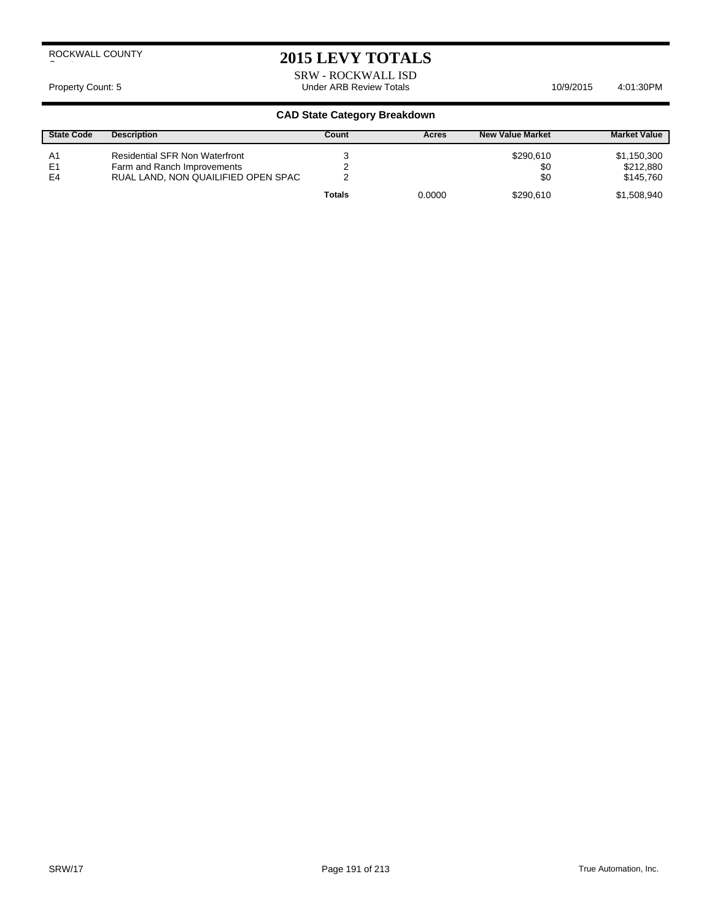ROCKWALL COUNTY

# 2015 LEVY TOTALS

SRW - ROCKWALL ISD

Property Count: 5 | Under ARB Review Totals | 10/9/2015 4:01:30PM

## CAD State Category Breakdown

| State Code | Description | Count | Acres | New Value Market | Market Value |
|---|---|---|---|---|---|
| A1 | Residential SFR Non Waterfront | 3 | | $290,610 | $1,150,300 |
| E1 | Farm and Ranch Improvements | 2 | | $0 | $212,880 |
| E4 | RUAL LAND, NON QUAILIFIED OPEN SPAC | 2 | | $0 | $145,760 |
| | | **Totals** | 0.0000 | $290,610 | $1,508,940 |

SRW/17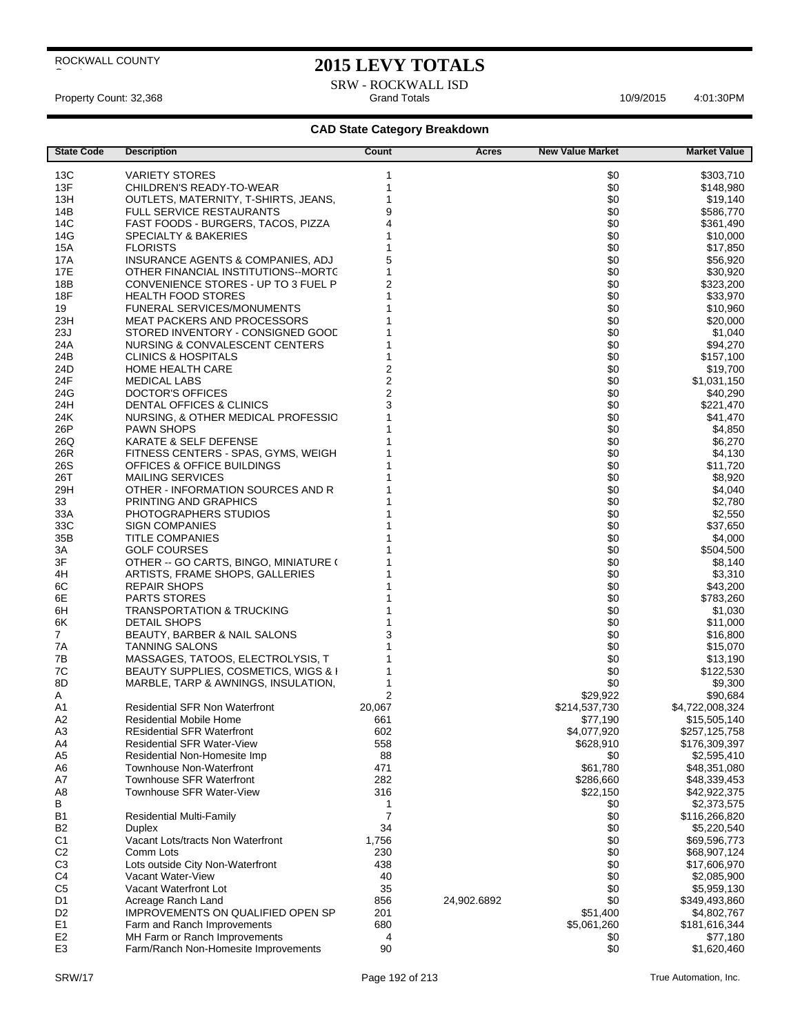ROCKWALL COUNTY

# 2015 LEVY TOTALS

SRW - ROCKWALL ISD

Property Count: 32,368 &nbsp;&nbsp;&nbsp; Grand Totals &nbsp;&nbsp;&nbsp; 10/9/2015 &nbsp;&nbsp;&nbsp; 4:01:30PM

## CAD State Category Breakdown

| State Code | Description | Count | Acres | New Value Market | Market Value |
|---|---|---|---|---|---|
| 13C | VARIETY STORES | 1 | | $0 | $303,710 |
| 13F | CHILDREN'S READY-TO-WEAR | 1 | | $0 | $148,980 |
| 13H | OUTLETS, MATERNITY, T-SHIRTS, JEANS, | 1 | | $0 | $19,140 |
| 14B | FULL SERVICE RESTAURANTS | 9 | | $0 | $586,770 |
| 14C | FAST FOODS - BURGERS, TACOS, PIZZA | 4 | | $0 | $361,490 |
| 14G | SPECIALTY & BAKERIES | 1 | | $0 | $10,000 |
| 15A | FLORISTS | 1 | | $0 | $17,850 |
| 17A | INSURANCE AGENTS & COMPANIES, ADJ | 5 | | $0 | $56,920 |
| 17E | OTHER FINANCIAL INSTITUTIONS--MORTG | 1 | | $0 | $30,920 |
| 18B | CONVENIENCE STORES - UP TO 3 FUEL P | 2 | | $0 | $323,200 |
| 18F | HEALTH FOOD STORES | 1 | | $0 | $33,970 |
| 19 | FUNERAL SERVICES/MONUMENTS | 1 | | $0 | $10,960 |
| 23H | MEAT PACKERS AND PROCESSORS | 1 | | $0 | $20,000 |
| 23J | STORED INVENTORY - CONSIGNED GOOD | 1 | | $0 | $1,040 |
| 24A | NURSING & CONVALESCENT CENTERS | 1 | | $0 | $94,270 |
| 24B | CLINICS & HOSPITALS | 1 | | $0 | $157,100 |
| 24D | HOME HEALTH CARE | 2 | | $0 | $19,700 |
| 24F | MEDICAL LABS | 2 | | $0 | $1,031,150 |
| 24G | DOCTOR'S OFFICES | 2 | | $0 | $40,290 |
| 24H | DENTAL OFFICES & CLINICS | 3 | | $0 | $221,470 |
| 24K | NURSING, & OTHER MEDICAL PROFESSIO | 1 | | $0 | $41,470 |
| 26P | PAWN SHOPS | 1 | | $0 | $4,850 |
| 26Q | KARATE & SELF DEFENSE | 1 | | $0 | $6,270 |
| 26R | FITNESS CENTERS - SPAS, GYMS, WEIGH | 1 | | $0 | $4,130 |
| 26S | OFFICES & OFFICE BUILDINGS | 1 | | $0 | $11,720 |
| 26T | MAILING SERVICES | 1 | | $0 | $8,920 |
| 29H | OTHER - INFORMATION SOURCES AND R | 1 | | $0 | $4,040 |
| 33 | PRINTING AND GRAPHICS | 1 | | $0 | $2,780 |
| 33A | PHOTOGRAPHERS STUDIOS | 1 | | $0 | $2,550 |
| 33C | SIGN COMPANIES | 1 | | $0 | $37,650 |
| 35B | TITLE COMPANIES | 1 | | $0 | $4,000 |
| 3A | GOLF COURSES | 1 | | $0 | $504,500 |
| 3F | OTHER -- GO CARTS, BINGO, MINIATURE ( | 1 | | $0 | $8,140 |
| 4H | ARTISTS, FRAME SHOPS, GALLERIES | 1 | | $0 | $3,310 |
| 6C | REPAIR SHOPS | 1 | | $0 | $43,200 |
| 6E | PARTS STORES | 1 | | $0 | $783,260 |
| 6H | TRANSPORTATION & TRUCKING | 1 | | $0 | $1,030 |
| 6K | DETAIL SHOPS | 1 | | $0 | $11,000 |
| 7 | BEAUTY, BARBER & NAIL SALONS | 3 | | $0 | $16,800 |
| 7A | TANNING SALONS | 1 | | $0 | $15,070 |
| 7B | MASSAGES, TATOOS, ELECTROLYSIS, T | 1 | | $0 | $13,190 |
| 7C | BEAUTY SUPPLIES, COSMETICS, WIGS & I | 1 | | $0 | $122,530 |
| 8D | MARBLE, TARP & AWNINGS, INSULATION, | 1 | | $0 | $9,300 |
| A | | 2 | | $29,922 | $90,684 |
| A1 | Residential SFR Non Waterfront | 20,067 | | $214,537,730 | $4,722,008,324 |
| A2 | Residential Mobile Home | 661 | | $77,190 | $15,505,140 |
| A3 | REsidential SFR Waterfront | 602 | | $4,077,920 | $257,125,758 |
| A4 | Residential SFR Water-View | 558 | | $628,910 | $176,309,397 |
| A5 | Residential Non-Homesite Imp | 88 | | $0 | $2,595,410 |
| A6 | Townhouse Non-Waterfront | 471 | | $61,780 | $48,351,080 |
| A7 | Townhouse SFR Waterfront | 282 | | $286,660 | $48,339,453 |
| A8 | Townhouse SFR Water-View | 316 | | $22,150 | $42,922,375 |
| B | | 1 | | $0 | $2,373,575 |
| B1 | Residential Multi-Family | 7 | | $0 | $116,266,820 |
| B2 | Duplex | 34 | | $0 | $5,220,540 |
| C1 | Vacant Lots/tracts Non Waterfront | 1,756 | | $0 | $69,596,773 |
| C2 | Comm Lots | 230 | | $0 | $68,907,124 |
| C3 | Lots outside City Non-Waterfront | 438 | | $0 | $17,606,970 |
| C4 | Vacant Water-View | 40 | | $0 | $2,085,900 |
| C5 | Vacant Waterfront Lot | 35 | | $0 | $5,959,130 |
| D1 | Acreage Ranch Land | 856 | 24,902.6892 | $0 | $349,493,860 |
| D2 | IMPROVEMENTS ON QUALIFIED OPEN SP | 201 | | $51,400 | $4,802,767 |
| E1 | Farm and Ranch Improvements | 680 | | $5,061,260 | $181,616,344 |
| E2 | MH Farm or Ranch Improvements | 4 | | $0 | $77,180 |
| E3 | Farm/Ranch Non-Homesite Improvements | 90 | | $0 | $1,620,460 |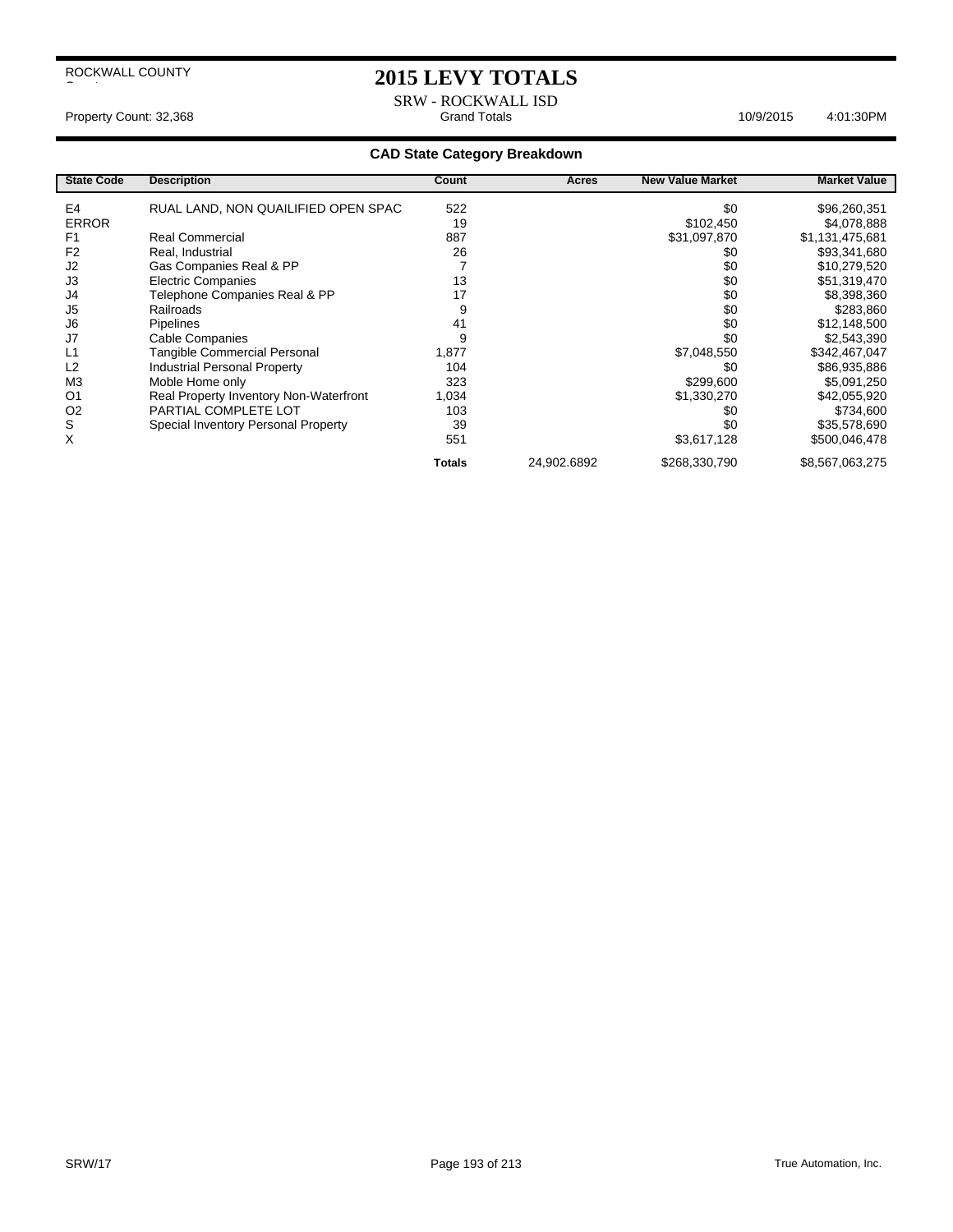ROCKWALL COUNTY

# 2015 LEVY TOTALS

SRW - ROCKWALL ISD

Property Count: 32,368 — Grand Totals — 10/9/2015 4:01:30PM

## CAD State Category Breakdown

| State Code | Description | Count | Acres | New Value Market | Market Value |
|---|---|---|---|---|---|
| E4 | RUAL LAND, NON QUAILIFIED OPEN SPAC | 522 | | $0 | $96,260,351 |
| ERROR | | 19 | | $102,450 | $4,078,888 |
| F1 | Real Commercial | 887 | | $31,097,870 | $1,131,475,681 |
| F2 | Real, Industrial | 26 | | $0 | $93,341,680 |
| J2 | Gas Companies Real & PP | 7 | | $0 | $10,279,520 |
| J3 | Electric Companies | 13 | | $0 | $51,319,470 |
| J4 | Telephone Companies Real & PP | 17 | | $0 | $8,398,360 |
| J5 | Railroads | 9 | | $0 | $283,860 |
| J6 | Pipelines | 41 | | $0 | $12,148,500 |
| J7 | Cable Companies | 9 | | $0 | $2,543,390 |
| L1 | Tangible Commercial Personal | 1,877 | | $7,048,550 | $342,467,047 |
| L2 | Industrial Personal Property | 104 | | $0 | $86,935,886 |
| M3 | Moble Home only | 323 | | $299,600 | $5,091,250 |
| O1 | Real Property Inventory Non-Waterfront | 1,034 | | $1,330,270 | $42,055,920 |
| O2 | PARTIAL COMPLETE LOT | 103 | | $0 | $734,600 |
| S | Special Inventory Personal Property | 39 | | $0 | $35,578,690 |
| X | | 551 | | $3,617,128 | $500,046,478 |
| | | **Totals** | 24,902.6892 | $268,330,790 | $8,567,063,275 |

SRW/17

True Automation, Inc.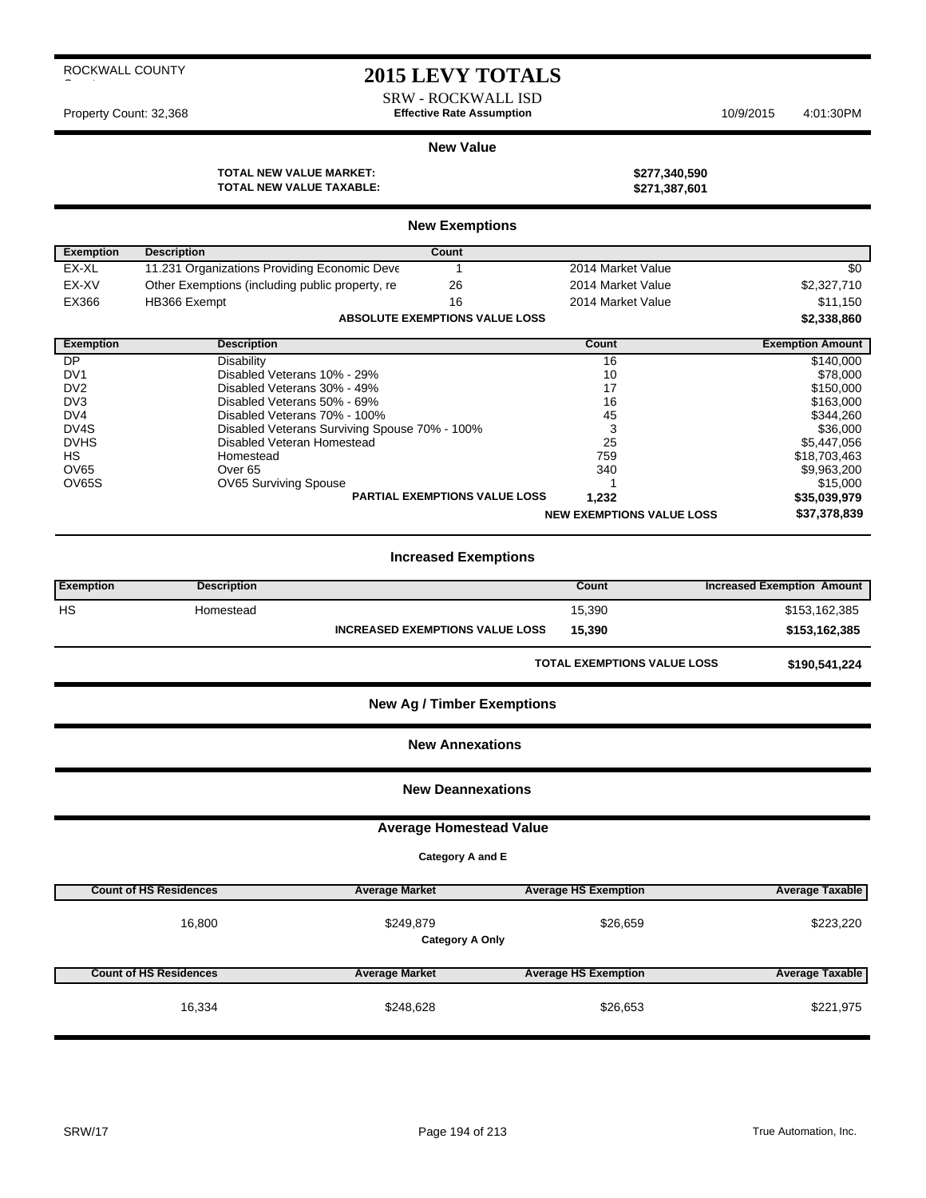ROCKWALL COUNTY

# 2015 LEVY TOTALS

SRW - ROCKWALL ISD

Property Count: 32,368 **Effective Rate Assumption** 10/9/2015 4:01:30PM

## New Value

**TOTAL NEW VALUE MARKET:** **$277,340,590**
**TOTAL NEW VALUE TAXABLE:** **$271,387,601**

## New Exemptions

| Exemption | Description | Count | | |
|---|---|---|---|---|
| EX-XL | 11.231 Organizations Providing Economic Deve | 1 | 2014 Market Value | $0 |
| EX-XV | Other Exemptions (including public property, re | 26 | 2014 Market Value | $2,327,710 |
| EX366 | HB366 Exempt | 16 | 2014 Market Value | $11,150 |
| | | **ABSOLUTE EXEMPTIONS VALUE LOSS** | | **$2,338,860** |

| Exemption | Description | Count | Exemption Amount |
|---|---|---|---|
| DP | Disability | 16 | $140,000 |
| DV1 | Disabled Veterans 10% - 29% | 10 | $78,000 |
| DV2 | Disabled Veterans 30% - 49% | 17 | $150,000 |
| DV3 | Disabled Veterans 50% - 69% | 16 | $163,000 |
| DV4 | Disabled Veterans 70% - 100% | 45 | $344,260 |
| DV4S | Disabled Veterans Surviving Spouse 70% - 100% | 3 | $36,000 |
| DVHS | Disabled Veteran Homestead | 25 | $5,447,056 |
| HS | Homestead | 759 | $18,703,463 |
| OV65 | Over 65 | 340 | $9,963,200 |
| OV65S | OV65 Surviving Spouse | 1 | $15,000 |
| | **PARTIAL EXEMPTIONS VALUE LOSS** | **1,232** | **$35,039,979** |
| | | **NEW EXEMPTIONS VALUE LOSS** | **$37,378,839** |

## Increased Exemptions

| Exemption | Description | Count | Increased Exemption Amount |
|---|---|---|---|
| HS | Homestead | 15,390 | $153,162,385 |
| | **INCREASED EXEMPTIONS VALUE LOSS** | **15,390** | **$153,162,385** |

**TOTAL EXEMPTIONS VALUE LOSS** **$190,541,224**

## New Ag / Timber Exemptions

## New Annexations

## New Deannexations

## Average Homestead Value

**Category A and E**

| Count of HS Residences | Average Market | Average HS Exemption | Average Taxable |
|---|---|---|---|
| 16,800 | $249,879 | $26,659 | $223,220 |

**Category A Only**

| Count of HS Residences | Average Market | Average HS Exemption | Average Taxable |
|---|---|---|---|
| 16,334 | $248,628 | $26,653 | $221,975 |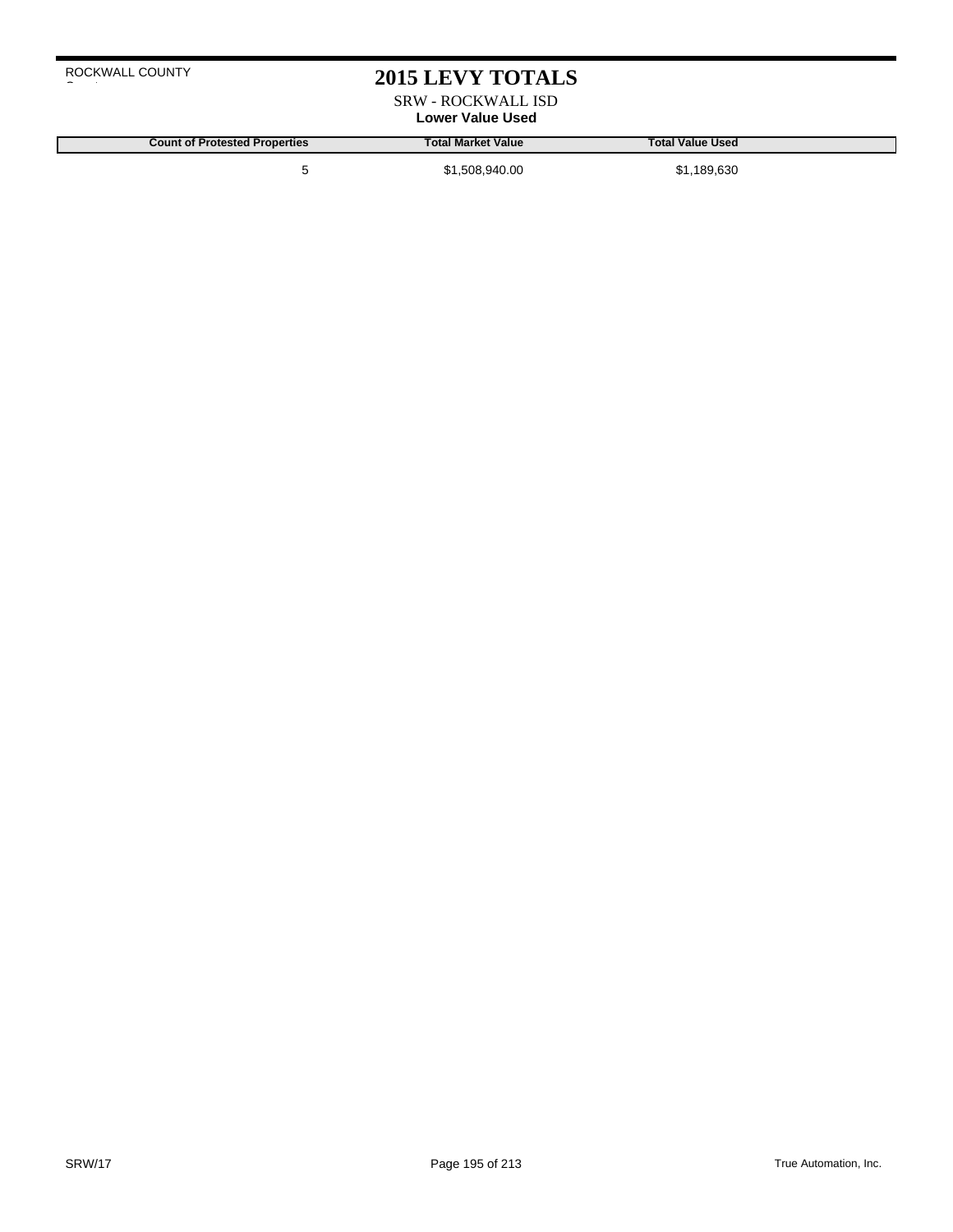ROCKWALL COUNTY

# 2015 LEVY TOTALS

SRW - ROCKWALL ISD

**Lower Value Used**

| Count of Protested Properties | Total Market Value | Total Value Used |
|---|---|---|
| 5 | $1,508,940.00 | $1,189,630 |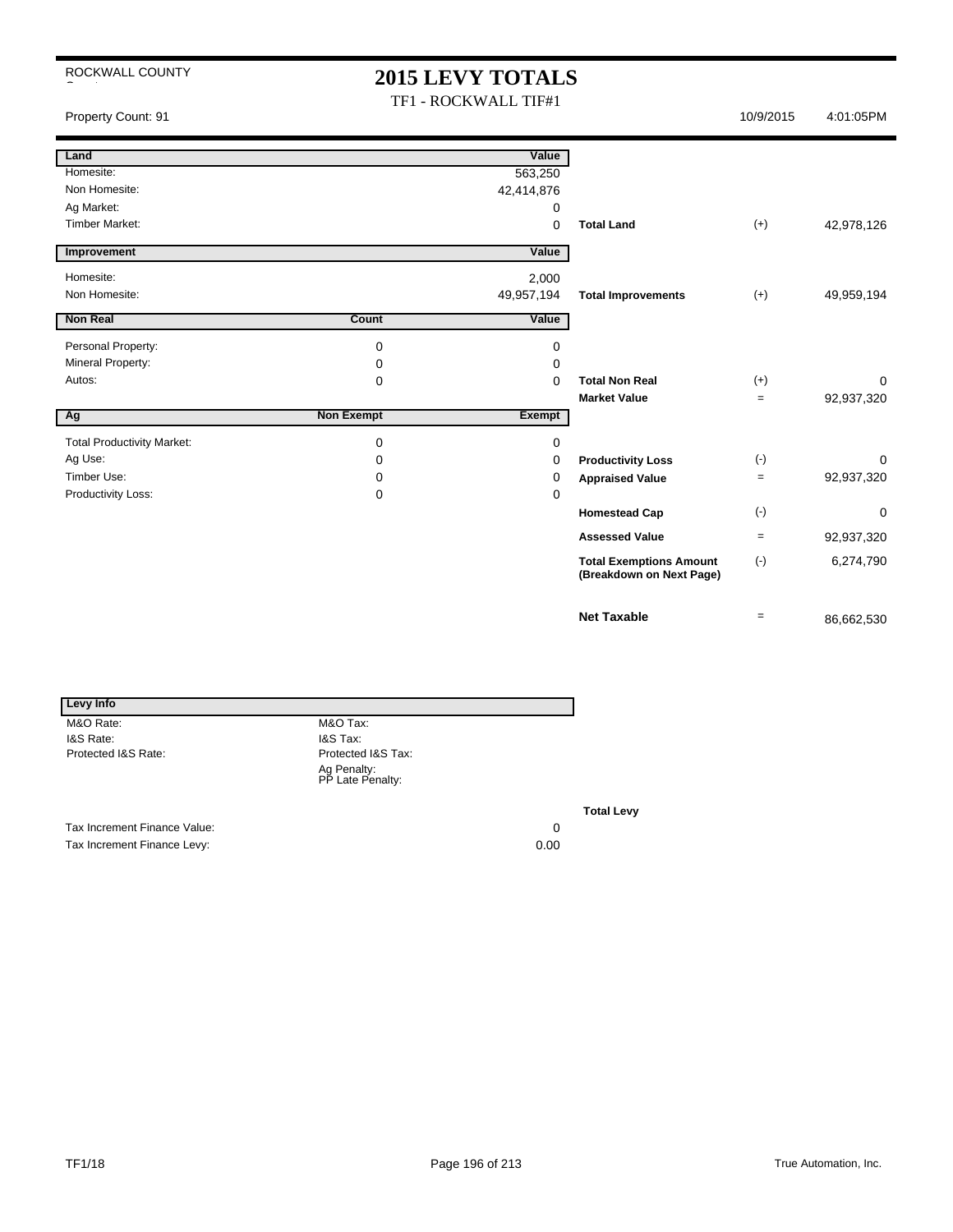ROCKWALL COUNTY

# 2015 LEVY TOTALS

TF1 - ROCKWALL TIF#1

Property Count: 91 | 10/9/2015 | 4:01:05PM

| Land | | Value | | | |
|---|---|---|---|---|---|
| Homesite: | | 563,250 | | | |
| Non Homesite: | | 42,414,876 | | | |
| Ag Market: | | 0 | | | |
| Timber Market: | | 0 | **Total Land** | (+) | 42,978,126 |

| Improvement | | Value | | | |
|---|---|---|---|---|---|
| Homesite: | | 2,000 | | | |
| Non Homesite: | | 49,957,194 | **Total Improvements** | (+) | 49,959,194 |

| Non Real | Count | Value | | | |
|---|---|---|---|---|---|
| Personal Property: | 0 | 0 | | | |
| Mineral Property: | 0 | 0 | | | |
| Autos: | 0 | 0 | **Total Non Real** | (+) | 0 |
| | | | **Market Value** | = | 92,937,320 |

| Ag | Non Exempt | Exempt | | | |
|---|---|---|---|---|---|
| Total Productivity Market: | 0 | 0 | | | |
| Ag Use: | 0 | 0 | **Productivity Loss** | (-) | 0 |
| Timber Use: | 0 | 0 | **Appraised Value** | = | 92,937,320 |
| Productivity Loss: | 0 | 0 | | | |
| | | | **Homestead Cap** | (-) | 0 |
| | | | **Assessed Value** | = | 92,937,320 |
| | | | **Total Exemptions Amount (Breakdown on Next Page)** | (-) | 6,274,790 |
| | | | **Net Taxable** | = | 86,662,530 |

| Levy Info | | |
|---|---|---|
| M&O Rate: | M&O Tax: | |
| I&S Rate: | I&S Tax: | |
| Protected I&S Rate: | Protected I&S Tax: | |
| | Ag Penalty: | |
| | PP Late Penalty: | |
| | | **Total Levy** |
| Tax Increment Finance Value: | 0 | |
| Tax Increment Finance Levy: | 0.00 | |

TF1/18

True Automation, Inc.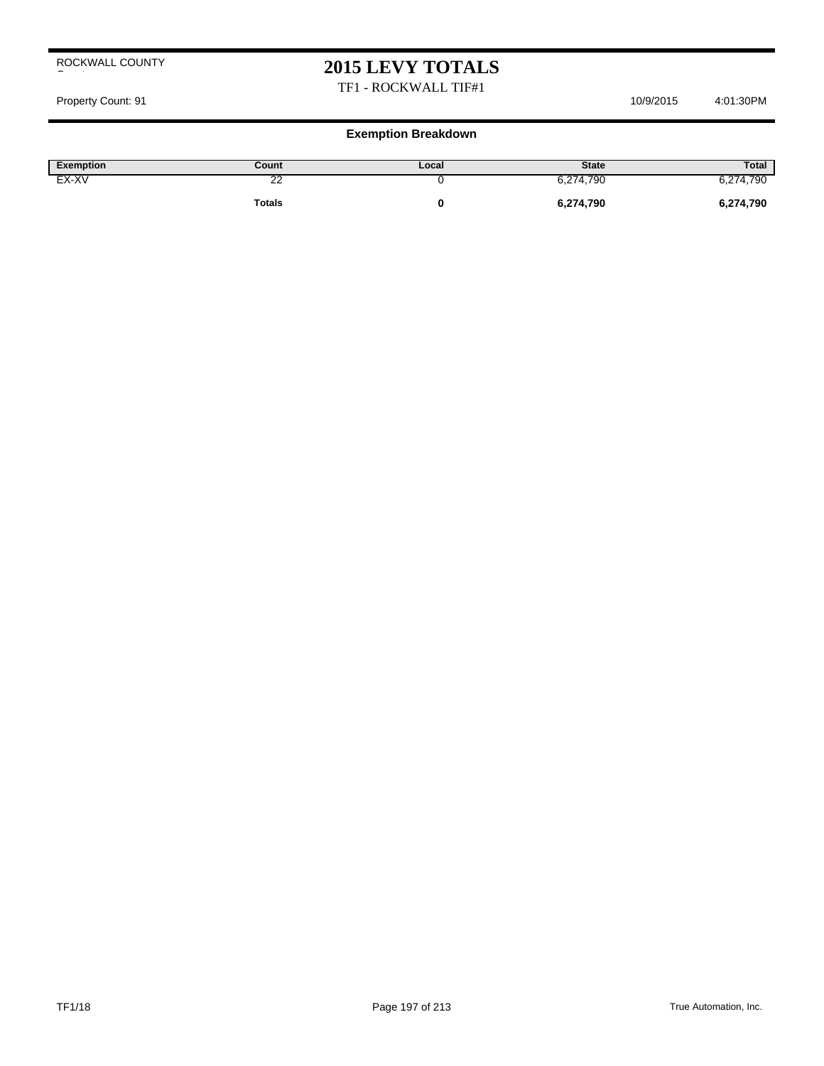ROCKWALL COUNTY

# 2015 LEVY TOTALS

TF1 - ROCKWALL TIF#1

Property Count: 91 | 10/9/2015 | 4:01:30PM

## Exemption Breakdown

| Exemption | Count | Local | State | Total |
|---|---|---|---|---|
| EX-XV | 22 | 0 | 6,274,790 | 6,274,790 |
| | **Totals** | **0** | **6,274,790** | **6,274,790** |

TF1/18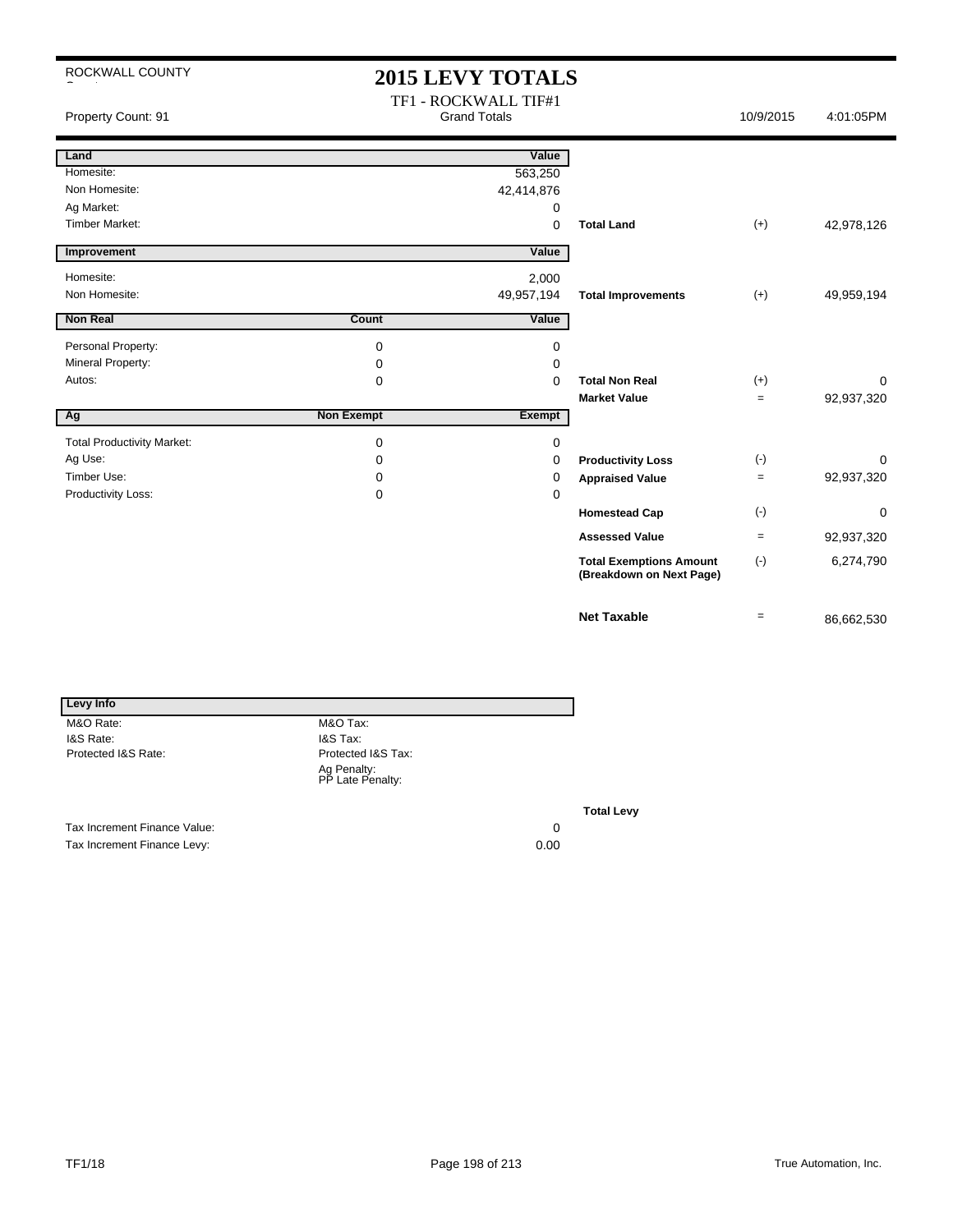ROCKWALL COUNTY

# 2015 LEVY TOTALS

TF1 - ROCKWALL TIF#1
Grand Totals

Property Count: 91 | 10/9/2015 | 4:01:05PM

| Land | | Value | | | |
|---|---|---|---|---|---|
| Homesite: | | 563,250 | | | |
| Non Homesite: | | 42,414,876 | | | |
| Ag Market: | | 0 | | | |
| Timber Market: | | 0 | **Total Land** | (+) | 42,978,126 |

| Improvement | | Value | | | |
|---|---|---|---|---|---|
| Homesite: | | 2,000 | | | |
| Non Homesite: | | 49,957,194 | **Total Improvements** | (+) | 49,959,194 |

| Non Real | Count | Value | | | |
|---|---|---|---|---|---|
| Personal Property: | 0 | 0 | | | |
| Mineral Property: | 0 | 0 | | | |
| Autos: | 0 | 0 | **Total Non Real** | (+) | 0 |
| | | | **Market Value** | = | 92,937,320 |

| Ag | Non Exempt | Exempt | | | |
|---|---|---|---|---|---|
| Total Productivity Market: | 0 | 0 | | | |
| Ag Use: | 0 | 0 | **Productivity Loss** | (-) | 0 |
| Timber Use: | 0 | 0 | **Appraised Value** | = | 92,937,320 |
| Productivity Loss: | 0 | 0 | | | |
| | | | **Homestead Cap** | (-) | 0 |
| | | | **Assessed Value** | = | 92,937,320 |
| | | | **Total Exemptions Amount (Breakdown on Next Page)** | (-) | 6,274,790 |
| | | | **Net Taxable** | = | 86,662,530 |

| Levy Info | | |
|---|---|---|
| M&O Rate: | M&O Tax: | |
| I&S Rate: | I&S Tax: | |
| Protected I&S Rate: | Protected I&S Tax: | |
| | Ag Penalty: | |
| | PP Late Penalty: | |
| | | **Total Levy** |
| Tax Increment Finance Value: | 0 | |
| Tax Increment Finance Levy: | 0.00 | |

TF1/18 | True Automation, Inc.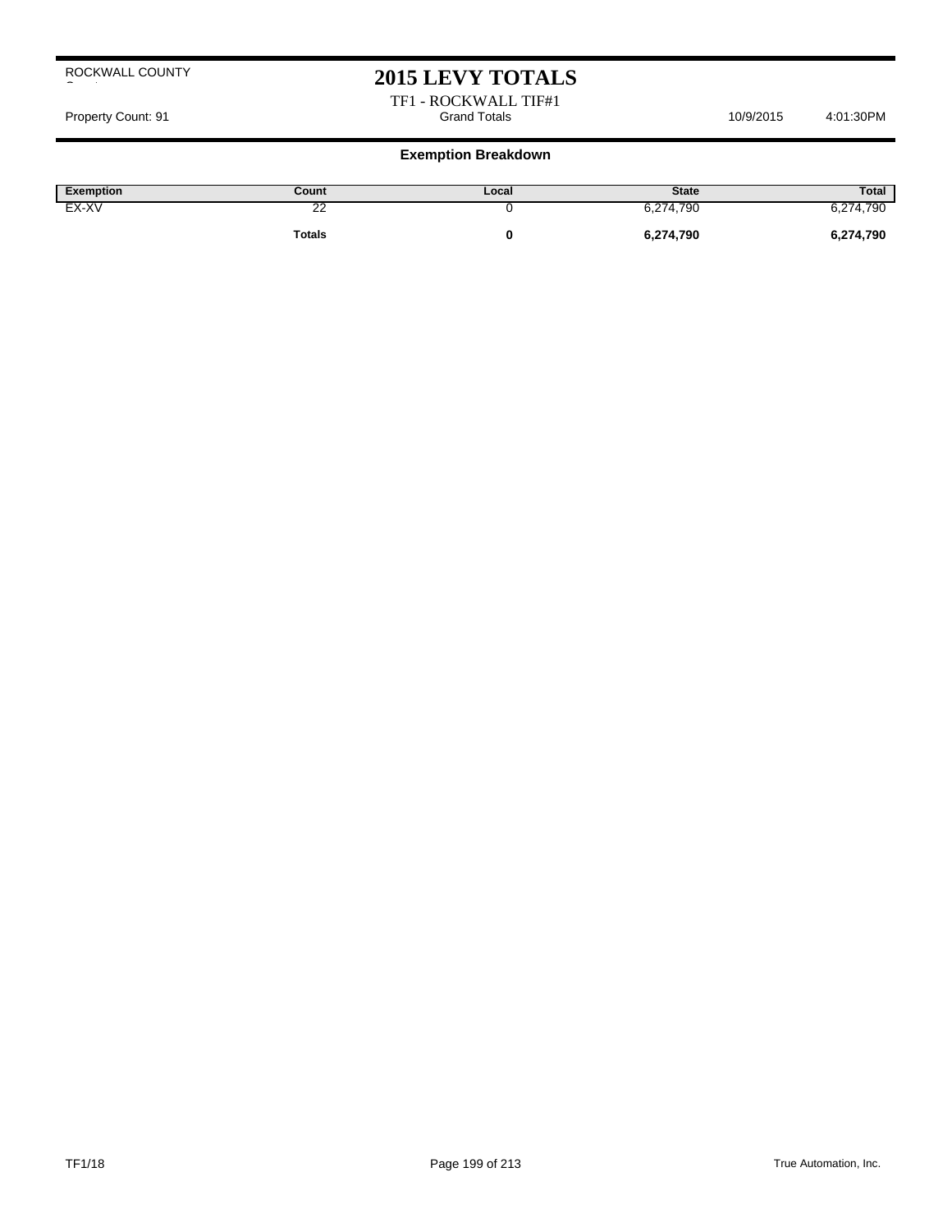ROCKWALL COUNTY

# 2015 LEVY TOTALS

TF1 - ROCKWALL TIF#1

Property Count: 91 | Grand Totals | 10/9/2015 | 4:01:30PM

## Exemption Breakdown

| Exemption | Count | Local | State | Total |
|---|---|---|---|---|
| EX-XV | 22 | 0 | 6,274,790 | 6,274,790 |
| | **Totals** | **0** | **6,274,790** | **6,274,790** |

TF1/18

True Automation, Inc.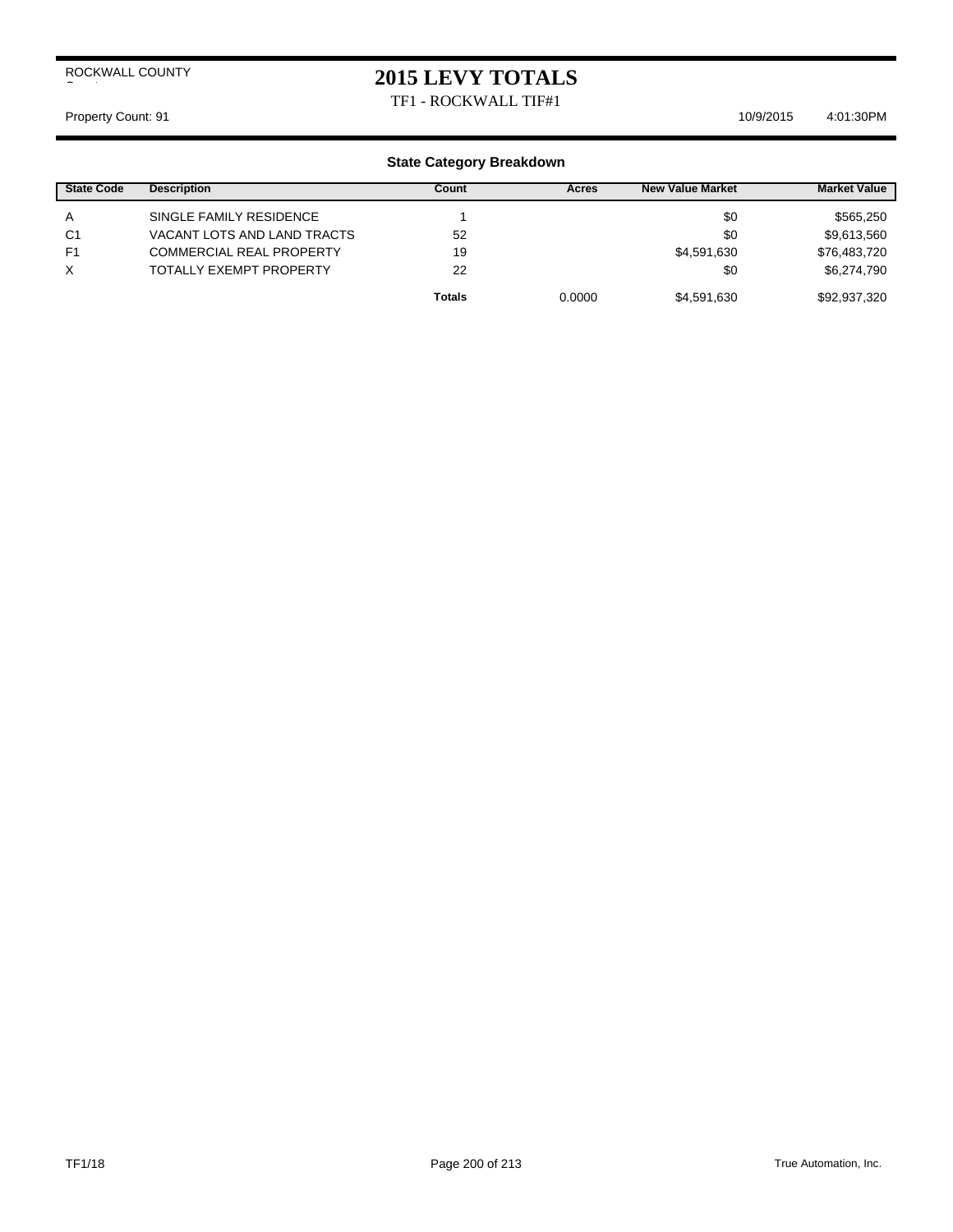ROCKWALL COUNTY

# 2015 LEVY TOTALS

TF1 - ROCKWALL TIF#1

Property Count: 91 10/9/2015 4:01:30PM

### State Category Breakdown

| State Code | Description | Count | Acres | New Value Market | Market Value |
|---|---|---|---|---|---|
| A | SINGLE FAMILY RESIDENCE | 1 | | $0 | $565,250 |
| C1 | VACANT LOTS AND LAND TRACTS | 52 | | $0 | $9,613,560 |
| F1 | COMMERCIAL REAL PROPERTY | 19 | | $4,591,630 | $76,483,720 |
| X | TOTALLY EXEMPT PROPERTY | 22 | | $0 | $6,274,790 |
| | | **Totals** | 0.0000 | $4,591,630 | $92,937,320 |

TF1/18 True Automation, Inc.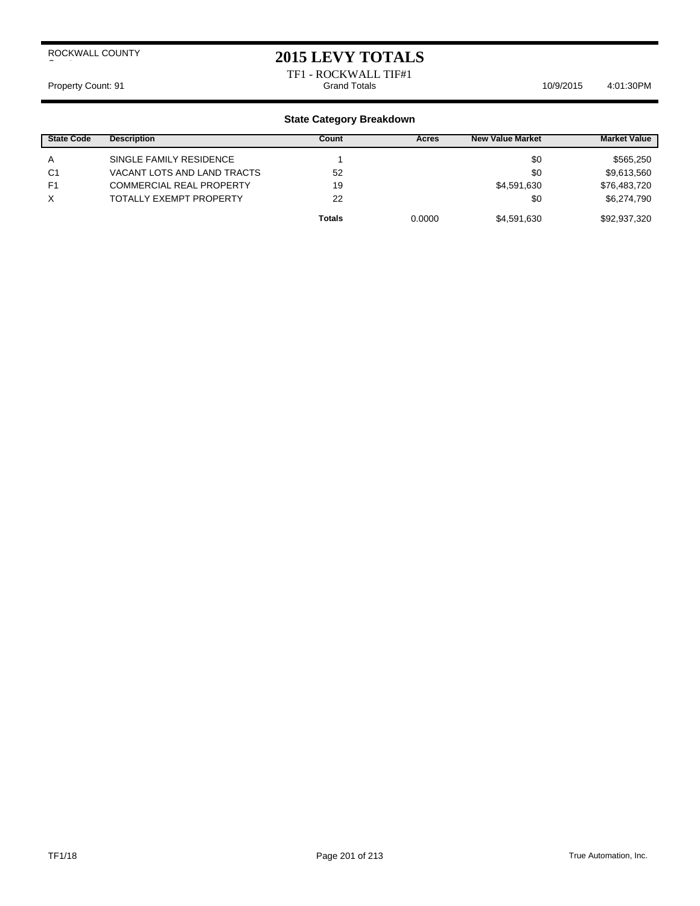ROCKWALL COUNTY

# 2015 LEVY TOTALS

TF1 - ROCKWALL TIF#1

Property Count: 91 | Grand Totals | 10/9/2015 4:01:30PM

## State Category Breakdown

| State Code | Description | Count | Acres | New Value Market | Market Value |
|---|---|---|---|---|---|
| A | SINGLE FAMILY RESIDENCE | 1 | | $0 | $565,250 |
| C1 | VACANT LOTS AND LAND TRACTS | 52 | | $0 | $9,613,560 |
| F1 | COMMERCIAL REAL PROPERTY | 19 | | $4,591,630 | $76,483,720 |
| X | TOTALLY EXEMPT PROPERTY | 22 | | $0 | $6,274,790 |
| | | **Totals** | 0.0000 | $4,591,630 | $92,937,320 |

TF1/18

True Automation, Inc.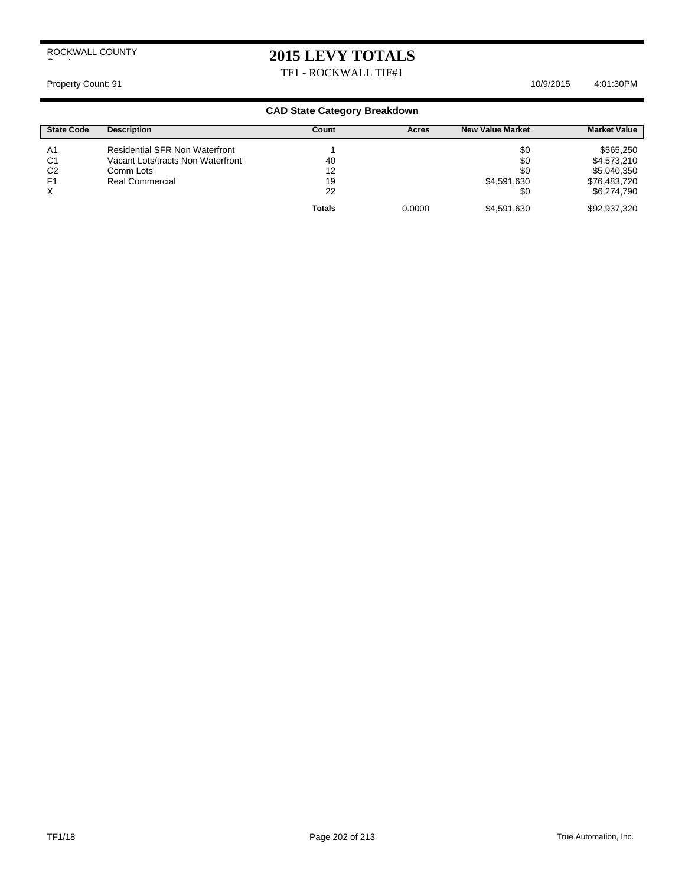ROCKWALL COUNTY

# 2015 LEVY TOTALS

TF1 - ROCKWALL TIF#1

Property Count: 91 10/9/2015 4:01:30PM

## CAD State Category Breakdown

| State Code | Description | Count | Acres | New Value Market | Market Value |
|---|---|---|---|---|---|
| A1 | Residential SFR Non Waterfront | 1 | | $0 | $565,250 |
| C1 | Vacant Lots/tracts Non Waterfront | 40 | | $0 | $4,573,210 |
| C2 | Comm Lots | 12 | | $0 | $5,040,350 |
| F1 | Real Commercial | 19 | | $4,591,630 | $76,483,720 |
| X | | 22 | | $0 | $6,274,790 |
| | | **Totals** | 0.0000 | $4,591,630 | $92,937,320 |

TF1/18 True Automation, Inc.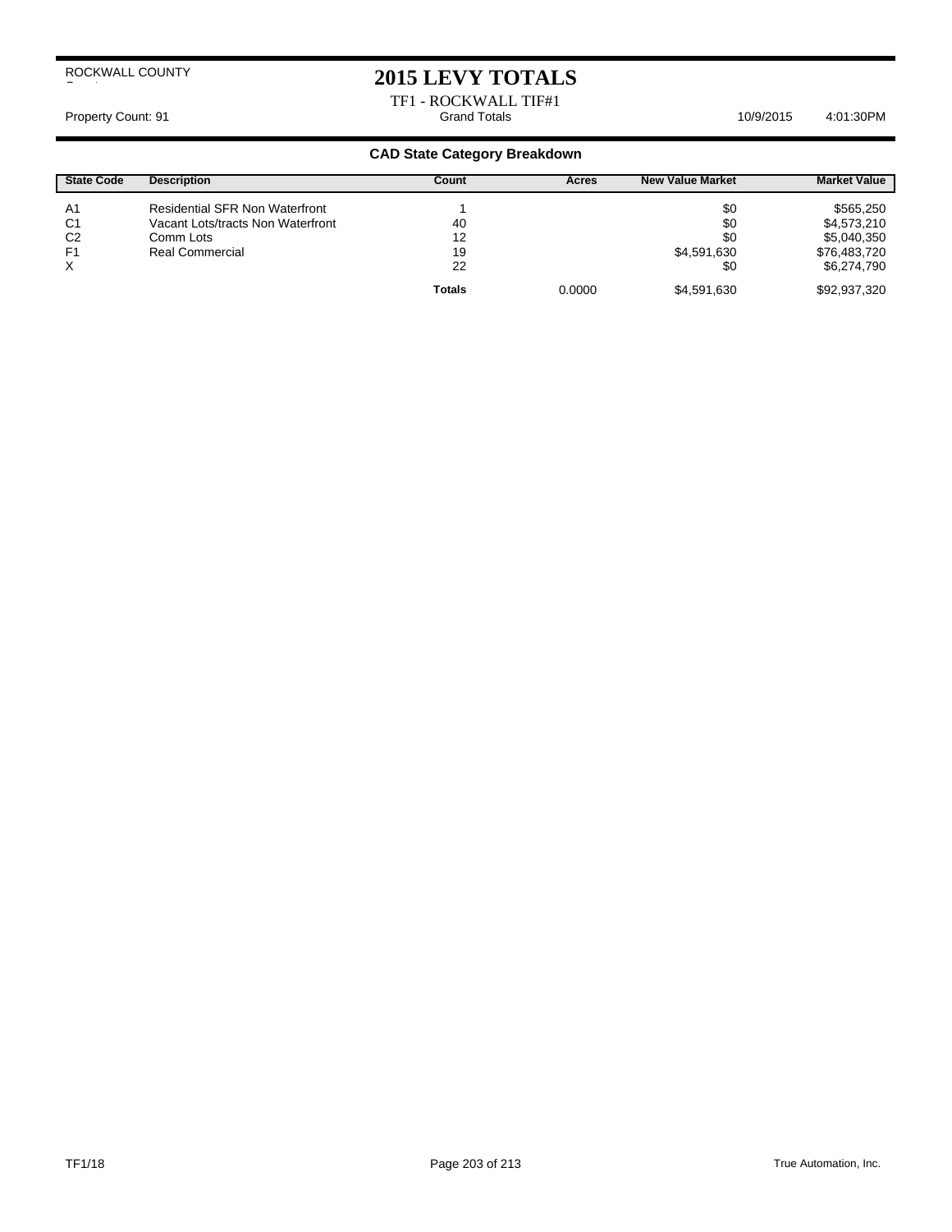ROCKWALL COUNTY

# 2015 LEVY TOTALS

TF1 - ROCKWALL TIF#1

Property Count: 91 | Grand Totals | 10/9/2015 4:01:30PM

## CAD State Category Breakdown

| State Code | Description | Count | Acres | New Value Market | Market Value |
|---|---|---|---|---|---|
| A1 | Residential SFR Non Waterfront | 1 | | $0 | $565,250 |
| C1 | Vacant Lots/tracts Non Waterfront | 40 | | $0 | $4,573,210 |
| C2 | Comm Lots | 12 | | $0 | $5,040,350 |
| F1 | Real Commercial | 19 | | $4,591,630 | $76,483,720 |
| X | | 22 | | $0 | $6,274,790 |
| | | **Totals** | 0.0000 | $4,591,630 | $92,937,320 |

TF1/18

True Automation, Inc.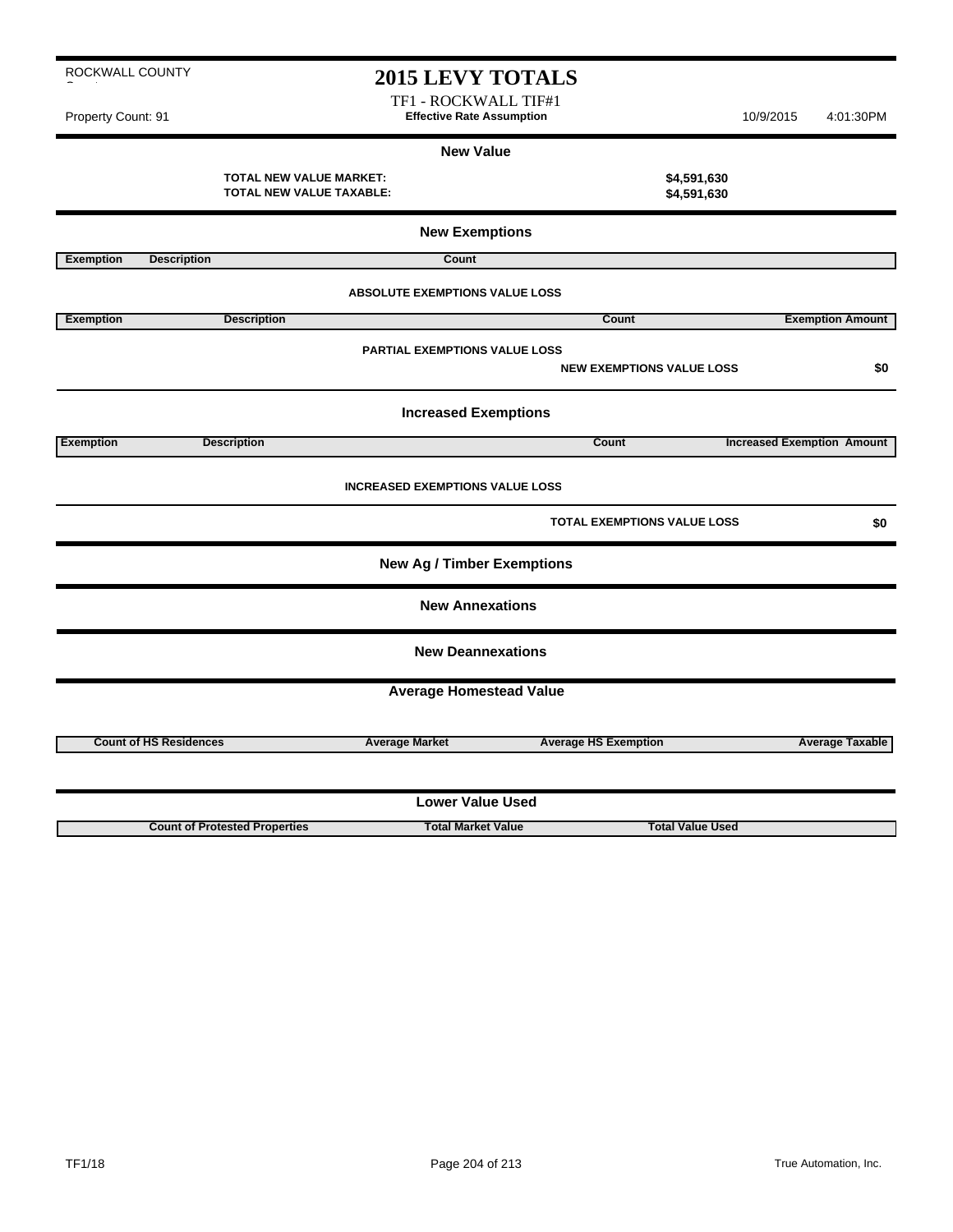ROCKWALL COUNTY

# 2015 LEVY TOTALS

TF1 - ROCKWALL TIF#1

**Effective Rate Assumption**

Property Count: 91 | 10/9/2015 | 4:01:30PM

## New Value

**TOTAL NEW VALUE MARKET:** $4,591,630

**TOTAL NEW VALUE TAXABLE:** $4,591,630

## New Exemptions

| Exemption | Description | Count |
|---|---|---|

**ABSOLUTE EXEMPTIONS VALUE LOSS**

| Exemption | Description | Count | Exemption Amount |
|---|---|---|---|

**PARTIAL EXEMPTIONS VALUE LOSS**

**NEW EXEMPTIONS VALUE LOSS** $0

## Increased Exemptions

| Exemption | Description | Count | Increased Exemption Amount |
|---|---|---|---|

**INCREASED EXEMPTIONS VALUE LOSS**

**TOTAL EXEMPTIONS VALUE LOSS** $0

## New Ag / Timber Exemptions

## New Annexations

## New Deannexations

## Average Homestead Value

| Count of HS Residences | Average Market | Average HS Exemption | Average Taxable |
|---|---|---|---|

## Lower Value Used

| Count of Protested Properties | Total Market Value | Total Value Used |
|---|---|---|

TF1/18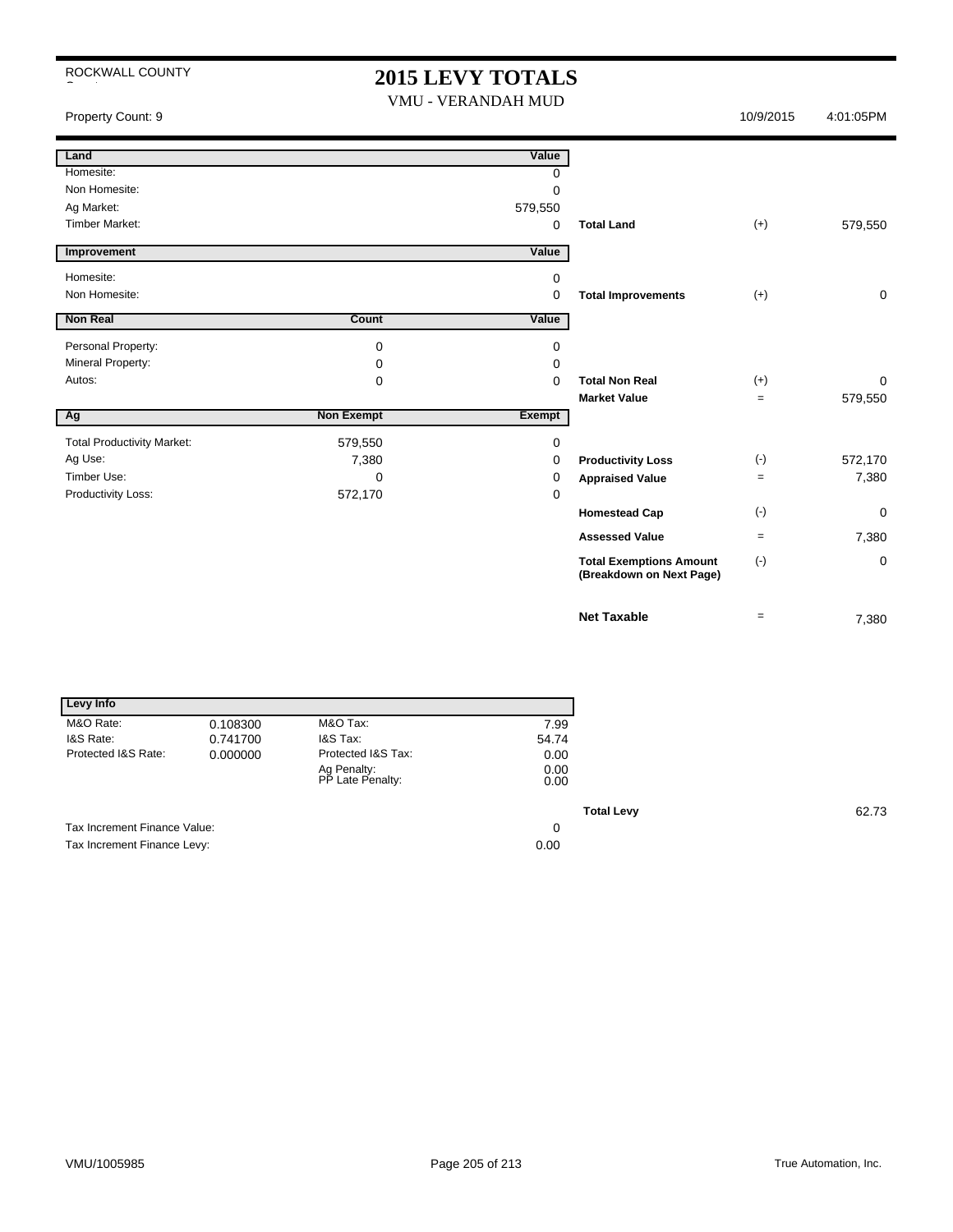ROCKWALL COUNTY

# 2015 LEVY TOTALS

VMU - VERANDAH MUD

Property Count: 9 | 10/9/2015 | 4:01:05PM

| Land | | Value | | | |
|---|---|---|---|---|---|
| Homesite: | | 0 | | | |
| Non Homesite: | | 0 | | | |
| Ag Market: | | 579,550 | | | |
| Timber Market: | | 0 | **Total Land** | (+) | 579,550 |

| Improvement | | Value | | | |
|---|---|---|---|---|---|
| Homesite: | | 0 | | | |
| Non Homesite: | | 0 | **Total Improvements** | (+) | 0 |

| Non Real | Count | Value | | | |
|---|---|---|---|---|---|
| Personal Property: | 0 | 0 | | | |
| Mineral Property: | 0 | 0 | | | |
| Autos: | 0 | 0 | **Total Non Real** | (+) | 0 |
| | | | **Market Value** | = | 579,550 |

| Ag | Non Exempt | Exempt | | | |
|---|---|---|---|---|---|
| Total Productivity Market: | 579,550 | 0 | | | |
| Ag Use: | 7,380 | 0 | **Productivity Loss** | (-) | 572,170 |
| Timber Use: | 0 | 0 | **Appraised Value** | = | 7,380 |
| Productivity Loss: | 572,170 | 0 | | | |
| | | | **Homestead Cap** | (-) | 0 |
| | | | **Assessed Value** | = | 7,380 |
| | | | **Total Exemptions Amount (Breakdown on Next Page)** | (-) | 0 |
| | | | **Net Taxable** | = | 7,380 |

| Levy Info | | | | | |
|---|---|---|---|---|---|
| M&O Rate: | 0.108300 | M&O Tax: | 7.99 | | |
| I&S Rate: | 0.741700 | I&S Tax: | 54.74 | | |
| Protected I&S Rate: | 0.000000 | Protected I&S Tax: | 0.00 | | |
| | | Ag Penalty: | 0.00 | | |
| | | PP Late Penalty: | 0.00 | | |
| | | | | **Total Levy** | 62.73 |
| Tax Increment Finance Value: | | | 0 | | |
| Tax Increment Finance Levy: | | | 0.00 | | |

VMU/1005985

True Automation, Inc.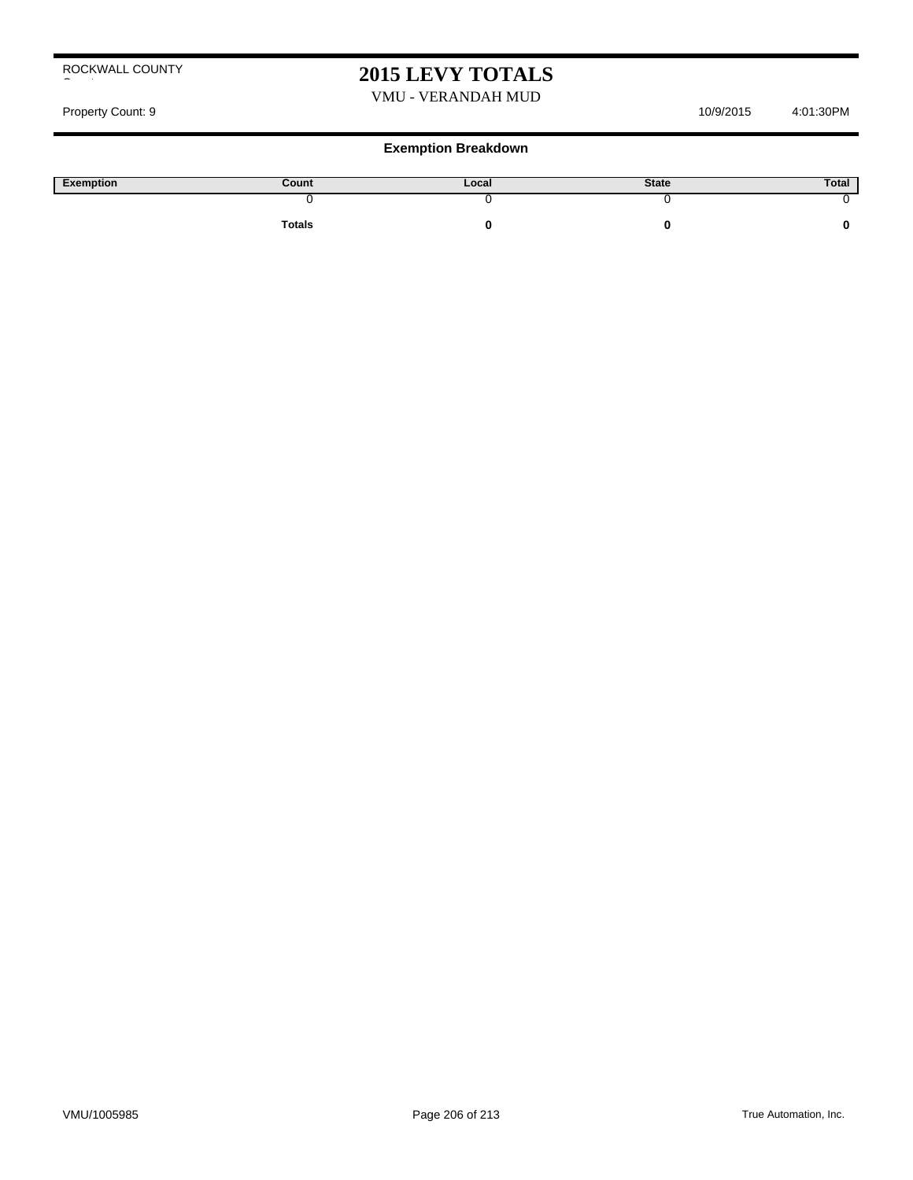ROCKWALL COUNTY

# 2015 LEVY TOTALS

VMU - VERANDAH MUD

Property Count: 9 10/9/2015 4:01:30PM

### Exemption Breakdown

| Exemption | Count | Local | State | Total |
|---|---|---|---|---|
| | 0 | 0 | 0 | 0 |
| | **Totals** | **0** | **0** | **0** |

VMU/1005985 True Automation, Inc.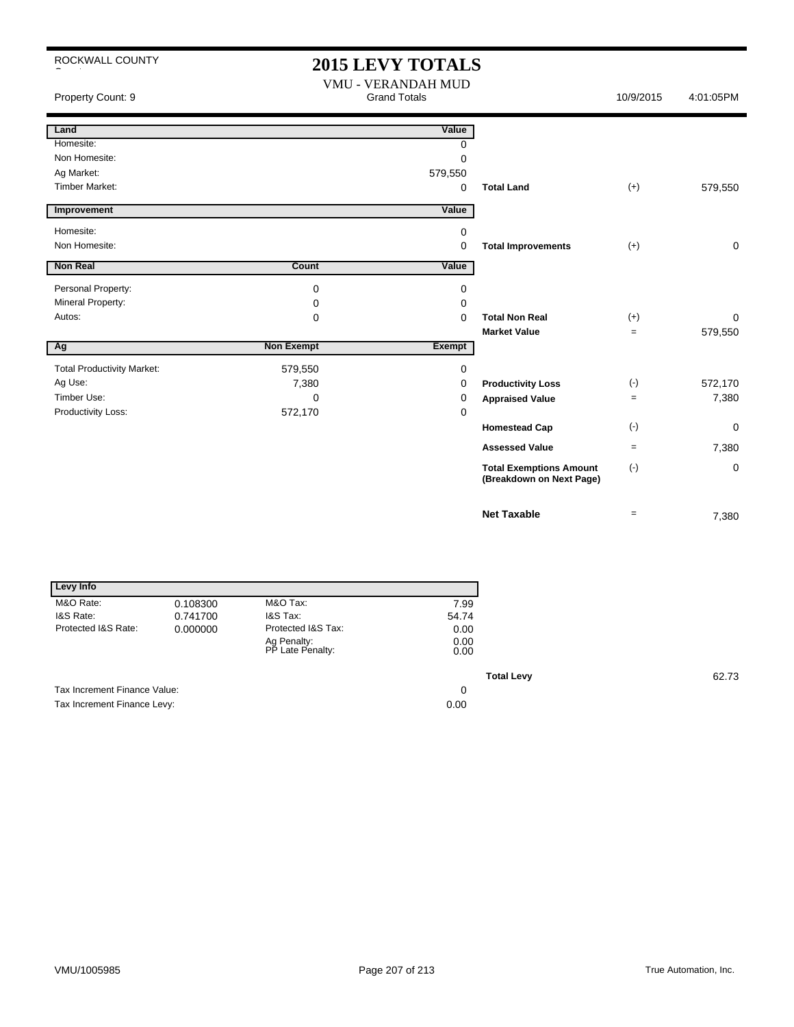ROCKWALL COUNTY

# 2015 LEVY TOTALS

VMU - VERANDAH MUD

Property Count: 9 | Grand Totals | 10/9/2015 4:01:05PM

| Land | | Value | | | |
|---|---|---|---|---|---|
| Homesite: | | 0 | | | |
| Non Homesite: | | 0 | | | |
| Ag Market: | | 579,550 | | | |
| Timber Market: | | 0 | **Total Land** | (+) | 579,550 |

| Improvement | | Value | | | |
|---|---|---|---|---|---|
| Homesite: | | 0 | | | |
| Non Homesite: | | 0 | **Total Improvements** | (+) | 0 |

| Non Real | Count | Value | | | |
|---|---|---|---|---|---|
| Personal Property: | 0 | 0 | | | |
| Mineral Property: | 0 | 0 | | | |
| Autos: | 0 | 0 | **Total Non Real** | (+) | 0 |
| | | | **Market Value** | = | 579,550 |

| Ag | Non Exempt | Exempt | | | |
|---|---|---|---|---|---|
| Total Productivity Market: | 579,550 | 0 | | | |
| Ag Use: | 7,380 | 0 | **Productivity Loss** | (-) | 572,170 |
| Timber Use: | 0 | 0 | **Appraised Value** | = | 7,380 |
| Productivity Loss: | 572,170 | 0 | | | |
| | | | **Homestead Cap** | (-) | 0 |
| | | | **Assessed Value** | = | 7,380 |
| | | | **Total Exemptions Amount (Breakdown on Next Page)** | (-) | 0 |
| | | | **Net Taxable** | = | 7,380 |

| Levy Info | | | |
|---|---|---|---|
| M&O Rate: | 0.108300 | M&O Tax: | 7.99 |
| I&S Rate: | 0.741700 | I&S Tax: | 54.74 |
| Protected I&S Rate: | 0.000000 | Protected I&S Tax: | 0.00 |
| | | Ag Penalty: | 0.00 |
| | | PP Late Penalty: | 0.00 |

**Total Levy** 62.73

| | |
|---|---|
| Tax Increment Finance Value: | 0 |
| Tax Increment Finance Levy: | 0.00 |

VMU/1005985

True Automation, Inc.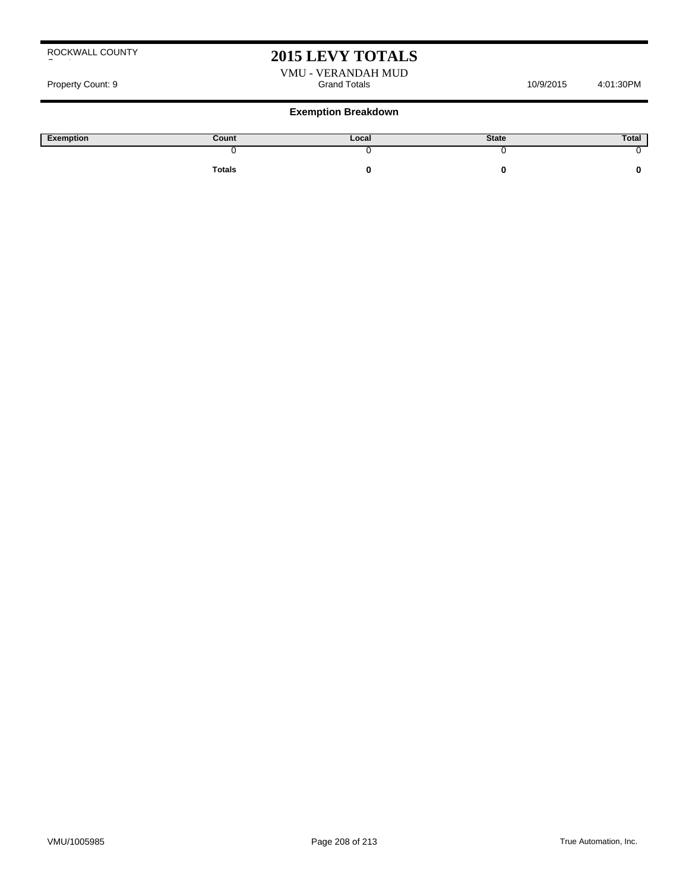ROCKWALL COUNTY

# 2015 LEVY TOTALS

VMU - VERANDAH MUD

Property Count: 9 | Grand Totals | 10/9/2015 4:01:30PM

### Exemption Breakdown

| Exemption | Count | Local | State | Total |
|---|---|---|---|---|
| | 0 | 0 | 0 | 0 |
| | **Totals** | **0** | **0** | **0** |

VMU/1005985

True Automation, Inc.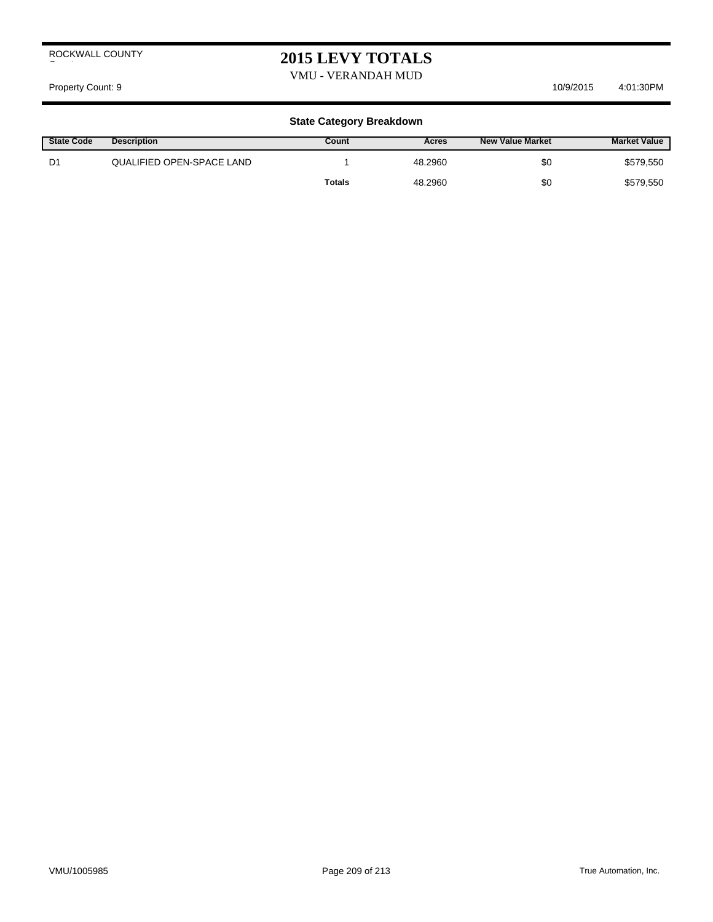ROCKWALL COUNTY

# 2015 LEVY TOTALS

VMU - VERANDAH MUD

Property Count: 9 10/9/2015 4:01:30PM

### State Category Breakdown

| State Code | Description | Count | Acres | New Value Market | Market Value |
|---|---|---|---|---|---|
| D1 | QUALIFIED OPEN-SPACE LAND | 1 | 48.2960 | $0 | $579,550 |
| | | **Totals** | 48.2960 | $0 | $579,550 |

VMU/1005985 True Automation, Inc.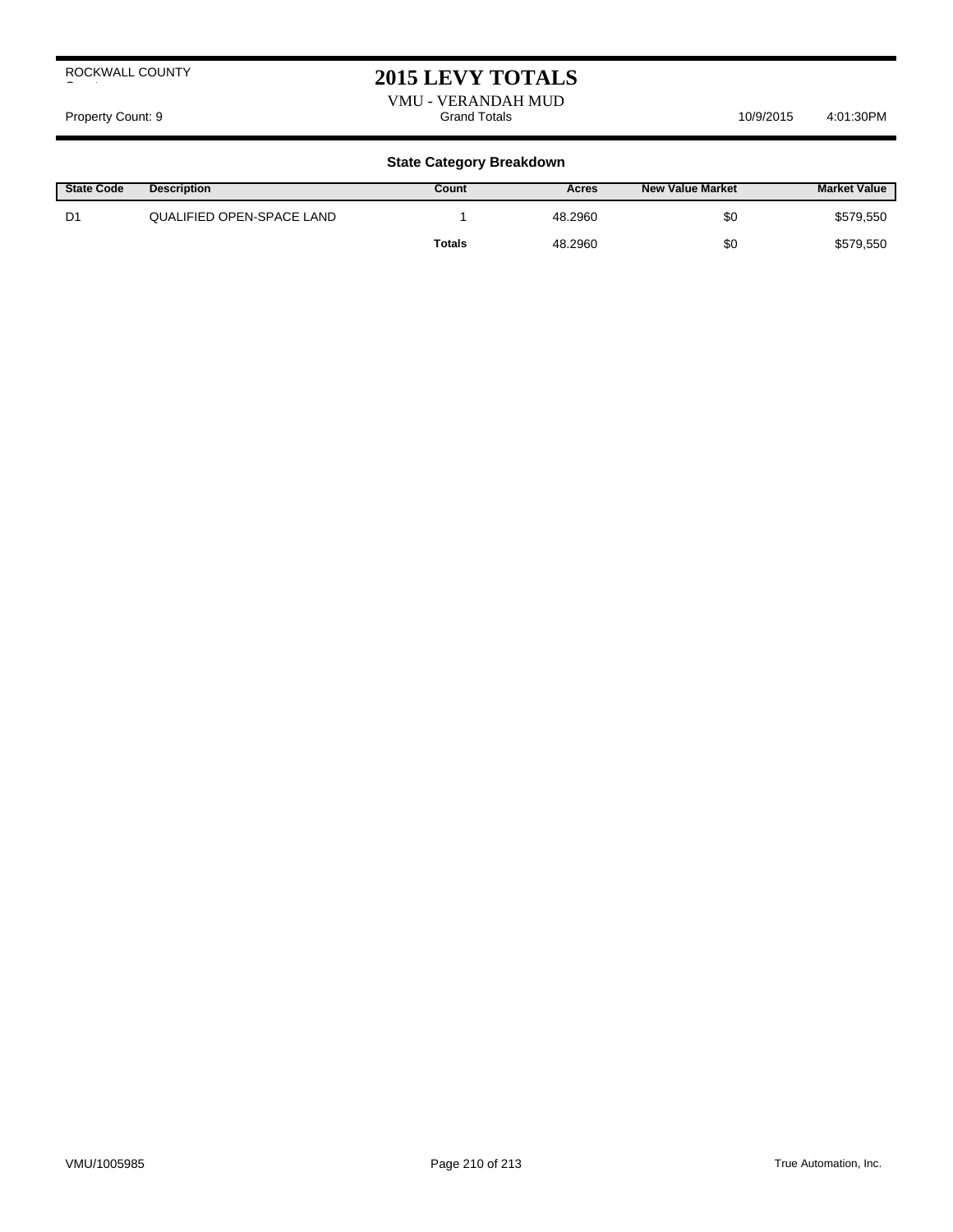ROCKWALL COUNTY

# 2015 LEVY TOTALS

VMU - VERANDAH MUD

Property Count: 9 Grand Totals 10/9/2015 4:01:30PM

### State Category Breakdown

| State Code | Description | Count | Acres | New Value Market | Market Value |
|---|---|---|---|---|---|
| D1 | QUALIFIED OPEN-SPACE LAND | 1 | 48.2960 | $0 | $579,550 |
| | | **Totals** | 48.2960 | $0 | $579,550 |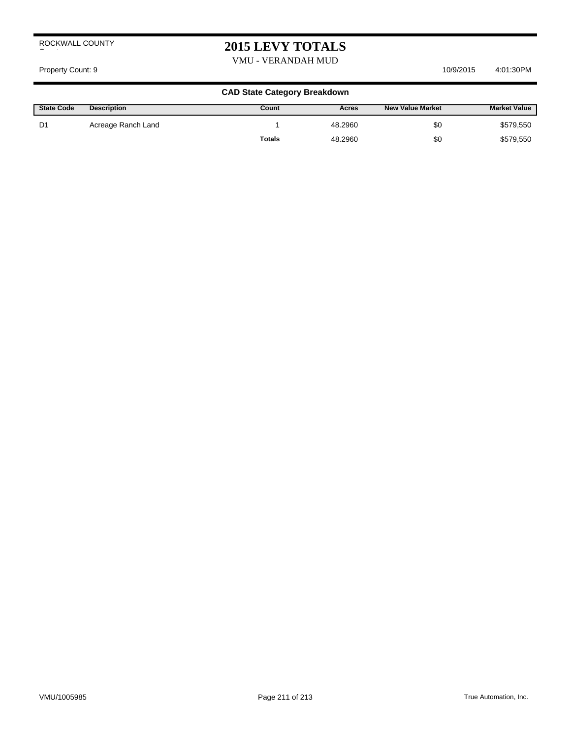ROCKWALL COUNTY

# 2015 LEVY TOTALS

VMU - VERANDAH MUD

Property Count: 9 10/9/2015 4:01:30PM

## CAD State Category Breakdown

| State Code | Description | Count | Acres | New Value Market | Market Value |
|---|---|---|---|---|---|
| D1 | Acreage Ranch Land | 1 | 48.2960 | $0 | $579,550 |
| | | **Totals** | 48.2960 | $0 | $579,550 |

VMU/1005985 True Automation, Inc.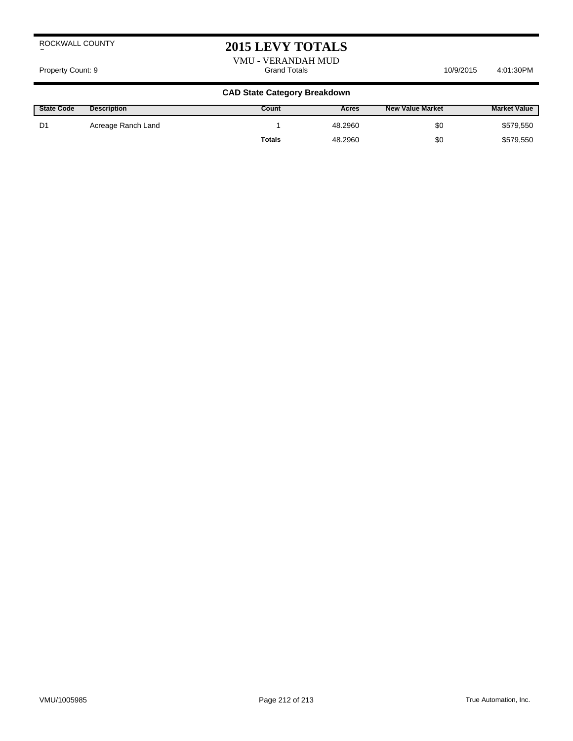ROCKWALL COUNTY

# 2015 LEVY TOTALS

VMU - VERANDAH MUD

Property Count: 9 | Grand Totals | 10/9/2015 4:01:30PM

## CAD State Category Breakdown

| State Code | Description | Count | Acres | New Value Market | Market Value |
|---|---|---|---|---|---|
| D1 | Acreage Ranch Land | 1 | 48.2960 | $0 | $579,550 |
| | | **Totals** | 48.2960 | $0 | $579,550 |

VMU/1005985 True Automation, Inc.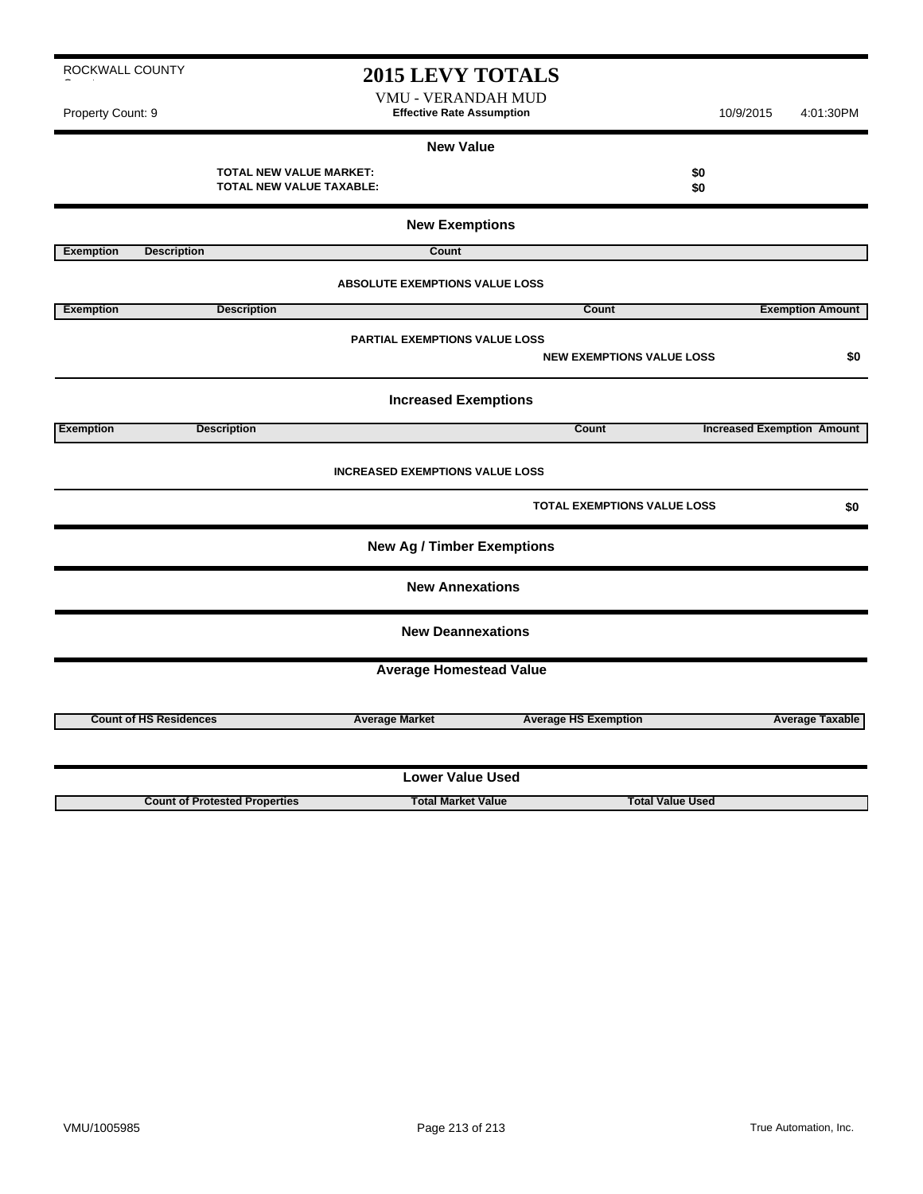ROCKWALL COUNTY

# 2015 LEVY TOTALS

VMU - VERANDAH MUD

Property Count: 9 **Effective Rate Assumption** 10/9/2015 4:01:30PM

## New Value

**TOTAL NEW VALUE MARKET:** **$0**

**TOTAL NEW VALUE TAXABLE:** **$0**

## New Exemptions

| Exemption | Description | Count |
|---|---|---|

**ABSOLUTE EXEMPTIONS VALUE LOSS**

| Exemption | Description | Count | Exemption Amount |
|---|---|---|---|

**PARTIAL EXEMPTIONS VALUE LOSS**

**NEW EXEMPTIONS VALUE LOSS** **$0**

## Increased Exemptions

| Exemption | Description | Count | Increased Exemption Amount |
|---|---|---|---|

**INCREASED EXEMPTIONS VALUE LOSS**

**TOTAL EXEMPTIONS VALUE LOSS** **$0**

## New Ag / Timber Exemptions

## New Annexations

## New Deannexations

## Average Homestead Value

| Count of HS Residences | Average Market | Average HS Exemption | Average Taxable |
|---|---|---|---|

## Lower Value Used

| Count of Protested Properties | Total Market Value | Total Value Used |
|---|---|---|

VMU/1005985 True Automation, Inc.